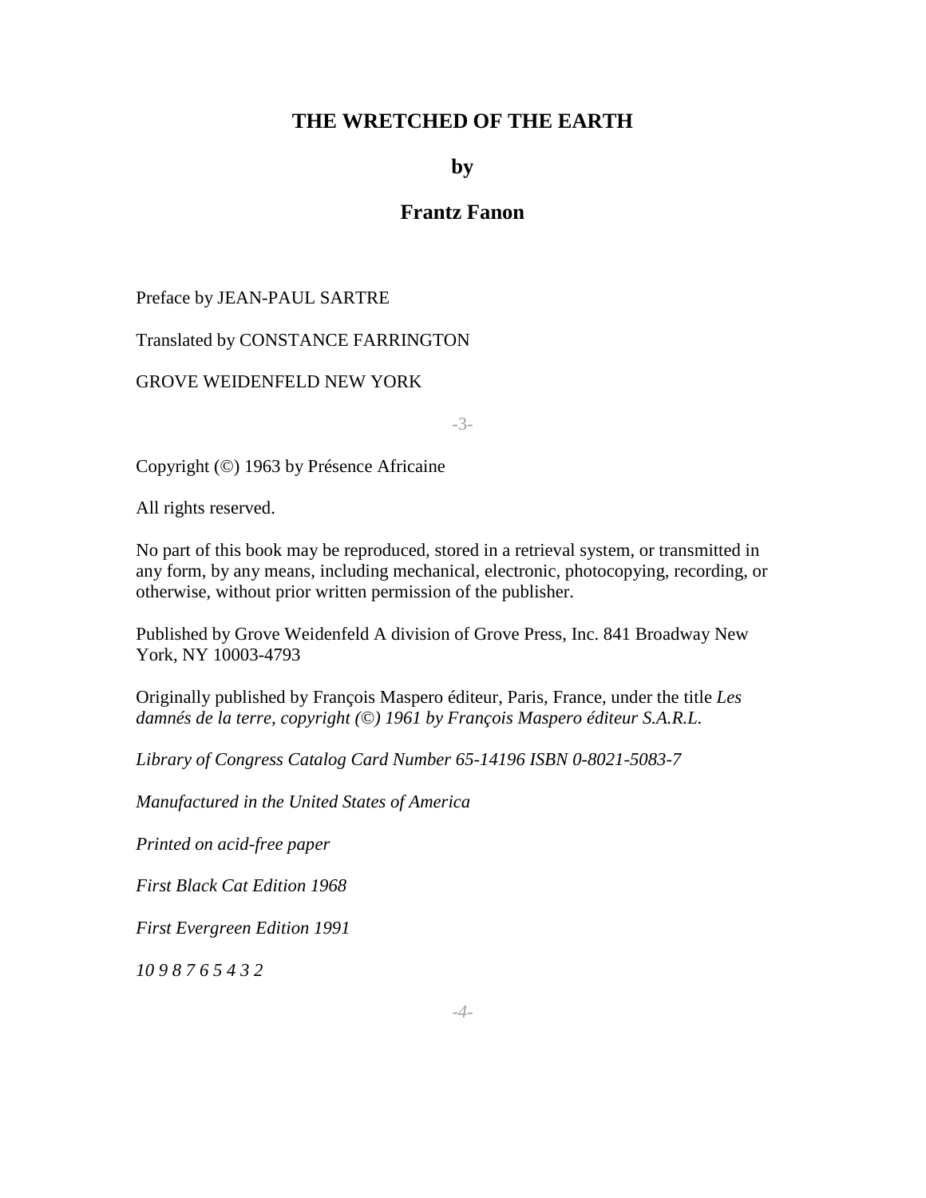# THE WRETCHED OF THE EARTH

**by**

## Frantz Fanon

Preface by JEAN-PAUL SARTRE

Translated by CONSTANCE FARRINGTON

GROVE WEIDENFELD NEW YORK

Copyright (©) 1963 by Présence Africaine

All rights reserved.

No part of this book may be reproduced, stored in a retrieval system, or transmitted in any form, by any means, including mechanical, electronic, photocopying, recording, or otherwise, without prior written permission of the publisher.

Published by Grove Weidenfeld A division of Grove Press, Inc. 841 Broadway New York, NY 10003-4793

Originally published by François Maspero éditeur, Paris, France, under the title *Les damnés de la terre, copyright (©) 1961 by François Maspero éditeur S.A.R.L.*

*Library of Congress Catalog Card Number 65-14196 ISBN 0-8021-5083-7*

*Manufactured in the United States of America*

*Printed on acid-free paper*

*First Black Cat Edition 1968*

*First Evergreen Edition 1991*

*10 9 8 7 6 5 4 3 2*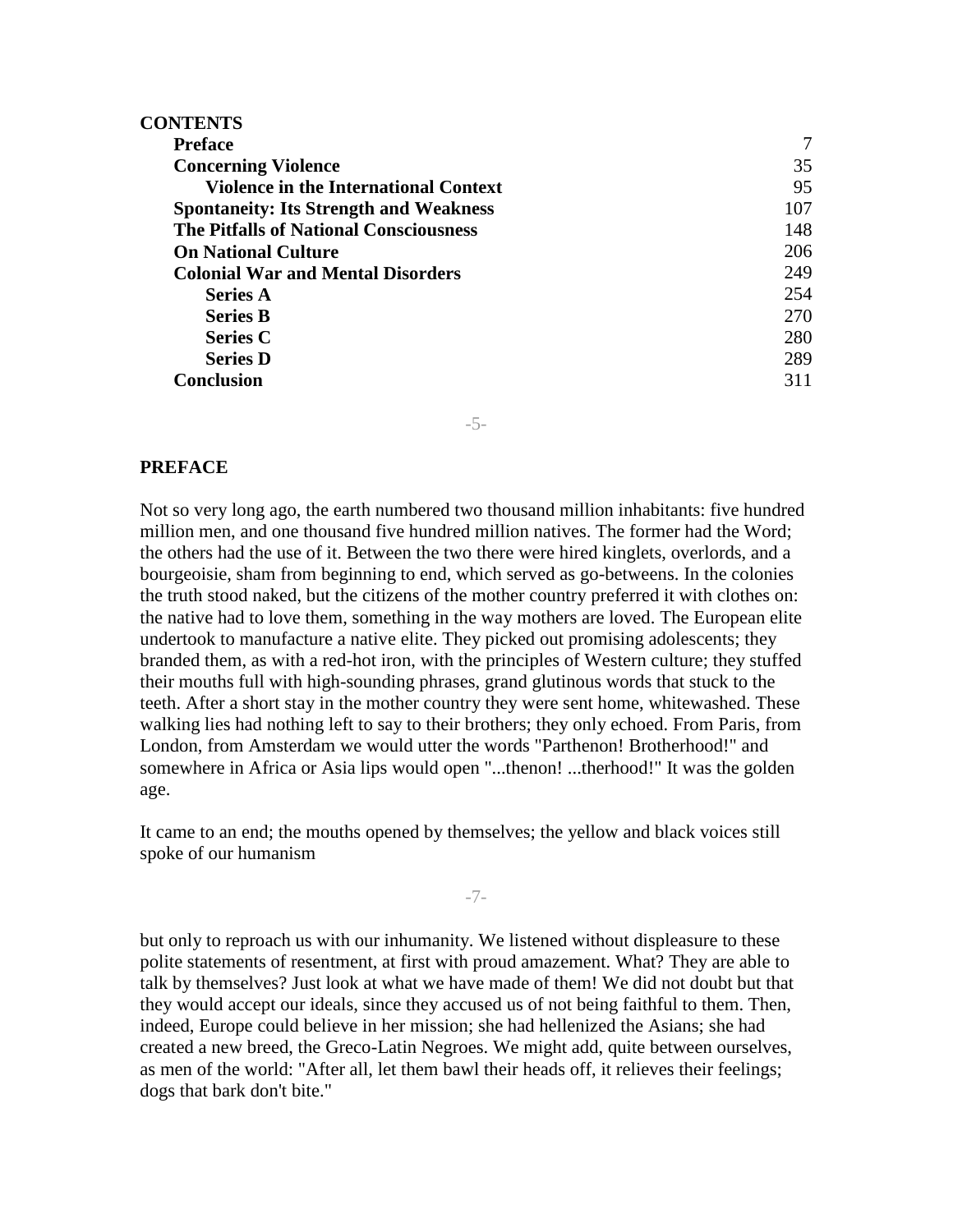## CONTENTS

| | |
|---|---|
| **Preface** | 7 |
| **Concerning Violence** | 35 |
| **Violence in the International Context** | 95 |
| **Spontaneity: Its Strength and Weakness** | 107 |
| **The Pitfalls of National Consciousness** | 148 |
| **On National Culture** | 206 |
| **Colonial War and Mental Disorders** | 249 |
| **Series A** | 254 |
| **Series B** | 270 |
| **Series C** | 280 |
| **Series D** | 289 |
| **Conclusion** | 311 |

## PREFACE

Not so very long ago, the earth numbered two thousand million inhabitants: five hundred million men, and one thousand five hundred million natives. The former had the Word; the others had the use of it. Between the two there were hired kinglets, overlords, and a bourgeoisie, sham from beginning to end, which served as go-betweens. In the colonies the truth stood naked, but the citizens of the mother country preferred it with clothes on: the native had to love them, something in the way mothers are loved. The European elite undertook to manufacture a native elite. They picked out promising adolescents; they branded them, as with a red-hot iron, with the principles of Western culture; they stuffed their mouths full with high-sounding phrases, grand glutinous words that stuck to the teeth. After a short stay in the mother country they were sent home, whitewashed. These walking lies had nothing left to say to their brothers; they only echoed. From Paris, from London, from Amsterdam we would utter the words "Parthenon! Brotherhood!" and somewhere in Africa or Asia lips would open "...thenon! ...therhood!" It was the golden age.

It came to an end; the mouths opened by themselves; the yellow and black voices still spoke of our humanism but only to reproach us with our inhumanity. We listened without displeasure to these polite statements of resentment, at first with proud amazement. What? They are able to talk by themselves? Just look at what we have made of them! We did not doubt but that they would accept our ideals, since they accused us of not being faithful to them. Then, indeed, Europe could believe in her mission; she had hellenized the Asians; she had created a new breed, the Greco-Latin Negroes. We might add, quite between ourselves, as men of the world: "After all, let them bawl their heads off, it relieves their feelings; dogs that bark don't bite."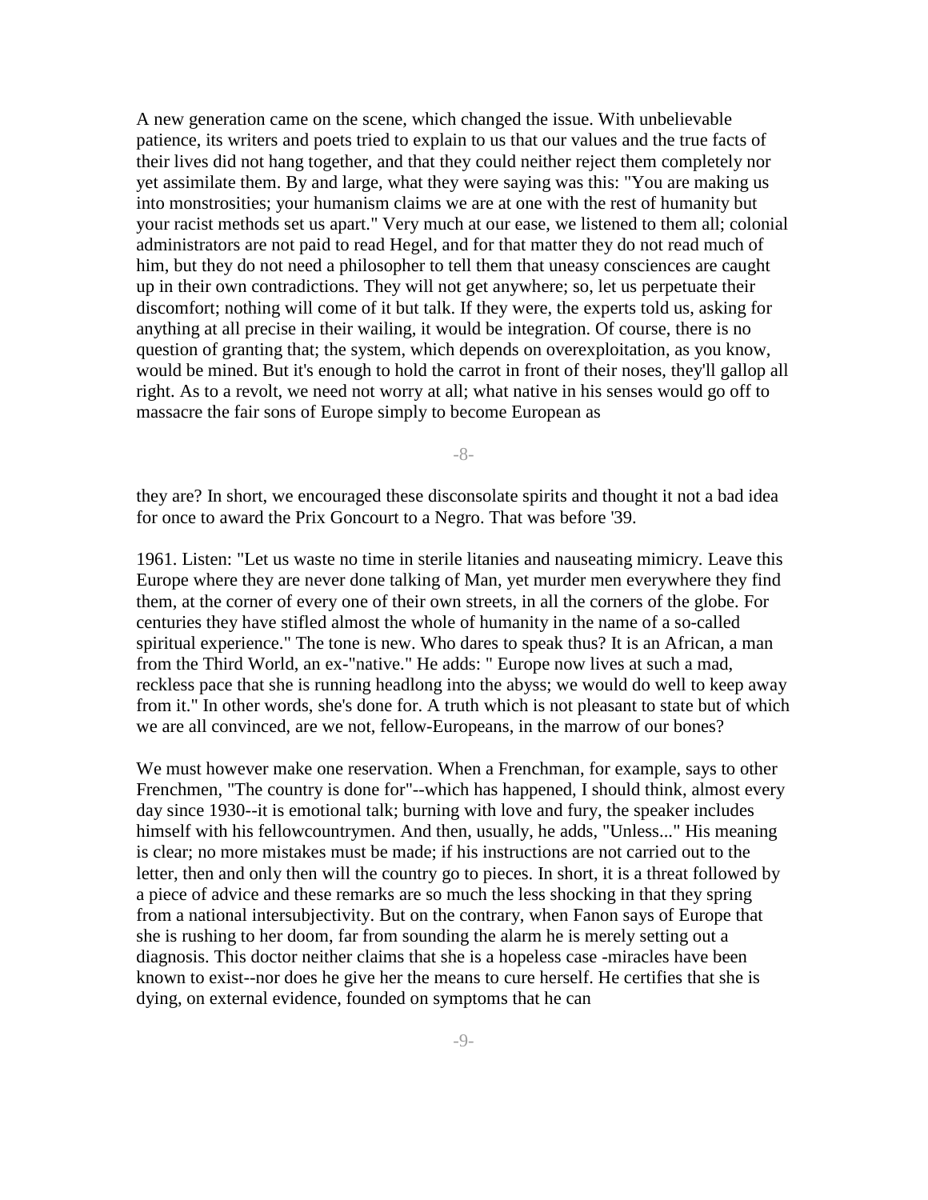A new generation came on the scene, which changed the issue. With unbelievable patience, its writers and poets tried to explain to us that our values and the true facts of their lives did not hang together, and that they could neither reject them completely nor yet assimilate them. By and large, what they were saying was this: "You are making us into monstrosities; your humanism claims we are at one with the rest of humanity but your racist methods set us apart." Very much at our ease, we listened to them all; colonial administrators are not paid to read Hegel, and for that matter they do not read much of him, but they do not need a philosopher to tell them that uneasy consciences are caught up in their own contradictions. They will not get anywhere; so, let us perpetuate their discomfort; nothing will come of it but talk. If they were, the experts told us, asking for anything at all precise in their wailing, it would be integration. Of course, there is no question of granting that; the system, which depends on overexploitation, as you know, would be mined. But it's enough to hold the carrot in front of their noses, they'll gallop all right. As to a revolt, we need not worry at all; what native in his senses would go off to massacre the fair sons of Europe simply to become European as they are? In short, we encouraged these disconsolate spirits and thought it not a bad idea for once to award the Prix Goncourt to a Negro. That was before '39.

1961. Listen: "Let us waste no time in sterile litanies and nauseating mimicry. Leave this Europe where they are never done talking of Man, yet murder men everywhere they find them, at the corner of every one of their own streets, in all the corners of the globe. For centuries they have stifled almost the whole of humanity in the name of a so-called spiritual experience." The tone is new. Who dares to speak thus? It is an African, a man from the Third World, an ex-"native." He adds: " Europe now lives at such a mad, reckless pace that she is running headlong into the abyss; we would do well to keep away from it." In other words, she's done for. A truth which is not pleasant to state but of which we are all convinced, are we not, fellow-Europeans, in the marrow of our bones?

We must however make one reservation. When a Frenchman, for example, says to other Frenchmen, "The country is done for"--which has happened, I should think, almost every day since 1930--it is emotional talk; burning with love and fury, the speaker includes himself with his fellowcountrymen. And then, usually, he adds, "Unless..." His meaning is clear; no more mistakes must be made; if his instructions are not carried out to the letter, then and only then will the country go to pieces. In short, it is a threat followed by a piece of advice and these remarks are so much the less shocking in that they spring from a national intersubjectivity. But on the contrary, when Fanon says of Europe that she is rushing to her doom, far from sounding the alarm he is merely setting out a diagnosis. This doctor neither claims that she is a hopeless case -miracles have been known to exist--nor does he give her the means to cure herself. He certifies that she is dying, on external evidence, founded on symptoms that he can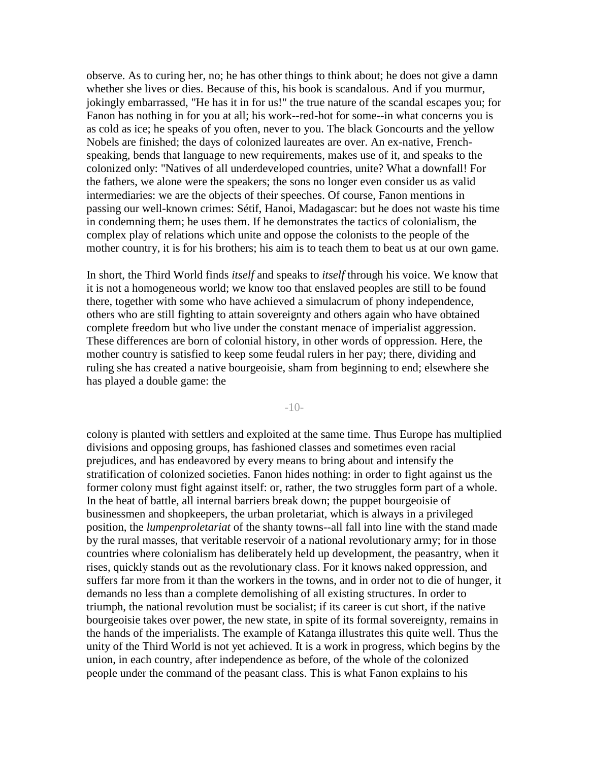observe. As to curing her, no; he has other things to think about; he does not give a damn whether she lives or dies. Because of this, his book is scandalous. And if you murmur, jokingly embarrassed, "He has it in for us!" the true nature of the scandal escapes you; for Fanon has nothing in for you at all; his work--red-hot for some--in what concerns you is as cold as ice; he speaks of you often, never to you. The black Goncourts and the yellow Nobels are finished; the days of colonized laureates are over. An ex-native, French-speaking, bends that language to new requirements, makes use of it, and speaks to the colonized only: "Natives of all underdeveloped countries, unite? What a downfall! For the fathers, we alone were the speakers; the sons no longer even consider us as valid intermediaries: we are the objects of their speeches. Of course, Fanon mentions in passing our well-known crimes: Sétif, Hanoi, Madagascar: but he does not waste his time in condemning them; he uses them. If he demonstrates the tactics of colonialism, the complex play of relations which unite and oppose the colonists to the people of the mother country, it is for his brothers; his aim is to teach them to beat us at our own game.

In short, the Third World finds *itself* and speaks to *itself* through his voice. We know that it is not a homogeneous world; we know too that enslaved peoples are still to be found there, together with some who have achieved a simulacrum of phony independence, others who are still fighting to attain sovereignty and others again who have obtained complete freedom but who live under the constant menace of imperialist aggression. These differences are born of colonial history, in other words of oppression. Here, the mother country is satisfied to keep some feudal rulers in her pay; there, dividing and ruling she has created a native bourgeoisie, sham from beginning to end; elsewhere she has played a double game: the colony is planted with settlers and exploited at the same time. Thus Europe has multiplied divisions and opposing groups, has fashioned classes and sometimes even racial prejudices, and has endeavored by every means to bring about and intensify the stratification of colonized societies. Fanon hides nothing: in order to fight against us the former colony must fight against itself: or, rather, the two struggles form part of a whole. In the heat of battle, all internal barriers break down; the puppet bourgeoisie of businessmen and shopkeepers, the urban proletariat, which is always in a privileged position, the *lumpenproletariat* of the shanty towns--all fall into line with the stand made by the rural masses, that veritable reservoir of a national revolutionary army; for in those countries where colonialism has deliberately held up development, the peasantry, when it rises, quickly stands out as the revolutionary class. For it knows naked oppression, and suffers far more from it than the workers in the towns, and in order not to die of hunger, it demands no less than a complete demolishing of all existing structures. In order to triumph, the national revolution must be socialist; if its career is cut short, if the native bourgeoisie takes over power, the new state, in spite of its formal sovereignty, remains in the hands of the imperialists. The example of Katanga illustrates this quite well. Thus the unity of the Third World is not yet achieved. It is a work in progress, which begins by the union, in each country, after independence as before, of the whole of the colonized people under the command of the peasant class. This is what Fanon explains to his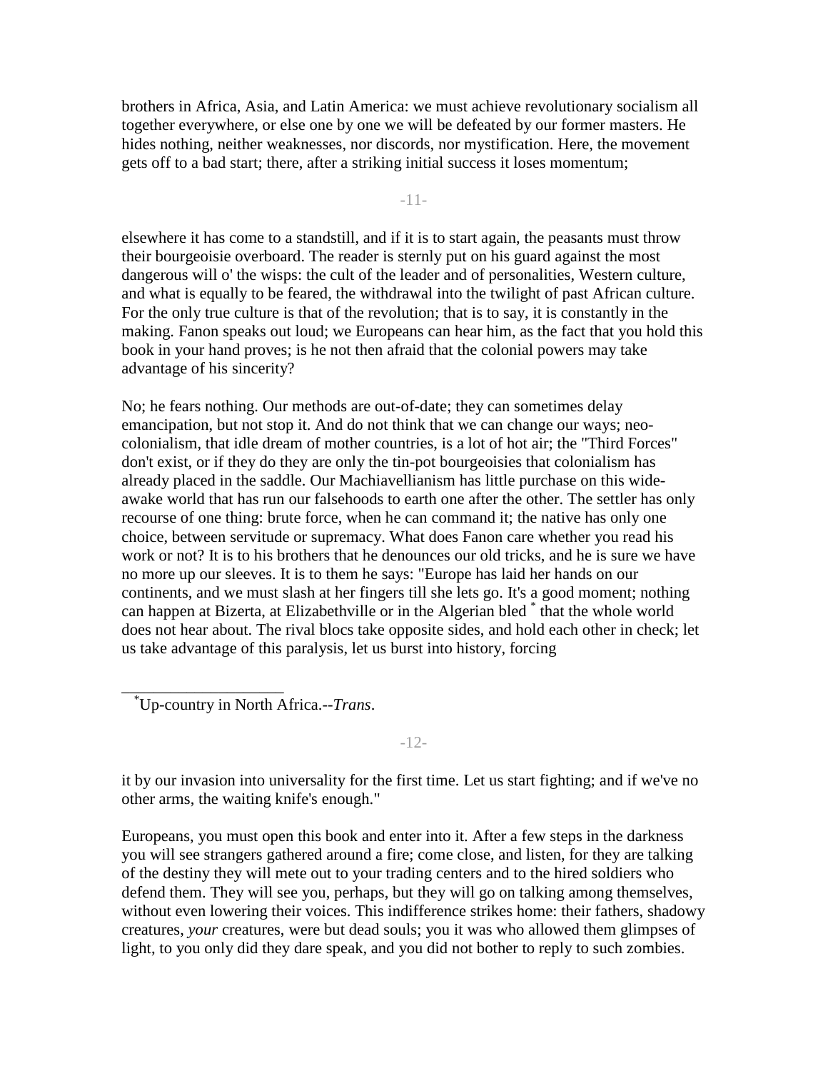brothers in Africa, Asia, and Latin America: we must achieve revolutionary socialism all together everywhere, or else one by one we will be defeated by our former masters. He hides nothing, neither weaknesses, nor discords, nor mystification. Here, the movement gets off to a bad start; there, after a striking initial success it loses momentum; elsewhere it has come to a standstill, and if it is to start again, the peasants must throw their bourgeoisie overboard. The reader is sternly put on his guard against the most dangerous will o' the wisps: the cult of the leader and of personalities, Western culture, and what is equally to be feared, the withdrawal into the twilight of past African culture. For the only true culture is that of the revolution; that is to say, it is constantly in the making. Fanon speaks out loud; we Europeans can hear him, as the fact that you hold this book in your hand proves; is he not then afraid that the colonial powers may take advantage of his sincerity?

No; he fears nothing. Our methods are out-of-date; they can sometimes delay emancipation, but not stop it. And do not think that we can change our ways; neo-colonialism, that idle dream of mother countries, is a lot of hot air; the "Third Forces" don't exist, or if they do they are only the tin-pot bourgeoisies that colonialism has already placed in the saddle. Our Machiavellianism has little purchase on this wide-awake world that has run our falsehoods to earth one after the other. The settler has only recourse of one thing: brute force, when he can command it; the native has only one choice, between servitude or supremacy. What does Fanon care whether you read his work or not? It is to his brothers that he denounces our old tricks, and he is sure we have no more up our sleeves. It is to them he says: "Europe has laid her hands on our continents, and we must slash at her fingers till she lets go. It's a good moment; nothing can happen at Bizerta, at Elizabethville or in the Algerian bled * that the whole world does not hear about. The rival blocs take opposite sides, and hold each other in check; let us take advantage of this paralysis, let us burst into history, forcing it by our invasion into universality for the first time. Let us start fighting; and if we've no other arms, the waiting knife's enough."

Europeans, you must open this book and enter into it. After a few steps in the darkness you will see strangers gathered around a fire; come close, and listen, for they are talking of the destiny they will mete out to your trading centers and to the hired soldiers who defend them. They will see you, perhaps, but they will go on talking among themselves, without even lowering their voices. This indifference strikes home: their fathers, shadowy creatures, *your* creatures, were but dead souls; you it was who allowed them glimpses of light, to you only did they dare speak, and you did not bother to reply to such zombies.

---

*Up-country in North Africa.--*Trans*.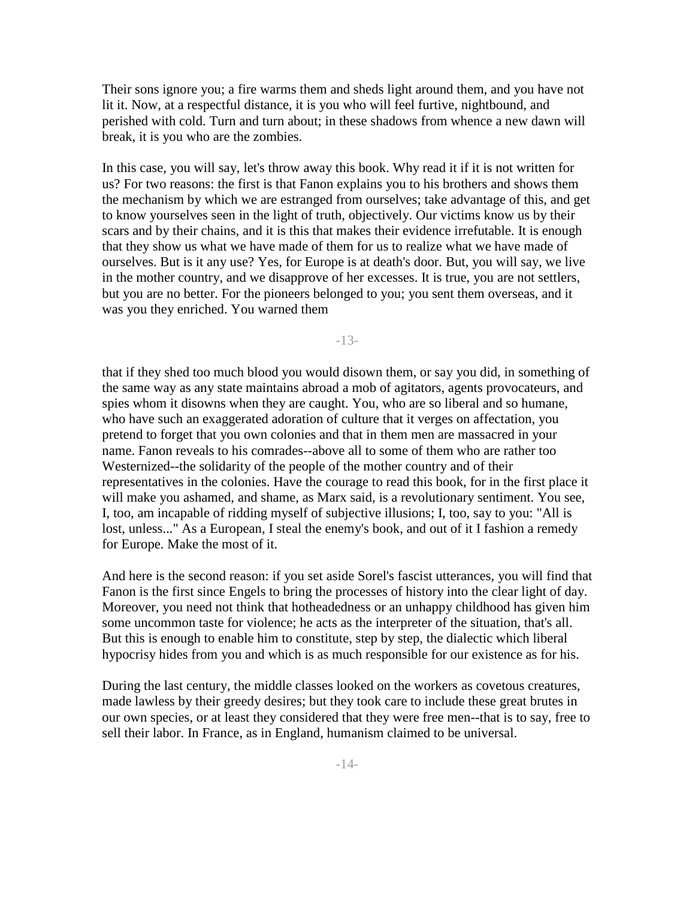Their sons ignore you; a fire warms them and sheds light around them, and you have not lit it. Now, at a respectful distance, it is you who will feel furtive, nightbound, and perished with cold. Turn and turn about; in these shadows from whence a new dawn will break, it is you who are the zombies.

In this case, you will say, let's throw away this book. Why read it if it is not written for us? For two reasons: the first is that Fanon explains you to his brothers and shows them the mechanism by which we are estranged from ourselves; take advantage of this, and get to know yourselves seen in the light of truth, objectively. Our victims know us by their scars and by their chains, and it is this that makes their evidence irrefutable. It is enough that they show us what we have made of them for us to realize what we have made of ourselves. But is it any use? Yes, for Europe is at death's door. But, you will say, we live in the mother country, and we disapprove of her excesses. It is true, you are not settlers, but you are no better. For the pioneers belonged to you; you sent them overseas, and it was you they enriched. You warned them that if they shed too much blood you would disown them, or say you did, in something of the same way as any state maintains abroad a mob of agitators, agents provocateurs, and spies whom it disowns when they are caught. You, who are so liberal and so humane, who have such an exaggerated adoration of culture that it verges on affectation, you pretend to forget that you own colonies and that in them men are massacred in your name. Fanon reveals to his comrades--above all to some of them who are rather too Westernized--the solidarity of the people of the mother country and of their representatives in the colonies. Have the courage to read this book, for in the first place it will make you ashamed, and shame, as Marx said, is a revolutionary sentiment. You see, I, too, am incapable of ridding myself of subjective illusions; I, too, say to you: "All is lost, unless..." As a European, I steal the enemy's book, and out of it I fashion a remedy for Europe. Make the most of it.

And here is the second reason: if you set aside Sorel's fascist utterances, you will find that Fanon is the first since Engels to bring the processes of history into the clear light of day. Moreover, you need not think that hotheadedness or an unhappy childhood has given him some uncommon taste for violence; he acts as the interpreter of the situation, that's all. But this is enough to enable him to constitute, step by step, the dialectic which liberal hypocrisy hides from you and which is as much responsible for our existence as for his.

During the last century, the middle classes looked on the workers as covetous creatures, made lawless by their greedy desires; but they took care to include these great brutes in our own species, or at least they considered that they were free men--that is to say, free to sell their labor. In France, as in England, humanism claimed to be universal.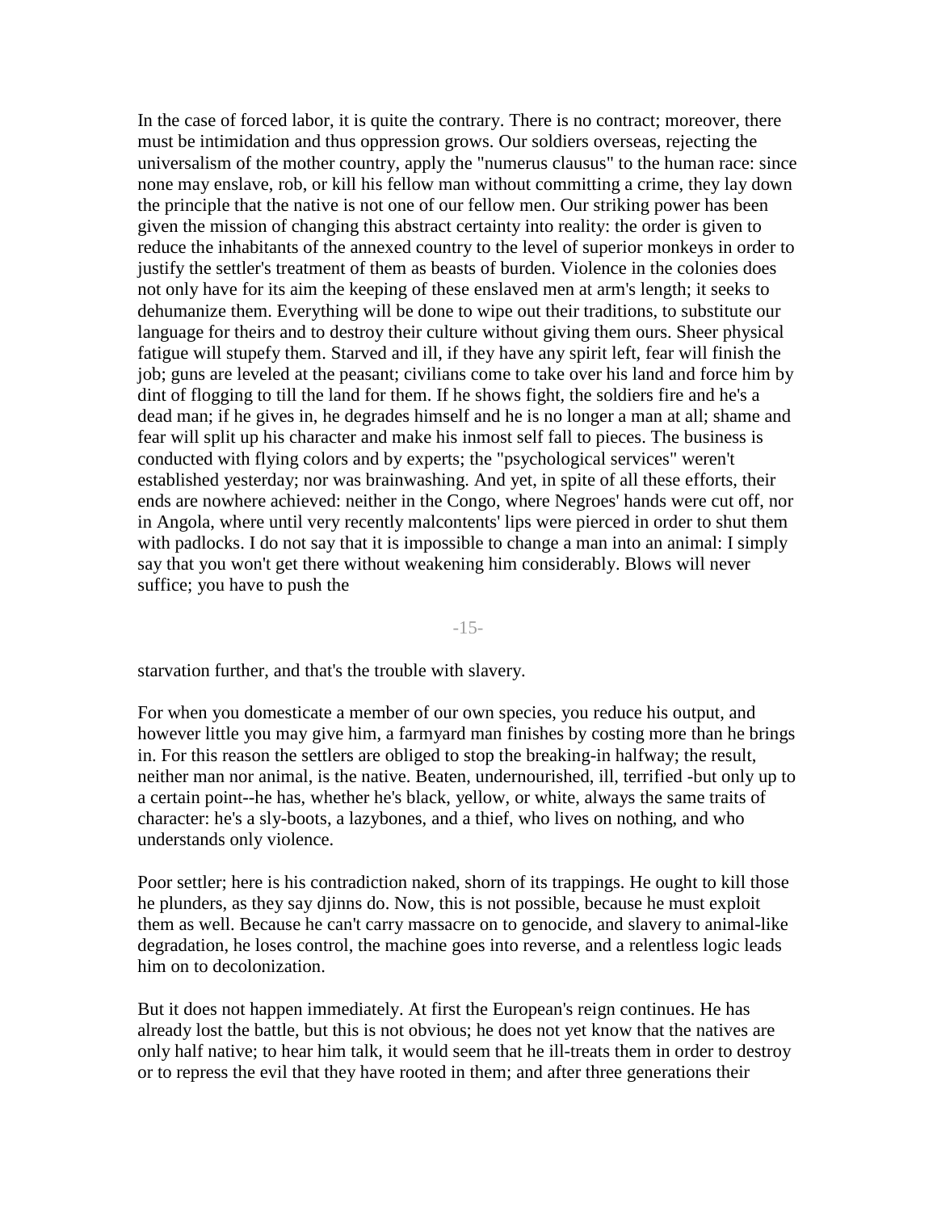In the case of forced labor, it is quite the contrary. There is no contract; moreover, there must be intimidation and thus oppression grows. Our soldiers overseas, rejecting the universalism of the mother country, apply the "numerus clausus" to the human race: since none may enslave, rob, or kill his fellow man without committing a crime, they lay down the principle that the native is not one of our fellow men. Our striking power has been given the mission of changing this abstract certainty into reality: the order is given to reduce the inhabitants of the annexed country to the level of superior monkeys in order to justify the settler's treatment of them as beasts of burden. Violence in the colonies does not only have for its aim the keeping of these enslaved men at arm's length; it seeks to dehumanize them. Everything will be done to wipe out their traditions, to substitute our language for theirs and to destroy their culture without giving them ours. Sheer physical fatigue will stupefy them. Starved and ill, if they have any spirit left, fear will finish the job; guns are leveled at the peasant; civilians come to take over his land and force him by dint of flogging to till the land for them. If he shows fight, the soldiers fire and he's a dead man; if he gives in, he degrades himself and he is no longer a man at all; shame and fear will split up his character and make his inmost self fall to pieces. The business is conducted with flying colors and by experts; the "psychological services" weren't established yesterday; nor was brainwashing. And yet, in spite of all these efforts, their ends are nowhere achieved: neither in the Congo, where Negroes' hands were cut off, nor in Angola, where until very recently malcontents' lips were pierced in order to shut them with padlocks. I do not say that it is impossible to change a man into an animal: I simply say that you won't get there without weakening him considerably. Blows will never suffice; you have to push the starvation further, and that's the trouble with slavery.

For when you domesticate a member of our own species, you reduce his output, and however little you may give him, a farmyard man finishes by costing more than he brings in. For this reason the settlers are obliged to stop the breaking-in halfway; the result, neither man nor animal, is the native. Beaten, undernourished, ill, terrified -but only up to a certain point--he has, whether he's black, yellow, or white, always the same traits of character: he's a sly-boots, a lazybones, and a thief, who lives on nothing, and who understands only violence.

Poor settler; here is his contradiction naked, shorn of its trappings. He ought to kill those he plunders, as they say djinns do. Now, this is not possible, because he must exploit them as well. Because he can't carry massacre on to genocide, and slavery to animal-like degradation, he loses control, the machine goes into reverse, and a relentless logic leads him on to decolonization.

But it does not happen immediately. At first the European's reign continues. He has already lost the battle, but this is not obvious; he does not yet know that the natives are only half native; to hear him talk, it would seem that he ill-treats them in order to destroy or to repress the evil that they have rooted in them; and after three generations their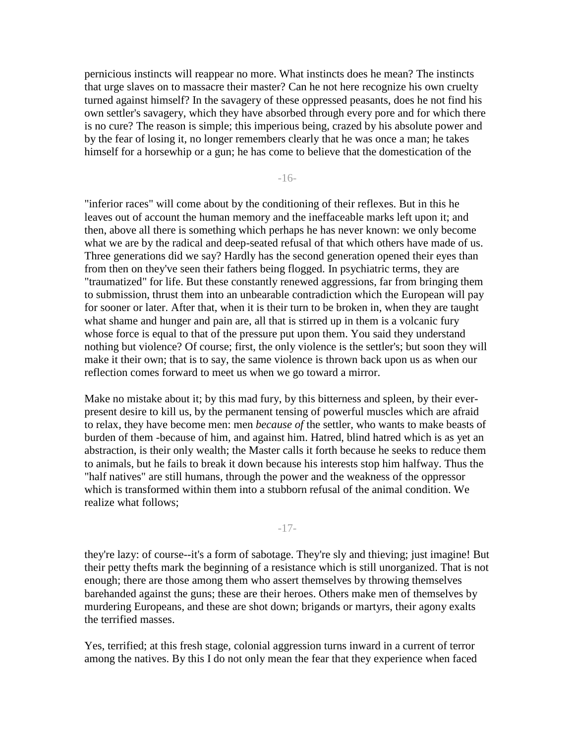pernicious instincts will reappear no more. What instincts does he mean? The instincts that urge slaves on to massacre their master? Can he not here recognize his own cruelty turned against himself? In the savagery of these oppressed peasants, does he not find his own settler's savagery, which they have absorbed through every pore and for which there is no cure? The reason is simple; this imperious being, crazed by his absolute power and by the fear of losing it, no longer remembers clearly that he was once a man; he takes himself for a horsewhip or a gun; he has come to believe that the domestication of the "inferior races" will come about by the conditioning of their reflexes. But in this he leaves out of account the human memory and the ineffaceable marks left upon it; and then, above all there is something which perhaps he has never known: we only become what we are by the radical and deep-seated refusal of that which others have made of us. Three generations did we say? Hardly has the second generation opened their eyes than from then on they've seen their fathers being flogged. In psychiatric terms, they are "traumatized" for life. But these constantly renewed aggressions, far from bringing them to submission, thrust them into an unbearable contradiction which the European will pay for sooner or later. After that, when it is their turn to be broken in, when they are taught what shame and hunger and pain are, all that is stirred up in them is a volcanic fury whose force is equal to that of the pressure put upon them. You said they understand nothing but violence? Of course; first, the only violence is the settler's; but soon they will make it their own; that is to say, the same violence is thrown back upon us as when our reflection comes forward to meet us when we go toward a mirror.

Make no mistake about it; by this mad fury, by this bitterness and spleen, by their ever-present desire to kill us, by the permanent tensing of powerful muscles which are afraid to relax, they have become men: men *because of* the settler, who wants to make beasts of burden of them -because of him, and against him. Hatred, blind hatred which is as yet an abstraction, is their only wealth; the Master calls it forth because he seeks to reduce them to animals, but he fails to break it down because his interests stop him halfway. Thus the "half natives" are still humans, through the power and the weakness of the oppressor which is transformed within them into a stubborn refusal of the animal condition. We realize what follows; they're lazy: of course--it's a form of sabotage. They're sly and thieving; just imagine! But their petty thefts mark the beginning of a resistance which is still unorganized. That is not enough; there are those among them who assert themselves by throwing themselves barehanded against the guns; these are their heroes. Others make men of themselves by murdering Europeans, and these are shot down; brigands or martyrs, their agony exalts the terrified masses.

Yes, terrified; at this fresh stage, colonial aggression turns inward in a current of terror among the natives. By this I do not only mean the fear that they experience when faced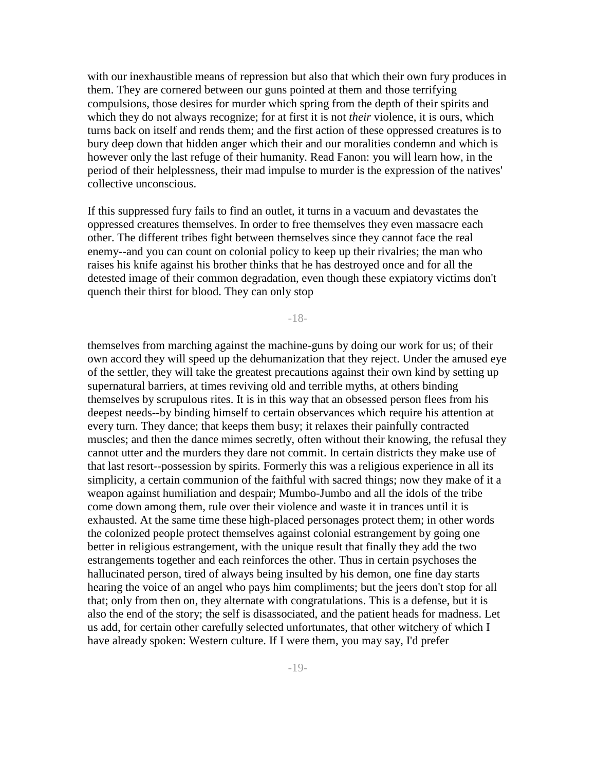with our inexhaustible means of repression but also that which their own fury produces in them. They are cornered between our guns pointed at them and those terrifying compulsions, those desires for murder which spring from the depth of their spirits and which they do not always recognize; for at first it is not *their* violence, it is ours, which turns back on itself and rends them; and the first action of these oppressed creatures is to bury deep down that hidden anger which their and our moralities condemn and which is however only the last refuge of their humanity. Read Fanon: you will learn how, in the period of their helplessness, their mad impulse to murder is the expression of the natives' collective unconscious.

If this suppressed fury fails to find an outlet, it turns in a vacuum and devastates the oppressed creatures themselves. In order to free themselves they even massacre each other. The different tribes fight between themselves since they cannot face the real enemy--and you can count on colonial policy to keep up their rivalries; the man who raises his knife against his brother thinks that he has destroyed once and for all the detested image of their common degradation, even though these expiatory victims don't quench their thirst for blood. They can only stop themselves from marching against the machine-guns by doing our work for us; of their own accord they will speed up the dehumanization that they reject. Under the amused eye of the settler, they will take the greatest precautions against their own kind by setting up supernatural barriers, at times reviving old and terrible myths, at others binding themselves by scrupulous rites. It is in this way that an obsessed person flees from his deepest needs--by binding himself to certain observances which require his attention at every turn. They dance; that keeps them busy; it relaxes their painfully contracted muscles; and then the dance mimes secretly, often without their knowing, the refusal they cannot utter and the murders they dare not commit. In certain districts they make use of that last resort--possession by spirits. Formerly this was a religious experience in all its simplicity, a certain communion of the faithful with sacred things; now they make of it a weapon against humiliation and despair; Mumbo-Jumbo and all the idols of the tribe come down among them, rule over their violence and waste it in trances until it is exhausted. At the same time these high-placed personages protect them; in other words the colonized people protect themselves against colonial estrangement by going one better in religious estrangement, with the unique result that finally they add the two estrangements together and each reinforces the other. Thus in certain psychoses the hallucinated person, tired of always being insulted by his demon, one fine day starts hearing the voice of an angel who pays him compliments; but the jeers don't stop for all that; only from then on, they alternate with congratulations. This is a defense, but it is also the end of the story; the self is disassociated, and the patient heads for madness. Let us add, for certain other carefully selected unfortunates, that other witchery of which I have already spoken: Western culture. If I were them, you may say, I'd prefer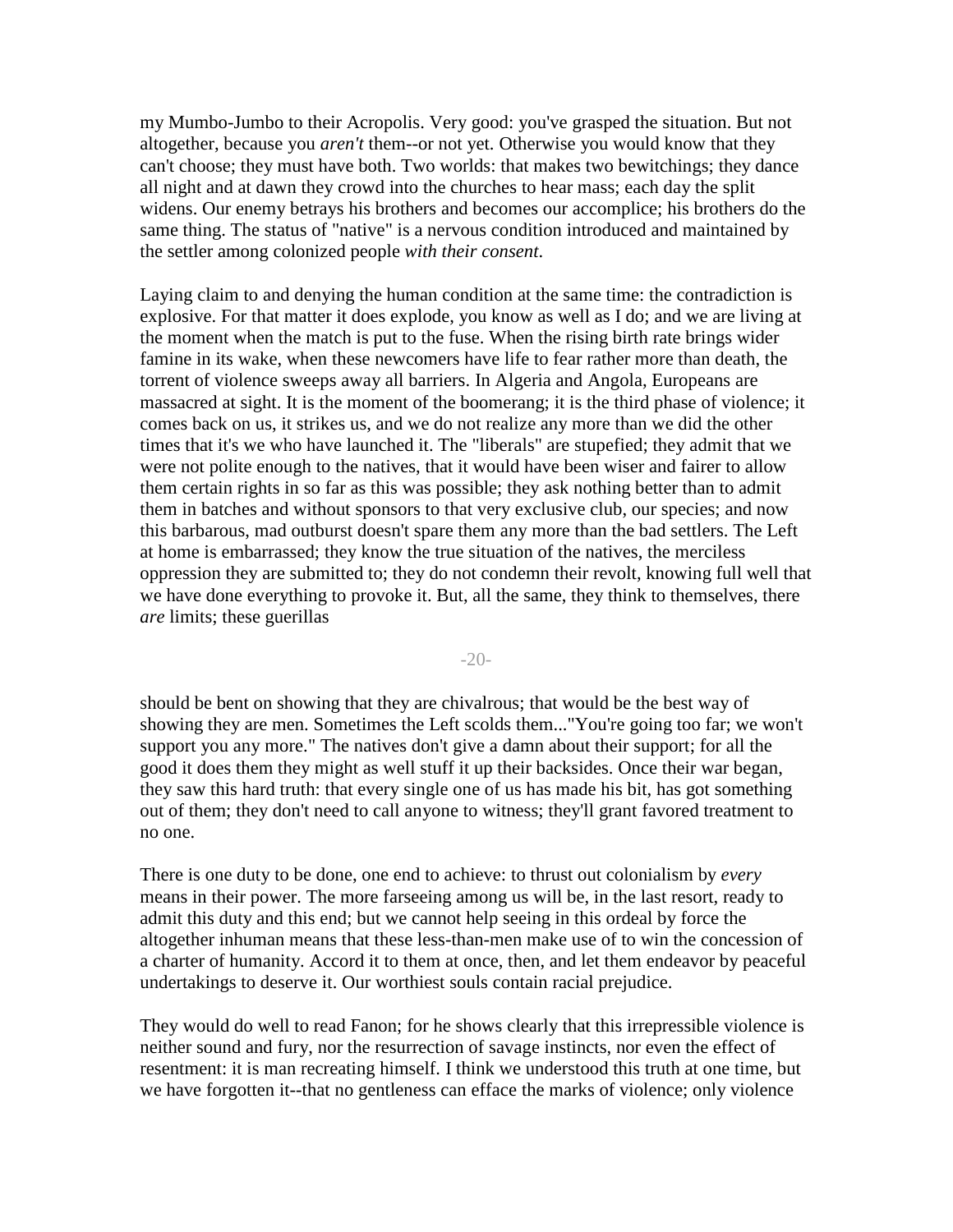my Mumbo-Jumbo to their Acropolis. Very good: you've grasped the situation. But not altogether, because you *aren't* them--or not yet. Otherwise you would know that they can't choose; they must have both. Two worlds: that makes two bewitchings; they dance all night and at dawn they crowd into the churches to hear mass; each day the split widens. Our enemy betrays his brothers and becomes our accomplice; his brothers do the same thing. The status of "native" is a nervous condition introduced and maintained by the settler among colonized people *with their consent*.

Laying claim to and denying the human condition at the same time: the contradiction is explosive. For that matter it does explode, you know as well as I do; and we are living at the moment when the match is put to the fuse. When the rising birth rate brings wider famine in its wake, when these newcomers have life to fear rather more than death, the torrent of violence sweeps away all barriers. In Algeria and Angola, Europeans are massacred at sight. It is the moment of the boomerang; it is the third phase of violence; it comes back on us, it strikes us, and we do not realize any more than we did the other times that it's we who have launched it. The "liberals" are stupefied; they admit that we were not polite enough to the natives, that it would have been wiser and fairer to allow them certain rights in so far as this was possible; they ask nothing better than to admit them in batches and without sponsors to that very exclusive club, our species; and now this barbarous, mad outburst doesn't spare them any more than the bad settlers. The Left at home is embarrassed; they know the true situation of the natives, the merciless oppression they are submitted to; they do not condemn their revolt, knowing full well that we have done everything to provoke it. But, all the same, they think to themselves, there *are* limits; these guerillas should be bent on showing that they are chivalrous; that would be the best way of showing they are men. Sometimes the Left scolds them..."You're going too far; we won't support you any more." The natives don't give a damn about their support; for all the good it does them they might as well stuff it up their backsides. Once their war began, they saw this hard truth: that every single one of us has made his bit, has got something out of them; they don't need to call anyone to witness; they'll grant favored treatment to no one.

There is one duty to be done, one end to achieve: to thrust out colonialism by *every* means in their power. The more farseeing among us will be, in the last resort, ready to admit this duty and this end; but we cannot help seeing in this ordeal by force the altogether inhuman means that these less-than-men make use of to win the concession of a charter of humanity. Accord it to them at once, then, and let them endeavor by peaceful undertakings to deserve it. Our worthiest souls contain racial prejudice.

They would do well to read Fanon; for he shows clearly that this irrepressible violence is neither sound and fury, nor the resurrection of savage instincts, nor even the effect of resentment: it is man recreating himself. I think we understood this truth at one time, but we have forgotten it--that no gentleness can efface the marks of violence; only violence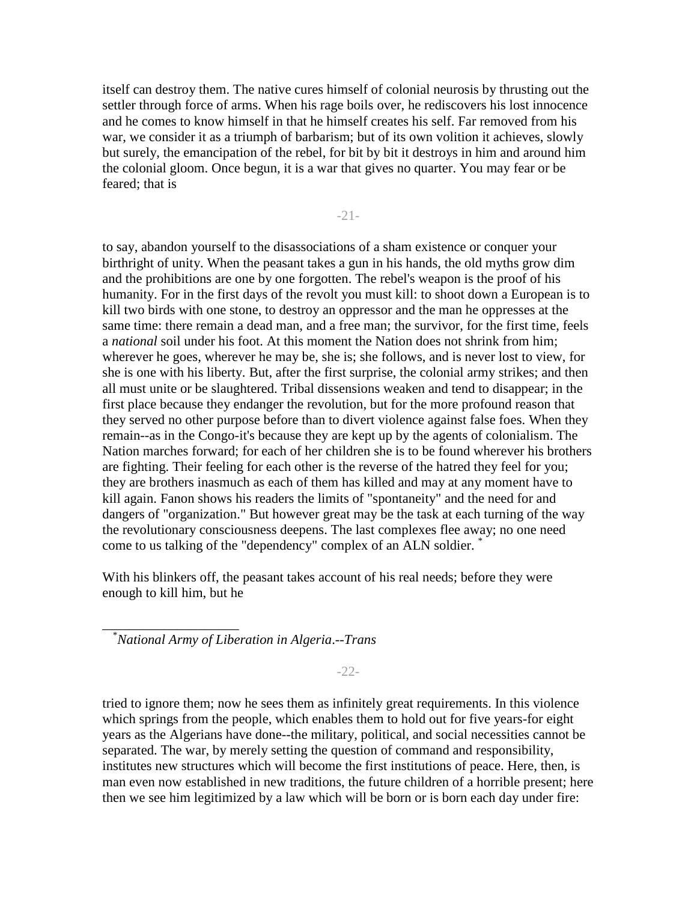itself can destroy them. The native cures himself of colonial neurosis by thrusting out the settler through force of arms. When his rage boils over, he rediscovers his lost innocence and he comes to know himself in that he himself creates his self. Far removed from his war, we consider it as a triumph of barbarism; but of its own volition it achieves, slowly but surely, the emancipation of the rebel, for bit by bit it destroys in him and around him the colonial gloom. Once begun, it is a war that gives no quarter. You may fear or be feared; that is to say, abandon yourself to the disassociations of a sham existence or conquer your birthright of unity. When the peasant takes a gun in his hands, the old myths grow dim and the prohibitions are one by one forgotten. The rebel's weapon is the proof of his humanity. For in the first days of the revolt you must kill: to shoot down a European is to kill two birds with one stone, to destroy an oppressor and the man he oppresses at the same time: there remain a dead man, and a free man; the survivor, for the first time, feels a *national* soil under his foot. At this moment the Nation does not shrink from him; wherever he goes, wherever he may be, she is; she follows, and is never lost to view, for she is one with his liberty. But, after the first surprise, the colonial army strikes; and then all must unite or be slaughtered. Tribal dissensions weaken and tend to disappear; in the first place because they endanger the revolution, but for the more profound reason that they served no other purpose before than to divert violence against false foes. When they remain--as in the Congo-it's because they are kept up by the agents of colonialism. The Nation marches forward; for each of her children she is to be found wherever his brothers are fighting. Their feeling for each other is the reverse of the hatred they feel for you; they are brothers inasmuch as each of them has killed and may at any moment have to kill again. Fanon shows his readers the limits of "spontaneity" and the need for and dangers of "organization." But however great may be the task at each turning of the way the revolutionary consciousness deepens. The last complexes flee away; no one need come to us talking of the "dependency" complex of an ALN soldier. *

With his blinkers off, the peasant takes account of his real needs; before they were enough to kill him, but he tried to ignore them; now he sees them as infinitely great requirements. In this violence which springs from the people, which enables them to hold out for five years-for eight years as the Algerians have done--the military, political, and social necessities cannot be separated. The war, by merely setting the question of command and responsibility, institutes new structures which will become the first institutions of peace. Here, then, is man even now established in new traditions, the future children of a horrible present; here then we see him legitimized by a law which will be born or is born each day under fire:

---

* *National Army of Liberation in Algeria*.--*Trans*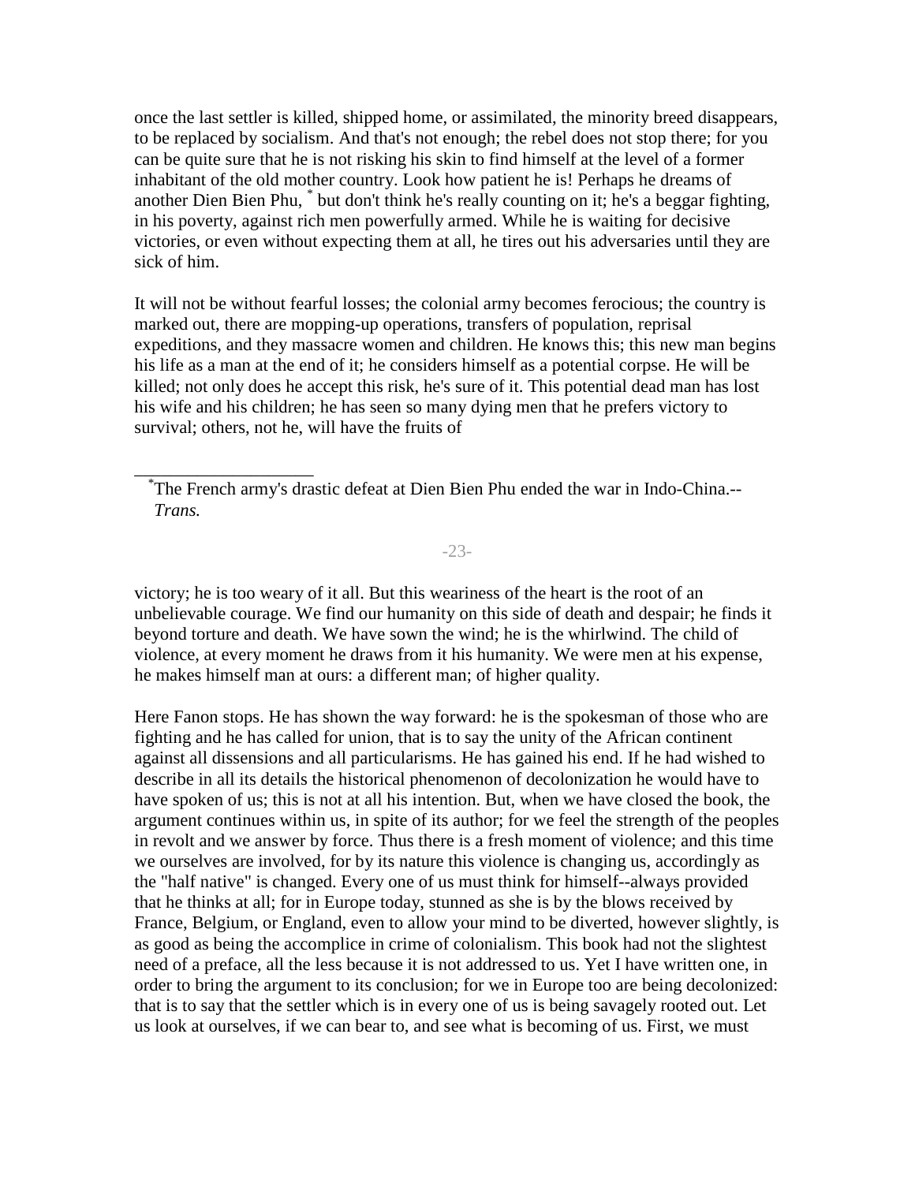once the last settler is killed, shipped home, or assimilated, the minority breed disappears, to be replaced by socialism. And that's not enough; the rebel does not stop there; for you can be quite sure that he is not risking his skin to find himself at the level of a former inhabitant of the old mother country. Look how patient he is! Perhaps he dreams of another Dien Bien Phu, * but don't think he's really counting on it; he's a beggar fighting, in his poverty, against rich men powerfully armed. While he is waiting for decisive victories, or even without expecting them at all, he tires out his adversaries until they are sick of him.

It will not be without fearful losses; the colonial army becomes ferocious; the country is marked out, there are mopping-up operations, transfers of population, reprisal expeditions, and they massacre women and children. He knows this; this new man begins his life as a man at the end of it; he considers himself as a potential corpse. He will be killed; not only does he accept this risk, he's sure of it. This potential dead man has lost his wife and his children; he has seen so many dying men that he prefers victory to survival; others, not he, will have the fruits of victory; he is too weary of it all. But this weariness of the heart is the root of an unbelievable courage. We find our humanity on this side of death and despair; he finds it beyond torture and death. We have sown the wind; he is the whirlwind. The child of violence, at every moment he draws from it his humanity. We were men at his expense, he makes himself man at ours: a different man; of higher quality.

Here Fanon stops. He has shown the way forward: he is the spokesman of those who are fighting and he has called for union, that is to say the unity of the African continent against all dissensions and all particularisms. He has gained his end. If he had wished to describe in all its details the historical phenomenon of decolonization he would have to have spoken of us; this is not at all his intention. But, when we have closed the book, the argument continues within us, in spite of its author; for we feel the strength of the peoples in revolt and we answer by force. Thus there is a fresh moment of violence; and this time we ourselves are involved, for by its nature this violence is changing us, accordingly as the "half native" is changed. Every one of us must think for himself--always provided that he thinks at all; for in Europe today, stunned as she is by the blows received by France, Belgium, or England, even to allow your mind to be diverted, however slightly, is as good as being the accomplice in crime of colonialism. This book had not the slightest need of a preface, all the less because it is not addressed to us. Yet I have written one, in order to bring the argument to its conclusion; for we in Europe too are being decolonized: that is to say that the settler which is in every one of us is being savagely rooted out. Let us look at ourselves, if we can bear to, and see what is becoming of us. First, we must

---

* The French army's drastic defeat at Dien Bien Phu ended the war in Indo-China.--*Trans.*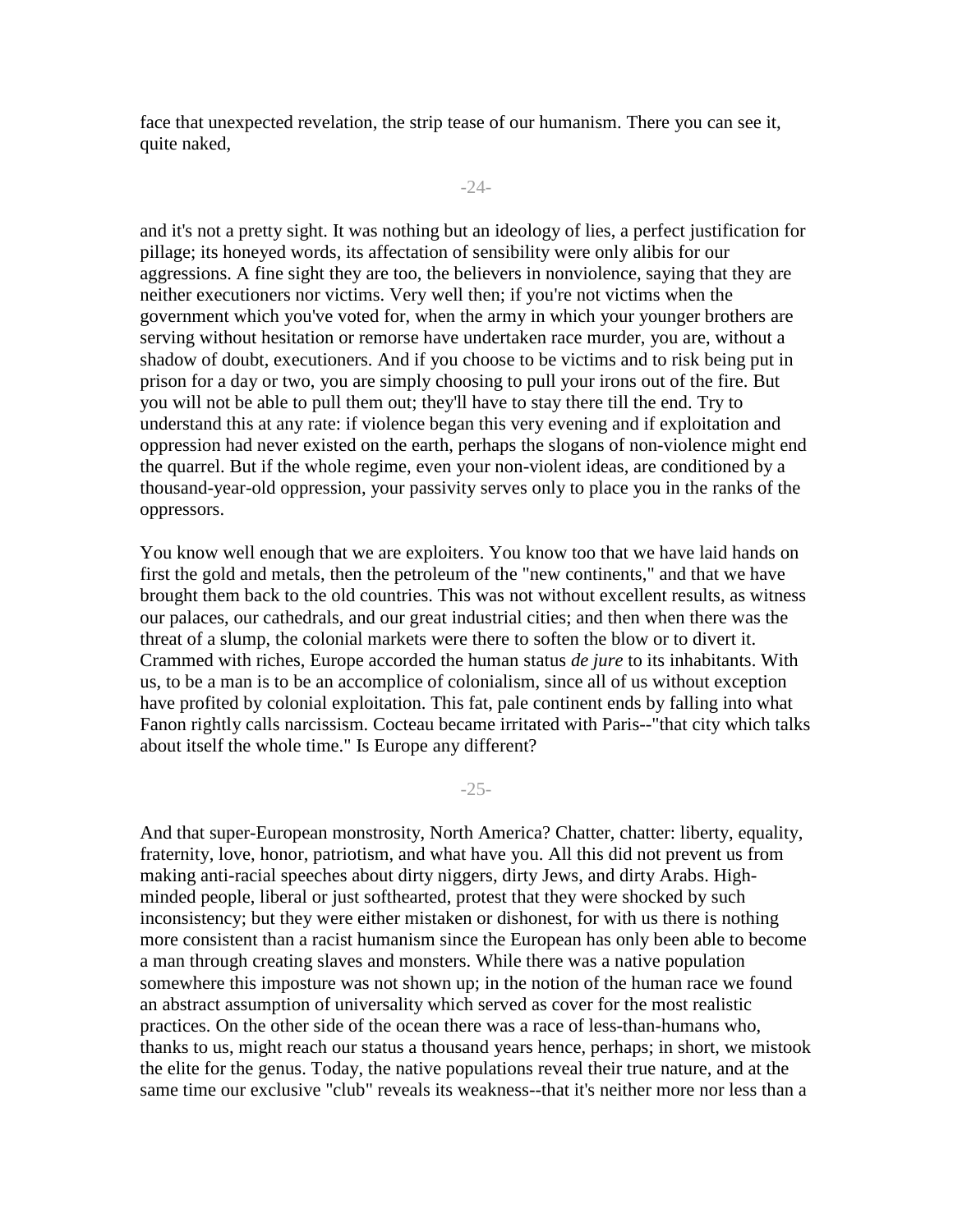face that unexpected revelation, the strip tease of our humanism. There you can see it, quite naked,

and it's not a pretty sight. It was nothing but an ideology of lies, a perfect justification for pillage; its honeyed words, its affectation of sensibility were only alibis for our aggressions. A fine sight they are too, the believers in nonviolence, saying that they are neither executioners nor victims. Very well then; if you're not victims when the government which you've voted for, when the army in which your younger brothers are serving without hesitation or remorse have undertaken race murder, you are, without a shadow of doubt, executioners. And if you choose to be victims and to risk being put in prison for a day or two, you are simply choosing to pull your irons out of the fire. But you will not be able to pull them out; they'll have to stay there till the end. Try to understand this at any rate: if violence began this very evening and if exploitation and oppression had never existed on the earth, perhaps the slogans of non-violence might end the quarrel. But if the whole regime, even your non-violent ideas, are conditioned by a thousand-year-old oppression, your passivity serves only to place you in the ranks of the oppressors.

You know well enough that we are exploiters. You know too that we have laid hands on first the gold and metals, then the petroleum of the "new continents," and that we have brought them back to the old countries. This was not without excellent results, as witness our palaces, our cathedrals, and our great industrial cities; and then when there was the threat of a slump, the colonial markets were there to soften the blow or to divert it. Crammed with riches, Europe accorded the human status *de jure* to its inhabitants. With us, to be a man is to be an accomplice of colonialism, since all of us without exception have profited by colonial exploitation. This fat, pale continent ends by falling into what Fanon rightly calls narcissism. Cocteau became irritated with Paris--"that city which talks about itself the whole time." Is Europe any different?

And that super-European monstrosity, North America? Chatter, chatter: liberty, equality, fraternity, love, honor, patriotism, and what have you. All this did not prevent us from making anti-racial speeches about dirty niggers, dirty Jews, and dirty Arabs. High-minded people, liberal or just softhearted, protest that they were shocked by such inconsistency; but they were either mistaken or dishonest, for with us there is nothing more consistent than a racist humanism since the European has only been able to become a man through creating slaves and monsters. While there was a native population somewhere this imposture was not shown up; in the notion of the human race we found an abstract assumption of universality which served as cover for the most realistic practices. On the other side of the ocean there was a race of less-than-humans who, thanks to us, might reach our status a thousand years hence, perhaps; in short, we mistook the elite for the genus. Today, the native populations reveal their true nature, and at the same time our exclusive "club" reveals its weakness--that it's neither more nor less than a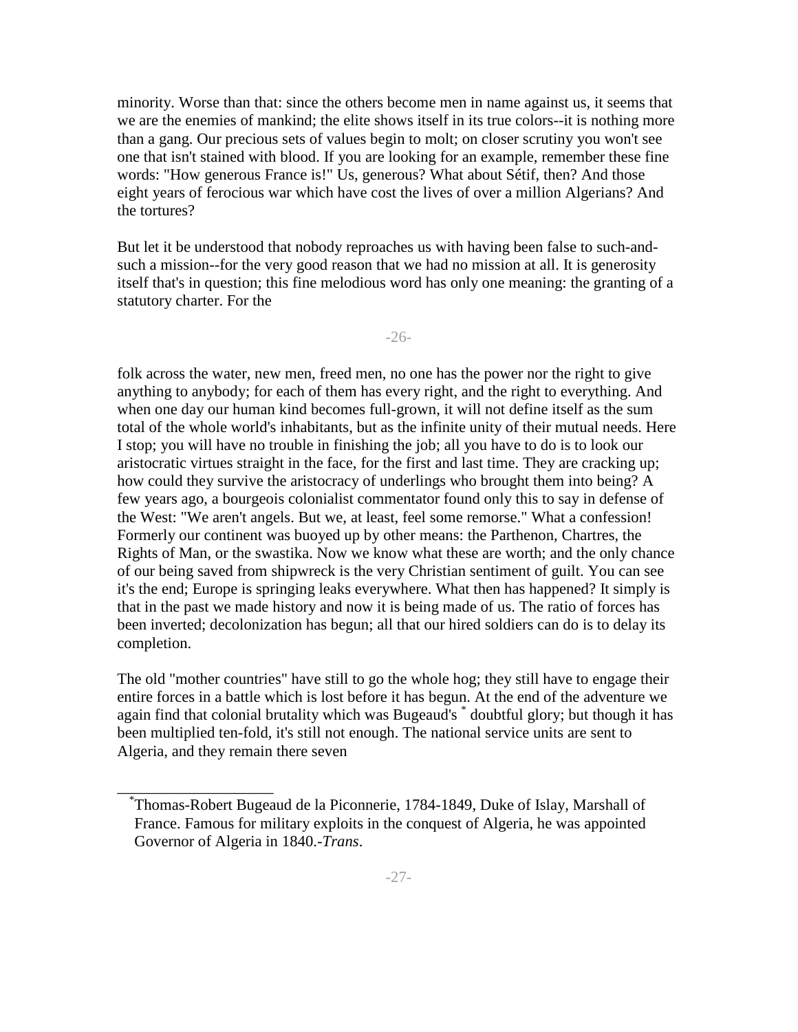minority. Worse than that: since the others become men in name against us, it seems that we are the enemies of mankind; the elite shows itself in its true colors--it is nothing more than a gang. Our precious sets of values begin to molt; on closer scrutiny you won't see one that isn't stained with blood. If you are looking for an example, remember these fine words: "How generous France is!" Us, generous? What about Sétif, then? And those eight years of ferocious war which have cost the lives of over a million Algerians? And the tortures?

But let it be understood that nobody reproaches us with having been false to such-and-such a mission--for the very good reason that we had no mission at all. It is generosity itself that's in question; this fine melodious word has only one meaning: the granting of a statutory charter. For the folk across the water, new men, freed men, no one has the power nor the right to give anything to anybody; for each of them has every right, and the right to everything. And when one day our human kind becomes full-grown, it will not define itself as the sum total of the whole world's inhabitants, but as the infinite unity of their mutual needs. Here I stop; you will have no trouble in finishing the job; all you have to do is to look our aristocratic virtues straight in the face, for the first and last time. They are cracking up; how could they survive the aristocracy of underlings who brought them into being? A few years ago, a bourgeois colonialist commentator found only this to say in defense of the West: "We aren't angels. But we, at least, feel some remorse." What a confession! Formerly our continent was buoyed up by other means: the Parthenon, Chartres, the Rights of Man, or the swastika. Now we know what these are worth; and the only chance of our being saved from shipwreck is the very Christian sentiment of guilt. You can see it's the end; Europe is springing leaks everywhere. What then has happened? It simply is that in the past we made history and now it is being made of us. The ratio of forces has been inverted; decolonization has begun; all that our hired soldiers can do is to delay its completion.

The old "mother countries" have still to go the whole hog; they still have to engage their entire forces in a battle which is lost before it has begun. At the end of the adventure we again find that colonial brutality which was Bugeaud's [*] doubtful glory; but though it has been multiplied ten-fold, it's still not enough. The national service units are sent to Algeria, and they remain there seven

---

[*] Thomas-Robert Bugeaud de la Piconnerie, 1784-1849, Duke of Islay, Marshall of France. Famous for military exploits in the conquest of Algeria, he was appointed Governor of Algeria in 1840.-*Trans*.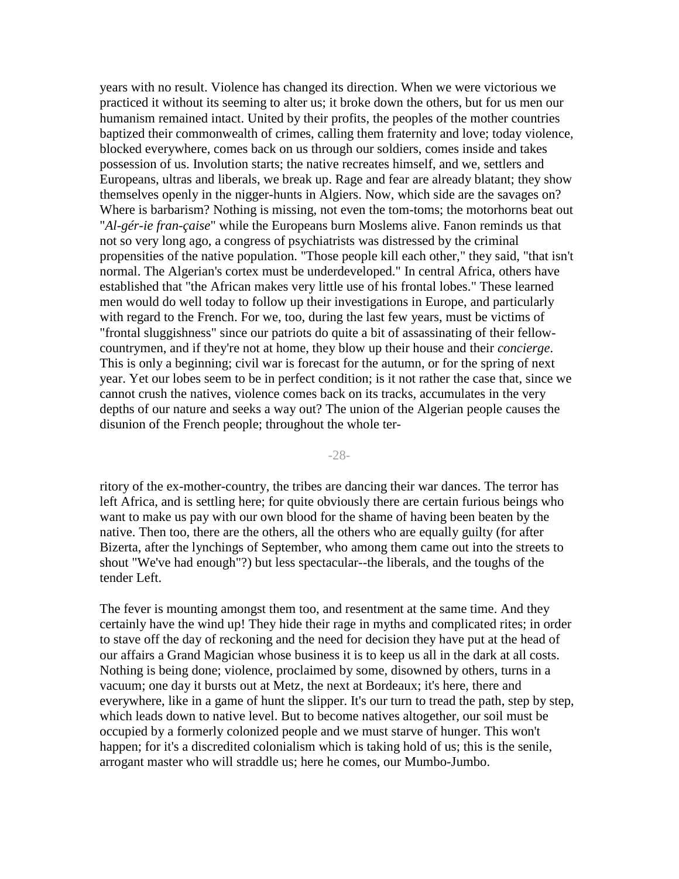years with no result. Violence has changed its direction. When we were victorious we practiced it without its seeming to alter us; it broke down the others, but for us men our humanism remained intact. United by their profits, the peoples of the mother countries baptized their commonwealth of crimes, calling them fraternity and love; today violence, blocked everywhere, comes back on us through our soldiers, comes inside and takes possession of us. Involution starts; the native recreates himself, and we, settlers and Europeans, ultras and liberals, we break up. Rage and fear are already blatant; they show themselves openly in the nigger-hunts in Algiers. Now, which side are the savages on? Where is barbarism? Nothing is missing, not even the tom-toms; the motorhorns beat out "*Al-gér-ie fran-çaise*" while the Europeans burn Moslems alive. Fanon reminds us that not so very long ago, a congress of psychiatrists was distressed by the criminal propensities of the native population. "Those people kill each other," they said, "that isn't normal. The Algerian's cortex must be underdeveloped." In central Africa, others have established that "the African makes very little use of his frontal lobes." These learned men would do well today to follow up their investigations in Europe, and particularly with regard to the French. For we, too, during the last few years, must be victims of "frontal sluggishness" since our patriots do quite a bit of assassinating of their fellow-countrymen, and if they're not at home, they blow up their house and their *concierge*. This is only a beginning; civil war is forecast for the autumn, or for the spring of next year. Yet our lobes seem to be in perfect condition; is it not rather the case that, since we cannot crush the natives, violence comes back on its tracks, accumulates in the very depths of our nature and seeks a way out? The union of the Algerian people causes the disunion of the French people; throughout the whole territory of the ex-mother-country, the tribes are dancing their war dances. The terror has left Africa, and is settling here; for quite obviously there are certain furious beings who want to make us pay with our own blood for the shame of having been beaten by the native. Then too, there are the others, all the others who are equally guilty (for after Bizerta, after the lynchings of September, who among them came out into the streets to shout "We've had enough"?) but less spectacular--the liberals, and the toughs of the tender Left.

The fever is mounting amongst them too, and resentment at the same time. And they certainly have the wind up! They hide their rage in myths and complicated rites; in order to stave off the day of reckoning and the need for decision they have put at the head of our affairs a Grand Magician whose business it is to keep us all in the dark at all costs. Nothing is being done; violence, proclaimed by some, disowned by others, turns in a vacuum; one day it bursts out at Metz, the next at Bordeaux; it's here, there and everywhere, like in a game of hunt the slipper. It's our turn to tread the path, step by step, which leads down to native level. But to become natives altogether, our soil must be occupied by a formerly colonized people and we must starve of hunger. This won't happen; for it's a discredited colonialism which is taking hold of us; this is the senile, arrogant master who will straddle us; here he comes, our Mumbo-Jumbo.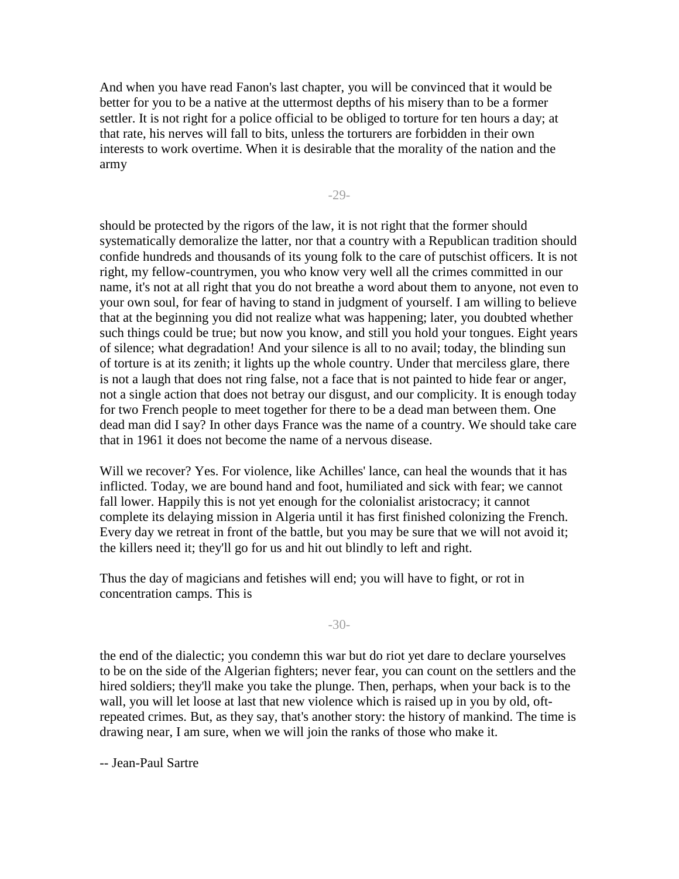And when you have read Fanon's last chapter, you will be convinced that it would be better for you to be a native at the uttermost depths of his misery than to be a former settler. It is not right for a police official to be obliged to torture for ten hours a day; at that rate, his nerves will fall to bits, unless the torturers are forbidden in their own interests to work overtime. When it is desirable that the morality of the nation and the army should be protected by the rigors of the law, it is not right that the former should systematically demoralize the latter, nor that a country with a Republican tradition should confide hundreds and thousands of its young folk to the care of putschist officers. It is not right, my fellow-countrymen, you who know very well all the crimes committed in our name, it's not at all right that you do not breathe a word about them to anyone, not even to your own soul, for fear of having to stand in judgment of yourself. I am willing to believe that at the beginning you did not realize what was happening; later, you doubted whether such things could be true; but now you know, and still you hold your tongues. Eight years of silence; what degradation! And your silence is all to no avail; today, the blinding sun of torture is at its zenith; it lights up the whole country. Under that merciless glare, there is not a laugh that does not ring false, not a face that is not painted to hide fear or anger, not a single action that does not betray our disgust, and our complicity. It is enough today for two French people to meet together for there to be a dead man between them. One dead man did I say? In other days France was the name of a country. We should take care that in 1961 it does not become the name of a nervous disease.

Will we recover? Yes. For violence, like Achilles' lance, can heal the wounds that it has inflicted. Today, we are bound hand and foot, humiliated and sick with fear; we cannot fall lower. Happily this is not yet enough for the colonialist aristocracy; it cannot complete its delaying mission in Algeria until it has first finished colonizing the French. Every day we retreat in front of the battle, but you may be sure that we will not avoid it; the killers need it; they'll go for us and hit out blindly to left and right.

Thus the day of magicians and fetishes will end; you will have to fight, or rot in concentration camps. This is the end of the dialectic; you condemn this war but do riot yet dare to declare yourselves to be on the side of the Algerian fighters; never fear, you can count on the settlers and the hired soldiers; they'll make you take the plunge. Then, perhaps, when your back is to the wall, you will let loose at last that new violence which is raised up in you by old, oft-repeated crimes. But, as they say, that's another story: the history of mankind. The time is drawing near, I am sure, when we will join the ranks of those who make it.

-- Jean-Paul Sartre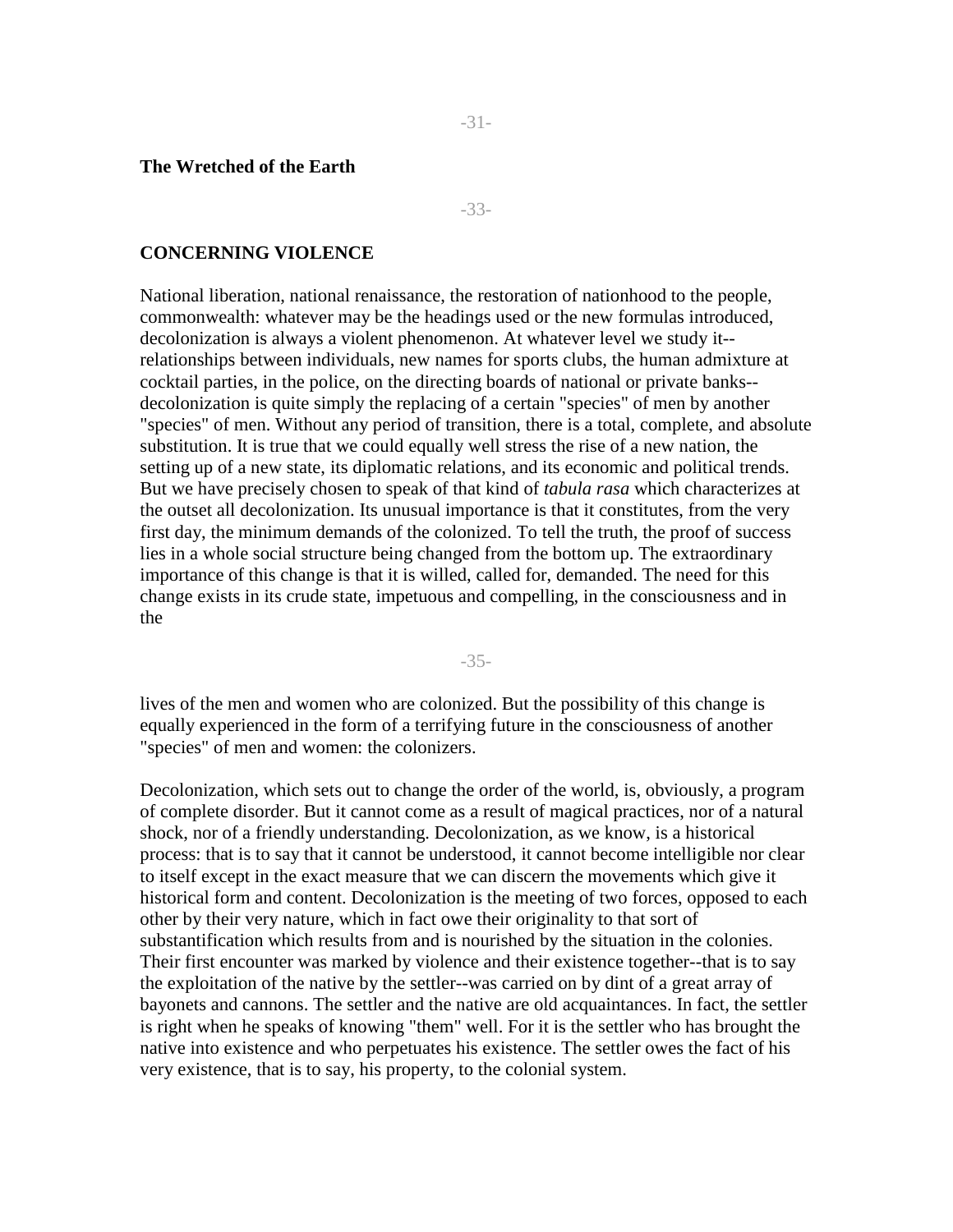# The Wretched of the Earth

## CONCERNING VIOLENCE

National liberation, national renaissance, the restoration of nationhood to the people, commonwealth: whatever may be the headings used or the new formulas introduced, decolonization is always a violent phenomenon. At whatever level we study it--relationships between individuals, new names for sports clubs, the human admixture at cocktail parties, in the police, on the directing boards of national or private banks--decolonization is quite simply the replacing of a certain "species" of men by another "species" of men. Without any period of transition, there is a total, complete, and absolute substitution. It is true that we could equally well stress the rise of a new nation, the setting up of a new state, its diplomatic relations, and its economic and political trends. But we have precisely chosen to speak of that kind of *tabula rasa* which characterizes at the outset all decolonization. Its unusual importance is that it constitutes, from the very first day, the minimum demands of the colonized. To tell the truth, the proof of success lies in a whole social structure being changed from the bottom up. The extraordinary importance of this change is that it is willed, called for, demanded. The need for this change exists in its crude state, impetuous and compelling, in the consciousness and in the lives of the men and women who are colonized. But the possibility of this change is equally experienced in the form of a terrifying future in the consciousness of another "species" of men and women: the colonizers.

Decolonization, which sets out to change the order of the world, is, obviously, a program of complete disorder. But it cannot come as a result of magical practices, nor of a natural shock, nor of a friendly understanding. Decolonization, as we know, is a historical process: that is to say that it cannot be understood, it cannot become intelligible nor clear to itself except in the exact measure that we can discern the movements which give it historical form and content. Decolonization is the meeting of two forces, opposed to each other by their very nature, which in fact owe their originality to that sort of substantification which results from and is nourished by the situation in the colonies. Their first encounter was marked by violence and their existence together--that is to say the exploitation of the native by the settler--was carried on by dint of a great array of bayonets and cannons. The settler and the native are old acquaintances. In fact, the settler is right when he speaks of knowing "them" well. For it is the settler who has brought the native into existence and who perpetuates his existence. The settler owes the fact of his very existence, that is to say, his property, to the colonial system.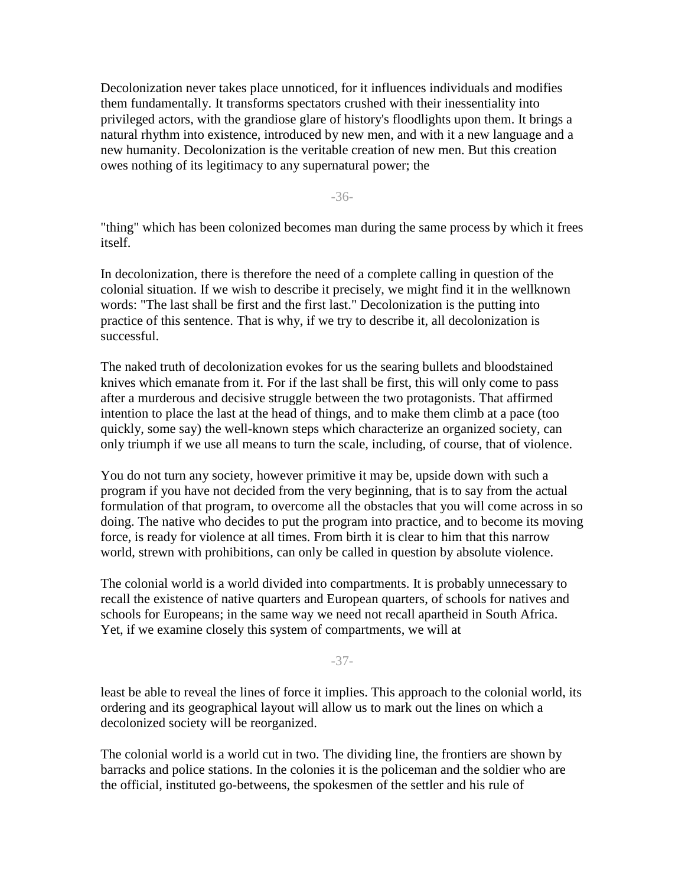Decolonization never takes place unnoticed, for it influences individuals and modifies them fundamentally. It transforms spectators crushed with their inessentiality into privileged actors, with the grandiose glare of history's floodlights upon them. It brings a natural rhythm into existence, introduced by new men, and with it a new language and a new humanity. Decolonization is the veritable creation of new men. But this creation owes nothing of its legitimacy to any supernatural power; the "thing" which has been colonized becomes man during the same process by which it frees itself.

In decolonization, there is therefore the need of a complete calling in question of the colonial situation. If we wish to describe it precisely, we might find it in the wellknown words: "The last shall be first and the first last." Decolonization is the putting into practice of this sentence. That is why, if we try to describe it, all decolonization is successful.

The naked truth of decolonization evokes for us the searing bullets and bloodstained knives which emanate from it. For if the last shall be first, this will only come to pass after a murderous and decisive struggle between the two protagonists. That affirmed intention to place the last at the head of things, and to make them climb at a pace (too quickly, some say) the well-known steps which characterize an organized society, can only triumph if we use all means to turn the scale, including, of course, that of violence.

You do not turn any society, however primitive it may be, upside down with such a program if you have not decided from the very beginning, that is to say from the actual formulation of that program, to overcome all the obstacles that you will come across in so doing. The native who decides to put the program into practice, and to become its moving force, is ready for violence at all times. From birth it is clear to him that this narrow world, strewn with prohibitions, can only be called in question by absolute violence.

The colonial world is a world divided into compartments. It is probably unnecessary to recall the existence of native quarters and European quarters, of schools for natives and schools for Europeans; in the same way we need not recall apartheid in South Africa. Yet, if we examine closely this system of compartments, we will at least be able to reveal the lines of force it implies. This approach to the colonial world, its ordering and its geographical layout will allow us to mark out the lines on which a decolonized society will be reorganized.

The colonial world is a world cut in two. The dividing line, the frontiers are shown by barracks and police stations. In the colonies it is the policeman and the soldier who are the official, instituted go-betweens, the spokesmen of the settler and his rule of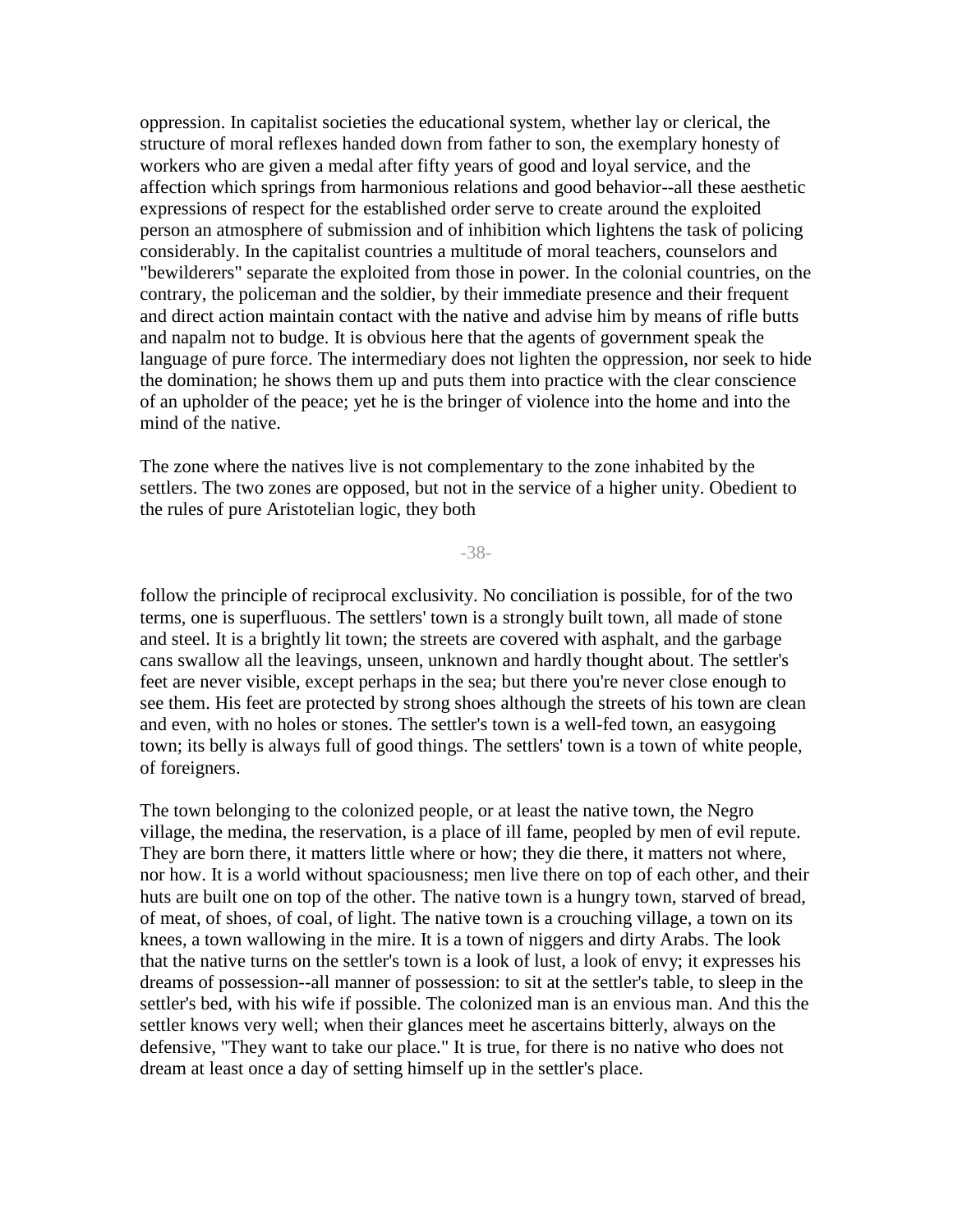oppression. In capitalist societies the educational system, whether lay or clerical, the structure of moral reflexes handed down from father to son, the exemplary honesty of workers who are given a medal after fifty years of good and loyal service, and the affection which springs from harmonious relations and good behavior--all these aesthetic expressions of respect for the established order serve to create around the exploited person an atmosphere of submission and of inhibition which lightens the task of policing considerably. In the capitalist countries a multitude of moral teachers, counselors and "bewilderers" separate the exploited from those in power. In the colonial countries, on the contrary, the policeman and the soldier, by their immediate presence and their frequent and direct action maintain contact with the native and advise him by means of rifle butts and napalm not to budge. It is obvious here that the agents of government speak the language of pure force. The intermediary does not lighten the oppression, nor seek to hide the domination; he shows them up and puts them into practice with the clear conscience of an upholder of the peace; yet he is the bringer of violence into the home and into the mind of the native.

The zone where the natives live is not complementary to the zone inhabited by the settlers. The two zones are opposed, but not in the service of a higher unity. Obedient to the rules of pure Aristotelian logic, they both follow the principle of reciprocal exclusivity. No conciliation is possible, for of the two terms, one is superfluous. The settlers' town is a strongly built town, all made of stone and steel. It is a brightly lit town; the streets are covered with asphalt, and the garbage cans swallow all the leavings, unseen, unknown and hardly thought about. The settler's feet are never visible, except perhaps in the sea; but there you're never close enough to see them. His feet are protected by strong shoes although the streets of his town are clean and even, with no holes or stones. The settler's town is a well-fed town, an easygoing town; its belly is always full of good things. The settlers' town is a town of white people, of foreigners.

The town belonging to the colonized people, or at least the native town, the Negro village, the medina, the reservation, is a place of ill fame, peopled by men of evil repute. They are born there, it matters little where or how; they die there, it matters not where, nor how. It is a world without spaciousness; men live there on top of each other, and their huts are built one on top of the other. The native town is a hungry town, starved of bread, of meat, of shoes, of coal, of light. The native town is a crouching village, a town on its knees, a town wallowing in the mire. It is a town of niggers and dirty Arabs. The look that the native turns on the settler's town is a look of lust, a look of envy; it expresses his dreams of possession--all manner of possession: to sit at the settler's table, to sleep in the settler's bed, with his wife if possible. The colonized man is an envious man. And this the settler knows very well; when their glances meet he ascertains bitterly, always on the defensive, "They want to take our place." It is true, for there is no native who does not dream at least once a day of setting himself up in the settler's place.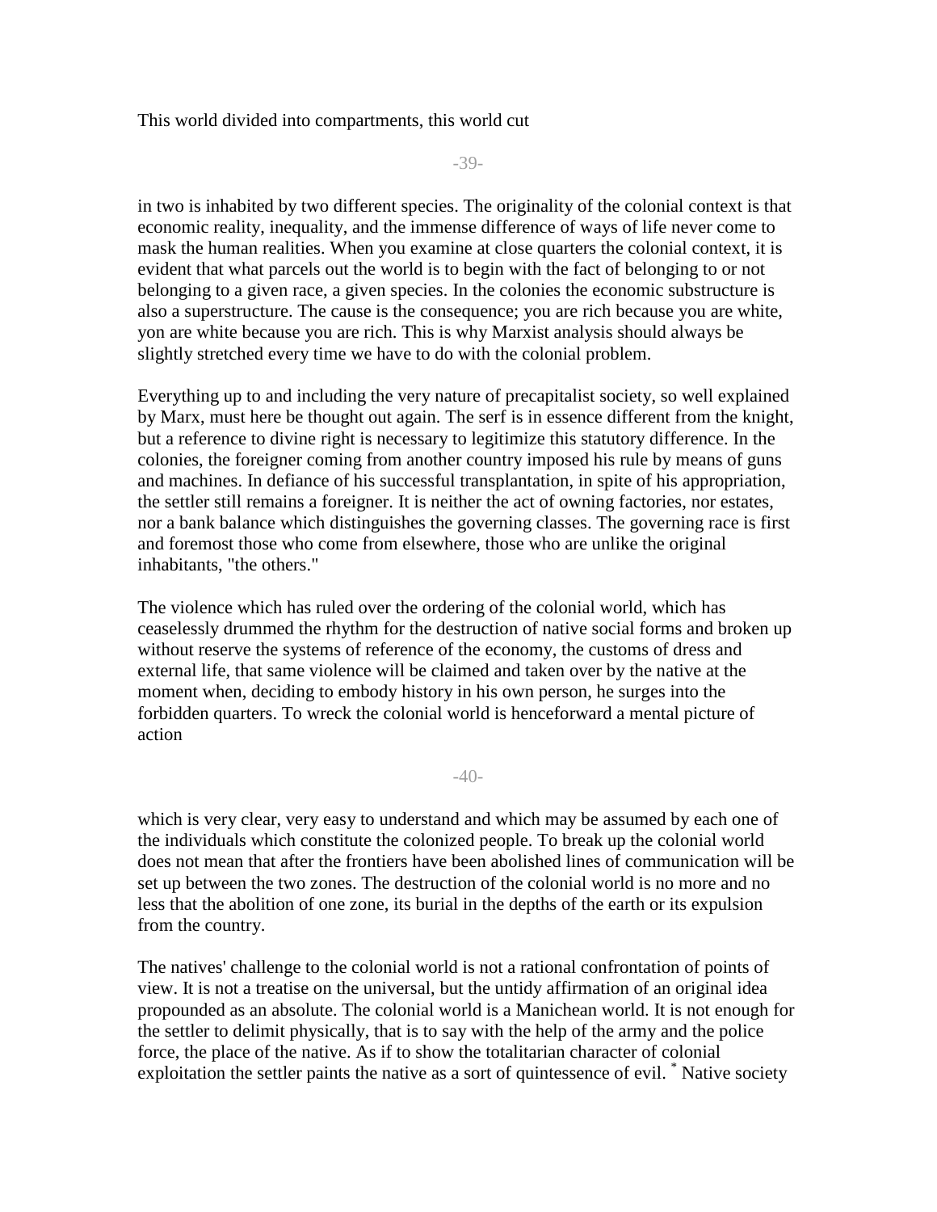This world divided into compartments, this world cut

in two is inhabited by two different species. The originality of the colonial context is that economic reality, inequality, and the immense difference of ways of life never come to mask the human realities. When you examine at close quarters the colonial context, it is evident that what parcels out the world is to begin with the fact of belonging to or not belonging to a given race, a given species. In the colonies the economic substructure is also a superstructure. The cause is the consequence; you are rich because you are white, yon are white because you are rich. This is why Marxist analysis should always be slightly stretched every time we have to do with the colonial problem.

Everything up to and including the very nature of precapitalist society, so well explained by Marx, must here be thought out again. The serf is in essence different from the knight, but a reference to divine right is necessary to legitimize this statutory difference. In the colonies, the foreigner coming from another country imposed his rule by means of guns and machines. In defiance of his successful transplantation, in spite of his appropriation, the settler still remains a foreigner. It is neither the act of owning factories, nor estates, nor a bank balance which distinguishes the governing classes. The governing race is first and foremost those who come from elsewhere, those who are unlike the original inhabitants, "the others."

The violence which has ruled over the ordering of the colonial world, which has ceaselessly drummed the rhythm for the destruction of native social forms and broken up without reserve the systems of reference of the economy, the customs of dress and external life, that same violence will be claimed and taken over by the native at the moment when, deciding to embody history in his own person, he surges into the forbidden quarters. To wreck the colonial world is henceforward a mental picture of action

which is very clear, very easy to understand and which may be assumed by each one of the individuals which constitute the colonized people. To break up the colonial world does not mean that after the frontiers have been abolished lines of communication will be set up between the two zones. The destruction of the colonial world is no more and no less that the abolition of one zone, its burial in the depths of the earth or its expulsion from the country.

The natives' challenge to the colonial world is not a rational confrontation of points of view. It is not a treatise on the universal, but the untidy affirmation of an original idea propounded as an absolute. The colonial world is a Manichean world. It is not enough for the settler to delimit physically, that is to say with the help of the army and the police force, the place of the native. As if to show the totalitarian character of colonial exploitation the settler paints the native as a sort of quintessence of evil. [*] Native society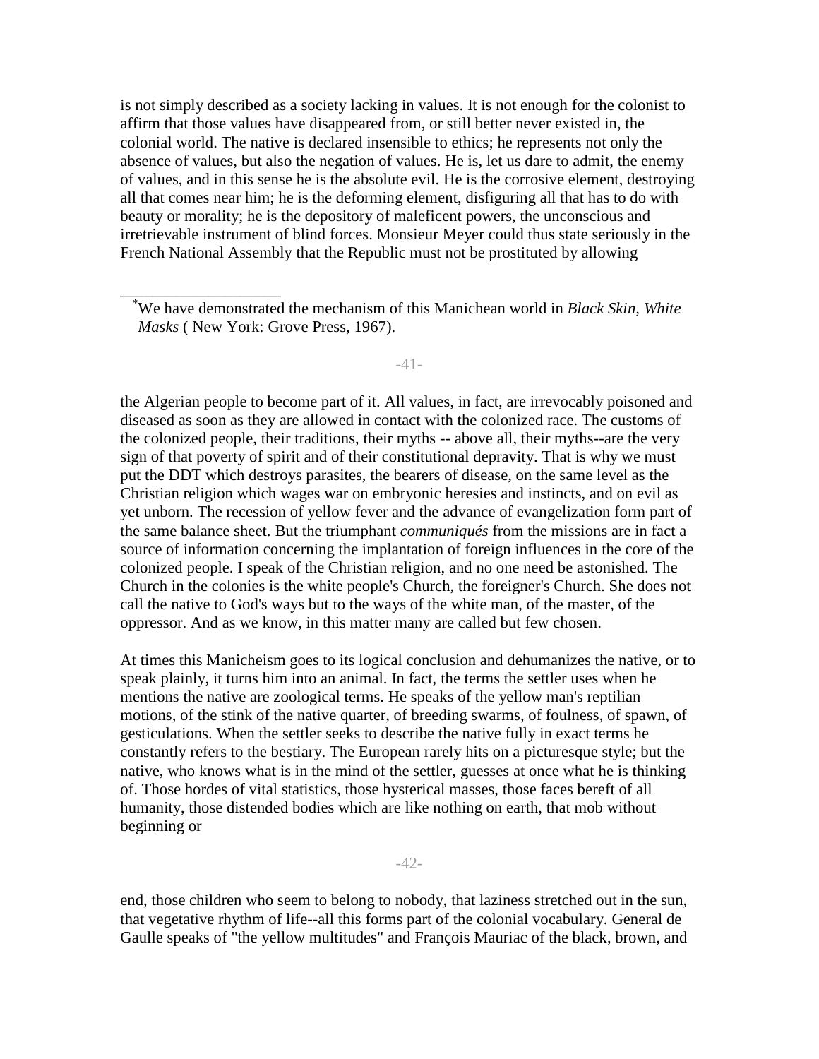is not simply described as a society lacking in values. It is not enough for the colonist to affirm that those values have disappeared from, or still better never existed in, the colonial world. The native is declared insensible to ethics; he represents not only the absence of values, but also the negation of values. He is, let us dare to admit, the enemy of values, and in this sense he is the absolute evil. He is the corrosive element, destroying all that comes near him; he is the deforming element, disfiguring all that has to do with beauty or morality; he is the depository of maleficent powers, the unconscious and irretrievable instrument of blind forces. Monsieur Meyer could thus state seriously in the French National Assembly that the Republic must not be prostituted by allowing the Algerian people to become part of it. All values, in fact, are irrevocably poisoned and diseased as soon as they are allowed in contact with the colonized race. The customs of the colonized people, their traditions, their myths -- above all, their myths--are the very sign of that poverty of spirit and of their constitutional depravity. That is why we must put the DDT which destroys parasites, the bearers of disease, on the same level as the Christian religion which wages war on embryonic heresies and instincts, and on evil as yet unborn. The recession of yellow fever and the advance of evangelization form part of the same balance sheet. But the triumphant *communiqués* from the missions are in fact a source of information concerning the implantation of foreign influences in the core of the colonized people. I speak of the Christian religion, and no one need be astonished. The Church in the colonies is the white people's Church, the foreigner's Church. She does not call the native to God's ways but to the ways of the white man, of the master, of the oppressor. And as we know, in this matter many are called but few chosen.

At times this Manicheism goes to its logical conclusion and dehumanizes the native, or to speak plainly, it turns him into an animal. In fact, the terms the settler uses when he mentions the native are zoological terms. He speaks of the yellow man's reptilian motions, of the stink of the native quarter, of breeding swarms, of foulness, of spawn, of gesticulations. When the settler seeks to describe the native fully in exact terms he constantly refers to the bestiary. The European rarely hits on a picturesque style; but the native, who knows what is in the mind of the settler, guesses at once what he is thinking of. Those hordes of vital statistics, those hysterical masses, those faces bereft of all humanity, those distended bodies which are like nothing on earth, that mob without beginning or end, those children who seem to belong to nobody, that laziness stretched out in the sun, that vegetative rhythm of life--all this forms part of the colonial vocabulary. General de Gaulle speaks of "the yellow multitudes" and François Mauriac of the black, brown, and

[*] We have demonstrated the mechanism of this Manichean world in *Black Skin, White Masks* ( New York: Grove Press, 1967).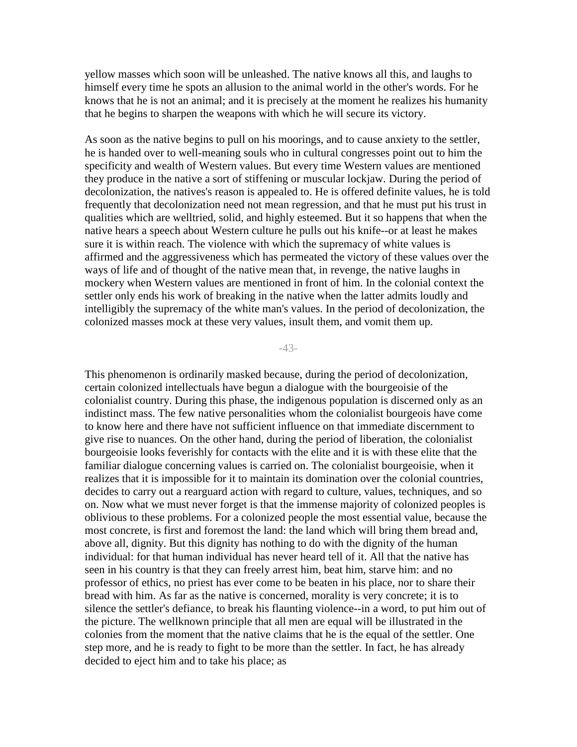yellow masses which soon will be unleashed. The native knows all this, and laughs to himself every time he spots an allusion to the animal world in the other's words. For he knows that he is not an animal; and it is precisely at the moment he realizes his humanity that he begins to sharpen the weapons with which he will secure its victory.

As soon as the native begins to pull on his moorings, and to cause anxiety to the settler, he is handed over to well-meaning souls who in cultural congresses point out to him the specificity and wealth of Western values. But every time Western values are mentioned they produce in the native a sort of stiffening or muscular lockjaw. During the period of decolonization, the natives's reason is appealed to. He is offered definite values, he is told frequently that decolonization need not mean regression, and that he must put his trust in qualities which are welltried, solid, and highly esteemed. But it so happens that when the native hears a speech about Western culture he pulls out his knife--or at least he makes sure it is within reach. The violence with which the supremacy of white values is affirmed and the aggressiveness which has permeated the victory of these values over the ways of life and of thought of the native mean that, in revenge, the native laughs in mockery when Western values are mentioned in front of him. In the colonial context the settler only ends his work of breaking in the native when the latter admits loudly and intelligibly the supremacy of the white man's values. In the period of decolonization, the colonized masses mock at these very values, insult them, and vomit them up.

This phenomenon is ordinarily masked because, during the period of decolonization, certain colonized intellectuals have begun a dialogue with the bourgeoisie of the colonialist country. During this phase, the indigenous population is discerned only as an indistinct mass. The few native personalities whom the colonialist bourgeois have come to know here and there have not sufficient influence on that immediate discernment to give rise to nuances. On the other hand, during the period of liberation, the colonialist bourgeoisie looks feverishly for contacts with the elite and it is with these elite that the familiar dialogue concerning values is carried on. The colonialist bourgeoisie, when it realizes that it is impossible for it to maintain its domination over the colonial countries, decides to carry out a rearguard action with regard to culture, values, techniques, and so on. Now what we must never forget is that the immense majority of colonized peoples is oblivious to these problems. For a colonized people the most essential value, because the most concrete, is first and foremost the land: the land which will bring them bread and, above all, dignity. But this dignity has nothing to do with the dignity of the human individual: for that human individual has never heard tell of it. All that the native has seen in his country is that they can freely arrest him, beat him, starve him: and no professor of ethics, no priest has ever come to be beaten in his place, nor to share their bread with him. As far as the native is concerned, morality is very concrete; it is to silence the settler's defiance, to break his flaunting violence--in a word, to put him out of the picture. The wellknown principle that all men are equal will be illustrated in the colonies from the moment that the native claims that he is the equal of the settler. One step more, and he is ready to fight to be more than the settler. In fact, he has already decided to eject him and to take his place; as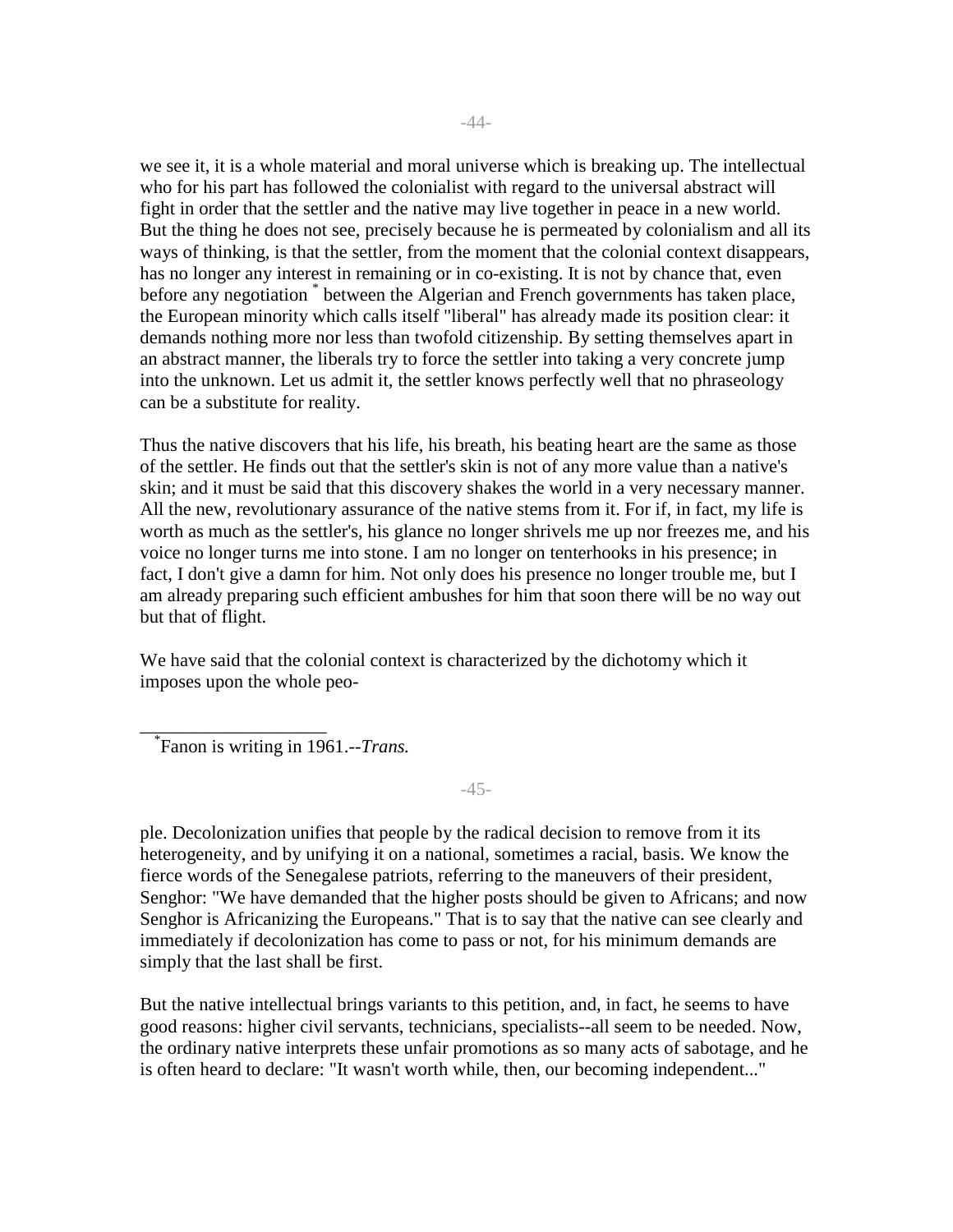we see it, it is a whole material and moral universe which is breaking up. The intellectual who for his part has followed the colonialist with regard to the universal abstract will fight in order that the settler and the native may live together in peace in a new world. But the thing he does not see, precisely because he is permeated by colonialism and all its ways of thinking, is that the settler, from the moment that the colonial context disappears, has no longer any interest in remaining or in co-existing. It is not by chance that, even before any negotiation [*] between the Algerian and French governments has taken place, the European minority which calls itself "liberal" has already made its position clear: it demands nothing more nor less than twofold citizenship. By setting themselves apart in an abstract manner, the liberals try to force the settler into taking a very concrete jump into the unknown. Let us admit it, the settler knows perfectly well that no phraseology can be a substitute for reality.

Thus the native discovers that his life, his breath, his beating heart are the same as those of the settler. He finds out that the settler's skin is not of any more value than a native's skin; and it must be said that this discovery shakes the world in a very necessary manner. All the new, revolutionary assurance of the native stems from it. For if, in fact, my life is worth as much as the settler's, his glance no longer shrivels me up nor freezes me, and his voice no longer turns me into stone. I am no longer on tenterhooks in his presence; in fact, I don't give a damn for him. Not only does his presence no longer trouble me, but I am already preparing such efficient ambushes for him that soon there will be no way out but that of flight.

We have said that the colonial context is characterized by the dichotomy which it imposes upon the whole people. Decolonization unifies that people by the radical decision to remove from it its heterogeneity, and by unifying it on a national, sometimes a racial, basis. We know the fierce words of the Senegalese patriots, referring to the maneuvers of their president, Senghor: "We have demanded that the higher posts should be given to Africans; and now Senghor is Africanizing the Europeans." That is to say that the native can see clearly and immediately if decolonization has come to pass or not, for his minimum demands are simply that the last shall be first.

But the native intellectual brings variants to this petition, and, in fact, he seems to have good reasons: higher civil servants, technicians, specialists--all seem to be needed. Now, the ordinary native interprets these unfair promotions as so many acts of sabotage, and he is often heard to declare: "It wasn't worth while, then, our becoming independent..."

---

[*] Fanon is writing in 1961.--*Trans.*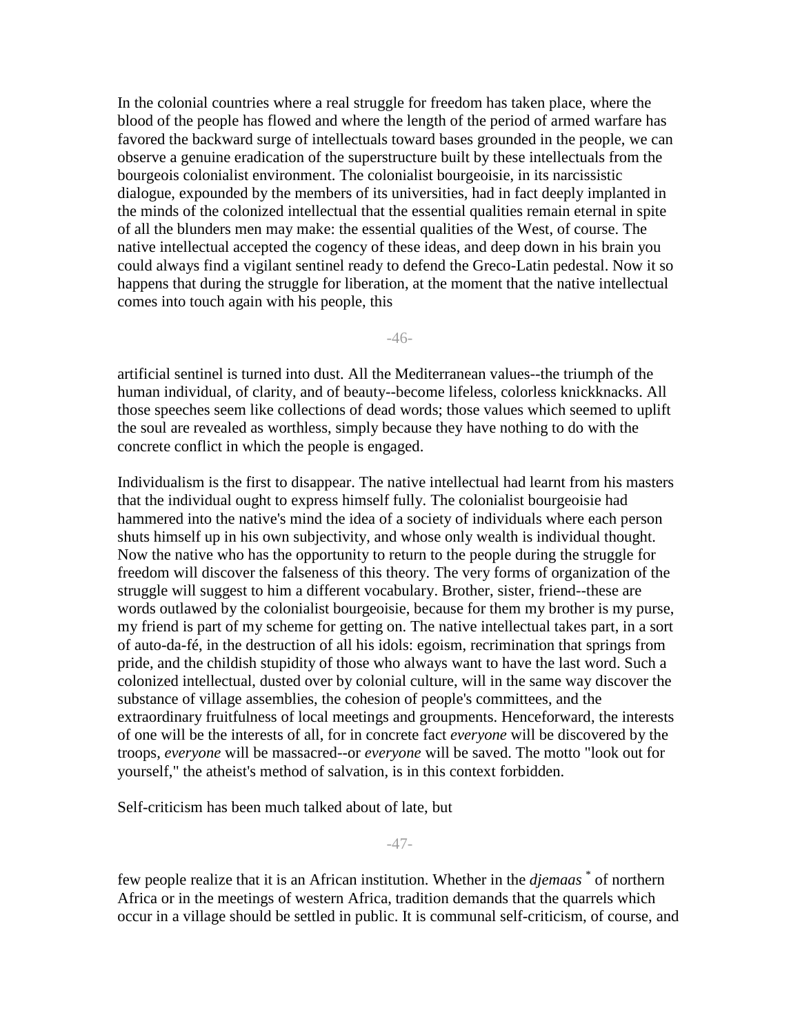In the colonial countries where a real struggle for freedom has taken place, where the blood of the people has flowed and where the length of the period of armed warfare has favored the backward surge of intellectuals toward bases grounded in the people, we can observe a genuine eradication of the superstructure built by these intellectuals from the bourgeois colonialist environment. The colonialist bourgeoisie, in its narcissistic dialogue, expounded by the members of its universities, had in fact deeply implanted in the minds of the colonized intellectual that the essential qualities remain eternal in spite of all the blunders men may make: the essential qualities of the West, of course. The native intellectual accepted the cogency of these ideas, and deep down in his brain you could always find a vigilant sentinel ready to defend the Greco-Latin pedestal. Now it so happens that during the struggle for liberation, at the moment that the native intellectual comes into touch again with his people, this artificial sentinel is turned into dust. All the Mediterranean values--the triumph of the human individual, of clarity, and of beauty--become lifeless, colorless knickknacks. All those speeches seem like collections of dead words; those values which seemed to uplift the soul are revealed as worthless, simply because they have nothing to do with the concrete conflict in which the people is engaged.

Individualism is the first to disappear. The native intellectual had learnt from his masters that the individual ought to express himself fully. The colonialist bourgeoisie had hammered into the native's mind the idea of a society of individuals where each person shuts himself up in his own subjectivity, and whose only wealth is individual thought. Now the native who has the opportunity to return to the people during the struggle for freedom will discover the falseness of this theory. The very forms of organization of the struggle will suggest to him a different vocabulary. Brother, sister, friend--these are words outlawed by the colonialist bourgeoisie, because for them my brother is my purse, my friend is part of my scheme for getting on. The native intellectual takes part, in a sort of auto-da-fé, in the destruction of all his idols: egoism, recrimination that springs from pride, and the childish stupidity of those who always want to have the last word. Such a colonized intellectual, dusted over by colonial culture, will in the same way discover the substance of village assemblies, the cohesion of people's committees, and the extraordinary fruitfulness of local meetings and groupments. Henceforward, the interests of one will be the interests of all, for in concrete fact *everyone* will be discovered by the troops, *everyone* will be massacred--or *everyone* will be saved. The motto "look out for yourself," the atheist's method of salvation, is in this context forbidden.

Self-criticism has been much talked about of late, but few people realize that it is an African institution. Whether in the *djemaas* * of northern Africa or in the meetings of western Africa, tradition demands that the quarrels which occur in a village should be settled in public. It is communal self-criticism, of course, and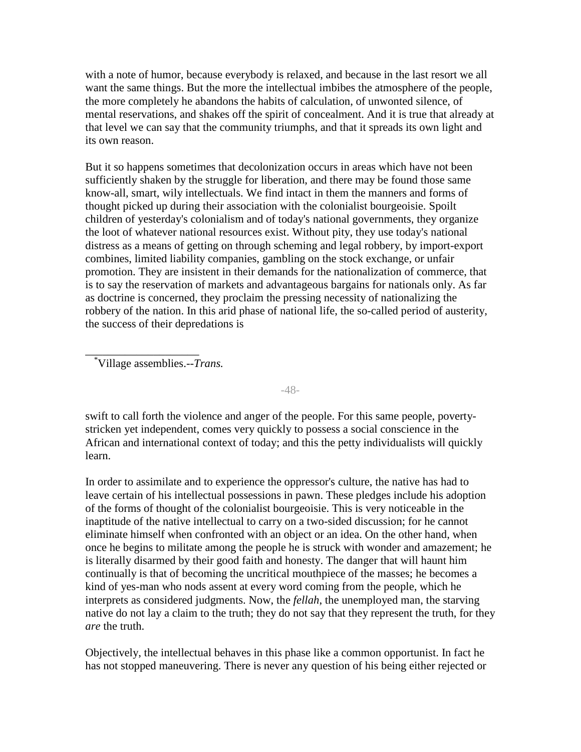with a note of humor, because everybody is relaxed, and because in the last resort we all want the same things. But the more the intellectual imbibes the atmosphere of the people, the more completely he abandons the habits of calculation, of unwonted silence, of mental reservations, and shakes off the spirit of concealment. And it is true that already at that level we can say that the community triumphs, and that it spreads its own light and its own reason.

But it so happens sometimes that decolonization occurs in areas which have not been sufficiently shaken by the struggle for liberation, and there may be found those same know-all, smart, wily intellectuals. We find intact in them the manners and forms of thought picked up during their association with the colonialist bourgeoisie. Spoilt children of yesterday's colonialism and of today's national governments, they organize the loot of whatever national resources exist. Without pity, they use today's national distress as a means of getting on through scheming and legal robbery, by import-export combines, limited liability companies, gambling on the stock exchange, or unfair promotion. They are insistent in their demands for the nationalization of commerce, that is to say the reservation of markets and advantageous bargains for nationals only. As far as doctrine is concerned, they proclaim the pressing necessity of nationalizing the robbery of the nation. In this arid phase of national life, the so-called period of austerity, the success of their depredations is swift to call forth the violence and anger of the people. For this same people, poverty-stricken yet independent, comes very quickly to possess a social conscience in the African and international context of today; and this the petty individualists will quickly learn.

*Village assemblies.--*Trans.*

In order to assimilate and to experience the oppressor's culture, the native has had to leave certain of his intellectual possessions in pawn. These pledges include his adoption of the forms of thought of the colonialist bourgeoisie. This is very noticeable in the inaptitude of the native intellectual to carry on a two-sided discussion; for he cannot eliminate himself when confronted with an object or an idea. On the other hand, when once he begins to militate among the people he is struck with wonder and amazement; he is literally disarmed by their good faith and honesty. The danger that will haunt him continually is that of becoming the uncritical mouthpiece of the masses; he becomes a kind of yes-man who nods assent at every word coming from the people, which he interprets as considered judgments. Now, the *fellah*, the unemployed man, the starving native do not lay a claim to the truth; they do not say that they represent the truth, for they *are* the truth.

Objectively, the intellectual behaves in this phase like a common opportunist. In fact he has not stopped maneuvering. There is never any question of his being either rejected or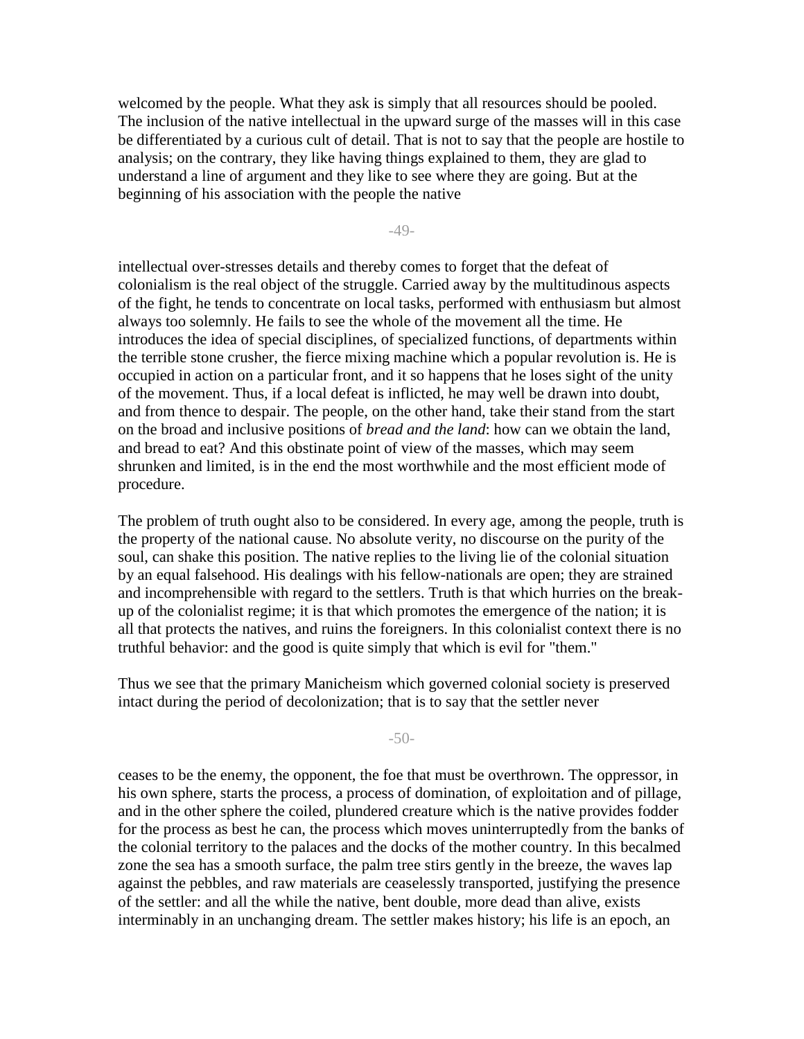welcomed by the people. What they ask is simply that all resources should be pooled. The inclusion of the native intellectual in the upward surge of the masses will in this case be differentiated by a curious cult of detail. That is not to say that the people are hostile to analysis; on the contrary, they like having things explained to them, they are glad to understand a line of argument and they like to see where they are going. But at the beginning of his association with the people the native intellectual over-stresses details and thereby comes to forget that the defeat of colonialism is the real object of the struggle. Carried away by the multitudinous aspects of the fight, he tends to concentrate on local tasks, performed with enthusiasm but almost always too solemnly. He fails to see the whole of the movement all the time. He introduces the idea of special disciplines, of specialized functions, of departments within the terrible stone crusher, the fierce mixing machine which a popular revolution is. He is occupied in action on a particular front, and it so happens that he loses sight of the unity of the movement. Thus, if a local defeat is inflicted, he may well be drawn into doubt, and from thence to despair. The people, on the other hand, take their stand from the start on the broad and inclusive positions of *bread and the land*: how can we obtain the land, and bread to eat? And this obstinate point of view of the masses, which may seem shrunken and limited, is in the end the most worthwhile and the most efficient mode of procedure.

The problem of truth ought also to be considered. In every age, among the people, truth is the property of the national cause. No absolute verity, no discourse on the purity of the soul, can shake this position. The native replies to the living lie of the colonial situation by an equal falsehood. His dealings with his fellow-nationals are open; they are strained and incomprehensible with regard to the settlers. Truth is that which hurries on the break-up of the colonialist regime; it is that which promotes the emergence of the nation; it is all that protects the natives, and ruins the foreigners. In this colonialist context there is no truthful behavior: and the good is quite simply that which is evil for "them."

Thus we see that the primary Manicheism which governed colonial society is preserved intact during the period of decolonization; that is to say that the settler never ceases to be the enemy, the opponent, the foe that must be overthrown. The oppressor, in his own sphere, starts the process, a process of domination, of exploitation and of pillage, and in the other sphere the coiled, plundered creature which is the native provides fodder for the process as best he can, the process which moves uninterruptedly from the banks of the colonial territory to the palaces and the docks of the mother country. In this becalmed zone the sea has a smooth surface, the palm tree stirs gently in the breeze, the waves lap against the pebbles, and raw materials are ceaselessly transported, justifying the presence of the settler: and all the while the native, bent double, more dead than alive, exists interminably in an unchanging dream. The settler makes history; his life is an epoch, an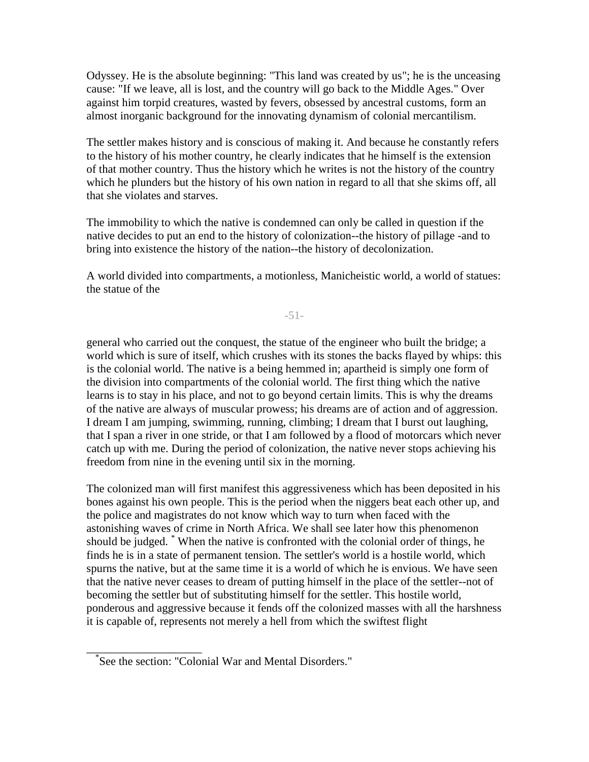Odyssey. He is the absolute beginning: "This land was created by us"; he is the unceasing cause: "If we leave, all is lost, and the country will go back to the Middle Ages." Over against him torpid creatures, wasted by fevers, obsessed by ancestral customs, form an almost inorganic background for the innovating dynamism of colonial mercantilism.

The settler makes history and is conscious of making it. And because he constantly refers to the history of his mother country, he clearly indicates that he himself is the extension of that mother country. Thus the history which he writes is not the history of the country which he plunders but the history of his own nation in regard to all that she skims off, all that she violates and starves.

The immobility to which the native is condemned can only be called in question if the native decides to put an end to the history of colonization--the history of pillage -and to bring into existence the history of the nation--the history of decolonization.

A world divided into compartments, a motionless, Manicheistic world, a world of statues: the statue of the general who carried out the conquest, the statue of the engineer who built the bridge; a world which is sure of itself, which crushes with its stones the backs flayed by whips: this is the colonial world. The native is a being hemmed in; apartheid is simply one form of the division into compartments of the colonial world. The first thing which the native learns is to stay in his place, and not to go beyond certain limits. This is why the dreams of the native are always of muscular prowess; his dreams are of action and of aggression. I dream I am jumping, swimming, running, climbing; I dream that I burst out laughing, that I span a river in one stride, or that I am followed by a flood of motorcars which never catch up with me. During the period of colonization, the native never stops achieving his freedom from nine in the evening until six in the morning.

The colonized man will first manifest this aggressiveness which has been deposited in his bones against his own people. This is the period when the niggers beat each other up, and the police and magistrates do not know which way to turn when faced with the astonishing waves of crime in North Africa. We shall see later how this phenomenon should be judged. [*] When the native is confronted with the colonial order of things, he finds he is in a state of permanent tension. The settler's world is a hostile world, which spurns the native, but at the same time it is a world of which he is envious. We have seen that the native never ceases to dream of putting himself in the place of the settler--not of becoming the settler but of substituting himself for the settler. This hostile world, ponderous and aggressive because it fends off the colonized masses with all the harshness it is capable of, represents not merely a hell from which the swiftest flight

[*] See the section: "Colonial War and Mental Disorders."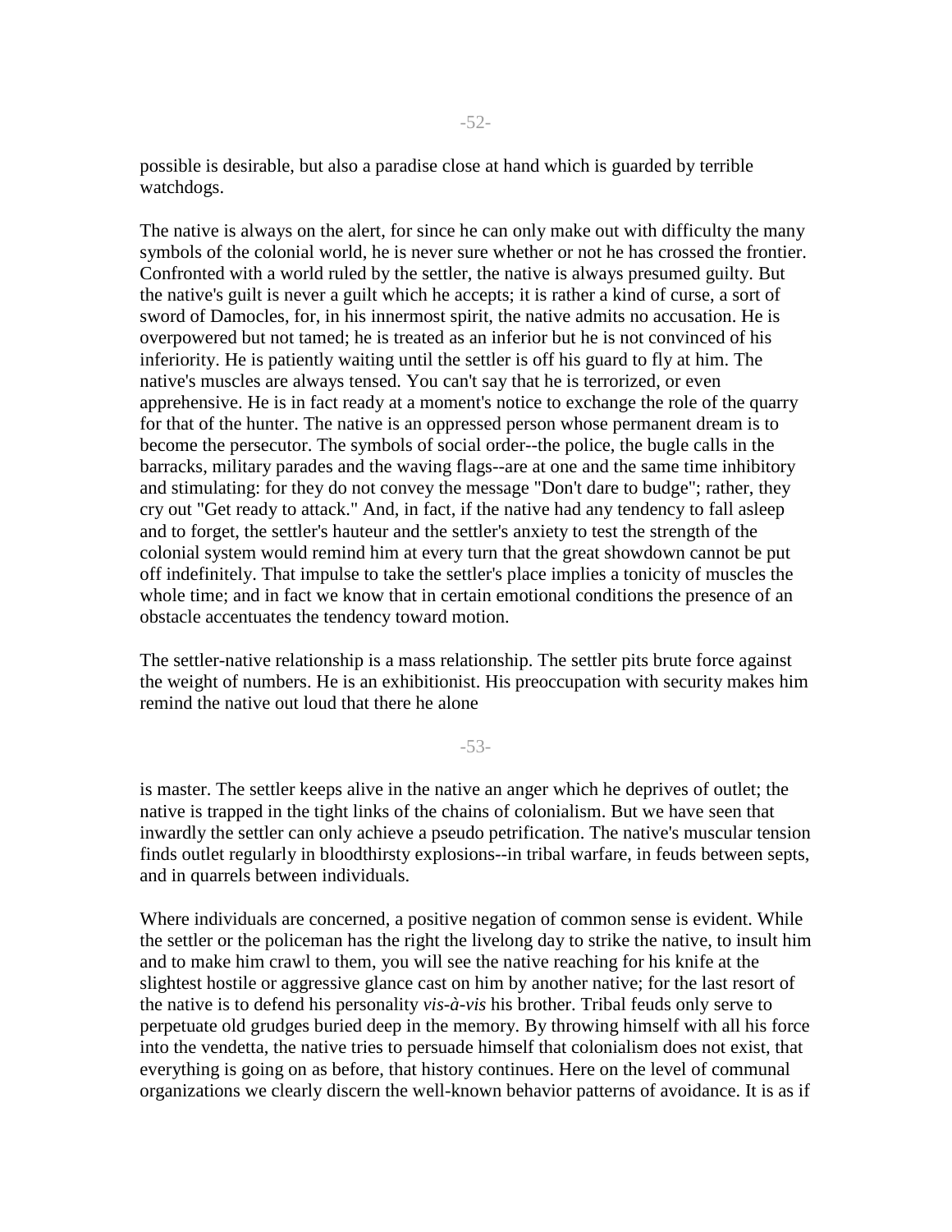possible is desirable, but also a paradise close at hand which is guarded by terrible watchdogs.

The native is always on the alert, for since he can only make out with difficulty the many symbols of the colonial world, he is never sure whether or not he has crossed the frontier. Confronted with a world ruled by the settler, the native is always presumed guilty. But the native's guilt is never a guilt which he accepts; it is rather a kind of curse, a sort of sword of Damocles, for, in his innermost spirit, the native admits no accusation. He is overpowered but not tamed; he is treated as an inferior but he is not convinced of his inferiority. He is patiently waiting until the settler is off his guard to fly at him. The native's muscles are always tensed. You can't say that he is terrorized, or even apprehensive. He is in fact ready at a moment's notice to exchange the role of the quarry for that of the hunter. The native is an oppressed person whose permanent dream is to become the persecutor. The symbols of social order--the police, the bugle calls in the barracks, military parades and the waving flags--are at one and the same time inhibitory and stimulating: for they do not convey the message "Don't dare to budge"; rather, they cry out "Get ready to attack." And, in fact, if the native had any tendency to fall asleep and to forget, the settler's hauteur and the settler's anxiety to test the strength of the colonial system would remind him at every turn that the great showdown cannot be put off indefinitely. That impulse to take the settler's place implies a tonicity of muscles the whole time; and in fact we know that in certain emotional conditions the presence of an obstacle accentuates the tendency toward motion.

The settler-native relationship is a mass relationship. The settler pits brute force against the weight of numbers. He is an exhibitionist. His preoccupation with security makes him remind the native out loud that there he alone is master. The settler keeps alive in the native an anger which he deprives of outlet; the native is trapped in the tight links of the chains of colonialism. But we have seen that inwardly the settler can only achieve a pseudo petrification. The native's muscular tension finds outlet regularly in bloodthirsty explosions--in tribal warfare, in feuds between septs, and in quarrels between individuals.

Where individuals are concerned, a positive negation of common sense is evident. While the settler or the policeman has the right the livelong day to strike the native, to insult him and to make him crawl to them, you will see the native reaching for his knife at the slightest hostile or aggressive glance cast on him by another native; for the last resort of the native is to defend his personality *vis-à-vis* his brother. Tribal feuds only serve to perpetuate old grudges buried deep in the memory. By throwing himself with all his force into the vendetta, the native tries to persuade himself that colonialism does not exist, that everything is going on as before, that history continues. Here on the level of communal organizations we clearly discern the well-known behavior patterns of avoidance. It is as if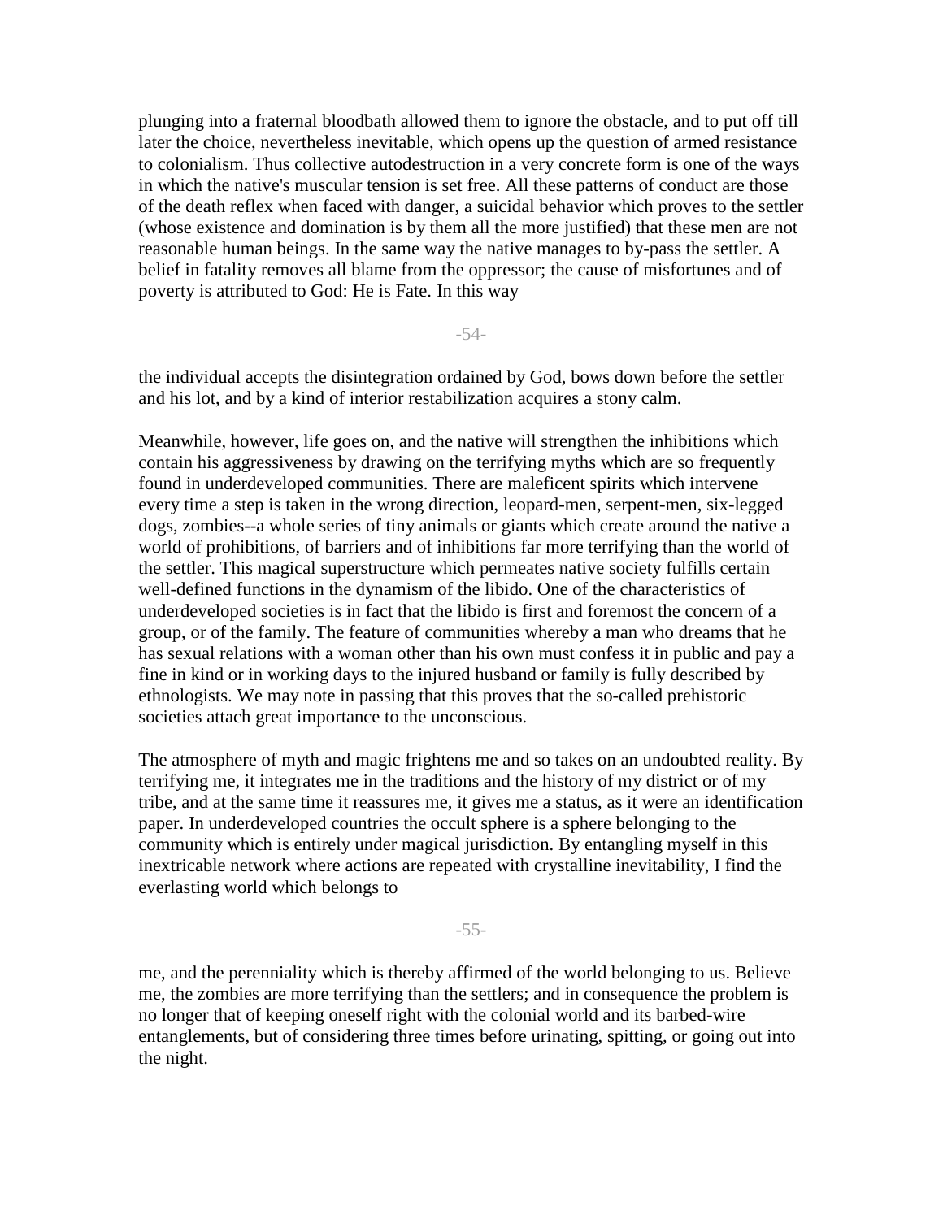plunging into a fraternal bloodbath allowed them to ignore the obstacle, and to put off till later the choice, nevertheless inevitable, which opens up the question of armed resistance to colonialism. Thus collective autodestruction in a very concrete form is one of the ways in which the native's muscular tension is set free. All these patterns of conduct are those of the death reflex when faced with danger, a suicidal behavior which proves to the settler (whose existence and domination is by them all the more justified) that these men are not reasonable human beings. In the same way the native manages to by-pass the settler. A belief in fatality removes all blame from the oppressor; the cause of misfortunes and of poverty is attributed to God: He is Fate. In this way the individual accepts the disintegration ordained by God, bows down before the settler and his lot, and by a kind of interior restabilization acquires a stony calm.

Meanwhile, however, life goes on, and the native will strengthen the inhibitions which contain his aggressiveness by drawing on the terrifying myths which are so frequently found in underdeveloped communities. There are maleficent spirits which intervene every time a step is taken in the wrong direction, leopard-men, serpent-men, six-legged dogs, zombies--a whole series of tiny animals or giants which create around the native a world of prohibitions, of barriers and of inhibitions far more terrifying than the world of the settler. This magical superstructure which permeates native society fulfills certain well-defined functions in the dynamism of the libido. One of the characteristics of underdeveloped societies is in fact that the libido is first and foremost the concern of a group, or of the family. The feature of communities whereby a man who dreams that he has sexual relations with a woman other than his own must confess it in public and pay a fine in kind or in working days to the injured husband or family is fully described by ethnologists. We may note in passing that this proves that the so-called prehistoric societies attach great importance to the unconscious.

The atmosphere of myth and magic frightens me and so takes on an undoubted reality. By terrifying me, it integrates me in the traditions and the history of my district or of my tribe, and at the same time it reassures me, it gives me a status, as it were an identification paper. In underdeveloped countries the occult sphere is a sphere belonging to the community which is entirely under magical jurisdiction. By entangling myself in this inextricable network where actions are repeated with crystalline inevitability, I find the everlasting world which belongs to me, and the perenniality which is thereby affirmed of the world belonging to us. Believe me, the zombies are more terrifying than the settlers; and in consequence the problem is no longer that of keeping oneself right with the colonial world and its barbed-wire entanglements, but of considering three times before urinating, spitting, or going out into the night.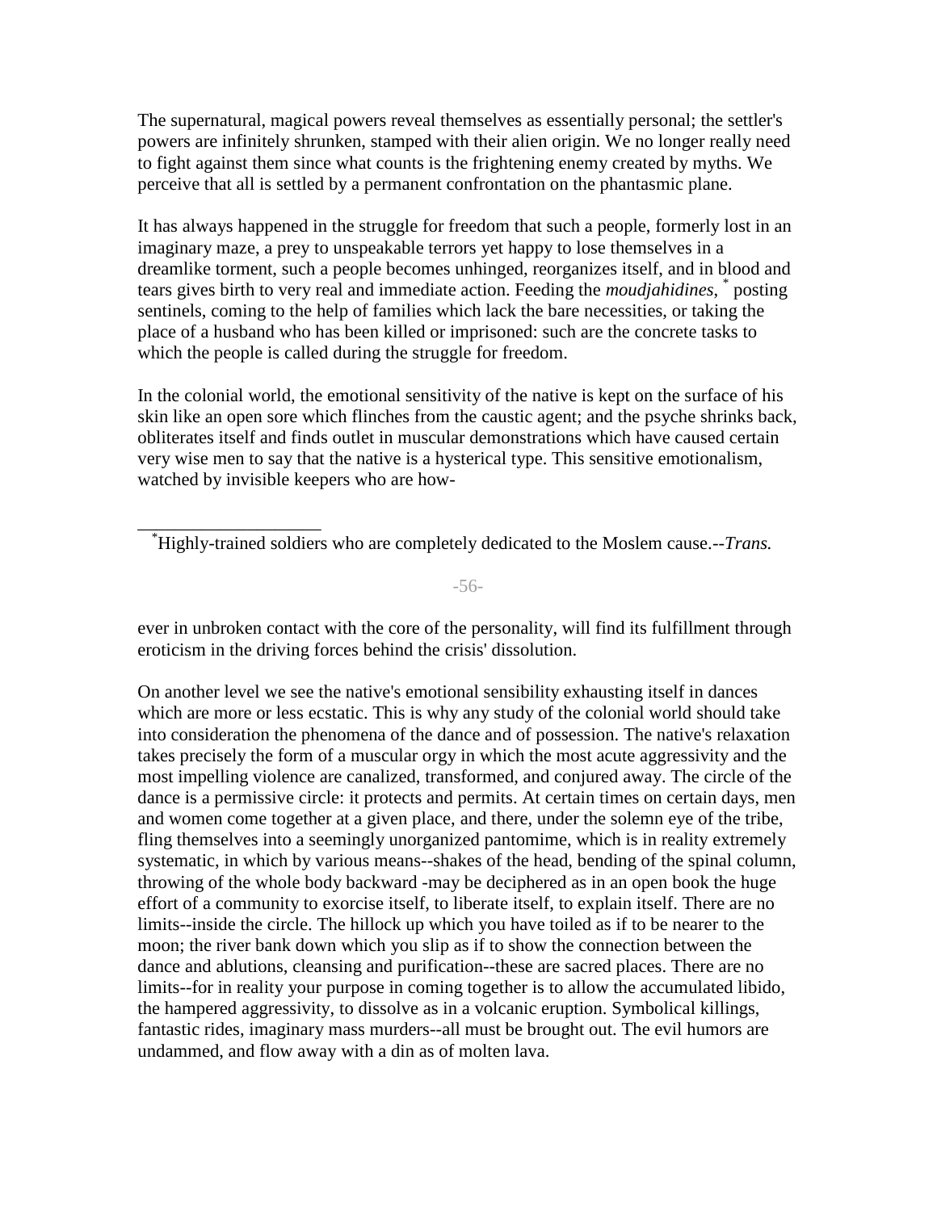The supernatural, magical powers reveal themselves as essentially personal; the settler's powers are infinitely shrunken, stamped with their alien origin. We no longer really need to fight against them since what counts is the frightening enemy created by myths. We perceive that all is settled by a permanent confrontation on the phantasmic plane.

It has always happened in the struggle for freedom that such a people, formerly lost in an imaginary maze, a prey to unspeakable terrors yet happy to lose themselves in a dreamlike torment, such a people becomes unhinged, reorganizes itself, and in blood and tears gives birth to very real and immediate action. Feeding the *moudjahidines*, [*] posting sentinels, coming to the help of families which lack the bare necessities, or taking the place of a husband who has been killed or imprisoned: such are the concrete tasks to which the people is called during the struggle for freedom.

In the colonial world, the emotional sensitivity of the native is kept on the surface of his skin like an open sore which flinches from the caustic agent; and the psyche shrinks back, obliterates itself and finds outlet in muscular demonstrations which have caused certain very wise men to say that the native is a hysterical type. This sensitive emotionalism, watched by invisible keepers who are however in unbroken contact with the core of the personality, will find its fulfillment through eroticism in the driving forces behind the crisis' dissolution.

On another level we see the native's emotional sensibility exhausting itself in dances which are more or less ecstatic. This is why any study of the colonial world should take into consideration the phenomena of the dance and of possession. The native's relaxation takes precisely the form of a muscular orgy in which the most acute aggressivity and the most impelling violence are canalized, transformed, and conjured away. The circle of the dance is a permissive circle: it protects and permits. At certain times on certain days, men and women come together at a given place, and there, under the solemn eye of the tribe, fling themselves into a seemingly unorganized pantomime, which is in reality extremely systematic, in which by various means--shakes of the head, bending of the spinal column, throwing of the whole body backward -may be deciphered as in an open book the huge effort of a community to exorcise itself, to liberate itself, to explain itself. There are no limits--inside the circle. The hillock up which you have toiled as if to be nearer to the moon; the river bank down which you slip as if to show the connection between the dance and ablutions, cleansing and purification--these are sacred places. There are no limits--for in reality your purpose in coming together is to allow the accumulated libido, the hampered aggressivity, to dissolve as in a volcanic eruption. Symbolical killings, fantastic rides, imaginary mass murders--all must be brought out. The evil humors are undammed, and flow away with a din as of molten lava.

---

[*] Highly-trained soldiers who are completely dedicated to the Moslem cause.--*Trans.*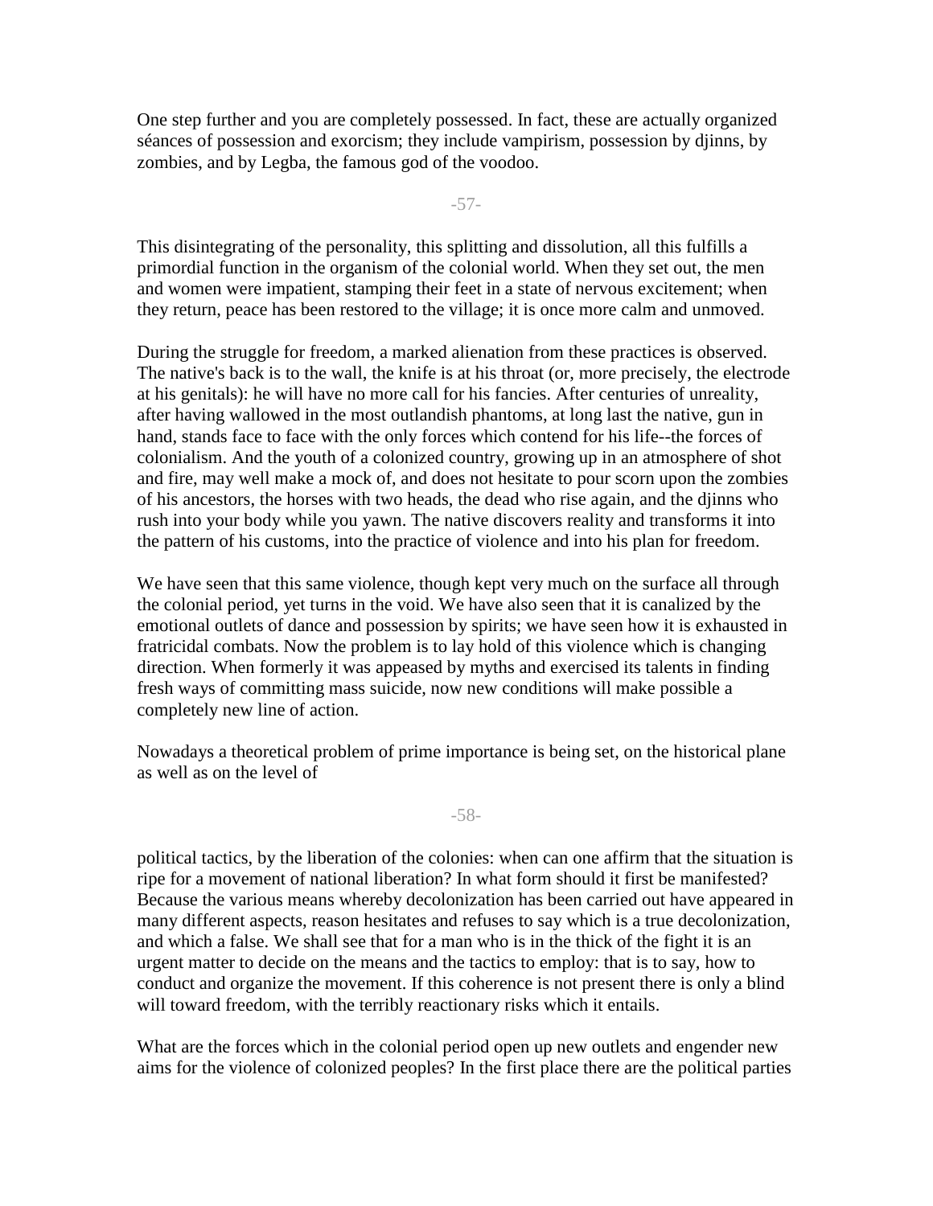One step further and you are completely possessed. In fact, these are actually organized séances of possession and exorcism; they include vampirism, possession by djinns, by zombies, and by Legba, the famous god of the voodoo.

This disintegrating of the personality, this splitting and dissolution, all this fulfills a primordial function in the organism of the colonial world. When they set out, the men and women were impatient, stamping their feet in a state of nervous excitement; when they return, peace has been restored to the village; it is once more calm and unmoved.

During the struggle for freedom, a marked alienation from these practices is observed. The native's back is to the wall, the knife is at his throat (or, more precisely, the electrode at his genitals): he will have no more call for his fancies. After centuries of unreality, after having wallowed in the most outlandish phantoms, at long last the native, gun in hand, stands face to face with the only forces which contend for his life--the forces of colonialism. And the youth of a colonized country, growing up in an atmosphere of shot and fire, may well make a mock of, and does not hesitate to pour scorn upon the zombies of his ancestors, the horses with two heads, the dead who rise again, and the djinns who rush into your body while you yawn. The native discovers reality and transforms it into the pattern of his customs, into the practice of violence and into his plan for freedom.

We have seen that this same violence, though kept very much on the surface all through the colonial period, yet turns in the void. We have also seen that it is canalized by the emotional outlets of dance and possession by spirits; we have seen how it is exhausted in fratricidal combats. Now the problem is to lay hold of this violence which is changing direction. When formerly it was appeased by myths and exercised its talents in finding fresh ways of committing mass suicide, now new conditions will make possible a completely new line of action.

Nowadays a theoretical problem of prime importance is being set, on the historical plane as well as on the level of political tactics, by the liberation of the colonies: when can one affirm that the situation is ripe for a movement of national liberation? In what form should it first be manifested? Because the various means whereby decolonization has been carried out have appeared in many different aspects, reason hesitates and refuses to say which is a true decolonization, and which a false. We shall see that for a man who is in the thick of the fight it is an urgent matter to decide on the means and the tactics to employ: that is to say, how to conduct and organize the movement. If this coherence is not present there is only a blind will toward freedom, with the terribly reactionary risks which it entails.

What are the forces which in the colonial period open up new outlets and engender new aims for the violence of colonized peoples? In the first place there are the political parties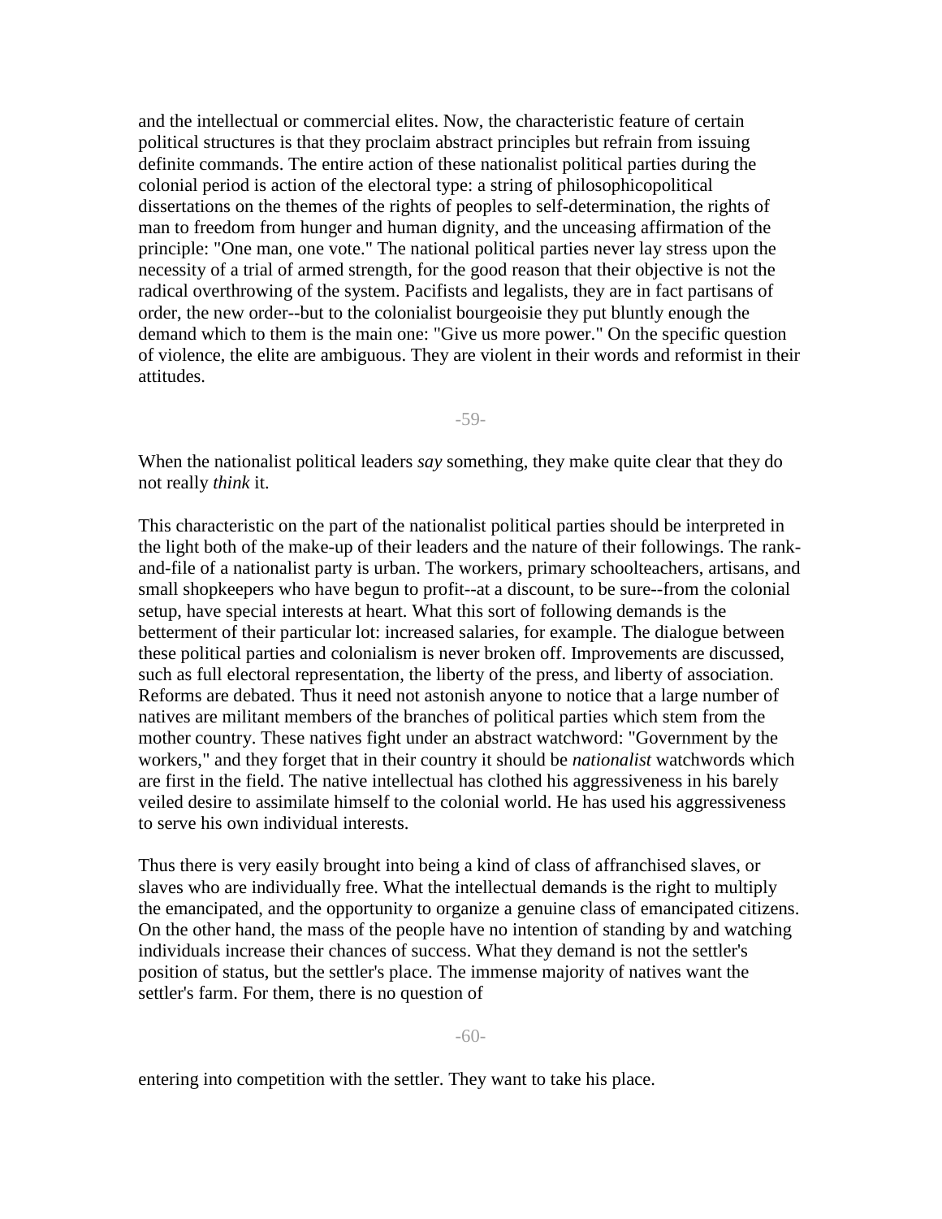and the intellectual or commercial elites. Now, the characteristic feature of certain political structures is that they proclaim abstract principles but refrain from issuing definite commands. The entire action of these nationalist political parties during the colonial period is action of the electoral type: a string of philosophicopolitical dissertations on the themes of the rights of peoples to self-determination, the rights of man to freedom from hunger and human dignity, and the unceasing affirmation of the principle: "One man, one vote." The national political parties never lay stress upon the necessity of a trial of armed strength, for the good reason that their objective is not the radical overthrowing of the system. Pacifists and legalists, they are in fact partisans of order, the new order--but to the colonialist bourgeoisie they put bluntly enough the demand which to them is the main one: "Give us more power." On the specific question of violence, the elite are ambiguous. They are violent in their words and reformist in their attitudes.

When the nationalist political leaders *say* something, they make quite clear that they do not really *think* it.

This characteristic on the part of the nationalist political parties should be interpreted in the light both of the make-up of their leaders and the nature of their followings. The rank-and-file of a nationalist party is urban. The workers, primary schoolteachers, artisans, and small shopkeepers who have begun to profit--at a discount, to be sure--from the colonial setup, have special interests at heart. What this sort of following demands is the betterment of their particular lot: increased salaries, for example. The dialogue between these political parties and colonialism is never broken off. Improvements are discussed, such as full electoral representation, the liberty of the press, and liberty of association. Reforms are debated. Thus it need not astonish anyone to notice that a large number of natives are militant members of the branches of political parties which stem from the mother country. These natives fight under an abstract watchword: "Government by the workers," and they forget that in their country it should be *nationalist* watchwords which are first in the field. The native intellectual has clothed his aggressiveness in his barely veiled desire to assimilate himself to the colonial world. He has used his aggressiveness to serve his own individual interests.

Thus there is very easily brought into being a kind of class of affranchised slaves, or slaves who are individually free. What the intellectual demands is the right to multiply the emancipated, and the opportunity to organize a genuine class of emancipated citizens. On the other hand, the mass of the people have no intention of standing by and watching individuals increase their chances of success. What they demand is not the settler's position of status, but the settler's place. The immense majority of natives want the settler's farm. For them, there is no question of entering into competition with the settler. They want to take his place.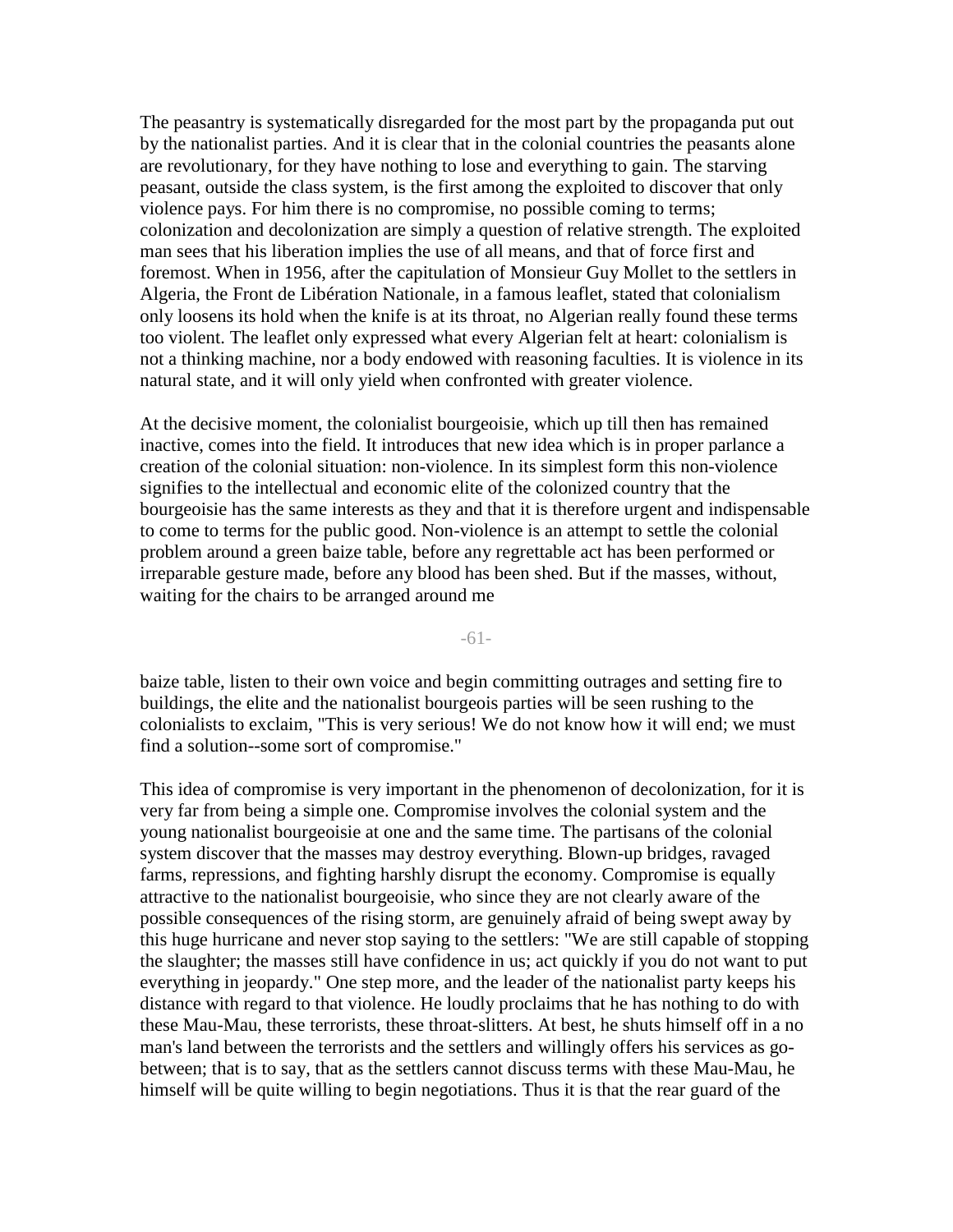The peasantry is systematically disregarded for the most part by the propaganda put out by the nationalist parties. And it is clear that in the colonial countries the peasants alone are revolutionary, for they have nothing to lose and everything to gain. The starving peasant, outside the class system, is the first among the exploited to discover that only violence pays. For him there is no compromise, no possible coming to terms; colonization and decolonization are simply a question of relative strength. The exploited man sees that his liberation implies the use of all means, and that of force first and foremost. When in 1956, after the capitulation of Monsieur Guy Mollet to the settlers in Algeria, the Front de Libération Nationale, in a famous leaflet, stated that colonialism only loosens its hold when the knife is at its throat, no Algerian really found these terms too violent. The leaflet only expressed what every Algerian felt at heart: colonialism is not a thinking machine, nor a body endowed with reasoning faculties. It is violence in its natural state, and it will only yield when confronted with greater violence.

At the decisive moment, the colonialist bourgeoisie, which up till then has remained inactive, comes into the field. It introduces that new idea which is in proper parlance a creation of the colonial situation: non-violence. In its simplest form this non-violence signifies to the intellectual and economic elite of the colonized country that the bourgeoisie has the same interests as they and that it is therefore urgent and indispensable to come to terms for the public good. Non-violence is an attempt to settle the colonial problem around a green baize table, before any regrettable act has been performed or irreparable gesture made, before any blood has been shed. But if the masses, without, waiting for the chairs to be arranged around me baize table, listen to their own voice and begin committing outrages and setting fire to buildings, the elite and the nationalist bourgeois parties will be seen rushing to the colonialists to exclaim, "This is very serious! We do not know how it will end; we must find a solution--some sort of compromise."

This idea of compromise is very important in the phenomenon of decolonization, for it is very far from being a simple one. Compromise involves the colonial system and the young nationalist bourgeoisie at one and the same time. The partisans of the colonial system discover that the masses may destroy everything. Blown-up bridges, ravaged farms, repressions, and fighting harshly disrupt the economy. Compromise is equally attractive to the nationalist bourgeoisie, who since they are not clearly aware of the possible consequences of the rising storm, are genuinely afraid of being swept away by this huge hurricane and never stop saying to the settlers: "We are still capable of stopping the slaughter; the masses still have confidence in us; act quickly if you do not want to put everything in jeopardy." One step more, and the leader of the nationalist party keeps his distance with regard to that violence. He loudly proclaims that he has nothing to do with these Mau-Mau, these terrorists, these throat-slitters. At best, he shuts himself off in a no man's land between the terrorists and the settlers and willingly offers his services as go-between; that is to say, that as the settlers cannot discuss terms with these Mau-Mau, he himself will be quite willing to begin negotiations. Thus it is that the rear guard of the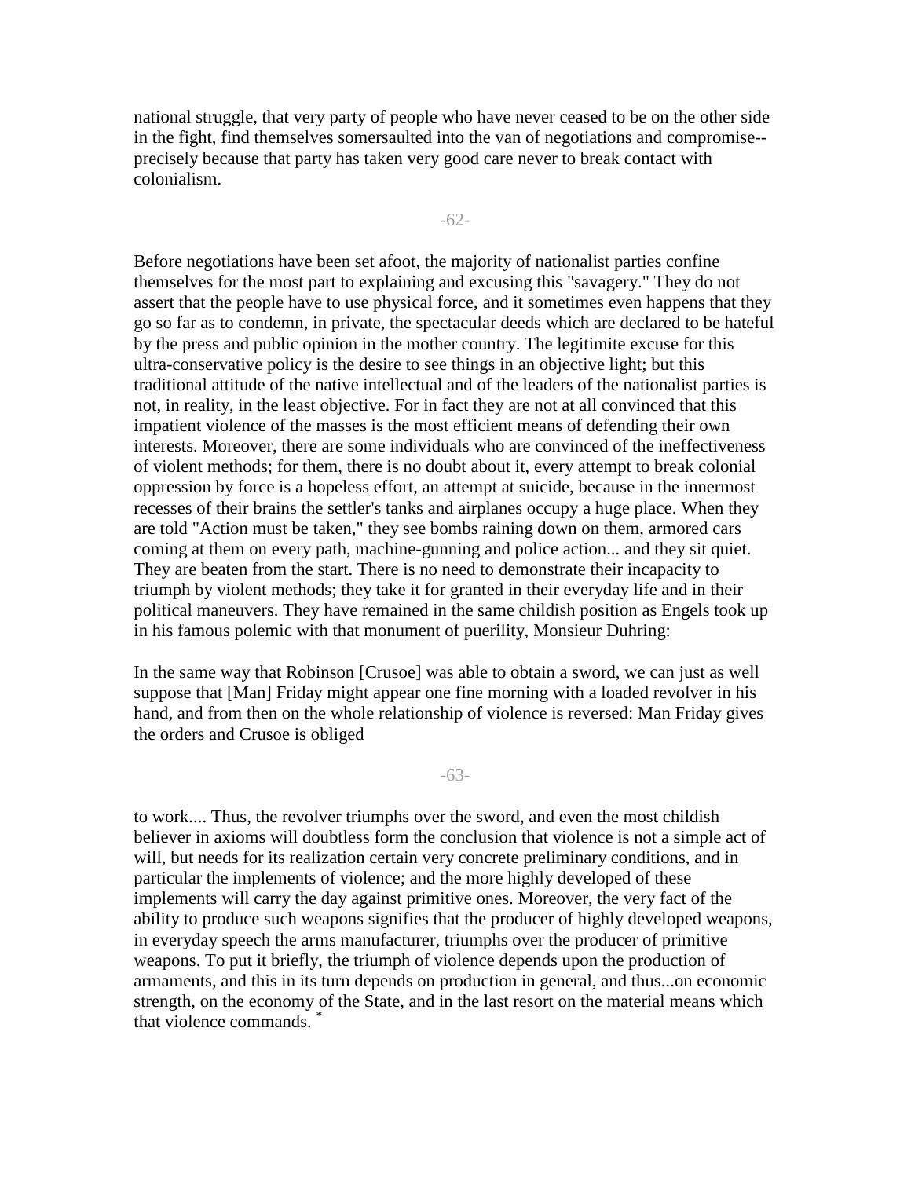national struggle, that very party of people who have never ceased to be on the other side in the fight, find themselves somersaulted into the van of negotiations and compromise--precisely because that party has taken very good care never to break contact with colonialism.

Before negotiations have been set afoot, the majority of nationalist parties confine themselves for the most part to explaining and excusing this "savagery." They do not assert that the people have to use physical force, and it sometimes even happens that they go so far as to condemn, in private, the spectacular deeds which are declared to be hateful by the press and public opinion in the mother country. The legitimite excuse for this ultra-conservative policy is the desire to see things in an objective light; but this traditional attitude of the native intellectual and of the leaders of the nationalist parties is not, in reality, in the least objective. For in fact they are not at all convinced that this impatient violence of the masses is the most efficient means of defending their own interests. Moreover, there are some individuals who are convinced of the ineffectiveness of violent methods; for them, there is no doubt about it, every attempt to break colonial oppression by force is a hopeless effort, an attempt at suicide, because in the innermost recesses of their brains the settler's tanks and airplanes occupy a huge place. When they are told "Action must be taken," they see bombs raining down on them, armored cars coming at them on every path, machine-gunning and police action... and they sit quiet. They are beaten from the start. There is no need to demonstrate their incapacity to triumph by violent methods; they take it for granted in their everyday life and in their political maneuvers. They have remained in the same childish position as Engels took up in his famous polemic with that monument of puerility, Monsieur Duhring:

In the same way that Robinson [Crusoe] was able to obtain a sword, we can just as well suppose that [Man] Friday might appear one fine morning with a loaded revolver in his hand, and from then on the whole relationship of violence is reversed: Man Friday gives the orders and Crusoe is obliged to work.... Thus, the revolver triumphs over the sword, and even the most childish believer in axioms will doubtless form the conclusion that violence is not a simple act of will, but needs for its realization certain very concrete preliminary conditions, and in particular the implements of violence; and the more highly developed of these implements will carry the day against primitive ones. Moreover, the very fact of the ability to produce such weapons signifies that the producer of highly developed weapons, in everyday speech the arms manufacturer, triumphs over the producer of primitive weapons. To put it briefly, the triumph of violence depends upon the production of armaments, and this in its turn depends on production in general, and thus...on economic strength, on the economy of the State, and in the last resort on the material means which that violence commands. *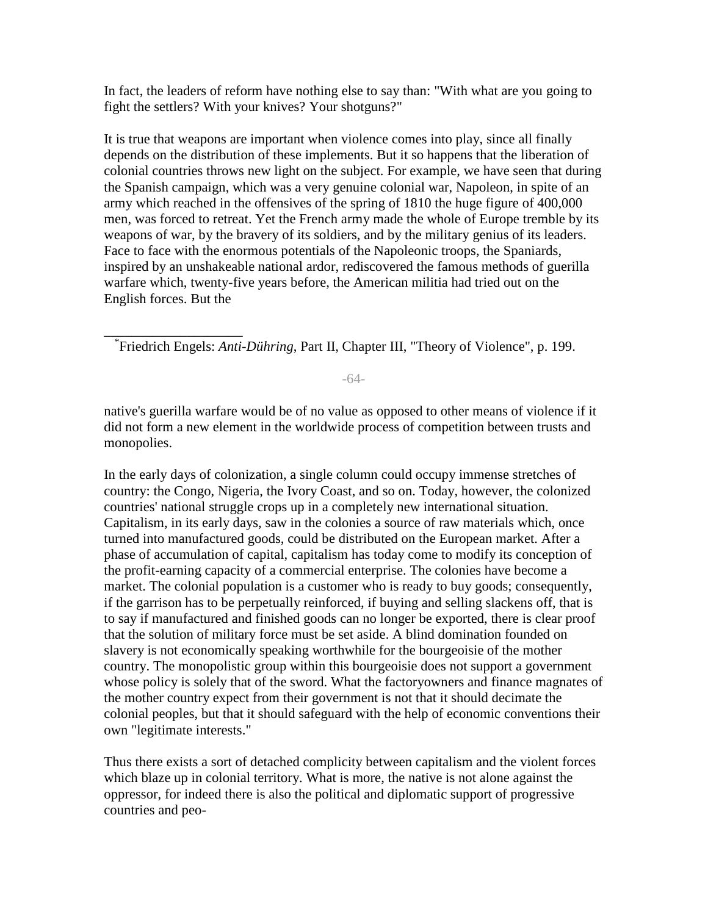In fact, the leaders of reform have nothing else to say than: "With what are you going to fight the settlers? With your knives? Your shotguns?"

It is true that weapons are important when violence comes into play, since all finally depends on the distribution of these implements. But it so happens that the liberation of colonial countries throws new light on the subject. For example, we have seen that during the Spanish campaign, which was a very genuine colonial war, Napoleon, in spite of an army which reached in the offensives of the spring of 1810 the huge figure of 400,000 men, was forced to retreat. Yet the French army made the whole of Europe tremble by its weapons of war, by the bravery of its soldiers, and by the military genius of its leaders. Face to face with the enormous potentials of the Napoleonic troops, the Spaniards, inspired by an unshakeable national ardor, rediscovered the famous methods of guerilla warfare which, twenty-five years before, the American militia had tried out on the English forces. But the native's guerilla warfare would be of no value as opposed to other means of violence if it did not form a new element in the worldwide process of competition between trusts and monopolies.

In the early days of colonization, a single column could occupy immense stretches of country: the Congo, Nigeria, the Ivory Coast, and so on. Today, however, the colonized countries' national struggle crops up in a completely new international situation. Capitalism, in its early days, saw in the colonies a source of raw materials which, once turned into manufactured goods, could be distributed on the European market. After a phase of accumulation of capital, capitalism has today come to modify its conception of the profit-earning capacity of a commercial enterprise. The colonies have become a market. The colonial population is a customer who is ready to buy goods; consequently, if the garrison has to be perpetually reinforced, if buying and selling slackens off, that is to say if manufactured and finished goods can no longer be exported, there is clear proof that the solution of military force must be set aside. A blind domination founded on slavery is not economically speaking worthwhile for the bourgeoisie of the mother country. The monopolistic group within this bourgeoisie does not support a government whose policy is solely that of the sword. What the factoryowners and finance magnates of the mother country expect from their government is not that it should decimate the colonial peoples, but that it should safeguard with the help of economic conventions their own "legitimate interests."

Thus there exists a sort of detached complicity between capitalism and the violent forces which blaze up in colonial territory. What is more, the native is not alone against the oppressor, for indeed there is also the political and diplomatic support of progressive countries and peo-

---

[*] Friedrich Engels: *Anti-Dühring*, Part II, Chapter III, "Theory of Violence", p. 199.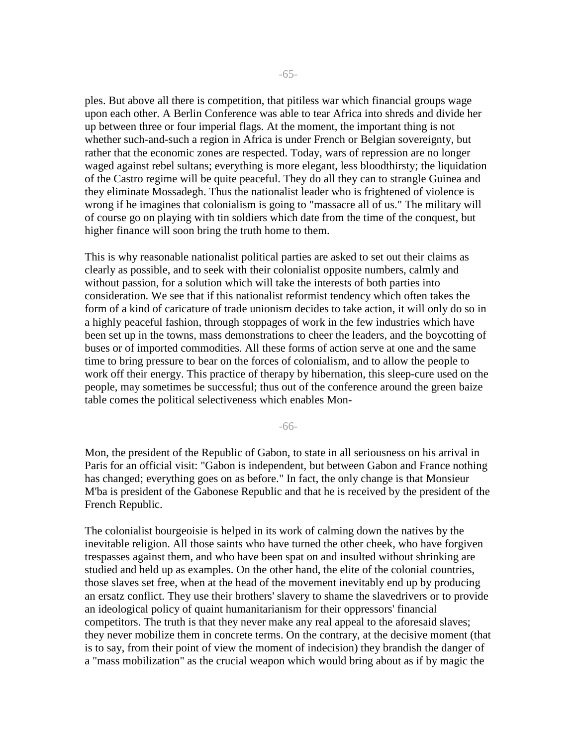ples. But above all there is competition, that pitiless war which financial groups wage upon each other. A Berlin Conference was able to tear Africa into shreds and divide her up between three or four imperial flags. At the moment, the important thing is not whether such-and-such a region in Africa is under French or Belgian sovereignty, but rather that the economic zones are respected. Today, wars of repression are no longer waged against rebel sultans; everything is more elegant, less bloodthirsty; the liquidation of the Castro regime will be quite peaceful. They do all they can to strangle Guinea and they eliminate Mossadegh. Thus the nationalist leader who is frightened of violence is wrong if he imagines that colonialism is going to "massacre all of us." The military will of course go on playing with tin soldiers which date from the time of the conquest, but higher finance will soon bring the truth home to them.

This is why reasonable nationalist political parties are asked to set out their claims as clearly as possible, and to seek with their colonialist opposite numbers, calmly and without passion, for a solution which will take the interests of both parties into consideration. We see that if this nationalist reformist tendency which often takes the form of a kind of caricature of trade unionism decides to take action, it will only do so in a highly peaceful fashion, through stoppages of work in the few industries which have been set up in the towns, mass demonstrations to cheer the leaders, and the boycotting of buses or of imported commodities. All these forms of action serve at one and the same time to bring pressure to bear on the forces of colonialism, and to allow the people to work off their energy. This practice of therapy by hibernation, this sleep-cure used on the people, may sometimes be successful; thus out of the conference around the green baize table comes the political selectiveness which enables Mon-

Mon, the president of the Republic of Gabon, to state in all seriousness on his arrival in Paris for an official visit: "Gabon is independent, but between Gabon and France nothing has changed; everything goes on as before." In fact, the only change is that Monsieur M'ba is president of the Gabonese Republic and that he is received by the president of the French Republic.

The colonialist bourgeoisie is helped in its work of calming down the natives by the inevitable religion. All those saints who have turned the other cheek, who have forgiven trespasses against them, and who have been spat on and insulted without shrinking are studied and held up as examples. On the other hand, the elite of the colonial countries, those slaves set free, when at the head of the movement inevitably end up by producing an ersatz conflict. They use their brothers' slavery to shame the slavedrivers or to provide an ideological policy of quaint humanitarianism for their oppressors' financial competitors. The truth is that they never make any real appeal to the aforesaid slaves; they never mobilize them in concrete terms. On the contrary, at the decisive moment (that is to say, from their point of view the moment of indecision) they brandish the danger of a "mass mobilization" as the crucial weapon which would bring about as if by magic the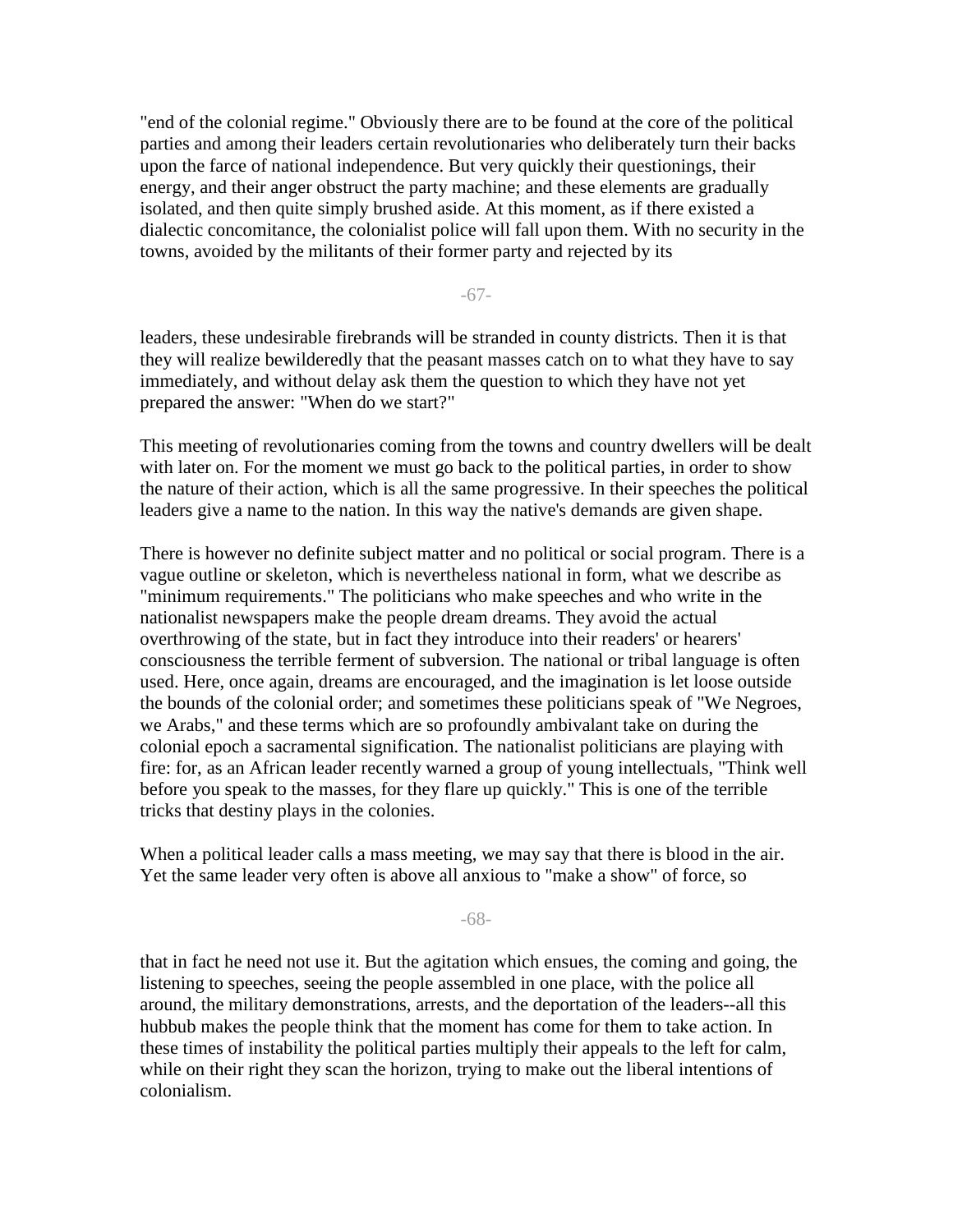"end of the colonial regime." Obviously there are to be found at the core of the political parties and among their leaders certain revolutionaries who deliberately turn their backs upon the farce of national independence. But very quickly their questionings, their energy, and their anger obstruct the party machine; and these elements are gradually isolated, and then quite simply brushed aside. At this moment, as if there existed a dialectic concomitance, the colonialist police will fall upon them. With no security in the towns, avoided by the militants of their former party and rejected by its leaders, these undesirable firebrands will be stranded in county districts. Then it is that they will realize bewilderedly that the peasant masses catch on to what they have to say immediately, and without delay ask them the question to which they have not yet prepared the answer: "When do we start?"

This meeting of revolutionaries coming from the towns and country dwellers will be dealt with later on. For the moment we must go back to the political parties, in order to show the nature of their action, which is all the same progressive. In their speeches the political leaders give a name to the nation. In this way the native's demands are given shape.

There is however no definite subject matter and no political or social program. There is a vague outline or skeleton, which is nevertheless national in form, what we describe as "minimum requirements." The politicians who make speeches and who write in the nationalist newspapers make the people dream dreams. They avoid the actual overthrowing of the state, but in fact they introduce into their readers' or hearers' consciousness the terrible ferment of subversion. The national or tribal language is often used. Here, once again, dreams are encouraged, and the imagination is let loose outside the bounds of the colonial order; and sometimes these politicians speak of "We Negroes, we Arabs," and these terms which are so profoundly ambivalant take on during the colonial epoch a sacramental signification. The nationalist politicians are playing with fire: for, as an African leader recently warned a group of young intellectuals, "Think well before you speak to the masses, for they flare up quickly." This is one of the terrible tricks that destiny plays in the colonies.

When a political leader calls a mass meeting, we may say that there is blood in the air. Yet the same leader very often is above all anxious to "make a show" of force, so that in fact he need not use it. But the agitation which ensues, the coming and going, the listening to speeches, seeing the people assembled in one place, with the police all around, the military demonstrations, arrests, and the deportation of the leaders--all this hubbub makes the people think that the moment has come for them to take action. In these times of instability the political parties multiply their appeals to the left for calm, while on their right they scan the horizon, trying to make out the liberal intentions of colonialism.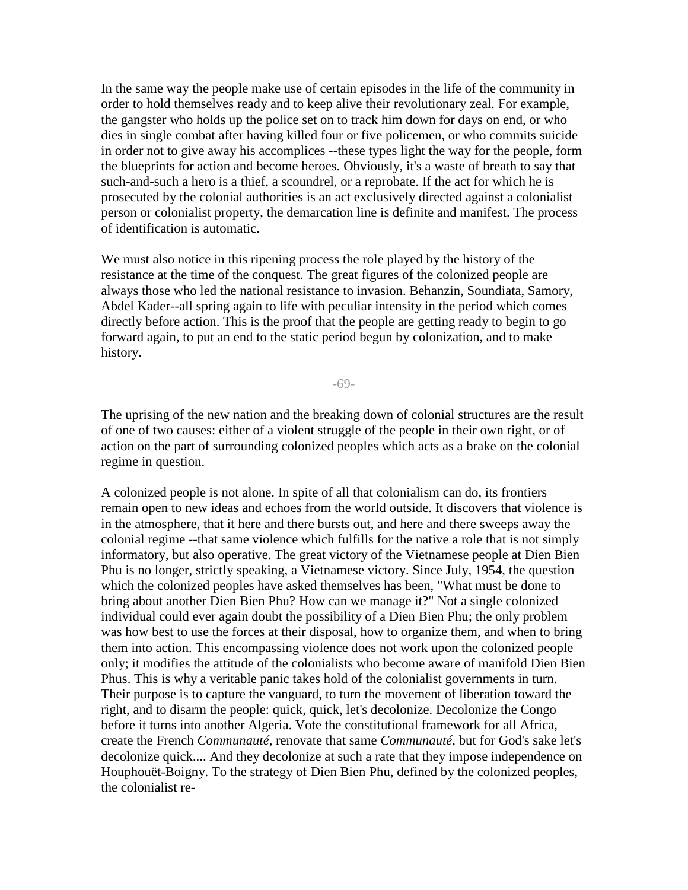In the same way the people make use of certain episodes in the life of the community in order to hold themselves ready and to keep alive their revolutionary zeal. For example, the gangster who holds up the police set on to track him down for days on end, or who dies in single combat after having killed four or five policemen, or who commits suicide in order not to give away his accomplices --these types light the way for the people, form the blueprints for action and become heroes. Obviously, it's a waste of breath to say that such-and-such a hero is a thief, a scoundrel, or a reprobate. If the act for which he is prosecuted by the colonial authorities is an act exclusively directed against a colonialist person or colonialist property, the demarcation line is definite and manifest. The process of identification is automatic.

We must also notice in this ripening process the role played by the history of the resistance at the time of the conquest. The great figures of the colonized people are always those who led the national resistance to invasion. Behanzin, Soundiata, Samory, Abdel Kader--all spring again to life with peculiar intensity in the period which comes directly before action. This is the proof that the people are getting ready to begin to go forward again, to put an end to the static period begun by colonization, and to make history.

The uprising of the new nation and the breaking down of colonial structures are the result of one of two causes: either of a violent struggle of the people in their own right, or of action on the part of surrounding colonized peoples which acts as a brake on the colonial regime in question.

A colonized people is not alone. In spite of all that colonialism can do, its frontiers remain open to new ideas and echoes from the world outside. It discovers that violence is in the atmosphere, that it here and there bursts out, and here and there sweeps away the colonial regime --that same violence which fulfills for the native a role that is not simply informatory, but also operative. The great victory of the Vietnamese people at Dien Bien Phu is no longer, strictly speaking, a Vietnamese victory. Since July, 1954, the question which the colonized peoples have asked themselves has been, "What must be done to bring about another Dien Bien Phu? How can we manage it?" Not a single colonized individual could ever again doubt the possibility of a Dien Bien Phu; the only problem was how best to use the forces at their disposal, how to organize them, and when to bring them into action. This encompassing violence does not work upon the colonized people only; it modifies the attitude of the colonialists who become aware of manifold Dien Bien Phus. This is why a veritable panic takes hold of the colonialist governments in turn. Their purpose is to capture the vanguard, to turn the movement of liberation toward the right, and to disarm the people: quick, quick, let's decolonize. Decolonize the Congo before it turns into another Algeria. Vote the constitutional framework for all Africa, create the French *Communauté*, renovate that same *Communauté*, but for God's sake let's decolonize quick.... And they decolonize at such a rate that they impose independence on Houphouët-Boigny. To the strategy of Dien Bien Phu, defined by the colonized peoples, the colonialist re-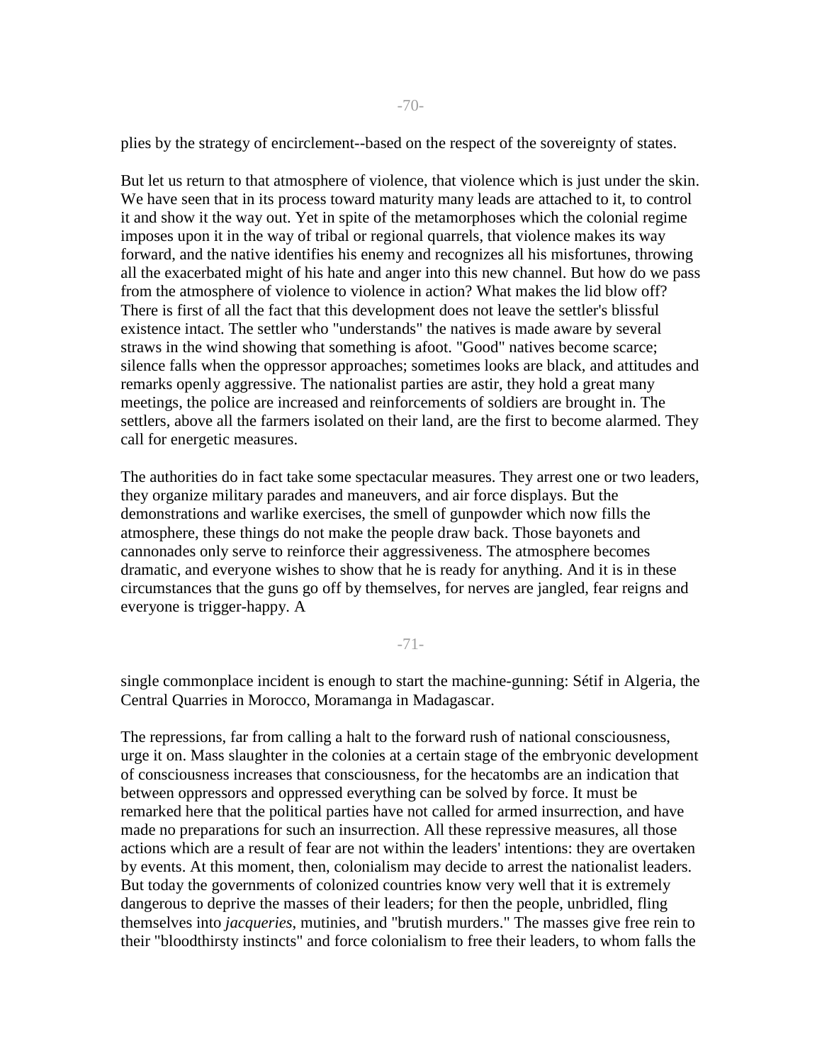plies by the strategy of encirclement--based on the respect of the sovereignty of states.

But let us return to that atmosphere of violence, that violence which is just under the skin. We have seen that in its process toward maturity many leads are attached to it, to control it and show it the way out. Yet in spite of the metamorphoses which the colonial regime imposes upon it in the way of tribal or regional quarrels, that violence makes its way forward, and the native identifies his enemy and recognizes all his misfortunes, throwing all the exacerbated might of his hate and anger into this new channel. But how do we pass from the atmosphere of violence to violence in action? What makes the lid blow off? There is first of all the fact that this development does not leave the settler's blissful existence intact. The settler who "understands" the natives is made aware by several straws in the wind showing that something is afoot. "Good" natives become scarce; silence falls when the oppressor approaches; sometimes looks are black, and attitudes and remarks openly aggressive. The nationalist parties are astir, they hold a great many meetings, the police are increased and reinforcements of soldiers are brought in. The settlers, above all the farmers isolated on their land, are the first to become alarmed. They call for energetic measures.

The authorities do in fact take some spectacular measures. They arrest one or two leaders, they organize military parades and maneuvers, and air force displays. But the demonstrations and warlike exercises, the smell of gunpowder which now fills the atmosphere, these things do not make the people draw back. Those bayonets and cannonades only serve to reinforce their aggressiveness. The atmosphere becomes dramatic, and everyone wishes to show that he is ready for anything. And it is in these circumstances that the guns go off by themselves, for nerves are jangled, fear reigns and everyone is trigger-happy. A single commonplace incident is enough to start the machine-gunning: Sétif in Algeria, the Central Quarries in Morocco, Moramanga in Madagascar.

The repressions, far from calling a halt to the forward rush of national consciousness, urge it on. Mass slaughter in the colonies at a certain stage of the embryonic development of consciousness increases that consciousness, for the hecatombs are an indication that between oppressors and oppressed everything can be solved by force. It must be remarked here that the political parties have not called for armed insurrection, and have made no preparations for such an insurrection. All these repressive measures, all those actions which are a result of fear are not within the leaders' intentions: they are overtaken by events. At this moment, then, colonialism may decide to arrest the nationalist leaders. But today the governments of colonized countries know very well that it is extremely dangerous to deprive the masses of their leaders; for then the people, unbridled, fling themselves into *jacqueries*, mutinies, and "brutish murders." The masses give free rein to their "bloodthirsty instincts" and force colonialism to free their leaders, to whom falls the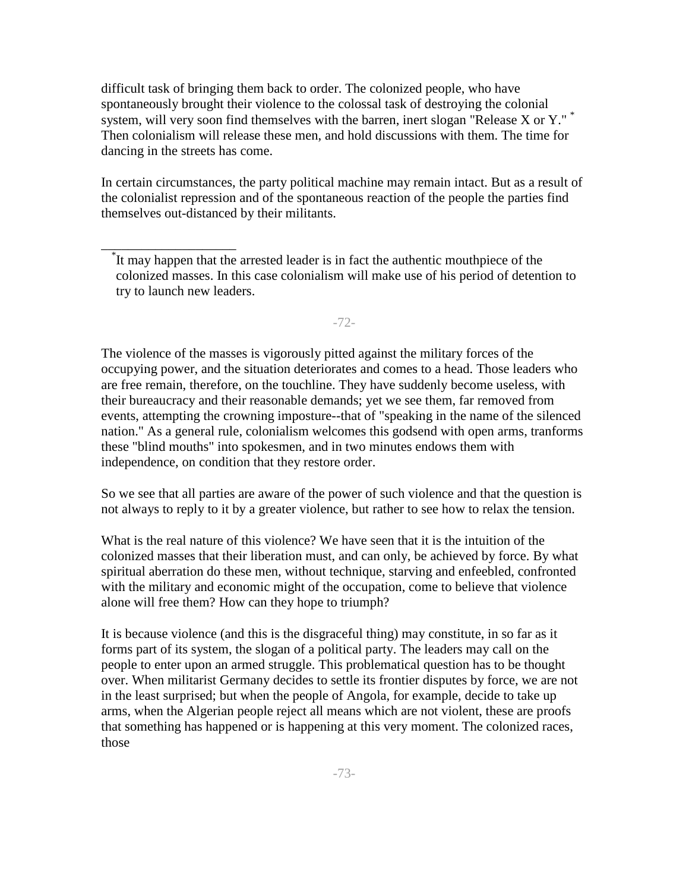difficult task of bringing them back to order. The colonized people, who have spontaneously brought their violence to the colossal task of destroying the colonial system, will very soon find themselves with the barren, inert slogan "Release X or Y." *
Then colonialism will release these men, and hold discussions with them. The time for dancing in the streets has come.

In certain circumstances, the party political machine may remain intact. But as a result of the colonialist repression and of the spontaneous reaction of the people the parties find themselves out-distanced by their militants.

---

* It may happen that the arrested leader is in fact the authentic mouthpiece of the colonized masses. In this case colonialism will make use of his period of detention to try to launch new leaders.

The violence of the masses is vigorously pitted against the military forces of the occupying power, and the situation deteriorates and comes to a head. Those leaders who are free remain, therefore, on the touchline. They have suddenly become useless, with their bureaucracy and their reasonable demands; yet we see them, far removed from events, attempting the crowning imposture--that of "speaking in the name of the silenced nation." As a general rule, colonialism welcomes this godsend with open arms, tranforms these "blind mouths" into spokesmen, and in two minutes endows them with independence, on condition that they restore order.

So we see that all parties are aware of the power of such violence and that the question is not always to reply to it by a greater violence, but rather to see how to relax the tension.

What is the real nature of this violence? We have seen that it is the intuition of the colonized masses that their liberation must, and can only, be achieved by force. By what spiritual aberration do these men, without technique, starving and enfeebled, confronted with the military and economic might of the occupation, come to believe that violence alone will free them? How can they hope to triumph?

It is because violence (and this is the disgraceful thing) may constitute, in so far as it forms part of its system, the slogan of a political party. The leaders may call on the people to enter upon an armed struggle. This problematical question has to be thought over. When militarist Germany decides to settle its frontier disputes by force, we are not in the least surprised; but when the people of Angola, for example, decide to take up arms, when the Algerian people reject all means which are not violent, these are proofs that something has happened or is happening at this very moment. The colonized races, those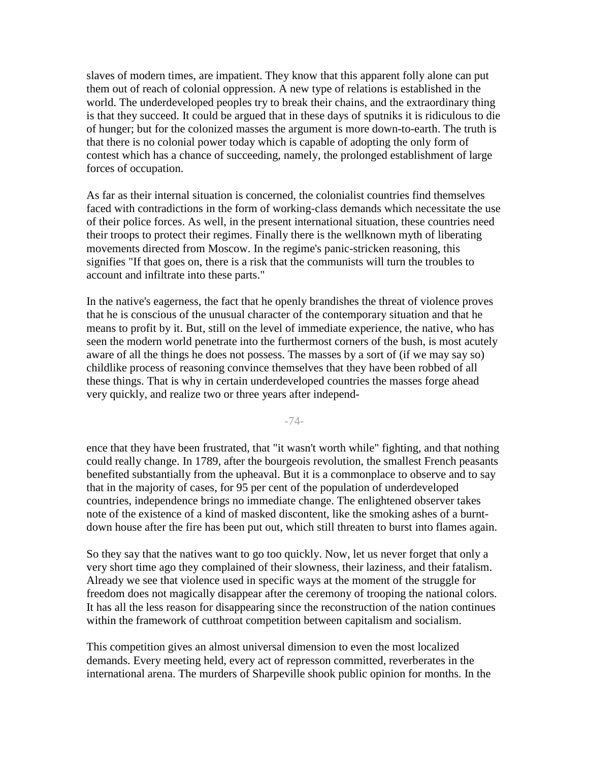slaves of modern times, are impatient. They know that this apparent folly alone can put them out of reach of colonial oppression. A new type of relations is established in the world. The underdeveloped peoples try to break their chains, and the extraordinary thing is that they succeed. It could be argued that in these days of sputniks it is ridiculous to die of hunger; but for the colonized masses the argument is more down-to-earth. The truth is that there is no colonial power today which is capable of adopting the only form of contest which has a chance of succeeding, namely, the prolonged establishment of large forces of occupation.

As far as their internal situation is concerned, the colonialist countries find themselves faced with contradictions in the form of working-class demands which necessitate the use of their police forces. As well, in the present international situation, these countries need their troops to protect their regimes. Finally there is the wellknown myth of liberating movements directed from Moscow. In the regime's panic-stricken reasoning, this signifies "If that goes on, there is a risk that the communists will turn the troubles to account and infiltrate into these parts."

In the native's eagerness, the fact that he openly brandishes the threat of violence proves that he is conscious of the unusual character of the contemporary situation and that he means to profit by it. But, still on the level of immediate experience, the native, who has seen the modern world penetrate into the furthermost corners of the bush, is most acutely aware of all the things he does not possess. The masses by a sort of (if we may say so) childlike process of reasoning convince themselves that they have been robbed of all these things. That is why in certain underdeveloped countries the masses forge ahead very quickly, and realize two or three years after independence that they have been frustrated, that "it wasn't worth while" fighting, and that nothing could really change. In 1789, after the bourgeois revolution, the smallest French peasants benefited substantially from the upheaval. But it is a commonplace to observe and to say that in the majority of cases, for 95 per cent of the population of underdeveloped countries, independence brings no immediate change. The enlightened observer takes note of the existence of a kind of masked discontent, like the smoking ashes of a burnt-down house after the fire has been put out, which still threaten to burst into flames again.

So they say that the natives want to go too quickly. Now, let us never forget that only a very short time ago they complained of their slowness, their laziness, and their fatalism. Already we see that violence used in specific ways at the moment of the struggle for freedom does not magically disappear after the ceremony of trooping the national colors. It has all the less reason for disappearing since the reconstruction of the nation continues within the framework of cutthroat competition between capitalism and socialism.

This competition gives an almost universal dimension to even the most localized demands. Every meeting held, every act of represson committed, reverberates in the international arena. The murders of Sharpeville shook public opinion for months. In the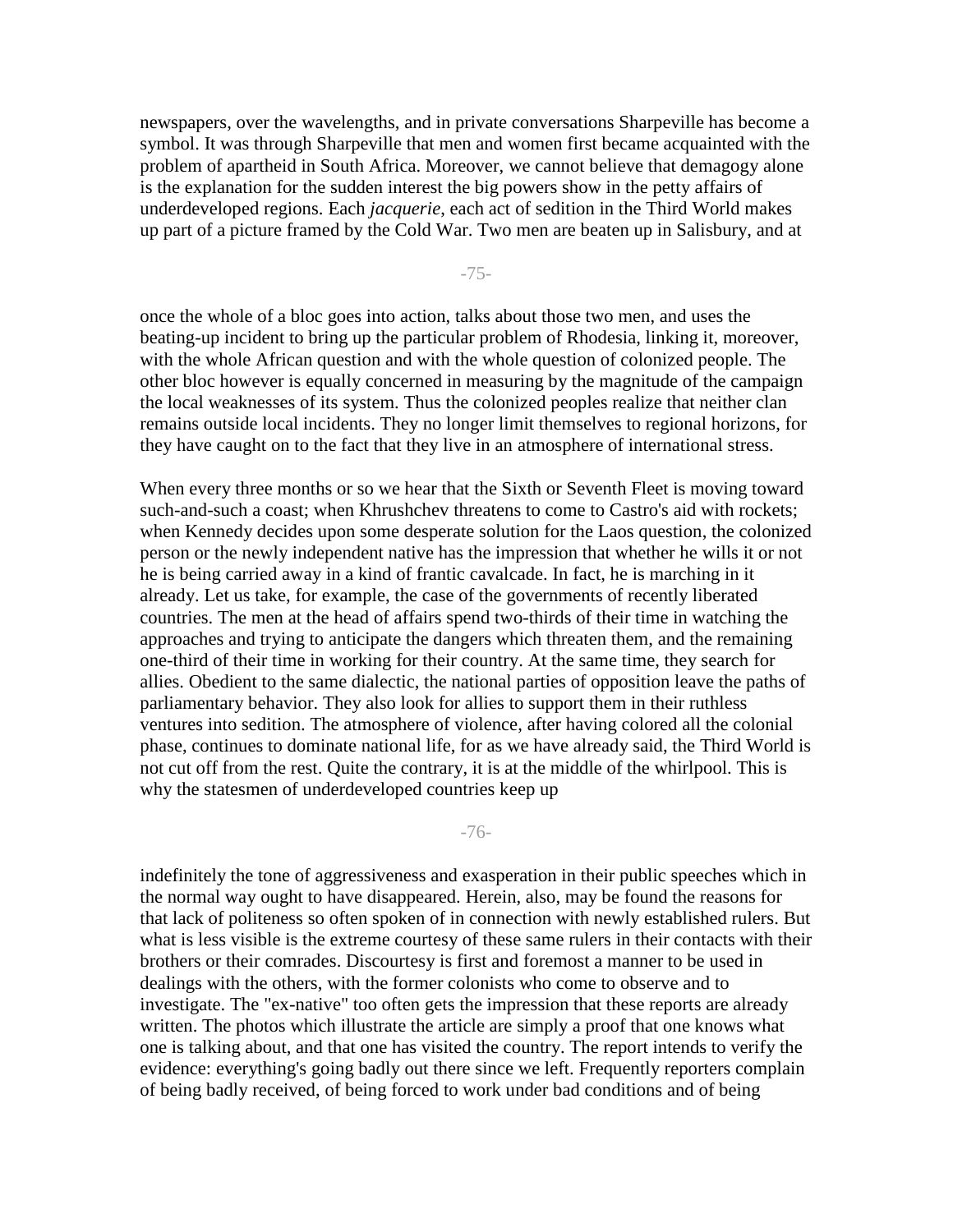newspapers, over the wavelengths, and in private conversations Sharpeville has become a symbol. It was through Sharpeville that men and women first became acquainted with the problem of apartheid in South Africa. Moreover, we cannot believe that demagogy alone is the explanation for the sudden interest the big powers show in the petty affairs of underdeveloped regions. Each *jacquerie*, each act of sedition in the Third World makes up part of a picture framed by the Cold War. Two men are beaten up in Salisbury, and at once the whole of a bloc goes into action, talks about those two men, and uses the beating-up incident to bring up the particular problem of Rhodesia, linking it, moreover, with the whole African question and with the whole question of colonized people. The other bloc however is equally concerned in measuring by the magnitude of the campaign the local weaknesses of its system. Thus the colonized peoples realize that neither clan remains outside local incidents. They no longer limit themselves to regional horizons, for they have caught on to the fact that they live in an atmosphere of international stress.

When every three months or so we hear that the Sixth or Seventh Fleet is moving toward such-and-such a coast; when Khrushchev threatens to come to Castro's aid with rockets; when Kennedy decides upon some desperate solution for the Laos question, the colonized person or the newly independent native has the impression that whether he wills it or not he is being carried away in a kind of frantic cavalcade. In fact, he is marching in it already. Let us take, for example, the case of the governments of recently liberated countries. The men at the head of affairs spend two-thirds of their time in watching the approaches and trying to anticipate the dangers which threaten them, and the remaining one-third of their time in working for their country. At the same time, they search for allies. Obedient to the same dialectic, the national parties of opposition leave the paths of parliamentary behavior. They also look for allies to support them in their ruthless ventures into sedition. The atmosphere of violence, after having colored all the colonial phase, continues to dominate national life, for as we have already said, the Third World is not cut off from the rest. Quite the contrary, it is at the middle of the whirlpool. This is why the statesmen of underdeveloped countries keep up indefinitely the tone of aggressiveness and exasperation in their public speeches which in the normal way ought to have disappeared. Herein, also, may be found the reasons for that lack of politeness so often spoken of in connection with newly established rulers. But what is less visible is the extreme courtesy of these same rulers in their contacts with their brothers or their comrades. Discourtesy is first and foremost a manner to be used in dealings with the others, with the former colonists who come to observe and to investigate. The "ex-native" too often gets the impression that these reports are already written. The photos which illustrate the article are simply a proof that one knows what one is talking about, and that one has visited the country. The report intends to verify the evidence: everything's going badly out there since we left. Frequently reporters complain of being badly received, of being forced to work under bad conditions and of being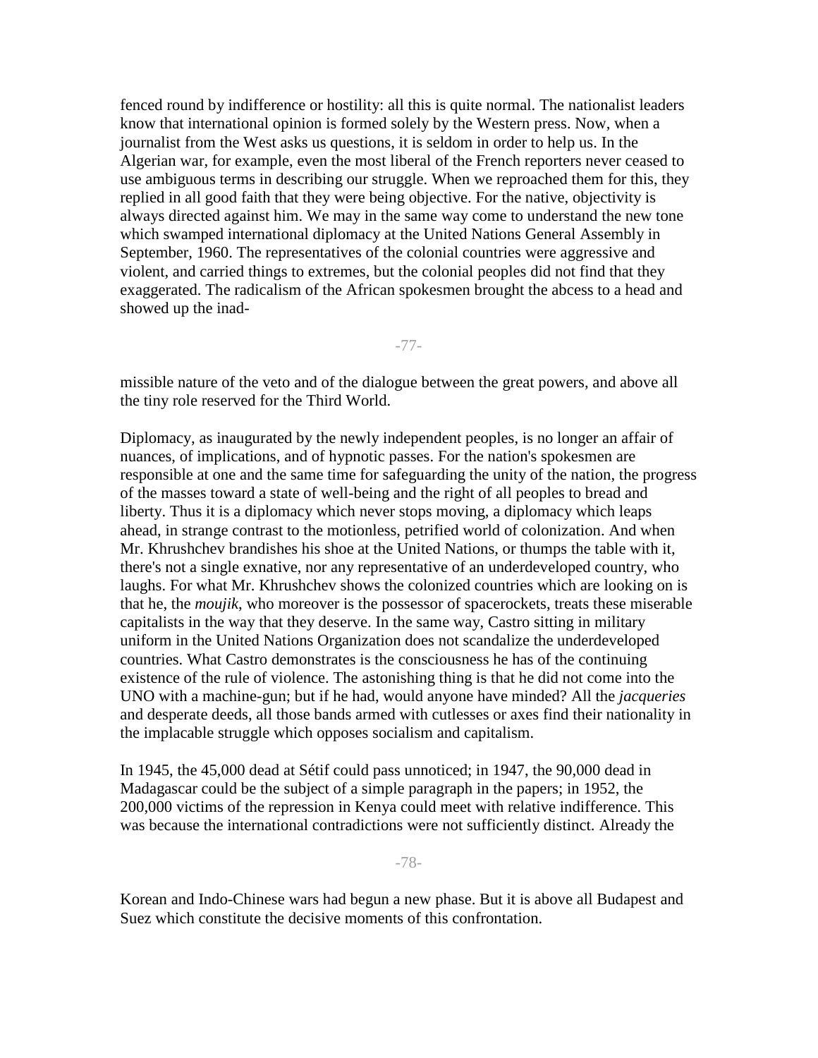fenced round by indifference or hostility: all this is quite normal. The nationalist leaders know that international opinion is formed solely by the Western press. Now, when a journalist from the West asks us questions, it is seldom in order to help us. In the Algerian war, for example, even the most liberal of the French reporters never ceased to use ambiguous terms in describing our struggle. When we reproached them for this, they replied in all good faith that they were being objective. For the native, objectivity is always directed against him. We may in the same way come to understand the new tone which swamped international diplomacy at the United Nations General Assembly in September, 1960. The representatives of the colonial countries were aggressive and violent, and carried things to extremes, but the colonial peoples did not find that they exaggerated. The radicalism of the African spokesmen brought the abcess to a head and showed up the inadmissible nature of the veto and of the dialogue between the great powers, and above all the tiny role reserved for the Third World.

Diplomacy, as inaugurated by the newly independent peoples, is no longer an affair of nuances, of implications, and of hypnotic passes. For the nation's spokesmen are responsible at one and the same time for safeguarding the unity of the nation, the progress of the masses toward a state of well-being and the right of all peoples to bread and liberty. Thus it is a diplomacy which never stops moving, a diplomacy which leaps ahead, in strange contrast to the motionless, petrified world of colonization. And when Mr. Khrushchev brandishes his shoe at the United Nations, or thumps the table with it, there's not a single exnative, nor any representative of an underdeveloped country, who laughs. For what Mr. Khrushchev shows the colonized countries which are looking on is that he, the *moujik*, who moreover is the possessor of spacerockets, treats these miserable capitalists in the way that they deserve. In the same way, Castro sitting in military uniform in the United Nations Organization does not scandalize the underdeveloped countries. What Castro demonstrates is the consciousness he has of the continuing existence of the rule of violence. The astonishing thing is that he did not come into the UNO with a machine-gun; but if he had, would anyone have minded? All the *jacqueries* and desperate deeds, all those bands armed with cutlesses or axes find their nationality in the implacable struggle which opposes socialism and capitalism.

In 1945, the 45,000 dead at Sétif could pass unnoticed; in 1947, the 90,000 dead in Madagascar could be the subject of a simple paragraph in the papers; in 1952, the 200,000 victims of the repression in Kenya could meet with relative indifference. This was because the international contradictions were not sufficiently distinct. Already the Korean and Indo-Chinese wars had begun a new phase. But it is above all Budapest and Suez which constitute the decisive moments of this confrontation.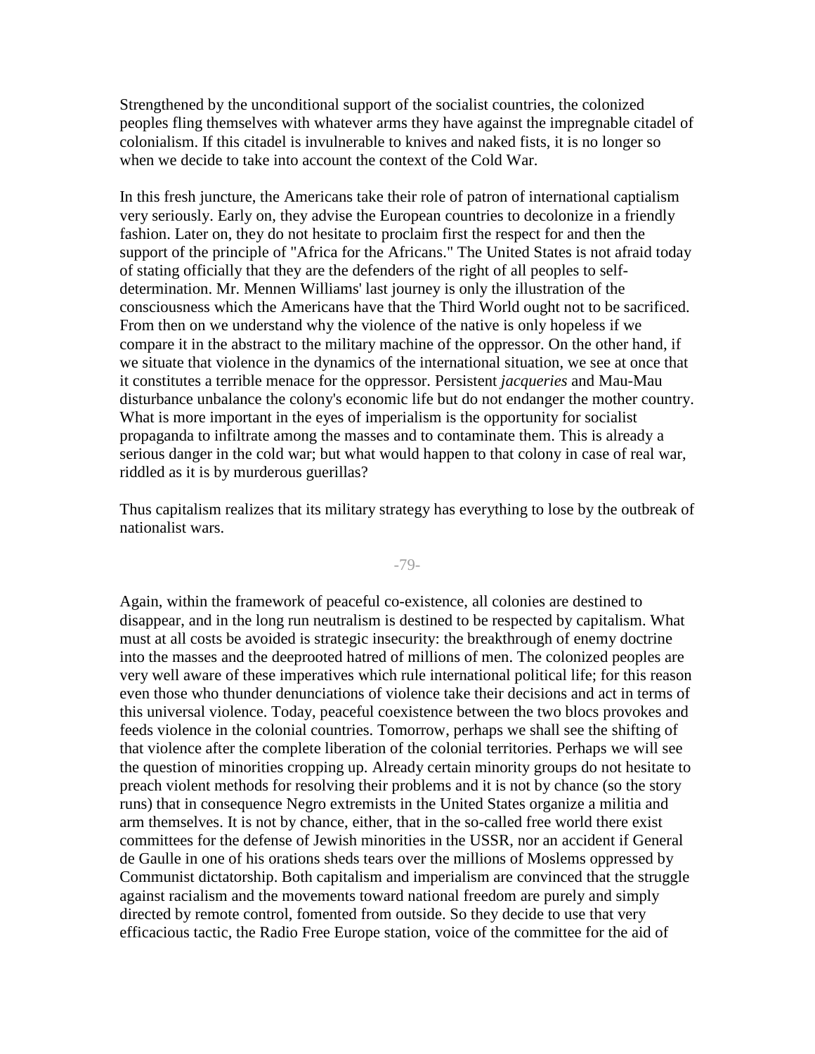Strengthened by the unconditional support of the socialist countries, the colonized peoples fling themselves with whatever arms they have against the impregnable citadel of colonialism. If this citadel is invulnerable to knives and naked fists, it is no longer so when we decide to take into account the context of the Cold War.

In this fresh juncture, the Americans take their role of patron of international captialism very seriously. Early on, they advise the European countries to decolonize in a friendly fashion. Later on, they do not hesitate to proclaim first the respect for and then the support of the principle of "Africa for the Africans." The United States is not afraid today of stating officially that they are the defenders of the right of all peoples to self-determination. Mr. Mennen Williams' last journey is only the illustration of the consciousness which the Americans have that the Third World ought not to be sacrificed. From then on we understand why the violence of the native is only hopeless if we compare it in the abstract to the military machine of the oppressor. On the other hand, if we situate that violence in the dynamics of the international situation, we see at once that it constitutes a terrible menace for the oppressor. Persistent *jacqueries* and Mau-Mau disturbance unbalance the colony's economic life but do not endanger the mother country. What is more important in the eyes of imperialism is the opportunity for socialist propaganda to infiltrate among the masses and to contaminate them. This is already a serious danger in the cold war; but what would happen to that colony in case of real war, riddled as it is by murderous guerillas?

Thus capitalism realizes that its military strategy has everything to lose by the outbreak of nationalist wars.

Again, within the framework of peaceful co-existence, all colonies are destined to disappear, and in the long run neutralism is destined to be respected by capitalism. What must at all costs be avoided is strategic insecurity: the breakthrough of enemy doctrine into the masses and the deeprooted hatred of millions of men. The colonized peoples are very well aware of these imperatives which rule international political life; for this reason even those who thunder denunciations of violence take their decisions and act in terms of this universal violence. Today, peaceful coexistence between the two blocs provokes and feeds violence in the colonial countries. Tomorrow, perhaps we shall see the shifting of that violence after the complete liberation of the colonial territories. Perhaps we will see the question of minorities cropping up. Already certain minority groups do not hesitate to preach violent methods for resolving their problems and it is not by chance (so the story runs) that in consequence Negro extremists in the United States organize a militia and arm themselves. It is not by chance, either, that in the so-called free world there exist committees for the defense of Jewish minorities in the USSR, nor an accident if General de Gaulle in one of his orations sheds tears over the millions of Moslems oppressed by Communist dictatorship. Both capitalism and imperialism are convinced that the struggle against racialism and the movements toward national freedom are purely and simply directed by remote control, fomented from outside. So they decide to use that very efficacious tactic, the Radio Free Europe station, voice of the committee for the aid of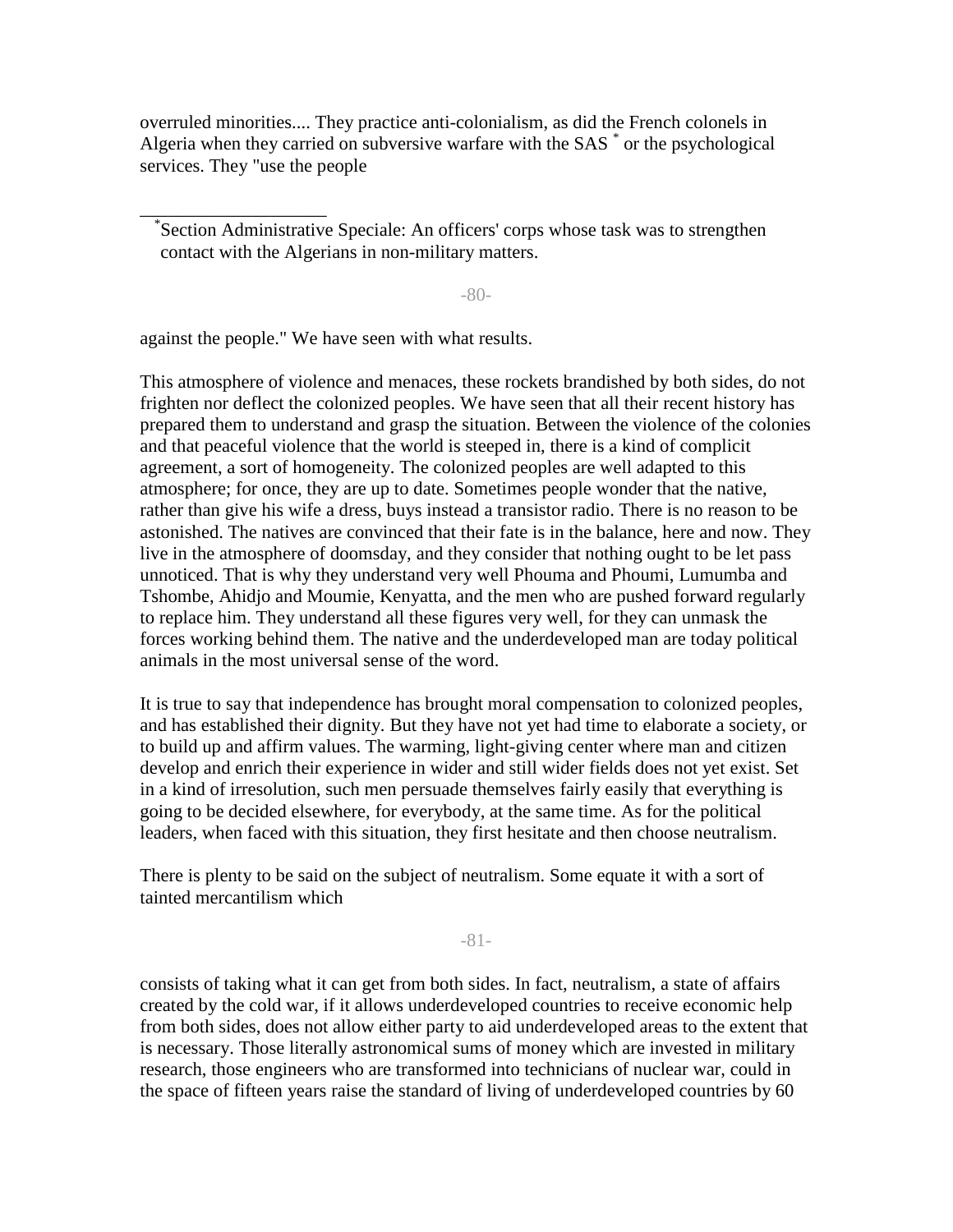overruled minorities.... They practice anti-colonialism, as did the French colonels in Algeria when they carried on subversive warfare with the SAS * or the psychological services. They "use the people

against the people." We have seen with what results.

This atmosphere of violence and menaces, these rockets brandished by both sides, do not frighten nor deflect the colonized peoples. We have seen that all their recent history has prepared them to understand and grasp the situation. Between the violence of the colonies and that peaceful violence that the world is steeped in, there is a kind of complicit agreement, a sort of homogeneity. The colonized peoples are well adapted to this atmosphere; for once, they are up to date. Sometimes people wonder that the native, rather than give his wife a dress, buys instead a transistor radio. There is no reason to be astonished. The natives are convinced that their fate is in the balance, here and now. They live in the atmosphere of doomsday, and they consider that nothing ought to be let pass unnoticed. That is why they understand very well Phouma and Phoumi, Lumumba and Tshombe, Ahidjo and Moumie, Kenyatta, and the men who are pushed forward regularly to replace him. They understand all these figures very well, for they can unmask the forces working behind them. The native and the underdeveloped man are today political animals in the most universal sense of the word.

It is true to say that independence has brought moral compensation to colonized peoples, and has established their dignity. But they have not yet had time to elaborate a society, or to build up and affirm values. The warming, light-giving center where man and citizen develop and enrich their experience in wider and still wider fields does not yet exist. Set in a kind of irresolution, such men persuade themselves fairly easily that everything is going to be decided elsewhere, for everybody, at the same time. As for the political leaders, when faced with this situation, they first hesitate and then choose neutralism.

There is plenty to be said on the subject of neutralism. Some equate it with a sort of tainted mercantilism which consists of taking what it can get from both sides. In fact, neutralism, a state of affairs created by the cold war, if it allows underdeveloped countries to receive economic help from both sides, does not allow either party to aid underdeveloped areas to the extent that is necessary. Those literally astronomical sums of money which are invested in military research, those engineers who are transformed into technicians of nuclear war, could in the space of fifteen years raise the standard of living of underdeveloped countries by 60

---

* Section Administrative Speciale: An officers' corps whose task was to strengthen contact with the Algerians in non-military matters.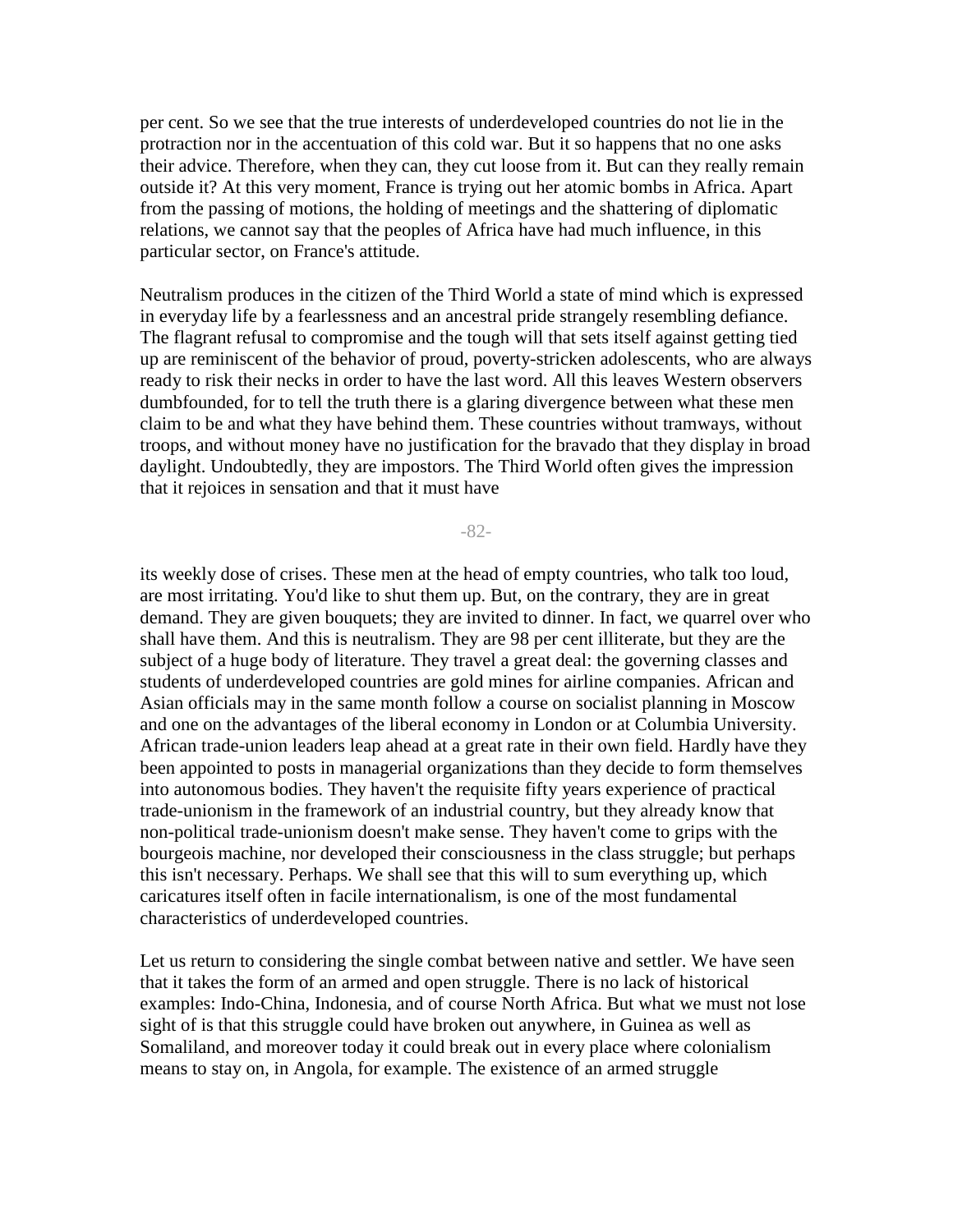per cent. So we see that the true interests of underdeveloped countries do not lie in the protraction nor in the accentuation of this cold war. But it so happens that no one asks their advice. Therefore, when they can, they cut loose from it. But can they really remain outside it? At this very moment, France is trying out her atomic bombs in Africa. Apart from the passing of motions, the holding of meetings and the shattering of diplomatic relations, we cannot say that the peoples of Africa have had much influence, in this particular sector, on France's attitude.

Neutralism produces in the citizen of the Third World a state of mind which is expressed in everyday life by a fearlessness and an ancestral pride strangely resembling defiance. The flagrant refusal to compromise and the tough will that sets itself against getting tied up are reminiscent of the behavior of proud, poverty-stricken adolescents, who are always ready to risk their necks in order to have the last word. All this leaves Western observers dumbfounded, for to tell the truth there is a glaring divergence between what these men claim to be and what they have behind them. These countries without tramways, without troops, and without money have no justification for the bravado that they display in broad daylight. Undoubtedly, they are impostors. The Third World often gives the impression that it rejoices in sensation and that it must have its weekly dose of crises. These men at the head of empty countries, who talk too loud, are most irritating. You'd like to shut them up. But, on the contrary, they are in great demand. They are given bouquets; they are invited to dinner. In fact, we quarrel over who shall have them. And this is neutralism. They are 98 per cent illiterate, but they are the subject of a huge body of literature. They travel a great deal: the governing classes and students of underdeveloped countries are gold mines for airline companies. African and Asian officials may in the same month follow a course on socialist planning in Moscow and one on the advantages of the liberal economy in London or at Columbia University. African trade-union leaders leap ahead at a great rate in their own field. Hardly have they been appointed to posts in managerial organizations than they decide to form themselves into autonomous bodies. They haven't the requisite fifty years experience of practical trade-unionism in the framework of an industrial country, but they already know that non-political trade-unionism doesn't make sense. They haven't come to grips with the bourgeois machine, nor developed their consciousness in the class struggle; but perhaps this isn't necessary. Perhaps. We shall see that this will to sum everything up, which caricatures itself often in facile internationalism, is one of the most fundamental characteristics of underdeveloped countries.

Let us return to considering the single combat between native and settler. We have seen that it takes the form of an armed and open struggle. There is no lack of historical examples: Indo-China, Indonesia, and of course North Africa. But what we must not lose sight of is that this struggle could have broken out anywhere, in Guinea as well as Somaliland, and moreover today it could break out in every place where colonialism means to stay on, in Angola, for example. The existence of an armed struggle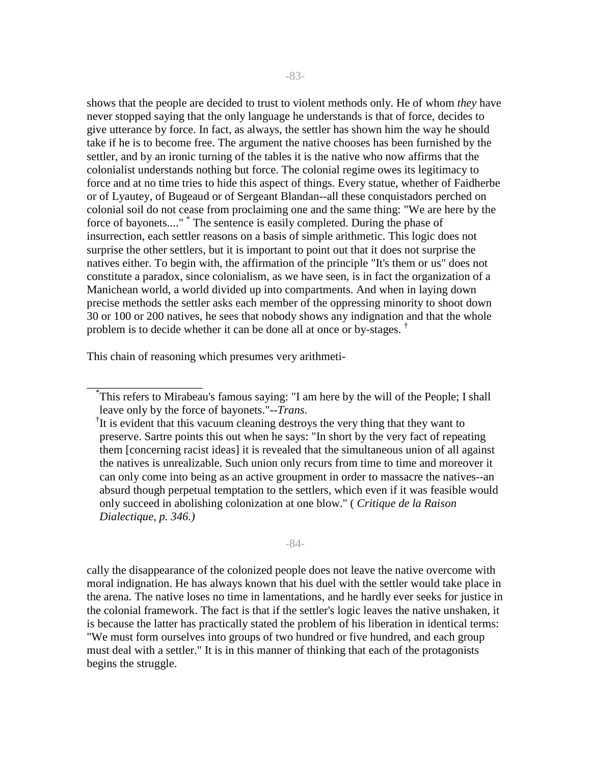shows that the people are decided to trust to violent methods only. He of whom *they* have never stopped saying that the only language he understands is that of force, decides to give utterance by force. In fact, as always, the settler has shown him the way he should take if he is to become free. The argument the native chooses has been furnished by the settler, and by an ironic turning of the tables it is the native who now affirms that the colonialist understands nothing but force. The colonial regime owes its legitimacy to force and at no time tries to hide this aspect of things. Every statue, whether of Faidherbe or of Lyautey, of Bugeaud or of Sergeant Blandan--all these conquistadors perched on colonial soil do not cease from proclaiming one and the same thing: "We are here by the force of bayonets...." [*] The sentence is easily completed. During the phase of insurrection, each settler reasons on a basis of simple arithmetic. This logic does not surprise the other settlers, but it is important to point out that it does not surprise the natives either. To begin with, the affirmation of the principle "It's them or us" does not constitute a paradox, since colonialism, as we have seen, is in fact the organization of a Manichean world, a world divided up into compartments. And when in laying down precise methods the settler asks each member of the oppressing minority to shoot down 30 or 100 or 200 natives, he sees that nobody shows any indignation and that the whole problem is to decide whether it can be done all at once or by-stages. [†]

This chain of reasoning which presumes very arithmetically the disappearance of the colonized people does not leave the native overcome with moral indignation. He has always known that his duel with the settler would take place in the arena. The native loses no time in lamentations, and he hardly ever seeks for justice in the colonial framework. The fact is that if the settler's logic leaves the native unshaken, it is because the latter has practically stated the problem of his liberation in identical terms: "We must form ourselves into groups of two hundred or five hundred, and each group must deal with a settler." It is in this manner of thinking that each of the protagonists begins the struggle.

---

[*] This refers to Mirabeau's famous saying: "I am here by the will of the People; I shall leave only by the force of bayonets."--*Trans*.

[†] It is evident that this vacuum cleaning destroys the very thing that they want to preserve. Sartre points this out when he says: "In short by the very fact of repeating them [concerning racist ideas] it is revealed that the simultaneous union of all against the natives is unrealizable. Such union only recurs from time to time and moreover it can only come into being as an active groupment in order to massacre the natives--an absurd though perpetual temptation to the settlers, which even if it was feasible would only succeed in abolishing colonization at one blow." ( *Critique de la Raison Dialectique, p. 346.)*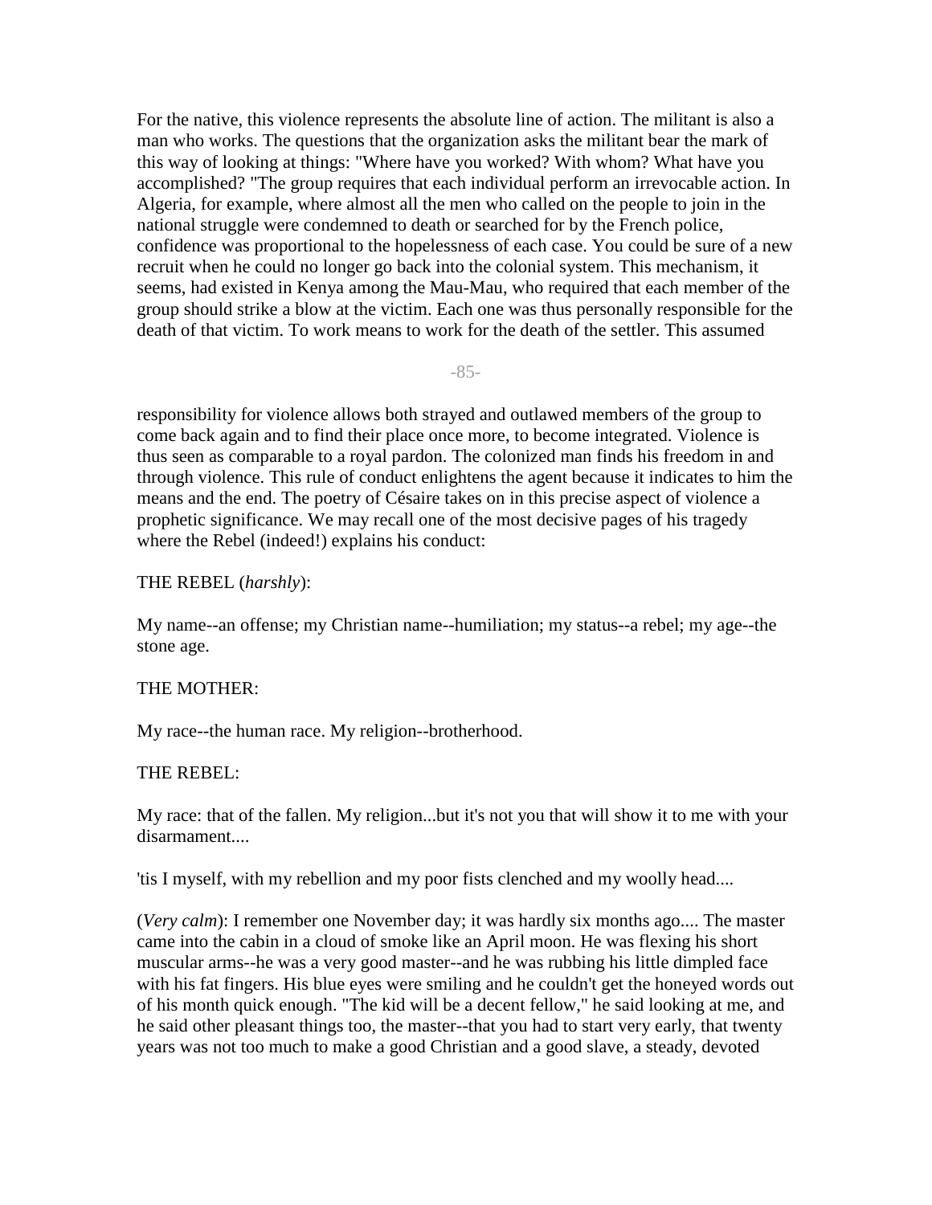For the native, this violence represents the absolute line of action. The militant is also a man who works. The questions that the organization asks the militant bear the mark of this way of looking at things: "Where have you worked? With whom? What have you accomplished? "The group requires that each individual perform an irrevocable action. In Algeria, for example, where almost all the men who called on the people to join in the national struggle were condemned to death or searched for by the French police, confidence was proportional to the hopelessness of each case. You could be sure of a new recruit when he could no longer go back into the colonial system. This mechanism, it seems, had existed in Kenya among the Mau-Mau, who required that each member of the group should strike a blow at the victim. Each one was thus personally responsible for the death of that victim. To work means to work for the death of the settler. This assumed responsibility for violence allows both strayed and outlawed members of the group to come back again and to find their place once more, to become integrated. Violence is thus seen as comparable to a royal pardon. The colonized man finds his freedom in and through violence. This rule of conduct enlightens the agent because it indicates to him the means and the end. The poetry of Césaire takes on in this precise aspect of violence a prophetic significance. We may recall one of the most decisive pages of his tragedy where the Rebel (indeed!) explains his conduct:

THE REBEL (*harshly*):

My name--an offense; my Christian name--humiliation; my status--a rebel; my age--the stone age.

THE MOTHER:

My race--the human race. My religion--brotherhood.

THE REBEL:

My race: that of the fallen. My religion...but it's not you that will show it to me with your disarmament....

'tis I myself, with my rebellion and my poor fists clenched and my woolly head....

(*Very calm*): I remember one November day; it was hardly six months ago.... The master came into the cabin in a cloud of smoke like an April moon. He was flexing his short muscular arms--he was a very good master--and he was rubbing his little dimpled face with his fat fingers. His blue eyes were smiling and he couldn't get the honeyed words out of his month quick enough. "The kid will be a decent fellow," he said looking at me, and he said other pleasant things too, the master--that you had to start very early, that twenty years was not too much to make a good Christian and a good slave, a steady, devoted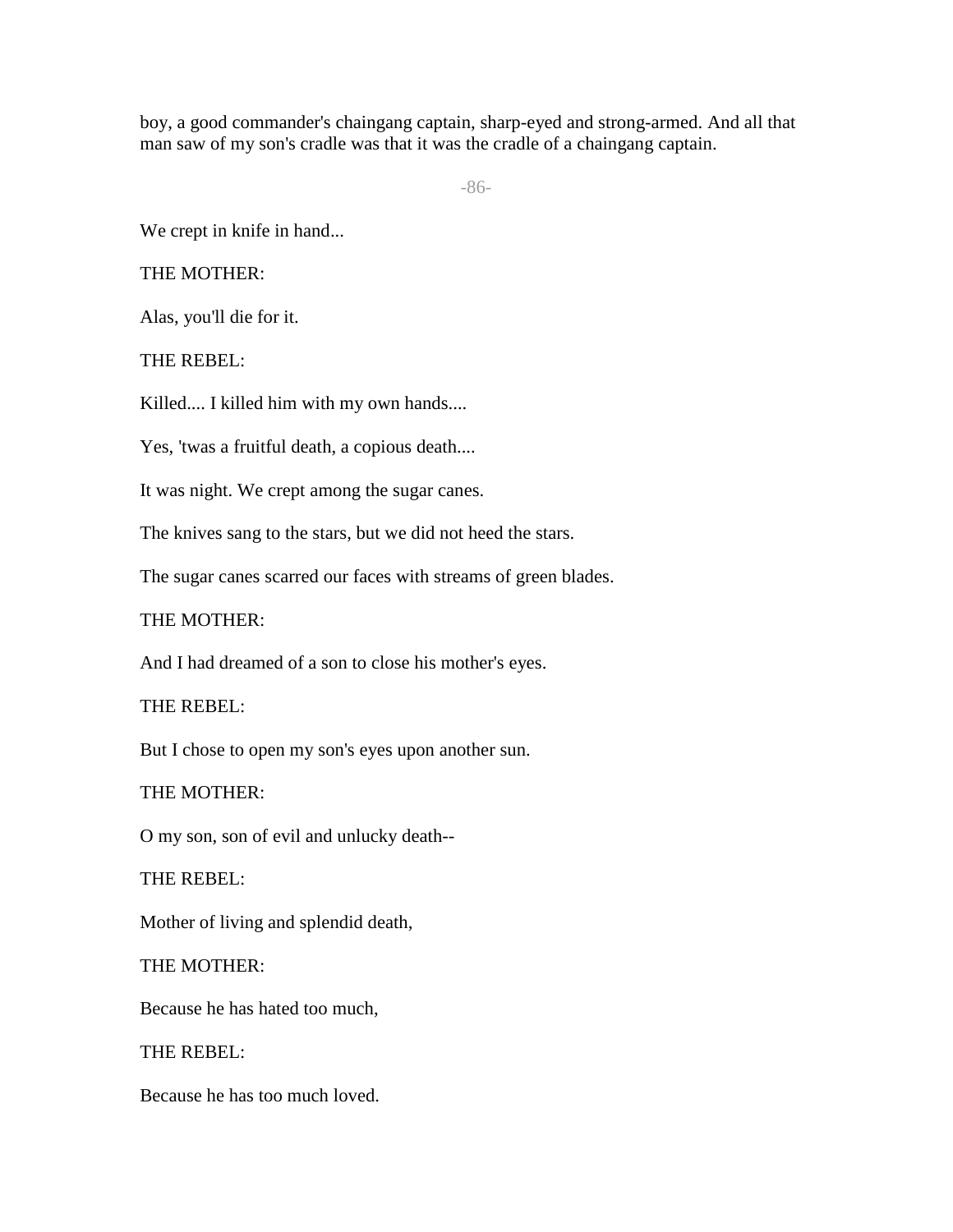boy, a good commander's chaingang captain, sharp-eyed and strong-armed. And all that man saw of my son's cradle was that it was the cradle of a chaingang captain.

We crept in knife in hand...

THE MOTHER:

Alas, you'll die for it.

THE REBEL:

Killed.... I killed him with my own hands....

Yes, 'twas a fruitful death, a copious death....

It was night. We crept among the sugar canes.

The knives sang to the stars, but we did not heed the stars.

The sugar canes scarred our faces with streams of green blades.

THE MOTHER:

And I had dreamed of a son to close his mother's eyes.

THE REBEL:

But I chose to open my son's eyes upon another sun.

THE MOTHER:

O my son, son of evil and unlucky death--

THE REBEL:

Mother of living and splendid death,

THE MOTHER:

Because he has hated too much,

THE REBEL:

Because he has too much loved.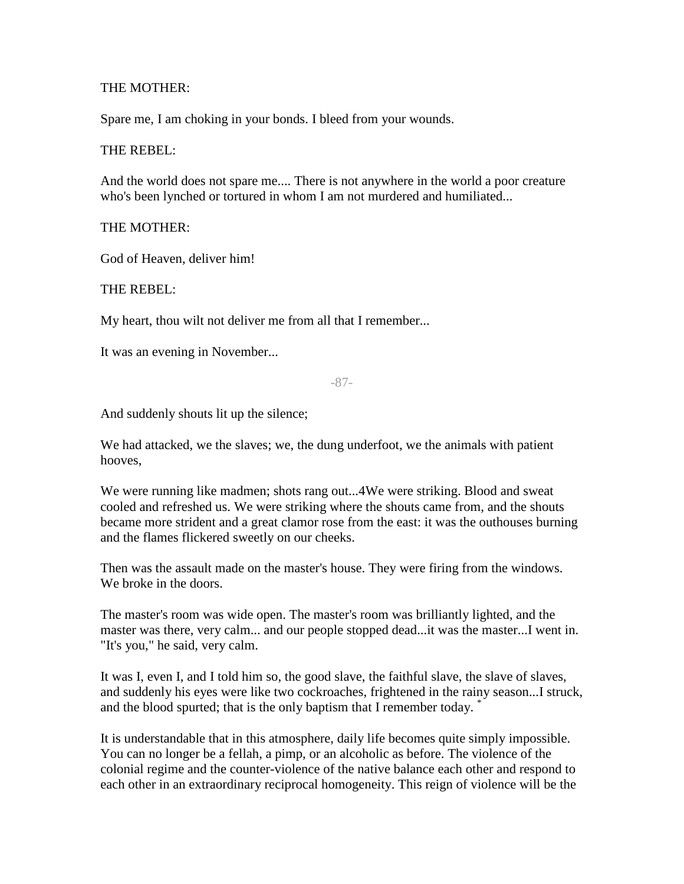THE MOTHER:

Spare me, I am choking in your bonds. I bleed from your wounds.

THE REBEL:

And the world does not spare me.... There is not anywhere in the world a poor creature who's been lynched or tortured in whom I am not murdered and humiliated...

THE MOTHER:

God of Heaven, deliver him!

THE REBEL:

My heart, thou wilt not deliver me from all that I remember...

It was an evening in November...

And suddenly shouts lit up the silence;

We had attacked, we the slaves; we, the dung underfoot, we the animals with patient hooves,

We were running like madmen; shots rang out...4We were striking. Blood and sweat cooled and refreshed us. We were striking where the shouts came from, and the shouts became more strident and a great clamor rose from the east: it was the outhouses burning and the flames flickered sweetly on our cheeks.

Then was the assault made on the master's house. They were firing from the windows. We broke in the doors.

The master's room was wide open. The master's room was brilliantly lighted, and the master was there, very calm... and our people stopped dead...it was the master...I went in. "It's you," he said, very calm.

It was I, even I, and I told him so, the good slave, the faithful slave, the slave of slaves, and suddenly his eyes were like two cockroaches, frightened in the rainy season...I struck, and the blood spurted; that is the only baptism that I remember today. [*]

It is understandable that in this atmosphere, daily life becomes quite simply impossible. You can no longer be a fellah, a pimp, or an alcoholic as before. The violence of the colonial regime and the counter-violence of the native balance each other and respond to each other in an extraordinary reciprocal homogeneity. This reign of violence will be the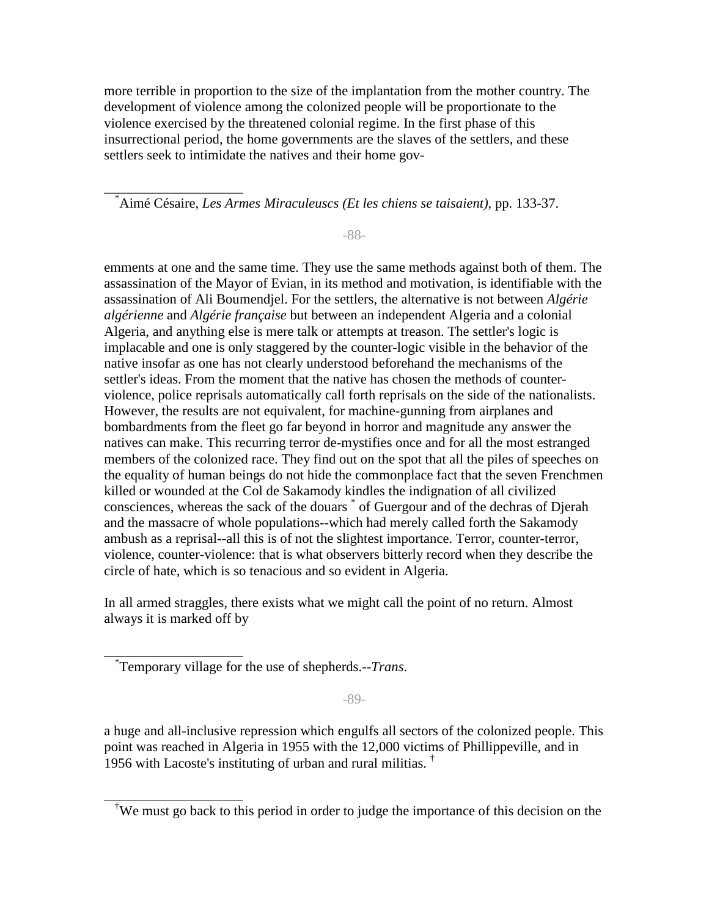more terrible in proportion to the size of the implantation from the mother country. The development of violence among the colonized people will be proportionate to the violence exercised by the threatened colonial regime. In the first phase of this insurrectional period, the home governments are the slaves of the settlers, and these settlers seek to intimidate the natives and their home gov-

[*] Aimé Césaire, *Les Armes Miraculeuscs (Et les chiens se taisaient)*, pp. 133-37.

emments at one and the same time. They use the same methods against both of them. The assassination of the Mayor of Evian, in its method and motivation, is identifiable with the assassination of Ali Boumendjel. For the settlers, the alternative is not between *Algérie algérienne* and *Algérie française* but between an independent Algeria and a colonial Algeria, and anything else is mere talk or attempts at treason. The settler's logic is implacable and one is only staggered by the counter-logic visible in the behavior of the native insofar as one has not clearly understood beforehand the mechanisms of the settler's ideas. From the moment that the native has chosen the methods of counter-violence, police reprisals automatically call forth reprisals on the side of the nationalists. However, the results are not equivalent, for machine-gunning from airplanes and bombardments from the fleet go far beyond in horror and magnitude any answer the natives can make. This recurring terror de-mystifies once and for all the most estranged members of the colonized race. They find out on the spot that all the piles of speeches on the equality of human beings do not hide the commonplace fact that the seven Frenchmen killed or wounded at the Col de Sakamody kindles the indignation of all civilized consciences, whereas the sack of the douars [*] of Guergour and of the dechras of Djerah and the massacre of whole populations--which had merely called forth the Sakamody ambush as a reprisal--all this is of not the slightest importance. Terror, counter-terror, violence, counter-violence: that is what observers bitterly record when they describe the circle of hate, which is so tenacious and so evident in Algeria.

In all armed straggles, there exists what we might call the point of no return. Almost always it is marked off by

[*] Temporary village for the use of shepherds.--*Trans*.

a huge and all-inclusive repression which engulfs all sectors of the colonized people. This point was reached in Algeria in 1955 with the 12,000 victims of Phillippeville, and in 1956 with Lacoste's instituting of urban and rural militias. [†]

[†] We must go back to this period in order to judge the importance of this decision on the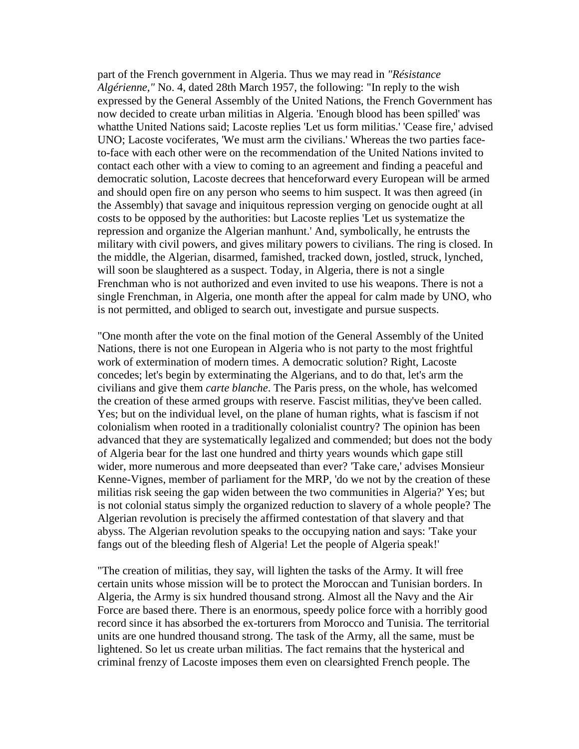part of the French government in Algeria. Thus we may read in *"Résistance Algérienne,"* No. 4, dated 28th March 1957, the following: "In reply to the wish expressed by the General Assembly of the United Nations, the French Government has now decided to create urban militias in Algeria. 'Enough blood has been spilled' was whatthe United Nations said; Lacoste replies 'Let us form militias.' 'Cease fire,' advised UNO; Lacoste vociferates, 'We must arm the civilians.' Whereas the two parties face-to-face with each other were on the recommendation of the United Nations invited to contact each other with a view to coming to an agreement and finding a peaceful and democratic solution, Lacoste decrees that henceforward every European will be armed and should open fire on any person who seems to him suspect. It was then agreed (in the Assembly) that savage and iniquitous repression verging on genocide ought at all costs to be opposed by the authorities: but Lacoste replies 'Let us systematize the repression and organize the Algerian manhunt.' And, symbolically, he entrusts the military with civil powers, and gives military powers to civilians. The ring is closed. In the middle, the Algerian, disarmed, famished, tracked down, jostled, struck, lynched, will soon be slaughtered as a suspect. Today, in Algeria, there is not a single Frenchman who is not authorized and even invited to use his weapons. There is not a single Frenchman, in Algeria, one month after the appeal for calm made by UNO, who is not permitted, and obliged to search out, investigate and pursue suspects.

"One month after the vote on the final motion of the General Assembly of the United Nations, there is not one European in Algeria who is not party to the most frightful work of extermination of modern times. A democratic solution? Right, Lacoste concedes; let's begin by exterminating the Algerians, and to do that, let's arm the civilians and give them *carte blanche*. The Paris press, on the whole, has welcomed the creation of these armed groups with reserve. Fascist militias, they've been called. Yes; but on the individual level, on the plane of human rights, what is fascism if not colonialism when rooted in a traditionally colonialist country? The opinion has been advanced that they are systematically legalized and commended; but does not the body of Algeria bear for the last one hundred and thirty years wounds which gape still wider, more numerous and more deepseated than ever? 'Take care,' advises Monsieur Kenne-Vignes, member of parliament for the MRP, 'do we not by the creation of these militias risk seeing the gap widen between the two communities in Algeria?' Yes; but is not colonial status simply the organized reduction to slavery of a whole people? The Algerian revolution is precisely the affirmed contestation of that slavery and that abyss. The Algerian revolution speaks to the occupying nation and says: 'Take your fangs out of the bleeding flesh of Algeria! Let the people of Algeria speak!'

"The creation of militias, they say, will lighten the tasks of the Army. It will free certain units whose mission will be to protect the Moroccan and Tunisian borders. In Algeria, the Army is six hundred thousand strong. Almost all the Navy and the Air Force are based there. There is an enormous, speedy police force with a horribly good record since it has absorbed the ex-torturers from Morocco and Tunisia. The territorial units are one hundred thousand strong. The task of the Army, all the same, must be lightened. So let us create urban militias. The fact remains that the hysterical and criminal frenzy of Lacoste imposes them even on clearsighted French people. The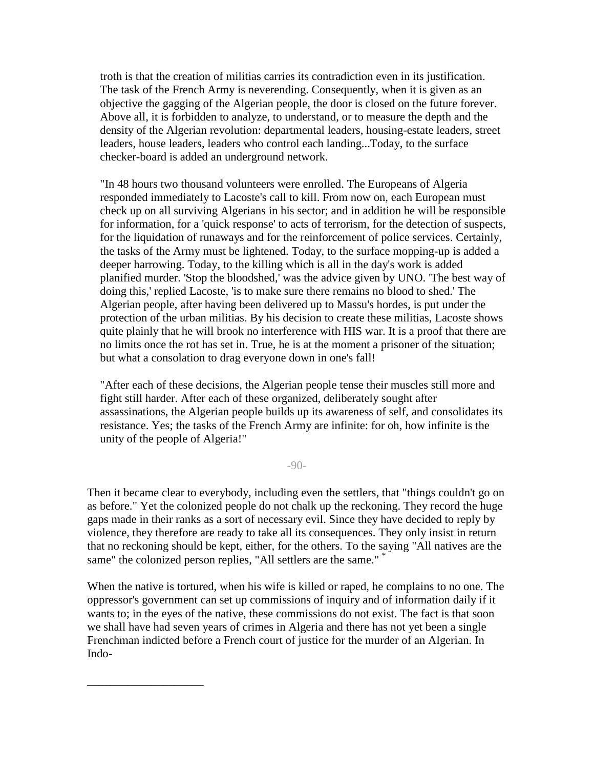troth is that the creation of militias carries its contradiction even in its justification. The task of the French Army is neverending. Consequently, when it is given as an objective the gagging of the Algerian people, the door is closed on the future forever. Above all, it is forbidden to analyze, to understand, or to measure the depth and the density of the Algerian revolution: departmental leaders, housing-estate leaders, street leaders, house leaders, leaders who control each landing...Today, to the surface checker-board is added an underground network.

"In 48 hours two thousand volunteers were enrolled. The Europeans of Algeria responded immediately to Lacoste's call to kill. From now on, each European must check up on all surviving Algerians in his sector; and in addition he will be responsible for information, for a 'quick response' to acts of terrorism, for the detection of suspects, for the liquidation of runaways and for the reinforcement of police services. Certainly, the tasks of the Army must be lightened. Today, to the surface mopping-up is added a deeper harrowing. Today, to the killing which is all in the day's work is added planified murder. 'Stop the bloodshed,' was the advice given by UNO. 'The best way of doing this,' replied Lacoste, 'is to make sure there remains no blood to shed.' The Algerian people, after having been delivered up to Massu's hordes, is put under the protection of the urban militias. By his decision to create these militias, Lacoste shows quite plainly that he will brook no interference with HIS war. It is a proof that there are no limits once the rot has set in. True, he is at the moment a prisoner of the situation; but what a consolation to drag everyone down in one's fall!

"After each of these decisions, the Algerian people tense their muscles still more and fight still harder. After each of these organized, deliberately sought after assassinations, the Algerian people builds up its awareness of self, and consolidates its resistance. Yes; the tasks of the French Army are infinite: for oh, how infinite is the unity of the people of Algeria!"

Then it became clear to everybody, including even the settlers, that "things couldn't go on as before." Yet the colonized people do not chalk up the reckoning. They record the huge gaps made in their ranks as a sort of necessary evil. Since they have decided to reply by violence, they therefore are ready to take all its consequences. They only insist in return that no reckoning should be kept, either, for the others. To the saying "All natives are the same" the colonized person replies, "All settlers are the same." *

When the native is tortured, when his wife is killed or raped, he complains to no one. The oppressor's government can set up commissions of inquiry and of information daily if it wants to; in the eyes of the native, these commissions do not exist. The fact is that soon we shall have had seven years of crimes in Algeria and there has not yet been a single Frenchman indicted before a French court of justice for the murder of an Algerian. In Indo-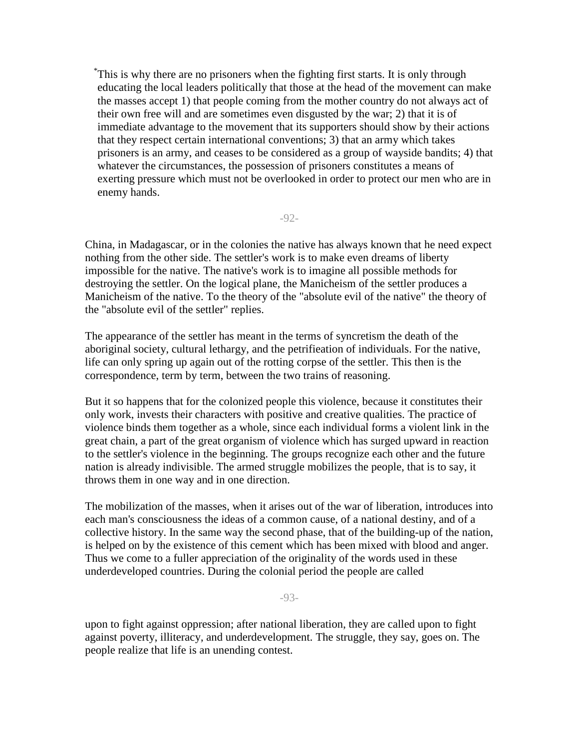*This is why there are no prisoners when the fighting first starts. It is only through educating the local leaders politically that those at the head of the movement can make the masses accept 1) that people coming from the mother country do not always act of their own free will and are sometimes even disgusted by the war; 2) that it is of immediate advantage to the movement that its supporters should show by their actions that they respect certain international conventions; 3) that an army which takes prisoners is an army, and ceases to be considered as a group of wayside bandits; 4) that whatever the circumstances, the possession of prisoners constitutes a means of exerting pressure which must not be overlooked in order to protect our men who are in enemy hands.

China, in Madagascar, or in the colonies the native has always known that he need expect nothing from the other side. The settler's work is to make even dreams of liberty impossible for the native. The native's work is to imagine all possible methods for destroying the settler. On the logical plane, the Manicheism of the settler produces a Manicheism of the native. To the theory of the "absolute evil of the native" the theory of the "absolute evil of the settler" replies.

The appearance of the settler has meant in the terms of syncretism the death of the aboriginal society, cultural lethargy, and the petrifieation of individuals. For the native, life can only spring up again out of the rotting corpse of the settler. This then is the correspondence, term by term, between the two trains of reasoning.

But it so happens that for the colonized people this violence, because it constitutes their only work, invests their characters with positive and creative qualities. The practice of violence binds them together as a whole, since each individual forms a violent link in the great chain, a part of the great organism of violence which has surged upward in reaction to the settler's violence in the beginning. The groups recognize each other and the future nation is already indivisible. The armed struggle mobilizes the people, that is to say, it throws them in one way and in one direction.

The mobilization of the masses, when it arises out of the war of liberation, introduces into each man's consciousness the ideas of a common cause, of a national destiny, and of a collective history. In the same way the second phase, that of the building-up of the nation, is helped on by the existence of this cement which has been mixed with blood and anger. Thus we come to a fuller appreciation of the originality of the words used in these underdeveloped countries. During the colonial period the people are called upon to fight against oppression; after national liberation, they are called upon to fight against poverty, illiteracy, and underdevelopment. The struggle, they say, goes on. The people realize that life is an unending contest.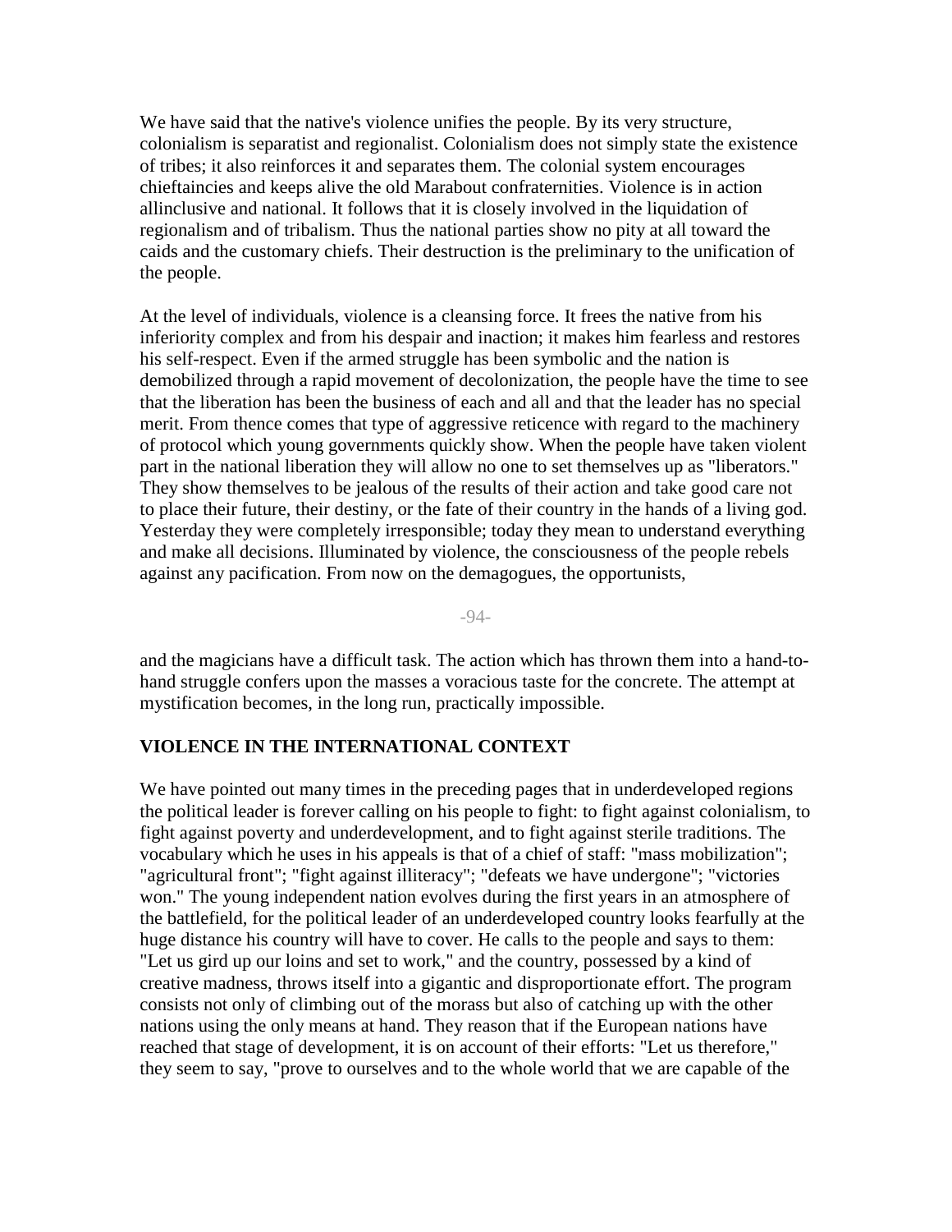We have said that the native's violence unifies the people. By its very structure, colonialism is separatist and regionalist. Colonialism does not simply state the existence of tribes; it also reinforces it and separates them. The colonial system encourages chieftaincies and keeps alive the old Marabout confraternities. Violence is in action allinclusive and national. It follows that it is closely involved in the liquidation of regionalism and of tribalism. Thus the national parties show no pity at all toward the caids and the customary chiefs. Their destruction is the preliminary to the unification of the people.

At the level of individuals, violence is a cleansing force. It frees the native from his inferiority complex and from his despair and inaction; it makes him fearless and restores his self-respect. Even if the armed struggle has been symbolic and the nation is demobilized through a rapid movement of decolonization, the people have the time to see that the liberation has been the business of each and all and that the leader has no special merit. From thence comes that type of aggressive reticence with regard to the machinery of protocol which young governments quickly show. When the people have taken violent part in the national liberation they will allow no one to set themselves up as "liberators." They show themselves to be jealous of the results of their action and take good care not to place their future, their destiny, or the fate of their country in the hands of a living god. Yesterday they were completely irresponsible; today they mean to understand everything and make all decisions. Illuminated by violence, the consciousness of the people rebels against any pacification. From now on the demagogues, the opportunists, and the magicians have a difficult task. The action which has thrown them into a hand-to-hand struggle confers upon the masses a voracious taste for the concrete. The attempt at mystification becomes, in the long run, practically impossible.

## VIOLENCE IN THE INTERNATIONAL CONTEXT

We have pointed out many times in the preceding pages that in underdeveloped regions the political leader is forever calling on his people to fight: to fight against colonialism, to fight against poverty and underdevelopment, and to fight against sterile traditions. The vocabulary which he uses in his appeals is that of a chief of staff: "mass mobilization"; "agricultural front"; "fight against illiteracy"; "defeats we have undergone"; "victories won." The young independent nation evolves during the first years in an atmosphere of the battlefield, for the political leader of an underdeveloped country looks fearfully at the huge distance his country will have to cover. He calls to the people and says to them: "Let us gird up our loins and set to work," and the country, possessed by a kind of creative madness, throws itself into a gigantic and disproportionate effort. The program consists not only of climbing out of the morass but also of catching up with the other nations using the only means at hand. They reason that if the European nations have reached that stage of development, it is on account of their efforts: "Let us therefore," they seem to say, "prove to ourselves and to the whole world that we are capable of the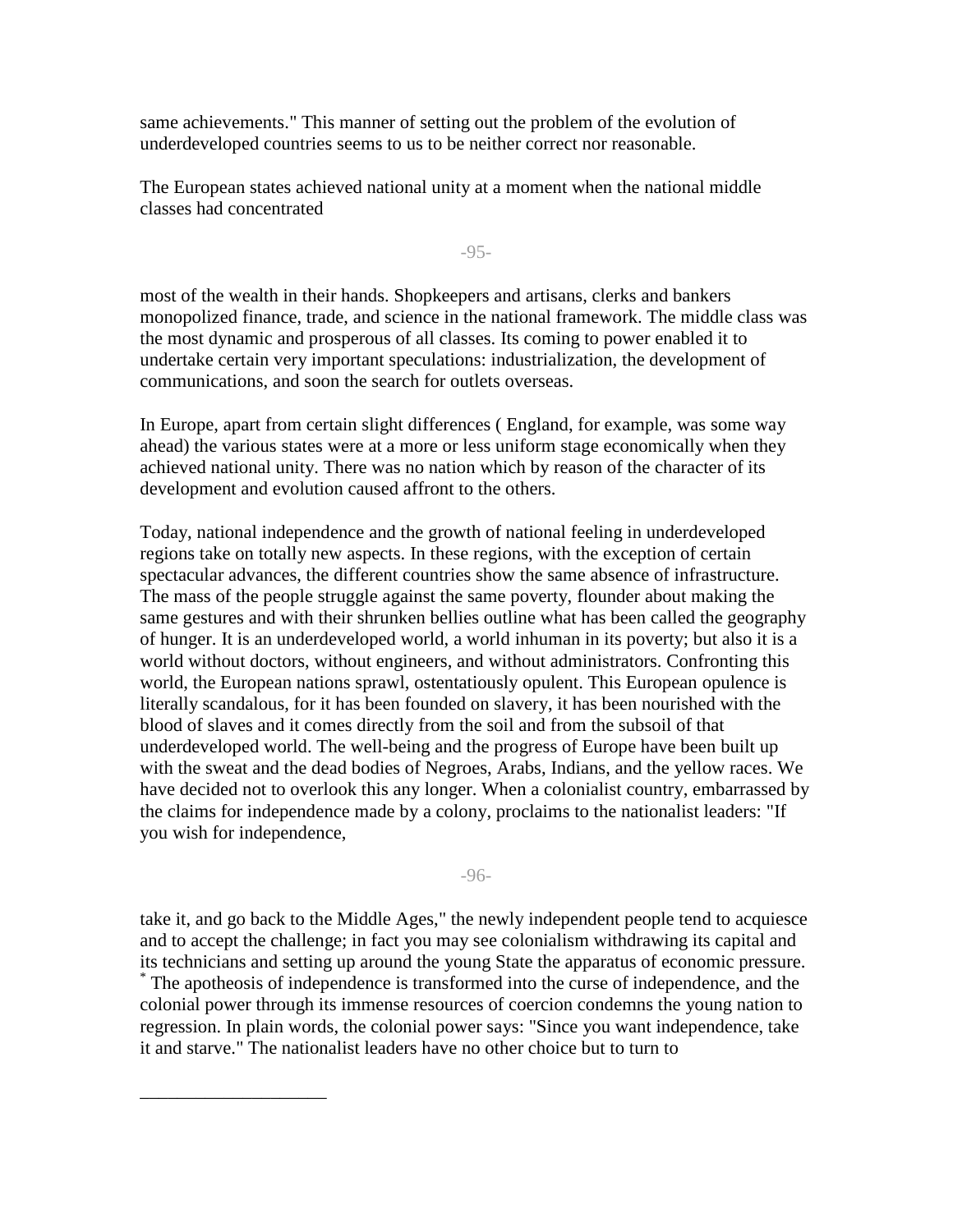same achievements." This manner of setting out the problem of the evolution of underdeveloped countries seems to us to be neither correct nor reasonable.

The European states achieved national unity at a moment when the national middle classes had concentrated most of the wealth in their hands. Shopkeepers and artisans, clerks and bankers monopolized finance, trade, and science in the national framework. The middle class was the most dynamic and prosperous of all classes. Its coming to power enabled it to undertake certain very important speculations: industrialization, the development of communications, and soon the search for outlets overseas.

In Europe, apart from certain slight differences ( England, for example, was some way ahead) the various states were at a more or less uniform stage economically when they achieved national unity. There was no nation which by reason of the character of its development and evolution caused affront to the others.

Today, national independence and the growth of national feeling in underdeveloped regions take on totally new aspects. In these regions, with the exception of certain spectacular advances, the different countries show the same absence of infrastructure. The mass of the people struggle against the same poverty, flounder about making the same gestures and with their shrunken bellies outline what has been called the geography of hunger. It is an underdeveloped world, a world inhuman in its poverty; but also it is a world without doctors, without engineers, and without administrators. Confronting this world, the European nations sprawl, ostentatiously opulent. This European opulence is literally scandalous, for it has been founded on slavery, it has been nourished with the blood of slaves and it comes directly from the soil and from the subsoil of that underdeveloped world. The well-being and the progress of Europe have been built up with the sweat and the dead bodies of Negroes, Arabs, Indians, and the yellow races. We have decided not to overlook this any longer. When a colonialist country, embarrassed by the claims for independence made by a colony, proclaims to the nationalist leaders: "If you wish for independence, take it, and go back to the Middle Ages," the newly independent people tend to acquiesce and to accept the challenge; in fact you may see colonialism withdrawing its capital and its technicians and setting up around the young State the apparatus of economic pressure.* The apotheosis of independence is transformed into the curse of independence, and the colonial power through its immense resources of coercion condemns the young nation to regression. In plain words, the colonial power says: "Since you want independence, take it and starve." The nationalist leaders have no other choice but to turn to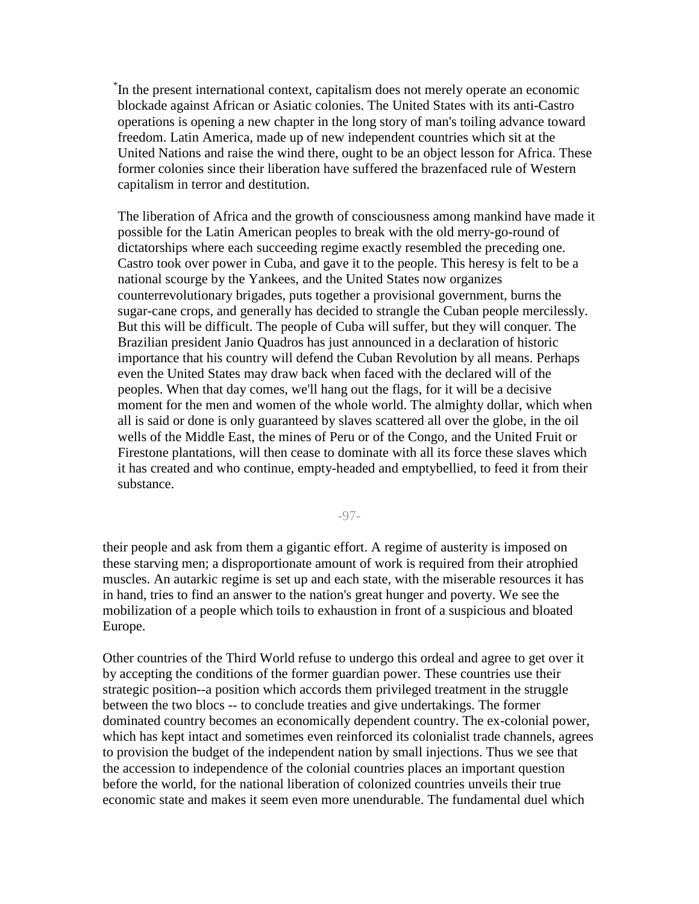*In the present international context, capitalism does not merely operate an economic blockade against African or Asiatic colonies. The United States with its anti-Castro operations is opening a new chapter in the long story of man's toiling advance toward freedom. Latin America, made up of new independent countries which sit at the United Nations and raise the wind there, ought to be an object lesson for Africa. These former colonies since their liberation have suffered the brazenfaced rule of Western capitalism in terror and destitution.

The liberation of Africa and the growth of consciousness among mankind have made it possible for the Latin American peoples to break with the old merry-go-round of dictatorships where each succeeding regime exactly resembled the preceding one. Castro took over power in Cuba, and gave it to the people. This heresy is felt to be a national scourge by the Yankees, and the United States now organizes counterrevolutionary brigades, puts together a provisional government, burns the sugar-cane crops, and generally has decided to strangle the Cuban people mercilessly. But this will be difficult. The people of Cuba will suffer, but they will conquer. The Brazilian president Janio Quadros has just announced in a declaration of historic importance that his country will defend the Cuban Revolution by all means. Perhaps even the United States may draw back when faced with the declared will of the peoples. When that day comes, we'll hang out the flags, for it will be a decisive moment for the men and women of the whole world. The almighty dollar, which when all is said or done is only guaranteed by slaves scattered all over the globe, in the oil wells of the Middle East, the mines of Peru or of the Congo, and the United Fruit or Firestone plantations, will then cease to dominate with all its force these slaves which it has created and who continue, empty-headed and emptybellied, to feed it from their substance.

their people and ask from them a gigantic effort. A regime of austerity is imposed on these starving men; a disproportionate amount of work is required from their atrophied muscles. An autarkic regime is set up and each state, with the miserable resources it has in hand, tries to find an answer to the nation's great hunger and poverty. We see the mobilization of a people which toils to exhaustion in front of a suspicious and bloated Europe.

Other countries of the Third World refuse to undergo this ordeal and agree to get over it by accepting the conditions of the former guardian power. These countries use their strategic position--a position which accords them privileged treatment in the struggle between the two blocs -- to conclude treaties and give undertakings. The former dominated country becomes an economically dependent country. The ex-colonial power, which has kept intact and sometimes even reinforced its colonialist trade channels, agrees to provision the budget of the independent nation by small injections. Thus we see that the accession to independence of the colonial countries places an important question before the world, for the national liberation of colonized countries unveils their true economic state and makes it seem even more unendurable. The fundamental duel which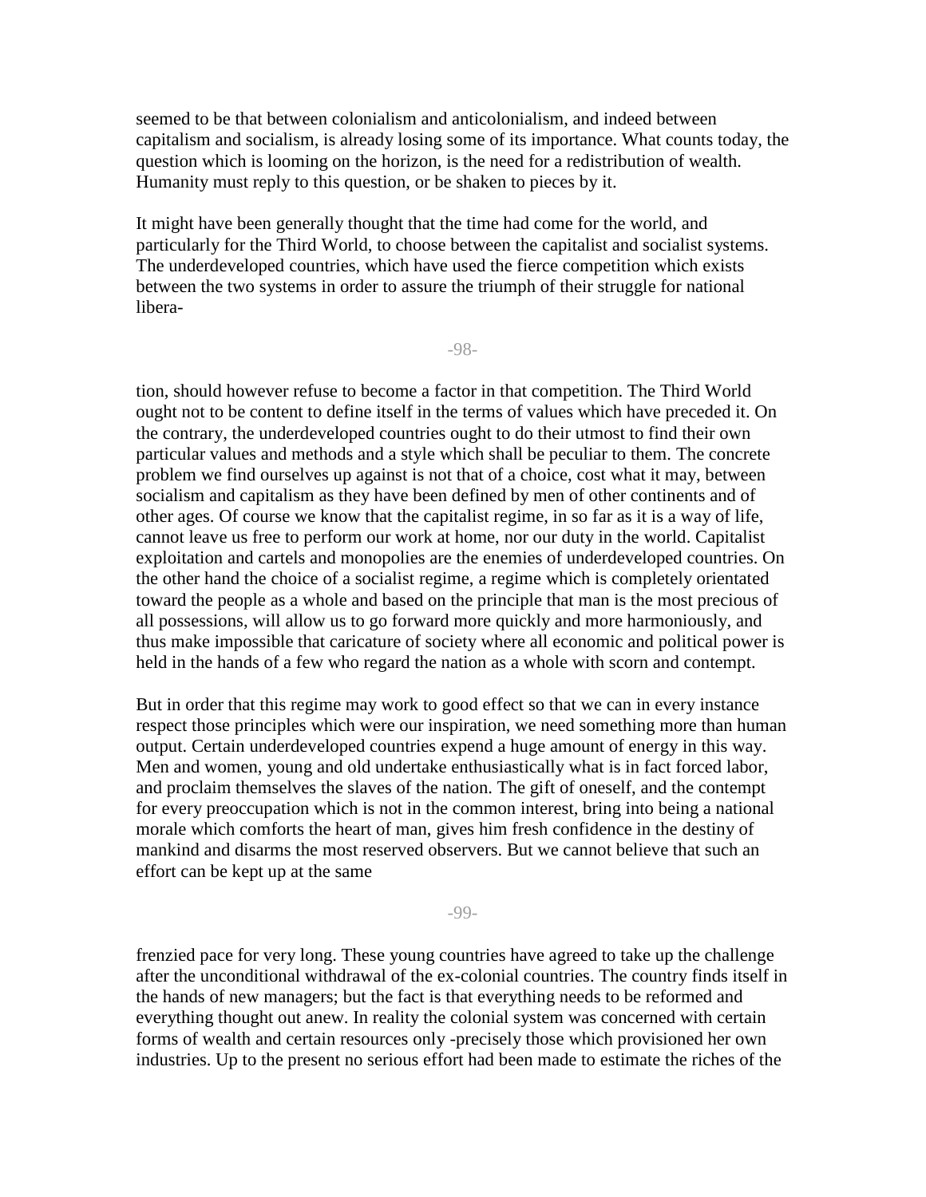seemed to be that between colonialism and anticolonialism, and indeed between capitalism and socialism, is already losing some of its importance. What counts today, the question which is looming on the horizon, is the need for a redistribution of wealth. Humanity must reply to this question, or be shaken to pieces by it.

It might have been generally thought that the time had come for the world, and particularly for the Third World, to choose between the capitalist and socialist systems. The underdeveloped countries, which have used the fierce competition which exists between the two systems in order to assure the triumph of their struggle for national liberation, should however refuse to become a factor in that competition. The Third World ought not to be content to define itself in the terms of values which have preceded it. On the contrary, the underdeveloped countries ought to do their utmost to find their own particular values and methods and a style which shall be peculiar to them. The concrete problem we find ourselves up against is not that of a choice, cost what it may, between socialism and capitalism as they have been defined by men of other continents and of other ages. Of course we know that the capitalist regime, in so far as it is a way of life, cannot leave us free to perform our work at home, nor our duty in the world. Capitalist exploitation and cartels and monopolies are the enemies of underdeveloped countries. On the other hand the choice of a socialist regime, a regime which is completely orientated toward the people as a whole and based on the principle that man is the most precious of all possessions, will allow us to go forward more quickly and more harmoniously, and thus make impossible that caricature of society where all economic and political power is held in the hands of a few who regard the nation as a whole with scorn and contempt.

But in order that this regime may work to good effect so that we can in every instance respect those principles which were our inspiration, we need something more than human output. Certain underdeveloped countries expend a huge amount of energy in this way. Men and women, young and old undertake enthusiastically what is in fact forced labor, and proclaim themselves the slaves of the nation. The gift of oneself, and the contempt for every preoccupation which is not in the common interest, bring into being a national morale which comforts the heart of man, gives him fresh confidence in the destiny of mankind and disarms the most reserved observers. But we cannot believe that such an effort can be kept up at the same frenzied pace for very long. These young countries have agreed to take up the challenge after the unconditional withdrawal of the ex-colonial countries. The country finds itself in the hands of new managers; but the fact is that everything needs to be reformed and everything thought out anew. In reality the colonial system was concerned with certain forms of wealth and certain resources only -precisely those which provisioned her own industries. Up to the present no serious effort had been made to estimate the riches of the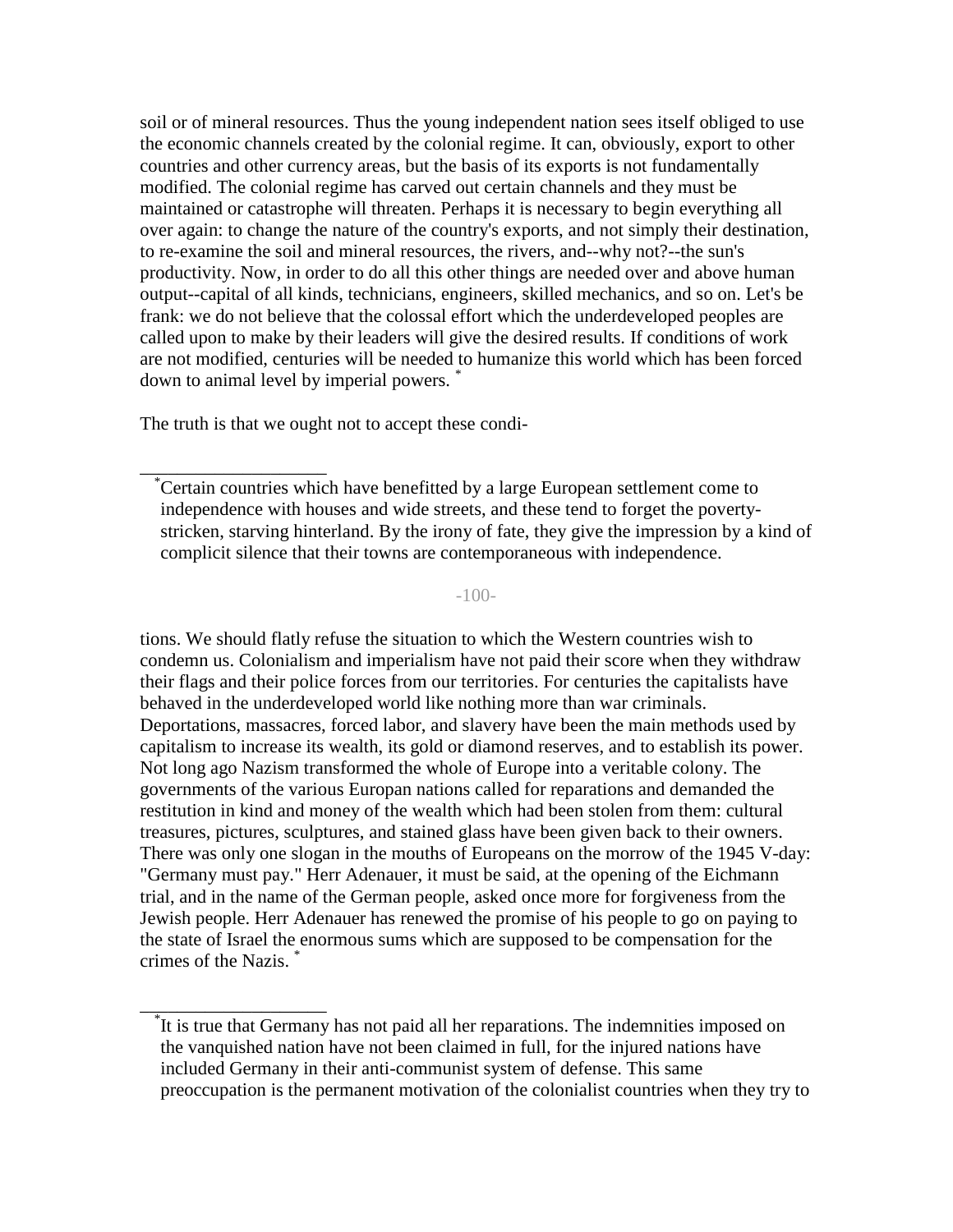soil or of mineral resources. Thus the young independent nation sees itself obliged to use the economic channels created by the colonial regime. It can, obviously, export to other countries and other currency areas, but the basis of its exports is not fundamentally modified. The colonial regime has carved out certain channels and they must be maintained or catastrophe will threaten. Perhaps it is necessary to begin everything all over again: to change the nature of the country's exports, and not simply their destination, to re-examine the soil and mineral resources, the rivers, and--why not?--the sun's productivity. Now, in order to do all this other things are needed over and above human output--capital of all kinds, technicians, engineers, skilled mechanics, and so on. Let's be frank: we do not believe that the colossal effort which the underdeveloped peoples are called upon to make by their leaders will give the desired results. If conditions of work are not modified, centuries will be needed to humanize this world which has been forced down to animal level by imperial powers. *

The truth is that we ought not to accept these conditions. We should flatly refuse the situation to which the Western countries wish to condemn us. Colonialism and imperialism have not paid their score when they withdraw their flags and their police forces from our territories. For centuries the capitalists have behaved in the underdeveloped world like nothing more than war criminals. Deportations, massacres, forced labor, and slavery have been the main methods used by capitalism to increase its wealth, its gold or diamond reserves, and to establish its power. Not long ago Nazism transformed the whole of Europe into a veritable colony. The governments of the various Europan nations called for reparations and demanded the restitution in kind and money of the wealth which had been stolen from them: cultural treasures, pictures, sculptures, and stained glass have been given back to their owners. There was only one slogan in the mouths of Europeans on the morrow of the 1945 V-day: "Germany must pay." Herr Adenauer, it must be said, at the opening of the Eichmann trial, and in the name of the German people, asked once more for forgiveness from the Jewish people. Herr Adenauer has renewed the promise of his people to go on paying to the state of Israel the enormous sums which are supposed to be compensation for the crimes of the Nazis. *

---

* Certain countries which have benefitted by a large European settlement come to independence with houses and wide streets, and these tend to forget the poverty-stricken, starving hinterland. By the irony of fate, they give the impression by a kind of complicit silence that their towns are contemporaneous with independence.

* It is true that Germany has not paid all her reparations. The indemnities imposed on the vanquished nation have not been claimed in full, for the injured nations have included Germany in their anti-communist system of defense. This same preoccupation is the permanent motivation of the colonialist countries when they try to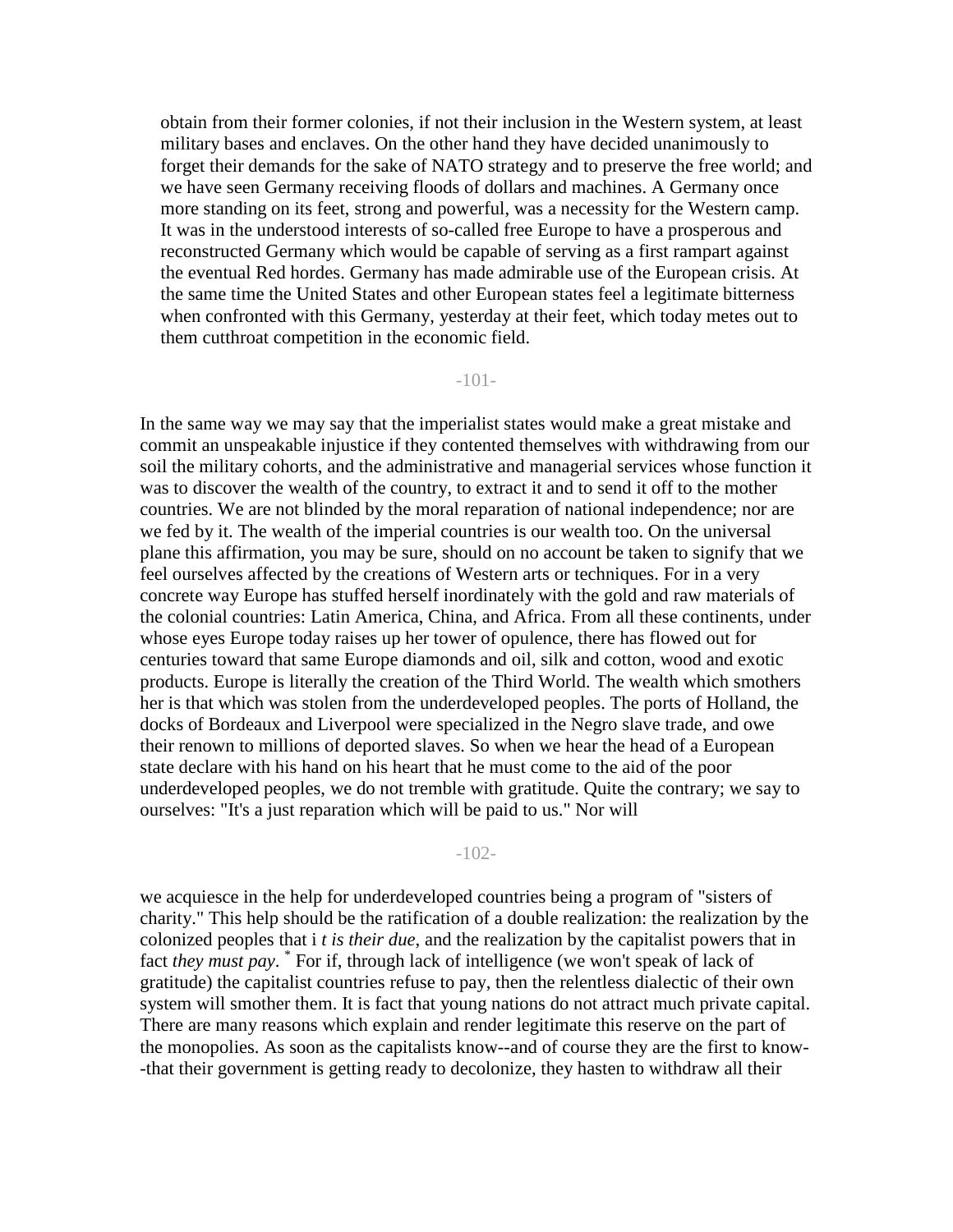obtain from their former colonies, if not their inclusion in the Western system, at least military bases and enclaves. On the other hand they have decided unanimously to forget their demands for the sake of NATO strategy and to preserve the free world; and we have seen Germany receiving floods of dollars and machines. A Germany once more standing on its feet, strong and powerful, was a necessity for the Western camp. It was in the understood interests of so-called free Europe to have a prosperous and reconstructed Germany which would be capable of serving as a first rampart against the eventual Red hordes. Germany has made admirable use of the European crisis. At the same time the United States and other European states feel a legitimate bitterness when confronted with this Germany, yesterday at their feet, which today metes out to them cutthroat competition in the economic field.

In the same way we may say that the imperialist states would make a great mistake and commit an unspeakable injustice if they contented themselves with withdrawing from our soil the military cohorts, and the administrative and managerial services whose function it was to discover the wealth of the country, to extract it and to send it off to the mother countries. We are not blinded by the moral reparation of national independence; nor are we fed by it. The wealth of the imperial countries is our wealth too. On the universal plane this affirmation, you may be sure, should on no account be taken to signify that we feel ourselves affected by the creations of Western arts or techniques. For in a very concrete way Europe has stuffed herself inordinately with the gold and raw materials of the colonial countries: Latin America, China, and Africa. From all these continents, under whose eyes Europe today raises up her tower of opulence, there has flowed out for centuries toward that same Europe diamonds and oil, silk and cotton, wood and exotic products. Europe is literally the creation of the Third World. The wealth which smothers her is that which was stolen from the underdeveloped peoples. The ports of Holland, the docks of Bordeaux and Liverpool were specialized in the Negro slave trade, and owe their renown to millions of deported slaves. So when we hear the head of a European state declare with his hand on his heart that he must come to the aid of the poor underdeveloped peoples, we do not tremble with gratitude. Quite the contrary; we say to ourselves: "It's a just reparation which will be paid to us." Nor will

we acquiesce in the help for underdeveloped countries being a program of "sisters of charity." This help should be the ratification of a double realization: the realization by the colonized peoples that i *t is their due*, and the realization by the capitalist powers that in fact *they must pay*. * For if, through lack of intelligence (we won't speak of lack of gratitude) the capitalist countries refuse to pay, then the relentless dialectic of their own system will smother them. It is fact that young nations do not attract much private capital. There are many reasons which explain and render legitimate this reserve on the part of the monopolies. As soon as the capitalists know--and of course they are the first to know--that their government is getting ready to decolonize, they hasten to withdraw all their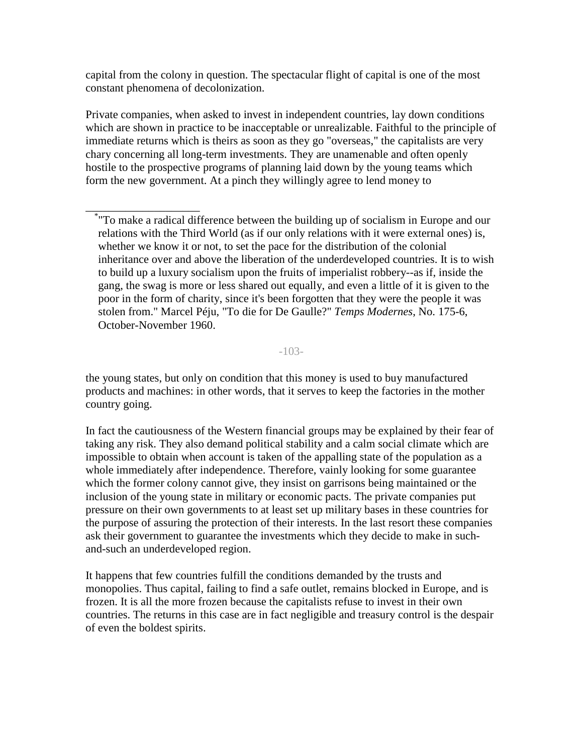capital from the colony in question. The spectacular flight of capital is one of the most constant phenomena of decolonization.

Private companies, when asked to invest in independent countries, lay down conditions which are shown in practice to be inacceptable or unrealizable. Faithful to the principle of immediate returns which is theirs as soon as they go "overseas," the capitalists are very chary concerning all long-term investments. They are unamenable and often openly hostile to the prospective programs of planning laid down by the young teams which form the new government. At a pinch they willingly agree to lend money to

---

*"To make a radical difference between the building up of socialism in Europe and our relations with the Third World (as if our only relations with it were external ones) is, whether we know it or not, to set the pace for the distribution of the colonial inheritance over and above the liberation of the underdeveloped countries. It is to wish to build up a luxury socialism upon the fruits of imperialist robbery--as if, inside the gang, the swag is more or less shared out equally, and even a little of it is given to the poor in the form of charity, since it's been forgotten that they were the people it was stolen from." Marcel Péju, "To die for De Gaulle?" *Temps Modernes*, No. 175-6, October-November 1960.

the young states, but only on condition that this money is used to buy manufactured products and machines: in other words, that it serves to keep the factories in the mother country going.

In fact the cautiousness of the Western financial groups may be explained by their fear of taking any risk. They also demand political stability and a calm social climate which are impossible to obtain when account is taken of the appalling state of the population as a whole immediately after independence. Therefore, vainly looking for some guarantee which the former colony cannot give, they insist on garrisons being maintained or the inclusion of the young state in military or economic pacts. The private companies put pressure on their own governments to at least set up military bases in these countries for the purpose of assuring the protection of their interests. In the last resort these companies ask their government to guarantee the investments which they decide to make in such-and-such an underdeveloped region.

It happens that few countries fulfill the conditions demanded by the trusts and monopolies. Thus capital, failing to find a safe outlet, remains blocked in Europe, and is frozen. It is all the more frozen because the capitalists refuse to invest in their own countries. The returns in this case are in fact negligible and treasury control is the despair of even the boldest spirits.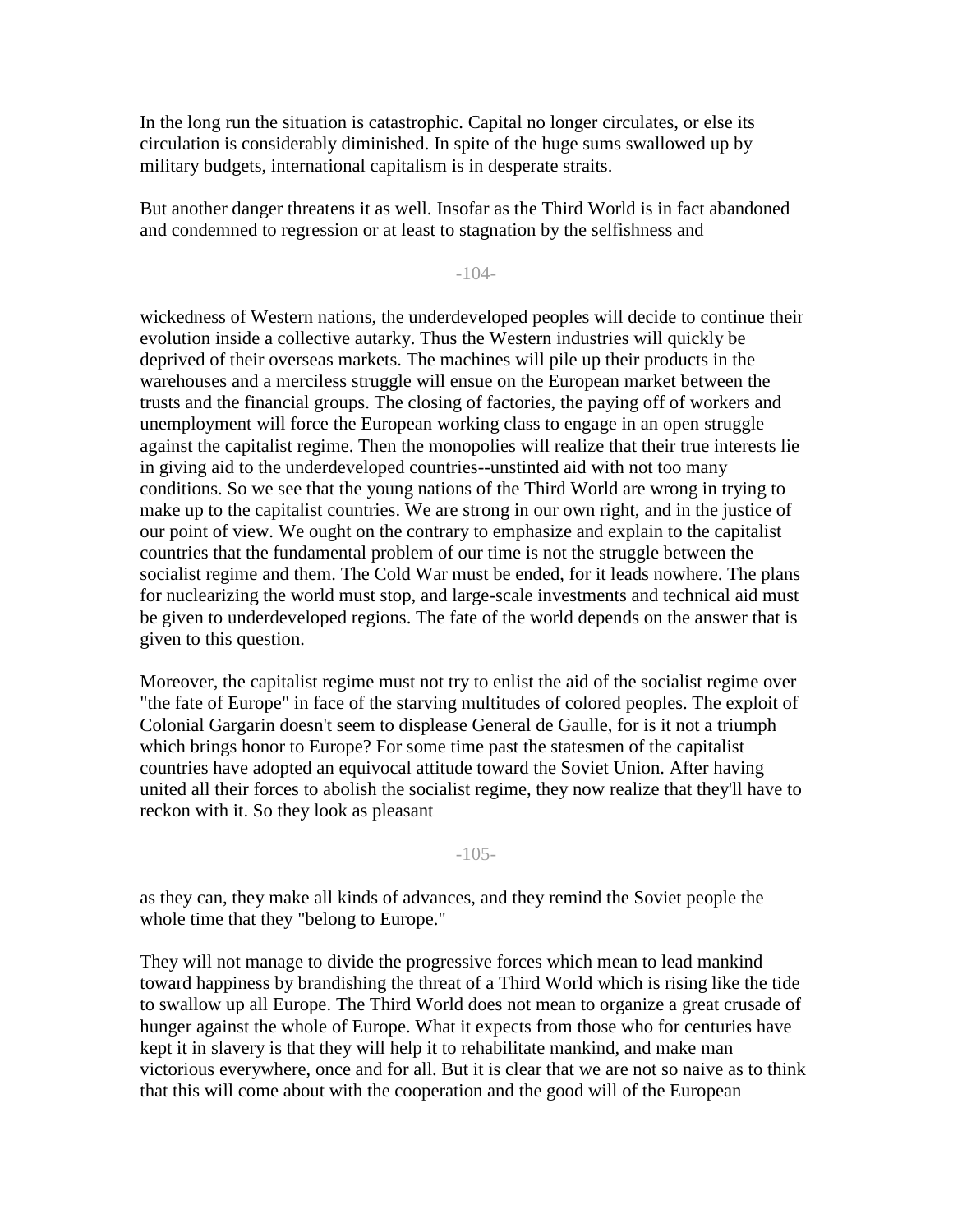In the long run the situation is catastrophic. Capital no longer circulates, or else its circulation is considerably diminished. In spite of the huge sums swallowed up by military budgets, international capitalism is in desperate straits.

But another danger threatens it as well. Insofar as the Third World is in fact abandoned and condemned to regression or at least to stagnation by the selfishness and wickedness of Western nations, the underdeveloped peoples will decide to continue their evolution inside a collective autarky. Thus the Western industries will quickly be deprived of their overseas markets. The machines will pile up their products in the warehouses and a merciless struggle will ensue on the European market between the trusts and the financial groups. The closing of factories, the paying off of workers and unemployment will force the European working class to engage in an open struggle against the capitalist regime. Then the monopolies will realize that their true interests lie in giving aid to the underdeveloped countries--unstinted aid with not too many conditions. So we see that the young nations of the Third World are wrong in trying to make up to the capitalist countries. We are strong in our own right, and in the justice of our point of view. We ought on the contrary to emphasize and explain to the capitalist countries that the fundamental problem of our time is not the struggle between the socialist regime and them. The Cold War must be ended, for it leads nowhere. The plans for nuclearizing the world must stop, and large-scale investments and technical aid must be given to underdeveloped regions. The fate of the world depends on the answer that is given to this question.

Moreover, the capitalist regime must not try to enlist the aid of the socialist regime over "the fate of Europe" in face of the starving multitudes of colored peoples. The exploit of Colonial Gargarin doesn't seem to displease General de Gaulle, for is it not a triumph which brings honor to Europe? For some time past the statesmen of the capitalist countries have adopted an equivocal attitude toward the Soviet Union. After having united all their forces to abolish the socialist regime, they now realize that they'll have to reckon with it. So they look as pleasant as they can, they make all kinds of advances, and they remind the Soviet people the whole time that they "belong to Europe."

They will not manage to divide the progressive forces which mean to lead mankind toward happiness by brandishing the threat of a Third World which is rising like the tide to swallow up all Europe. The Third World does not mean to organize a great crusade of hunger against the whole of Europe. What it expects from those who for centuries have kept it in slavery is that they will help it to rehabilitate mankind, and make man victorious everywhere, once and for all. But it is clear that we are not so naive as to think that this will come about with the cooperation and the good will of the European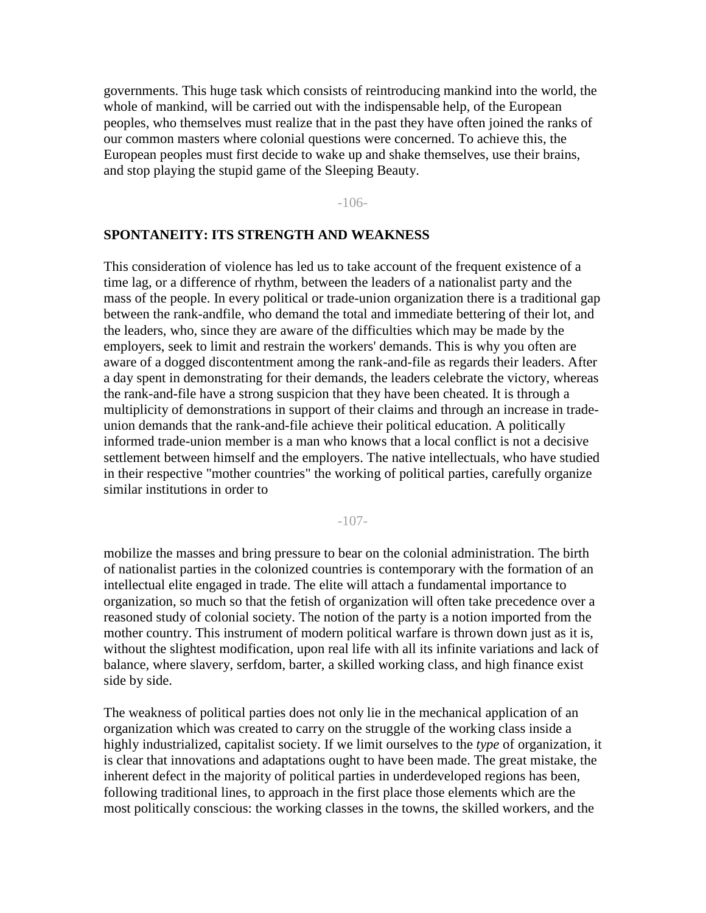governments. This huge task which consists of reintroducing mankind into the world, the whole of mankind, will be carried out with the indispensable help, of the European peoples, who themselves must realize that in the past they have often joined the ranks of our common masters where colonial questions were concerned. To achieve this, the European peoples must first decide to wake up and shake themselves, use their brains, and stop playing the stupid game of the Sleeping Beauty.

## SPONTANEITY: ITS STRENGTH AND WEAKNESS

This consideration of violence has led us to take account of the frequent existence of a time lag, or a difference of rhythm, between the leaders of a nationalist party and the mass of the people. In every political or trade-union organization there is a traditional gap between the rank-andfile, who demand the total and immediate bettering of their lot, and the leaders, who, since they are aware of the difficulties which may be made by the employers, seek to limit and restrain the workers' demands. This is why you often are aware of a dogged discontentment among the rank-and-file as regards their leaders. After a day spent in demonstrating for their demands, the leaders celebrate the victory, whereas the rank-and-file have a strong suspicion that they have been cheated. It is through a multiplicity of demonstrations in support of their claims and through an increase in trade-union demands that the rank-and-file achieve their political education. A politically informed trade-union member is a man who knows that a local conflict is not a decisive settlement between himself and the employers. The native intellectuals, who have studied in their respective "mother countries" the working of political parties, carefully organize similar institutions in order to mobilize the masses and bring pressure to bear on the colonial administration. The birth of nationalist parties in the colonized countries is contemporary with the formation of an intellectual elite engaged in trade. The elite will attach a fundamental importance to organization, so much so that the fetish of organization will often take precedence over a reasoned study of colonial society. The notion of the party is a notion imported from the mother country. This instrument of modern political warfare is thrown down just as it is, without the slightest modification, upon real life with all its infinite variations and lack of balance, where slavery, serfdom, barter, a skilled working class, and high finance exist side by side.

The weakness of political parties does not only lie in the mechanical application of an organization which was created to carry on the struggle of the working class inside a highly industrialized, capitalist society. If we limit ourselves to the *type* of organization, it is clear that innovations and adaptations ought to have been made. The great mistake, the inherent defect in the majority of political parties in underdeveloped regions has been, following traditional lines, to approach in the first place those elements which are the most politically conscious: the working classes in the towns, the skilled workers, and the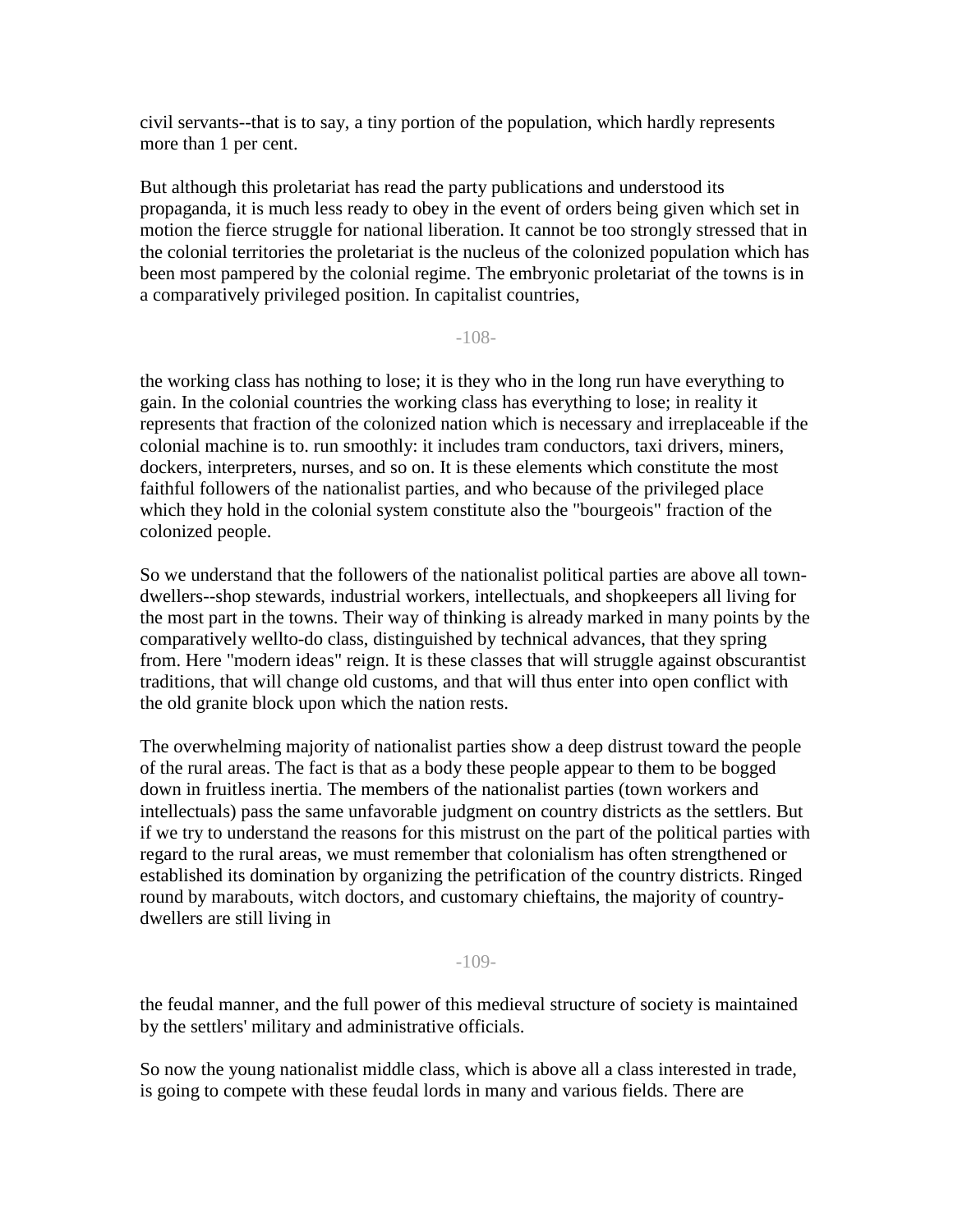civil servants--that is to say, a tiny portion of the population, which hardly represents more than 1 per cent.

But although this proletariat has read the party publications and understood its propaganda, it is much less ready to obey in the event of orders being given which set in motion the fierce struggle for national liberation. It cannot be too strongly stressed that in the colonial territories the proletariat is the nucleus of the colonized population which has been most pampered by the colonial regime. The embryonic proletariat of the towns is in a comparatively privileged position. In capitalist countries, the working class has nothing to lose; it is they who in the long run have everything to gain. In the colonial countries the working class has everything to lose; in reality it represents that fraction of the colonized nation which is necessary and irreplaceable if the colonial machine is to. run smoothly: it includes tram conductors, taxi drivers, miners, dockers, interpreters, nurses, and so on. It is these elements which constitute the most faithful followers of the nationalist parties, and who because of the privileged place which they hold in the colonial system constitute also the "bourgeois" fraction of the colonized people.

So we understand that the followers of the nationalist political parties are above all town-dwellers--shop stewards, industrial workers, intellectuals, and shopkeepers all living for the most part in the towns. Their way of thinking is already marked in many points by the comparatively wellto-do class, distinguished by technical advances, that they spring from. Here "modern ideas" reign. It is these classes that will struggle against obscurantist traditions, that will change old customs, and that will thus enter into open conflict with the old granite block upon which the nation rests.

The overwhelming majority of nationalist parties show a deep distrust toward the people of the rural areas. The fact is that as a body these people appear to them to be bogged down in fruitless inertia. The members of the nationalist parties (town workers and intellectuals) pass the same unfavorable judgment on country districts as the settlers. But if we try to understand the reasons for this mistrust on the part of the political parties with regard to the rural areas, we must remember that colonialism has often strengthened or established its domination by organizing the petrification of the country districts. Ringed round by marabouts, witch doctors, and customary chieftains, the majority of country-dwellers are still living in the feudal manner, and the full power of this medieval structure of society is maintained by the settlers' military and administrative officials.

So now the young nationalist middle class, which is above all a class interested in trade, is going to compete with these feudal lords in many and various fields. There are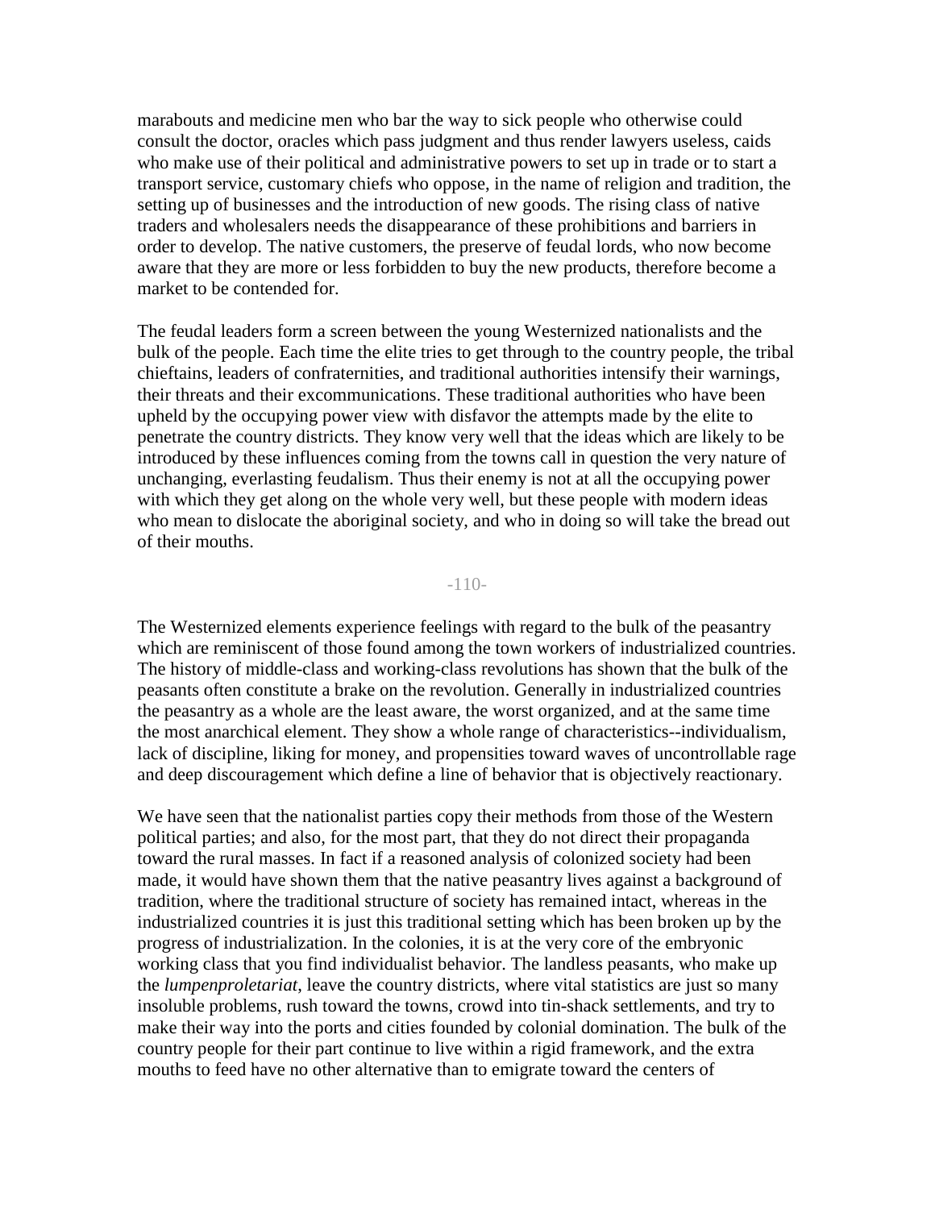marabouts and medicine men who bar the way to sick people who otherwise could consult the doctor, oracles which pass judgment and thus render lawyers useless, caids who make use of their political and administrative powers to set up in trade or to start a transport service, customary chiefs who oppose, in the name of religion and tradition, the setting up of businesses and the introduction of new goods. The rising class of native traders and wholesalers needs the disappearance of these prohibitions and barriers in order to develop. The native customers, the preserve of feudal lords, who now become aware that they are more or less forbidden to buy the new products, therefore become a market to be contended for.

The feudal leaders form a screen between the young Westernized nationalists and the bulk of the people. Each time the elite tries to get through to the country people, the tribal chieftains, leaders of confraternities, and traditional authorities intensify their warnings, their threats and their excommunications. These traditional authorities who have been upheld by the occupying power view with disfavor the attempts made by the elite to penetrate the country districts. They know very well that the ideas which are likely to be introduced by these influences coming from the towns call in question the very nature of unchanging, everlasting feudalism. Thus their enemy is not at all the occupying power with which they get along on the whole very well, but these people with modern ideas who mean to dislocate the aboriginal society, and who in doing so will take the bread out of their mouths.

The Westernized elements experience feelings with regard to the bulk of the peasantry which are reminiscent of those found among the town workers of industrialized countries. The history of middle-class and working-class revolutions has shown that the bulk of the peasants often constitute a brake on the revolution. Generally in industrialized countries the peasantry as a whole are the least aware, the worst organized, and at the same time the most anarchical element. They show a whole range of characteristics--individualism, lack of discipline, liking for money, and propensities toward waves of uncontrollable rage and deep discouragement which define a line of behavior that is objectively reactionary.

We have seen that the nationalist parties copy their methods from those of the Western political parties; and also, for the most part, that they do not direct their propaganda toward the rural masses. In fact if a reasoned analysis of colonized society had been made, it would have shown them that the native peasantry lives against a background of tradition, where the traditional structure of society has remained intact, whereas in the industrialized countries it is just this traditional setting which has been broken up by the progress of industrialization. In the colonies, it is at the very core of the embryonic working class that you find individualist behavior. The landless peasants, who make up the *lumpenproletariat*, leave the country districts, where vital statistics are just so many insoluble problems, rush toward the towns, crowd into tin-shack settlements, and try to make their way into the ports and cities founded by colonial domination. The bulk of the country people for their part continue to live within a rigid framework, and the extra mouths to feed have no other alternative than to emigrate toward the centers of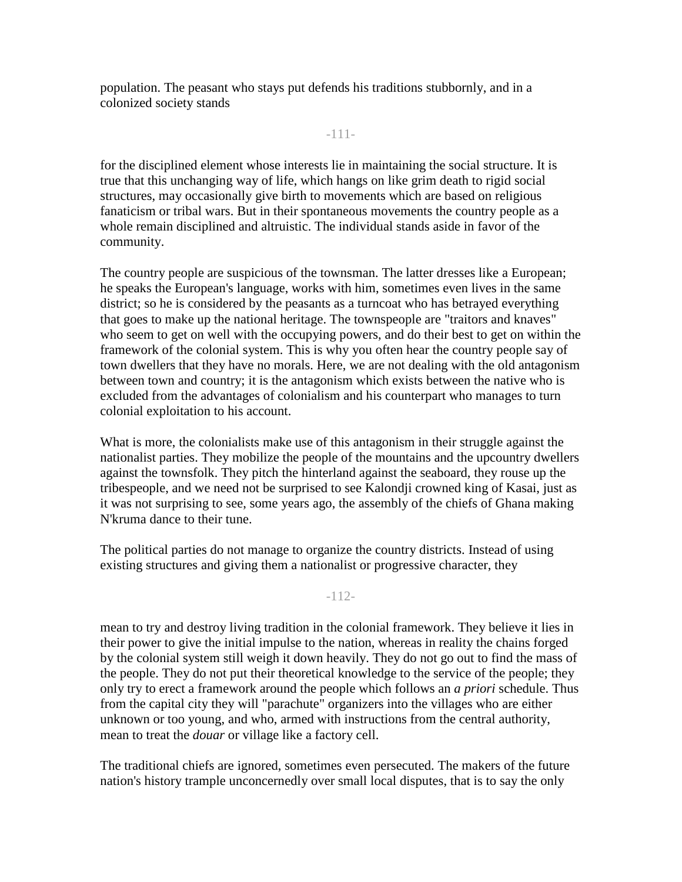population. The peasant who stays put defends his traditions stubbornly, and in a colonized society stands for the disciplined element whose interests lie in maintaining the social structure. It is true that this unchanging way of life, which hangs on like grim death to rigid social structures, may occasionally give birth to movements which are based on religious fanaticism or tribal wars. But in their spontaneous movements the country people as a whole remain disciplined and altruistic. The individual stands aside in favor of the community.

The country people are suspicious of the townsman. The latter dresses like a European; he speaks the European's language, works with him, sometimes even lives in the same district; so he is considered by the peasants as a turncoat who has betrayed everything that goes to make up the national heritage. The townspeople are "traitors and knaves" who seem to get on well with the occupying powers, and do their best to get on within the framework of the colonial system. This is why you often hear the country people say of town dwellers that they have no morals. Here, we are not dealing with the old antagonism between town and country; it is the antagonism which exists between the native who is excluded from the advantages of colonialism and his counterpart who manages to turn colonial exploitation to his account.

What is more, the colonialists make use of this antagonism in their struggle against the nationalist parties. They mobilize the people of the mountains and the upcountry dwellers against the townsfolk. They pitch the hinterland against the seaboard, they rouse up the tribespeople, and we need not be surprised to see Kalondji crowned king of Kasai, just as it was not surprising to see, some years ago, the assembly of the chiefs of Ghana making N'kruma dance to their tune.

The political parties do not manage to organize the country districts. Instead of using existing structures and giving them a nationalist or progressive character, they mean to try and destroy living tradition in the colonial framework. They believe it lies in their power to give the initial impulse to the nation, whereas in reality the chains forged by the colonial system still weigh it down heavily. They do not go out to find the mass of the people. They do not put their theoretical knowledge to the service of the people; they only try to erect a framework around the people which follows an *a priori* schedule. Thus from the capital city they will "parachute" organizers into the villages who are either unknown or too young, and who, armed with instructions from the central authority, mean to treat the *douar* or village like a factory cell.

The traditional chiefs are ignored, sometimes even persecuted. The makers of the future nation's history trample unconcernedly over small local disputes, that is to say the only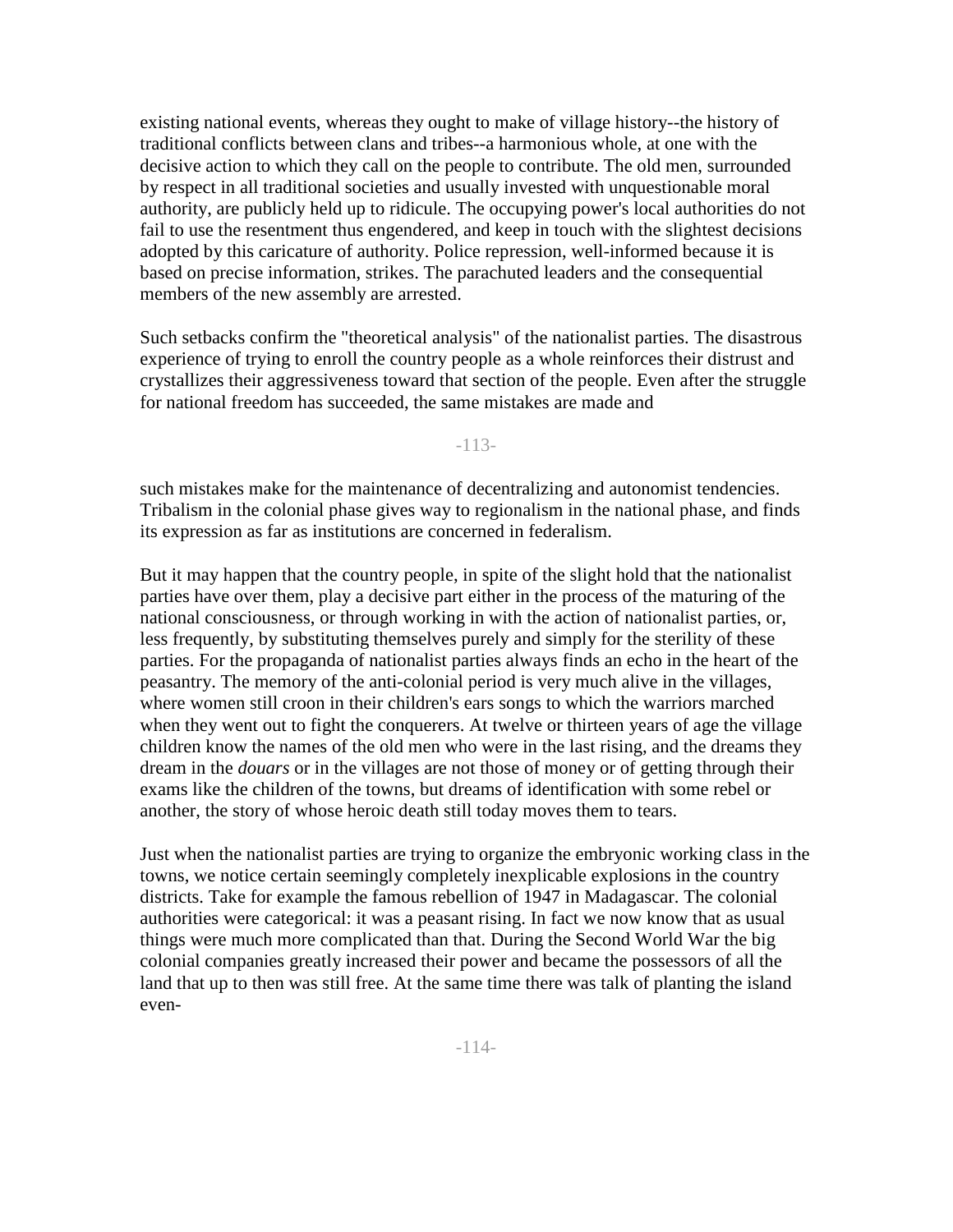existing national events, whereas they ought to make of village history--the history of traditional conflicts between clans and tribes--a harmonious whole, at one with the decisive action to which they call on the people to contribute. The old men, surrounded by respect in all traditional societies and usually invested with unquestionable moral authority, are publicly held up to ridicule. The occupying power's local authorities do not fail to use the resentment thus engendered, and keep in touch with the slightest decisions adopted by this caricature of authority. Police repression, well-informed because it is based on precise information, strikes. The parachuted leaders and the consequential members of the new assembly are arrested.

Such setbacks confirm the "theoretical analysis" of the nationalist parties. The disastrous experience of trying to enroll the country people as a whole reinforces their distrust and crystallizes their aggressiveness toward that section of the people. Even after the struggle for national freedom has succeeded, the same mistakes are made and such mistakes make for the maintenance of decentralizing and autonomist tendencies. Tribalism in the colonial phase gives way to regionalism in the national phase, and finds its expression as far as institutions are concerned in federalism.

But it may happen that the country people, in spite of the slight hold that the nationalist parties have over them, play a decisive part either in the process of the maturing of the national consciousness, or through working in with the action of nationalist parties, or, less frequently, by substituting themselves purely and simply for the sterility of these parties. For the propaganda of nationalist parties always finds an echo in the heart of the peasantry. The memory of the anti-colonial period is very much alive in the villages, where women still croon in their children's ears songs to which the warriors marched when they went out to fight the conquerers. At twelve or thirteen years of age the village children know the names of the old men who were in the last rising, and the dreams they dream in the *douars* or in the villages are not those of money or of getting through their exams like the children of the towns, but dreams of identification with some rebel or another, the story of whose heroic death still today moves them to tears.

Just when the nationalist parties are trying to organize the embryonic working class in the towns, we notice certain seemingly completely inexplicable explosions in the country districts. Take for example the famous rebellion of 1947 in Madagascar. The colonial authorities were categorical: it was a peasant rising. In fact we now know that as usual things were much more complicated than that. During the Second World War the big colonial companies greatly increased their power and became the possessors of all the land that up to then was still free. At the same time there was talk of planting the island even-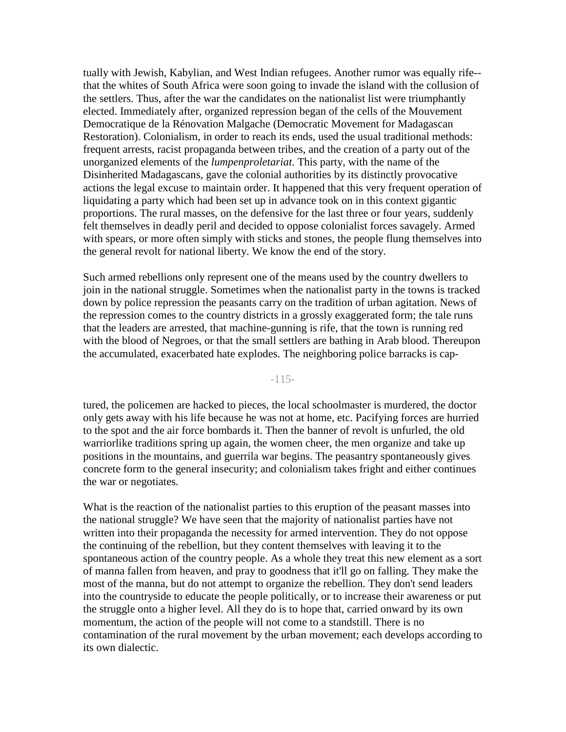tually with Jewish, Kabylian, and West Indian refugees. Another rumor was equally rife--that the whites of South Africa were soon going to invade the island with the collusion of the settlers. Thus, after the war the candidates on the nationalist list were triumphantly elected. Immediately after, organized repression began of the cells of the Mouvement Democratique de la Rénovation Malgache (Democratic Movement for Madagascan Restoration). Colonialism, in order to reach its ends, used the usual traditional methods: frequent arrests, racist propaganda between tribes, and the creation of a party out of the unorganized elements of the *lumpenproletariat*. This party, with the name of the Disinherited Madagascans, gave the colonial authorities by its distinctly provocative actions the legal excuse to maintain order. It happened that this very frequent operation of liquidating a party which had been set up in advance took on in this context gigantic proportions. The rural masses, on the defensive for the last three or four years, suddenly felt themselves in deadly peril and decided to oppose colonialist forces savagely. Armed with spears, or more often simply with sticks and stones, the people flung themselves into the general revolt for national liberty. We know the end of the story.

Such armed rebellions only represent one of the means used by the country dwellers to join in the national struggle. Sometimes when the nationalist party in the towns is tracked down by police repression the peasants carry on the tradition of urban agitation. News of the repression comes to the country districts in a grossly exaggerated form; the tale runs that the leaders are arrested, that machine-gunning is rife, that the town is running red with the blood of Negroes, or that the small settlers are bathing in Arab blood. Thereupon the accumulated, exacerbated hate explodes. The neighboring police barracks is captured, the policemen are hacked to pieces, the local schoolmaster is murdered, the doctor only gets away with his life because he was not at home, etc. Pacifying forces are hurried to the spot and the air force bombards it. Then the banner of revolt is unfurled, the old warriorlike traditions spring up again, the women cheer, the men organize and take up positions in the mountains, and guerrila war begins. The peasantry spontaneously gives concrete form to the general insecurity; and colonialism takes fright and either continues the war or negotiates.

What is the reaction of the nationalist parties to this eruption of the peasant masses into the national struggle? We have seen that the majority of nationalist parties have not written into their propaganda the necessity for armed intervention. They do not oppose the continuing of the rebellion, but they content themselves with leaving it to the spontaneous action of the country people. As a whole they treat this new element as a sort of manna fallen from heaven, and pray to goodness that it'll go on falling. They make the most of the manna, but do not attempt to organize the rebellion. They don't send leaders into the countryside to educate the people politically, or to increase their awareness or put the struggle onto a higher level. All they do is to hope that, carried onward by its own momentum, the action of the people will not come to a standstill. There is no contamination of the rural movement by the urban movement; each develops according to its own dialectic.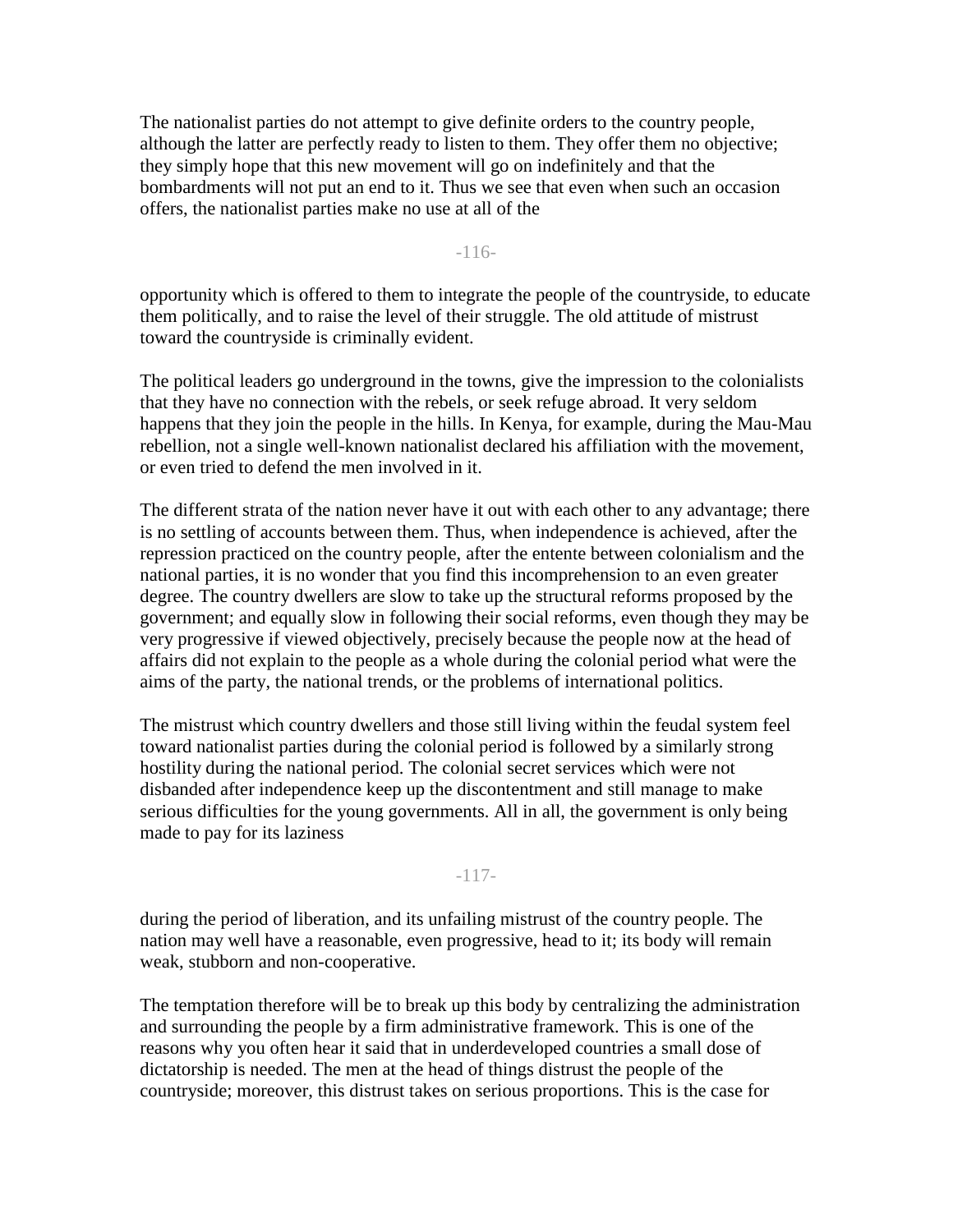The nationalist parties do not attempt to give definite orders to the country people, although the latter are perfectly ready to listen to them. They offer them no objective; they simply hope that this new movement will go on indefinitely and that the bombardments will not put an end to it. Thus we see that even when such an occasion offers, the nationalist parties make no use at all of the opportunity which is offered to them to integrate the people of the countryside, to educate them politically, and to raise the level of their struggle. The old attitude of mistrust toward the countryside is criminally evident.

The political leaders go underground in the towns, give the impression to the colonialists that they have no connection with the rebels, or seek refuge abroad. It very seldom happens that they join the people in the hills. In Kenya, for example, during the Mau-Mau rebellion, not a single well-known nationalist declared his affiliation with the movement, or even tried to defend the men involved in it.

The different strata of the nation never have it out with each other to any advantage; there is no settling of accounts between them. Thus, when independence is achieved, after the repression practiced on the country people, after the entente between colonialism and the national parties, it is no wonder that you find this incomprehension to an even greater degree. The country dwellers are slow to take up the structural reforms proposed by the government; and equally slow in following their social reforms, even though they may be very progressive if viewed objectively, precisely because the people now at the head of affairs did not explain to the people as a whole during the colonial period what were the aims of the party, the national trends, or the problems of international politics.

The mistrust which country dwellers and those still living within the feudal system feel toward nationalist parties during the colonial period is followed by a similarly strong hostility during the national period. The colonial secret services which were not disbanded after independence keep up the discontentment and still manage to make serious difficulties for the young governments. All in all, the government is only being made to pay for its laziness during the period of liberation, and its unfailing mistrust of the country people. The nation may well have a reasonable, even progressive, head to it; its body will remain weak, stubborn and non-cooperative.

The temptation therefore will be to break up this body by centralizing the administration and surrounding the people by a firm administrative framework. This is one of the reasons why you often hear it said that in underdeveloped countries a small dose of dictatorship is needed. The men at the head of things distrust the people of the countryside; moreover, this distrust takes on serious proportions. This is the case for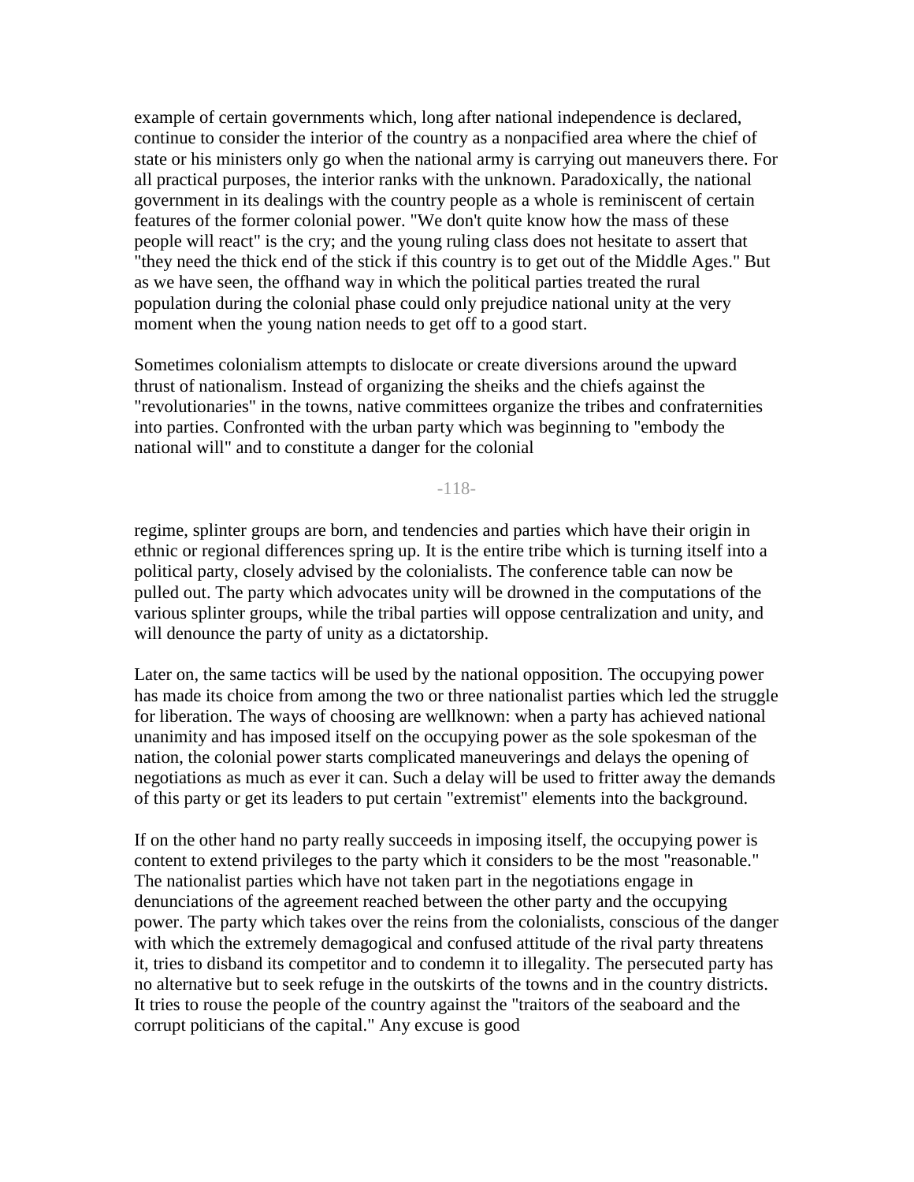example of certain governments which, long after national independence is declared, continue to consider the interior of the country as a nonpacified area where the chief of state or his ministers only go when the national army is carrying out maneuvers there. For all practical purposes, the interior ranks with the unknown. Paradoxically, the national government in its dealings with the country people as a whole is reminiscent of certain features of the former colonial power. "We don't quite know how the mass of these people will react" is the cry; and the young ruling class does not hesitate to assert that "they need the thick end of the stick if this country is to get out of the Middle Ages." But as we have seen, the offhand way in which the political parties treated the rural population during the colonial phase could only prejudice national unity at the very moment when the young nation needs to get off to a good start.

Sometimes colonialism attempts to dislocate or create diversions around the upward thrust of nationalism. Instead of organizing the sheiks and the chiefs against the "revolutionaries" in the towns, native committees organize the tribes and confraternities into parties. Confronted with the urban party which was beginning to "embody the national will" and to constitute a danger for the colonial regime, splinter groups are born, and tendencies and parties which have their origin in ethnic or regional differences spring up. It is the entire tribe which is turning itself into a political party, closely advised by the colonialists. The conference table can now be pulled out. The party which advocates unity will be drowned in the computations of the various splinter groups, while the tribal parties will oppose centralization and unity, and will denounce the party of unity as a dictatorship.

Later on, the same tactics will be used by the national opposition. The occupying power has made its choice from among the two or three nationalist parties which led the struggle for liberation. The ways of choosing are wellknown: when a party has achieved national unanimity and has imposed itself on the occupying power as the sole spokesman of the nation, the colonial power starts complicated maneuverings and delays the opening of negotiations as much as ever it can. Such a delay will be used to fritter away the demands of this party or get its leaders to put certain "extremist" elements into the background.

If on the other hand no party really succeeds in imposing itself, the occupying power is content to extend privileges to the party which it considers to be the most "reasonable." The nationalist parties which have not taken part in the negotiations engage in denunciations of the agreement reached between the other party and the occupying power. The party which takes over the reins from the colonialists, conscious of the danger with which the extremely demagogical and confused attitude of the rival party threatens it, tries to disband its competitor and to condemn it to illegality. The persecuted party has no alternative but to seek refuge in the outskirts of the towns and in the country districts. It tries to rouse the people of the country against the "traitors of the seaboard and the corrupt politicians of the capital." Any excuse is good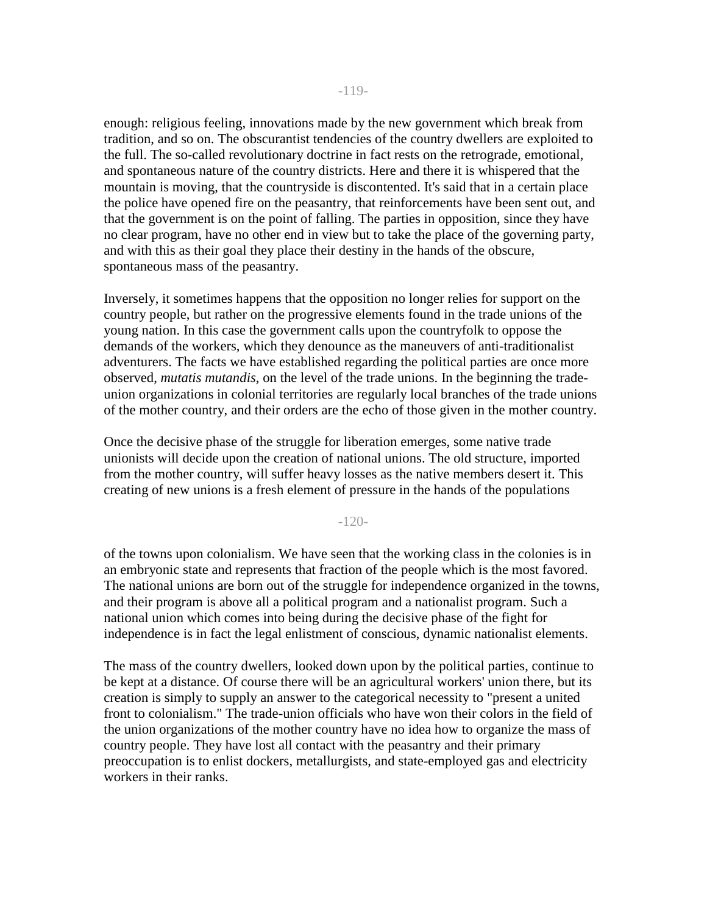enough: religious feeling, innovations made by the new government which break from tradition, and so on. The obscurantist tendencies of the country dwellers are exploited to the full. The so-called revolutionary doctrine in fact rests on the retrograde, emotional, and spontaneous nature of the country districts. Here and there it is whispered that the mountain is moving, that the countryside is discontented. It's said that in a certain place the police have opened fire on the peasantry, that reinforcements have been sent out, and that the government is on the point of falling. The parties in opposition, since they have no clear program, have no other end in view but to take the place of the governing party, and with this as their goal they place their destiny in the hands of the obscure, spontaneous mass of the peasantry.

Inversely, it sometimes happens that the opposition no longer relies for support on the country people, but rather on the progressive elements found in the trade unions of the young nation. In this case the government calls upon the countryfolk to oppose the demands of the workers, which they denounce as the maneuvers of anti-traditionalist adventurers. The facts we have established regarding the political parties are once more observed, *mutatis mutandis*, on the level of the trade unions. In the beginning the trade-union organizations in colonial territories are regularly local branches of the trade unions of the mother country, and their orders are the echo of those given in the mother country.

Once the decisive phase of the struggle for liberation emerges, some native trade unionists will decide upon the creation of national unions. The old structure, imported from the mother country, will suffer heavy losses as the native members desert it. This creating of new unions is a fresh element of pressure in the hands of the populations of the towns upon colonialism. We have seen that the working class in the colonies is in an embryonic state and represents that fraction of the people which is the most favored. The national unions are born out of the struggle for independence organized in the towns, and their program is above all a political program and a nationalist program. Such a national union which comes into being during the decisive phase of the fight for independence is in fact the legal enlistment of conscious, dynamic nationalist elements.

The mass of the country dwellers, looked down upon by the political parties, continue to be kept at a distance. Of course there will be an agricultural workers' union there, but its creation is simply to supply an answer to the categorical necessity to "present a united front to colonialism." The trade-union officials who have won their colors in the field of the union organizations of the mother country have no idea how to organize the mass of country people. They have lost all contact with the peasantry and their primary preoccupation is to enlist dockers, metallurgists, and state-employed gas and electricity workers in their ranks.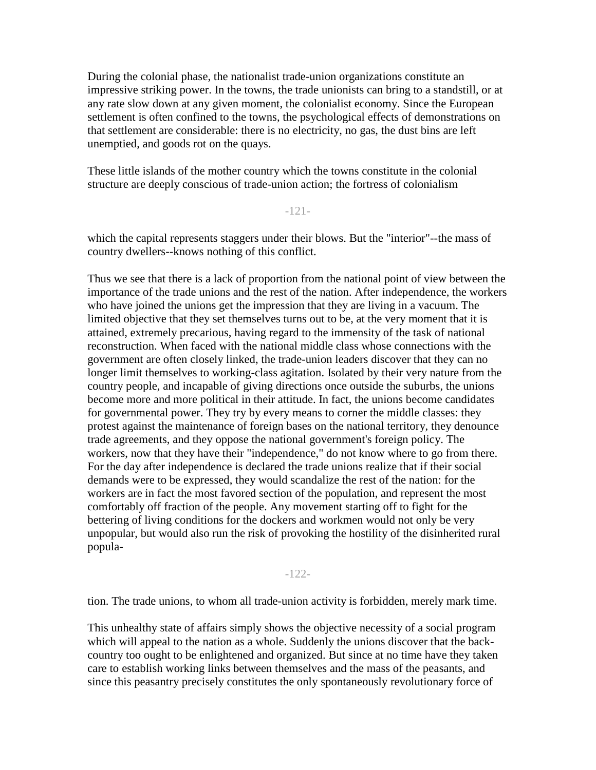During the colonial phase, the nationalist trade-union organizations constitute an impressive striking power. In the towns, the trade unionists can bring to a standstill, or at any rate slow down at any given moment, the colonialist economy. Since the European settlement is often confined to the towns, the psychological effects of demonstrations on that settlement are considerable: there is no electricity, no gas, the dust bins are left unemptied, and goods rot on the quays.

These little islands of the mother country which the towns constitute in the colonial structure are deeply conscious of trade-union action; the fortress of colonialism which the capital represents staggers under their blows. But the "interior"--the mass of country dwellers--knows nothing of this conflict.

Thus we see that there is a lack of proportion from the national point of view between the importance of the trade unions and the rest of the nation. After independence, the workers who have joined the unions get the impression that they are living in a vacuum. The limited objective that they set themselves turns out to be, at the very moment that it is attained, extremely precarious, having regard to the immensity of the task of national reconstruction. When faced with the national middle class whose connections with the government are often closely linked, the trade-union leaders discover that they can no longer limit themselves to working-class agitation. Isolated by their very nature from the country people, and incapable of giving directions once outside the suburbs, the unions become more and more political in their attitude. In fact, the unions become candidates for governmental power. They try by every means to corner the middle classes: they protest against the maintenance of foreign bases on the national territory, they denounce trade agreements, and they oppose the national government's foreign policy. The workers, now that they have their "independence," do not know where to go from there. For the day after independence is declared the trade unions realize that if their social demands were to be expressed, they would scandalize the rest of the nation: for the workers are in fact the most favored section of the population, and represent the most comfortably off fraction of the people. Any movement starting off to fight for the bettering of living conditions for the dockers and workmen would not only be very unpopular, but would also run the risk of provoking the hostility of the disinherited rural population. The trade unions, to whom all trade-union activity is forbidden, merely mark time.

This unhealthy state of affairs simply shows the objective necessity of a social program which will appeal to the nation as a whole. Suddenly the unions discover that the back-country too ought to be enlightened and organized. But since at no time have they taken care to establish working links between themselves and the mass of the peasants, and since this peasantry precisely constitutes the only spontaneously revolutionary force of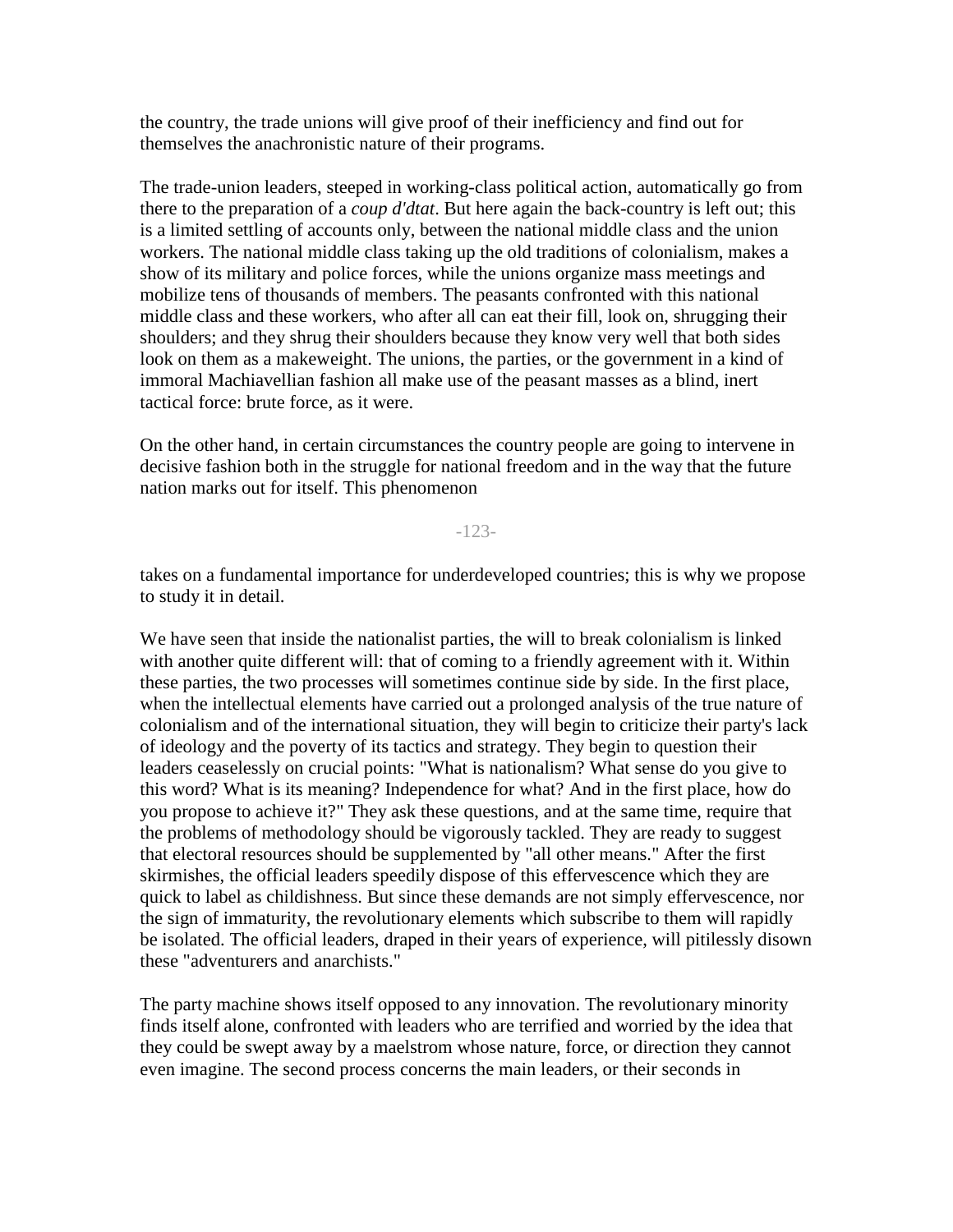the country, the trade unions will give proof of their inefficiency and find out for themselves the anachronistic nature of their programs.

The trade-union leaders, steeped in working-class political action, automatically go from there to the preparation of a *coup d'dtat*. But here again the back-country is left out; this is a limited settling of accounts only, between the national middle class and the union workers. The national middle class taking up the old traditions of colonialism, makes a show of its military and police forces, while the unions organize mass meetings and mobilize tens of thousands of members. The peasants confronted with this national middle class and these workers, who after all can eat their fill, look on, shrugging their shoulders; and they shrug their shoulders because they know very well that both sides look on them as a makeweight. The unions, the parties, or the government in a kind of immoral Machiavellian fashion all make use of the peasant masses as a blind, inert tactical force: brute force, as it were.

On the other hand, in certain circumstances the country people are going to intervene in decisive fashion both in the struggle for national freedom and in the way that the future nation marks out for itself. This phenomenon takes on a fundamental importance for underdeveloped countries; this is why we propose to study it in detail.

We have seen that inside the nationalist parties, the will to break colonialism is linked with another quite different will: that of coming to a friendly agreement with it. Within these parties, the two processes will sometimes continue side by side. In the first place, when the intellectual elements have carried out a prolonged analysis of the true nature of colonialism and of the international situation, they will begin to criticize their party's lack of ideology and the poverty of its tactics and strategy. They begin to question their leaders ceaselessly on crucial points: "What is nationalism? What sense do you give to this word? What is its meaning? Independence for what? And in the first place, how do you propose to achieve it?" They ask these questions, and at the same time, require that the problems of methodology should be vigorously tackled. They are ready to suggest that electoral resources should be supplemented by "all other means." After the first skirmishes, the official leaders speedily dispose of this effervescence which they are quick to label as childishness. But since these demands are not simply effervescence, nor the sign of immaturity, the revolutionary elements which subscribe to them will rapidly be isolated. The official leaders, draped in their years of experience, will pitilessly disown these "adventurers and anarchists."

The party machine shows itself opposed to any innovation. The revolutionary minority finds itself alone, confronted with leaders who are terrified and worried by the idea that they could be swept away by a maelstrom whose nature, force, or direction they cannot even imagine. The second process concerns the main leaders, or their seconds in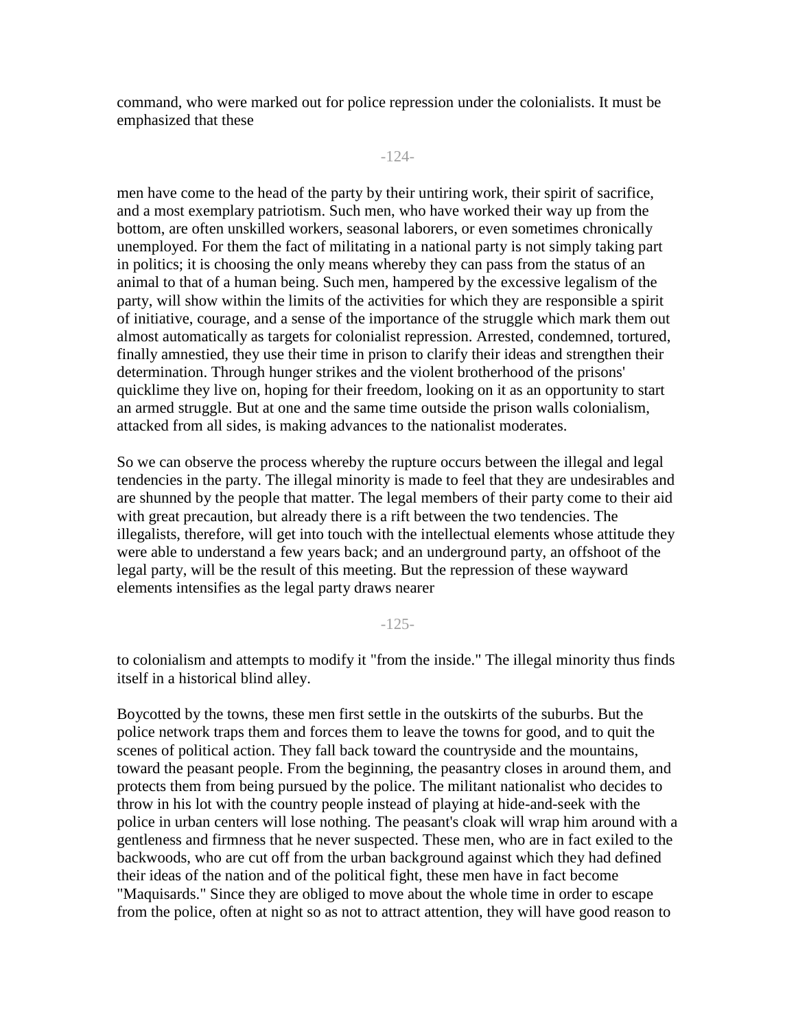command, who were marked out for police repression under the colonialists. It must be emphasized that these

men have come to the head of the party by their untiring work, their spirit of sacrifice, and a most exemplary patriotism. Such men, who have worked their way up from the bottom, are often unskilled workers, seasonal laborers, or even sometimes chronically unemployed. For them the fact of militating in a national party is not simply taking part in politics; it is choosing the only means whereby they can pass from the status of an animal to that of a human being. Such men, hampered by the excessive legalism of the party, will show within the limits of the activities for which they are responsible a spirit of initiative, courage, and a sense of the importance of the struggle which mark them out almost automatically as targets for colonialist repression. Arrested, condemned, tortured, finally amnestied, they use their time in prison to clarify their ideas and strengthen their determination. Through hunger strikes and the violent brotherhood of the prisons' quicklime they live on, hoping for their freedom, looking on it as an opportunity to start an armed struggle. But at one and the same time outside the prison walls colonialism, attacked from all sides, is making advances to the nationalist moderates.

So we can observe the process whereby the rupture occurs between the illegal and legal tendencies in the party. The illegal minority is made to feel that they are undesirables and are shunned by the people that matter. The legal members of their party come to their aid with great precaution, but already there is a rift between the two tendencies. The illegalists, therefore, will get into touch with the intellectual elements whose attitude they were able to understand a few years back; and an underground party, an offshoot of the legal party, will be the result of this meeting. But the repression of these wayward elements intensifies as the legal party draws nearer

to colonialism and attempts to modify it "from the inside." The illegal minority thus finds itself in a historical blind alley.

Boycotted by the towns, these men first settle in the outskirts of the suburbs. But the police network traps them and forces them to leave the towns for good, and to quit the scenes of political action. They fall back toward the countryside and the mountains, toward the peasant people. From the beginning, the peasantry closes in around them, and protects them from being pursued by the police. The militant nationalist who decides to throw in his lot with the country people instead of playing at hide-and-seek with the police in urban centers will lose nothing. The peasant's cloak will wrap him around with a gentleness and firmness that he never suspected. These men, who are in fact exiled to the backwoods, who are cut off from the urban background against which they had defined their ideas of the nation and of the political fight, these men have in fact become "Maquisards." Since they are obliged to move about the whole time in order to escape from the police, often at night so as not to attract attention, they will have good reason to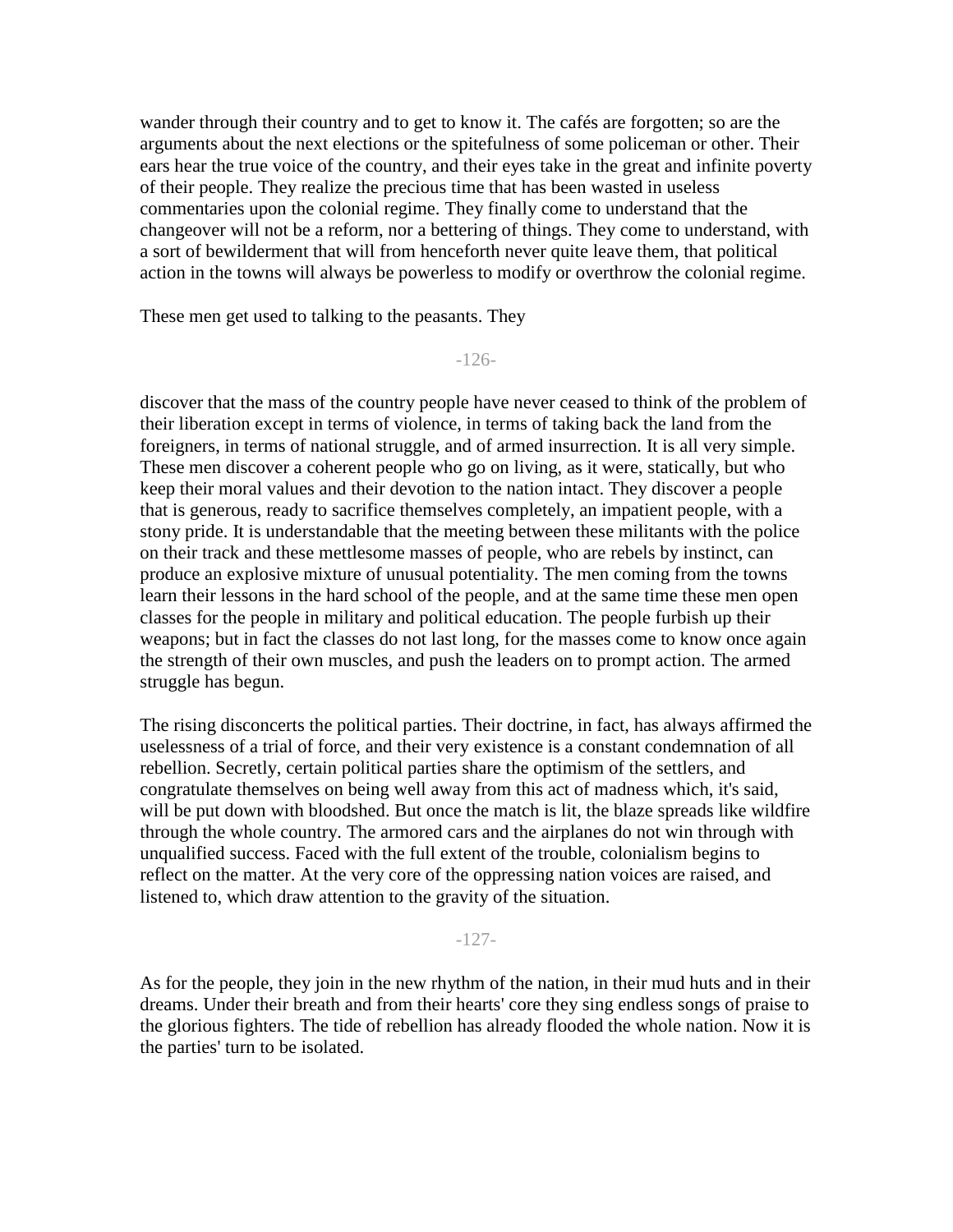wander through their country and to get to know it. The cafés are forgotten; so are the arguments about the next elections or the spitefulness of some policeman or other. Their ears hear the true voice of the country, and their eyes take in the great and infinite poverty of their people. They realize the precious time that has been wasted in useless commentaries upon the colonial regime. They finally come to understand that the changeover will not be a reform, nor a bettering of things. They come to understand, with a sort of bewilderment that will from henceforth never quite leave them, that political action in the towns will always be powerless to modify or overthrow the colonial regime.

These men get used to talking to the peasants. They discover that the mass of the country people have never ceased to think of the problem of their liberation except in terms of violence, in terms of taking back the land from the foreigners, in terms of national struggle, and of armed insurrection. It is all very simple. These men discover a coherent people who go on living, as it were, statically, but who keep their moral values and their devotion to the nation intact. They discover a people that is generous, ready to sacrifice themselves completely, an impatient people, with a stony pride. It is understandable that the meeting between these militants with the police on their track and these mettlesome masses of people, who are rebels by instinct, can produce an explosive mixture of unusual potentiality. The men coming from the towns learn their lessons in the hard school of the people, and at the same time these men open classes for the people in military and political education. The people furbish up their weapons; but in fact the classes do not last long, for the masses come to know once again the strength of their own muscles, and push the leaders on to prompt action. The armed struggle has begun.

The rising disconcerts the political parties. Their doctrine, in fact, has always affirmed the uselessness of a trial of force, and their very existence is a constant condemnation of all rebellion. Secretly, certain political parties share the optimism of the settlers, and congratulate themselves on being well away from this act of madness which, it's said, will be put down with bloodshed. But once the match is lit, the blaze spreads like wildfire through the whole country. The armored cars and the airplanes do not win through with unqualified success. Faced with the full extent of the trouble, colonialism begins to reflect on the matter. At the very core of the oppressing nation voices are raised, and listened to, which draw attention to the gravity of the situation.

As for the people, they join in the new rhythm of the nation, in their mud huts and in their dreams. Under their breath and from their hearts' core they sing endless songs of praise to the glorious fighters. The tide of rebellion has already flooded the whole nation. Now it is the parties' turn to be isolated.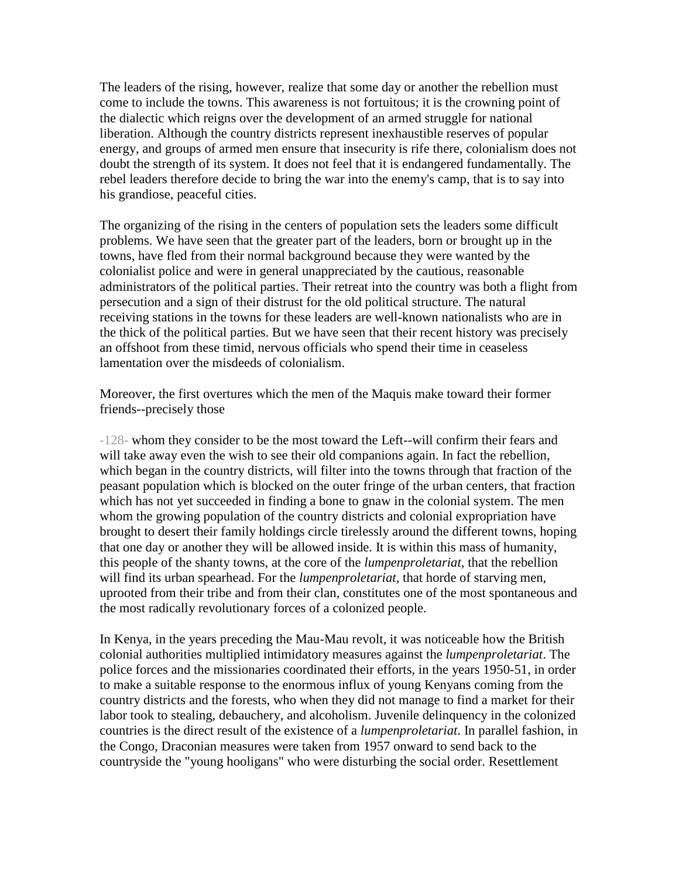The leaders of the rising, however, realize that some day or another the rebellion must come to include the towns. This awareness is not fortuitous; it is the crowning point of the dialectic which reigns over the development of an armed struggle for national liberation. Although the country districts represent inexhaustible reserves of popular energy, and groups of armed men ensure that insecurity is rife there, colonialism does not doubt the strength of its system. It does not feel that it is endangered fundamentally. The rebel leaders therefore decide to bring the war into the enemy's camp, that is to say into his grandiose, peaceful cities.

The organizing of the rising in the centers of population sets the leaders some difficult problems. We have seen that the greater part of the leaders, born or brought up in the towns, have fled from their normal background because they were wanted by the colonialist police and were in general unappreciated by the cautious, reasonable administrators of the political parties. Their retreat into the country was both a flight from persecution and a sign of their distrust for the old political structure. The natural receiving stations in the towns for these leaders are well-known nationalists who are in the thick of the political parties. But we have seen that their recent history was precisely an offshoot from these timid, nervous officials who spend their time in ceaseless lamentation over the misdeeds of colonialism.

Moreover, the first overtures which the men of the Maquis make toward their former friends--precisely those whom they consider to be the most toward the Left--will confirm their fears and will take away even the wish to see their old companions again. In fact the rebellion, which began in the country districts, will filter into the towns through that fraction of the peasant population which is blocked on the outer fringe of the urban centers, that fraction which has not yet succeeded in finding a bone to gnaw in the colonial system. The men whom the growing population of the country districts and colonial expropriation have brought to desert their family holdings circle tirelessly around the different towns, hoping that one day or another they will be allowed inside. It is within this mass of humanity, this people of the shanty towns, at the core of the *lumpenproletariat*, that the rebellion will find its urban spearhead. For the *lumpenproletariat*, that horde of starving men, uprooted from their tribe and from their clan, constitutes one of the most spontaneous and the most radically revolutionary forces of a colonized people.

In Kenya, in the years preceding the Mau-Mau revolt, it was noticeable how the British colonial authorities multiplied intimidatory measures against the *lumpenproletariat*. The police forces and the missionaries coordinated their efforts, in the years 1950-51, in order to make a suitable response to the enormous influx of young Kenyans coming from the country districts and the forests, who when they did not manage to find a market for their labor took to stealing, debauchery, and alcoholism. Juvenile delinquency in the colonized countries is the direct result of the existence of a *lumpenproletariat*. In parallel fashion, in the Congo, Draconian measures were taken from 1957 onward to send back to the countryside the "young hooligans" who were disturbing the social order. Resettlement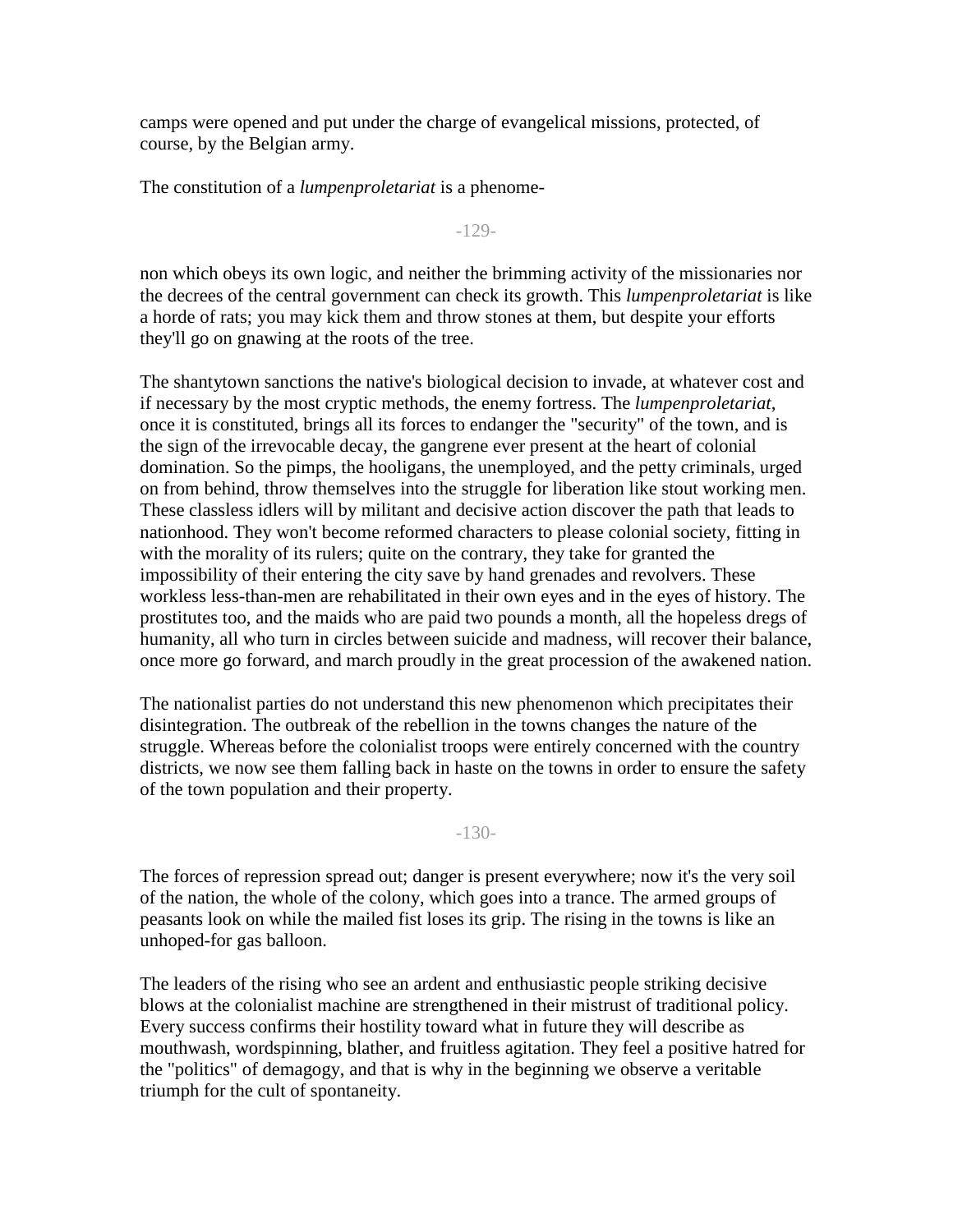camps were opened and put under the charge of evangelical missions, protected, of course, by the Belgian army.

The constitution of a *lumpenproletariat* is a phenomenon which obeys its own logic, and neither the brimming activity of the missionaries nor the decrees of the central government can check its growth. This *lumpenproletariat* is like a horde of rats; you may kick them and throw stones at them, but despite your efforts they'll go on gnawing at the roots of the tree.

The shantytown sanctions the native's biological decision to invade, at whatever cost and if necessary by the most cryptic methods, the enemy fortress. The *lumpenproletariat*, once it is constituted, brings all its forces to endanger the "security" of the town, and is the sign of the irrevocable decay, the gangrene ever present at the heart of colonial domination. So the pimps, the hooligans, the unemployed, and the petty criminals, urged on from behind, throw themselves into the struggle for liberation like stout working men. These classless idlers will by militant and decisive action discover the path that leads to nationhood. They won't become reformed characters to please colonial society, fitting in with the morality of its rulers; quite on the contrary, they take for granted the impossibility of their entering the city save by hand grenades and revolvers. These workless less-than-men are rehabilitated in their own eyes and in the eyes of history. The prostitutes too, and the maids who are paid two pounds a month, all the hopeless dregs of humanity, all who turn in circles between suicide and madness, will recover their balance, once more go forward, and march proudly in the great procession of the awakened nation.

The nationalist parties do not understand this new phenomenon which precipitates their disintegration. The outbreak of the rebellion in the towns changes the nature of the struggle. Whereas before the colonialist troops were entirely concerned with the country districts, we now see them falling back in haste on the towns in order to ensure the safety of the town population and their property.

The forces of repression spread out; danger is present everywhere; now it's the very soil of the nation, the whole of the colony, which goes into a trance. The armed groups of peasants look on while the mailed fist loses its grip. The rising in the towns is like an unhoped-for gas balloon.

The leaders of the rising who see an ardent and enthusiastic people striking decisive blows at the colonialist machine are strengthened in their mistrust of traditional policy. Every success confirms their hostility toward what in future they will describe as mouthwash, wordspinning, blather, and fruitless agitation. They feel a positive hatred for the "politics" of demagogy, and that is why in the beginning we observe a veritable triumph for the cult of spontaneity.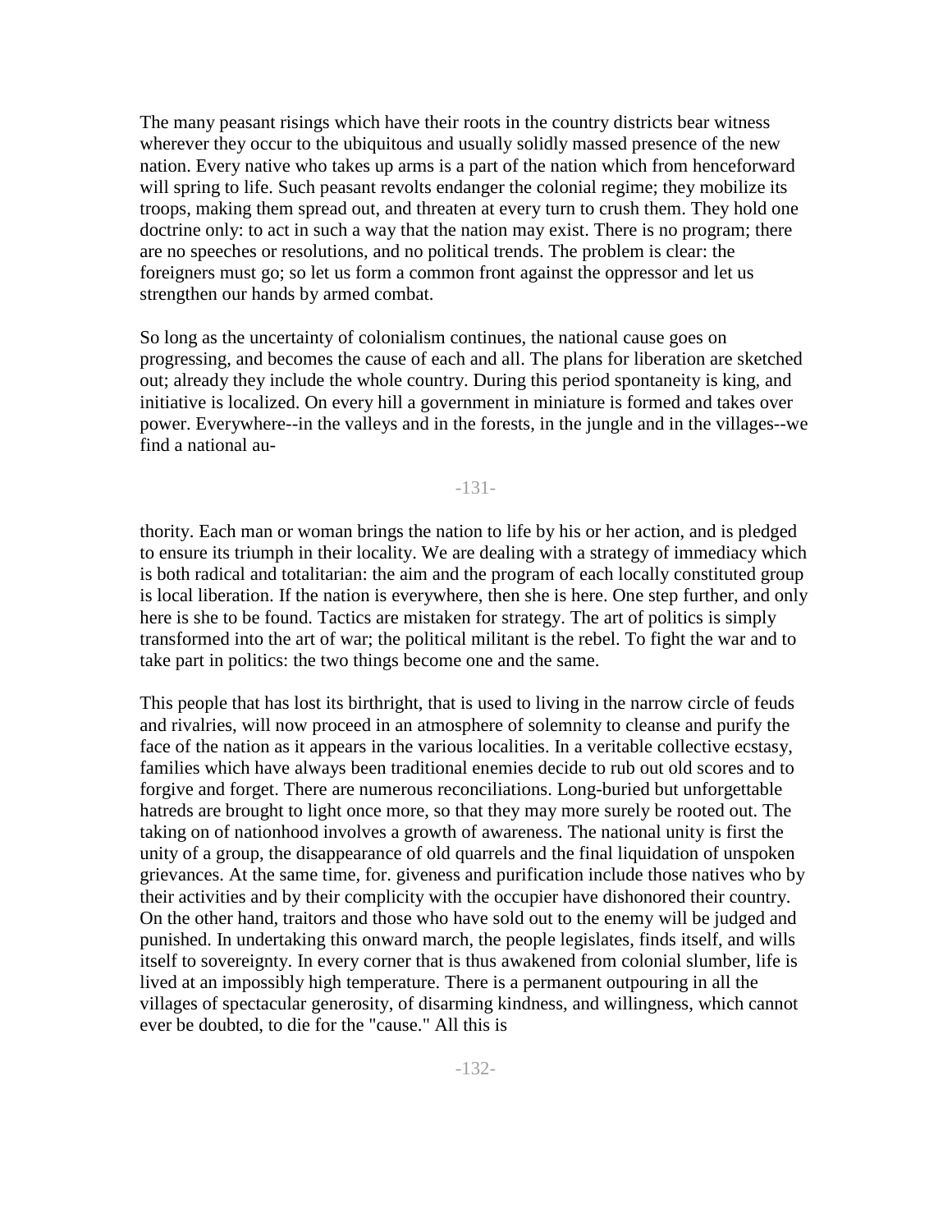The many peasant risings which have their roots in the country districts bear witness wherever they occur to the ubiquitous and usually solidly massed presence of the new nation. Every native who takes up arms is a part of the nation which from henceforward will spring to life. Such peasant revolts endanger the colonial regime; they mobilize its troops, making them spread out, and threaten at every turn to crush them. They hold one doctrine only: to act in such a way that the nation may exist. There is no program; there are no speeches or resolutions, and no political trends. The problem is clear: the foreigners must go; so let us form a common front against the oppressor and let us strengthen our hands by armed combat.

So long as the uncertainty of colonialism continues, the national cause goes on progressing, and becomes the cause of each and all. The plans for liberation are sketched out; already they include the whole country. During this period spontaneity is king, and initiative is localized. On every hill a government in miniature is formed and takes over power. Everywhere--in the valleys and in the forests, in the jungle and in the villages--we find a national authority. Each man or woman brings the nation to life by his or her action, and is pledged to ensure its triumph in their locality. We are dealing with a strategy of immediacy which is both radical and totalitarian: the aim and the program of each locally constituted group is local liberation. If the nation is everywhere, then she is here. One step further, and only here is she to be found. Tactics are mistaken for strategy. The art of politics is simply transformed into the art of war; the political militant is the rebel. To fight the war and to take part in politics: the two things become one and the same.

This people that has lost its birthright, that is used to living in the narrow circle of feuds and rivalries, will now proceed in an atmosphere of solemnity to cleanse and purify the face of the nation as it appears in the various localities. In a veritable collective ecstasy, families which have always been traditional enemies decide to rub out old scores and to forgive and forget. There are numerous reconciliations. Long-buried but unforgettable hatreds are brought to light once more, so that they may more surely be rooted out. The taking on of nationhood involves a growth of awareness. The national unity is first the unity of a group, the disappearance of old quarrels and the final liquidation of unspoken grievances. At the same time, for. giveness and purification include those natives who by their activities and by their complicity with the occupier have dishonored their country. On the other hand, traitors and those who have sold out to the enemy will be judged and punished. In undertaking this onward march, the people legislates, finds itself, and wills itself to sovereignty. In every corner that is thus awakened from colonial slumber, life is lived at an impossibly high temperature. There is a permanent outpouring in all the villages of spectacular generosity, of disarming kindness, and willingness, which cannot ever be doubted, to die for the "cause." All this is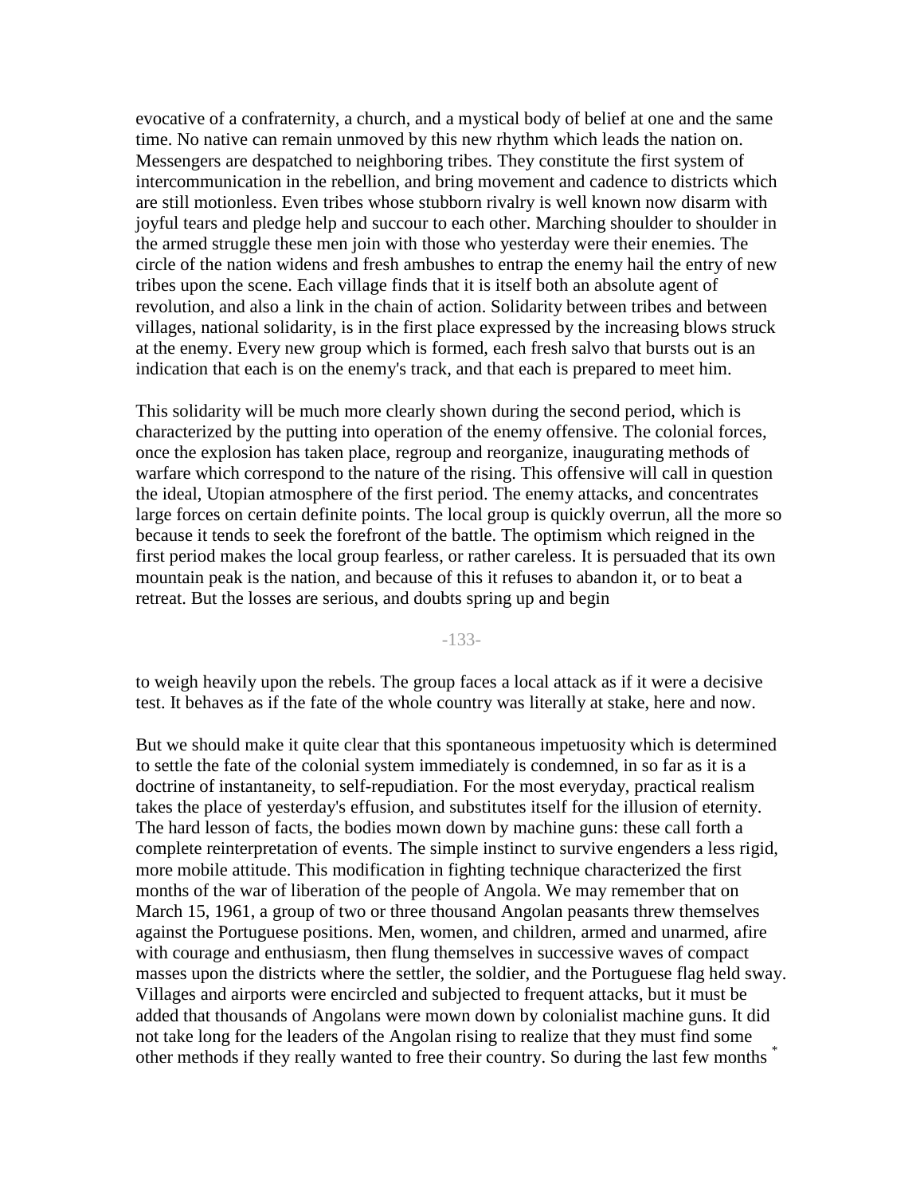evocative of a confraternity, a church, and a mystical body of belief at one and the same time. No native can remain unmoved by this new rhythm which leads the nation on. Messengers are despatched to neighboring tribes. They constitute the first system of intercommunication in the rebellion, and bring movement and cadence to districts which are still motionless. Even tribes whose stubborn rivalry is well known now disarm with joyful tears and pledge help and succour to each other. Marching shoulder to shoulder in the armed struggle these men join with those who yesterday were their enemies. The circle of the nation widens and fresh ambushes to entrap the enemy hail the entry of new tribes upon the scene. Each village finds that it is itself both an absolute agent of revolution, and also a link in the chain of action. Solidarity between tribes and between villages, national solidarity, is in the first place expressed by the increasing blows struck at the enemy. Every new group which is formed, each fresh salvo that bursts out is an indication that each is on the enemy's track, and that each is prepared to meet him.

This solidarity will be much more clearly shown during the second period, which is characterized by the putting into operation of the enemy offensive. The colonial forces, once the explosion has taken place, regroup and reorganize, inaugurating methods of warfare which correspond to the nature of the rising. This offensive will call in question the ideal, Utopian atmosphere of the first period. The enemy attacks, and concentrates large forces on certain definite points. The local group is quickly overrun, all the more so because it tends to seek the forefront of the battle. The optimism which reigned in the first period makes the local group fearless, or rather careless. It is persuaded that its own mountain peak is the nation, and because of this it refuses to abandon it, or to beat a retreat. But the losses are serious, and doubts spring up and begin to weigh heavily upon the rebels. The group faces a local attack as if it were a decisive test. It behaves as if the fate of the whole country was literally at stake, here and now.

But we should make it quite clear that this spontaneous impetuosity which is determined to settle the fate of the colonial system immediately is condemned, in so far as it is a doctrine of instantaneity, to self-repudiation. For the most everyday, practical realism takes the place of yesterday's effusion, and substitutes itself for the illusion of eternity. The hard lesson of facts, the bodies mown down by machine guns: these call forth a complete reinterpretation of events. The simple instinct to survive engenders a less rigid, more mobile attitude. This modification in fighting technique characterized the first months of the war of liberation of the people of Angola. We may remember that on March 15, 1961, a group of two or three thousand Angolan peasants threw themselves against the Portuguese positions. Men, women, and children, armed and unarmed, afire with courage and enthusiasm, then flung themselves in successive waves of compact masses upon the districts where the settler, the soldier, and the Portuguese flag held sway. Villages and airports were encircled and subjected to frequent attacks, but it must be added that thousands of Angolans were mown down by colonialist machine guns. It did not take long for the leaders of the Angolan rising to realize that they must find some other methods if they really wanted to free their country. So during the last few months *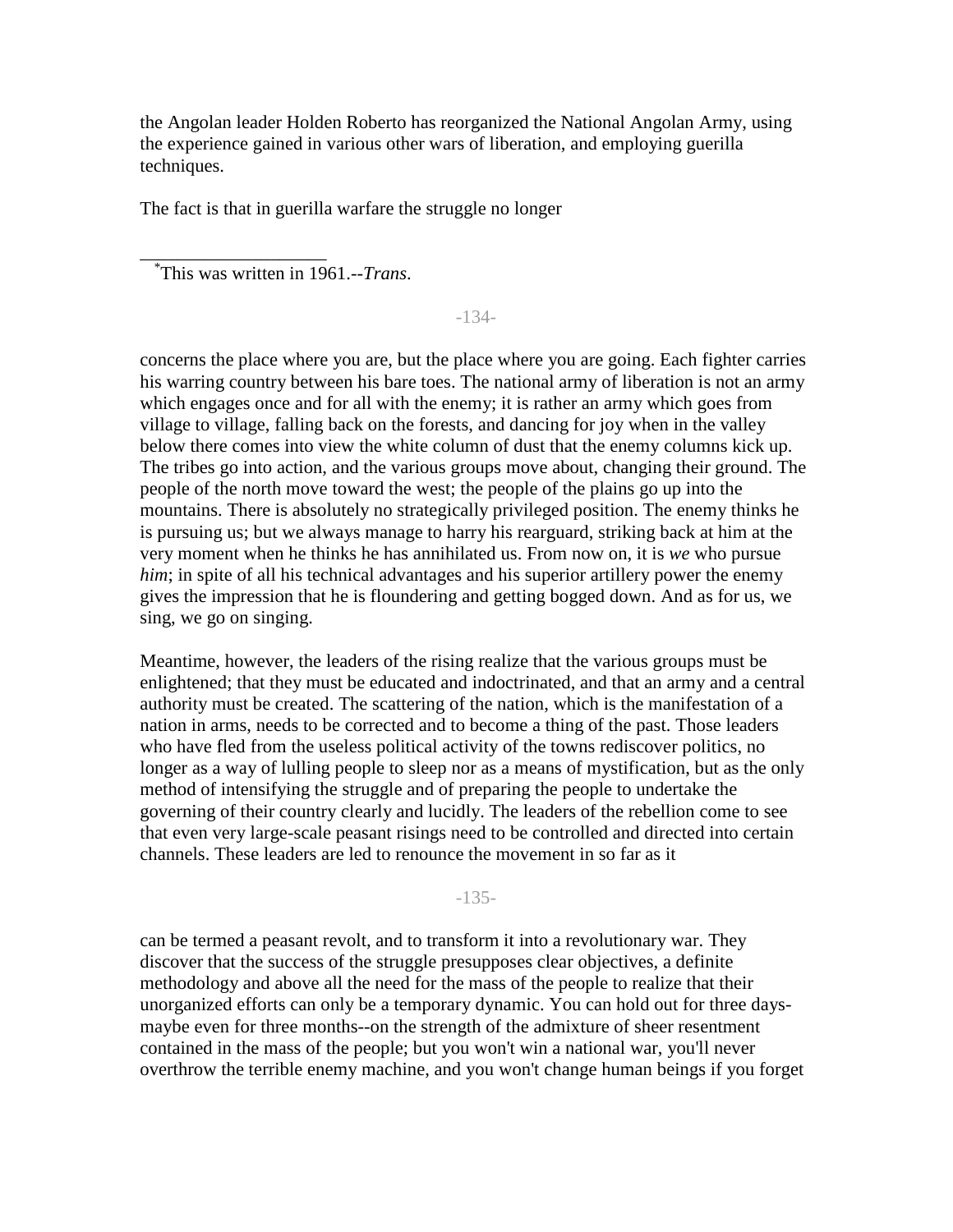the Angolan leader Holden Roberto has reorganized the National Angolan Army, using the experience gained in various other wars of liberation, and employing guerilla techniques.

The fact is that in guerilla warfare the struggle no longer concerns the place where you are, but the place where you are going. Each fighter carries his warring country between his bare toes. The national army of liberation is not an army which engages once and for all with the enemy; it is rather an army which goes from village to village, falling back on the forests, and dancing for joy when in the valley below there comes into view the white column of dust that the enemy columns kick up. The tribes go into action, and the various groups move about, changing their ground. The people of the north move toward the west; the people of the plains go up into the mountains. There is absolutely no strategically privileged position. The enemy thinks he is pursuing us; but we always manage to harry his rearguard, striking back at him at the very moment when he thinks he has annihilated us. From now on, it is *we* who pursue *him*; in spite of all his technical advantages and his superior artillery power the enemy gives the impression that he is floundering and getting bogged down. And as for us, we sing, we go on singing.

Meantime, however, the leaders of the rising realize that the various groups must be enlightened; that they must be educated and indoctrinated, and that an army and a central authority must be created. The scattering of the nation, which is the manifestation of a nation in arms, needs to be corrected and to become a thing of the past. Those leaders who have fled from the useless political activity of the towns rediscover politics, no longer as a way of lulling people to sleep nor as a means of mystification, but as the only method of intensifying the struggle and of preparing the people to undertake the governing of their country clearly and lucidly. The leaders of the rebellion come to see that even very large-scale peasant risings need to be controlled and directed into certain channels. These leaders are led to renounce the movement in so far as it can be termed a peasant revolt, and to transform it into a revolutionary war. They discover that the success of the struggle presupposes clear objectives, a definite methodology and above all the need for the mass of the people to realize that their unorganized efforts can only be a temporary dynamic. You can hold out for three days-maybe even for three months--on the strength of the admixture of sheer resentment contained in the mass of the people; but you won't win a national war, you'll never overthrow the terrible enemy machine, and you won't change human beings if you forget

[*] This was written in 1961.--*Trans*.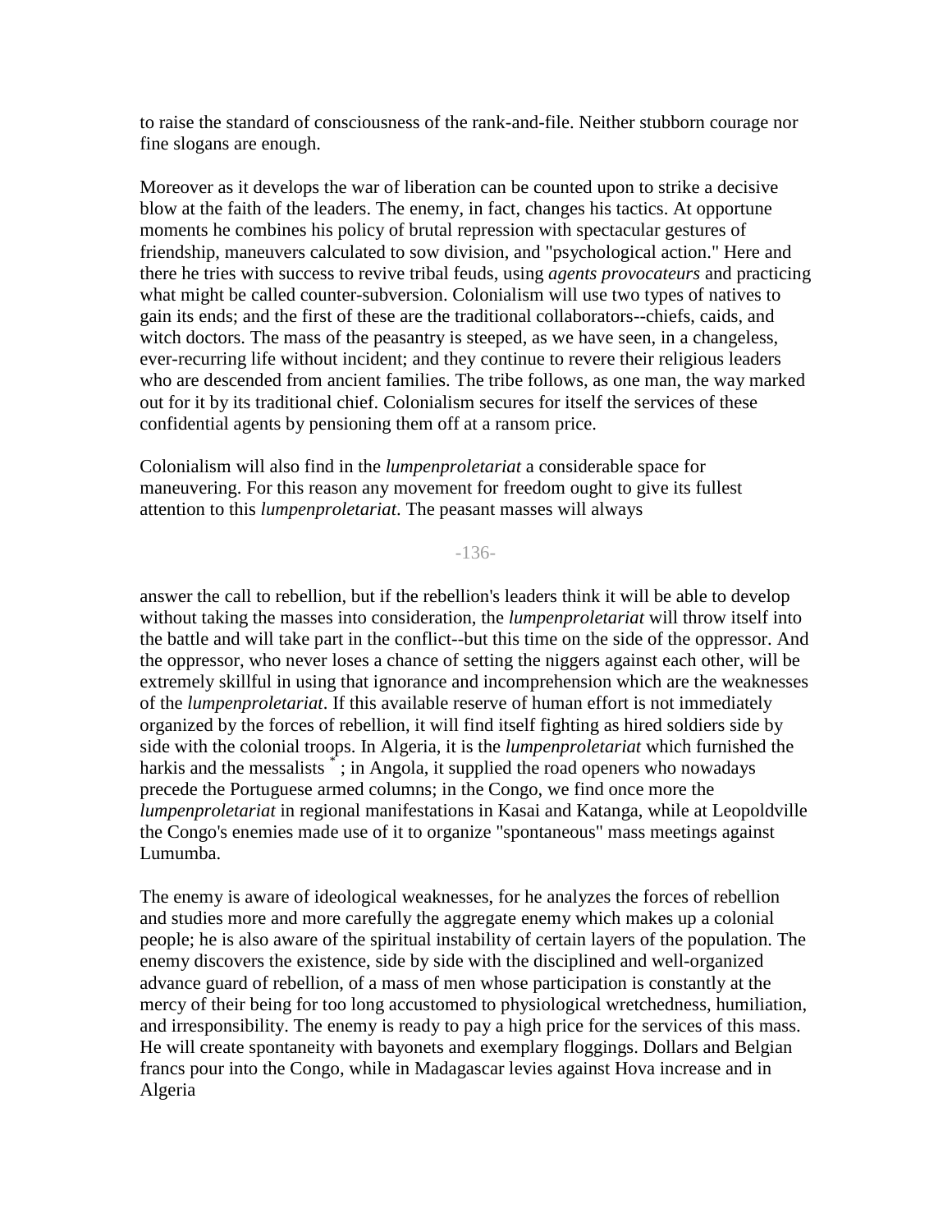to raise the standard of consciousness of the rank-and-file. Neither stubborn courage nor fine slogans are enough.

Moreover as it develops the war of liberation can be counted upon to strike a decisive blow at the faith of the leaders. The enemy, in fact, changes his tactics. At opportune moments he combines his policy of brutal repression with spectacular gestures of friendship, maneuvers calculated to sow division, and "psychological action." Here and there he tries with success to revive tribal feuds, using *agents provocateurs* and practicing what might be called counter-subversion. Colonialism will use two types of natives to gain its ends; and the first of these are the traditional collaborators--chiefs, caids, and witch doctors. The mass of the peasantry is steeped, as we have seen, in a changeless, ever-recurring life without incident; and they continue to revere their religious leaders who are descended from ancient families. The tribe follows, as one man, the way marked out for it by its traditional chief. Colonialism secures for itself the services of these confidential agents by pensioning them off at a ransom price.

Colonialism will also find in the *lumpenproletariat* a considerable space for maneuvering. For this reason any movement for freedom ought to give its fullest attention to this *lumpenproletariat*. The peasant masses will always answer the call to rebellion, but if the rebellion's leaders think it will be able to develop without taking the masses into consideration, the *lumpenproletariat* will throw itself into the battle and will take part in the conflict--but this time on the side of the oppressor. And the oppressor, who never loses a chance of setting the niggers against each other, will be extremely skillful in using that ignorance and incomprehension which are the weaknesses of the *lumpenproletariat*. If this available reserve of human effort is not immediately organized by the forces of rebellion, it will find itself fighting as hired soldiers side by side with the colonial troops. In Algeria, it is the *lumpenproletariat* which furnished the harkis and the messalists [*] ; in Angola, it supplied the road openers who nowadays precede the Portuguese armed columns; in the Congo, we find once more the *lumpenproletariat* in regional manifestations in Kasai and Katanga, while at Leopoldville the Congo's enemies made use of it to organize "spontaneous" mass meetings against Lumumba.

The enemy is aware of ideological weaknesses, for he analyzes the forces of rebellion and studies more and more carefully the aggregate enemy which makes up a colonial people; he is also aware of the spiritual instability of certain layers of the population. The enemy discovers the existence, side by side with the disciplined and well-organized advance guard of rebellion, of a mass of men whose participation is constantly at the mercy of their being for too long accustomed to physiological wretchedness, humiliation, and irresponsibility. The enemy is ready to pay a high price for the services of this mass. He will create spontaneity with bayonets and exemplary floggings. Dollars and Belgian francs pour into the Congo, while in Madagascar levies against Hova increase and in Algeria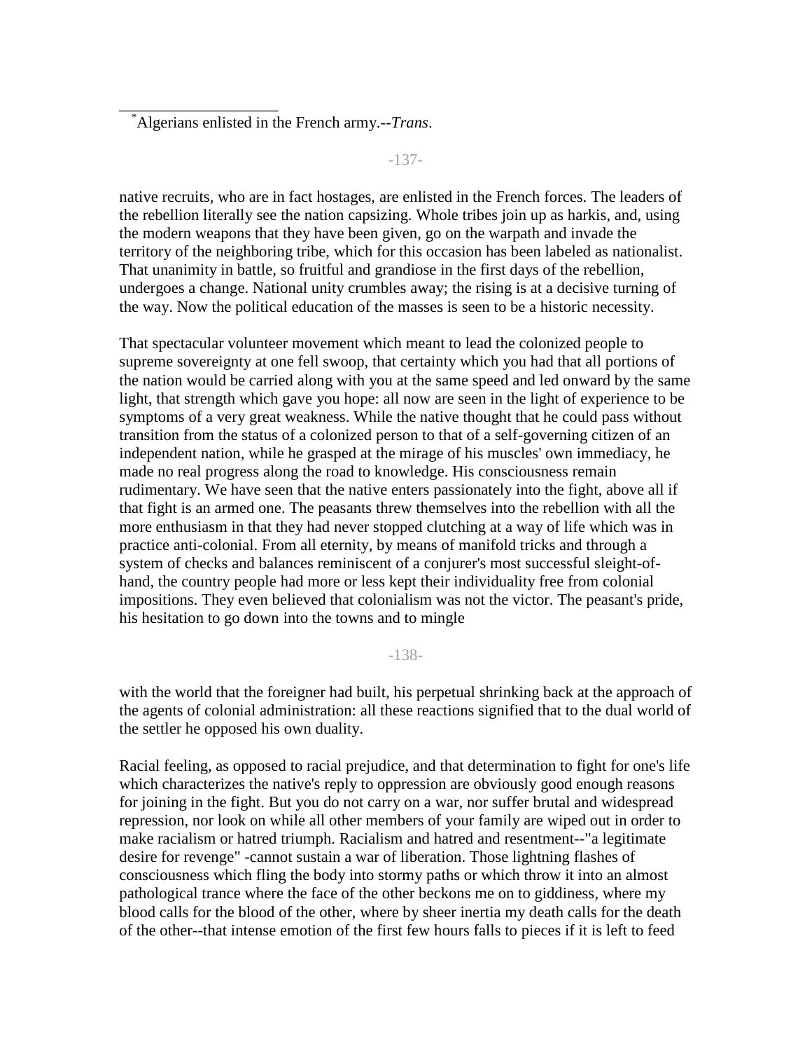[*] Algerians enlisted in the French army.--*Trans*.

native recruits, who are in fact hostages, are enlisted in the French forces. The leaders of the rebellion literally see the nation capsizing. Whole tribes join up as harkis, and, using the modern weapons that they have been given, go on the warpath and invade the territory of the neighboring tribe, which for this occasion has been labeled as nationalist. That unanimity in battle, so fruitful and grandiose in the first days of the rebellion, undergoes a change. National unity crumbles away; the rising is at a decisive turning of the way. Now the political education of the masses is seen to be a historic necessity.

That spectacular volunteer movement which meant to lead the colonized people to supreme sovereignty at one fell swoop, that certainty which you had that all portions of the nation would be carried along with you at the same speed and led onward by the same light, that strength which gave you hope: all now are seen in the light of experience to be symptoms of a very great weakness. While the native thought that he could pass without transition from the status of a colonized person to that of a self-governing citizen of an independent nation, while he grasped at the mirage of his muscles' own immediacy, he made no real progress along the road to knowledge. His consciousness remain rudimentary. We have seen that the native enters passionately into the fight, above all if that fight is an armed one. The peasants threw themselves into the rebellion with all the more enthusiasm in that they had never stopped clutching at a way of life which was in practice anti-colonial. From all eternity, by means of manifold tricks and through a system of checks and balances reminiscent of a conjurer's most successful sleight-of-hand, the country people had more or less kept their individuality free from colonial impositions. They even believed that colonialism was not the victor. The peasant's pride, his hesitation to go down into the towns and to mingle with the world that the foreigner had built, his perpetual shrinking back at the approach of the agents of colonial administration: all these reactions signified that to the dual world of the settler he opposed his own duality.

Racial feeling, as opposed to racial prejudice, and that determination to fight for one's life which characterizes the native's reply to oppression are obviously good enough reasons for joining in the fight. But you do not carry on a war, nor suffer brutal and widespread repression, nor look on while all other members of your family are wiped out in order to make racialism or hatred triumph. Racialism and hatred and resentment--"a legitimate desire for revenge" -cannot sustain a war of liberation. Those lightning flashes of consciousness which fling the body into stormy paths or which throw it into an almost pathological trance where the face of the other beckons me on to giddiness, where my blood calls for the blood of the other, where by sheer inertia my death calls for the death of the other--that intense emotion of the first few hours falls to pieces if it is left to feed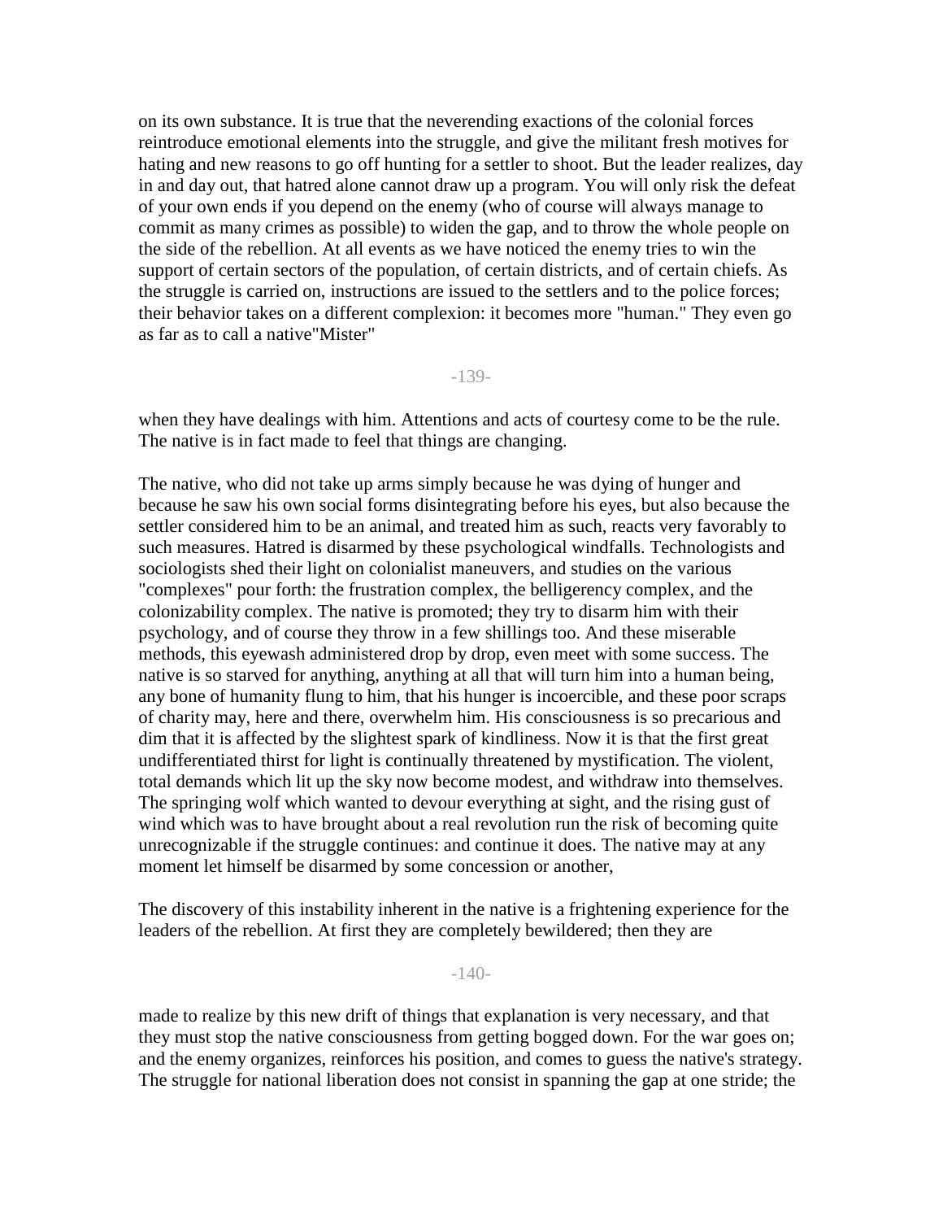on its own substance. It is true that the neverending exactions of the colonial forces reintroduce emotional elements into the struggle, and give the militant fresh motives for hating and new reasons to go off hunting for a settler to shoot. But the leader realizes, day in and day out, that hatred alone cannot draw up a program. You will only risk the defeat of your own ends if you depend on the enemy (who of course will always manage to commit as many crimes as possible) to widen the gap, and to throw the whole people on the side of the rebellion. At all events as we have noticed the enemy tries to win the support of certain sectors of the population, of certain districts, and of certain chiefs. As the struggle is carried on, instructions are issued to the settlers and to the police forces; their behavior takes on a different complexion: it becomes more "human." They even go as far as to call a native"Mister" when they have dealings with him. Attentions and acts of courtesy come to be the rule. The native is in fact made to feel that things are changing.

The native, who did not take up arms simply because he was dying of hunger and because he saw his own social forms disintegrating before his eyes, but also because the settler considered him to be an animal, and treated him as such, reacts very favorably to such measures. Hatred is disarmed by these psychological windfalls. Technologists and sociologists shed their light on colonialist maneuvers, and studies on the various "complexes" pour forth: the frustration complex, the belligerency complex, and the colonizability complex. The native is promoted; they try to disarm him with their psychology, and of course they throw in a few shillings too. And these miserable methods, this eyewash administered drop by drop, even meet with some success. The native is so starved for anything, anything at all that will turn him into a human being, any bone of humanity flung to him, that his hunger is incoercible, and these poor scraps of charity may, here and there, overwhelm him. His consciousness is so precarious and dim that it is affected by the slightest spark of kindliness. Now it is that the first great undifferentiated thirst for light is continually threatened by mystification. The violent, total demands which lit up the sky now become modest, and withdraw into themselves. The springing wolf which wanted to devour everything at sight, and the rising gust of wind which was to have brought about a real revolution run the risk of becoming quite unrecognizable if the struggle continues: and continue it does. The native may at any moment let himself be disarmed by some concession or another,

The discovery of this instability inherent in the native is a frightening experience for the leaders of the rebellion. At first they are completely bewildered; then they are made to realize by this new drift of things that explanation is very necessary, and that they must stop the native consciousness from getting bogged down. For the war goes on; and the enemy organizes, reinforces his position, and comes to guess the native's strategy. The struggle for national liberation does not consist in spanning the gap at one stride; the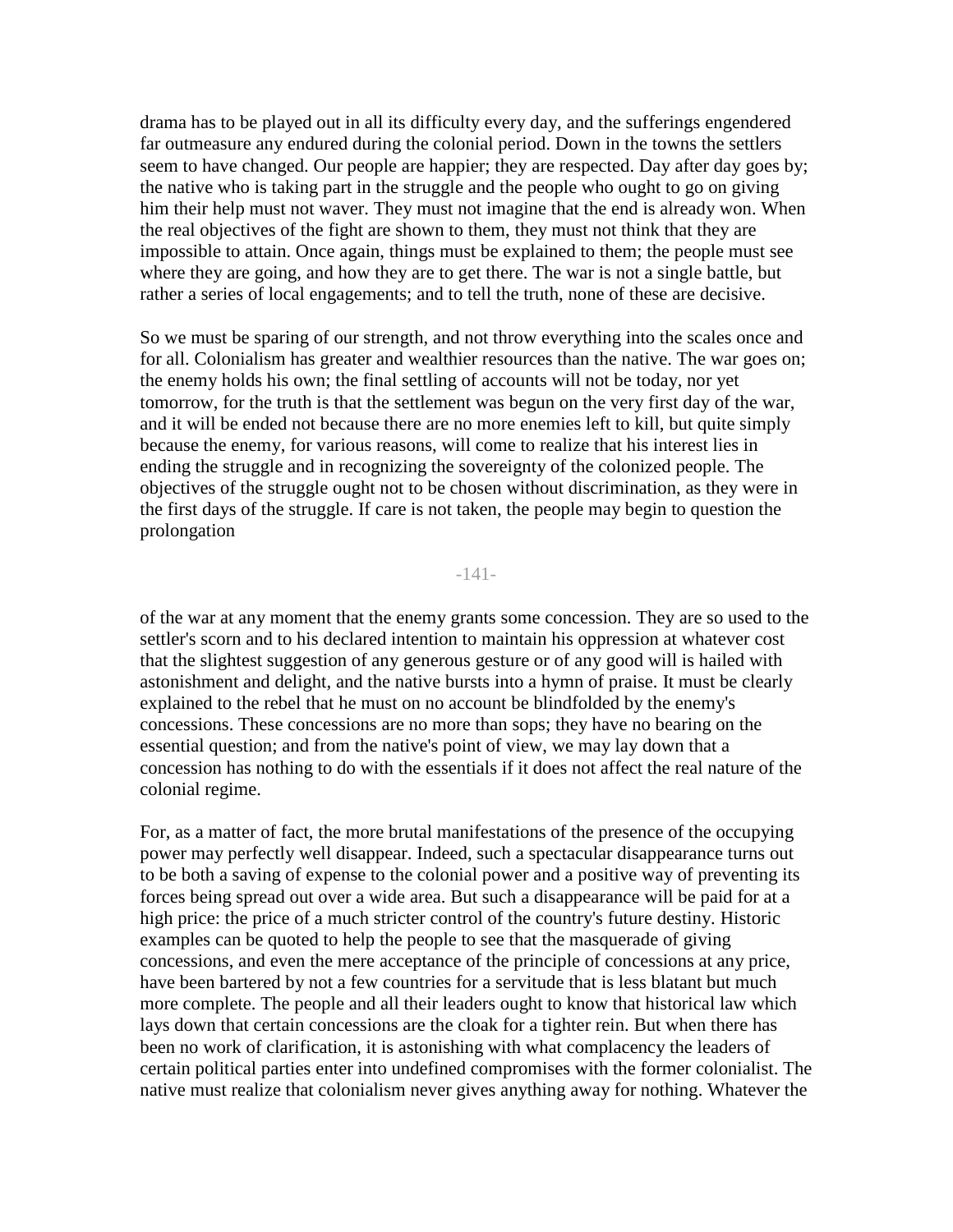drama has to be played out in all its difficulty every day, and the sufferings engendered far outmeasure any endured during the colonial period. Down in the towns the settlers seem to have changed. Our people are happier; they are respected. Day after day goes by; the native who is taking part in the struggle and the people who ought to go on giving him their help must not waver. They must not imagine that the end is already won. When the real objectives of the fight are shown to them, they must not think that they are impossible to attain. Once again, things must be explained to them; the people must see where they are going, and how they are to get there. The war is not a single battle, but rather a series of local engagements; and to tell the truth, none of these are decisive.

So we must be sparing of our strength, and not throw everything into the scales once and for all. Colonialism has greater and wealthier resources than the native. The war goes on; the enemy holds his own; the final settling of accounts will not be today, nor yet tomorrow, for the truth is that the settlement was begun on the very first day of the war, and it will be ended not because there are no more enemies left to kill, but quite simply because the enemy, for various reasons, will come to realize that his interest lies in ending the struggle and in recognizing the sovereignty of the colonized people. The objectives of the struggle ought not to be chosen without discrimination, as they were in the first days of the struggle. If care is not taken, the people may begin to question the prolongation of the war at any moment that the enemy grants some concession. They are so used to the settler's scorn and to his declared intention to maintain his oppression at whatever cost that the slightest suggestion of any generous gesture or of any good will is hailed with astonishment and delight, and the native bursts into a hymn of praise. It must be clearly explained to the rebel that he must on no account be blindfolded by the enemy's concessions. These concessions are no more than sops; they have no bearing on the essential question; and from the native's point of view, we may lay down that a concession has nothing to do with the essentials if it does not affect the real nature of the colonial regime.

For, as a matter of fact, the more brutal manifestations of the presence of the occupying power may perfectly well disappear. Indeed, such a spectacular disappearance turns out to be both a saving of expense to the colonial power and a positive way of preventing its forces being spread out over a wide area. But such a disappearance will be paid for at a high price: the price of a much stricter control of the country's future destiny. Historic examples can be quoted to help the people to see that the masquerade of giving concessions, and even the mere acceptance of the principle of concessions at any price, have been bartered by not a few countries for a servitude that is less blatant but much more complete. The people and all their leaders ought to know that historical law which lays down that certain concessions are the cloak for a tighter rein. But when there has been no work of clarification, it is astonishing with what complacency the leaders of certain political parties enter into undefined compromises with the former colonialist. The native must realize that colonialism never gives anything away for nothing. Whatever the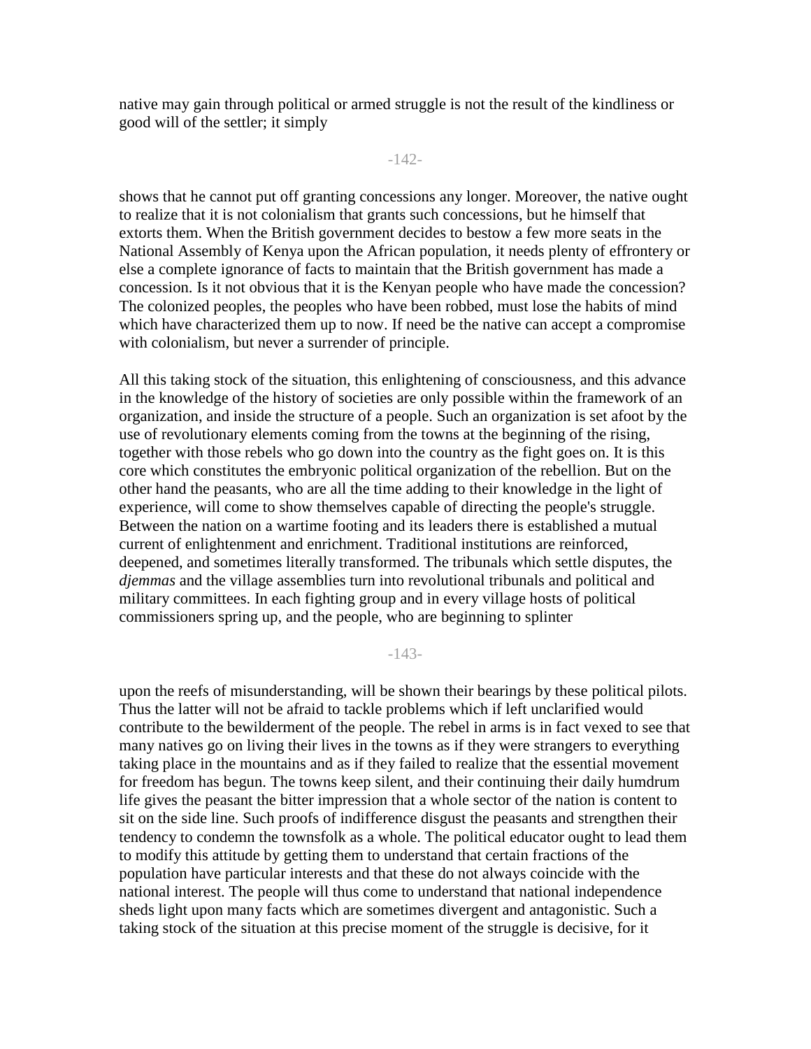native may gain through political or armed struggle is not the result of the kindliness or good will of the settler; it simply

shows that he cannot put off granting concessions any longer. Moreover, the native ought to realize that it is not colonialism that grants such concessions, but he himself that extorts them. When the British government decides to bestow a few more seats in the National Assembly of Kenya upon the African population, it needs plenty of effrontery or else a complete ignorance of facts to maintain that the British government has made a concession. Is it not obvious that it is the Kenyan people who have made the concession? The colonized peoples, the peoples who have been robbed, must lose the habits of mind which have characterized them up to now. If need be the native can accept a compromise with colonialism, but never a surrender of principle.

All this taking stock of the situation, this enlightening of consciousness, and this advance in the knowledge of the history of societies are only possible within the framework of an organization, and inside the structure of a people. Such an organization is set afoot by the use of revolutionary elements coming from the towns at the beginning of the rising, together with those rebels who go down into the country as the fight goes on. It is this core which constitutes the embryonic political organization of the rebellion. But on the other hand the peasants, who are all the time adding to their knowledge in the light of experience, will come to show themselves capable of directing the people's struggle. Between the nation on a wartime footing and its leaders there is established a mutual current of enlightenment and enrichment. Traditional institutions are reinforced, deepened, and sometimes literally transformed. The tribunals which settle disputes, the *djemmas* and the village assemblies turn into revolutional tribunals and political and military committees. In each fighting group and in every village hosts of political commissioners spring up, and the people, who are beginning to splinter

upon the reefs of misunderstanding, will be shown their bearings by these political pilots. Thus the latter will not be afraid to tackle problems which if left unclarified would contribute to the bewilderment of the people. The rebel in arms is in fact vexed to see that many natives go on living their lives in the towns as if they were strangers to everything taking place in the mountains and as if they failed to realize that the essential movement for freedom has begun. The towns keep silent, and their continuing their daily humdrum life gives the peasant the bitter impression that a whole sector of the nation is content to sit on the side line. Such proofs of indifference disgust the peasants and strengthen their tendency to condemn the townsfolk as a whole. The political educator ought to lead them to modify this attitude by getting them to understand that certain fractions of the population have particular interests and that these do not always coincide with the national interest. The people will thus come to understand that national independence sheds light upon many facts which are sometimes divergent and antagonistic. Such a taking stock of the situation at this precise moment of the struggle is decisive, for it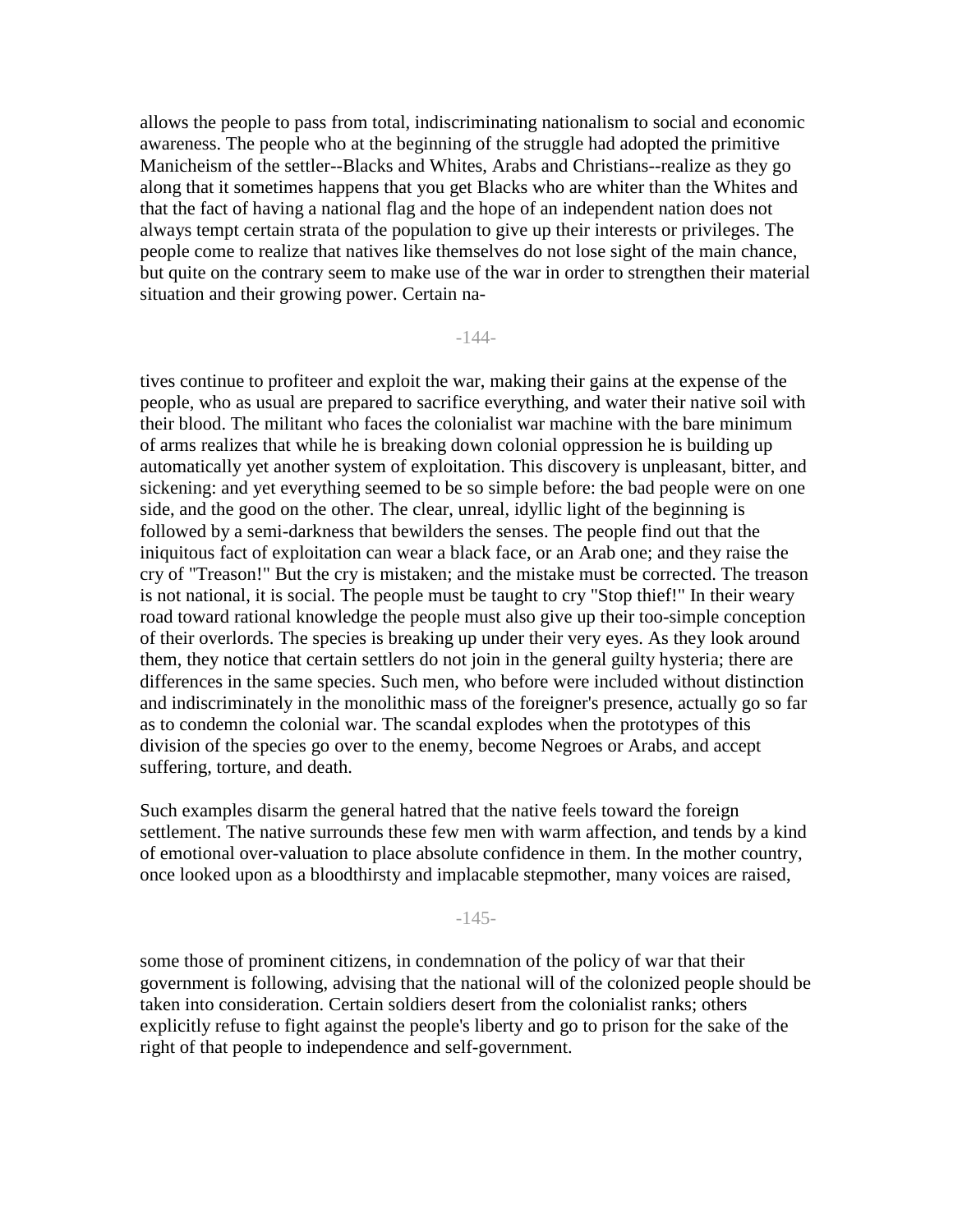allows the people to pass from total, indiscriminating nationalism to social and economic awareness. The people who at the beginning of the struggle had adopted the primitive Manicheism of the settler--Blacks and Whites, Arabs and Christians--realize as they go along that it sometimes happens that you get Blacks who are whiter than the Whites and that the fact of having a national flag and the hope of an independent nation does not always tempt certain strata of the population to give up their interests or privileges. The people come to realize that natives like themselves do not lose sight of the main chance, but quite on the contrary seem to make use of the war in order to strengthen their material situation and their growing power. Certain natives continue to profiteer and exploit the war, making their gains at the expense of the people, who as usual are prepared to sacrifice everything, and water their native soil with their blood. The militant who faces the colonialist war machine with the bare minimum of arms realizes that while he is breaking down colonial oppression he is building up automatically yet another system of exploitation. This discovery is unpleasant, bitter, and sickening: and yet everything seemed to be so simple before: the bad people were on one side, and the good on the other. The clear, unreal, idyllic light of the beginning is followed by a semi-darkness that bewilders the senses. The people find out that the iniquitous fact of exploitation can wear a black face, or an Arab one; and they raise the cry of "Treason!" But the cry is mistaken; and the mistake must be corrected. The treason is not national, it is social. The people must be taught to cry "Stop thief!" In their weary road toward rational knowledge the people must also give up their too-simple conception of their overlords. The species is breaking up under their very eyes. As they look around them, they notice that certain settlers do not join in the general guilty hysteria; there are differences in the same species. Such men, who before were included without distinction and indiscriminately in the monolithic mass of the foreigner's presence, actually go so far as to condemn the colonial war. The scandal explodes when the prototypes of this division of the species go over to the enemy, become Negroes or Arabs, and accept suffering, torture, and death.

Such examples disarm the general hatred that the native feels toward the foreign settlement. The native surrounds these few men with warm affection, and tends by a kind of emotional over-valuation to place absolute confidence in them. In the mother country, once looked upon as a bloodthirsty and implacable stepmother, many voices are raised, some those of prominent citizens, in condemnation of the policy of war that their government is following, advising that the national will of the colonized people should be taken into consideration. Certain soldiers desert from the colonialist ranks; others explicitly refuse to fight against the people's liberty and go to prison for the sake of the right of that people to independence and self-government.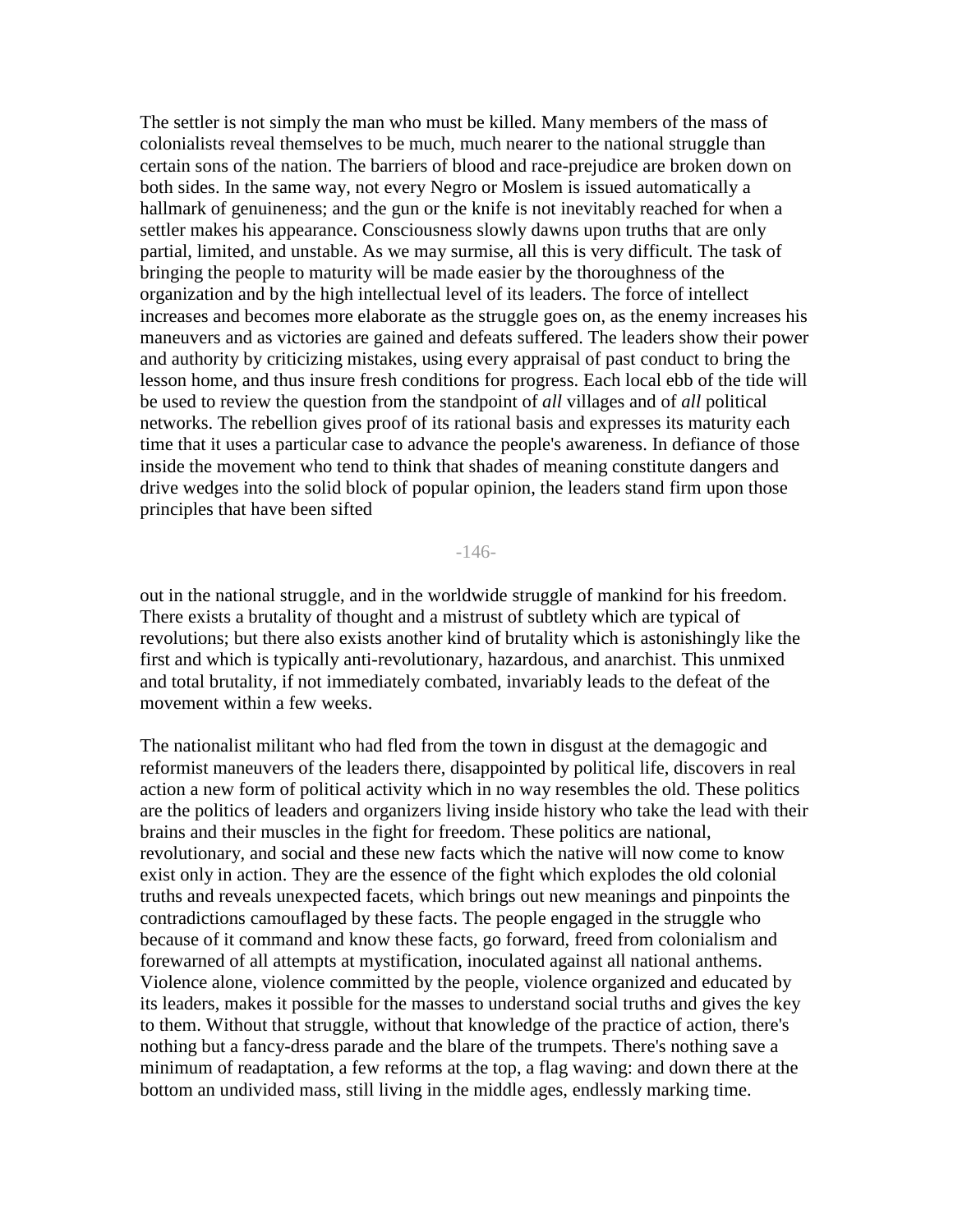The settler is not simply the man who must be killed. Many members of the mass of colonialists reveal themselves to be much, much nearer to the national struggle than certain sons of the nation. The barriers of blood and race-prejudice are broken down on both sides. In the same way, not every Negro or Moslem is issued automatically a hallmark of genuineness; and the gun or the knife is not inevitably reached for when a settler makes his appearance. Consciousness slowly dawns upon truths that are only partial, limited, and unstable. As we may surmise, all this is very difficult. The task of bringing the people to maturity will be made easier by the thoroughness of the organization and by the high intellectual level of its leaders. The force of intellect increases and becomes more elaborate as the struggle goes on, as the enemy increases his maneuvers and as victories are gained and defeats suffered. The leaders show their power and authority by criticizing mistakes, using every appraisal of past conduct to bring the lesson home, and thus insure fresh conditions for progress. Each local ebb of the tide will be used to review the question from the standpoint of *all* villages and of *all* political networks. The rebellion gives proof of its rational basis and expresses its maturity each time that it uses a particular case to advance the people's awareness. In defiance of those inside the movement who tend to think that shades of meaning constitute dangers and drive wedges into the solid block of popular opinion, the leaders stand firm upon those principles that have been sifted out in the national struggle, and in the worldwide struggle of mankind for his freedom. There exists a brutality of thought and a mistrust of subtlety which are typical of revolutions; but there also exists another kind of brutality which is astonishingly like the first and which is typically anti-revolutionary, hazardous, and anarchist. This unmixed and total brutality, if not immediately combated, invariably leads to the defeat of the movement within a few weeks.

The nationalist militant who had fled from the town in disgust at the demagogic and reformist maneuvers of the leaders there, disappointed by political life, discovers in real action a new form of political activity which in no way resembles the old. These politics are the politics of leaders and organizers living inside history who take the lead with their brains and their muscles in the fight for freedom. These politics are national, revolutionary, and social and these new facts which the native will now come to know exist only in action. They are the essence of the fight which explodes the old colonial truths and reveals unexpected facets, which brings out new meanings and pinpoints the contradictions camouflaged by these facts. The people engaged in the struggle who because of it command and know these facts, go forward, freed from colonialism and forewarned of all attempts at mystification, inoculated against all national anthems. Violence alone, violence committed by the people, violence organized and educated by its leaders, makes it possible for the masses to understand social truths and gives the key to them. Without that struggle, without that knowledge of the practice of action, there's nothing but a fancy-dress parade and the blare of the trumpets. There's nothing save a minimum of readaptation, a few reforms at the top, a flag waving: and down there at the bottom an undivided mass, still living in the middle ages, endlessly marking time.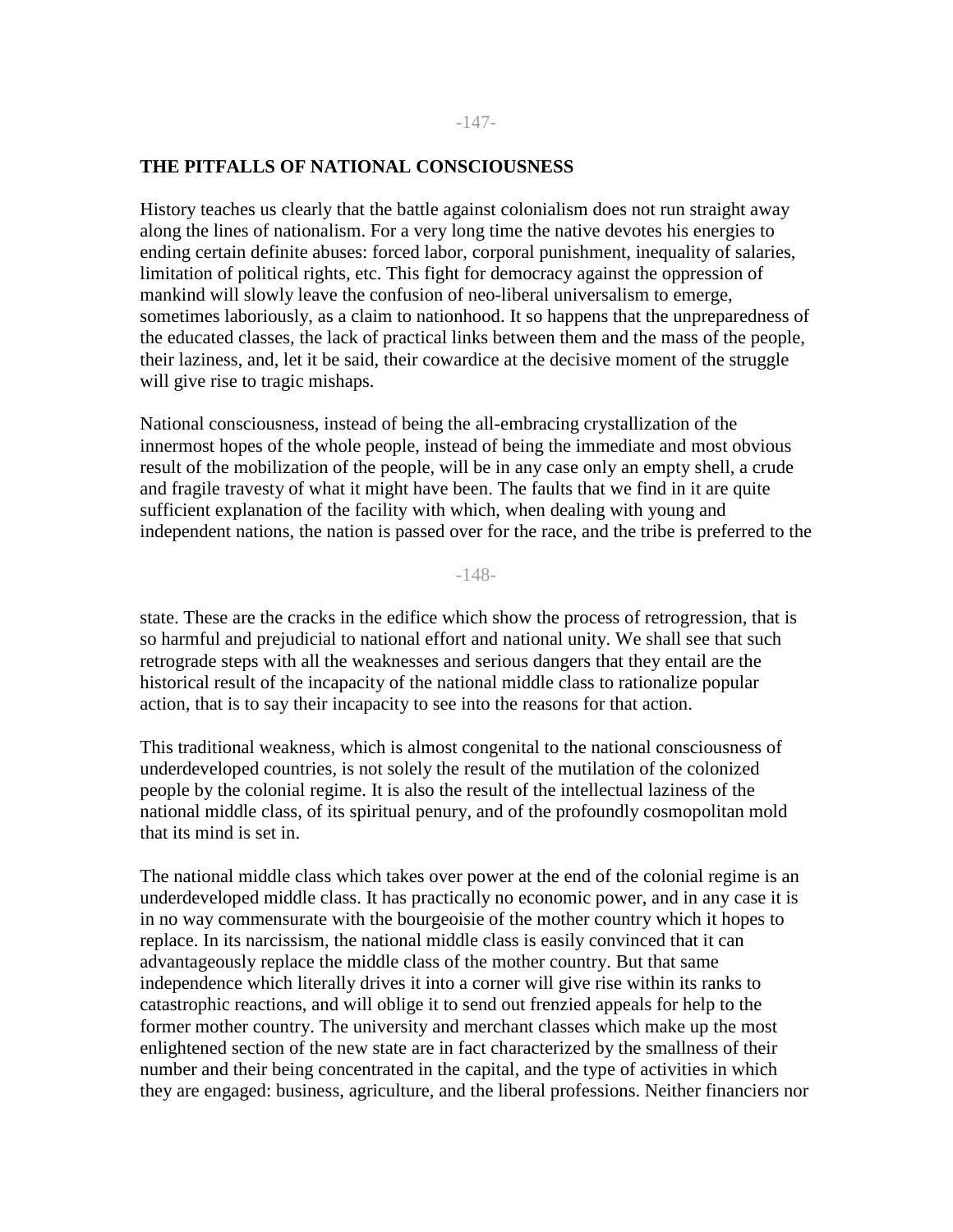## THE PITFALLS OF NATIONAL CONSCIOUSNESS

History teaches us clearly that the battle against colonialism does not run straight away along the lines of nationalism. For a very long time the native devotes his energies to ending certain definite abuses: forced labor, corporal punishment, inequality of salaries, limitation of political rights, etc. This fight for democracy against the oppression of mankind will slowly leave the confusion of neo-liberal universalism to emerge, sometimes laboriously, as a claim to nationhood. It so happens that the unpreparedness of the educated classes, the lack of practical links between them and the mass of the people, their laziness, and, let it be said, their cowardice at the decisive moment of the struggle will give rise to tragic mishaps.

National consciousness, instead of being the all-embracing crystallization of the innermost hopes of the whole people, instead of being the immediate and most obvious result of the mobilization of the people, will be in any case only an empty shell, a crude and fragile travesty of what it might have been. The faults that we find in it are quite sufficient explanation of the facility with which, when dealing with young and independent nations, the nation is passed over for the race, and the tribe is preferred to the state. These are the cracks in the edifice which show the process of retrogression, that is so harmful and prejudicial to national effort and national unity. We shall see that such retrograde steps with all the weaknesses and serious dangers that they entail are the historical result of the incapacity of the national middle class to rationalize popular action, that is to say their incapacity to see into the reasons for that action.

This traditional weakness, which is almost congenital to the national consciousness of underdeveloped countries, is not solely the result of the mutilation of the colonized people by the colonial regime. It is also the result of the intellectual laziness of the national middle class, of its spiritual penury, and of the profoundly cosmopolitan mold that its mind is set in.

The national middle class which takes over power at the end of the colonial regime is an underdeveloped middle class. It has practically no economic power, and in any case it is in no way commensurate with the bourgeoisie of the mother country which it hopes to replace. In its narcissism, the national middle class is easily convinced that it can advantageously replace the middle class of the mother country. But that same independence which literally drives it into a corner will give rise within its ranks to catastrophic reactions, and will oblige it to send out frenzied appeals for help to the former mother country. The university and merchant classes which make up the most enlightened section of the new state are in fact characterized by the smallness of their number and their being concentrated in the capital, and the type of activities in which they are engaged: business, agriculture, and the liberal professions. Neither financiers nor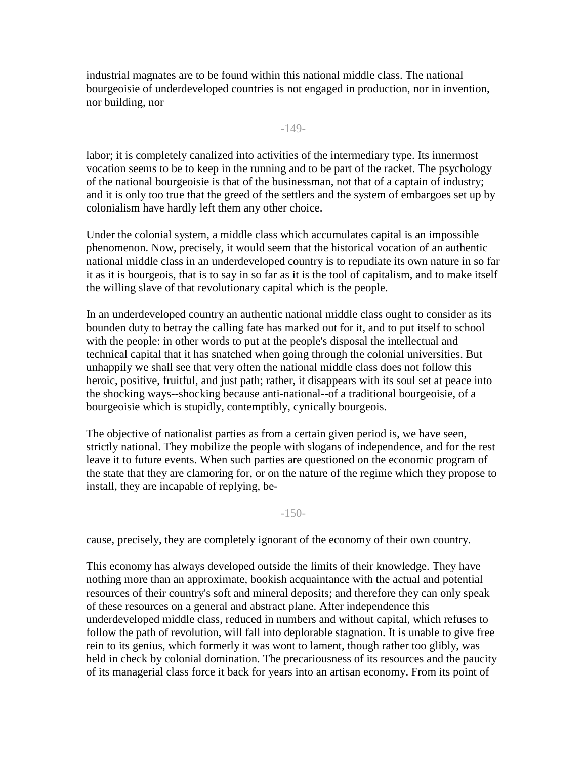industrial magnates are to be found within this national middle class. The national bourgeoisie of underdeveloped countries is not engaged in production, nor in invention, nor building, nor labor; it is completely canalized into activities of the intermediary type. Its innermost vocation seems to be to keep in the running and to be part of the racket. The psychology of the national bourgeoisie is that of the businessman, not that of a captain of industry; and it is only too true that the greed of the settlers and the system of embargoes set up by colonialism have hardly left them any other choice.

Under the colonial system, a middle class which accumulates capital is an impossible phenomenon. Now, precisely, it would seem that the historical vocation of an authentic national middle class in an underdeveloped country is to repudiate its own nature in so far it as it is bourgeois, that is to say in so far as it is the tool of capitalism, and to make itself the willing slave of that revolutionary capital which is the people.

In an underdeveloped country an authentic national middle class ought to consider as its bounden duty to betray the calling fate has marked out for it, and to put itself to school with the people: in other words to put at the people's disposal the intellectual and technical capital that it has snatched when going through the colonial universities. But unhappily we shall see that very often the national middle class does not follow this heroic, positive, fruitful, and just path; rather, it disappears with its soul set at peace into the shocking ways--shocking because anti-national--of a traditional bourgeoisie, of a bourgeoisie which is stupidly, contemptibly, cynically bourgeois.

The objective of nationalist parties as from a certain given period is, we have seen, strictly national. They mobilize the people with slogans of independence, and for the rest leave it to future events. When such parties are questioned on the economic program of the state that they are clamoring for, or on the nature of the regime which they propose to install, they are incapable of replying, because, precisely, they are completely ignorant of the economy of their own country.

This economy has always developed outside the limits of their knowledge. They have nothing more than an approximate, bookish acquaintance with the actual and potential resources of their country's soft and mineral deposits; and therefore they can only speak of these resources on a general and abstract plane. After independence this underdeveloped middle class, reduced in numbers and without capital, which refuses to follow the path of revolution, will fall into deplorable stagnation. It is unable to give free rein to its genius, which formerly it was wont to lament, though rather too glibly, was held in check by colonial domination. The precariousness of its resources and the paucity of its managerial class force it back for years into an artisan economy. From its point of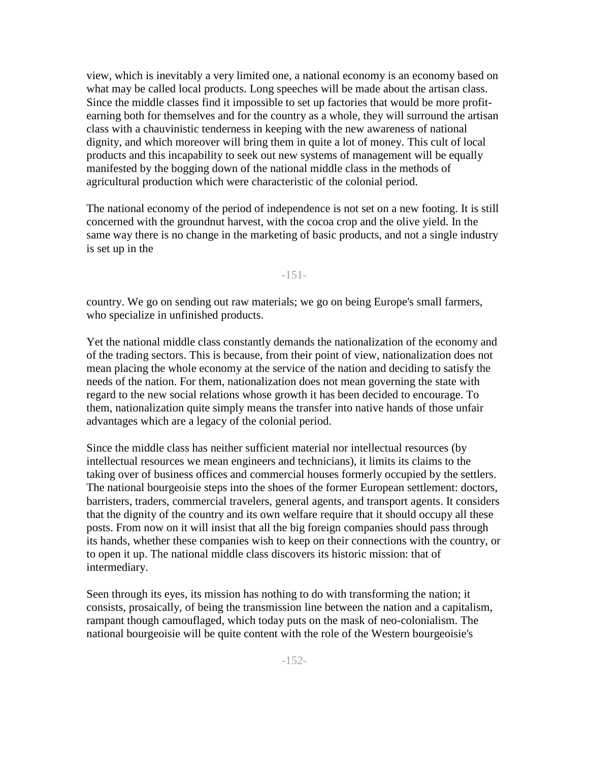view, which is inevitably a very limited one, a national economy is an economy based on what may be called local products. Long speeches will be made about the artisan class. Since the middle classes find it impossible to set up factories that would be more profit-earning both for themselves and for the country as a whole, they will surround the artisan class with a chauvinistic tenderness in keeping with the new awareness of national dignity, and which moreover will bring them in quite a lot of money. This cult of local products and this incapability to seek out new systems of management will be equally manifested by the bogging down of the national middle class in the methods of agricultural production which were characteristic of the colonial period.

The national economy of the period of independence is not set on a new footing. It is still concerned with the groundnut harvest, with the cocoa crop and the olive yield. In the same way there is no change in the marketing of basic products, and not a single industry is set up in the country. We go on sending out raw materials; we go on being Europe's small farmers, who specialize in unfinished products.

Yet the national middle class constantly demands the nationalization of the economy and of the trading sectors. This is because, from their point of view, nationalization does not mean placing the whole economy at the service of the nation and deciding to satisfy the needs of the nation. For them, nationalization does not mean governing the state with regard to the new social relations whose growth it has been decided to encourage. To them, nationalization quite simply means the transfer into native hands of those unfair advantages which are a legacy of the colonial period.

Since the middle class has neither sufficient material nor intellectual resources (by intellectual resources we mean engineers and technicians), it limits its claims to the taking over of business offices and commercial houses formerly occupied by the settlers. The national bourgeoisie steps into the shoes of the former European settlement: doctors, barristers, traders, commercial travelers, general agents, and transport agents. It considers that the dignity of the country and its own welfare require that it should occupy all these posts. From now on it will insist that all the big foreign companies should pass through its hands, whether these companies wish to keep on their connections with the country, or to open it up. The national middle class discovers its historic mission: that of intermediary.

Seen through its eyes, its mission has nothing to do with transforming the nation; it consists, prosaically, of being the transmission line between the nation and a capitalism, rampant though camouflaged, which today puts on the mask of neo-colonialism. The national bourgeoisie will be quite content with the role of the Western bourgeoisie's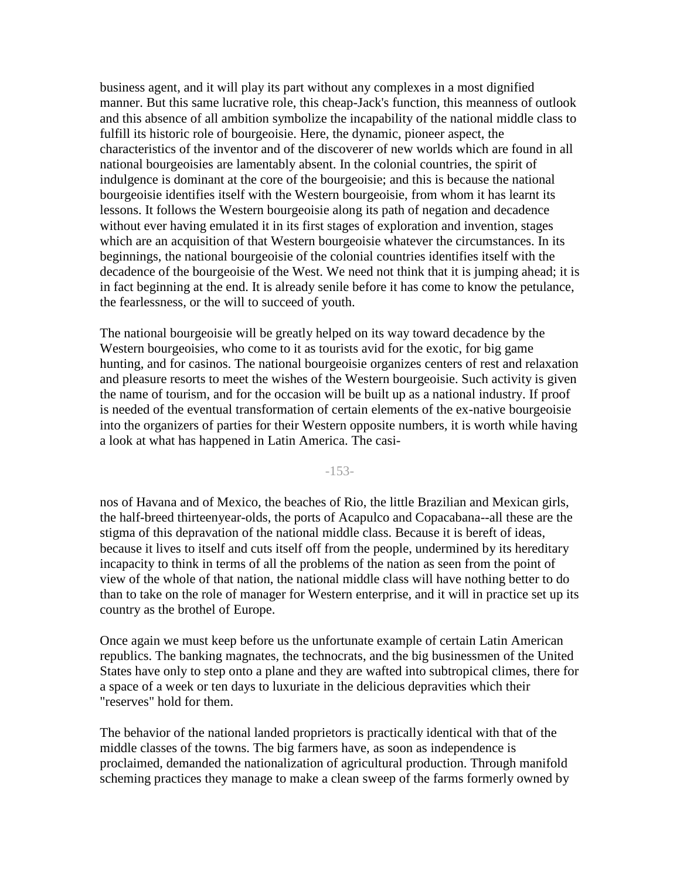business agent, and it will play its part without any complexes in a most dignified manner. But this same lucrative role, this cheap-Jack's function, this meanness of outlook and this absence of all ambition symbolize the incapability of the national middle class to fulfill its historic role of bourgeoisie. Here, the dynamic, pioneer aspect, the characteristics of the inventor and of the discoverer of new worlds which are found in all national bourgeoisies are lamentably absent. In the colonial countries, the spirit of indulgence is dominant at the core of the bourgeoisie; and this is because the national bourgeoisie identifies itself with the Western bourgeoisie, from whom it has learnt its lessons. It follows the Western bourgeoisie along its path of negation and decadence without ever having emulated it in its first stages of exploration and invention, stages which are an acquisition of that Western bourgeoisie whatever the circumstances. In its beginnings, the national bourgeoisie of the colonial countries identifies itself with the decadence of the bourgeoisie of the West. We need not think that it is jumping ahead; it is in fact beginning at the end. It is already senile before it has come to know the petulance, the fearlessness, or the will to succeed of youth.

The national bourgeoisie will be greatly helped on its way toward decadence by the Western bourgeoisies, who come to it as tourists avid for the exotic, for big game hunting, and for casinos. The national bourgeoisie organizes centers of rest and relaxation and pleasure resorts to meet the wishes of the Western bourgeoisie. Such activity is given the name of tourism, and for the occasion will be built up as a national industry. If proof is needed of the eventual transformation of certain elements of the ex-native bourgeoisie into the organizers of parties for their Western opposite numbers, it is worth while having a look at what has happened in Latin America. The casinos of Havana and of Mexico, the beaches of Rio, the little Brazilian and Mexican girls, the half-breed thirteenyear-olds, the ports of Acapulco and Copacabana--all these are the stigma of this depravation of the national middle class. Because it is bereft of ideas, because it lives to itself and cuts itself off from the people, undermined by its hereditary incapacity to think in terms of all the problems of the nation as seen from the point of view of the whole of that nation, the national middle class will have nothing better to do than to take on the role of manager for Western enterprise, and it will in practice set up its country as the brothel of Europe.

Once again we must keep before us the unfortunate example of certain Latin American republics. The banking magnates, the technocrats, and the big businessmen of the United States have only to step onto a plane and they are wafted into subtropical climes, there for a space of a week or ten days to luxuriate in the delicious depravities which their "reserves" hold for them.

The behavior of the national landed proprietors is practically identical with that of the middle classes of the towns. The big farmers have, as soon as independence is proclaimed, demanded the nationalization of agricultural production. Through manifold scheming practices they manage to make a clean sweep of the farms formerly owned by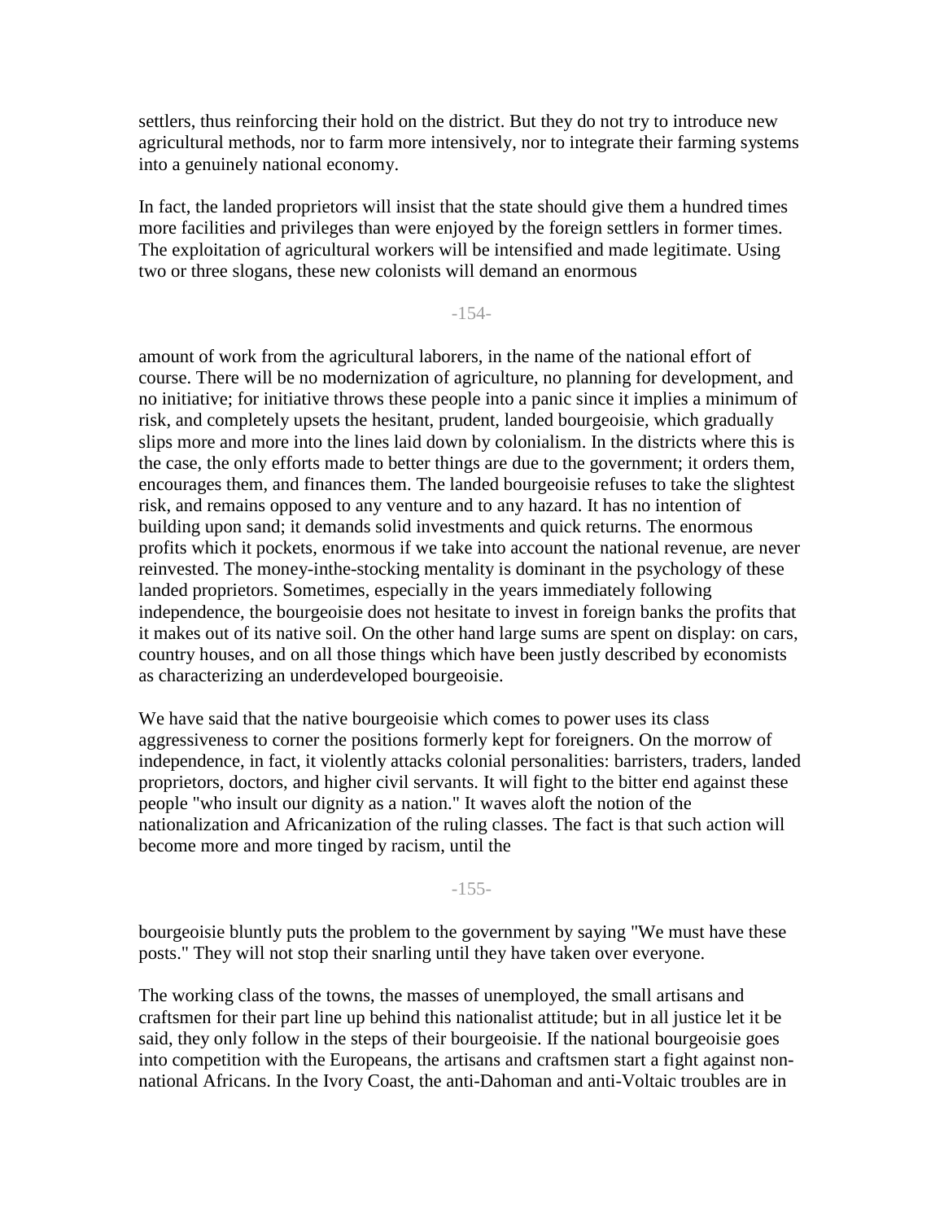settlers, thus reinforcing their hold on the district. But they do not try to introduce new agricultural methods, nor to farm more intensively, nor to integrate their farming systems into a genuinely national economy.

In fact, the landed proprietors will insist that the state should give them a hundred times more facilities and privileges than were enjoyed by the foreign settlers in former times. The exploitation of agricultural workers will be intensified and made legitimate. Using two or three slogans, these new colonists will demand an enormous amount of work from the agricultural laborers, in the name of the national effort of course. There will be no modernization of agriculture, no planning for development, and no initiative; for initiative throws these people into a panic since it implies a minimum of risk, and completely upsets the hesitant, prudent, landed bourgeoisie, which gradually slips more and more into the lines laid down by colonialism. In the districts where this is the case, the only efforts made to better things are due to the government; it orders them, encourages them, and finances them. The landed bourgeoisie refuses to take the slightest risk, and remains opposed to any venture and to any hazard. It has no intention of building upon sand; it demands solid investments and quick returns. The enormous profits which it pockets, enormous if we take into account the national revenue, are never reinvested. The money-inthe-stocking mentality is dominant in the psychology of these landed proprietors. Sometimes, especially in the years immediately following independence, the bourgeoisie does not hesitate to invest in foreign banks the profits that it makes out of its native soil. On the other hand large sums are spent on display: on cars, country houses, and on all those things which have been justly described by economists as characterizing an underdeveloped bourgeoisie.

We have said that the native bourgeoisie which comes to power uses its class aggressiveness to corner the positions formerly kept for foreigners. On the morrow of independence, in fact, it violently attacks colonial personalities: barristers, traders, landed proprietors, doctors, and higher civil servants. It will fight to the bitter end against these people "who insult our dignity as a nation." It waves aloft the notion of the nationalization and Africanization of the ruling classes. The fact is that such action will become more and more tinged by racism, until the bourgeoisie bluntly puts the problem to the government by saying "We must have these posts." They will not stop their snarling until they have taken over everyone.

The working class of the towns, the masses of unemployed, the small artisans and craftsmen for their part line up behind this nationalist attitude; but in all justice let it be said, they only follow in the steps of their bourgeoisie. If the national bourgeoisie goes into competition with the Europeans, the artisans and craftsmen start a fight against non-national Africans. In the Ivory Coast, the anti-Dahoman and anti-Voltaic troubles are in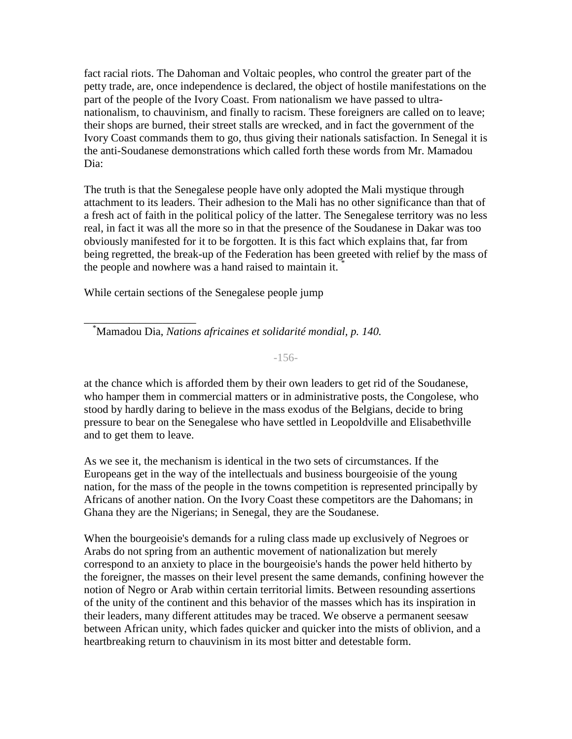fact racial riots. The Dahoman and Voltaic peoples, who control the greater part of the petty trade, are, once independence is declared, the object of hostile manifestations on the part of the people of the Ivory Coast. From nationalism we have passed to ultra-nationalism, to chauvinism, and finally to racism. These foreigners are called on to leave; their shops are burned, their street stalls are wrecked, and in fact the government of the Ivory Coast commands them to go, thus giving their nationals satisfaction. In Senegal it is the anti-Soudanese demonstrations which called forth these words from Mr. Mamadou Dia:

The truth is that the Senegalese people have only adopted the Mali mystique through attachment to its leaders. Their adhesion to the Mali has no other significance than that of a fresh act of faith in the political policy of the latter. The Senegalese territory was no less real, in fact it was all the more so in that the presence of the Soudanese in Dakar was too obviously manifested for it to be forgotten. It is this fact which explains that, far from being regretted, the break-up of the Federation has been greeted with relief by the mass of the people and nowhere was a hand raised to maintain it. [*]

While certain sections of the Senegalese people jump at the chance which is afforded them by their own leaders to get rid of the Soudanese, who hamper them in commercial matters or in administrative posts, the Congolese, who stood by hardly daring to believe in the mass exodus of the Belgians, decide to bring pressure to bear on the Senegalese who have settled in Leopoldville and Elisabethville and to get them to leave.

As we see it, the mechanism is identical in the two sets of circumstances. If the Europeans get in the way of the intellectuals and business bourgeoisie of the young nation, for the mass of the people in the towns competition is represented principally by Africans of another nation. On the Ivory Coast these competitors are the Dahomans; in Ghana they are the Nigerians; in Senegal, they are the Soudanese.

When the bourgeoisie's demands for a ruling class made up exclusively of Negroes or Arabs do not spring from an authentic movement of nationalization but merely correspond to an anxiety to place in the bourgeoisie's hands the power held hitherto by the foreigner, the masses on their level present the same demands, confining however the notion of Negro or Arab within certain territorial limits. Between resounding assertions of the unity of the continent and this behavior of the masses which has its inspiration in their leaders, many different attitudes may be traced. We observe a permanent seesaw between African unity, which fades quicker and quicker into the mists of oblivion, and a heartbreaking return to chauvinism in its most bitter and detestable form.

---

[*] Mamadou Dia, *Nations africaines et solidarité mondial, p. 140.*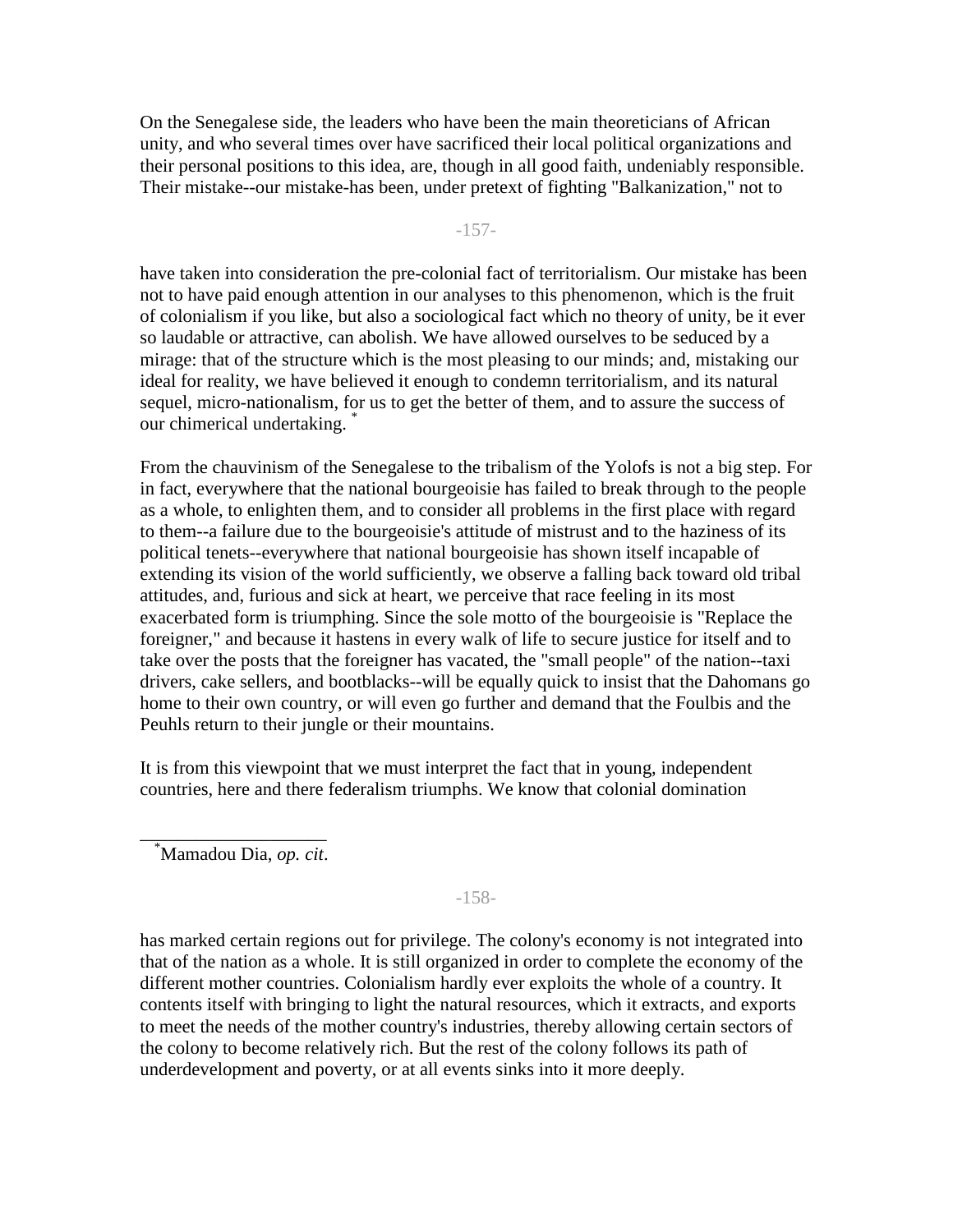On the Senegalese side, the leaders who have been the main theoreticians of African unity, and who several times over have sacrificed their local political organizations and their personal positions to this idea, are, though in all good faith, undeniably responsible. Their mistake--our mistake-has been, under pretext of fighting "Balkanization," not to have taken into consideration the pre-colonial fact of territorialism. Our mistake has been not to have paid enough attention in our analyses to this phenomenon, which is the fruit of colonialism if you like, but also a sociological fact which no theory of unity, be it ever so laudable or attractive, can abolish. We have allowed ourselves to be seduced by a mirage: that of the structure which is the most pleasing to our minds; and, mistaking our ideal for reality, we have believed it enough to condemn territorialism, and its natural sequel, micro-nationalism, for us to get the better of them, and to assure the success of our chimerical undertaking. *

From the chauvinism of the Senegalese to the tribalism of the Yolofs is not a big step. For in fact, everywhere that the national bourgeoisie has failed to break through to the people as a whole, to enlighten them, and to consider all problems in the first place with regard to them--a failure due to the bourgeoisie's attitude of mistrust and to the haziness of its political tenets--everywhere that national bourgeoisie has shown itself incapable of extending its vision of the world sufficiently, we observe a falling back toward old tribal attitudes, and, furious and sick at heart, we perceive that race feeling in its most exacerbated form is triumphing. Since the sole motto of the bourgeoisie is "Replace the foreigner," and because it hastens in every walk of life to secure justice for itself and to take over the posts that the foreigner has vacated, the "small people" of the nation--taxi drivers, cake sellers, and bootblacks--will be equally quick to insist that the Dahomans go home to their own country, or will even go further and demand that the Foulbis and the Peuhls return to their jungle or their mountains.

It is from this viewpoint that we must interpret the fact that in young, independent countries, here and there federalism triumphs. We know that colonial domination has marked certain regions out for privilege. The colony's economy is not integrated into that of the nation as a whole. It is still organized in order to complete the economy of the different mother countries. Colonialism hardly ever exploits the whole of a country. It contents itself with bringing to light the natural resources, which it extracts, and exports to meet the needs of the mother country's industries, thereby allowing certain sectors of the colony to become relatively rich. But the rest of the colony follows its path of underdevelopment and poverty, or at all events sinks into it more deeply.

---

* Mamadou Dia, *op. cit*.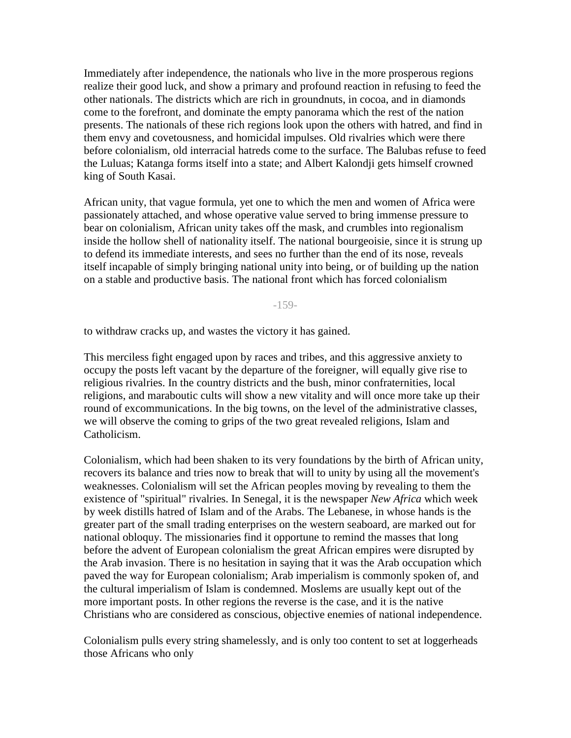Immediately after independence, the nationals who live in the more prosperous regions realize their good luck, and show a primary and profound reaction in refusing to feed the other nationals. The districts which are rich in groundnuts, in cocoa, and in diamonds come to the forefront, and dominate the empty panorama which the rest of the nation presents. The nationals of these rich regions look upon the others with hatred, and find in them envy and covetousness, and homicidal impulses. Old rivalries which were there before colonialism, old interracial hatreds come to the surface. The Balubas refuse to feed the Luluas; Katanga forms itself into a state; and Albert Kalondji gets himself crowned king of South Kasai.

African unity, that vague formula, yet one to which the men and women of Africa were passionately attached, and whose operative value served to bring immense pressure to bear on colonialism, African unity takes off the mask, and crumbles into regionalism inside the hollow shell of nationality itself. The national bourgeoisie, since it is strung up to defend its immediate interests, and sees no further than the end of its nose, reveals itself incapable of simply bringing national unity into being, or of building up the nation on a stable and productive basis. The national front which has forced colonialism to withdraw cracks up, and wastes the victory it has gained.

This merciless fight engaged upon by races and tribes, and this aggressive anxiety to occupy the posts left vacant by the departure of the foreigner, will equally give rise to religious rivalries. In the country districts and the bush, minor confraternities, local religions, and maraboutic cults will show a new vitality and will once more take up their round of excommunications. In the big towns, on the level of the administrative classes, we will observe the coming to grips of the two great revealed religions, Islam and Catholicism.

Colonialism, which had been shaken to its very foundations by the birth of African unity, recovers its balance and tries now to break that will to unity by using all the movement's weaknesses. Colonialism will set the African peoples moving by revealing to them the existence of "spiritual" rivalries. In Senegal, it is the newspaper *New Africa* which week by week distills hatred of Islam and of the Arabs. The Lebanese, in whose hands is the greater part of the small trading enterprises on the western seaboard, are marked out for national obloquy. The missionaries find it opportune to remind the masses that long before the advent of European colonialism the great African empires were disrupted by the Arab invasion. There is no hesitation in saying that it was the Arab occupation which paved the way for European colonialism; Arab imperialism is commonly spoken of, and the cultural imperialism of Islam is condemned. Moslems are usually kept out of the more important posts. In other regions the reverse is the case, and it is the native Christians who are considered as conscious, objective enemies of national independence.

Colonialism pulls every string shamelessly, and is only too content to set at loggerheads those Africans who only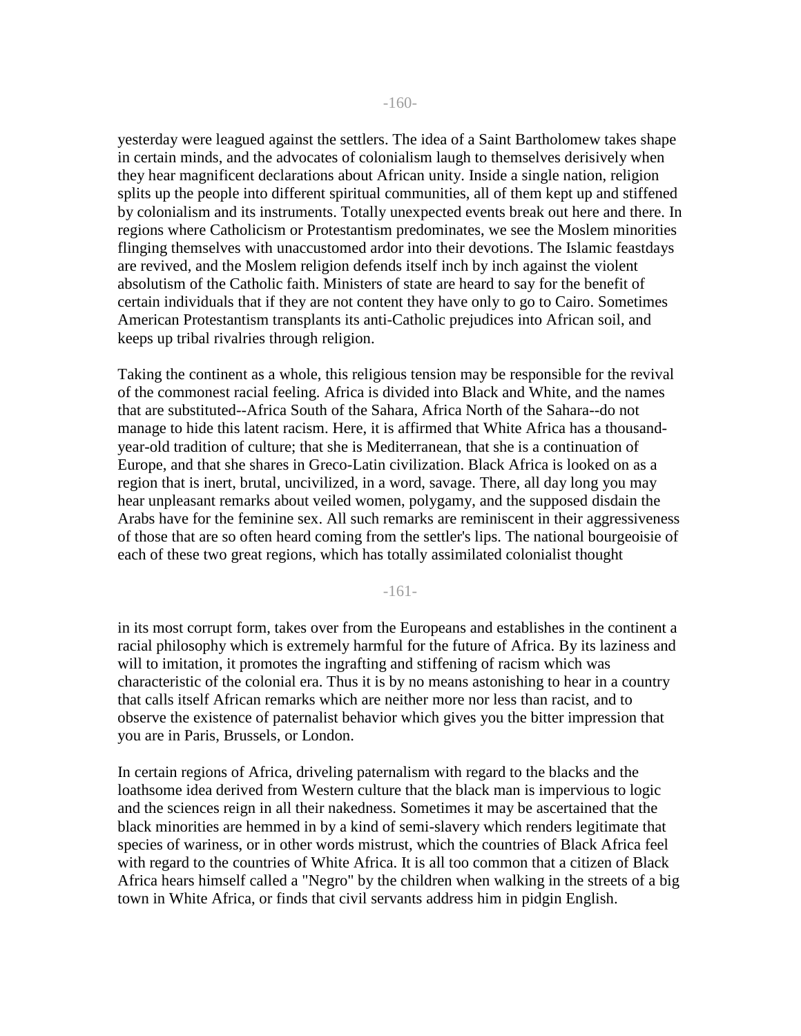yesterday were leagued against the settlers. The idea of a Saint Bartholomew takes shape in certain minds, and the advocates of colonialism laugh to themselves derisively when they hear magnificent declarations about African unity. Inside a single nation, religion splits up the people into different spiritual communities, all of them kept up and stiffened by colonialism and its instruments. Totally unexpected events break out here and there. In regions where Catholicism or Protestantism predominates, we see the Moslem minorities flinging themselves with unaccustomed ardor into their devotions. The Islamic feastdays are revived, and the Moslem religion defends itself inch by inch against the violent absolutism of the Catholic faith. Ministers of state are heard to say for the benefit of certain individuals that if they are not content they have only to go to Cairo. Sometimes American Protestantism transplants its anti-Catholic prejudices into African soil, and keeps up tribal rivalries through religion.

Taking the continent as a whole, this religious tension may be responsible for the revival of the commonest racial feeling. Africa is divided into Black and White, and the names that are substituted--Africa South of the Sahara, Africa North of the Sahara--do not manage to hide this latent racism. Here, it is affirmed that White Africa has a thousand-year-old tradition of culture; that she is Mediterranean, that she is a continuation of Europe, and that she shares in Greco-Latin civilization. Black Africa is looked on as a region that is inert, brutal, uncivilized, in a word, savage. There, all day long you may hear unpleasant remarks about veiled women, polygamy, and the supposed disdain the Arabs have for the feminine sex. All such remarks are reminiscent in their aggressiveness of those that are so often heard coming from the settler's lips. The national bourgeoisie of each of these two great regions, which has totally assimilated colonialist thought in its most corrupt form, takes over from the Europeans and establishes in the continent a racial philosophy which is extremely harmful for the future of Africa. By its laziness and will to imitation, it promotes the ingrafting and stiffening of racism which was characteristic of the colonial era. Thus it is by no means astonishing to hear in a country that calls itself African remarks which are neither more nor less than racist, and to observe the existence of paternalist behavior which gives you the bitter impression that you are in Paris, Brussels, or London.

In certain regions of Africa, driveling paternalism with regard to the blacks and the loathsome idea derived from Western culture that the black man is impervious to logic and the sciences reign in all their nakedness. Sometimes it may be ascertained that the black minorities are hemmed in by a kind of semi-slavery which renders legitimate that species of wariness, or in other words mistrust, which the countries of Black Africa feel with regard to the countries of White Africa. It is all too common that a citizen of Black Africa hears himself called a "Negro" by the children when walking in the streets of a big town in White Africa, or finds that civil servants address him in pidgin English.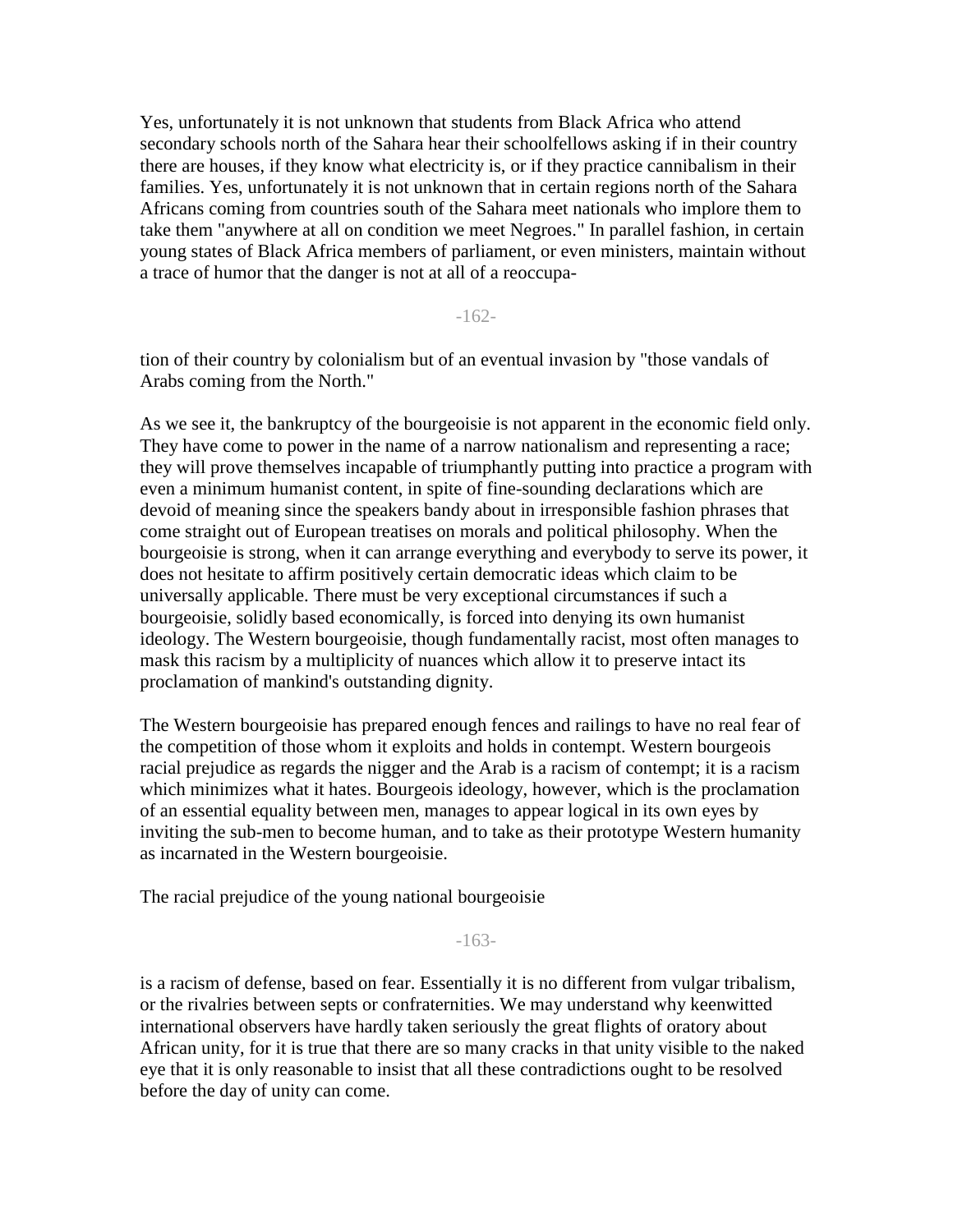Yes, unfortunately it is not unknown that students from Black Africa who attend secondary schools north of the Sahara hear their schoolfellows asking if in their country there are houses, if they know what electricity is, or if they practice cannibalism in their families. Yes, unfortunately it is not unknown that in certain regions north of the Sahara Africans coming from countries south of the Sahara meet nationals who implore them to take them "anywhere at all on condition we meet Negroes." In parallel fashion, in certain young states of Black Africa members of parliament, or even ministers, maintain without a trace of humor that the danger is not at all of a reoccupation of their country by colonialism but of an eventual invasion by "those vandals of Arabs coming from the North."

As we see it, the bankruptcy of the bourgeoisie is not apparent in the economic field only. They have come to power in the name of a narrow nationalism and representing a race; they will prove themselves incapable of triumphantly putting into practice a program with even a minimum humanist content, in spite of fine-sounding declarations which are devoid of meaning since the speakers bandy about in irresponsible fashion phrases that come straight out of European treatises on morals and political philosophy. When the bourgeoisie is strong, when it can arrange everything and everybody to serve its power, it does not hesitate to affirm positively certain democratic ideas which claim to be universally applicable. There must be very exceptional circumstances if such a bourgeoisie, solidly based economically, is forced into denying its own humanist ideology. The Western bourgeoisie, though fundamentally racist, most often manages to mask this racism by a multiplicity of nuances which allow it to preserve intact its proclamation of mankind's outstanding dignity.

The Western bourgeoisie has prepared enough fences and railings to have no real fear of the competition of those whom it exploits and holds in contempt. Western bourgeois racial prejudice as regards the nigger and the Arab is a racism of contempt; it is a racism which minimizes what it hates. Bourgeois ideology, however, which is the proclamation of an essential equality between men, manages to appear logical in its own eyes by inviting the sub-men to become human, and to take as their prototype Western humanity as incarnated in the Western bourgeoisie.

The racial prejudice of the young national bourgeoisie is a racism of defense, based on fear. Essentially it is no different from vulgar tribalism, or the rivalries between septs or confraternities. We may understand why keenwitted international observers have hardly taken seriously the great flights of oratory about African unity, for it is true that there are so many cracks in that unity visible to the naked eye that it is only reasonable to insist that all these contradictions ought to be resolved before the day of unity can come.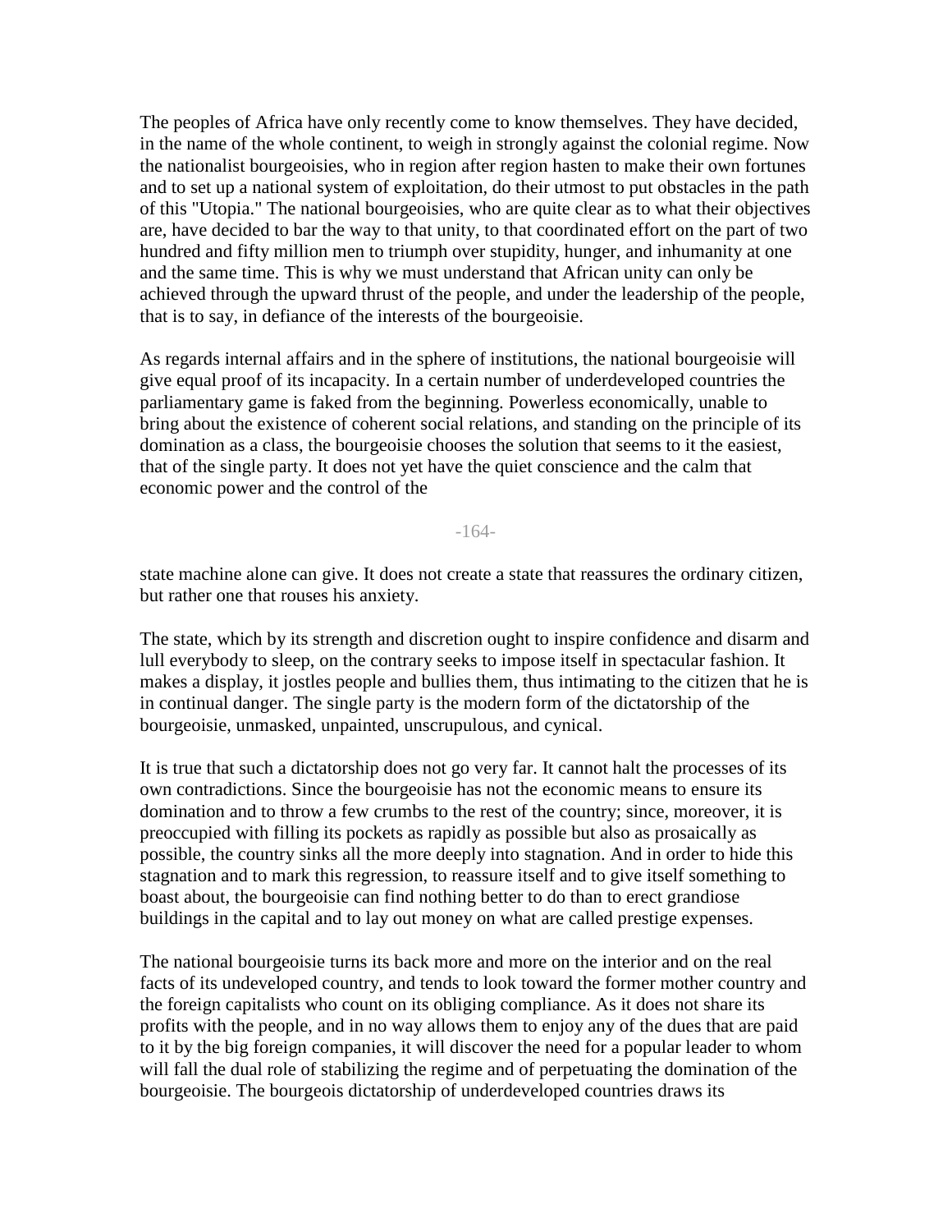The peoples of Africa have only recently come to know themselves. They have decided, in the name of the whole continent, to weigh in strongly against the colonial regime. Now the nationalist bourgeoisies, who in region after region hasten to make their own fortunes and to set up a national system of exploitation, do their utmost to put obstacles in the path of this "Utopia." The national bourgeoisies, who are quite clear as to what their objectives are, have decided to bar the way to that unity, to that coordinated effort on the part of two hundred and fifty million men to triumph over stupidity, hunger, and inhumanity at one and the same time. This is why we must understand that African unity can only be achieved through the upward thrust of the people, and under the leadership of the people, that is to say, in defiance of the interests of the bourgeoisie.

As regards internal affairs and in the sphere of institutions, the national bourgeoisie will give equal proof of its incapacity. In a certain number of underdeveloped countries the parliamentary game is faked from the beginning. Powerless economically, unable to bring about the existence of coherent social relations, and standing on the principle of its domination as a class, the bourgeoisie chooses the solution that seems to it the easiest, that of the single party. It does not yet have the quiet conscience and the calm that economic power and the control of the state machine alone can give. It does not create a state that reassures the ordinary citizen, but rather one that rouses his anxiety.

The state, which by its strength and discretion ought to inspire confidence and disarm and lull everybody to sleep, on the contrary seeks to impose itself in spectacular fashion. It makes a display, it jostles people and bullies them, thus intimating to the citizen that he is in continual danger. The single party is the modern form of the dictatorship of the bourgeoisie, unmasked, unpainted, unscrupulous, and cynical.

It is true that such a dictatorship does not go very far. It cannot halt the processes of its own contradictions. Since the bourgeoisie has not the economic means to ensure its domination and to throw a few crumbs to the rest of the country; since, moreover, it is preoccupied with filling its pockets as rapidly as possible but also as prosaically as possible, the country sinks all the more deeply into stagnation. And in order to hide this stagnation and to mark this regression, to reassure itself and to give itself something to boast about, the bourgeoisie can find nothing better to do than to erect grandiose buildings in the capital and to lay out money on what are called prestige expenses.

The national bourgeoisie turns its back more and more on the interior and on the real facts of its undeveloped country, and tends to look toward the former mother country and the foreign capitalists who count on its obliging compliance. As it does not share its profits with the people, and in no way allows them to enjoy any of the dues that are paid to it by the big foreign companies, it will discover the need for a popular leader to whom will fall the dual role of stabilizing the regime and of perpetuating the domination of the bourgeoisie. The bourgeois dictatorship of underdeveloped countries draws its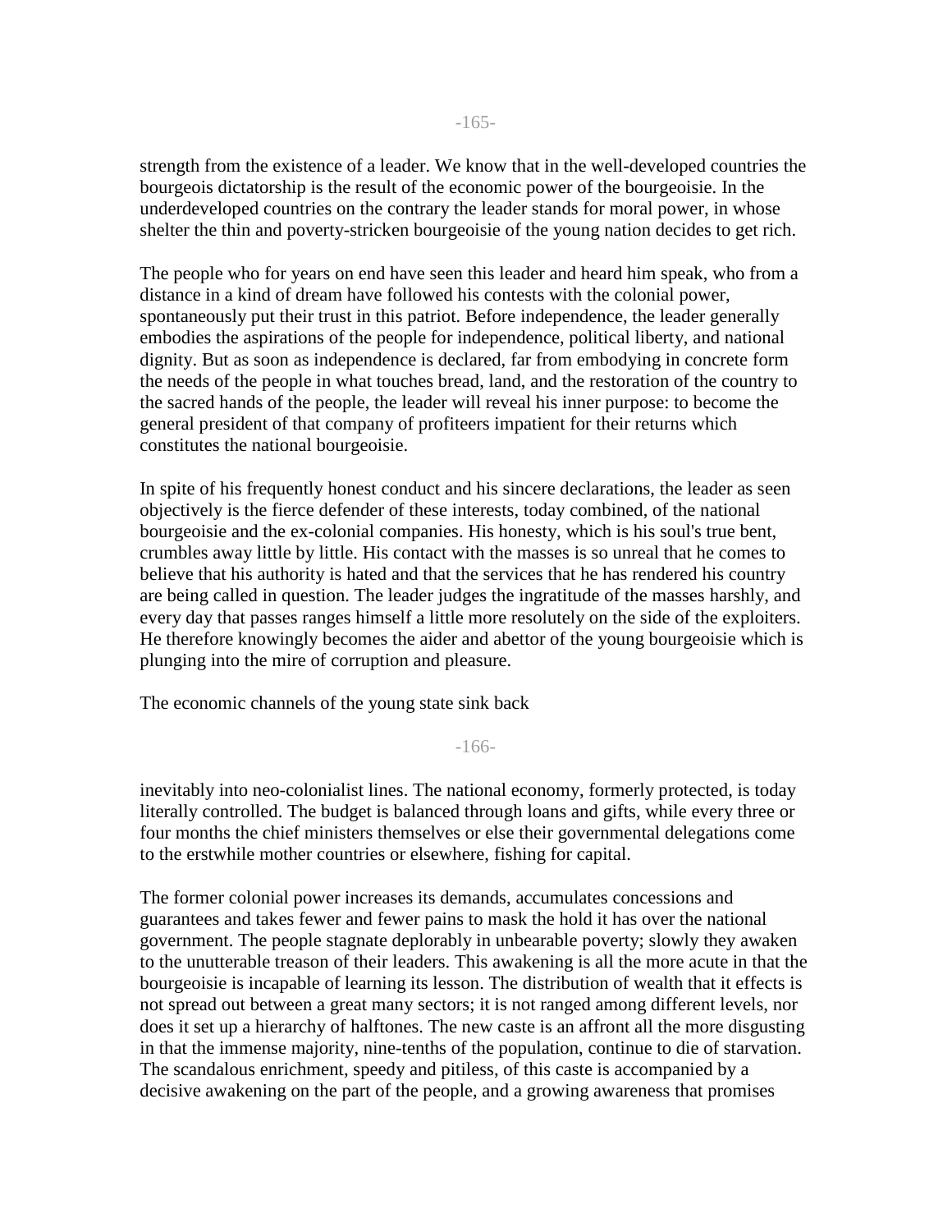strength from the existence of a leader. We know that in the well-developed countries the bourgeois dictatorship is the result of the economic power of the bourgeoisie. In the underdeveloped countries on the contrary the leader stands for moral power, in whose shelter the thin and poverty-stricken bourgeoisie of the young nation decides to get rich.

The people who for years on end have seen this leader and heard him speak, who from a distance in a kind of dream have followed his contests with the colonial power, spontaneously put their trust in this patriot. Before independence, the leader generally embodies the aspirations of the people for independence, political liberty, and national dignity. But as soon as independence is declared, far from embodying in concrete form the needs of the people in what touches bread, land, and the restoration of the country to the sacred hands of the people, the leader will reveal his inner purpose: to become the general president of that company of profiteers impatient for their returns which constitutes the national bourgeoisie.

In spite of his frequently honest conduct and his sincere declarations, the leader as seen objectively is the fierce defender of these interests, today combined, of the national bourgeoisie and the ex-colonial companies. His honesty, which is his soul's true bent, crumbles away little by little. His contact with the masses is so unreal that he comes to believe that his authority is hated and that the services that he has rendered his country are being called in question. The leader judges the ingratitude of the masses harshly, and every day that passes ranges himself a little more resolutely on the side of the exploiters. He therefore knowingly becomes the aider and abettor of the young bourgeoisie which is plunging into the mire of corruption and pleasure.

The economic channels of the young state sink back inevitably into neo-colonialist lines. The national economy, formerly protected, is today literally controlled. The budget is balanced through loans and gifts, while every three or four months the chief ministers themselves or else their governmental delegations come to the erstwhile mother countries or elsewhere, fishing for capital.

The former colonial power increases its demands, accumulates concessions and guarantees and takes fewer and fewer pains to mask the hold it has over the national government. The people stagnate deplorably in unbearable poverty; slowly they awaken to the unutterable treason of their leaders. This awakening is all the more acute in that the bourgeoisie is incapable of learning its lesson. The distribution of wealth that it effects is not spread out between a great many sectors; it is not ranged among different levels, nor does it set up a hierarchy of halftones. The new caste is an affront all the more disgusting in that the immense majority, nine-tenths of the population, continue to die of starvation. The scandalous enrichment, speedy and pitiless, of this caste is accompanied by a decisive awakening on the part of the people, and a growing awareness that promises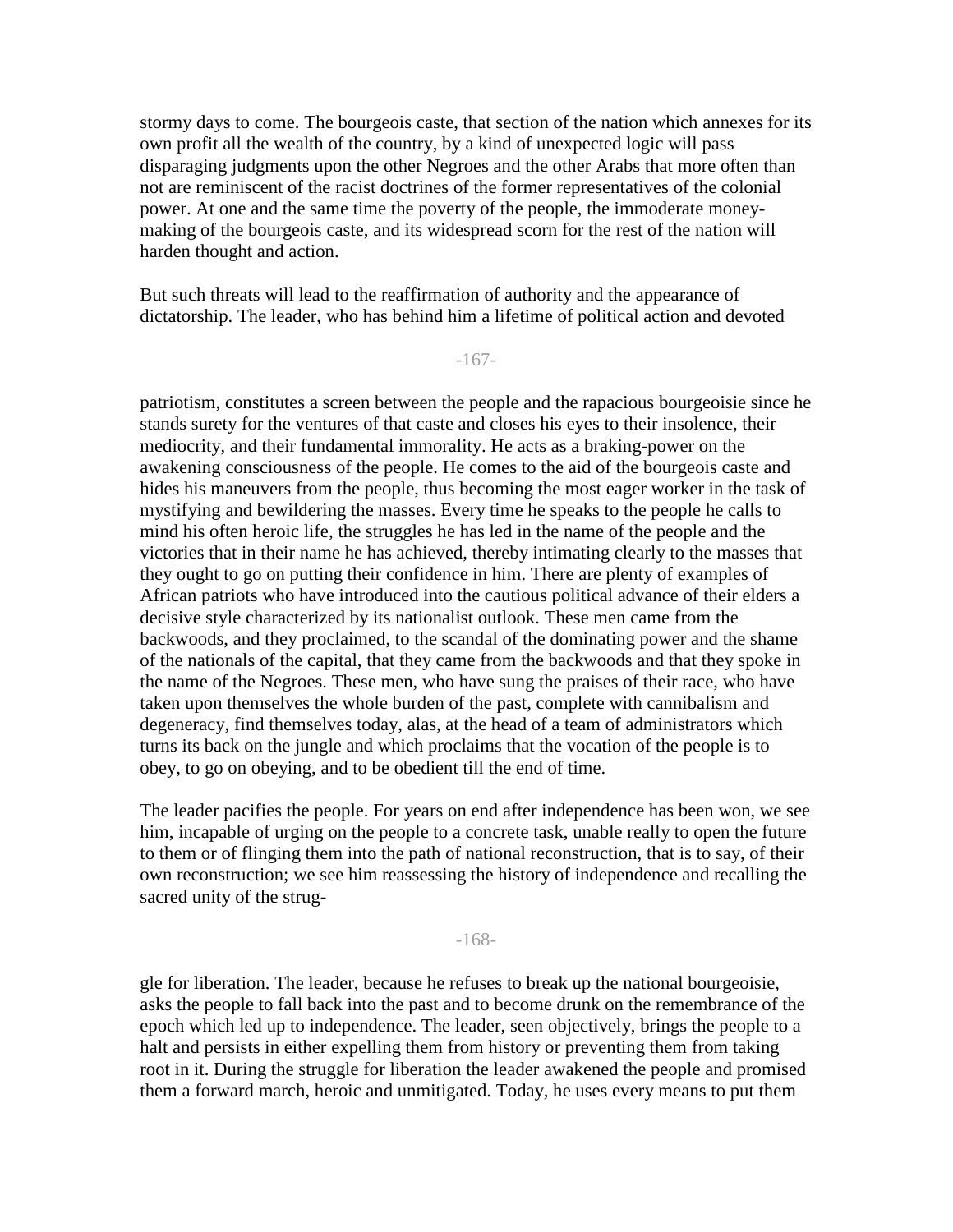stormy days to come. The bourgeois caste, that section of the nation which annexes for its own profit all the wealth of the country, by a kind of unexpected logic will pass disparaging judgments upon the other Negroes and the other Arabs that more often than not are reminiscent of the racist doctrines of the former representatives of the colonial power. At one and the same time the poverty of the people, the immoderate money-making of the bourgeois caste, and its widespread scorn for the rest of the nation will harden thought and action.

But such threats will lead to the reaffirmation of authority and the appearance of dictatorship. The leader, who has behind him a lifetime of political action and devoted patriotism, constitutes a screen between the people and the rapacious bourgeoisie since he stands surety for the ventures of that caste and closes his eyes to their insolence, their mediocrity, and their fundamental immorality. He acts as a braking-power on the awakening consciousness of the people. He comes to the aid of the bourgeois caste and hides his maneuvers from the people, thus becoming the most eager worker in the task of mystifying and bewildering the masses. Every time he speaks to the people he calls to mind his often heroic life, the struggles he has led in the name of the people and the victories that in their name he has achieved, thereby intimating clearly to the masses that they ought to go on putting their confidence in him. There are plenty of examples of African patriots who have introduced into the cautious political advance of their elders a decisive style characterized by its nationalist outlook. These men came from the backwoods, and they proclaimed, to the scandal of the dominating power and the shame of the nationals of the capital, that they came from the backwoods and that they spoke in the name of the Negroes. These men, who have sung the praises of their race, who have taken upon themselves the whole burden of the past, complete with cannibalism and degeneracy, find themselves today, alas, at the head of a team of administrators which turns its back on the jungle and which proclaims that the vocation of the people is to obey, to go on obeying, and to be obedient till the end of time.

The leader pacifies the people. For years on end after independence has been won, we see him, incapable of urging on the people to a concrete task, unable really to open the future to them or of flinging them into the path of national reconstruction, that is to say, of their own reconstruction; we see him reassessing the history of independence and recalling the sacred unity of the struggle for liberation. The leader, because he refuses to break up the national bourgeoisie, asks the people to fall back into the past and to become drunk on the remembrance of the epoch which led up to independence. The leader, seen objectively, brings the people to a halt and persists in either expelling them from history or preventing them from taking root in it. During the struggle for liberation the leader awakened the people and promised them a forward march, heroic and unmitigated. Today, he uses every means to put them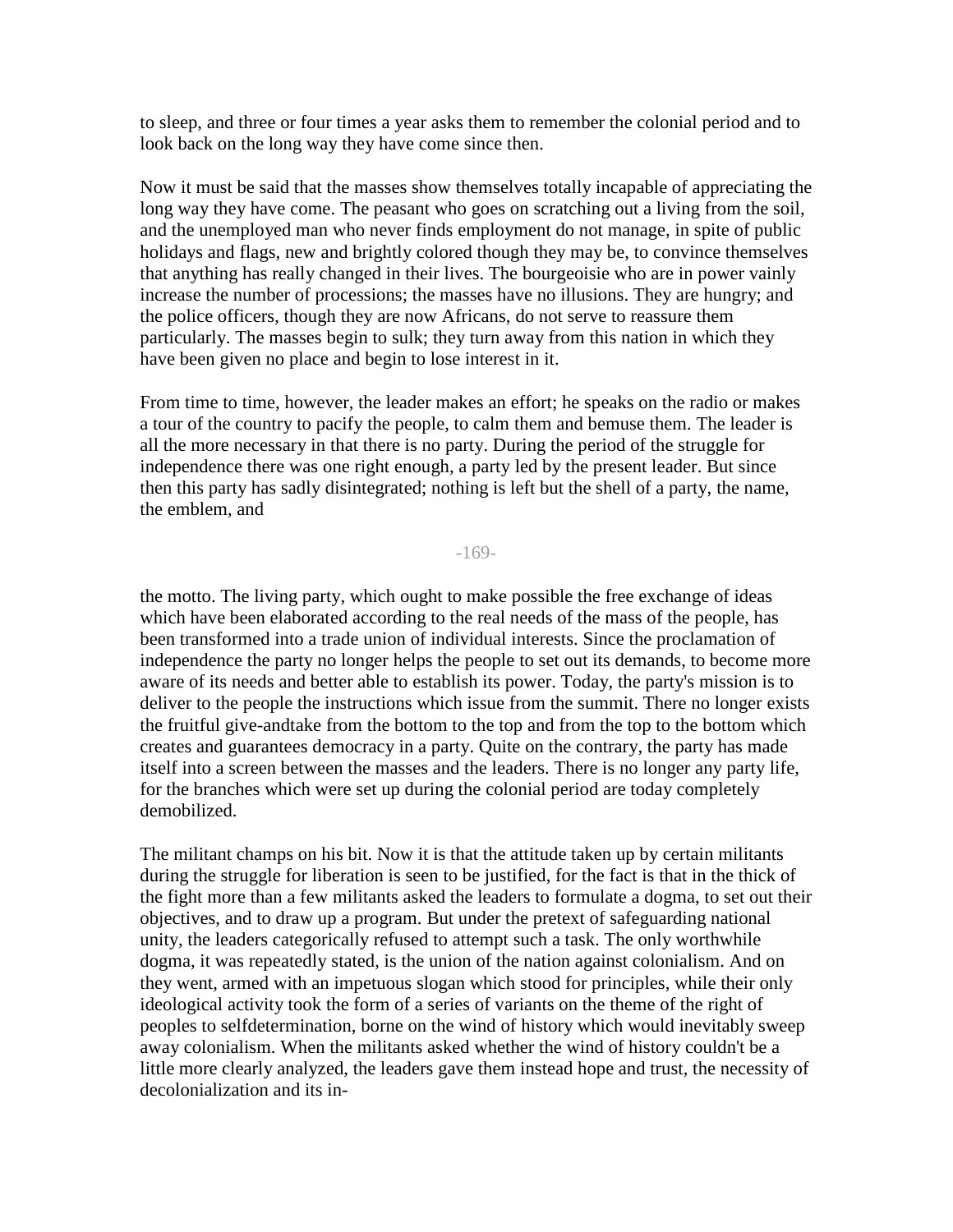to sleep, and three or four times a year asks them to remember the colonial period and to look back on the long way they have come since then.

Now it must be said that the masses show themselves totally incapable of appreciating the long way they have come. The peasant who goes on scratching out a living from the soil, and the unemployed man who never finds employment do not manage, in spite of public holidays and flags, new and brightly colored though they may be, to convince themselves that anything has really changed in their lives. The bourgeoisie who are in power vainly increase the number of processions; the masses have no illusions. They are hungry; and the police officers, though they are now Africans, do not serve to reassure them particularly. The masses begin to sulk; they turn away from this nation in which they have been given no place and begin to lose interest in it.

From time to time, however, the leader makes an effort; he speaks on the radio or makes a tour of the country to pacify the people, to calm them and bemuse them. The leader is all the more necessary in that there is no party. During the period of the struggle for independence there was one right enough, a party led by the present leader. But since then this party has sadly disintegrated; nothing is left but the shell of a party, the name, the emblem, and the motto. The living party, which ought to make possible the free exchange of ideas which have been elaborated according to the real needs of the mass of the people, has been transformed into a trade union of individual interests. Since the proclamation of independence the party no longer helps the people to set out its demands, to become more aware of its needs and better able to establish its power. Today, the party's mission is to deliver to the people the instructions which issue from the summit. There no longer exists the fruitful give-andtake from the bottom to the top and from the top to the bottom which creates and guarantees democracy in a party. Quite on the contrary, the party has made itself into a screen between the masses and the leaders. There is no longer any party life, for the branches which were set up during the colonial period are today completely demobilized.

The militant champs on his bit. Now it is that the attitude taken up by certain militants during the struggle for liberation is seen to be justified, for the fact is that in the thick of the fight more than a few militants asked the leaders to formulate a dogma, to set out their objectives, and to draw up a program. But under the pretext of safeguarding national unity, the leaders categorically refused to attempt such a task. The only worthwhile dogma, it was repeatedly stated, is the union of the nation against colonialism. And on they went, armed with an impetuous slogan which stood for principles, while their only ideological activity took the form of a series of variants on the theme of the right of peoples to selfdetermination, borne on the wind of history which would inevitably sweep away colonialism. When the militants asked whether the wind of history couldn't be a little more clearly analyzed, the leaders gave them instead hope and trust, the necessity of decolonialization and its in-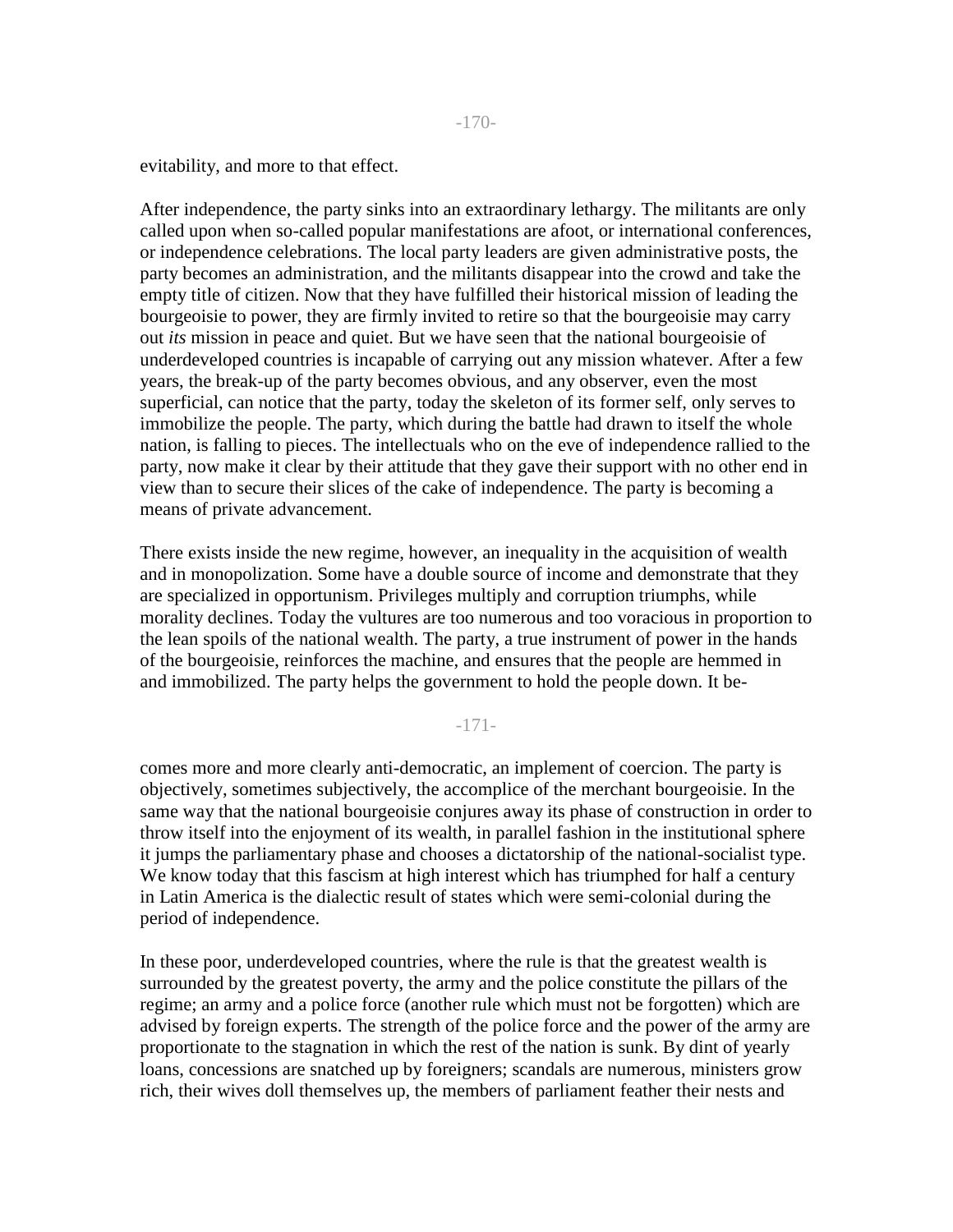evitability, and more to that effect.

After independence, the party sinks into an extraordinary lethargy. The militants are only called upon when so-called popular manifestations are afoot, or international conferences, or independence celebrations. The local party leaders are given administrative posts, the party becomes an administration, and the militants disappear into the crowd and take the empty title of citizen. Now that they have fulfilled their historical mission of leading the bourgeoisie to power, they are firmly invited to retire so that the bourgeoisie may carry out *its* mission in peace and quiet. But we have seen that the national bourgeoisie of underdeveloped countries is incapable of carrying out any mission whatever. After a few years, the break-up of the party becomes obvious, and any observer, even the most superficial, can notice that the party, today the skeleton of its former self, only serves to immobilize the people. The party, which during the battle had drawn to itself the whole nation, is falling to pieces. The intellectuals who on the eve of independence rallied to the party, now make it clear by their attitude that they gave their support with no other end in view than to secure their slices of the cake of independence. The party is becoming a means of private advancement.

There exists inside the new regime, however, an inequality in the acquisition of wealth and in monopolization. Some have a double source of income and demonstrate that they are specialized in opportunism. Privileges multiply and corruption triumphs, while morality declines. Today the vultures are too numerous and too voracious in proportion to the lean spoils of the national wealth. The party, a true instrument of power in the hands of the bourgeoisie, reinforces the machine, and ensures that the people are hemmed in and immobilized. The party helps the government to hold the people down. It becomes more and more clearly anti-democratic, an implement of coercion. The party is objectively, sometimes subjectively, the accomplice of the merchant bourgeoisie. In the same way that the national bourgeoisie conjures away its phase of construction in order to throw itself into the enjoyment of its wealth, in parallel fashion in the institutional sphere it jumps the parliamentary phase and chooses a dictatorship of the national-socialist type. We know today that this fascism at high interest which has triumphed for half a century in Latin America is the dialectic result of states which were semi-colonial during the period of independence.

In these poor, underdeveloped countries, where the rule is that the greatest wealth is surrounded by the greatest poverty, the army and the police constitute the pillars of the regime; an army and a police force (another rule which must not be forgotten) which are advised by foreign experts. The strength of the police force and the power of the army are proportionate to the stagnation in which the rest of the nation is sunk. By dint of yearly loans, concessions are snatched up by foreigners; scandals are numerous, ministers grow rich, their wives doll themselves up, the members of parliament feather their nests and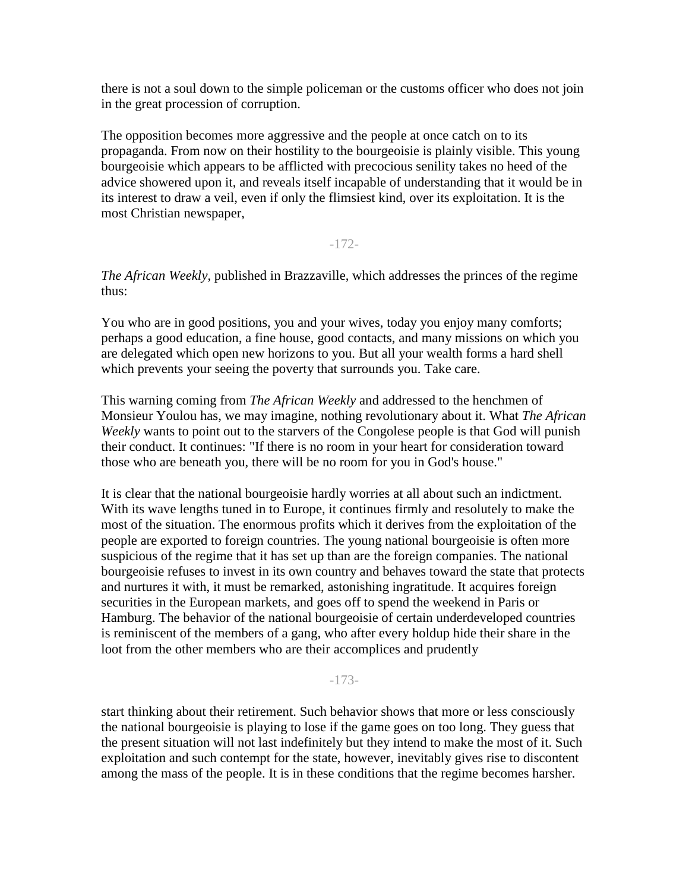there is not a soul down to the simple policeman or the customs officer who does not join in the great procession of corruption.

The opposition becomes more aggressive and the people at once catch on to its propaganda. From now on their hostility to the bourgeoisie is plainly visible. This young bourgeoisie which appears to be afflicted with precocious senility takes no heed of the advice showered upon it, and reveals itself incapable of understanding that it would be in its interest to draw a veil, even if only the flimsiest kind, over its exploitation. It is the most Christian newspaper, *The African Weekly*, published in Brazzaville, which addresses the princes of the regime thus:

You who are in good positions, you and your wives, today you enjoy many comforts; perhaps a good education, a fine house, good contacts, and many missions on which you are delegated which open new horizons to you. But all your wealth forms a hard shell which prevents your seeing the poverty that surrounds you. Take care.

This warning coming from *The African Weekly* and addressed to the henchmen of Monsieur Youlou has, we may imagine, nothing revolutionary about it. What *The African Weekly* wants to point out to the starvers of the Congolese people is that God will punish their conduct. It continues: "If there is no room in your heart for consideration toward those who are beneath you, there will be no room for you in God's house."

It is clear that the national bourgeoisie hardly worries at all about such an indictment. With its wave lengths tuned in to Europe, it continues firmly and resolutely to make the most of the situation. The enormous profits which it derives from the exploitation of the people are exported to foreign countries. The young national bourgeoisie is often more suspicious of the regime that it has set up than are the foreign companies. The national bourgeoisie refuses to invest in its own country and behaves toward the state that protects and nurtures it with, it must be remarked, astonishing ingratitude. It acquires foreign securities in the European markets, and goes off to spend the weekend in Paris or Hamburg. The behavior of the national bourgeoisie of certain underdeveloped countries is reminiscent of the members of a gang, who after every holdup hide their share in the loot from the other members who are their accomplices and prudently start thinking about their retirement. Such behavior shows that more or less consciously the national bourgeoisie is playing to lose if the game goes on too long. They guess that the present situation will not last indefinitely but they intend to make the most of it. Such exploitation and such contempt for the state, however, inevitably gives rise to discontent among the mass of the people. It is in these conditions that the regime becomes harsher.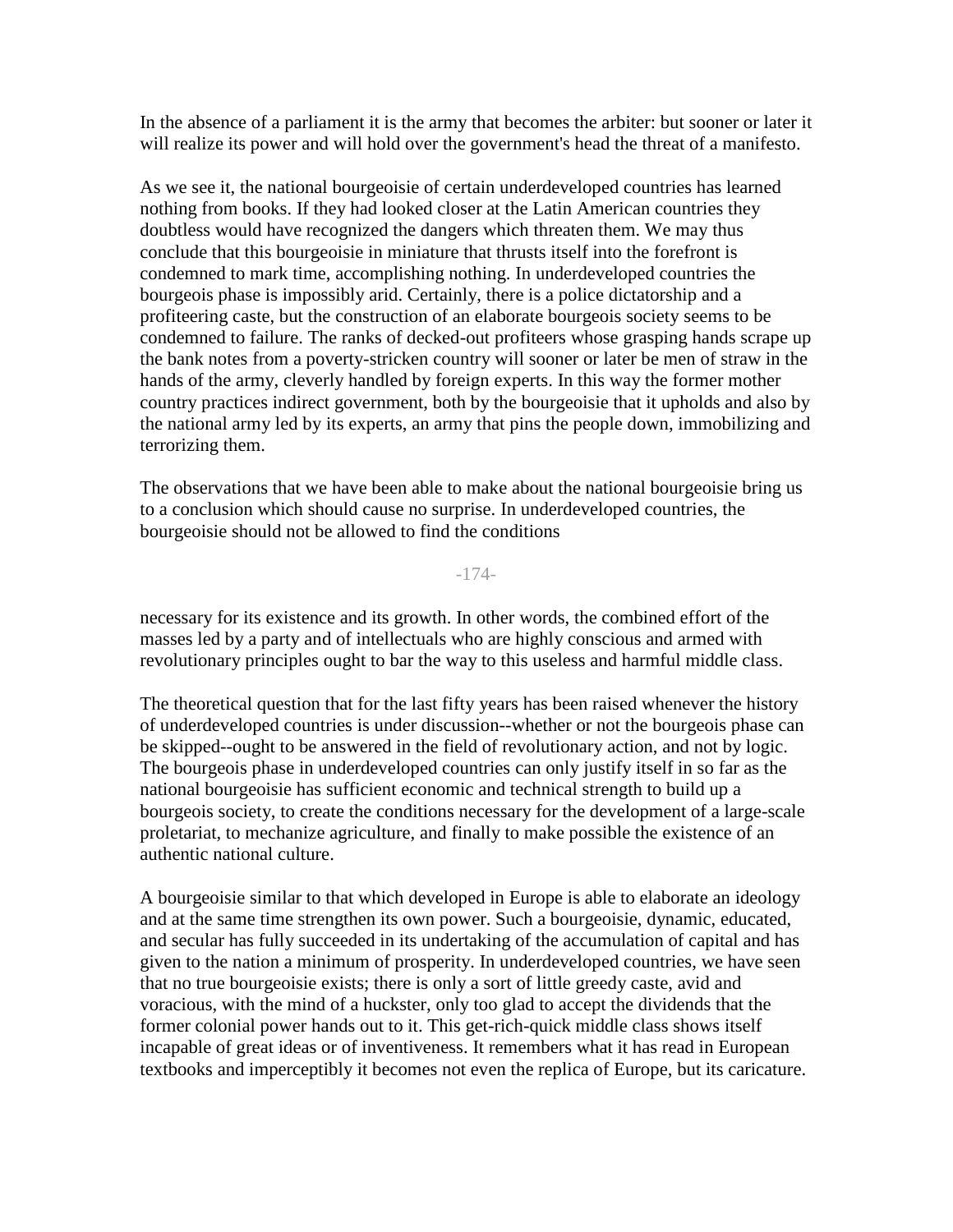In the absence of a parliament it is the army that becomes the arbiter: but sooner or later it will realize its power and will hold over the government's head the threat of a manifesto.

As we see it, the national bourgeoisie of certain underdeveloped countries has learned nothing from books. If they had looked closer at the Latin American countries they doubtless would have recognized the dangers which threaten them. We may thus conclude that this bourgeoisie in miniature that thrusts itself into the forefront is condemned to mark time, accomplishing nothing. In underdeveloped countries the bourgeois phase is impossibly arid. Certainly, there is a police dictatorship and a profiteering caste, but the construction of an elaborate bourgeois society seems to be condemned to failure. The ranks of decked-out profiteers whose grasping hands scrape up the bank notes from a poverty-stricken country will sooner or later be men of straw in the hands of the army, cleverly handled by foreign experts. In this way the former mother country practices indirect government, both by the bourgeoisie that it upholds and also by the national army led by its experts, an army that pins the people down, immobilizing and terrorizing them.

The observations that we have been able to make about the national bourgeoisie bring us to a conclusion which should cause no surprise. In underdeveloped countries, the bourgeoisie should not be allowed to find the conditions necessary for its existence and its growth. In other words, the combined effort of the masses led by a party and of intellectuals who are highly conscious and armed with revolutionary principles ought to bar the way to this useless and harmful middle class.

The theoretical question that for the last fifty years has been raised whenever the history of underdeveloped countries is under discussion--whether or not the bourgeois phase can be skipped--ought to be answered in the field of revolutionary action, and not by logic. The bourgeois phase in underdeveloped countries can only justify itself in so far as the national bourgeoisie has sufficient economic and technical strength to build up a bourgeois society, to create the conditions necessary for the development of a large-scale proletariat, to mechanize agriculture, and finally to make possible the existence of an authentic national culture.

A bourgeoisie similar to that which developed in Europe is able to elaborate an ideology and at the same time strengthen its own power. Such a bourgeoisie, dynamic, educated, and secular has fully succeeded in its undertaking of the accumulation of capital and has given to the nation a minimum of prosperity. In underdeveloped countries, we have seen that no true bourgeoisie exists; there is only a sort of little greedy caste, avid and voracious, with the mind of a huckster, only too glad to accept the dividends that the former colonial power hands out to it. This get-rich-quick middle class shows itself incapable of great ideas or of inventiveness. It remembers what it has read in European textbooks and imperceptibly it becomes not even the replica of Europe, but its caricature.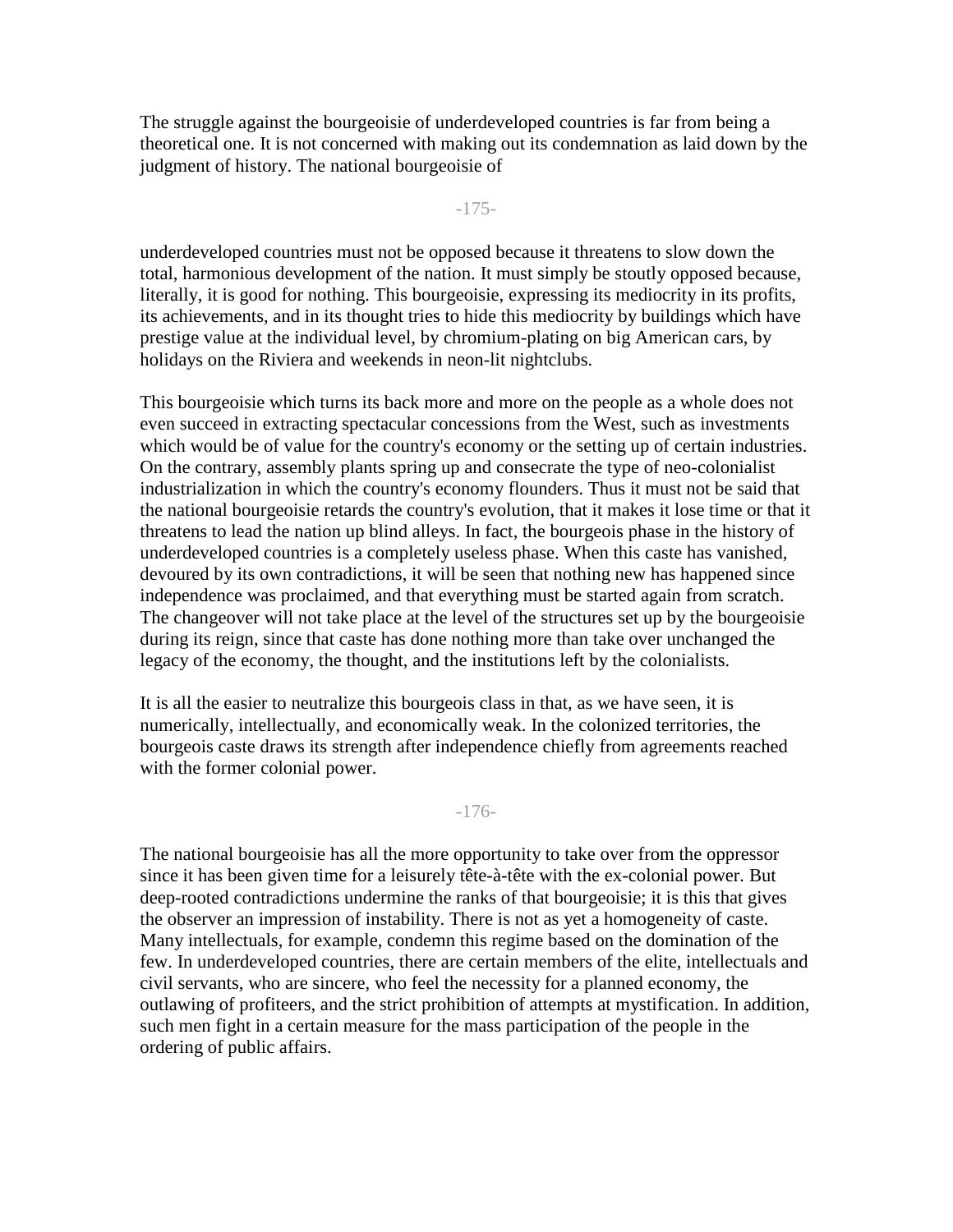The struggle against the bourgeoisie of underdeveloped countries is far from being a theoretical one. It is not concerned with making out its condemnation as laid down by the judgment of history. The national bourgeoisie of underdeveloped countries must not be opposed because it threatens to slow down the total, harmonious development of the nation. It must simply be stoutly opposed because, literally, it is good for nothing. This bourgeoisie, expressing its mediocrity in its profits, its achievements, and in its thought tries to hide this mediocrity by buildings which have prestige value at the individual level, by chromium-plating on big American cars, by holidays on the Riviera and weekends in neon-lit nightclubs.

This bourgeoisie which turns its back more and more on the people as a whole does not even succeed in extracting spectacular concessions from the West, such as investments which would be of value for the country's economy or the setting up of certain industries. On the contrary, assembly plants spring up and consecrate the type of neo-colonialist industrialization in which the country's economy flounders. Thus it must not be said that the national bourgeoisie retards the country's evolution, that it makes it lose time or that it threatens to lead the nation up blind alleys. In fact, the bourgeois phase in the history of underdeveloped countries is a completely useless phase. When this caste has vanished, devoured by its own contradictions, it will be seen that nothing new has happened since independence was proclaimed, and that everything must be started again from scratch. The changeover will not take place at the level of the structures set up by the bourgeoisie during its reign, since that caste has done nothing more than take over unchanged the legacy of the economy, the thought, and the institutions left by the colonialists.

It is all the easier to neutralize this bourgeois class in that, as we have seen, it is numerically, intellectually, and economically weak. In the colonized territories, the bourgeois caste draws its strength after independence chiefly from agreements reached with the former colonial power.

The national bourgeoisie has all the more opportunity to take over from the oppressor since it has been given time for a leisurely tête-à-tête with the ex-colonial power. But deep-rooted contradictions undermine the ranks of that bourgeoisie; it is this that gives the observer an impression of instability. There is not as yet a homogeneity of caste. Many intellectuals, for example, condemn this regime based on the domination of the few. In underdeveloped countries, there are certain members of the elite, intellectuals and civil servants, who are sincere, who feel the necessity for a planned economy, the outlawing of profiteers, and the strict prohibition of attempts at mystification. In addition, such men fight in a certain measure for the mass participation of the people in the ordering of public affairs.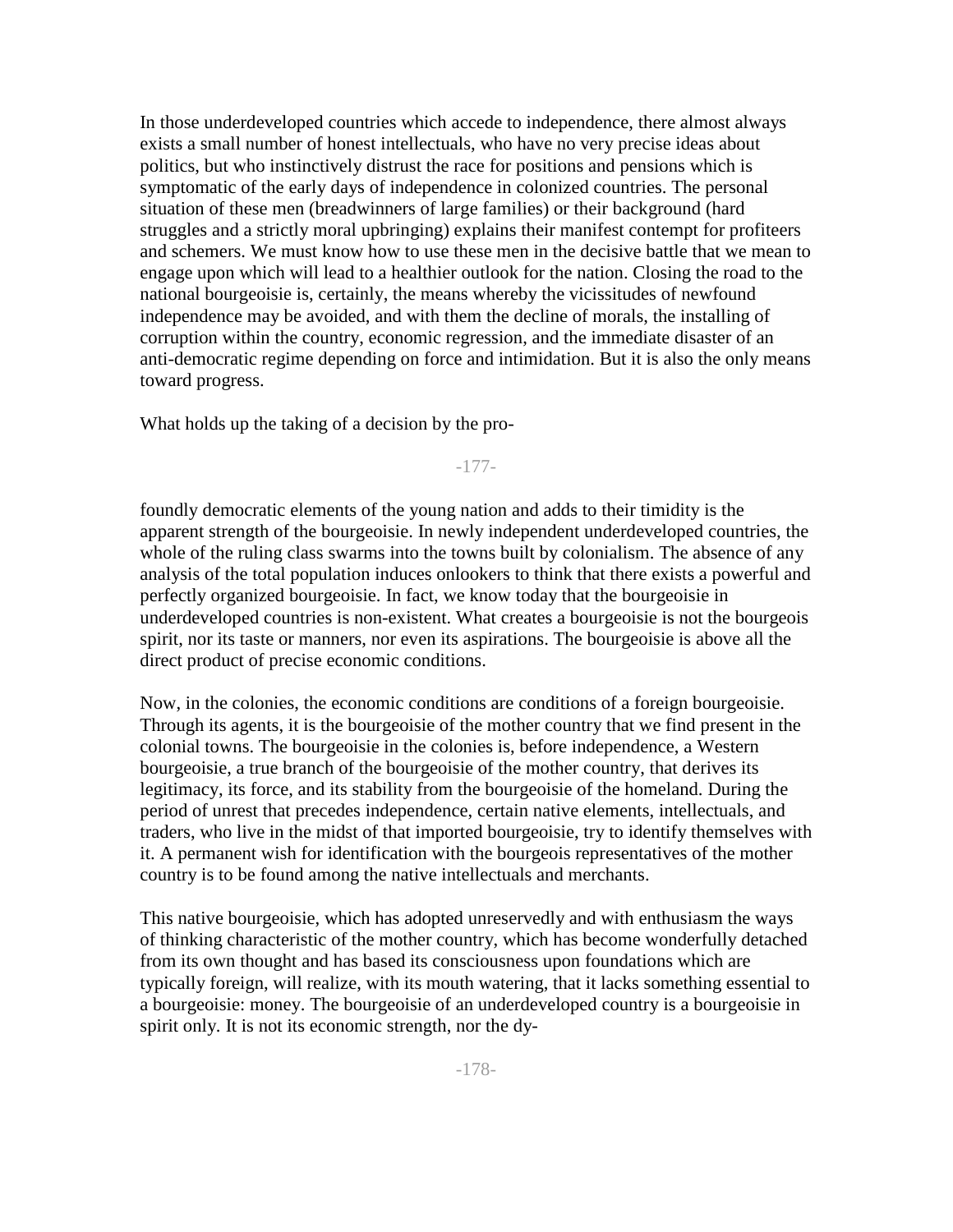In those underdeveloped countries which accede to independence, there almost always exists a small number of honest intellectuals, who have no very precise ideas about politics, but who instinctively distrust the race for positions and pensions which is symptomatic of the early days of independence in colonized countries. The personal situation of these men (breadwinners of large families) or their background (hard struggles and a strictly moral upbringing) explains their manifest contempt for profiteers and schemers. We must know how to use these men in the decisive battle that we mean to engage upon which will lead to a healthier outlook for the nation. Closing the road to the national bourgeoisie is, certainly, the means whereby the vicissitudes of newfound independence may be avoided, and with them the decline of morals, the installing of corruption within the country, economic regression, and the immediate disaster of an anti-democratic regime depending on force and intimidation. But it is also the only means toward progress.

What holds up the taking of a decision by the profoundly democratic elements of the young nation and adds to their timidity is the apparent strength of the bourgeoisie. In newly independent underdeveloped countries, the whole of the ruling class swarms into the towns built by colonialism. The absence of any analysis of the total population induces onlookers to think that there exists a powerful and perfectly organized bourgeoisie. In fact, we know today that the bourgeoisie in underdeveloped countries is non-existent. What creates a bourgeoisie is not the bourgeois spirit, nor its taste or manners, nor even its aspirations. The bourgeoisie is above all the direct product of precise economic conditions.

Now, in the colonies, the economic conditions are conditions of a foreign bourgeoisie. Through its agents, it is the bourgeoisie of the mother country that we find present in the colonial towns. The bourgeoisie in the colonies is, before independence, a Western bourgeoisie, a true branch of the bourgeoisie of the mother country, that derives its legitimacy, its force, and its stability from the bourgeoisie of the homeland. During the period of unrest that precedes independence, certain native elements, intellectuals, and traders, who live in the midst of that imported bourgeoisie, try to identify themselves with it. A permanent wish for identification with the bourgeois representatives of the mother country is to be found among the native intellectuals and merchants.

This native bourgeoisie, which has adopted unreservedly and with enthusiasm the ways of thinking characteristic of the mother country, which has become wonderfully detached from its own thought and has based its consciousness upon foundations which are typically foreign, will realize, with its mouth watering, that it lacks something essential to a bourgeoisie: money. The bourgeoisie of an underdeveloped country is a bourgeoisie in spirit only. It is not its economic strength, nor the dy-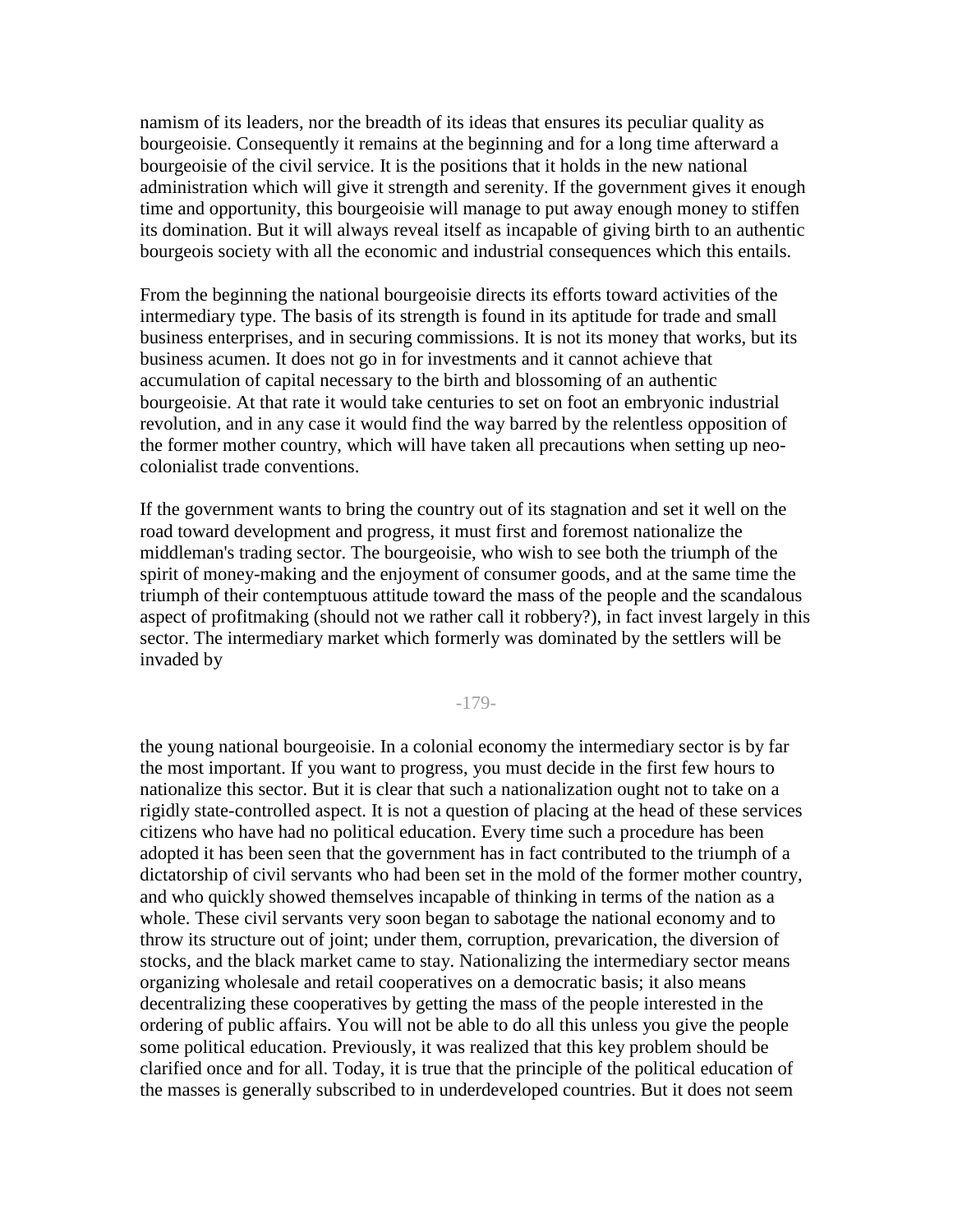namism of its leaders, nor the breadth of its ideas that ensures its peculiar quality as bourgeoisie. Consequently it remains at the beginning and for a long time afterward a bourgeoisie of the civil service. It is the positions that it holds in the new national administration which will give it strength and serenity. If the government gives it enough time and opportunity, this bourgeoisie will manage to put away enough money to stiffen its domination. But it will always reveal itself as incapable of giving birth to an authentic bourgeois society with all the economic and industrial consequences which this entails.

From the beginning the national bourgeoisie directs its efforts toward activities of the intermediary type. The basis of its strength is found in its aptitude for trade and small business enterprises, and in securing commissions. It is not its money that works, but its business acumen. It does not go in for investments and it cannot achieve that accumulation of capital necessary to the birth and blossoming of an authentic bourgeoisie. At that rate it would take centuries to set on foot an embryonic industrial revolution, and in any case it would find the way barred by the relentless opposition of the former mother country, which will have taken all precautions when setting up neo-colonialist trade conventions.

If the government wants to bring the country out of its stagnation and set it well on the road toward development and progress, it must first and foremost nationalize the middleman's trading sector. The bourgeoisie, who wish to see both the triumph of the spirit of money-making and the enjoyment of consumer goods, and at the same time the triumph of their contemptuous attitude toward the mass of the people and the scandalous aspect of profitmaking (should not we rather call it robbery?), in fact invest largely in this sector. The intermediary market which formerly was dominated by the settlers will be invaded by the young national bourgeoisie. In a colonial economy the intermediary sector is by far the most important. If you want to progress, you must decide in the first few hours to nationalize this sector. But it is clear that such a nationalization ought not to take on a rigidly state-controlled aspect. It is not a question of placing at the head of these services citizens who have had no political education. Every time such a procedure has been adopted it has been seen that the government has in fact contributed to the triumph of a dictatorship of civil servants who had been set in the mold of the former mother country, and who quickly showed themselves incapable of thinking in terms of the nation as a whole. These civil servants very soon began to sabotage the national economy and to throw its structure out of joint; under them, corruption, prevarication, the diversion of stocks, and the black market came to stay. Nationalizing the intermediary sector means organizing wholesale and retail cooperatives on a democratic basis; it also means decentralizing these cooperatives by getting the mass of the people interested in the ordering of public affairs. You will not be able to do all this unless you give the people some political education. Previously, it was realized that this key problem should be clarified once and for all. Today, it is true that the principle of the political education of the masses is generally subscribed to in underdeveloped countries. But it does not seem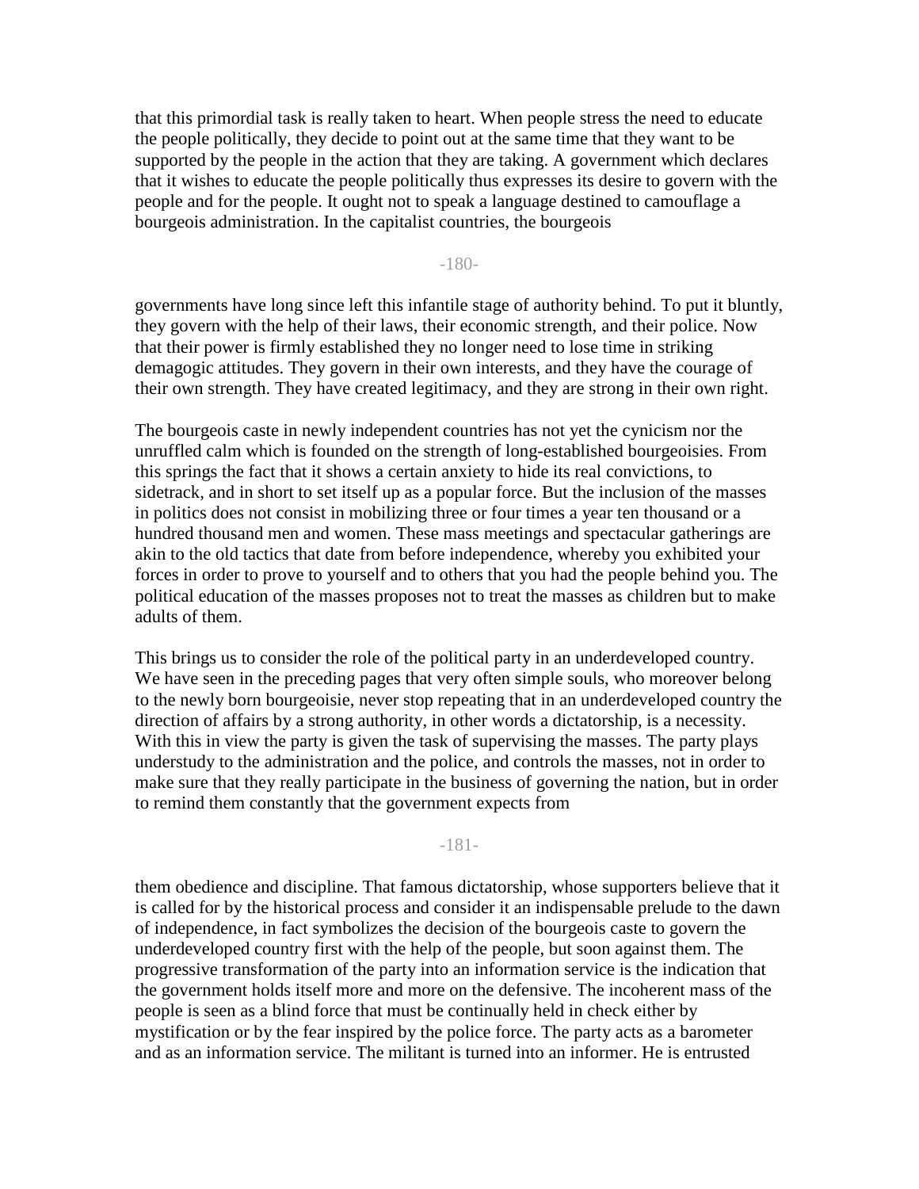that this primordial task is really taken to heart. When people stress the need to educate the people politically, they decide to point out at the same time that they want to be supported by the people in the action that they are taking. A government which declares that it wishes to educate the people politically thus expresses its desire to govern with the people and for the people. It ought not to speak a language destined to camouflage a bourgeois administration. In the capitalist countries, the bourgeois governments have long since left this infantile stage of authority behind. To put it bluntly, they govern with the help of their laws, their economic strength, and their police. Now that their power is firmly established they no longer need to lose time in striking demagogic attitudes. They govern in their own interests, and they have the courage of their own strength. They have created legitimacy, and they are strong in their own right.

The bourgeois caste in newly independent countries has not yet the cynicism nor the unruffled calm which is founded on the strength of long-established bourgeoisies. From this springs the fact that it shows a certain anxiety to hide its real convictions, to sidetrack, and in short to set itself up as a popular force. But the inclusion of the masses in politics does not consist in mobilizing three or four times a year ten thousand or a hundred thousand men and women. These mass meetings and spectacular gatherings are akin to the old tactics that date from before independence, whereby you exhibited your forces in order to prove to yourself and to others that you had the people behind you. The political education of the masses proposes not to treat the masses as children but to make adults of them.

This brings us to consider the role of the political party in an underdeveloped country. We have seen in the preceding pages that very often simple souls, who moreover belong to the newly born bourgeoisie, never stop repeating that in an underdeveloped country the direction of affairs by a strong authority, in other words a dictatorship, is a necessity. With this in view the party is given the task of supervising the masses. The party plays understudy to the administration and the police, and controls the masses, not in order to make sure that they really participate in the business of governing the nation, but in order to remind them constantly that the government expects from them obedience and discipline. That famous dictatorship, whose supporters believe that it is called for by the historical process and consider it an indispensable prelude to the dawn of independence, in fact symbolizes the decision of the bourgeois caste to govern the underdeveloped country first with the help of the people, but soon against them. The progressive transformation of the party into an information service is the indication that the government holds itself more and more on the defensive. The incoherent mass of the people is seen as a blind force that must be continually held in check either by mystification or by the fear inspired by the police force. The party acts as a barometer and as an information service. The militant is turned into an informer. He is entrusted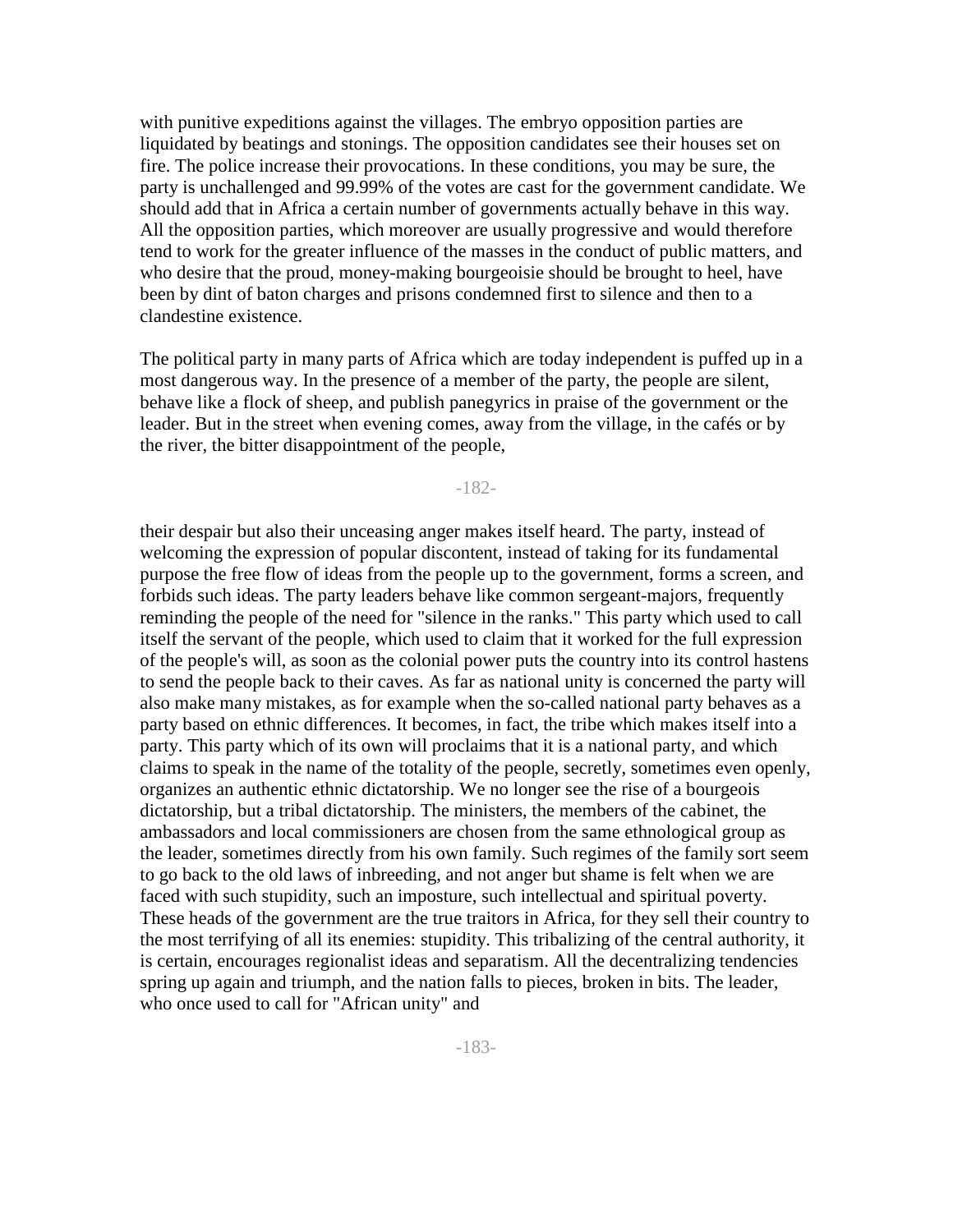with punitive expeditions against the villages. The embryo opposition parties are liquidated by beatings and stonings. The opposition candidates see their houses set on fire. The police increase their provocations. In these conditions, you may be sure, the party is unchallenged and 99.99% of the votes are cast for the government candidate. We should add that in Africa a certain number of governments actually behave in this way. All the opposition parties, which moreover are usually progressive and would therefore tend to work for the greater influence of the masses in the conduct of public matters, and who desire that the proud, money-making bourgeoisie should be brought to heel, have been by dint of baton charges and prisons condemned first to silence and then to a clandestine existence.

The political party in many parts of Africa which are today independent is puffed up in a most dangerous way. In the presence of a member of the party, the people are silent, behave like a flock of sheep, and publish panegyrics in praise of the government or the leader. But in the street when evening comes, away from the village, in the cafés or by the river, the bitter disappointment of the people, their despair but also their unceasing anger makes itself heard. The party, instead of welcoming the expression of popular discontent, instead of taking for its fundamental purpose the free flow of ideas from the people up to the government, forms a screen, and forbids such ideas. The party leaders behave like common sergeant-majors, frequently reminding the people of the need for "silence in the ranks." This party which used to call itself the servant of the people, which used to claim that it worked for the full expression of the people's will, as soon as the colonial power puts the country into its control hastens to send the people back to their caves. As far as national unity is concerned the party will also make many mistakes, as for example when the so-called national party behaves as a party based on ethnic differences. It becomes, in fact, the tribe which makes itself into a party. This party which of its own will proclaims that it is a national party, and which claims to speak in the name of the totality of the people, secretly, sometimes even openly, organizes an authentic ethnic dictatorship. We no longer see the rise of a bourgeois dictatorship, but a tribal dictatorship. The ministers, the members of the cabinet, the ambassadors and local commissioners are chosen from the same ethnological group as the leader, sometimes directly from his own family. Such regimes of the family sort seem to go back to the old laws of inbreeding, and not anger but shame is felt when we are faced with such stupidity, such an imposture, such intellectual and spiritual poverty. These heads of the government are the true traitors in Africa, for they sell their country to the most terrifying of all its enemies: stupidity. This tribalizing of the central authority, it is certain, encourages regionalist ideas and separatism. All the decentralizing tendencies spring up again and triumph, and the nation falls to pieces, broken in bits. The leader, who once used to call for "African unity" and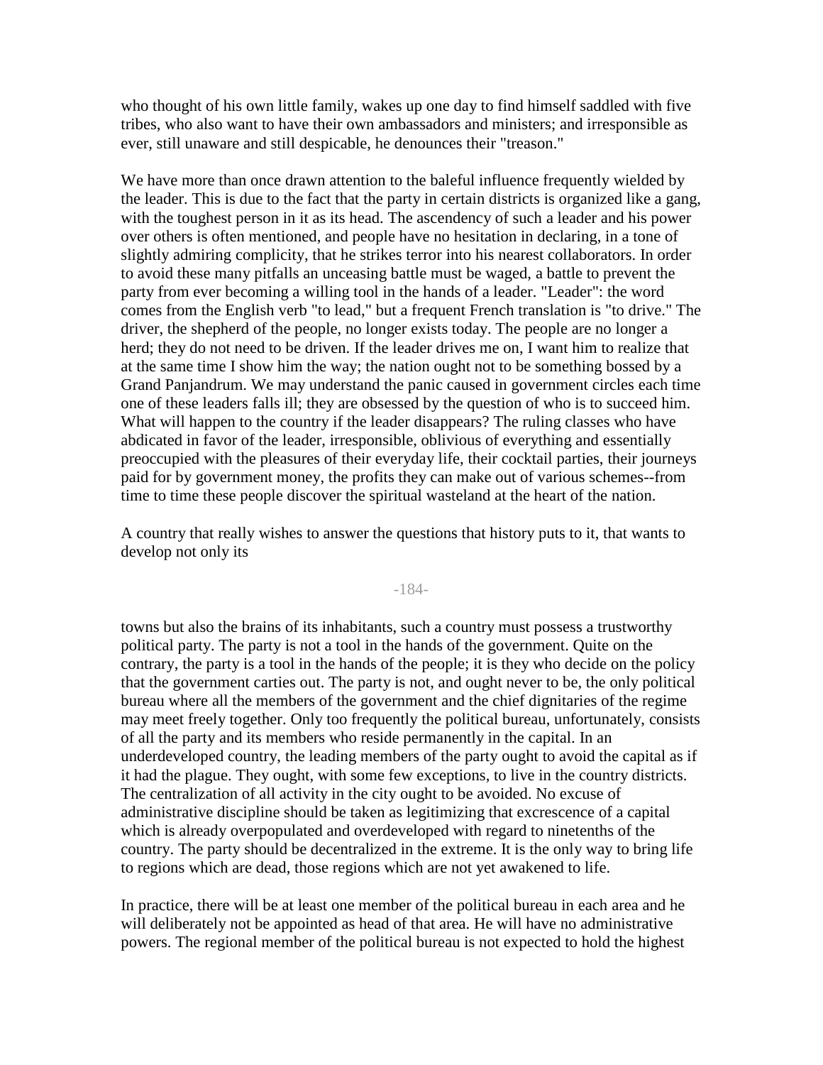who thought of his own little family, wakes up one day to find himself saddled with five tribes, who also want to have their own ambassadors and ministers; and irresponsible as ever, still unaware and still despicable, he denounces their "treason."

We have more than once drawn attention to the baleful influence frequently wielded by the leader. This is due to the fact that the party in certain districts is organized like a gang, with the toughest person in it as its head. The ascendency of such a leader and his power over others is often mentioned, and people have no hesitation in declaring, in a tone of slightly admiring complicity, that he strikes terror into his nearest collaborators. In order to avoid these many pitfalls an unceasing battle must be waged, a battle to prevent the party from ever becoming a willing tool in the hands of a leader. "Leader": the word comes from the English verb "to lead," but a frequent French translation is "to drive." The driver, the shepherd of the people, no longer exists today. The people are no longer a herd; they do not need to be driven. If the leader drives me on, I want him to realize that at the same time I show him the way; the nation ought not to be something bossed by a Grand Panjandrum. We may understand the panic caused in government circles each time one of these leaders falls ill; they are obsessed by the question of who is to succeed him. What will happen to the country if the leader disappears? The ruling classes who have abdicated in favor of the leader, irresponsible, oblivious of everything and essentially preoccupied with the pleasures of their everyday life, their cocktail parties, their journeys paid for by government money, the profits they can make out of various schemes--from time to time these people discover the spiritual wasteland at the heart of the nation.

A country that really wishes to answer the questions that history puts to it, that wants to develop not only its towns but also the brains of its inhabitants, such a country must possess a trustworthy political party. The party is not a tool in the hands of the government. Quite on the contrary, the party is a tool in the hands of the people; it is they who decide on the policy that the government carties out. The party is not, and ought never to be, the only political bureau where all the members of the government and the chief dignitaries of the regime may meet freely together. Only too frequently the political bureau, unfortunately, consists of all the party and its members who reside permanently in the capital. In an underdeveloped country, the leading members of the party ought to avoid the capital as if it had the plague. They ought, with some few exceptions, to live in the country districts. The centralization of all activity in the city ought to be avoided. No excuse of administrative discipline should be taken as legitimizing that excrescence of a capital which is already overpopulated and overdeveloped with regard to ninetenths of the country. The party should be decentralized in the extreme. It is the only way to bring life to regions which are dead, those regions which are not yet awakened to life.

In practice, there will be at least one member of the political bureau in each area and he will deliberately not be appointed as head of that area. He will have no administrative powers. The regional member of the political bureau is not expected to hold the highest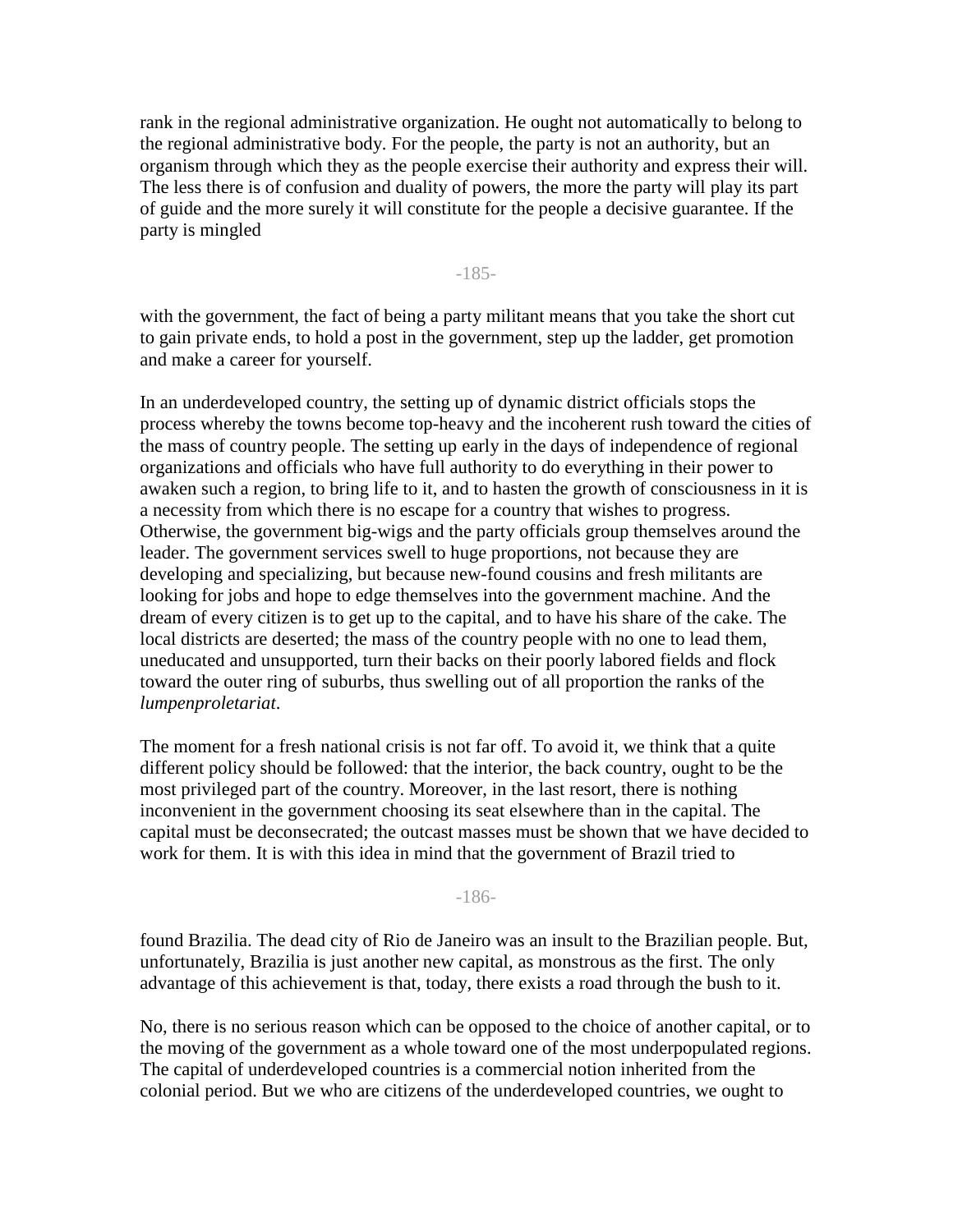rank in the regional administrative organization. He ought not automatically to belong to the regional administrative body. For the people, the party is not an authority, but an organism through which they as the people exercise their authority and express their will. The less there is of confusion and duality of powers, the more the party will play its part of guide and the more surely it will constitute for the people a decisive guarantee. If the party is mingled with the government, the fact of being a party militant means that you take the short cut to gain private ends, to hold a post in the government, step up the ladder, get promotion and make a career for yourself.

In an underdeveloped country, the setting up of dynamic district officials stops the process whereby the towns become top-heavy and the incoherent rush toward the cities of the mass of country people. The setting up early in the days of independence of regional organizations and officials who have full authority to do everything in their power to awaken such a region, to bring life to it, and to hasten the growth of consciousness in it is a necessity from which there is no escape for a country that wishes to progress. Otherwise, the government big-wigs and the party officials group themselves around the leader. The government services swell to huge proportions, not because they are developing and specializing, but because new-found cousins and fresh militants are looking for jobs and hope to edge themselves into the government machine. And the dream of every citizen is to get up to the capital, and to have his share of the cake. The local districts are deserted; the mass of the country people with no one to lead them, uneducated and unsupported, turn their backs on their poorly labored fields and flock toward the outer ring of suburbs, thus swelling out of all proportion the ranks of the *lumpenproletariat*.

The moment for a fresh national crisis is not far off. To avoid it, we think that a quite different policy should be followed: that the interior, the back country, ought to be the most privileged part of the country. Moreover, in the last resort, there is nothing inconvenient in the government choosing its seat elsewhere than in the capital. The capital must be deconsecrated; the outcast masses must be shown that we have decided to work for them. It is with this idea in mind that the government of Brazil tried to found Brazilia. The dead city of Rio de Janeiro was an insult to the Brazilian people. But, unfortunately, Brazilia is just another new capital, as monstrous as the first. The only advantage of this achievement is that, today, there exists a road through the bush to it.

No, there is no serious reason which can be opposed to the choice of another capital, or to the moving of the government as a whole toward one of the most underpopulated regions. The capital of underdeveloped countries is a commercial notion inherited from the colonial period. But we who are citizens of the underdeveloped countries, we ought to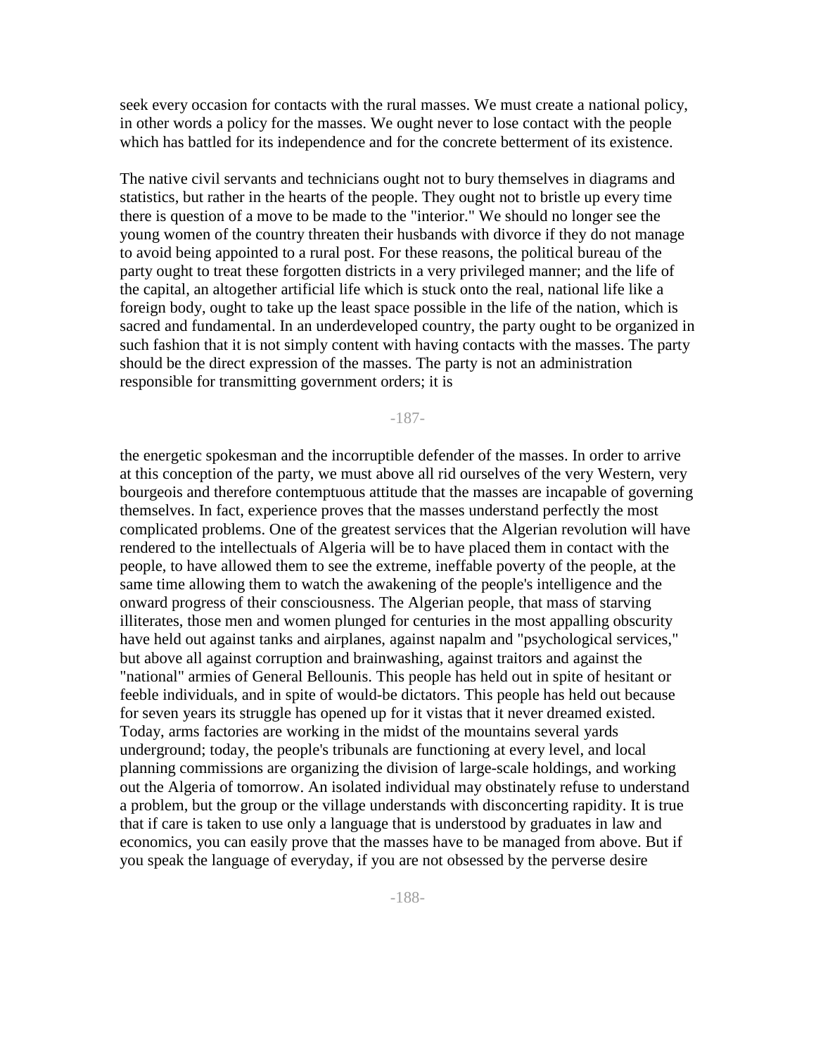seek every occasion for contacts with the rural masses. We must create a national policy, in other words a policy for the masses. We ought never to lose contact with the people which has battled for its independence and for the concrete betterment of its existence.

The native civil servants and technicians ought not to bury themselves in diagrams and statistics, but rather in the hearts of the people. They ought not to bristle up every time there is question of a move to be made to the "interior." We should no longer see the young women of the country threaten their husbands with divorce if they do not manage to avoid being appointed to a rural post. For these reasons, the political bureau of the party ought to treat these forgotten districts in a very privileged manner; and the life of the capital, an altogether artificial life which is stuck onto the real, national life like a foreign body, ought to take up the least space possible in the life of the nation, which is sacred and fundamental. In an underdeveloped country, the party ought to be organized in such fashion that it is not simply content with having contacts with the masses. The party should be the direct expression of the masses. The party is not an administration responsible for transmitting government orders; it is the energetic spokesman and the incorruptible defender of the masses. In order to arrive at this conception of the party, we must above all rid ourselves of the very Western, very bourgeois and therefore contemptuous attitude that the masses are incapable of governing themselves. In fact, experience proves that the masses understand perfectly the most complicated problems. One of the greatest services that the Algerian revolution will have rendered to the intellectuals of Algeria will be to have placed them in contact with the people, to have allowed them to see the extreme, ineffable poverty of the people, at the same time allowing them to watch the awakening of the people's intelligence and the onward progress of their consciousness. The Algerian people, that mass of starving illiterates, those men and women plunged for centuries in the most appalling obscurity have held out against tanks and airplanes, against napalm and "psychological services," but above all against corruption and brainwashing, against traitors and against the "national" armies of General Bellounis. This people has held out in spite of hesitant or feeble individuals, and in spite of would-be dictators. This people has held out because for seven years its struggle has opened up for it vistas that it never dreamed existed. Today, arms factories are working in the midst of the mountains several yards underground; today, the people's tribunals are functioning at every level, and local planning commissions are organizing the division of large-scale holdings, and working out the Algeria of tomorrow. An isolated individual may obstinately refuse to understand a problem, but the group or the village understands with disconcerting rapidity. It is true that if care is taken to use only a language that is understood by graduates in law and economics, you can easily prove that the masses have to be managed from above. But if you speak the language of everyday, if you are not obsessed by the perverse desire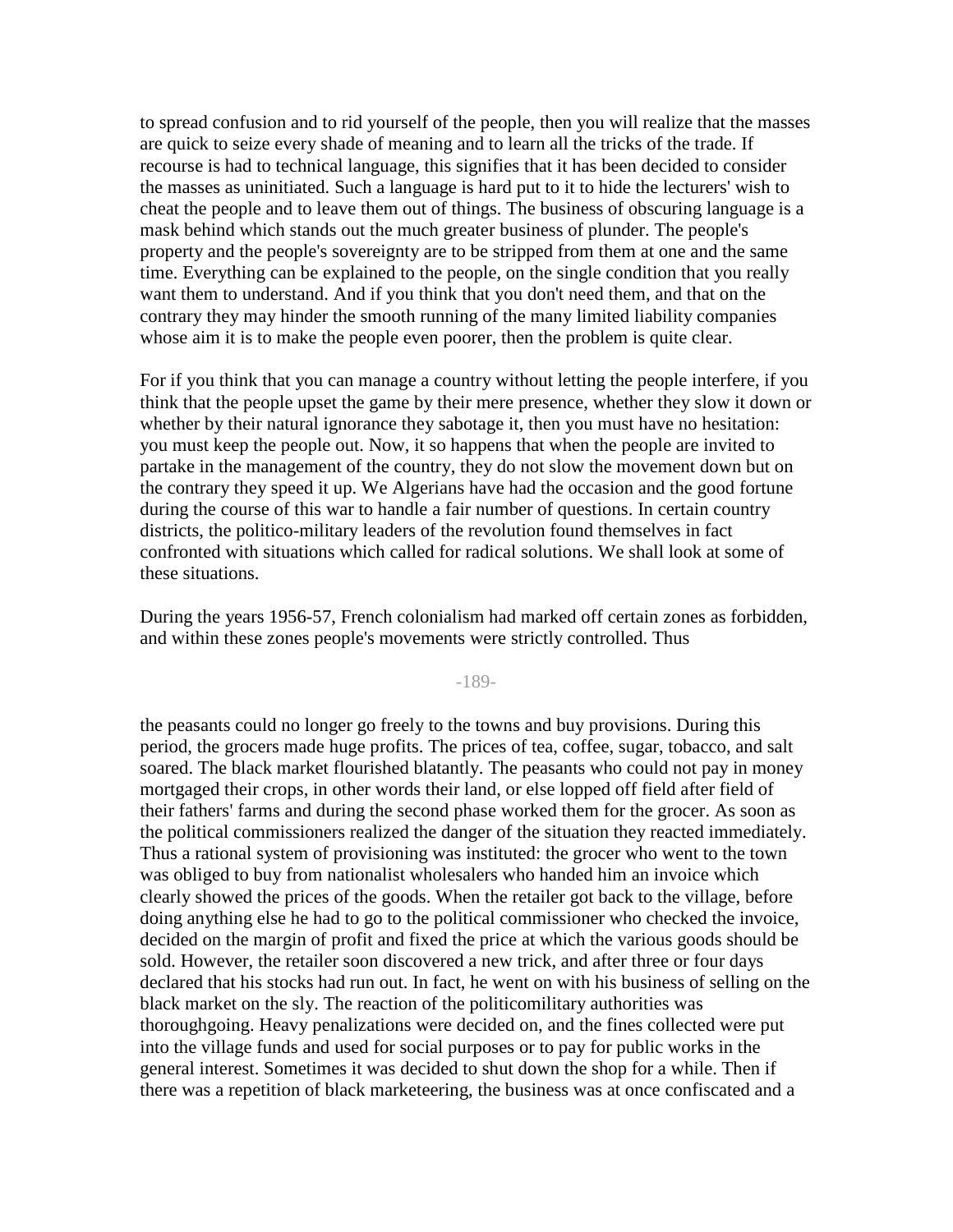to spread confusion and to rid yourself of the people, then you will realize that the masses are quick to seize every shade of meaning and to learn all the tricks of the trade. If recourse is had to technical language, this signifies that it has been decided to consider the masses as uninitiated. Such a language is hard put to it to hide the lecturers' wish to cheat the people and to leave them out of things. The business of obscuring language is a mask behind which stands out the much greater business of plunder. The people's property and the people's sovereignty are to be stripped from them at one and the same time. Everything can be explained to the people, on the single condition that you really want them to understand. And if you think that you don't need them, and that on the contrary they may hinder the smooth running of the many limited liability companies whose aim it is to make the people even poorer, then the problem is quite clear.

For if you think that you can manage a country without letting the people interfere, if you think that the people upset the game by their mere presence, whether they slow it down or whether by their natural ignorance they sabotage it, then you must have no hesitation: you must keep the people out. Now, it so happens that when the people are invited to partake in the management of the country, they do not slow the movement down but on the contrary they speed it up. We Algerians have had the occasion and the good fortune during the course of this war to handle a fair number of questions. In certain country districts, the politico-military leaders of the revolution found themselves in fact confronted with situations which called for radical solutions. We shall look at some of these situations.

During the years 1956-57, French colonialism had marked off certain zones as forbidden, and within these zones people's movements were strictly controlled. Thus the peasants could no longer go freely to the towns and buy provisions. During this period, the grocers made huge profits. The prices of tea, coffee, sugar, tobacco, and salt soared. The black market flourished blatantly. The peasants who could not pay in money mortgaged their crops, in other words their land, or else lopped off field after field of their fathers' farms and during the second phase worked them for the grocer. As soon as the political commissioners realized the danger of the situation they reacted immediately. Thus a rational system of provisioning was instituted: the grocer who went to the town was obliged to buy from nationalist wholesalers who handed him an invoice which clearly showed the prices of the goods. When the retailer got back to the village, before doing anything else he had to go to the political commissioner who checked the invoice, decided on the margin of profit and fixed the price at which the various goods should be sold. However, the retailer soon discovered a new trick, and after three or four days declared that his stocks had run out. In fact, he went on with his business of selling on the black market on the sly. The reaction of the politicomilitary authorities was thoroughgoing. Heavy penalizations were decided on, and the fines collected were put into the village funds and used for social purposes or to pay for public works in the general interest. Sometimes it was decided to shut down the shop for a while. Then if there was a repetition of black marketeering, the business was at once confiscated and a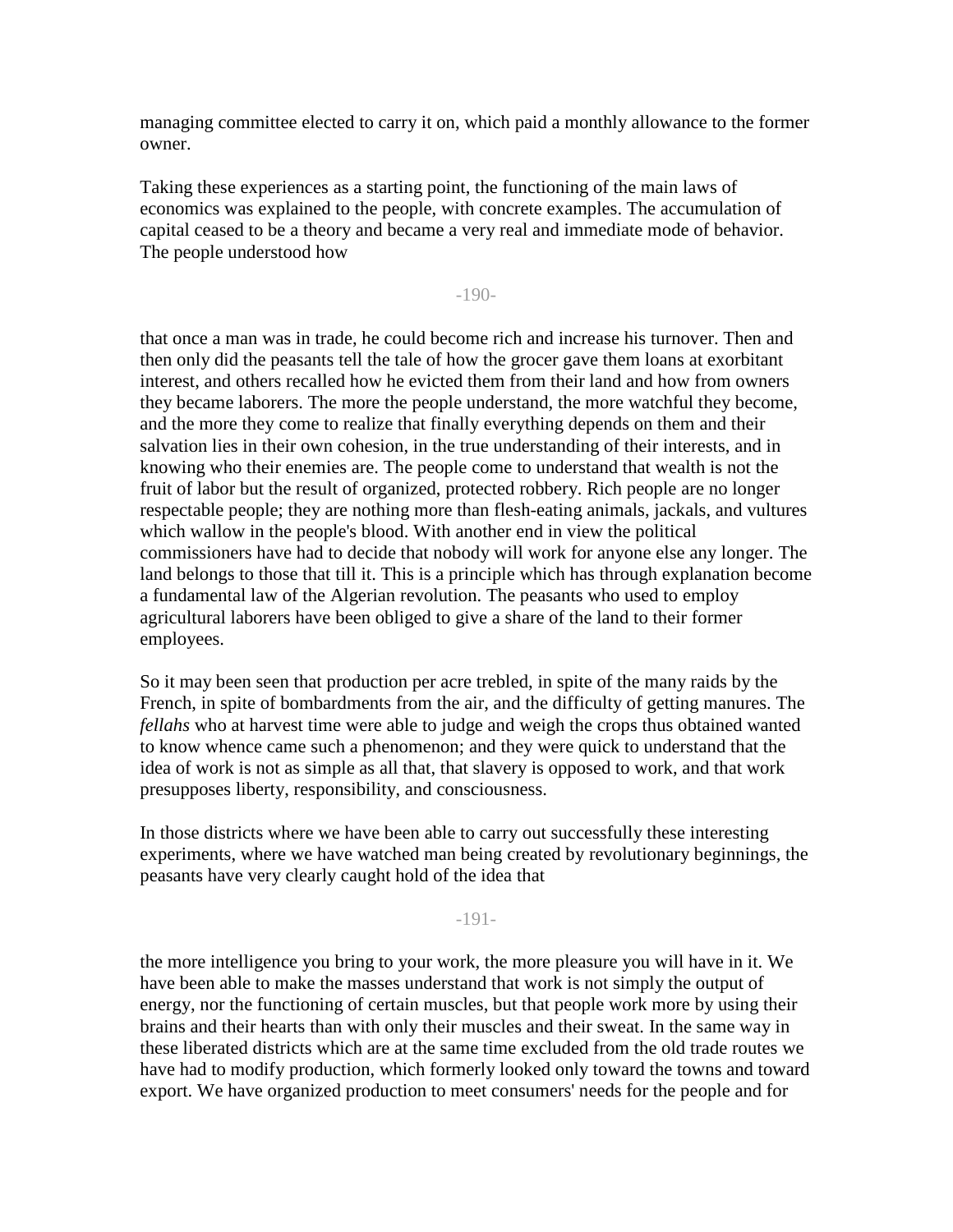managing committee elected to carry it on, which paid a monthly allowance to the former owner.

Taking these experiences as a starting point, the functioning of the main laws of economics was explained to the people, with concrete examples. The accumulation of capital ceased to be a theory and became a very real and immediate mode of behavior. The people understood how that once a man was in trade, he could become rich and increase his turnover. Then and then only did the peasants tell the tale of how the grocer gave them loans at exorbitant interest, and others recalled how he evicted them from their land and how from owners they became laborers. The more the people understand, the more watchful they become, and the more they come to realize that finally everything depends on them and their salvation lies in their own cohesion, in the true understanding of their interests, and in knowing who their enemies are. The people come to understand that wealth is not the fruit of labor but the result of organized, protected robbery. Rich people are no longer respectable people; they are nothing more than flesh-eating animals, jackals, and vultures which wallow in the people's blood. With another end in view the political commissioners have had to decide that nobody will work for anyone else any longer. The land belongs to those that till it. This is a principle which has through explanation become a fundamental law of the Algerian revolution. The peasants who used to employ agricultural laborers have been obliged to give a share of the land to their former employees.

So it may been seen that production per acre trebled, in spite of the many raids by the French, in spite of bombardments from the air, and the difficulty of getting manures. The *fellahs* who at harvest time were able to judge and weigh the crops thus obtained wanted to know whence came such a phenomenon; and they were quick to understand that the idea of work is not as simple as all that, that slavery is opposed to work, and that work presupposes liberty, responsibility, and consciousness.

In those districts where we have been able to carry out successfully these interesting experiments, where we have watched man being created by revolutionary beginnings, the peasants have very clearly caught hold of the idea that the more intelligence you bring to your work, the more pleasure you will have in it. We have been able to make the masses understand that work is not simply the output of energy, nor the functioning of certain muscles, but that people work more by using their brains and their hearts than with only their muscles and their sweat. In the same way in these liberated districts which are at the same time excluded from the old trade routes we have had to modify production, which formerly looked only toward the towns and toward export. We have organized production to meet consumers' needs for the people and for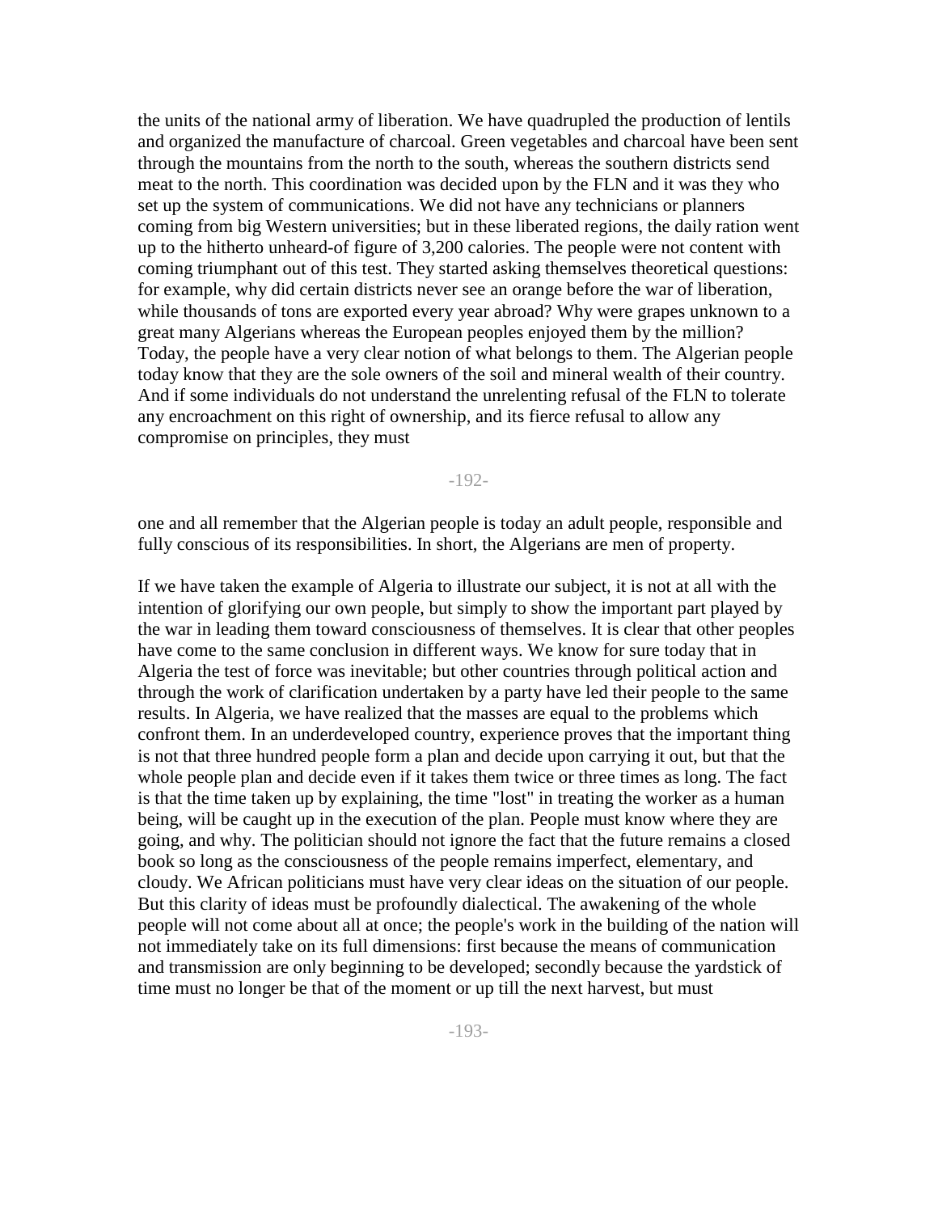the units of the national army of liberation. We have quadrupled the production of lentils and organized the manufacture of charcoal. Green vegetables and charcoal have been sent through the mountains from the north to the south, whereas the southern districts send meat to the north. This coordination was decided upon by the FLN and it was they who set up the system of communications. We did not have any technicians or planners coming from big Western universities; but in these liberated regions, the daily ration went up to the hitherto unheard-of figure of 3,200 calories. The people were not content with coming triumphant out of this test. They started asking themselves theoretical questions: for example, why did certain districts never see an orange before the war of liberation, while thousands of tons are exported every year abroad? Why were grapes unknown to a great many Algerians whereas the European peoples enjoyed them by the million? Today, the people have a very clear notion of what belongs to them. The Algerian people today know that they are the sole owners of the soil and mineral wealth of their country. And if some individuals do not understand the unrelenting refusal of the FLN to tolerate any encroachment on this right of ownership, and its fierce refusal to allow any compromise on principles, they must one and all remember that the Algerian people is today an adult people, responsible and fully conscious of its responsibilities. In short, the Algerians are men of property.

If we have taken the example of Algeria to illustrate our subject, it is not at all with the intention of glorifying our own people, but simply to show the important part played by the war in leading them toward consciousness of themselves. It is clear that other peoples have come to the same conclusion in different ways. We know for sure today that in Algeria the test of force was inevitable; but other countries through political action and through the work of clarification undertaken by a party have led their people to the same results. In Algeria, we have realized that the masses are equal to the problems which confront them. In an underdeveloped country, experience proves that the important thing is not that three hundred people form a plan and decide upon carrying it out, but that the whole people plan and decide even if it takes them twice or three times as long. The fact is that the time taken up by explaining, the time "lost" in treating the worker as a human being, will be caught up in the execution of the plan. People must know where they are going, and why. The politician should not ignore the fact that the future remains a closed book so long as the consciousness of the people remains imperfect, elementary, and cloudy. We African politicians must have very clear ideas on the situation of our people. But this clarity of ideas must be profoundly dialectical. The awakening of the whole people will not come about all at once; the people's work in the building of the nation will not immediately take on its full dimensions: first because the means of communication and transmission are only beginning to be developed; secondly because the yardstick of time must no longer be that of the moment or up till the next harvest, but must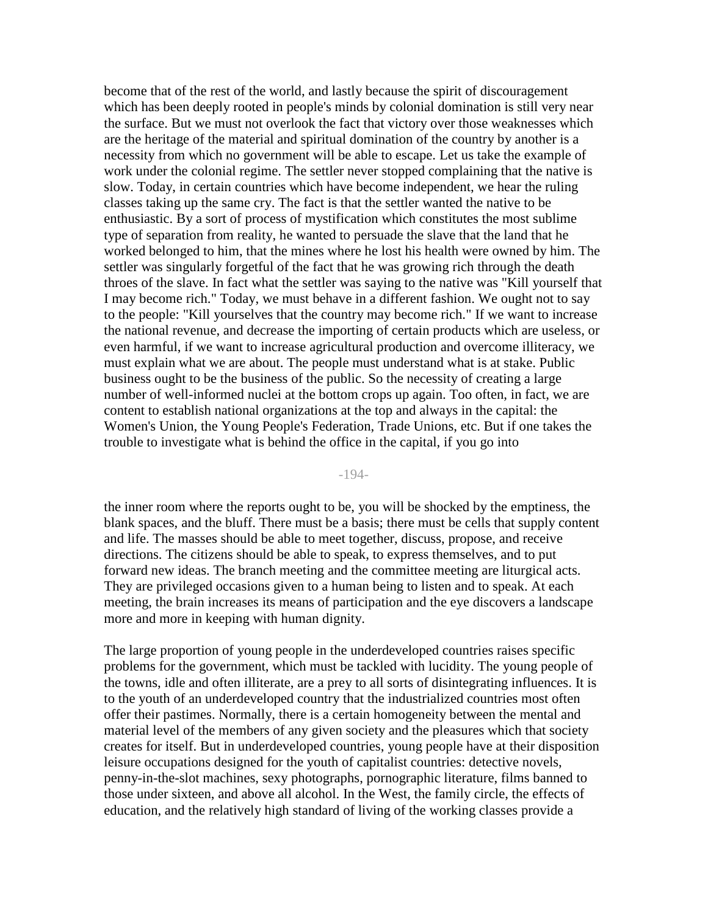become that of the rest of the world, and lastly because the spirit of discouragement which has been deeply rooted in people's minds by colonial domination is still very near the surface. But we must not overlook the fact that victory over those weaknesses which are the heritage of the material and spiritual domination of the country by another is a necessity from which no government will be able to escape. Let us take the example of work under the colonial regime. The settler never stopped complaining that the native is slow. Today, in certain countries which have become independent, we hear the ruling classes taking up the same cry. The fact is that the settler wanted the native to be enthusiastic. By a sort of process of mystification which constitutes the most sublime type of separation from reality, he wanted to persuade the slave that the land that he worked belonged to him, that the mines where he lost his health were owned by him. The settler was singularly forgetful of the fact that he was growing rich through the death throes of the slave. In fact what the settler was saying to the native was "Kill yourself that I may become rich." Today, we must behave in a different fashion. We ought not to say to the people: "Kill yourselves that the country may become rich." If we want to increase the national revenue, and decrease the importing of certain products which are useless, or even harmful, if we want to increase agricultural production and overcome illiteracy, we must explain what we are about. The people must understand what is at stake. Public business ought to be the business of the public. So the necessity of creating a large number of well-informed nuclei at the bottom crops up again. Too often, in fact, we are content to establish national organizations at the top and always in the capital: the Women's Union, the Young People's Federation, Trade Unions, etc. But if one takes the trouble to investigate what is behind the office in the capital, if you go into the inner room where the reports ought to be, you will be shocked by the emptiness, the blank spaces, and the bluff. There must be a basis; there must be cells that supply content and life. The masses should be able to meet together, discuss, propose, and receive directions. The citizens should be able to speak, to express themselves, and to put forward new ideas. The branch meeting and the committee meeting are liturgical acts. They are privileged occasions given to a human being to listen and to speak. At each meeting, the brain increases its means of participation and the eye discovers a landscape more and more in keeping with human dignity.

The large proportion of young people in the underdeveloped countries raises specific problems for the government, which must be tackled with lucidity. The young people of the towns, idle and often illiterate, are a prey to all sorts of disintegrating influences. It is to the youth of an underdeveloped country that the industrialized countries most often offer their pastimes. Normally, there is a certain homogeneity between the mental and material level of the members of any given society and the pleasures which that society creates for itself. But in underdeveloped countries, young people have at their disposition leisure occupations designed for the youth of capitalist countries: detective novels, penny-in-the-slot machines, sexy photographs, pornographic literature, films banned to those under sixteen, and above all alcohol. In the West, the family circle, the effects of education, and the relatively high standard of living of the working classes provide a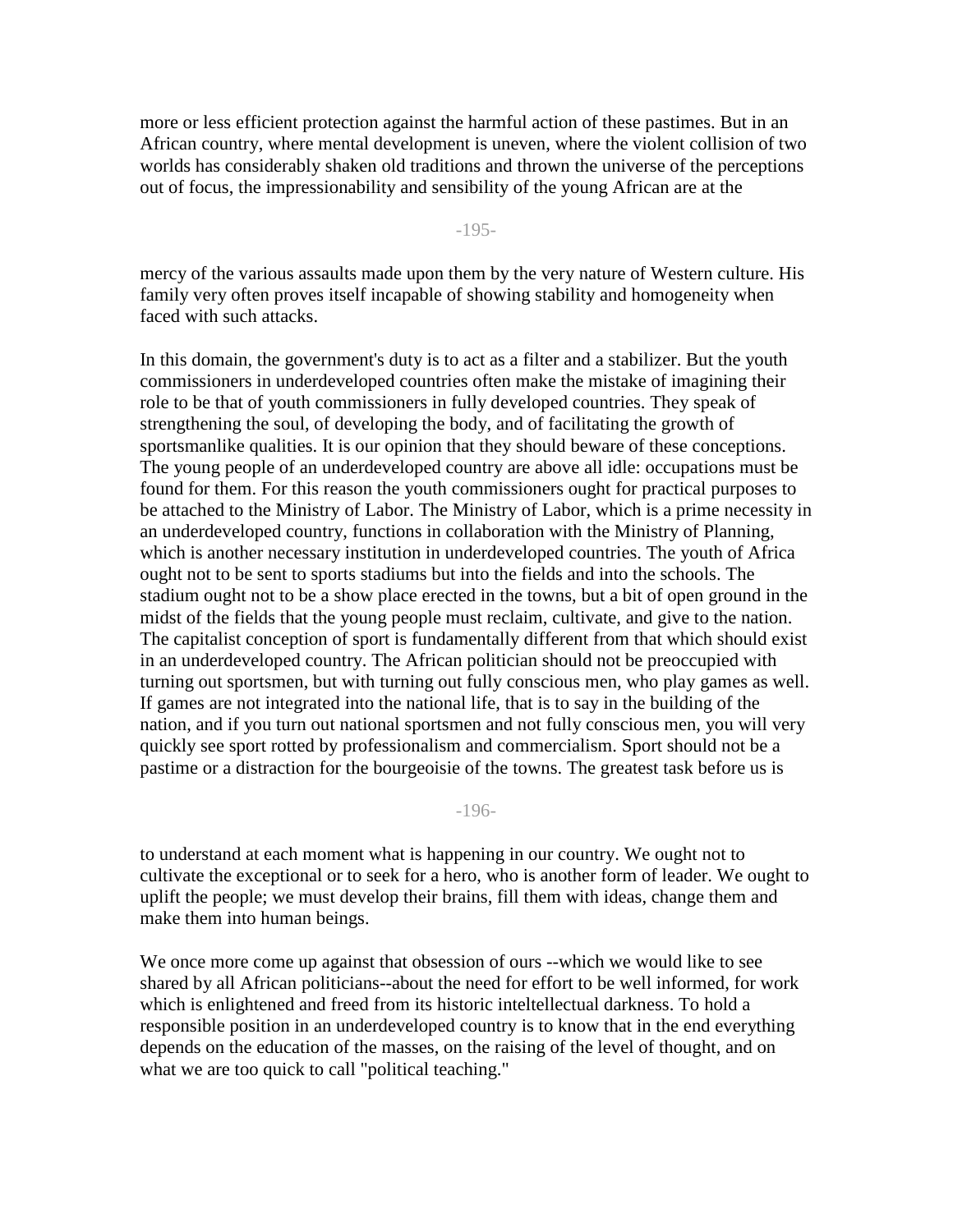more or less efficient protection against the harmful action of these pastimes. But in an African country, where mental development is uneven, where the violent collision of two worlds has considerably shaken old traditions and thrown the universe of the perceptions out of focus, the impressionability and sensibility of the young African are at the mercy of the various assaults made upon them by the very nature of Western culture. His family very often proves itself incapable of showing stability and homogeneity when faced with such attacks.

In this domain, the government's duty is to act as a filter and a stabilizer. But the youth commissioners in underdeveloped countries often make the mistake of imagining their role to be that of youth commissioners in fully developed countries. They speak of strengthening the soul, of developing the body, and of facilitating the growth of sportsmanlike qualities. It is our opinion that they should beware of these conceptions. The young people of an underdeveloped country are above all idle: occupations must be found for them. For this reason the youth commissioners ought for practical purposes to be attached to the Ministry of Labor. The Ministry of Labor, which is a prime necessity in an underdeveloped country, functions in collaboration with the Ministry of Planning, which is another necessary institution in underdeveloped countries. The youth of Africa ought not to be sent to sports stadiums but into the fields and into the schools. The stadium ought not to be a show place erected in the towns, but a bit of open ground in the midst of the fields that the young people must reclaim, cultivate, and give to the nation. The capitalist conception of sport is fundamentally different from that which should exist in an underdeveloped country. The African politician should not be preoccupied with turning out sportsmen, but with turning out fully conscious men, who play games as well. If games are not integrated into the national life, that is to say in the building of the nation, and if you turn out national sportsmen and not fully conscious men, you will very quickly see sport rotted by professionalism and commercialism. Sport should not be a pastime or a distraction for the bourgeoisie of the towns. The greatest task before us is to understand at each moment what is happening in our country. We ought not to cultivate the exceptional or to seek for a hero, who is another form of leader. We ought to uplift the people; we must develop their brains, fill them with ideas, change them and make them into human beings.

We once more come up against that obsession of ours --which we would like to see shared by all African politicians--about the need for effort to be well informed, for work which is enlightened and freed from its historic inteltellectual darkness. To hold a responsible position in an underdeveloped country is to know that in the end everything depends on the education of the masses, on the raising of the level of thought, and on what we are too quick to call "political teaching."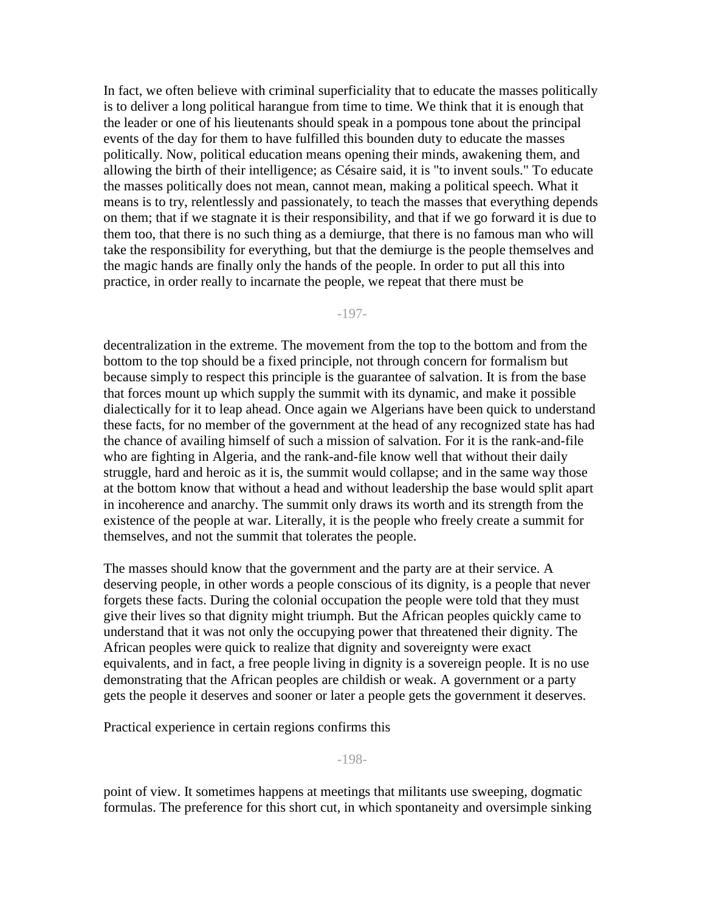In fact, we often believe with criminal superficiality that to educate the masses politically is to deliver a long political harangue from time to time. We think that it is enough that the leader or one of his lieutenants should speak in a pompous tone about the principal events of the day for them to have fulfilled this bounden duty to educate the masses politically. Now, political education means opening their minds, awakening them, and allowing the birth of their intelligence; as Césaire said, it is "to invent souls." To educate the masses politically does not mean, cannot mean, making a political speech. What it means is to try, relentlessly and passionately, to teach the masses that everything depends on them; that if we stagnate it is their responsibility, and that if we go forward it is due to them too, that there is no such thing as a demiurge, that there is no famous man who will take the responsibility for everything, but that the demiurge is the people themselves and the magic hands are finally only the hands of the people. In order to put all this into practice, in order really to incarnate the people, we repeat that there must be decentralization in the extreme. The movement from the top to the bottom and from the bottom to the top should be a fixed principle, not through concern for formalism but because simply to respect this principle is the guarantee of salvation. It is from the base that forces mount up which supply the summit with its dynamic, and make it possible dialectically for it to leap ahead. Once again we Algerians have been quick to understand these facts, for no member of the government at the head of any recognized state has had the chance of availing himself of such a mission of salvation. For it is the rank-and-file who are fighting in Algeria, and the rank-and-file know well that without their daily struggle, hard and heroic as it is, the summit would collapse; and in the same way those at the bottom know that without a head and without leadership the base would split apart in incoherence and anarchy. The summit only draws its worth and its strength from the existence of the people at war. Literally, it is the people who freely create a summit for themselves, and not the summit that tolerates the people.

The masses should know that the government and the party are at their service. A deserving people, in other words a people conscious of its dignity, is a people that never forgets these facts. During the colonial occupation the people were told that they must give their lives so that dignity might triumph. But the African peoples quickly came to understand that it was not only the occupying power that threatened their dignity. The African peoples were quick to realize that dignity and sovereignty were exact equivalents, and in fact, a free people living in dignity is a sovereign people. It is no use demonstrating that the African peoples are childish or weak. A government or a party gets the people it deserves and sooner or later a people gets the government it deserves.

Practical experience in certain regions confirms this point of view. It sometimes happens at meetings that militants use sweeping, dogmatic formulas. The preference for this short cut, in which spontaneity and oversimple sinking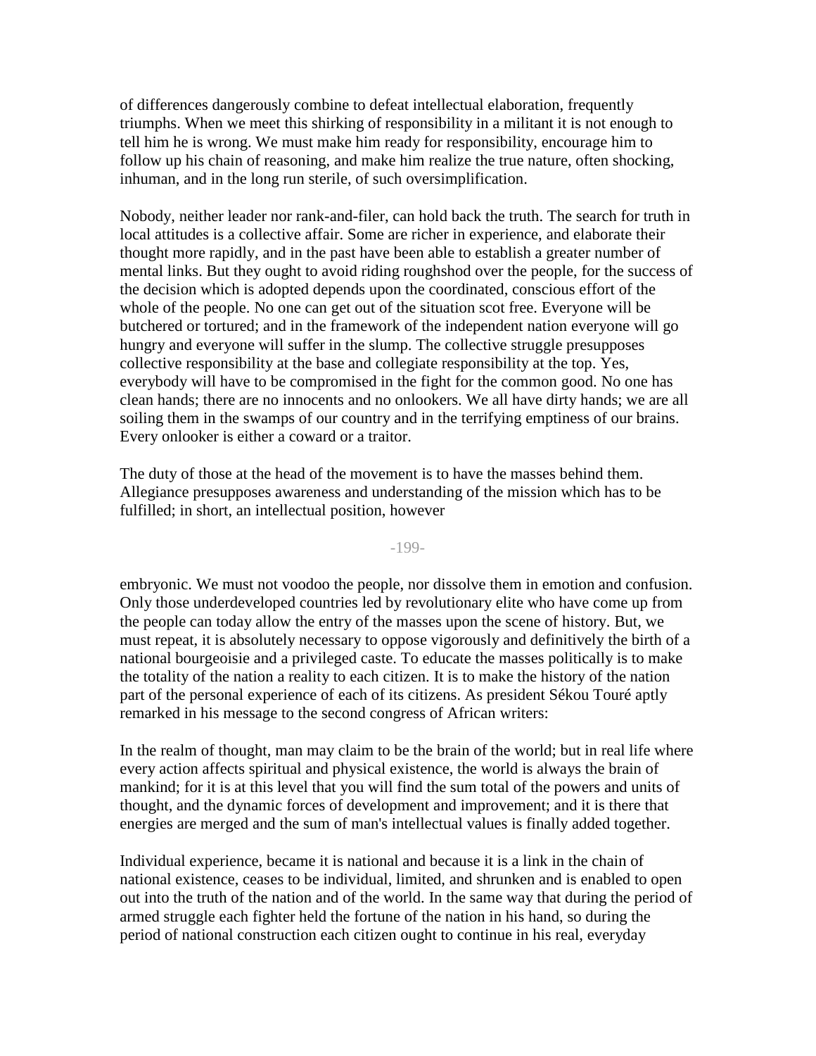of differences dangerously combine to defeat intellectual elaboration, frequently triumphs. When we meet this shirking of responsibility in a militant it is not enough to tell him he is wrong. We must make him ready for responsibility, encourage him to follow up his chain of reasoning, and make him realize the true nature, often shocking, inhuman, and in the long run sterile, of such oversimplification.

Nobody, neither leader nor rank-and-filer, can hold back the truth. The search for truth in local attitudes is a collective affair. Some are richer in experience, and elaborate their thought more rapidly, and in the past have been able to establish a greater number of mental links. But they ought to avoid riding roughshod over the people, for the success of the decision which is adopted depends upon the coordinated, conscious effort of the whole of the people. No one can get out of the situation scot free. Everyone will be butchered or tortured; and in the framework of the independent nation everyone will go hungry and everyone will suffer in the slump. The collective struggle presupposes collective responsibility at the base and collegiate responsibility at the top. Yes, everybody will have to be compromised in the fight for the common good. No one has clean hands; there are no innocents and no onlookers. We all have dirty hands; we are all soiling them in the swamps of our country and in the terrifying emptiness of our brains. Every onlooker is either a coward or a traitor.

The duty of those at the head of the movement is to have the masses behind them. Allegiance presupposes awareness and understanding of the mission which has to be fulfilled; in short, an intellectual position, however embryonic. We must not voodoo the people, nor dissolve them in emotion and confusion. Only those underdeveloped countries led by revolutionary elite who have come up from the people can today allow the entry of the masses upon the scene of history. But, we must repeat, it is absolutely necessary to oppose vigorously and definitively the birth of a national bourgeoisie and a privileged caste. To educate the masses politically is to make the totality of the nation a reality to each citizen. It is to make the history of the nation part of the personal experience of each of its citizens. As president Sékou Touré aptly remarked in his message to the second congress of African writers:

In the realm of thought, man may claim to be the brain of the world; but in real life where every action affects spiritual and physical existence, the world is always the brain of mankind; for it is at this level that you will find the sum total of the powers and units of thought, and the dynamic forces of development and improvement; and it is there that energies are merged and the sum of man's intellectual values is finally added together.

Individual experience, became it is national and because it is a link in the chain of national existence, ceases to be individual, limited, and shrunken and is enabled to open out into the truth of the nation and of the world. In the same way that during the period of armed struggle each fighter held the fortune of the nation in his hand, so during the period of national construction each citizen ought to continue in his real, everyday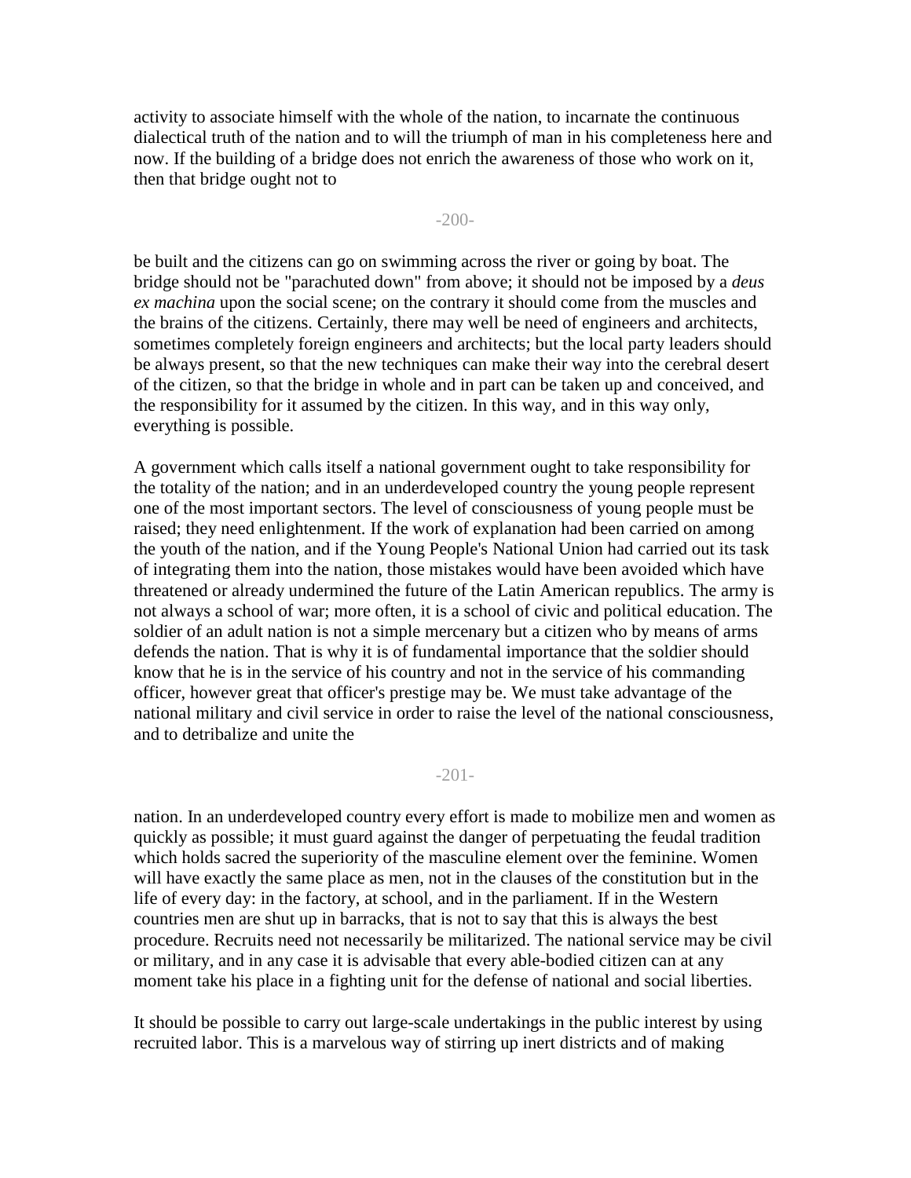activity to associate himself with the whole of the nation, to incarnate the continuous dialectical truth of the nation and to will the triumph of man in his completeness here and now. If the building of a bridge does not enrich the awareness of those who work on it, then that bridge ought not to

be built and the citizens can go on swimming across the river or going by boat. The bridge should not be "parachuted down" from above; it should not be imposed by a *deus ex machina* upon the social scene; on the contrary it should come from the muscles and the brains of the citizens. Certainly, there may well be need of engineers and architects, sometimes completely foreign engineers and architects; but the local party leaders should be always present, so that the new techniques can make their way into the cerebral desert of the citizen, so that the bridge in whole and in part can be taken up and conceived, and the responsibility for it assumed by the citizen. In this way, and in this way only, everything is possible.

A government which calls itself a national government ought to take responsibility for the totality of the nation; and in an underdeveloped country the young people represent one of the most important sectors. The level of consciousness of young people must be raised; they need enlightenment. If the work of explanation had been carried on among the youth of the nation, and if the Young People's National Union had carried out its task of integrating them into the nation, those mistakes would have been avoided which have threatened or already undermined the future of the Latin American republics. The army is not always a school of war; more often, it is a school of civic and political education. The soldier of an adult nation is not a simple mercenary but a citizen who by means of arms defends the nation. That is why it is of fundamental importance that the soldier should know that he is in the service of his country and not in the service of his commanding officer, however great that officer's prestige may be. We must take advantage of the national military and civil service in order to raise the level of the national consciousness, and to detribalize and unite the

nation. In an underdeveloped country every effort is made to mobilize men and women as quickly as possible; it must guard against the danger of perpetuating the feudal tradition which holds sacred the superiority of the masculine element over the feminine. Women will have exactly the same place as men, not in the clauses of the constitution but in the life of every day: in the factory, at school, and in the parliament. If in the Western countries men are shut up in barracks, that is not to say that this is always the best procedure. Recruits need not necessarily be militarized. The national service may be civil or military, and in any case it is advisable that every able-bodied citizen can at any moment take his place in a fighting unit for the defense of national and social liberties.

It should be possible to carry out large-scale undertakings in the public interest by using recruited labor. This is a marvelous way of stirring up inert districts and of making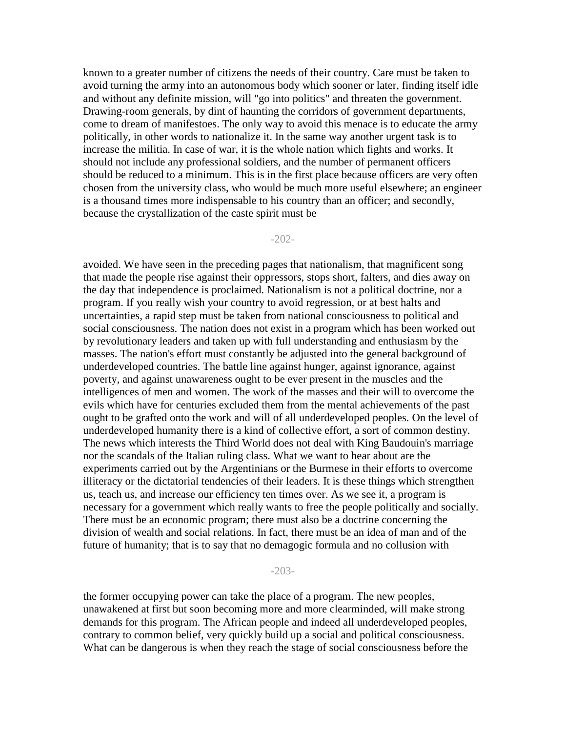known to a greater number of citizens the needs of their country. Care must be taken to avoid turning the army into an autonomous body which sooner or later, finding itself idle and without any definite mission, will "go into politics" and threaten the government. Drawing-room generals, by dint of haunting the corridors of government departments, come to dream of manifestoes. The only way to avoid this menace is to educate the army politically, in other words to nationalize it. In the same way another urgent task is to increase the militia. In case of war, it is the whole nation which fights and works. It should not include any professional soldiers, and the number of permanent officers should be reduced to a minimum. This is in the first place because officers are very often chosen from the university class, who would be much more useful elsewhere; an engineer is a thousand times more indispensable to his country than an officer; and secondly, because the crystallization of the caste spirit must be avoided. We have seen in the preceding pages that nationalism, that magnificent song that made the people rise against their oppressors, stops short, falters, and dies away on the day that independence is proclaimed. Nationalism is not a political doctrine, nor a program. If you really wish your country to avoid regression, or at best halts and uncertainties, a rapid step must be taken from national consciousness to political and social consciousness. The nation does not exist in a program which has been worked out by revolutionary leaders and taken up with full understanding and enthusiasm by the masses. The nation's effort must constantly be adjusted into the general background of underdeveloped countries. The battle line against hunger, against ignorance, against poverty, and against unawareness ought to be ever present in the muscles and the intelligences of men and women. The work of the masses and their will to overcome the evils which have for centuries excluded them from the mental achievements of the past ought to be grafted onto the work and will of all underdeveloped peoples. On the level of underdeveloped humanity there is a kind of collective effort, a sort of common destiny. The news which interests the Third World does not deal with King Baudouin's marriage nor the scandals of the Italian ruling class. What we want to hear about are the experiments carried out by the Argentinians or the Burmese in their efforts to overcome illiteracy or the dictatorial tendencies of their leaders. It is these things which strengthen us, teach us, and increase our efficiency ten times over. As we see it, a program is necessary for a government which really wants to free the people politically and socially. There must be an economic program; there must also be a doctrine concerning the division of wealth and social relations. In fact, there must be an idea of man and of the future of humanity; that is to say that no demagogic formula and no collusion with the former occupying power can take the place of a program. The new peoples, unawakened at first but soon becoming more and more clearminded, will make strong demands for this program. The African people and indeed all underdeveloped peoples, contrary to common belief, very quickly build up a social and political consciousness. What can be dangerous is when they reach the stage of social consciousness before the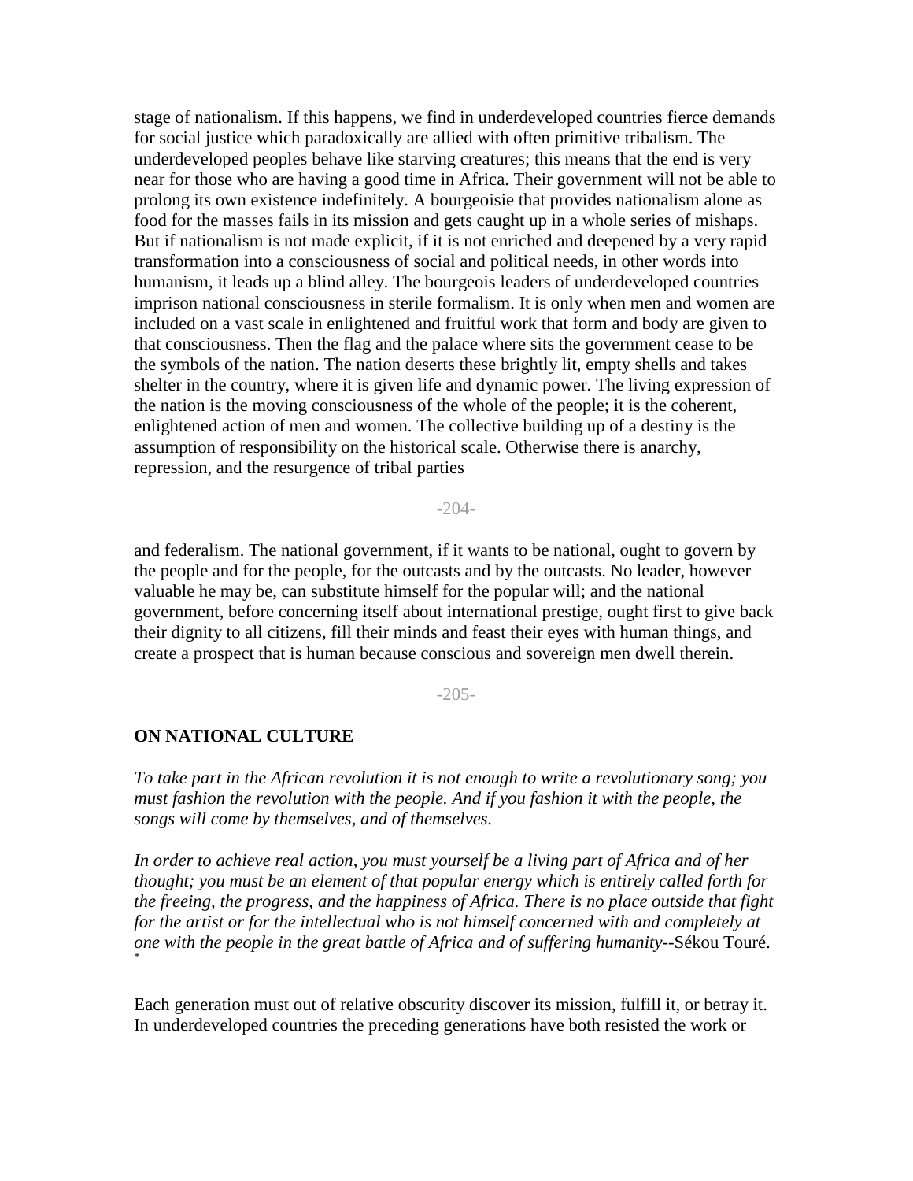stage of nationalism. If this happens, we find in underdeveloped countries fierce demands for social justice which paradoxically are allied with often primitive tribalism. The underdeveloped peoples behave like starving creatures; this means that the end is very near for those who are having a good time in Africa. Their government will not be able to prolong its own existence indefinitely. A bourgeoisie that provides nationalism alone as food for the masses fails in its mission and gets caught up in a whole series of mishaps. But if nationalism is not made explicit, if it is not enriched and deepened by a very rapid transformation into a consciousness of social and political needs, in other words into humanism, it leads up a blind alley. The bourgeois leaders of underdeveloped countries imprison national consciousness in sterile formalism. It is only when men and women are included on a vast scale in enlightened and fruitful work that form and body are given to that consciousness. Then the flag and the palace where sits the government cease to be the symbols of the nation. The nation deserts these brightly lit, empty shells and takes shelter in the country, where it is given life and dynamic power. The living expression of the nation is the moving consciousness of the whole of the people; it is the coherent, enlightened action of men and women. The collective building up of a destiny is the assumption of responsibility on the historical scale. Otherwise there is anarchy, repression, and the resurgence of tribal parties and federalism. The national government, if it wants to be national, ought to govern by the people and for the people, for the outcasts and by the outcasts. No leader, however valuable he may be, can substitute himself for the popular will; and the national government, before concerning itself about international prestige, ought first to give back their dignity to all citizens, fill their minds and feast their eyes with human things, and create a prospect that is human because conscious and sovereign men dwell therein.

## ON NATIONAL CULTURE

*To take part in the African revolution it is not enough to write a revolutionary song; you must fashion the revolution with the people. And if you fashion it with the people, the songs will come by themselves, and of themselves.*

*In order to achieve real action, you must yourself be a living part of Africa and of her thought; you must be an element of that popular energy which is entirely called forth for the freeing, the progress, and the happiness of Africa. There is no place outside that fight for the artist or for the intellectual who is not himself concerned with and completely at one with the people in the great battle of Africa and of suffering humanity*--Sékou Touré. *

Each generation must out of relative obscurity discover its mission, fulfill it, or betray it. In underdeveloped countries the preceding generations have both resisted the work or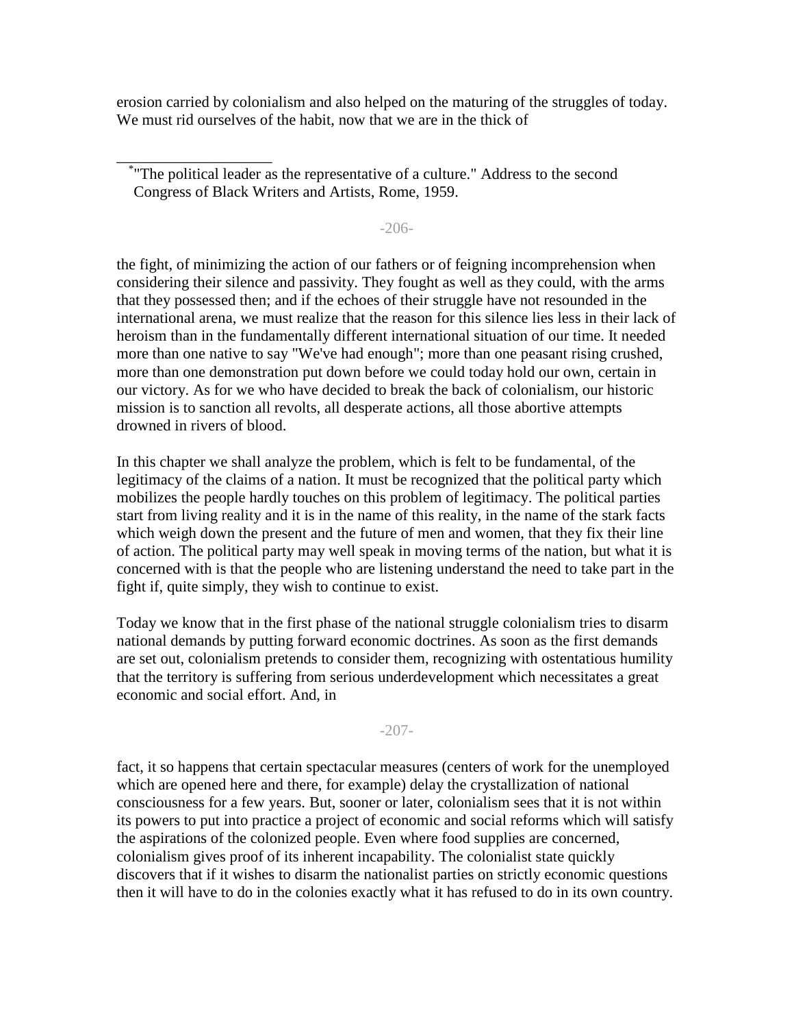erosion carried by colonialism and also helped on the maturing of the struggles of today. We must rid ourselves of the habit, now that we are in the thick of the fight, of minimizing the action of our fathers or of feigning incomprehension when considering their silence and passivity. They fought as well as they could, with the arms that they possessed then; and if the echoes of their struggle have not resounded in the international arena, we must realize that the reason for this silence lies less in their lack of heroism than in the fundamentally different international situation of our time. It needed more than one native to say "We've had enough"; more than one peasant rising crushed, more than one demonstration put down before we could today hold our own, certain in our victory. As for we who have decided to break the back of colonialism, our historic mission is to sanction all revolts, all desperate actions, all those abortive attempts drowned in rivers of blood.

[*] "The political leader as the representative of a culture." Address to the second Congress of Black Writers and Artists, Rome, 1959.

In this chapter we shall analyze the problem, which is felt to be fundamental, of the legitimacy of the claims of a nation. It must be recognized that the political party which mobilizes the people hardly touches on this problem of legitimacy. The political parties start from living reality and it is in the name of this reality, in the name of the stark facts which weigh down the present and the future of men and women, that they fix their line of action. The political party may well speak in moving terms of the nation, but what it is concerned with is that the people who are listening understand the need to take part in the fight if, quite simply, they wish to continue to exist.

Today we know that in the first phase of the national struggle colonialism tries to disarm national demands by putting forward economic doctrines. As soon as the first demands are set out, colonialism pretends to consider them, recognizing with ostentatious humility that the territory is suffering from serious underdevelopment which necessitates a great economic and social effort. And, in fact, it so happens that certain spectacular measures (centers of work for the unemployed which are opened here and there, for example) delay the crystallization of national consciousness for a few years. But, sooner or later, colonialism sees that it is not within its powers to put into practice a project of economic and social reforms which will satisfy the aspirations of the colonized people. Even where food supplies are concerned, colonialism gives proof of its inherent incapability. The colonialist state quickly discovers that if it wishes to disarm the nationalist parties on strictly economic questions then it will have to do in the colonies exactly what it has refused to do in its own country.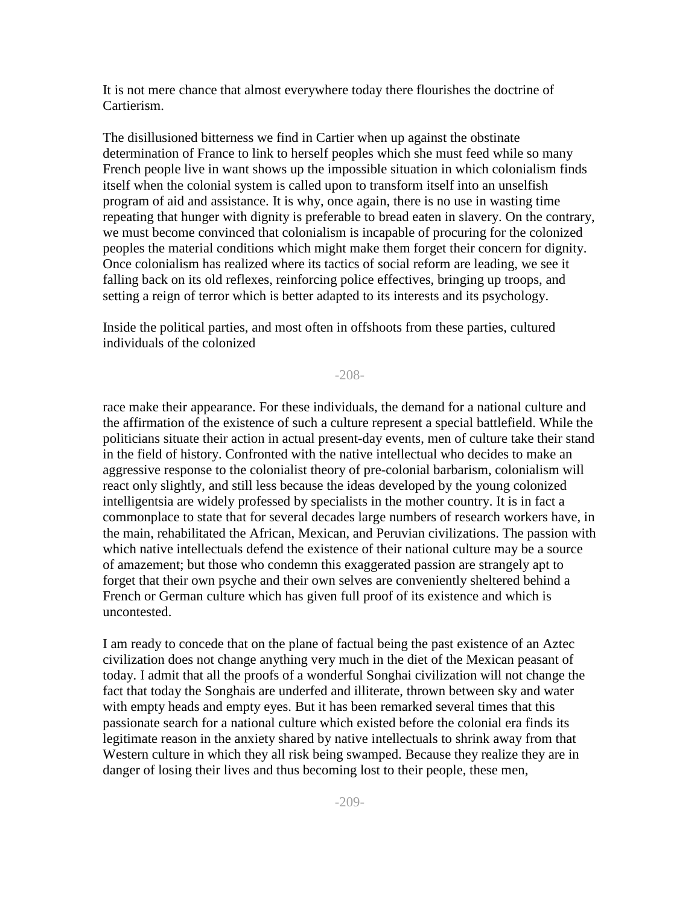It is not mere chance that almost everywhere today there flourishes the doctrine of Cartierism.

The disillusioned bitterness we find in Cartier when up against the obstinate determination of France to link to herself peoples which she must feed while so many French people live in want shows up the impossible situation in which colonialism finds itself when the colonial system is called upon to transform itself into an unselfish program of aid and assistance. It is why, once again, there is no use in wasting time repeating that hunger with dignity is preferable to bread eaten in slavery. On the contrary, we must become convinced that colonialism is incapable of procuring for the colonized peoples the material conditions which might make them forget their concern for dignity. Once colonialism has realized where its tactics of social reform are leading, we see it falling back on its old reflexes, reinforcing police effectives, bringing up troops, and setting a reign of terror which is better adapted to its interests and its psychology.

Inside the political parties, and most often in offshoots from these parties, cultured individuals of the colonized race make their appearance. For these individuals, the demand for a national culture and the affirmation of the existence of such a culture represent a special battlefield. While the politicians situate their action in actual present-day events, men of culture take their stand in the field of history. Confronted with the native intellectual who decides to make an aggressive response to the colonialist theory of pre-colonial barbarism, colonialism will react only slightly, and still less because the ideas developed by the young colonized intelligentsia are widely professed by specialists in the mother country. It is in fact a commonplace to state that for several decades large numbers of research workers have, in the main, rehabilitated the African, Mexican, and Peruvian civilizations. The passion with which native intellectuals defend the existence of their national culture may be a source of amazement; but those who condemn this exaggerated passion are strangely apt to forget that their own psyche and their own selves are conveniently sheltered behind a French or German culture which has given full proof of its existence and which is uncontested.

I am ready to concede that on the plane of factual being the past existence of an Aztec civilization does not change anything very much in the diet of the Mexican peasant of today. I admit that all the proofs of a wonderful Songhai civilization will not change the fact that today the Songhais are underfed and illiterate, thrown between sky and water with empty heads and empty eyes. But it has been remarked several times that this passionate search for a national culture which existed before the colonial era finds its legitimate reason in the anxiety shared by native intellectuals to shrink away from that Western culture in which they all risk being swamped. Because they realize they are in danger of losing their lives and thus becoming lost to their people, these men,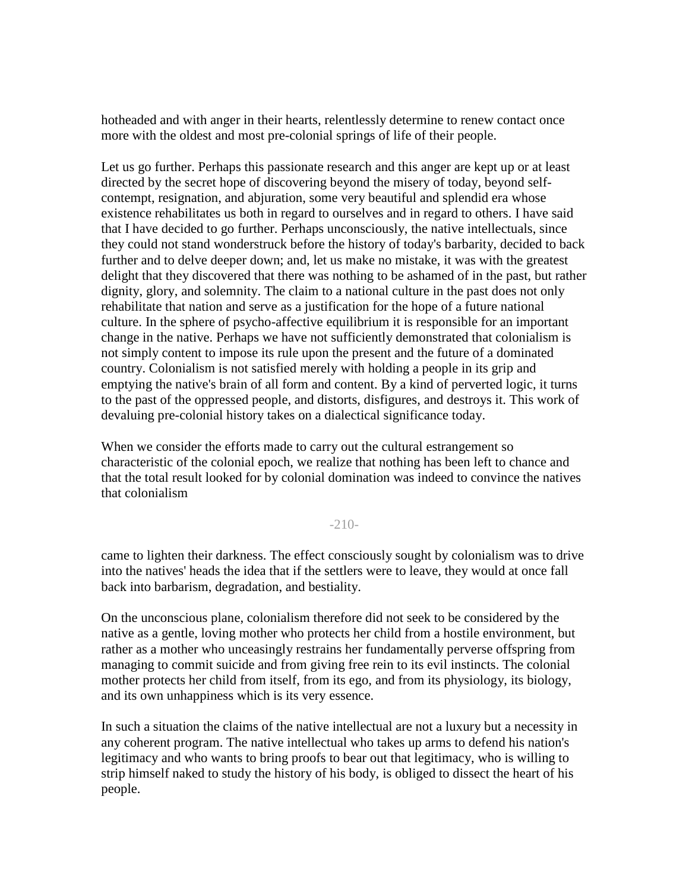hotheaded and with anger in their hearts, relentlessly determine to renew contact once more with the oldest and most pre-colonial springs of life of their people.

Let us go further. Perhaps this passionate research and this anger are kept up or at least directed by the secret hope of discovering beyond the misery of today, beyond self-contempt, resignation, and abjuration, some very beautiful and splendid era whose existence rehabilitates us both in regard to ourselves and in regard to others. I have said that I have decided to go further. Perhaps unconsciously, the native intellectuals, since they could not stand wonderstruck before the history of today's barbarity, decided to back further and to delve deeper down; and, let us make no mistake, it was with the greatest delight that they discovered that there was nothing to be ashamed of in the past, but rather dignity, glory, and solemnity. The claim to a national culture in the past does not only rehabilitate that nation and serve as a justification for the hope of a future national culture. In the sphere of psycho-affective equilibrium it is responsible for an important change in the native. Perhaps we have not sufficiently demonstrated that colonialism is not simply content to impose its rule upon the present and the future of a dominated country. Colonialism is not satisfied merely with holding a people in its grip and emptying the native's brain of all form and content. By a kind of perverted logic, it turns to the past of the oppressed people, and distorts, disfigures, and destroys it. This work of devaluing pre-colonial history takes on a dialectical significance today.

When we consider the efforts made to carry out the cultural estrangement so characteristic of the colonial epoch, we realize that nothing has been left to chance and that the total result looked for by colonial domination was indeed to convince the natives that colonialism came to lighten their darkness. The effect consciously sought by colonialism was to drive into the natives' heads the idea that if the settlers were to leave, they would at once fall back into barbarism, degradation, and bestiality.

On the unconscious plane, colonialism therefore did not seek to be considered by the native as a gentle, loving mother who protects her child from a hostile environment, but rather as a mother who unceasingly restrains her fundamentally perverse offspring from managing to commit suicide and from giving free rein to its evil instincts. The colonial mother protects her child from itself, from its ego, and from its physiology, its biology, and its own unhappiness which is its very essence.

In such a situation the claims of the native intellectual are not a luxury but a necessity in any coherent program. The native intellectual who takes up arms to defend his nation's legitimacy and who wants to bring proofs to bear out that legitimacy, who is willing to strip himself naked to study the history of his body, is obliged to dissect the heart of his people.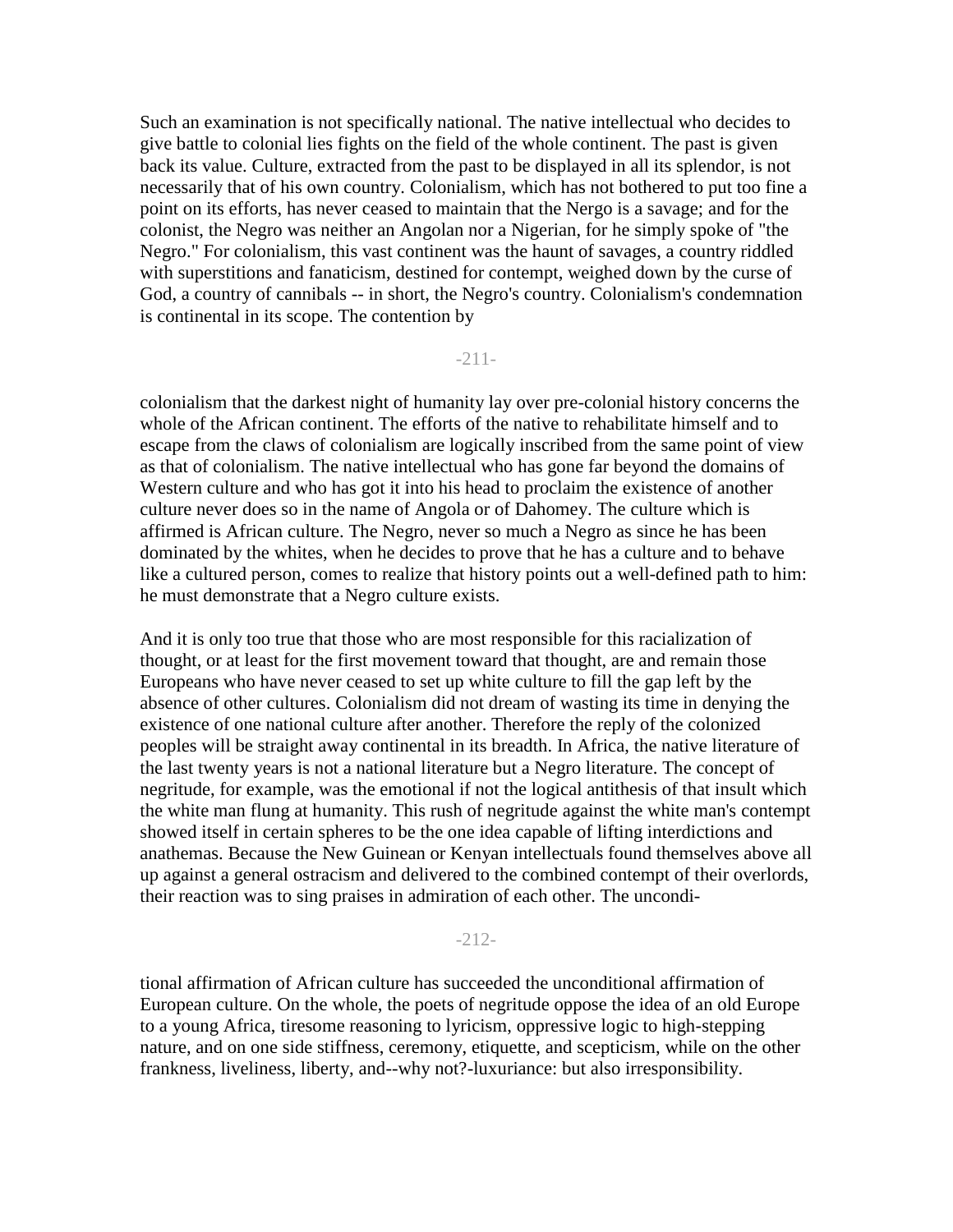Such an examination is not specifically national. The native intellectual who decides to give battle to colonial lies fights on the field of the whole continent. The past is given back its value. Culture, extracted from the past to be displayed in all its splendor, is not necessarily that of his own country. Colonialism, which has not bothered to put too fine a point on its efforts, has never ceased to maintain that the Nergo is a savage; and for the colonist, the Negro was neither an Angolan nor a Nigerian, for he simply spoke of "the Negro." For colonialism, this vast continent was the haunt of savages, a country riddled with superstitions and fanaticism, destined for contempt, weighed down by the curse of God, a country of cannibals -- in short, the Negro's country. Colonialism's condemnation is continental in its scope. The contention by colonialism that the darkest night of humanity lay over pre-colonial history concerns the whole of the African continent. The efforts of the native to rehabilitate himself and to escape from the claws of colonialism are logically inscribed from the same point of view as that of colonialism. The native intellectual who has gone far beyond the domains of Western culture and who has got it into his head to proclaim the existence of another culture never does so in the name of Angola or of Dahomey. The culture which is affirmed is African culture. The Negro, never so much a Negro as since he has been dominated by the whites, when he decides to prove that he has a culture and to behave like a cultured person, comes to realize that history points out a well-defined path to him: he must demonstrate that a Negro culture exists.

And it is only too true that those who are most responsible for this racialization of thought, or at least for the first movement toward that thought, are and remain those Europeans who have never ceased to set up white culture to fill the gap left by the absence of other cultures. Colonialism did not dream of wasting its time in denying the existence of one national culture after another. Therefore the reply of the colonized peoples will be straight away continental in its breadth. In Africa, the native literature of the last twenty years is not a national literature but a Negro literature. The concept of negritude, for example, was the emotional if not the logical antithesis of that insult which the white man flung at humanity. This rush of negritude against the white man's contempt showed itself in certain spheres to be the one idea capable of lifting interdictions and anathemas. Because the New Guinean or Kenyan intellectuals found themselves above all up against a general ostracism and delivered to the combined contempt of their overlords, their reaction was to sing praises in admiration of each other. The unconditional affirmation of African culture has succeeded the unconditional affirmation of European culture. On the whole, the poets of negritude oppose the idea of an old Europe to a young Africa, tiresome reasoning to lyricism, oppressive logic to high-stepping nature, and on one side stiffness, ceremony, etiquette, and scepticism, while on the other frankness, liveliness, liberty, and--why not?-luxuriance: but also irresponsibility.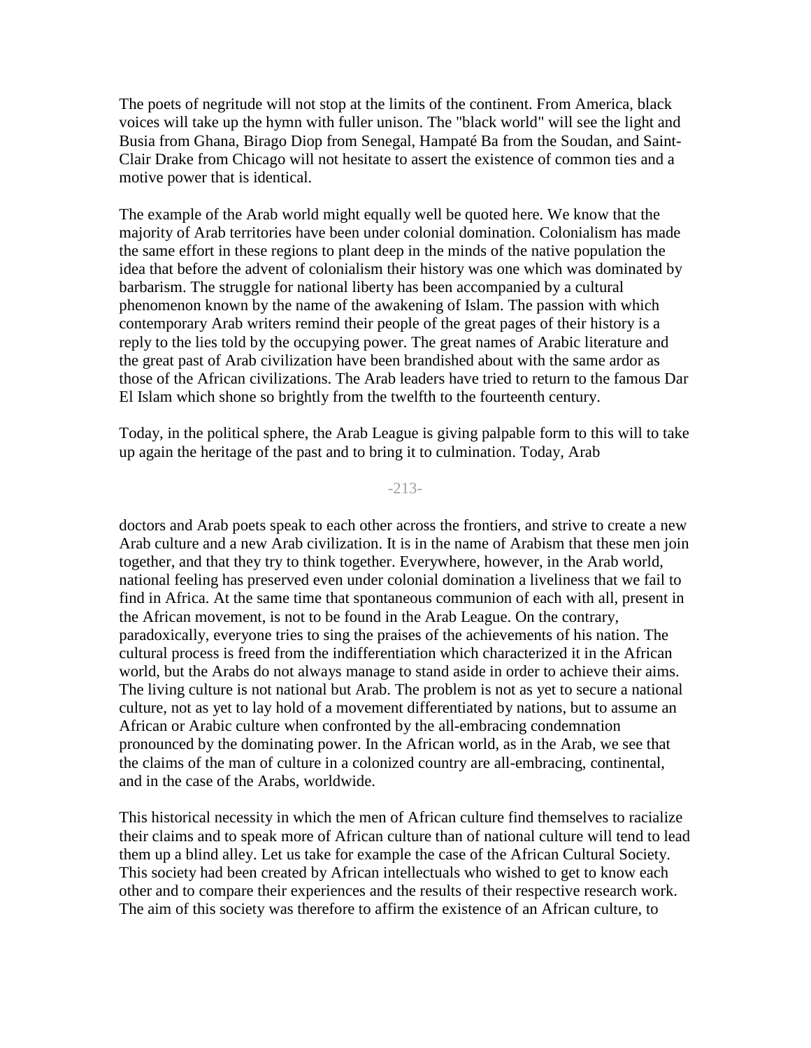The poets of negritude will not stop at the limits of the continent. From America, black voices will take up the hymn with fuller unison. The "black world" will see the light and Busia from Ghana, Birago Diop from Senegal, Hampaté Ba from the Soudan, and Saint-Clair Drake from Chicago will not hesitate to assert the existence of common ties and a motive power that is identical.

The example of the Arab world might equally well be quoted here. We know that the majority of Arab territories have been under colonial domination. Colonialism has made the same effort in these regions to plant deep in the minds of the native population the idea that before the advent of colonialism their history was one which was dominated by barbarism. The struggle for national liberty has been accompanied by a cultural phenomenon known by the name of the awakening of Islam. The passion with which contemporary Arab writers remind their people of the great pages of their history is a reply to the lies told by the occupying power. The great names of Arabic literature and the great past of Arab civilization have been brandished about with the same ardor as those of the African civilizations. The Arab leaders have tried to return to the famous Dar El Islam which shone so brightly from the twelfth to the fourteenth century.

Today, in the political sphere, the Arab League is giving palpable form to this will to take up again the heritage of the past and to bring it to culmination. Today, Arab doctors and Arab poets speak to each other across the frontiers, and strive to create a new Arab culture and a new Arab civilization. It is in the name of Arabism that these men join together, and that they try to think together. Everywhere, however, in the Arab world, national feeling has preserved even under colonial domination a liveliness that we fail to find in Africa. At the same time that spontaneous communion of each with all, present in the African movement, is not to be found in the Arab League. On the contrary, paradoxically, everyone tries to sing the praises of the achievements of his nation. The cultural process is freed from the indifferentiation which characterized it in the African world, but the Arabs do not always manage to stand aside in order to achieve their aims. The living culture is not national but Arab. The problem is not as yet to secure a national culture, not as yet to lay hold of a movement differentiated by nations, but to assume an African or Arabic culture when confronted by the all-embracing condemnation pronounced by the dominating power. In the African world, as in the Arab, we see that the claims of the man of culture in a colonized country are all-embracing, continental, and in the case of the Arabs, worldwide.

This historical necessity in which the men of African culture find themselves to racialize their claims and to speak more of African culture than of national culture will tend to lead them up a blind alley. Let us take for example the case of the African Cultural Society. This society had been created by African intellectuals who wished to get to know each other and to compare their experiences and the results of their respective research work. The aim of this society was therefore to affirm the existence of an African culture, to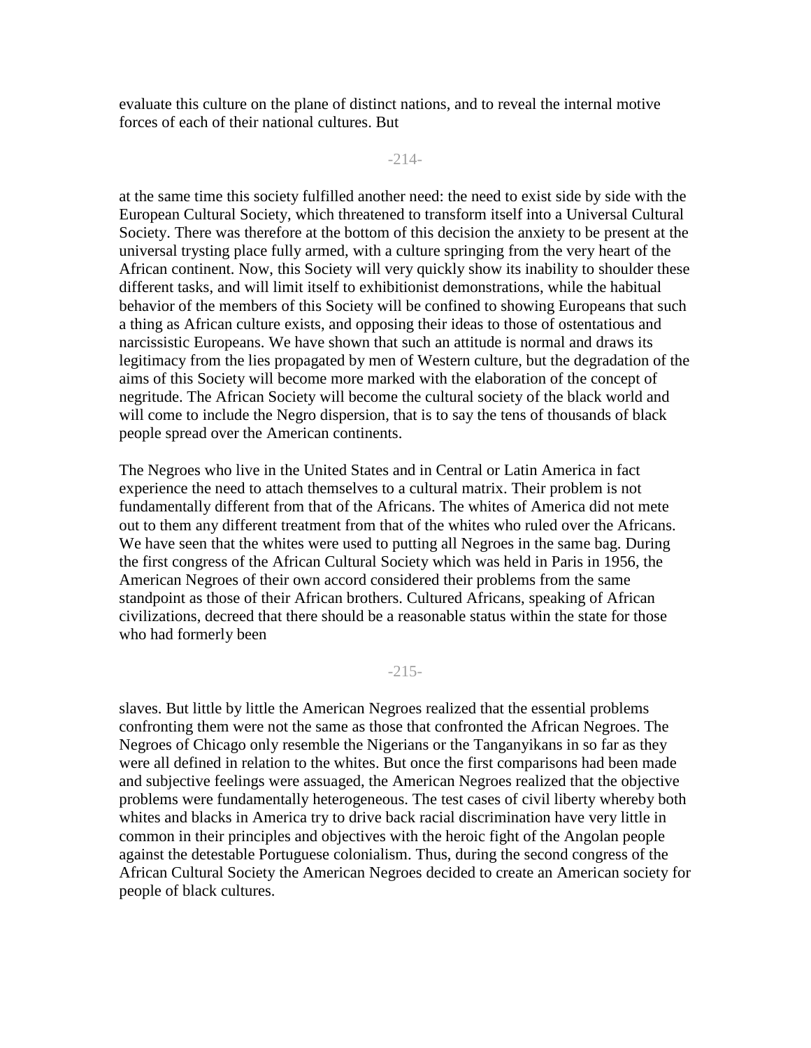evaluate this culture on the plane of distinct nations, and to reveal the internal motive forces of each of their national cultures. But

at the same time this society fulfilled another need: the need to exist side by side with the European Cultural Society, which threatened to transform itself into a Universal Cultural Society. There was therefore at the bottom of this decision the anxiety to be present at the universal trysting place fully armed, with a culture springing from the very heart of the African continent. Now, this Society will very quickly show its inability to shoulder these different tasks, and will limit itself to exhibitionist demonstrations, while the habitual behavior of the members of this Society will be confined to showing Europeans that such a thing as African culture exists, and opposing their ideas to those of ostentatious and narcissistic Europeans. We have shown that such an attitude is normal and draws its legitimacy from the lies propagated by men of Western culture, but the degradation of the aims of this Society will become more marked with the elaboration of the concept of negritude. The African Society will become the cultural society of the black world and will come to include the Negro dispersion, that is to say the tens of thousands of black people spread over the American continents.

The Negroes who live in the United States and in Central or Latin America in fact experience the need to attach themselves to a cultural matrix. Their problem is not fundamentally different from that of the Africans. The whites of America did not mete out to them any different treatment from that of the whites who ruled over the Africans. We have seen that the whites were used to putting all Negroes in the same bag. During the first congress of the African Cultural Society which was held in Paris in 1956, the American Negroes of their own accord considered their problems from the same standpoint as those of their African brothers. Cultured Africans, speaking of African civilizations, decreed that there should be a reasonable status within the state for those who had formerly been

slaves. But little by little the American Negroes realized that the essential problems confronting them were not the same as those that confronted the African Negroes. The Negroes of Chicago only resemble the Nigerians or the Tanganyikans in so far as they were all defined in relation to the whites. But once the first comparisons had been made and subjective feelings were assuaged, the American Negroes realized that the objective problems were fundamentally heterogeneous. The test cases of civil liberty whereby both whites and blacks in America try to drive back racial discrimination have very little in common in their principles and objectives with the heroic fight of the Angolan people against the detestable Portuguese colonialism. Thus, during the second congress of the African Cultural Society the American Negroes decided to create an American society for people of black cultures.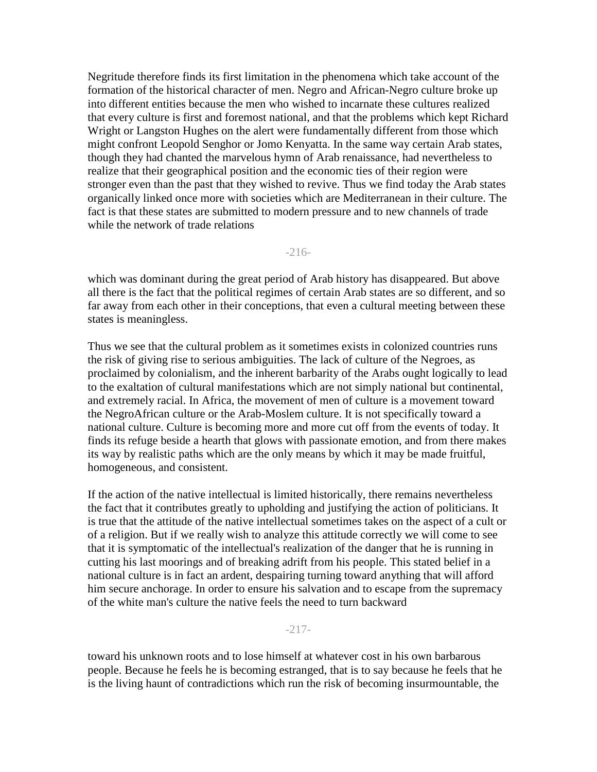Negritude therefore finds its first limitation in the phenomena which take account of the formation of the historical character of men. Negro and African-Negro culture broke up into different entities because the men who wished to incarnate these cultures realized that every culture is first and foremost national, and that the problems which kept Richard Wright or Langston Hughes on the alert were fundamentally different from those which might confront Leopold Senghor or Jomo Kenyatta. In the same way certain Arab states, though they had chanted the marvelous hymn of Arab renaissance, had nevertheless to realize that their geographical position and the economic ties of their region were stronger even than the past that they wished to revive. Thus we find today the Arab states organically linked once more with societies which are Mediterranean in their culture. The fact is that these states are submitted to modern pressure and to new channels of trade while the network of trade relations which was dominant during the great period of Arab history has disappeared. But above all there is the fact that the political regimes of certain Arab states are so different, and so far away from each other in their conceptions, that even a cultural meeting between these states is meaningless.

Thus we see that the cultural problem as it sometimes exists in colonized countries runs the risk of giving rise to serious ambiguities. The lack of culture of the Negroes, as proclaimed by colonialism, and the inherent barbarity of the Arabs ought logically to lead to the exaltation of cultural manifestations which are not simply national but continental, and extremely racial. In Africa, the movement of men of culture is a movement toward the NegroAfrican culture or the Arab-Moslem culture. It is not specifically toward a national culture. Culture is becoming more and more cut off from the events of today. It finds its refuge beside a hearth that glows with passionate emotion, and from there makes its way by realistic paths which are the only means by which it may be made fruitful, homogeneous, and consistent.

If the action of the native intellectual is limited historically, there remains nevertheless the fact that it contributes greatly to upholding and justifying the action of politicians. It is true that the attitude of the native intellectual sometimes takes on the aspect of a cult or of a religion. But if we really wish to analyze this attitude correctly we will come to see that it is symptomatic of the intellectual's realization of the danger that he is running in cutting his last moorings and of breaking adrift from his people. This stated belief in a national culture is in fact an ardent, despairing turning toward anything that will afford him secure anchorage. In order to ensure his salvation and to escape from the supremacy of the white man's culture the native feels the need to turn backward toward his unknown roots and to lose himself at whatever cost in his own barbarous people. Because he feels he is becoming estranged, that is to say because he feels that he is the living haunt of contradictions which run the risk of becoming insurmountable, the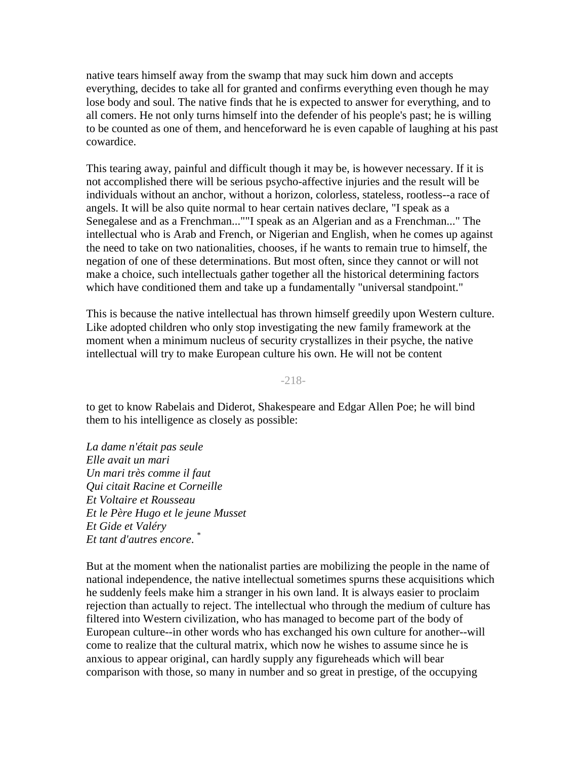native tears himself away from the swamp that may suck him down and accepts everything, decides to take all for granted and confirms everything even though he may lose body and soul. The native finds that he is expected to answer for everything, and to all comers. He not only turns himself into the defender of his people's past; he is willing to be counted as one of them, and henceforward he is even capable of laughing at his past cowardice.

This tearing away, painful and difficult though it may be, is however necessary. If it is not accomplished there will be serious psycho-affective injuries and the result will be individuals without an anchor, without a horizon, colorless, stateless, rootless--a race of angels. It will be also quite normal to hear certain natives declare, "I speak as a Senegalese and as a Frenchman...""I speak as an Algerian and as a Frenchman..." The intellectual who is Arab and French, or Nigerian and English, when he comes up against the need to take on two nationalities, chooses, if he wants to remain true to himself, the negation of one of these determinations. But most often, since they cannot or will not make a choice, such intellectuals gather together all the historical determining factors which have conditioned them and take up a fundamentally "universal standpoint."

This is because the native intellectual has thrown himself greedily upon Western culture. Like adopted children who only stop investigating the new family framework at the moment when a minimum nucleus of security crystallizes in their psyche, the native intellectual will try to make European culture his own. He will not be content to get to know Rabelais and Diderot, Shakespeare and Edgar Allen Poe; he will bind them to his intelligence as closely as possible:

*La dame n'était pas seule*
*Elle avait un mari*
*Un mari très comme il faut*
*Qui citait Racine et Corneille*
*Et Voltaire et Rousseau*
*Et le Père Hugo et le jeune Musset*
*Et Gide et Valéry*
*Et tant d'autres encore.* *

But at the moment when the nationalist parties are mobilizing the people in the name of national independence, the native intellectual sometimes spurns these acquisitions which he suddenly feels make him a stranger in his own land. It is always easier to proclaim rejection than actually to reject. The intellectual who through the medium of culture has filtered into Western civilization, who has managed to become part of the body of European culture--in other words who has exchanged his own culture for another--will come to realize that the cultural matrix, which now he wishes to assume since he is anxious to appear original, can hardly supply any figureheads which will bear comparison with those, so many in number and so great in prestige, of the occupying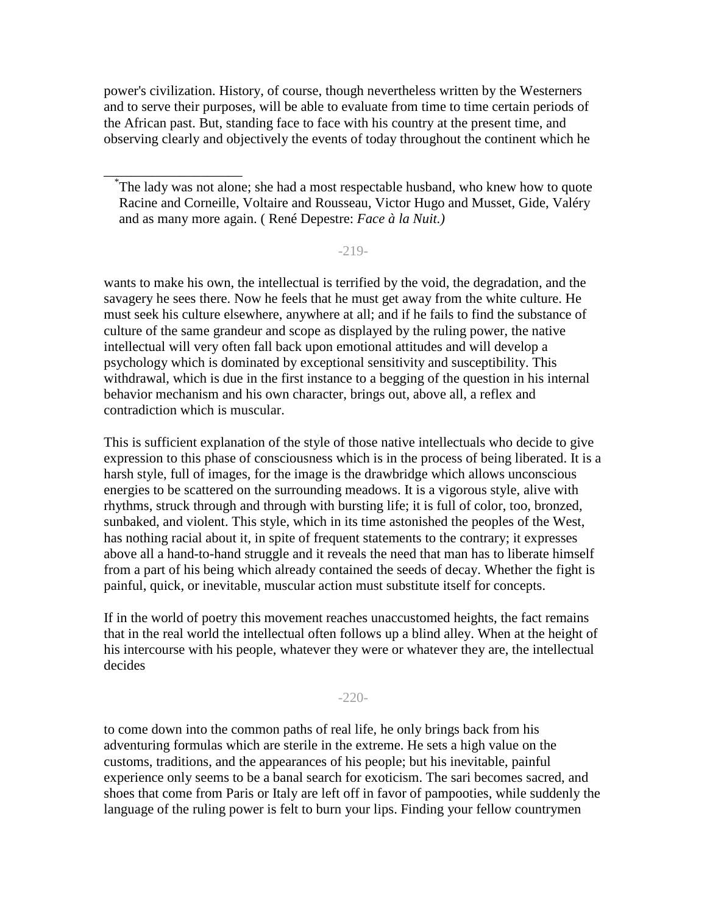power's civilization. History, of course, though nevertheless written by the Westerners and to serve their purposes, will be able to evaluate from time to time certain periods of the African past. But, standing face to face with his country at the present time, and observing clearly and objectively the events of today throughout the continent which he wants to make his own, the intellectual is terrified by the void, the degradation, and the savagery he sees there. Now he feels that he must get away from the white culture. He must seek his culture elsewhere, anywhere at all; and if he fails to find the substance of culture of the same grandeur and scope as displayed by the ruling power, the native intellectual will very often fall back upon emotional attitudes and will develop a psychology which is dominated by exceptional sensitivity and susceptibility. This withdrawal, which is due in the first instance to a begging of the question in his internal behavior mechanism and his own character, brings out, above all, a reflex and contradiction which is muscular.

This is sufficient explanation of the style of those native intellectuals who decide to give expression to this phase of consciousness which is in the process of being liberated. It is a harsh style, full of images, for the image is the drawbridge which allows unconscious energies to be scattered on the surrounding meadows. It is a vigorous style, alive with rhythms, struck through and through with bursting life; it is full of color, too, bronzed, sunbaked, and violent. This style, which in its time astonished the peoples of the West, has nothing racial about it, in spite of frequent statements to the contrary; it expresses above all a hand-to-hand struggle and it reveals the need that man has to liberate himself from a part of his being which already contained the seeds of decay. Whether the fight is painful, quick, or inevitable, muscular action must substitute itself for concepts.

If in the world of poetry this movement reaches unaccustomed heights, the fact remains that in the real world the intellectual often follows up a blind alley. When at the height of his intercourse with his people, whatever they were or whatever they are, the intellectual decides to come down into the common paths of real life, he only brings back from his adventuring formulas which are sterile in the extreme. He sets a high value on the customs, traditions, and the appearances of his people; but his inevitable, painful experience only seems to be a banal search for exoticism. The sari becomes sacred, and shoes that come from Paris or Italy are left off in favor of pampooties, while suddenly the language of the ruling power is felt to burn your lips. Finding your fellow countrymen

---

[*] The lady was not alone; she had a most respectable husband, who knew how to quote Racine and Corneille, Voltaire and Rousseau, Victor Hugo and Musset, Gide, Valéry and as many more again. ( René Depestre: *Face à la Nuit.)*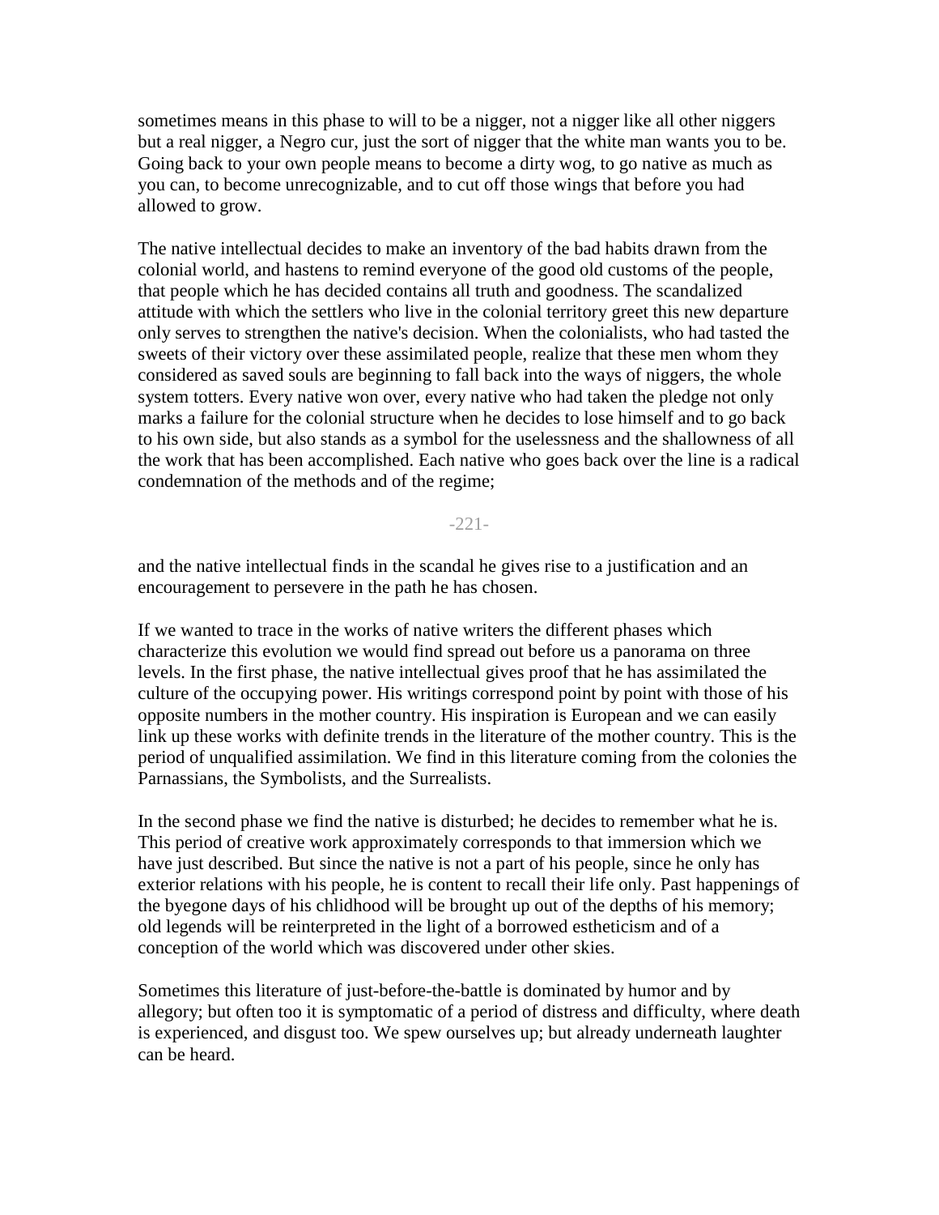sometimes means in this phase to will to be a nigger, not a nigger like all other niggers but a real nigger, a Negro cur, just the sort of nigger that the white man wants you to be. Going back to your own people means to become a dirty wog, to go native as much as you can, to become unrecognizable, and to cut off those wings that before you had allowed to grow.

The native intellectual decides to make an inventory of the bad habits drawn from the colonial world, and hastens to remind everyone of the good old customs of the people, that people which he has decided contains all truth and goodness. The scandalized attitude with which the settlers who live in the colonial territory greet this new departure only serves to strengthen the native's decision. When the colonialists, who had tasted the sweets of their victory over these assimilated people, realize that these men whom they considered as saved souls are beginning to fall back into the ways of niggers, the whole system totters. Every native won over, every native who had taken the pledge not only marks a failure for the colonial structure when he decides to lose himself and to go back to his own side, but also stands as a symbol for the uselessness and the shallowness of all the work that has been accomplished. Each native who goes back over the line is a radical condemnation of the methods and of the regime; and the native intellectual finds in the scandal he gives rise to a justification and an encouragement to persevere in the path he has chosen.

If we wanted to trace in the works of native writers the different phases which characterize this evolution we would find spread out before us a panorama on three levels. In the first phase, the native intellectual gives proof that he has assimilated the culture of the occupying power. His writings correspond point by point with those of his opposite numbers in the mother country. His inspiration is European and we can easily link up these works with definite trends in the literature of the mother country. This is the period of unqualified assimilation. We find in this literature coming from the colonies the Parnassians, the Symbolists, and the Surrealists.

In the second phase we find the native is disturbed; he decides to remember what he is. This period of creative work approximately corresponds to that immersion which we have just described. But since the native is not a part of his people, since he only has exterior relations with his people, he is content to recall their life only. Past happenings of the byegone days of his chlidhood will be brought up out of the depths of his memory; old legends will be reinterpreted in the light of a borrowed estheticism and of a conception of the world which was discovered under other skies.

Sometimes this literature of just-before-the-battle is dominated by humor and by allegory; but often too it is symptomatic of a period of distress and difficulty, where death is experienced, and disgust too. We spew ourselves up; but already underneath laughter can be heard.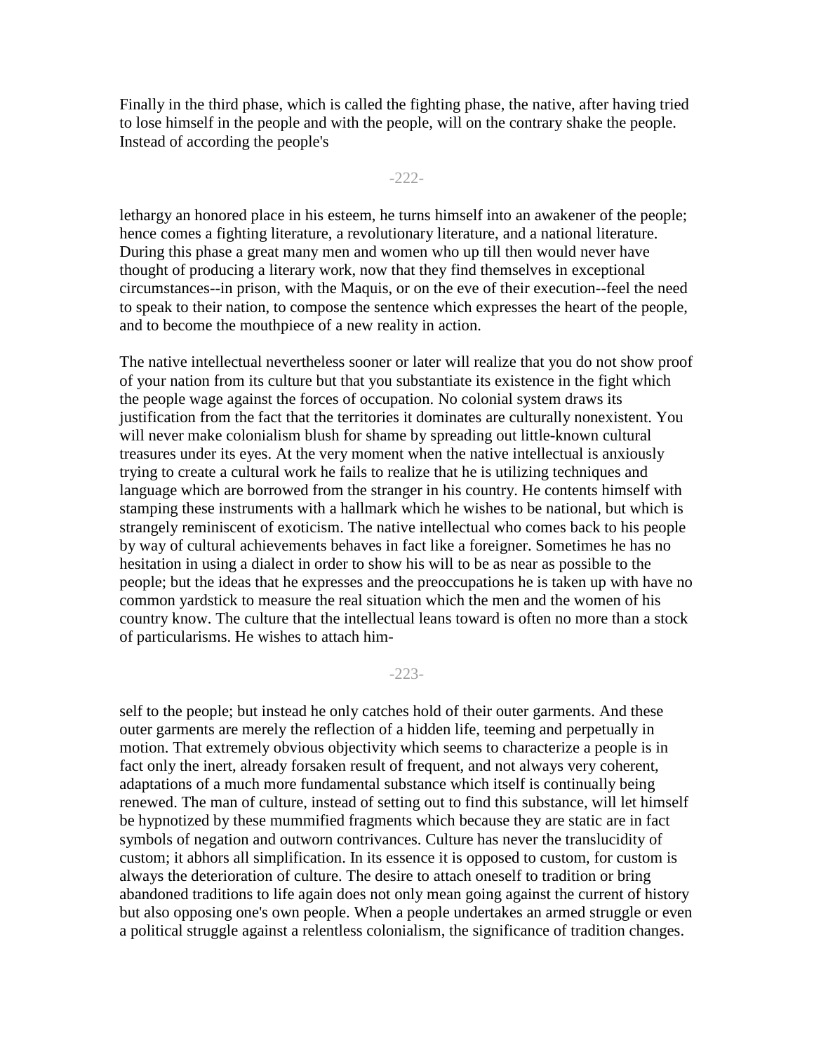Finally in the third phase, which is called the fighting phase, the native, after having tried to lose himself in the people and with the people, will on the contrary shake the people. Instead of according the people's lethargy an honored place in his esteem, he turns himself into an awakener of the people; hence comes a fighting literature, a revolutionary literature, and a national literature. During this phase a great many men and women who up till then would never have thought of producing a literary work, now that they find themselves in exceptional circumstances--in prison, with the Maquis, or on the eve of their execution--feel the need to speak to their nation, to compose the sentence which expresses the heart of the people, and to become the mouthpiece of a new reality in action.

The native intellectual nevertheless sooner or later will realize that you do not show proof of your nation from its culture but that you substantiate its existence in the fight which the people wage against the forces of occupation. No colonial system draws its justification from the fact that the territories it dominates are culturally nonexistent. You will never make colonialism blush for shame by spreading out little-known cultural treasures under its eyes. At the very moment when the native intellectual is anxiously trying to create a cultural work he fails to realize that he is utilizing techniques and language which are borrowed from the stranger in his country. He contents himself with stamping these instruments with a hallmark which he wishes to be national, but which is strangely reminiscent of exoticism. The native intellectual who comes back to his people by way of cultural achievements behaves in fact like a foreigner. Sometimes he has no hesitation in using a dialect in order to show his will to be as near as possible to the people; but the ideas that he expresses and the preoccupations he is taken up with have no common yardstick to measure the real situation which the men and the women of his country know. The culture that the intellectual leans toward is often no more than a stock of particularisms. He wishes to attach himself to the people; but instead he only catches hold of their outer garments. And these outer garments are merely the reflection of a hidden life, teeming and perpetually in motion. That extremely obvious objectivity which seems to characterize a people is in fact only the inert, already forsaken result of frequent, and not always very coherent, adaptations of a much more fundamental substance which itself is continually being renewed. The man of culture, instead of setting out to find this substance, will let himself be hypnotized by these mummified fragments which because they are static are in fact symbols of negation and outworn contrivances. Culture has never the translucidity of custom; it abhors all simplification. In its essence it is opposed to custom, for custom is always the deterioration of culture. The desire to attach oneself to tradition or bring abandoned traditions to life again does not only mean going against the current of history but also opposing one's own people. When a people undertakes an armed struggle or even a political struggle against a relentless colonialism, the significance of tradition changes.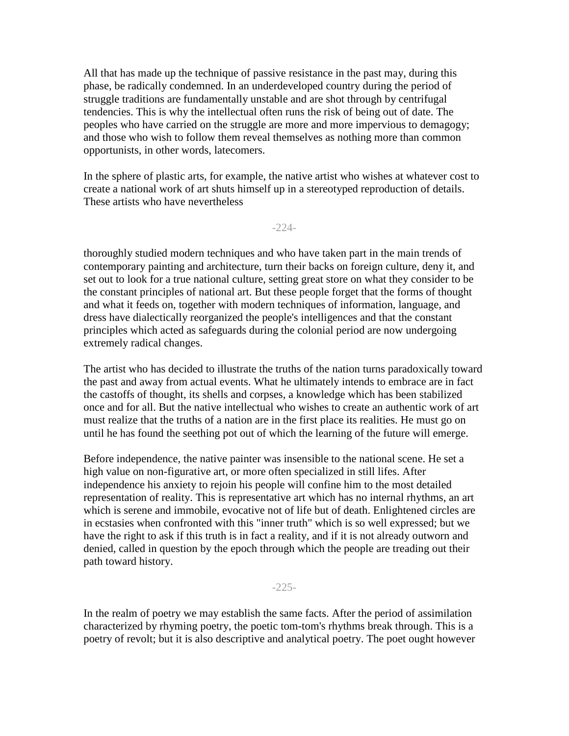All that has made up the technique of passive resistance in the past may, during this phase, be radically condemned. In an underdeveloped country during the period of struggle traditions are fundamentally unstable and are shot through by centrifugal tendencies. This is why the intellectual often runs the risk of being out of date. The peoples who have carried on the struggle are more and more impervious to demagogy; and those who wish to follow them reveal themselves as nothing more than common opportunists, in other words, latecomers.

In the sphere of plastic arts, for example, the native artist who wishes at whatever cost to create a national work of art shuts himself up in a stereotyped reproduction of details. These artists who have nevertheless thoroughly studied modern techniques and who have taken part in the main trends of contemporary painting and architecture, turn their backs on foreign culture, deny it, and set out to look for a true national culture, setting great store on what they consider to be the constant principles of national art. But these people forget that the forms of thought and what it feeds on, together with modern techniques of information, language, and dress have dialectically reorganized the people's intelligences and that the constant principles which acted as safeguards during the colonial period are now undergoing extremely radical changes.

The artist who has decided to illustrate the truths of the nation turns paradoxically toward the past and away from actual events. What he ultimately intends to embrace are in fact the castoffs of thought, its shells and corpses, a knowledge which has been stabilized once and for all. But the native intellectual who wishes to create an authentic work of art must realize that the truths of a nation are in the first place its realities. He must go on until he has found the seething pot out of which the learning of the future will emerge.

Before independence, the native painter was insensible to the national scene. He set a high value on non-figurative art, or more often specialized in still lifes. After independence his anxiety to rejoin his people will confine him to the most detailed representation of reality. This is representative art which has no internal rhythms, an art which is serene and immobile, evocative not of life but of death. Enlightened circles are in ecstasies when confronted with this "inner truth" which is so well expressed; but we have the right to ask if this truth is in fact a reality, and if it is not already outworn and denied, called in question by the epoch through which the people are treading out their path toward history.

In the realm of poetry we may establish the same facts. After the period of assimilation characterized by rhyming poetry, the poetic tom-tom's rhythms break through. This is a poetry of revolt; but it is also descriptive and analytical poetry. The poet ought however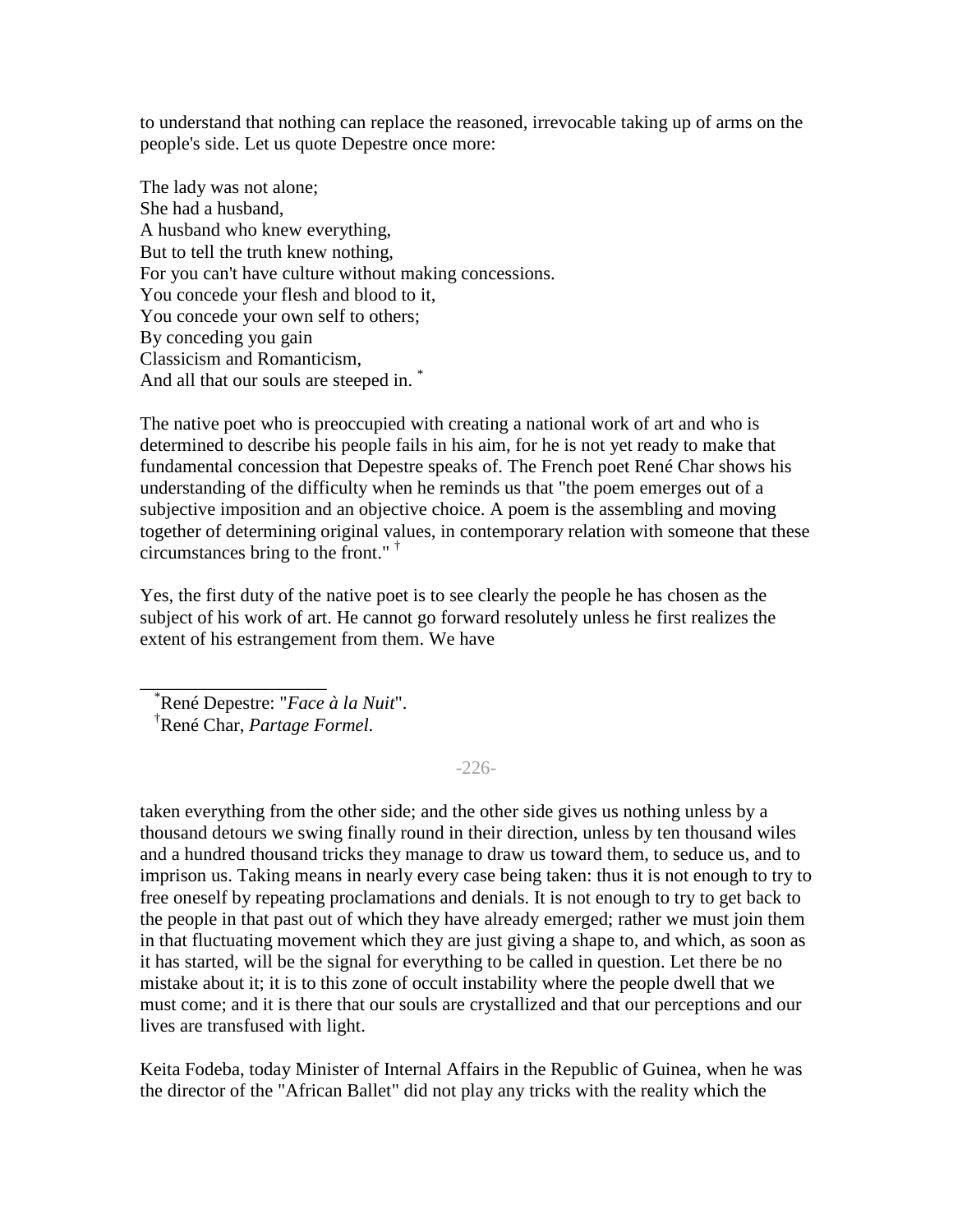to understand that nothing can replace the reasoned, irrevocable taking up of arms on the people's side. Let us quote Depestre once more:

The lady was not alone;  
She had a husband,  
A husband who knew everything,  
But to tell the truth knew nothing,  
For you can't have culture without making concessions.  
You concede your flesh and blood to it,  
You concede your own self to others;  
By conceding you gain  
Classicism and Romanticism,  
And all that our souls are steeped in. [*]

The native poet who is preoccupied with creating a national work of art and who is determined to describe his people fails in his aim, for he is not yet ready to make that fundamental concession that Depestre speaks of. The French poet René Char shows his understanding of the difficulty when he reminds us that "the poem emerges out of a subjective imposition and an objective choice. A poem is the assembling and moving together of determining original values, in contemporary relation with someone that these circumstances bring to the front." [†]

Yes, the first duty of the native poet is to see clearly the people he has chosen as the subject of his work of art. He cannot go forward resolutely unless he first realizes the extent of his estrangement from them. We have taken everything from the other side; and the other side gives us nothing unless by a thousand detours we swing finally round in their direction, unless by ten thousand wiles and a hundred thousand tricks they manage to draw us toward them, to seduce us, and to imprison us. Taking means in nearly every case being taken: thus it is not enough to try to free oneself by repeating proclamations and denials. It is not enough to try to get back to the people in that past out of which they have already emerged; rather we must join them in that fluctuating movement which they are just giving a shape to, and which, as soon as it has started, will be the signal for everything to be called in question. Let there be no mistake about it; it is to this zone of occult instability where the people dwell that we must come; and it is there that our souls are crystallized and that our perceptions and our lives are transfused with light.

Keita Fodeba, today Minister of Internal Affairs in the Republic of Guinea, when he was the director of the "African Ballet" did not play any tricks with the reality which the

---

[*] René Depestre: "*Face à la Nuit*".  
[†] René Char, *Partage Formel.*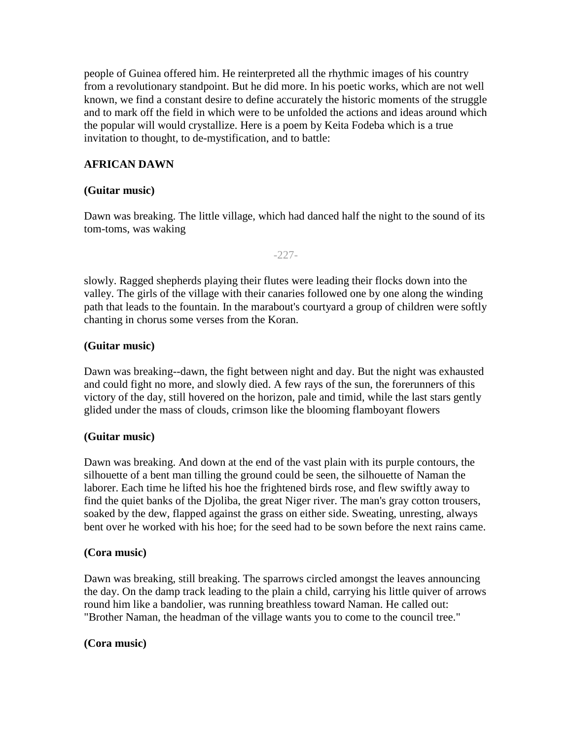people of Guinea offered him. He reinterpreted all the rhythmic images of his country from a revolutionary standpoint. But he did more. In his poetic works, which are not well known, we find a constant desire to define accurately the historic moments of the struggle and to mark off the field in which were to be unfolded the actions and ideas around which the popular will would crystallize. Here is a poem by Keita Fodeba which is a true invitation to thought, to de-mystification, and to battle:

**AFRICAN DAWN**

**(Guitar music)**

Dawn was breaking. The little village, which had danced half the night to the sound of its tom-toms, was waking slowly. Ragged shepherds playing their flutes were leading their flocks down into the valley. The girls of the village with their canaries followed one by one along the winding path that leads to the fountain. In the marabout's courtyard a group of children were softly chanting in chorus some verses from the Koran.

**(Guitar music)**

Dawn was breaking--dawn, the fight between night and day. But the night was exhausted and could fight no more, and slowly died. A few rays of the sun, the forerunners of this victory of the day, still hovered on the horizon, pale and timid, while the last stars gently glided under the mass of clouds, crimson like the blooming flamboyant flowers

**(Guitar music)**

Dawn was breaking. And down at the end of the vast plain with its purple contours, the silhouette of a bent man tilling the ground could be seen, the silhouette of Naman the laborer. Each time he lifted his hoe the frightened birds rose, and flew swiftly away to find the quiet banks of the Djoliba, the great Niger river. The man's gray cotton trousers, soaked by the dew, flapped against the grass on either side. Sweating, unresting, always bent over he worked with his hoe; for the seed had to be sown before the next rains came.

**(Cora music)**

Dawn was breaking, still breaking. The sparrows circled amongst the leaves announcing the day. On the damp track leading to the plain a child, carrying his little quiver of arrows round him like a bandolier, was running breathless toward Naman. He called out: "Brother Naman, the headman of the village wants you to come to the council tree."

**(Cora music)**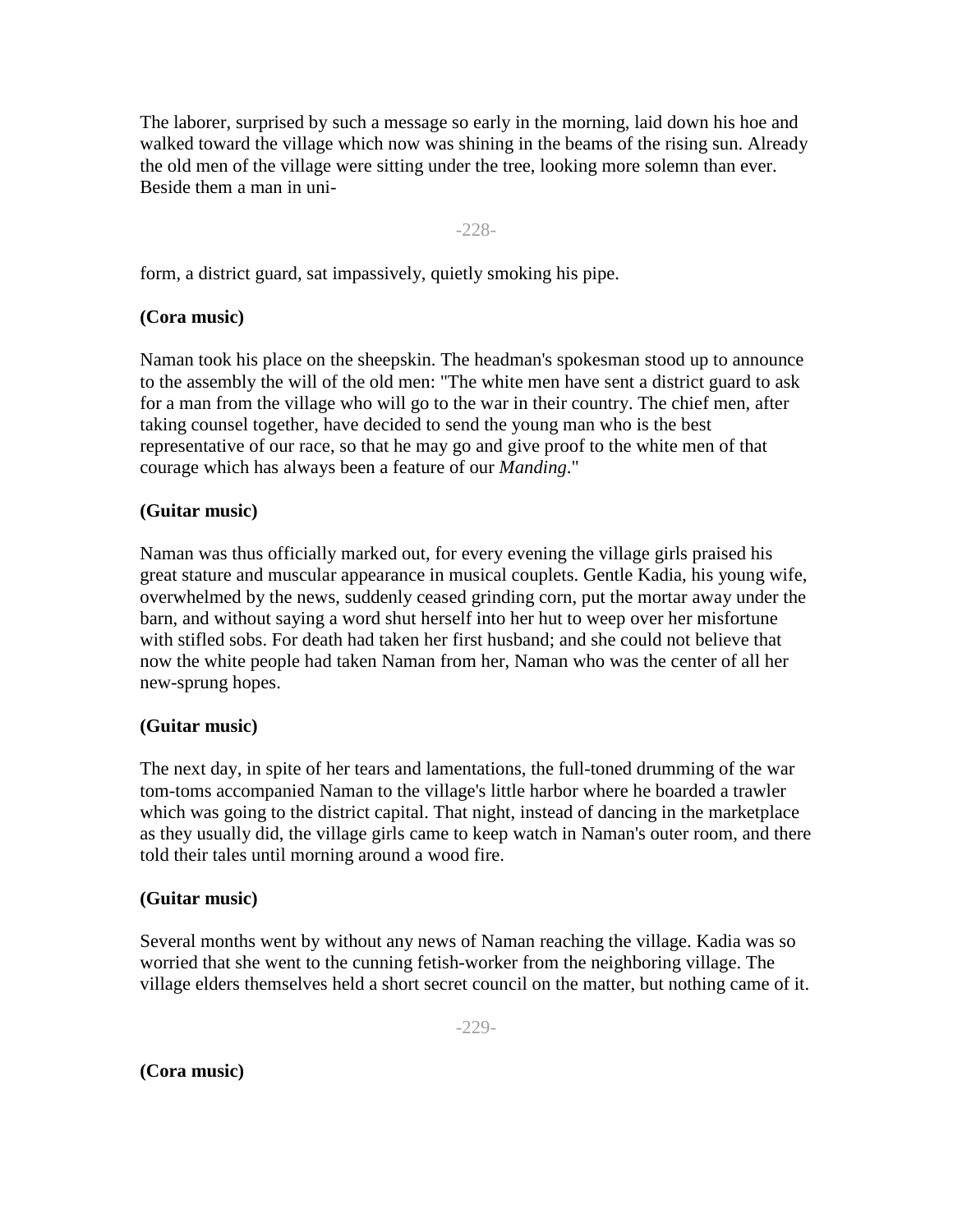The laborer, surprised by such a message so early in the morning, laid down his hoe and walked toward the village which now was shining in the beams of the rising sun. Already the old men of the village were sitting under the tree, looking more solemn than ever. Beside them a man in uniform, a district guard, sat impassively, quietly smoking his pipe.

**(Cora music)**

Naman took his place on the sheepskin. The headman's spokesman stood up to announce to the assembly the will of the old men: "The white men have sent a district guard to ask for a man from the village who will go to the war in their country. The chief men, after taking counsel together, have decided to send the young man who is the best representative of our race, so that he may go and give proof to the white men of that courage which has always been a feature of our *Manding*."

**(Guitar music)**

Naman was thus officially marked out, for every evening the village girls praised his great stature and muscular appearance in musical couplets. Gentle Kadia, his young wife, overwhelmed by the news, suddenly ceased grinding corn, put the mortar away under the barn, and without saying a word shut herself into her hut to weep over her misfortune with stifled sobs. For death had taken her first husband; and she could not believe that now the white people had taken Naman from her, Naman who was the center of all her new-sprung hopes.

**(Guitar music)**

The next day, in spite of her tears and lamentations, the full-toned drumming of the war tom-toms accompanied Naman to the village's little harbor where he boarded a trawler which was going to the district capital. That night, instead of dancing in the marketplace as they usually did, the village girls came to keep watch in Naman's outer room, and there told their tales until morning around a wood fire.

**(Guitar music)**

Several months went by without any news of Naman reaching the village. Kadia was so worried that she went to the cunning fetish-worker from the neighboring village. The village elders themselves held a short secret council on the matter, but nothing came of it.

**(Cora music)**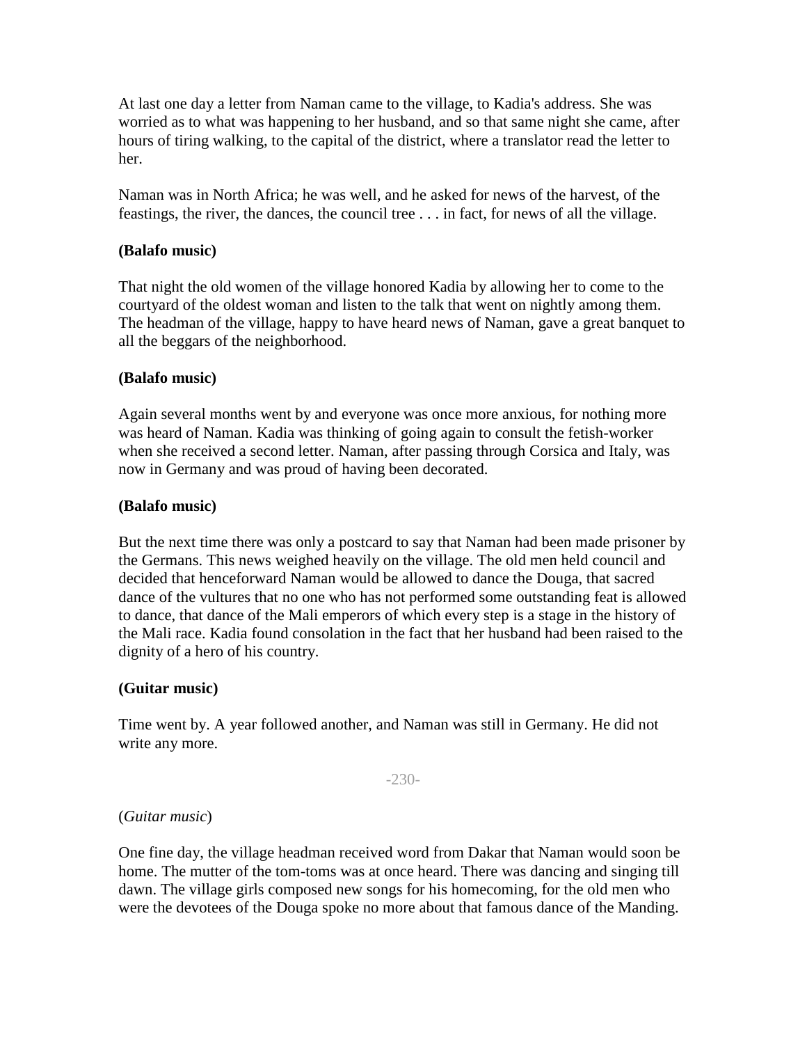At last one day a letter from Naman came to the village, to Kadia's address. She was worried as to what was happening to her husband, and so that same night she came, after hours of tiring walking, to the capital of the district, where a translator read the letter to her.

Naman was in North Africa; he was well, and he asked for news of the harvest, of the feastings, the river, the dances, the council tree . . . in fact, for news of all the village.

**(Balafo music)**

That night the old women of the village honored Kadia by allowing her to come to the courtyard of the oldest woman and listen to the talk that went on nightly among them. The headman of the village, happy to have heard news of Naman, gave a great banquet to all the beggars of the neighborhood.

**(Balafo music)**

Again several months went by and everyone was once more anxious, for nothing more was heard of Naman. Kadia was thinking of going again to consult the fetish-worker when she received a second letter. Naman, after passing through Corsica and Italy, was now in Germany and was proud of having been decorated.

**(Balafo music)**

But the next time there was only a postcard to say that Naman had been made prisoner by the Germans. This news weighed heavily on the village. The old men held council and decided that henceforward Naman would be allowed to dance the Douga, that sacred dance of the vultures that no one who has not performed some outstanding feat is allowed to dance, that dance of the Mali emperors of which every step is a stage in the history of the Mali race. Kadia found consolation in the fact that her husband had been raised to the dignity of a hero of his country.

**(Guitar music)**

Time went by. A year followed another, and Naman was still in Germany. He did not write any more.

(*Guitar music*)

One fine day, the village headman received word from Dakar that Naman would soon be home. The mutter of the tom-toms was at once heard. There was dancing and singing till dawn. The village girls composed new songs for his homecoming, for the old men who were the devotees of the Douga spoke no more about that famous dance of the Manding.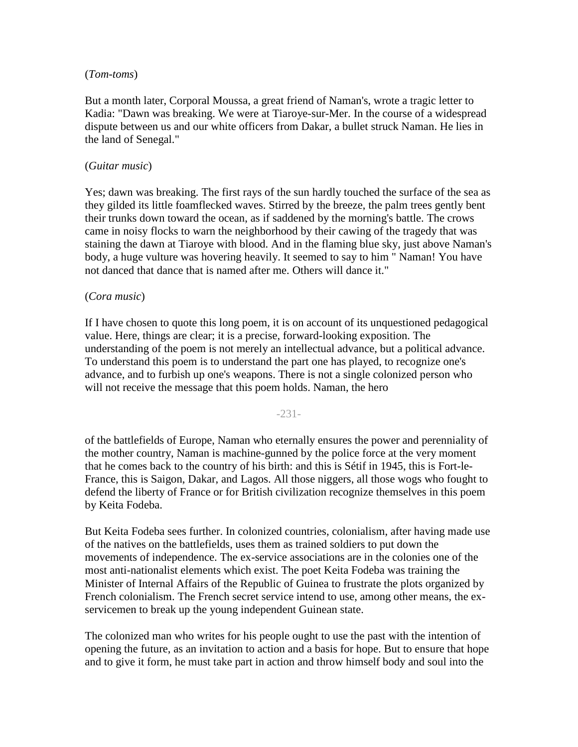(*Tom-toms*)

But a month later, Corporal Moussa, a great friend of Naman's, wrote a tragic letter to Kadia: "Dawn was breaking. We were at Tiaroye-sur-Mer. In the course of a widespread dispute between us and our white officers from Dakar, a bullet struck Naman. He lies in the land of Senegal."

(*Guitar music*)

Yes; dawn was breaking. The first rays of the sun hardly touched the surface of the sea as they gilded its little foamflecked waves. Stirred by the breeze, the palm trees gently bent their trunks down toward the ocean, as if saddened by the morning's battle. The crows came in noisy flocks to warn the neighborhood by their cawing of the tragedy that was staining the dawn at Tiaroye with blood. And in the flaming blue sky, just above Naman's body, a huge vulture was hovering heavily. It seemed to say to him " Naman! You have not danced that dance that is named after me. Others will dance it."

(*Cora music*)

If I have chosen to quote this long poem, it is on account of its unquestioned pedagogical value. Here, things are clear; it is a precise, forward-looking exposition. The understanding of the poem is not merely an intellectual advance, but a political advance. To understand this poem is to understand the part one has played, to recognize one's advance, and to furbish up one's weapons. There is not a single colonized person who will not receive the message that this poem holds. Naman, the hero of the battlefields of Europe, Naman who eternally ensures the power and perenniality of the mother country, Naman is machine-gunned by the police force at the very moment that he comes back to the country of his birth: and this is Sétif in 1945, this is Fort-le-France, this is Saigon, Dakar, and Lagos. All those niggers, all those wogs who fought to defend the liberty of France or for British civilization recognize themselves in this poem by Keita Fodeba.

But Keita Fodeba sees further. In colonized countries, colonialism, after having made use of the natives on the battlefields, uses them as trained soldiers to put down the movements of independence. The ex-service associations are in the colonies one of the most anti-nationalist elements which exist. The poet Keita Fodeba was training the Minister of Internal Affairs of the Republic of Guinea to frustrate the plots organized by French colonialism. The French secret service intend to use, among other means, the ex-servicemen to break up the young independent Guinean state.

The colonized man who writes for his people ought to use the past with the intention of opening the future, as an invitation to action and a basis for hope. But to ensure that hope and to give it form, he must take part in action and throw himself body and soul into the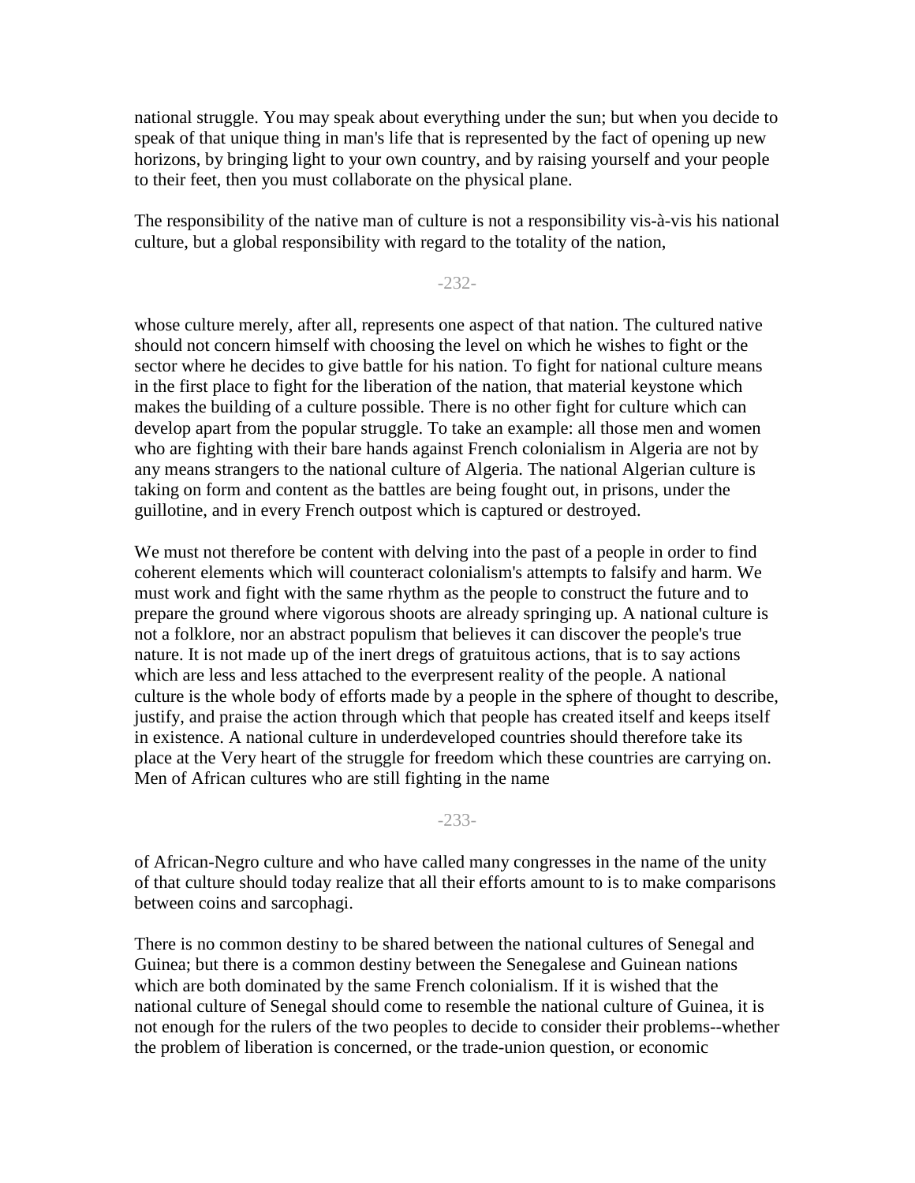national struggle. You may speak about everything under the sun; but when you decide to speak of that unique thing in man's life that is represented by the fact of opening up new horizons, by bringing light to your own country, and by raising yourself and your people to their feet, then you must collaborate on the physical plane.

The responsibility of the native man of culture is not a responsibility vis-à-vis his national culture, but a global responsibility with regard to the totality of the nation, whose culture merely, after all, represents one aspect of that nation. The cultured native should not concern himself with choosing the level on which he wishes to fight or the sector where he decides to give battle for his nation. To fight for national culture means in the first place to fight for the liberation of the nation, that material keystone which makes the building of a culture possible. There is no other fight for culture which can develop apart from the popular struggle. To take an example: all those men and women who are fighting with their bare hands against French colonialism in Algeria are not by any means strangers to the national culture of Algeria. The national Algerian culture is taking on form and content as the battles are being fought out, in prisons, under the guillotine, and in every French outpost which is captured or destroyed.

We must not therefore be content with delving into the past of a people in order to find coherent elements which will counteract colonialism's attempts to falsify and harm. We must work and fight with the same rhythm as the people to construct the future and to prepare the ground where vigorous shoots are already springing up. A national culture is not a folklore, nor an abstract populism that believes it can discover the people's true nature. It is not made up of the inert dregs of gratuitous actions, that is to say actions which are less and less attached to the everpresent reality of the people. A national culture is the whole body of efforts made by a people in the sphere of thought to describe, justify, and praise the action through which that people has created itself and keeps itself in existence. A national culture in underdeveloped countries should therefore take its place at the Very heart of the struggle for freedom which these countries are carrying on. Men of African cultures who are still fighting in the name of African-Negro culture and who have called many congresses in the name of the unity of that culture should today realize that all their efforts amount to is to make comparisons between coins and sarcophagi.

There is no common destiny to be shared between the national cultures of Senegal and Guinea; but there is a common destiny between the Senegalese and Guinean nations which are both dominated by the same French colonialism. If it is wished that the national culture of Senegal should come to resemble the national culture of Guinea, it is not enough for the rulers of the two peoples to decide to consider their problems--whether the problem of liberation is concerned, or the trade-union question, or economic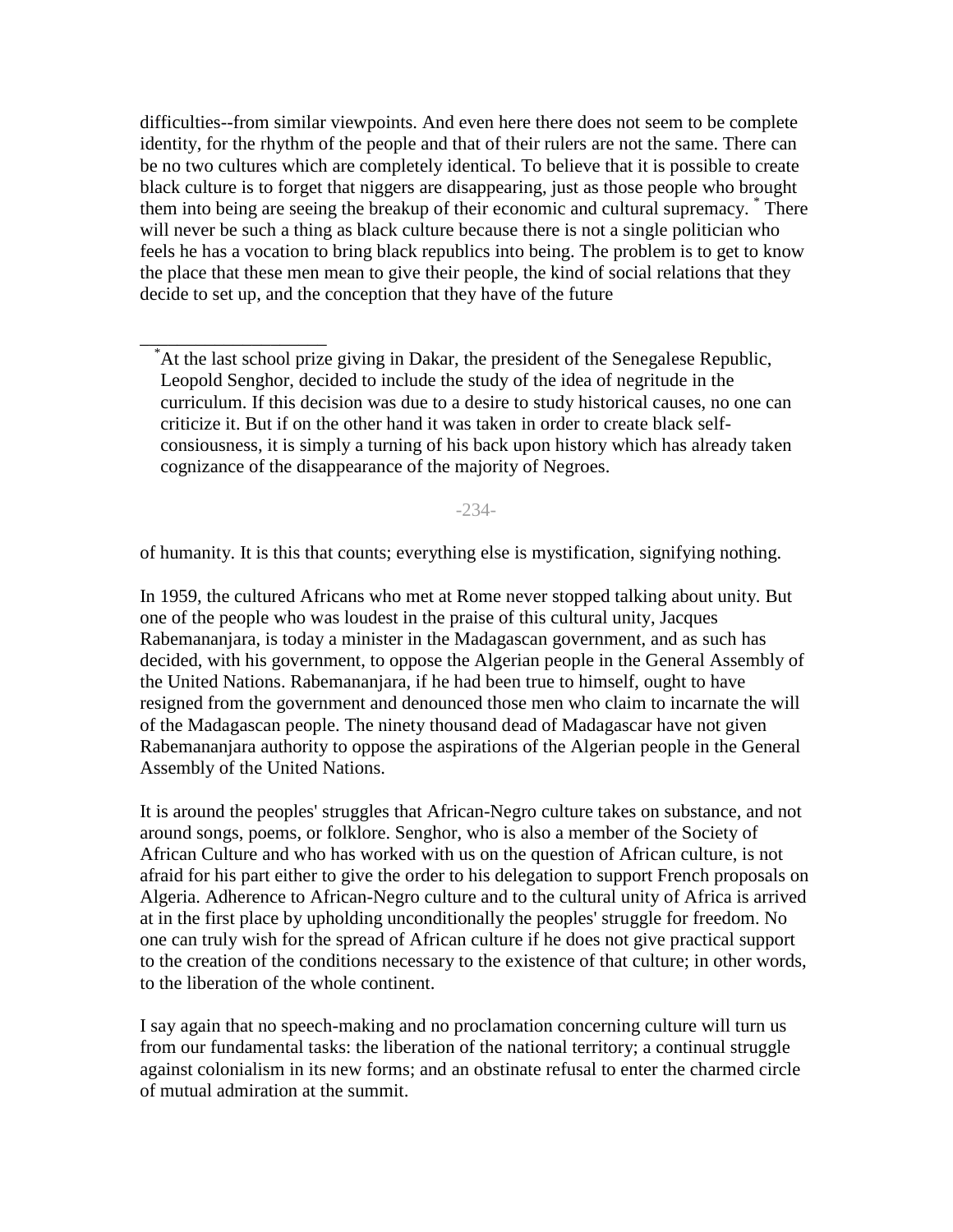difficulties--from similar viewpoints. And even here there does not seem to be complete identity, for the rhythm of the people and that of their rulers are not the same. There can be no two cultures which are completely identical. To believe that it is possible to create black culture is to forget that niggers are disappearing, just as those people who brought them into being are seeing the breakup of their economic and cultural supremacy. [*] There will never be such a thing as black culture because there is not a single politician who feels he has a vocation to bring black republics into being. The problem is to get to know the place that these men mean to give their people, the kind of social relations that they decide to set up, and the conception that they have of the future of humanity. It is this that counts; everything else is mystification, signifying nothing.

[*] At the last school prize giving in Dakar, the president of the Senegalese Republic, Leopold Senghor, decided to include the study of the idea of negritude in the curriculum. If this decision was due to a desire to study historical causes, no one can criticize it. But if on the other hand it was taken in order to create black self-consiousness, it is simply a turning of his back upon history which has already taken cognizance of the disappearance of the majority of Negroes.

In 1959, the cultured Africans who met at Rome never stopped talking about unity. But one of the people who was loudest in the praise of this cultural unity, Jacques Rabemananjara, is today a minister in the Madagascan government, and as such has decided, with his government, to oppose the Algerian people in the General Assembly of the United Nations. Rabemananjara, if he had been true to himself, ought to have resigned from the government and denounced those men who claim to incarnate the will of the Madagascan people. The ninety thousand dead of Madagascar have not given Rabemananjara authority to oppose the aspirations of the Algerian people in the General Assembly of the United Nations.

It is around the peoples' struggles that African-Negro culture takes on substance, and not around songs, poems, or folklore. Senghor, who is also a member of the Society of African Culture and who has worked with us on the question of African culture, is not afraid for his part either to give the order to his delegation to support French proposals on Algeria. Adherence to African-Negro culture and to the cultural unity of Africa is arrived at in the first place by upholding unconditionally the peoples' struggle for freedom. No one can truly wish for the spread of African culture if he does not give practical support to the creation of the conditions necessary to the existence of that culture; in other words, to the liberation of the whole continent.

I say again that no speech-making and no proclamation concerning culture will turn us from our fundamental tasks: the liberation of the national territory; a continual struggle against colonialism in its new forms; and an obstinate refusal to enter the charmed circle of mutual admiration at the summit.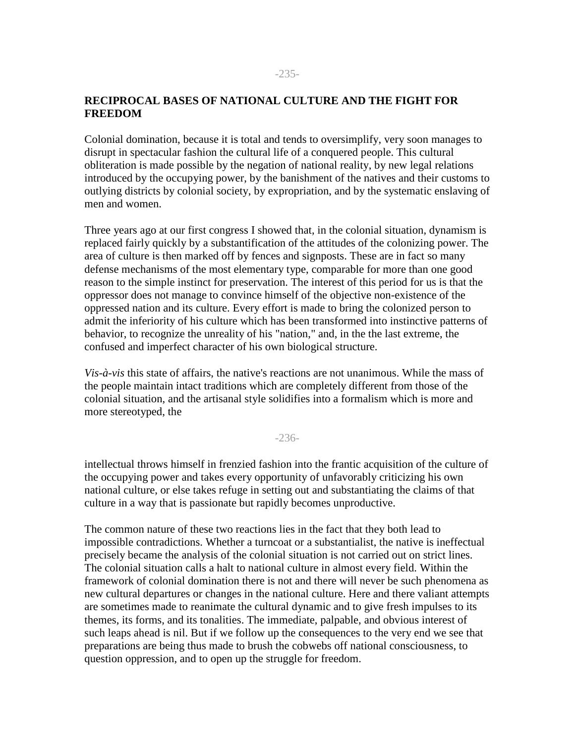## RECIPROCAL BASES OF NATIONAL CULTURE AND THE FIGHT FOR FREEDOM

Colonial domination, because it is total and tends to oversimplify, very soon manages to disrupt in spectacular fashion the cultural life of a conquered people. This cultural obliteration is made possible by the negation of national reality, by new legal relations introduced by the occupying power, by the banishment of the natives and their customs to outlying districts by colonial society, by expropriation, and by the systematic enslaving of men and women.

Three years ago at our first congress I showed that, in the colonial situation, dynamism is replaced fairly quickly by a substantification of the attitudes of the colonizing power. The area of culture is then marked off by fences and signposts. These are in fact so many defense mechanisms of the most elementary type, comparable for more than one good reason to the simple instinct for preservation. The interest of this period for us is that the oppressor does not manage to convince himself of the objective non-existence of the oppressed nation and its culture. Every effort is made to bring the colonized person to admit the inferiority of his culture which has been transformed into instinctive patterns of behavior, to recognize the unreality of his "nation," and, in the the last extreme, the confused and imperfect character of his own biological structure.

*Vis-à-vis* this state of affairs, the native's reactions are not unanimous. While the mass of the people maintain intact traditions which are completely different from those of the colonial situation, and the artisanal style solidifies into a formalism which is more and more stereotyped, the intellectual throws himself in frenzied fashion into the frantic acquisition of the culture of the occupying power and takes every opportunity of unfavorably criticizing his own national culture, or else takes refuge in setting out and substantiating the claims of that culture in a way that is passionate but rapidly becomes unproductive.

The common nature of these two reactions lies in the fact that they both lead to impossible contradictions. Whether a turncoat or a substantialist, the native is ineffectual precisely became the analysis of the colonial situation is not carried out on strict lines. The colonial situation calls a halt to national culture in almost every field. Within the framework of colonial domination there is not and there will never be such phenomena as new cultural departures or changes in the national culture. Here and there valiant attempts are sometimes made to reanimate the cultural dynamic and to give fresh impulses to its themes, its forms, and its tonalities. The immediate, palpable, and obvious interest of such leaps ahead is nil. But if we follow up the consequences to the very end we see that preparations are being thus made to brush the cobwebs off national consciousness, to question oppression, and to open up the struggle for freedom.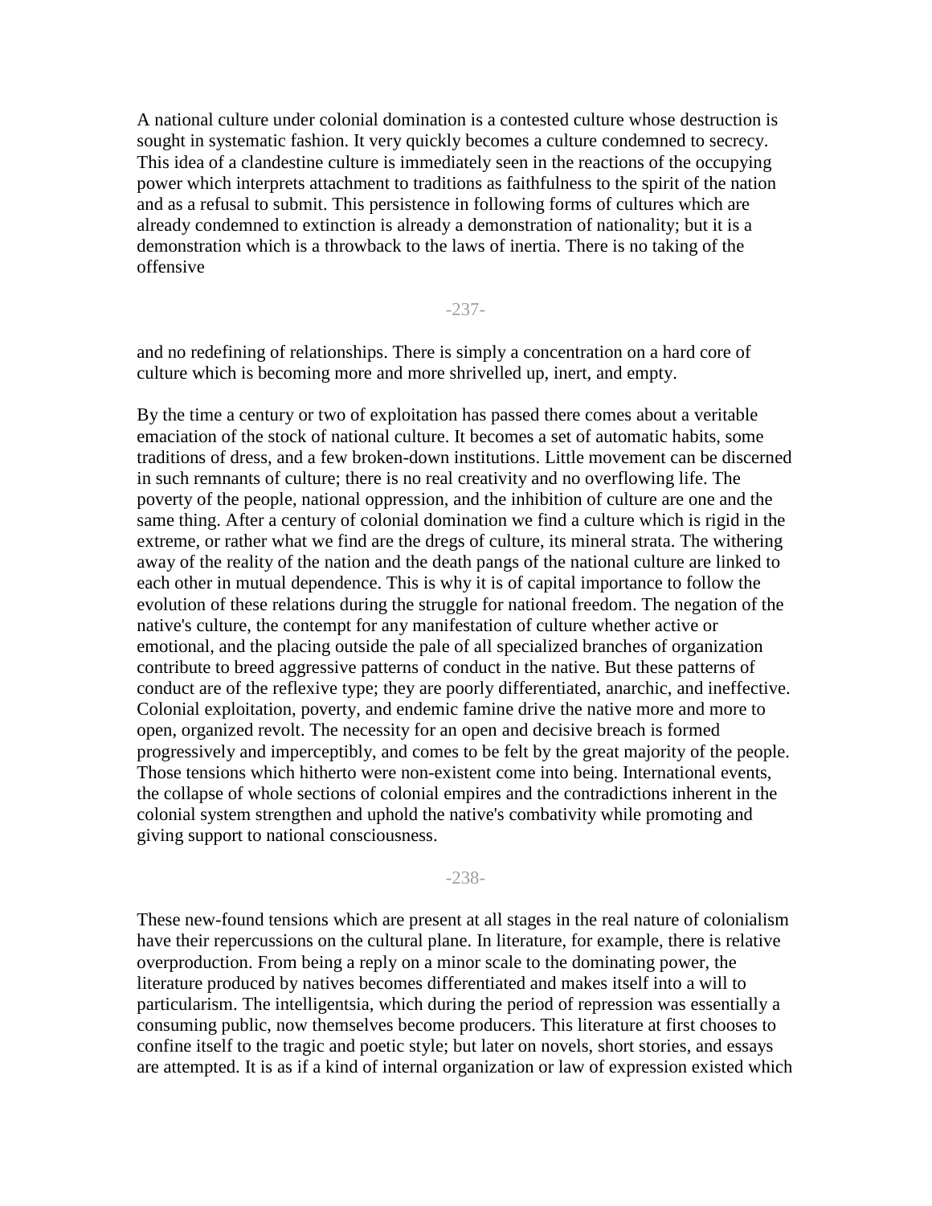A national culture under colonial domination is a contested culture whose destruction is sought in systematic fashion. It very quickly becomes a culture condemned to secrecy. This idea of a clandestine culture is immediately seen in the reactions of the occupying power which interprets attachment to traditions as faithfulness to the spirit of the nation and as a refusal to submit. This persistence in following forms of cultures which are already condemned to extinction is already a demonstration of nationality; but it is a demonstration which is a throwback to the laws of inertia. There is no taking of the offensive and no redefining of relationships. There is simply a concentration on a hard core of culture which is becoming more and more shrivelled up, inert, and empty.

By the time a century or two of exploitation has passed there comes about a veritable emaciation of the stock of national culture. It becomes a set of automatic habits, some traditions of dress, and a few broken-down institutions. Little movement can be discerned in such remnants of culture; there is no real creativity and no overflowing life. The poverty of the people, national oppression, and the inhibition of culture are one and the same thing. After a century of colonial domination we find a culture which is rigid in the extreme, or rather what we find are the dregs of culture, its mineral strata. The withering away of the reality of the nation and the death pangs of the national culture are linked to each other in mutual dependence. This is why it is of capital importance to follow the evolution of these relations during the struggle for national freedom. The negation of the native's culture, the contempt for any manifestation of culture whether active or emotional, and the placing outside the pale of all specialized branches of organization contribute to breed aggressive patterns of conduct in the native. But these patterns of conduct are of the reflexive type; they are poorly differentiated, anarchic, and ineffective. Colonial exploitation, poverty, and endemic famine drive the native more and more to open, organized revolt. The necessity for an open and decisive breach is formed progressively and imperceptibly, and comes to be felt by the great majority of the people. Those tensions which hitherto were non-existent come into being. International events, the collapse of whole sections of colonial empires and the contradictions inherent in the colonial system strengthen and uphold the native's combativity while promoting and giving support to national consciousness.

These new-found tensions which are present at all stages in the real nature of colonialism have their repercussions on the cultural plane. In literature, for example, there is relative overproduction. From being a reply on a minor scale to the dominating power, the literature produced by natives becomes differentiated and makes itself into a will to particularism. The intelligentsia, which during the period of repression was essentially a consuming public, now themselves become producers. This literature at first chooses to confine itself to the tragic and poetic style; but later on novels, short stories, and essays are attempted. It is as if a kind of internal organization or law of expression existed which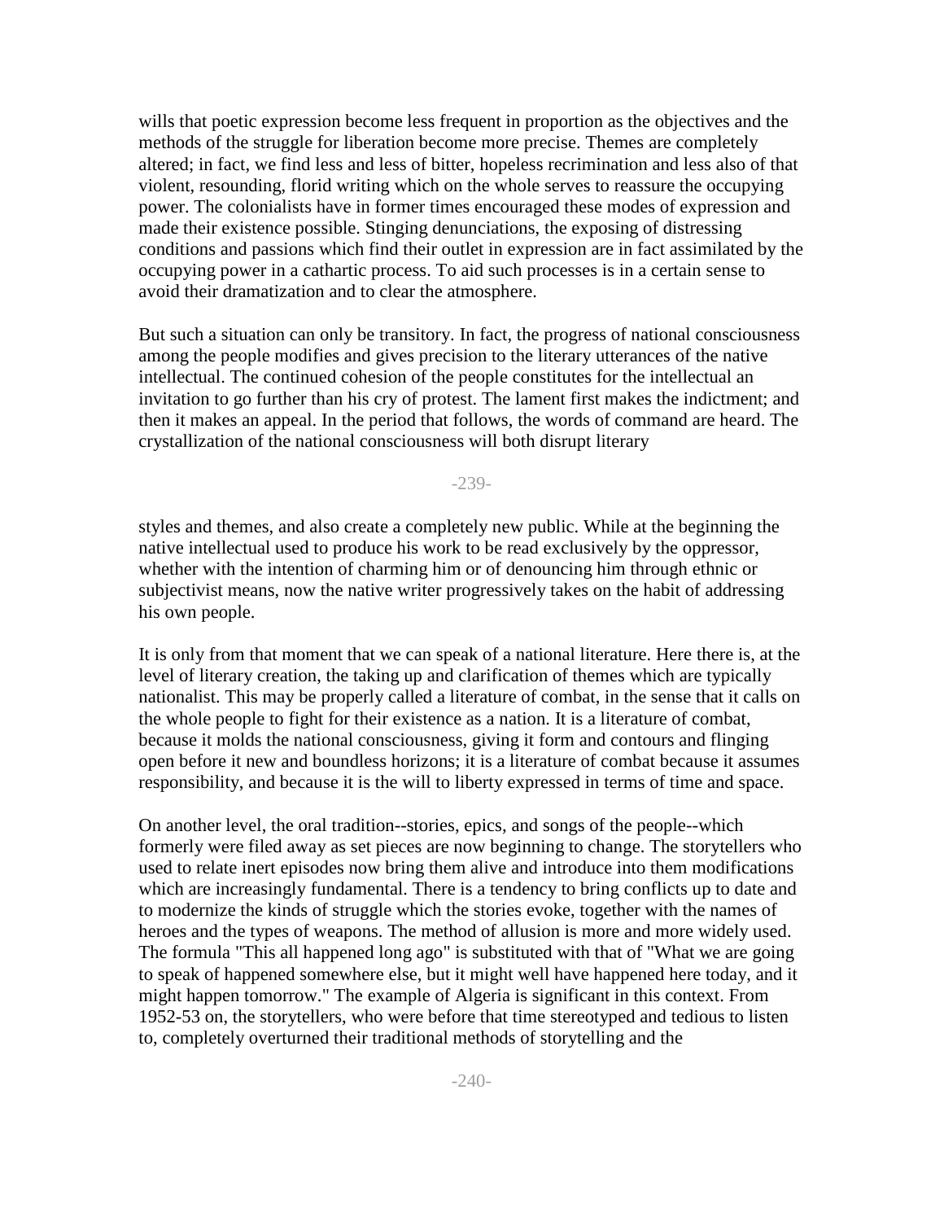wills that poetic expression become less frequent in proportion as the objectives and the methods of the struggle for liberation become more precise. Themes are completely altered; in fact, we find less and less of bitter, hopeless recrimination and less also of that violent, resounding, florid writing which on the whole serves to reassure the occupying power. The colonialists have in former times encouraged these modes of expression and made their existence possible. Stinging denunciations, the exposing of distressing conditions and passions which find their outlet in expression are in fact assimilated by the occupying power in a cathartic process. To aid such processes is in a certain sense to avoid their dramatization and to clear the atmosphere.

But such a situation can only be transitory. In fact, the progress of national consciousness among the people modifies and gives precision to the literary utterances of the native intellectual. The continued cohesion of the people constitutes for the intellectual an invitation to go further than his cry of protest. The lament first makes the indictment; and then it makes an appeal. In the period that follows, the words of command are heard. The crystallization of the national consciousness will both disrupt literary styles and themes, and also create a completely new public. While at the beginning the native intellectual used to produce his work to be read exclusively by the oppressor, whether with the intention of charming him or of denouncing him through ethnic or subjectivist means, now the native writer progressively takes on the habit of addressing his own people.

It is only from that moment that we can speak of a national literature. Here there is, at the level of literary creation, the taking up and clarification of themes which are typically nationalist. This may be properly called a literature of combat, in the sense that it calls on the whole people to fight for their existence as a nation. It is a literature of combat, because it molds the national consciousness, giving it form and contours and flinging open before it new and boundless horizons; it is a literature of combat because it assumes responsibility, and because it is the will to liberty expressed in terms of time and space.

On another level, the oral tradition--stories, epics, and songs of the people--which formerly were filed away as set pieces are now beginning to change. The storytellers who used to relate inert episodes now bring them alive and introduce into them modifications which are increasingly fundamental. There is a tendency to bring conflicts up to date and to modernize the kinds of struggle which the stories evoke, together with the names of heroes and the types of weapons. The method of allusion is more and more widely used. The formula "This all happened long ago" is substituted with that of "What we are going to speak of happened somewhere else, but it might well have happened here today, and it might happen tomorrow." The example of Algeria is significant in this context. From 1952-53 on, the storytellers, who were before that time stereotyped and tedious to listen to, completely overturned their traditional methods of storytelling and the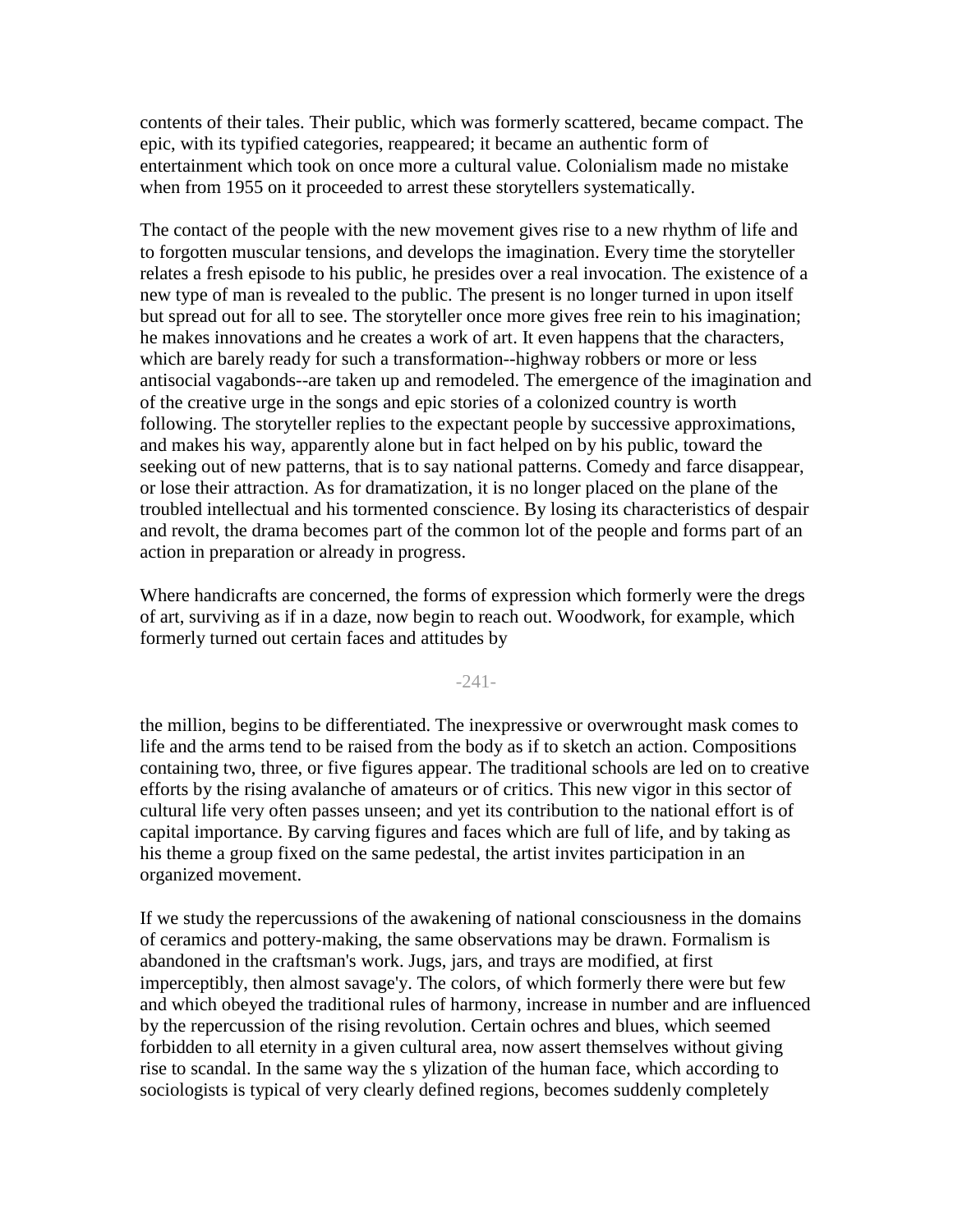contents of their tales. Their public, which was formerly scattered, became compact. The epic, with its typified categories, reappeared; it became an authentic form of entertainment which took on once more a cultural value. Colonialism made no mistake when from 1955 on it proceeded to arrest these storytellers systematically.

The contact of the people with the new movement gives rise to a new rhythm of life and to forgotten muscular tensions, and develops the imagination. Every time the storyteller relates a fresh episode to his public, he presides over a real invocation. The existence of a new type of man is revealed to the public. The present is no longer turned in upon itself but spread out for all to see. The storyteller once more gives free rein to his imagination; he makes innovations and he creates a work of art. It even happens that the characters, which are barely ready for such a transformation--highway robbers or more or less antisocial vagabonds--are taken up and remodeled. The emergence of the imagination and of the creative urge in the songs and epic stories of a colonized country is worth following. The storyteller replies to the expectant people by successive approximations, and makes his way, apparently alone but in fact helped on by his public, toward the seeking out of new patterns, that is to say national patterns. Comedy and farce disappear, or lose their attraction. As for dramatization, it is no longer placed on the plane of the troubled intellectual and his tormented conscience. By losing its characteristics of despair and revolt, the drama becomes part of the common lot of the people and forms part of an action in preparation or already in progress.

Where handicrafts are concerned, the forms of expression which formerly were the dregs of art, surviving as if in a daze, now begin to reach out. Woodwork, for example, which formerly turned out certain faces and attitudes by the million, begins to be differentiated. The inexpressive or overwrought mask comes to life and the arms tend to be raised from the body as if to sketch an action. Compositions containing two, three, or five figures appear. The traditional schools are led on to creative efforts by the rising avalanche of amateurs or of critics. This new vigor in this sector of cultural life very often passes unseen; and yet its contribution to the national effort is of capital importance. By carving figures and faces which are full of life, and by taking as his theme a group fixed on the same pedestal, the artist invites participation in an organized movement.

If we study the repercussions of the awakening of national consciousness in the domains of ceramics and pottery-making, the same observations may be drawn. Formalism is abandoned in the craftsman's work. Jugs, jars, and trays are modified, at first imperceptibly, then almost savage'y. The colors, of which formerly there were but few and which obeyed the traditional rules of harmony, increase in number and are influenced by the repercussion of the rising revolution. Certain ochres and blues, which seemed forbidden to all eternity in a given cultural area, now assert themselves without giving rise to scandal. In the same way the s ylization of the human face, which according to sociologists is typical of very clearly defined regions, becomes suddenly completely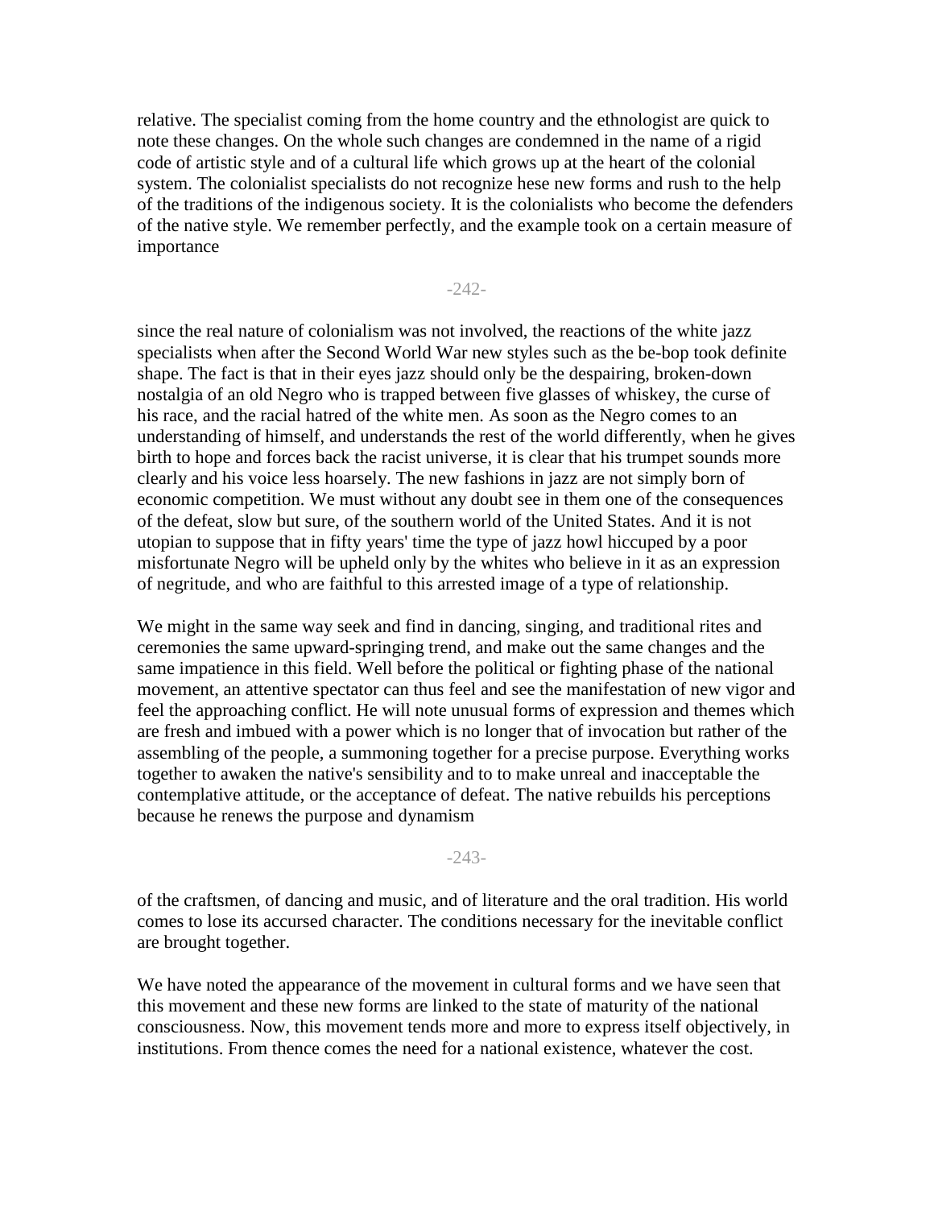relative. The specialist coming from the home country and the ethnologist are quick to note these changes. On the whole such changes are condemned in the name of a rigid code of artistic style and of a cultural life which grows up at the heart of the colonial system. The colonialist specialists do not recognize hese new forms and rush to the help of the traditions of the indigenous society. It is the colonialists who become the defenders of the native style. We remember perfectly, and the example took on a certain measure of importance

since the real nature of colonialism was not involved, the reactions of the white jazz specialists when after the Second World War new styles such as the be-bop took definite shape. The fact is that in their eyes jazz should only be the despairing, broken-down nostalgia of an old Negro who is trapped between five glasses of whiskey, the curse of his race, and the racial hatred of the white men. As soon as the Negro comes to an understanding of himself, and understands the rest of the world differently, when he gives birth to hope and forces back the racist universe, it is clear that his trumpet sounds more clearly and his voice less hoarsely. The new fashions in jazz are not simply born of economic competition. We must without any doubt see in them one of the consequences of the defeat, slow but sure, of the southern world of the United States. And it is not utopian to suppose that in fifty years' time the type of jazz howl hiccuped by a poor misfortunate Negro will be upheld only by the whites who believe in it as an expression of negritude, and who are faithful to this arrested image of a type of relationship.

We might in the same way seek and find in dancing, singing, and traditional rites and ceremonies the same upward-springing trend, and make out the same changes and the same impatience in this field. Well before the political or fighting phase of the national movement, an attentive spectator can thus feel and see the manifestation of new vigor and feel the approaching conflict. He will note unusual forms of expression and themes which are fresh and imbued with a power which is no longer that of invocation but rather of the assembling of the people, a summoning together for a precise purpose. Everything works together to awaken the native's sensibility and to to make unreal and inacceptable the contemplative attitude, or the acceptance of defeat. The native rebuilds his perceptions because he renews the purpose and dynamism

of the craftsmen, of dancing and music, and of literature and the oral tradition. His world comes to lose its accursed character. The conditions necessary for the inevitable conflict are brought together.

We have noted the appearance of the movement in cultural forms and we have seen that this movement and these new forms are linked to the state of maturity of the national consciousness. Now, this movement tends more and more to express itself objectively, in institutions. From thence comes the need for a national existence, whatever the cost.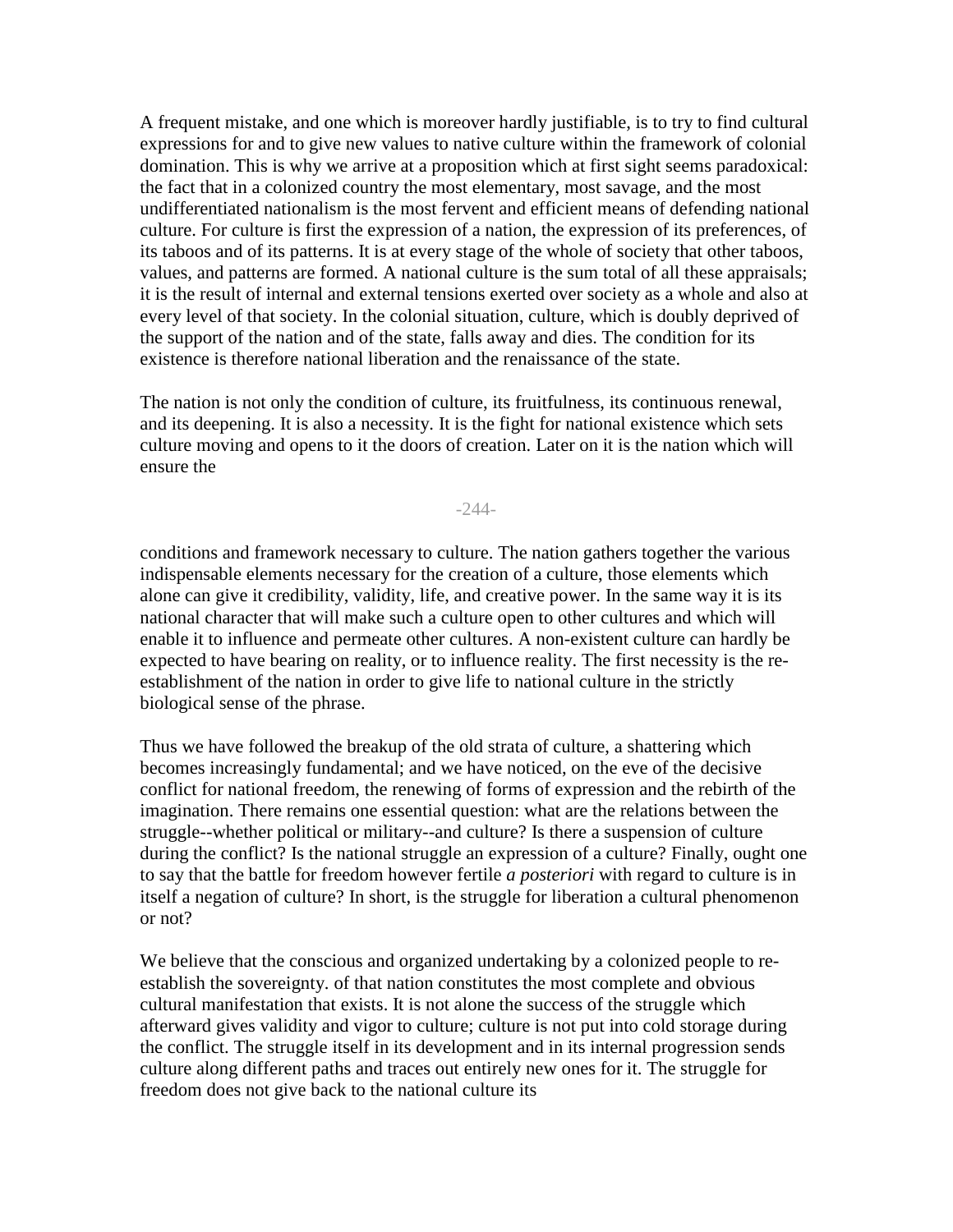A frequent mistake, and one which is moreover hardly justifiable, is to try to find cultural expressions for and to give new values to native culture within the framework of colonial domination. This is why we arrive at a proposition which at first sight seems paradoxical: the fact that in a colonized country the most elementary, most savage, and the most undifferentiated nationalism is the most fervent and efficient means of defending national culture. For culture is first the expression of a nation, the expression of its preferences, of its taboos and of its patterns. It is at every stage of the whole of society that other taboos, values, and patterns are formed. A national culture is the sum total of all these appraisals; it is the result of internal and external tensions exerted over society as a whole and also at every level of that society. In the colonial situation, culture, which is doubly deprived of the support of the nation and of the state, falls away and dies. The condition for its existence is therefore national liberation and the renaissance of the state.

The nation is not only the condition of culture, its fruitfulness, its continuous renewal, and its deepening. It is also a necessity. It is the fight for national existence which sets culture moving and opens to it the doors of creation. Later on it is the nation which will ensure the conditions and framework necessary to culture. The nation gathers together the various indispensable elements necessary for the creation of a culture, those elements which alone can give it credibility, validity, life, and creative power. In the same way it is its national character that will make such a culture open to other cultures and which will enable it to influence and permeate other cultures. A non-existent culture can hardly be expected to have bearing on reality, or to influence reality. The first necessity is the re-establishment of the nation in order to give life to national culture in the strictly biological sense of the phrase.

Thus we have followed the breakup of the old strata of culture, a shattering which becomes increasingly fundamental; and we have noticed, on the eve of the decisive conflict for national freedom, the renewing of forms of expression and the rebirth of the imagination. There remains one essential question: what are the relations between the struggle--whether political or military--and culture? Is there a suspension of culture during the conflict? Is the national struggle an expression of a culture? Finally, ought one to say that the battle for freedom however fertile *a posteriori* with regard to culture is in itself a negation of culture? In short, is the struggle for liberation a cultural phenomenon or not?

We believe that the conscious and organized undertaking by a colonized people to re-establish the sovereignty. of that nation constitutes the most complete and obvious cultural manifestation that exists. It is not alone the success of the struggle which afterward gives validity and vigor to culture; culture is not put into cold storage during the conflict. The struggle itself in its development and in its internal progression sends culture along different paths and traces out entirely new ones for it. The struggle for freedom does not give back to the national culture its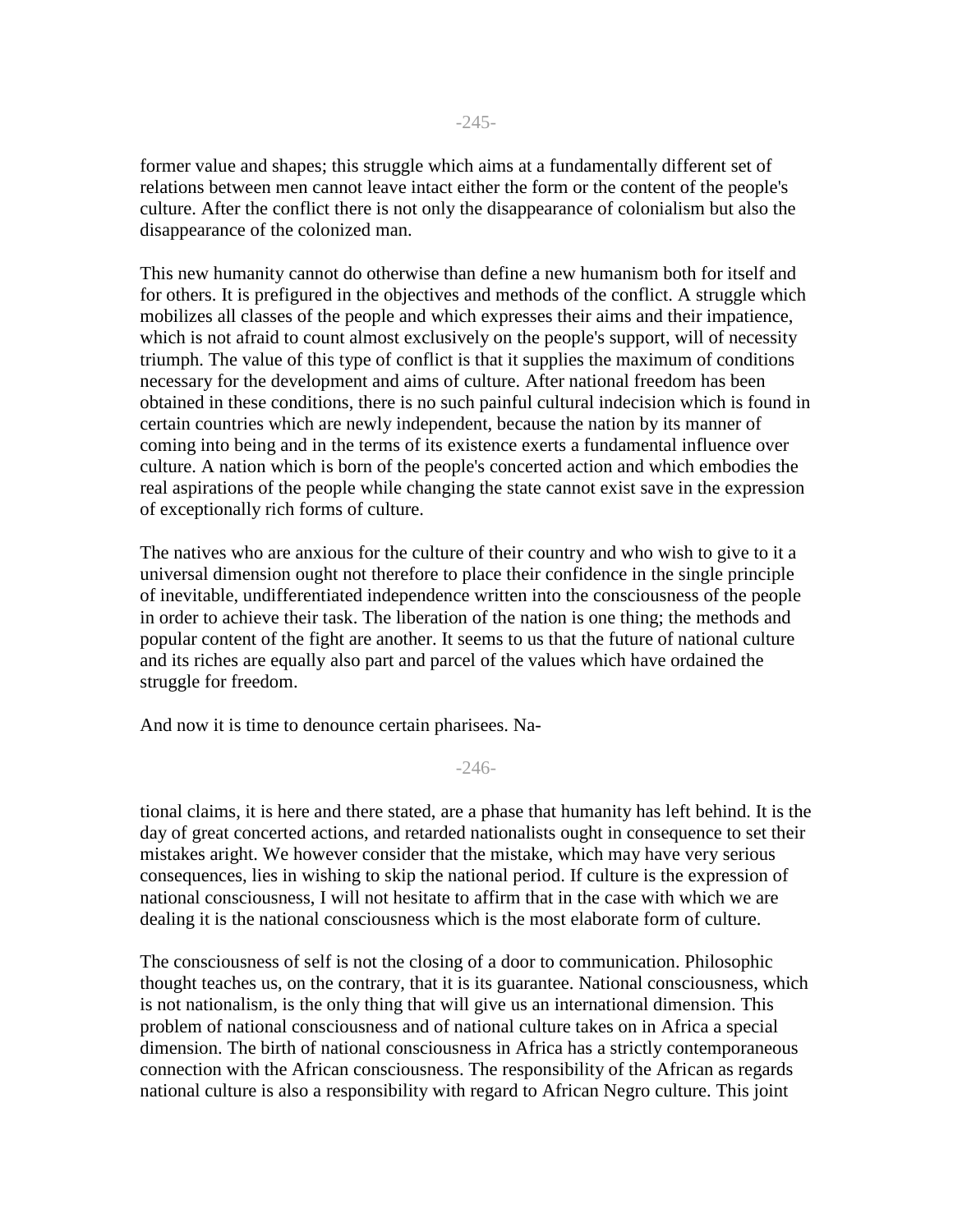former value and shapes; this struggle which aims at a fundamentally different set of relations between men cannot leave intact either the form or the content of the people's culture. After the conflict there is not only the disappearance of colonialism but also the disappearance of the colonized man.

This new humanity cannot do otherwise than define a new humanism both for itself and for others. It is prefigured in the objectives and methods of the conflict. A struggle which mobilizes all classes of the people and which expresses their aims and their impatience, which is not afraid to count almost exclusively on the people's support, will of necessity triumph. The value of this type of conflict is that it supplies the maximum of conditions necessary for the development and aims of culture. After national freedom has been obtained in these conditions, there is no such painful cultural indecision which is found in certain countries which are newly independent, because the nation by its manner of coming into being and in the terms of its existence exerts a fundamental influence over culture. A nation which is born of the people's concerted action and which embodies the real aspirations of the people while changing the state cannot exist save in the expression of exceptionally rich forms of culture.

The natives who are anxious for the culture of their country and who wish to give to it a universal dimension ought not therefore to place their confidence in the single principle of inevitable, undifferentiated independence written into the consciousness of the people in order to achieve their task. The liberation of the nation is one thing; the methods and popular content of the fight are another. It seems to us that the future of national culture and its riches are equally also part and parcel of the values which have ordained the struggle for freedom.

And now it is time to denounce certain pharisees. National claims, it is here and there stated, are a phase that humanity has left behind. It is the day of great concerted actions, and retarded nationalists ought in consequence to set their mistakes aright. We however consider that the mistake, which may have very serious consequences, lies in wishing to skip the national period. If culture is the expression of national consciousness, I will not hesitate to affirm that in the case with which we are dealing it is the national consciousness which is the most elaborate form of culture.

The consciousness of self is not the closing of a door to communication. Philosophic thought teaches us, on the contrary, that it is its guarantee. National consciousness, which is not nationalism, is the only thing that will give us an international dimension. This problem of national consciousness and of national culture takes on in Africa a special dimension. The birth of national consciousness in Africa has a strictly contemporaneous connection with the African consciousness. The responsibility of the African as regards national culture is also a responsibility with regard to African Negro culture. This joint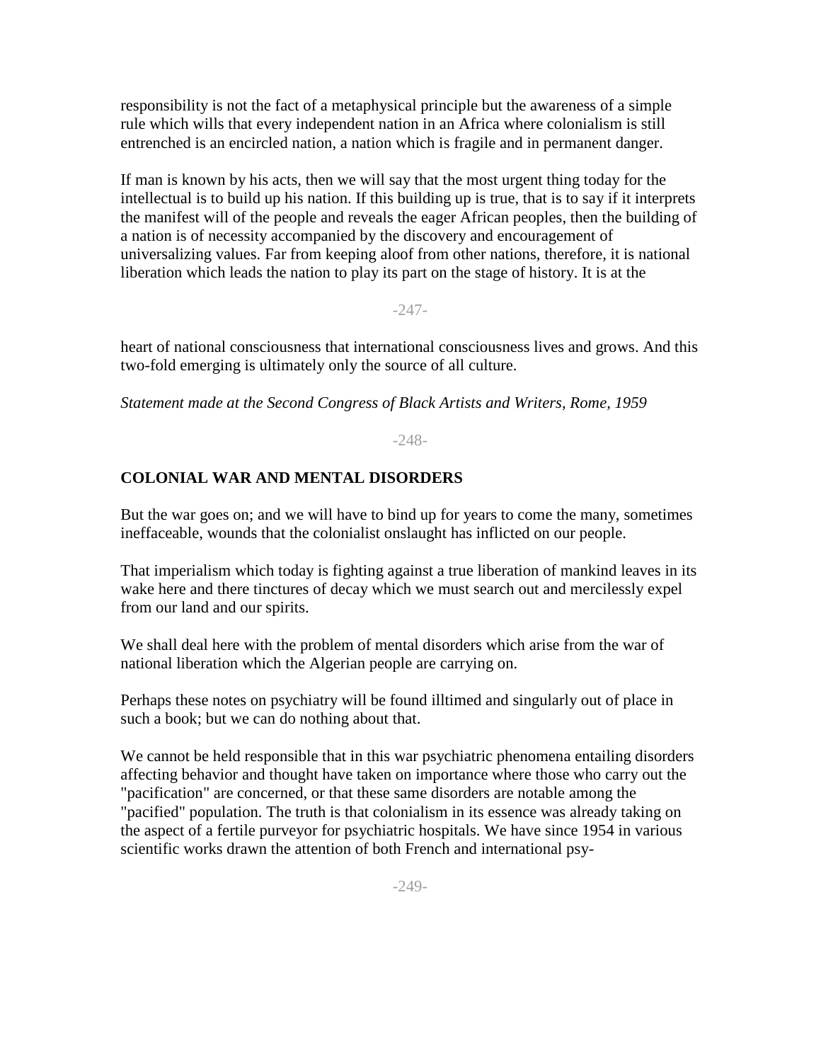responsibility is not the fact of a metaphysical principle but the awareness of a simple rule which wills that every independent nation in an Africa where colonialism is still entrenched is an encircled nation, a nation which is fragile and in permanent danger.

If man is known by his acts, then we will say that the most urgent thing today for the intellectual is to build up his nation. If this building up is true, that is to say if it interprets the manifest will of the people and reveals the eager African peoples, then the building of a nation is of necessity accompanied by the discovery and encouragement of universalizing values. Far from keeping aloof from other nations, therefore, it is national liberation which leads the nation to play its part on the stage of history. It is at the heart of national consciousness that international consciousness lives and grows. And this two-fold emerging is ultimately only the source of all culture.

*Statement made at the Second Congress of Black Artists and Writers, Rome, 1959*

## COLONIAL WAR AND MENTAL DISORDERS

But the war goes on; and we will have to bind up for years to come the many, sometimes ineffaceable, wounds that the colonialist onslaught has inflicted on our people.

That imperialism which today is fighting against a true liberation of mankind leaves in its wake here and there tinctures of decay which we must search out and mercilessly expel from our land and our spirits.

We shall deal here with the problem of mental disorders which arise from the war of national liberation which the Algerian people are carrying on.

Perhaps these notes on psychiatry will be found illtimed and singularly out of place in such a book; but we can do nothing about that.

We cannot be held responsible that in this war psychiatric phenomena entailing disorders affecting behavior and thought have taken on importance where those who carry out the "pacification" are concerned, or that these same disorders are notable among the "pacified" population. The truth is that colonialism in its essence was already taking on the aspect of a fertile purveyor for psychiatric hospitals. We have since 1954 in various scientific works drawn the attention of both French and international psy-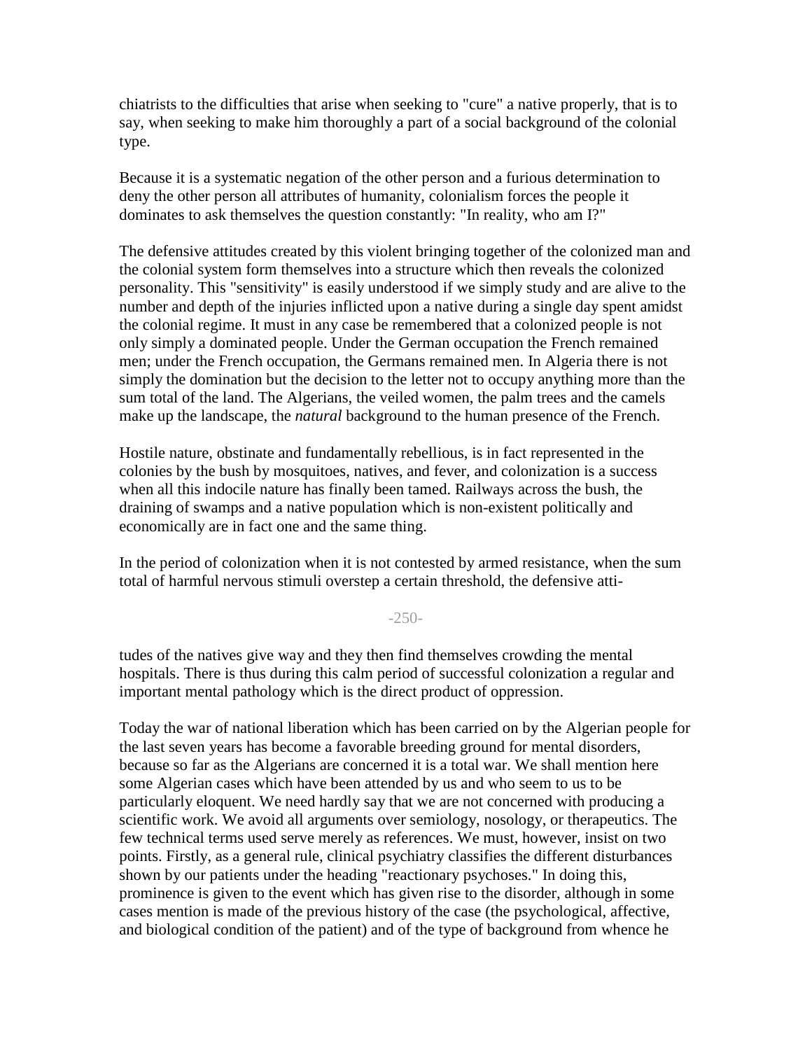chiatrists to the difficulties that arise when seeking to "cure" a native properly, that is to say, when seeking to make him thoroughly a part of a social background of the colonial type.

Because it is a systematic negation of the other person and a furious determination to deny the other person all attributes of humanity, colonialism forces the people it dominates to ask themselves the question constantly: "In reality, who am I?"

The defensive attitudes created by this violent bringing together of the colonized man and the colonial system form themselves into a structure which then reveals the colonized personality. This "sensitivity" is easily understood if we simply study and are alive to the number and depth of the injuries inflicted upon a native during a single day spent amidst the colonial regime. It must in any case be remembered that a colonized people is not only simply a dominated people. Under the German occupation the French remained men; under the French occupation, the Germans remained men. In Algeria there is not simply the domination but the decision to the letter not to occupy anything more than the sum total of the land. The Algerians, the veiled women, the palm trees and the camels make up the landscape, the *natural* background to the human presence of the French.

Hostile nature, obstinate and fundamentally rebellious, is in fact represented in the colonies by the bush by mosquitoes, natives, and fever, and colonization is a success when all this indocile nature has finally been tamed. Railways across the bush, the draining of swamps and a native population which is non-existent politically and economically are in fact one and the same thing.

In the period of colonization when it is not contested by armed resistance, when the sum total of harmful nervous stimuli overstep a certain threshold, the defensive attitudes of the natives give way and they then find themselves crowding the mental hospitals. There is thus during this calm period of successful colonization a regular and important mental pathology which is the direct product of oppression.

Today the war of national liberation which has been carried on by the Algerian people for the last seven years has become a favorable breeding ground for mental disorders, because so far as the Algerians are concerned it is a total war. We shall mention here some Algerian cases which have been attended by us and who seem to us to be particularly eloquent. We need hardly say that we are not concerned with producing a scientific work. We avoid all arguments over semiology, nosology, or therapeutics. The few technical terms used serve merely as references. We must, however, insist on two points. Firstly, as a general rule, clinical psychiatry classifies the different disturbances shown by our patients under the heading "reactionary psychoses." In doing this, prominence is given to the event which has given rise to the disorder, although in some cases mention is made of the previous history of the case (the psychological, affective, and biological condition of the patient) and of the type of background from whence he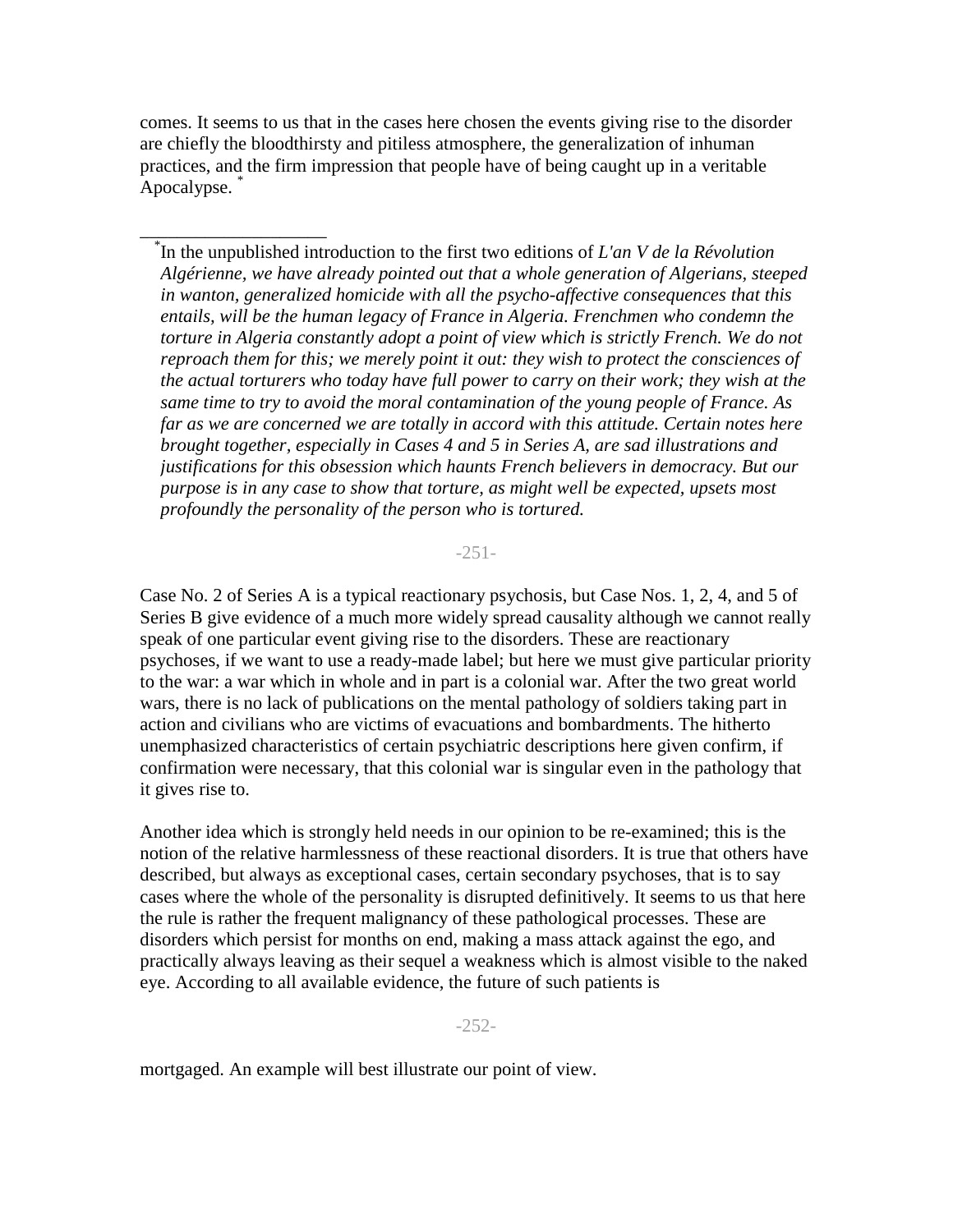comes. It seems to us that in the cases here chosen the events giving rise to the disorder are chiefly the bloodthirsty and pitiless atmosphere, the generalization of inhuman practices, and the firm impression that people have of being caught up in a veritable Apocalypse. *

---

*In the unpublished introduction to the first two editions of *L'an V de la Révolution Algérienne, we have already pointed out that a whole generation of Algerians, steeped in wanton, generalized homicide with all the psycho-affective consequences that this entails, will be the human legacy of France in Algeria. Frenchmen who condemn the torture in Algeria constantly adopt a point of view which is strictly French. We do not reproach them for this; we merely point it out: they wish to protect the consciences of the actual torturers who today have full power to carry on their work; they wish at the same time to try to avoid the moral contamination of the young people of France. As far as we are concerned we are totally in accord with this attitude. Certain notes here brought together, especially in Cases 4 and 5 in Series A, are sad illustrations and justifications for this obsession which haunts French believers in democracy. But our purpose is in any case to show that torture, as might well be expected, upsets most profoundly the personality of the person who is tortured.*

Case No. 2 of Series A is a typical reactionary psychosis, but Case Nos. 1, 2, 4, and 5 of Series B give evidence of a much more widely spread causality although we cannot really speak of one particular event giving rise to the disorders. These are reactionary psychoses, if we want to use a ready-made label; but here we must give particular priority to the war: a war which in whole and in part is a colonial war. After the two great world wars, there is no lack of publications on the mental pathology of soldiers taking part in action and civilians who are victims of evacuations and bombardments. The hitherto unemphasized characteristics of certain psychiatric descriptions here given confirm, if confirmation were necessary, that this colonial war is singular even in the pathology that it gives rise to.

Another idea which is strongly held needs in our opinion to be re-examined; this is the notion of the relative harmlessness of these reactional disorders. It is true that others have described, but always as exceptional cases, certain secondary psychoses, that is to say cases where the whole of the personality is disrupted definitively. It seems to us that here the rule is rather the frequent malignancy of these pathological processes. These are disorders which persist for months on end, making a mass attack against the ego, and practically always leaving as their sequel a weakness which is almost visible to the naked eye. According to all available evidence, the future of such patients is mortgaged. An example will best illustrate our point of view.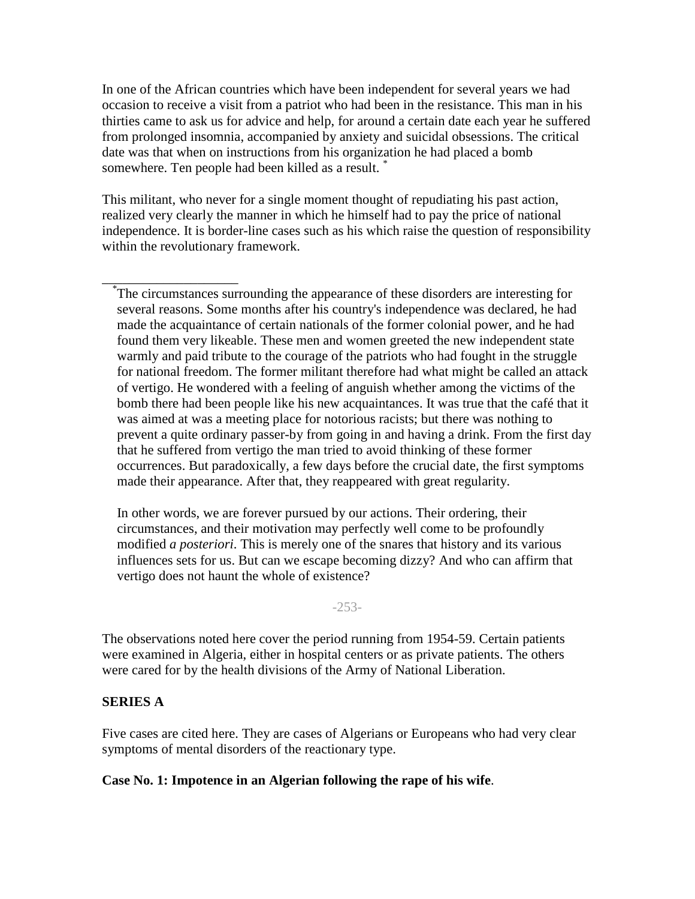In one of the African countries which have been independent for several years we had occasion to receive a visit from a patriot who had been in the resistance. This man in his thirties came to ask us for advice and help, for around a certain date each year he suffered from prolonged insomnia, accompanied by anxiety and suicidal obsessions. The critical date was that when on instructions from his organization he had placed a bomb somewhere. Ten people had been killed as a result. [*]

This militant, who never for a single moment thought of repudiating his past action, realized very clearly the manner in which he himself had to pay the price of national independence. It is border-line cases such as his which raise the question of responsibility within the revolutionary framework.

---

[*] The circumstances surrounding the appearance of these disorders are interesting for several reasons. Some months after his country's independence was declared, he had made the acquaintance of certain nationals of the former colonial power, and he had found them very likeable. These men and women greeted the new independent state warmly and paid tribute to the courage of the patriots who had fought in the struggle for national freedom. The former militant therefore had what might be called an attack of vertigo. He wondered with a feeling of anguish whether among the victims of the bomb there had been people like his new acquaintances. It was true that the café that it was aimed at was a meeting place for notorious racists; but there was nothing to prevent a quite ordinary passer-by from going in and having a drink. From the first day that he suffered from vertigo the man tried to avoid thinking of these former occurrences. But paradoxically, a few days before the crucial date, the first symptoms made their appearance. After that, they reappeared with great regularity.

In other words, we are forever pursued by our actions. Their ordering, their circumstances, and their motivation may perfectly well come to be profoundly modified *a posteriori*. This is merely one of the snares that history and its various influences sets for us. But can we escape becoming dizzy? And who can affirm that vertigo does not haunt the whole of existence?

The observations noted here cover the period running from 1954-59. Certain patients were examined in Algeria, either in hospital centers or as private patients. The others were cared for by the health divisions of the Army of National Liberation.

## SERIES A

Five cases are cited here. They are cases of Algerians or Europeans who had very clear symptoms of mental disorders of the reactionary type.

### Case No. 1: Impotence in an Algerian following the rape of his wife.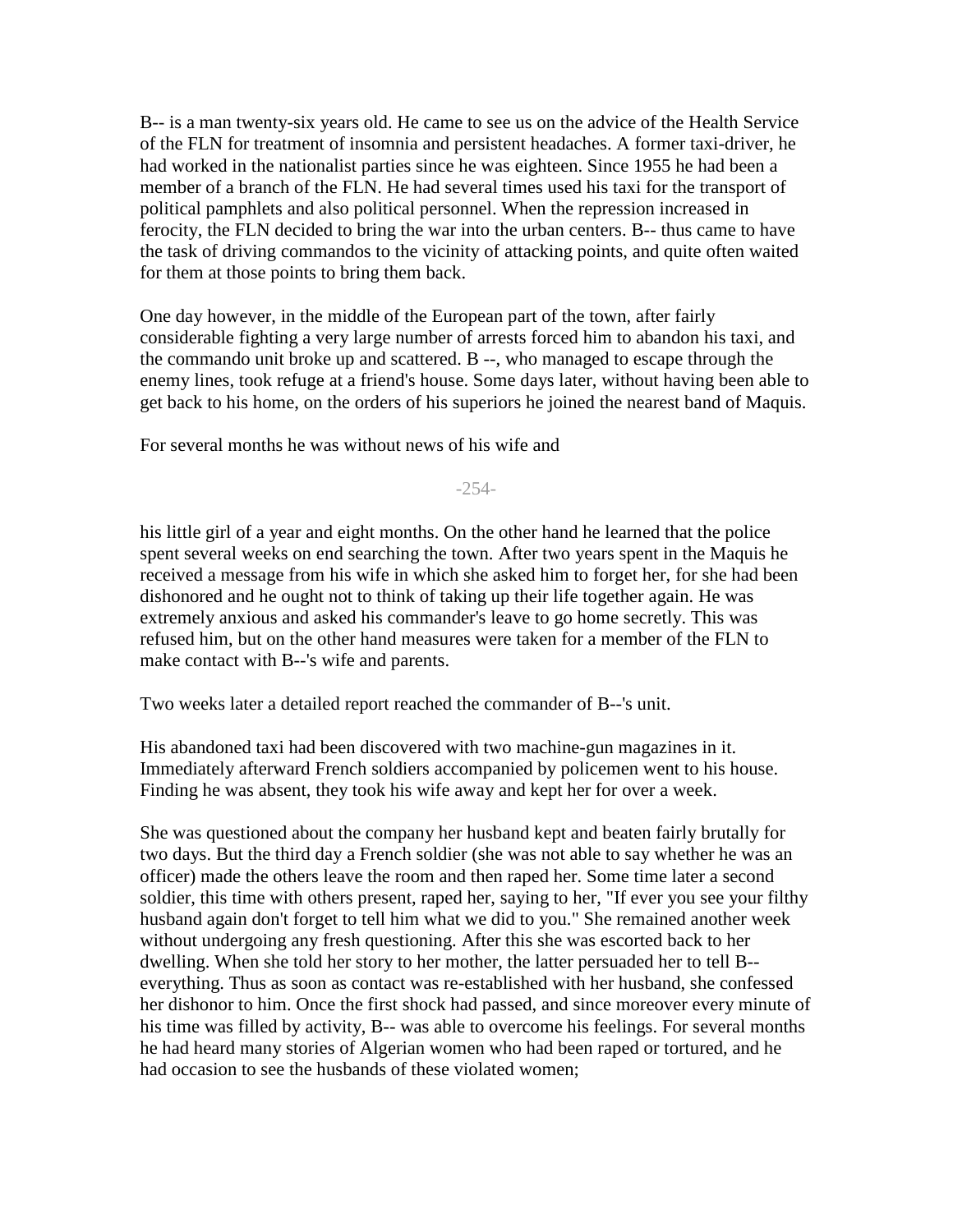B-- is a man twenty-six years old. He came to see us on the advice of the Health Service of the FLN for treatment of insomnia and persistent headaches. A former taxi-driver, he had worked in the nationalist parties since he was eighteen. Since 1955 he had been a member of a branch of the FLN. He had several times used his taxi for the transport of political pamphlets and also political personnel. When the repression increased in ferocity, the FLN decided to bring the war into the urban centers. B-- thus came to have the task of driving commandos to the vicinity of attacking points, and quite often waited for them at those points to bring them back.

One day however, in the middle of the European part of the town, after fairly considerable fighting a very large number of arrests forced him to abandon his taxi, and the commando unit broke up and scattered. B --, who managed to escape through the enemy lines, took refuge at a friend's house. Some days later, without having been able to get back to his home, on the orders of his superiors he joined the nearest band of Maquis.

For several months he was without news of his wife and his little girl of a year and eight months. On the other hand he learned that the police spent several weeks on end searching the town. After two years spent in the Maquis he received a message from his wife in which she asked him to forget her, for she had been dishonored and he ought not to think of taking up their life together again. He was extremely anxious and asked his commander's leave to go home secretly. This was refused him, but on the other hand measures were taken for a member of the FLN to make contact with B--'s wife and parents.

Two weeks later a detailed report reached the commander of B--'s unit.

His abandoned taxi had been discovered with two machine-gun magazines in it. Immediately afterward French soldiers accompanied by policemen went to his house. Finding he was absent, they took his wife away and kept her for over a week.

She was questioned about the company her husband kept and beaten fairly brutally for two days. But the third day a French soldier (she was not able to say whether he was an officer) made the others leave the room and then raped her. Some time later a second soldier, this time with others present, raped her, saying to her, "If ever you see your filthy husband again don't forget to tell him what we did to you." She remained another week without undergoing any fresh questioning. After this she was escorted back to her dwelling. When she told her story to her mother, the latter persuaded her to tell B-- everything. Thus as soon as contact was re-established with her husband, she confessed her dishonor to him. Once the first shock had passed, and since moreover every minute of his time was filled by activity, B-- was able to overcome his feelings. For several months he had heard many stories of Algerian women who had been raped or tortured, and he had occasion to see the husbands of these violated women;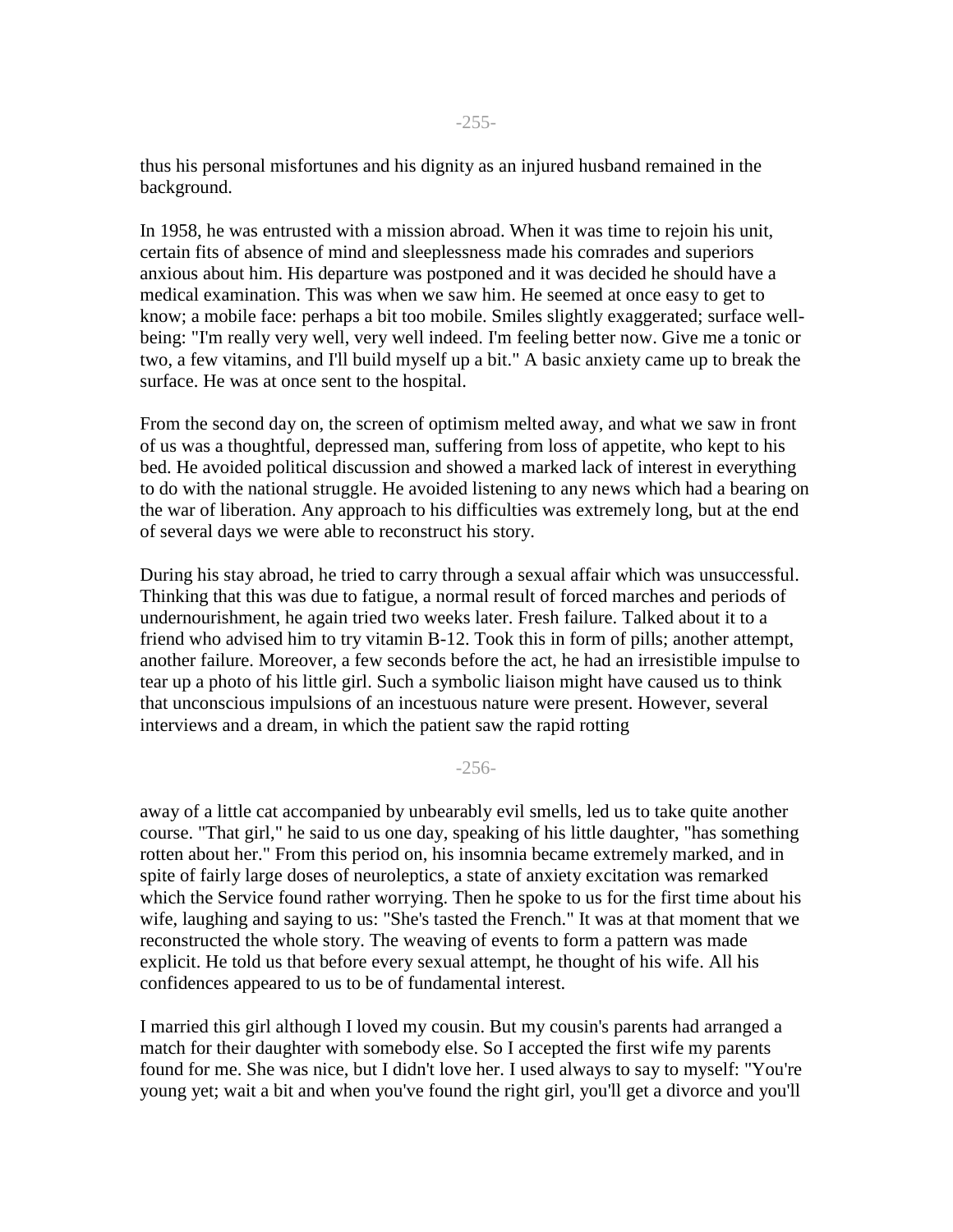thus his personal misfortunes and his dignity as an injured husband remained in the background.

In 1958, he was entrusted with a mission abroad. When it was time to rejoin his unit, certain fits of absence of mind and sleeplessness made his comrades and superiors anxious about him. His departure was postponed and it was decided he should have a medical examination. This was when we saw him. He seemed at once easy to get to know; a mobile face: perhaps a bit too mobile. Smiles slightly exaggerated; surface well-being: "I'm really very well, very well indeed. I'm feeling better now. Give me a tonic or two, a few vitamins, and I'll build myself up a bit." A basic anxiety came up to break the surface. He was at once sent to the hospital.

From the second day on, the screen of optimism melted away, and what we saw in front of us was a thoughtful, depressed man, suffering from loss of appetite, who kept to his bed. He avoided political discussion and showed a marked lack of interest in everything to do with the national struggle. He avoided listening to any news which had a bearing on the war of liberation. Any approach to his difficulties was extremely long, but at the end of several days we were able to reconstruct his story.

During his stay abroad, he tried to carry through a sexual affair which was unsuccessful. Thinking that this was due to fatigue, a normal result of forced marches and periods of undernourishment, he again tried two weeks later. Fresh failure. Talked about it to a friend who advised him to try vitamin B-12. Took this in form of pills; another attempt, another failure. Moreover, a few seconds before the act, he had an irresistible impulse to tear up a photo of his little girl. Such a symbolic liaison might have caused us to think that unconscious impulsions of an incestuous nature were present. However, several interviews and a dream, in which the patient saw the rapid rotting away of a little cat accompanied by unbearably evil smells, led us to take quite another course. "That girl," he said to us one day, speaking of his little daughter, "has something rotten about her." From this period on, his insomnia became extremely marked, and in spite of fairly large doses of neuroleptics, a state of anxiety excitation was remarked which the Service found rather worrying. Then he spoke to us for the first time about his wife, laughing and saying to us: "She's tasted the French." It was at that moment that we reconstructed the whole story. The weaving of events to form a pattern was made explicit. He told us that before every sexual attempt, he thought of his wife. All his confidences appeared to us to be of fundamental interest.

I married this girl although I loved my cousin. But my cousin's parents had arranged a match for their daughter with somebody else. So I accepted the first wife my parents found for me. She was nice, but I didn't love her. I used always to say to myself: "You're young yet; wait a bit and when you've found the right girl, you'll get a divorce and you'll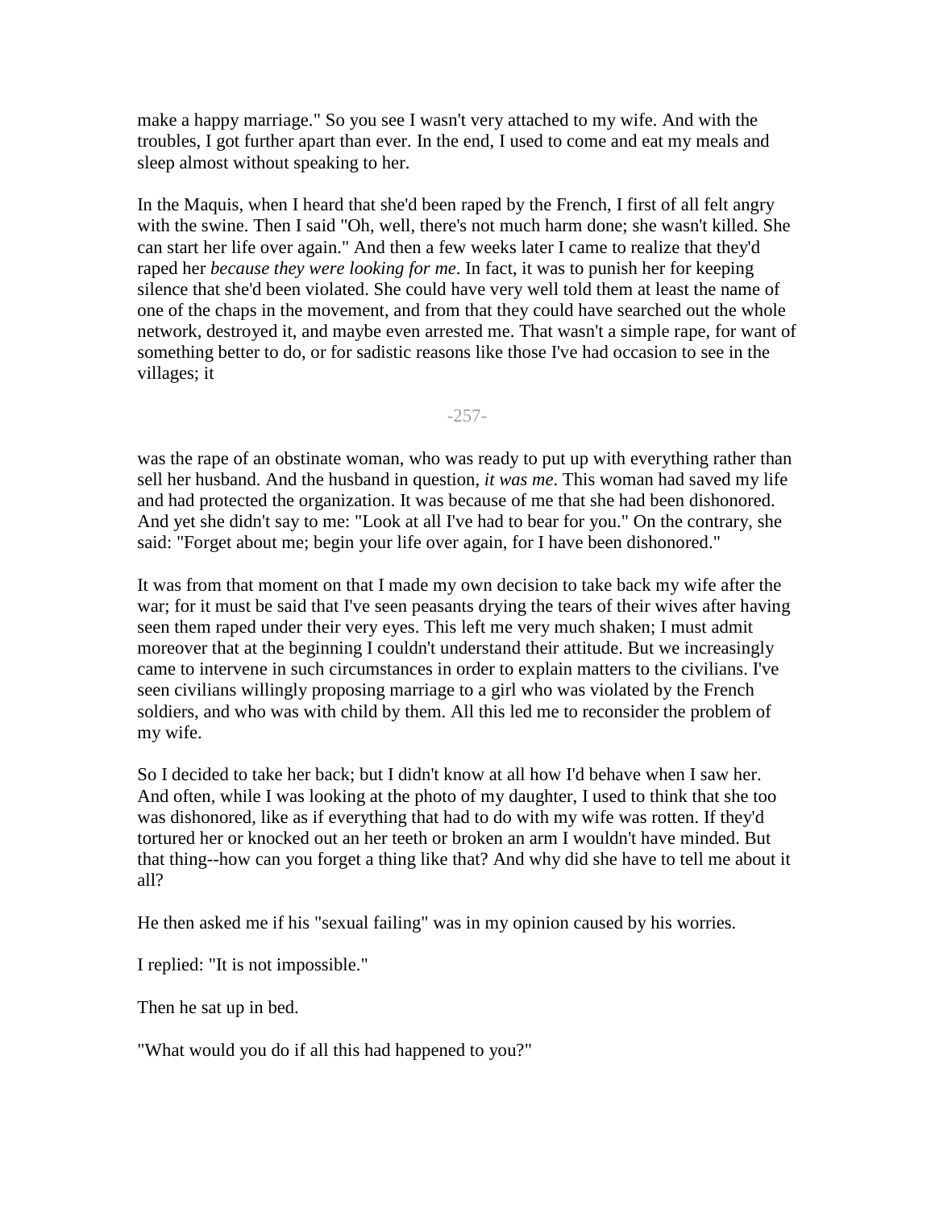make a happy marriage." So you see I wasn't very attached to my wife. And with the troubles, I got further apart than ever. In the end, I used to come and eat my meals and sleep almost without speaking to her.

In the Maquis, when I heard that she'd been raped by the French, I first of all felt angry with the swine. Then I said "Oh, well, there's not much harm done; she wasn't killed. She can start her life over again." And then a few weeks later I came to realize that they'd raped her *because they were looking for me*. In fact, it was to punish her for keeping silence that she'd been violated. She could have very well told them at least the name of one of the chaps in the movement, and from that they could have searched out the whole network, destroyed it, and maybe even arrested me. That wasn't a simple rape, for want of something better to do, or for sadistic reasons like those I've had occasion to see in the villages; it was the rape of an obstinate woman, who was ready to put up with everything rather than sell her husband. And the husband in question, *it was me*. This woman had saved my life and had protected the organization. It was because of me that she had been dishonored. And yet she didn't say to me: "Look at all I've had to bear for you." On the contrary, she said: "Forget about me; begin your life over again, for I have been dishonored."

It was from that moment on that I made my own decision to take back my wife after the war; for it must be said that I've seen peasants drying the tears of their wives after having seen them raped under their very eyes. This left me very much shaken; I must admit moreover that at the beginning I couldn't understand their attitude. But we increasingly came to intervene in such circumstances in order to explain matters to the civilians. I've seen civilians willingly proposing marriage to a girl who was violated by the French soldiers, and who was with child by them. All this led me to reconsider the problem of my wife.

So I decided to take her back; but I didn't know at all how I'd behave when I saw her. And often, while I was looking at the photo of my daughter, I used to think that she too was dishonored, like as if everything that had to do with my wife was rotten. If they'd tortured her or knocked out an her teeth or broken an arm I wouldn't have minded. But that thing--how can you forget a thing like that? And why did she have to tell me about it all?

He then asked me if his "sexual failing" was in my opinion caused by his worries.

I replied: "It is not impossible."

Then he sat up in bed.

"What would you do if all this had happened to you?"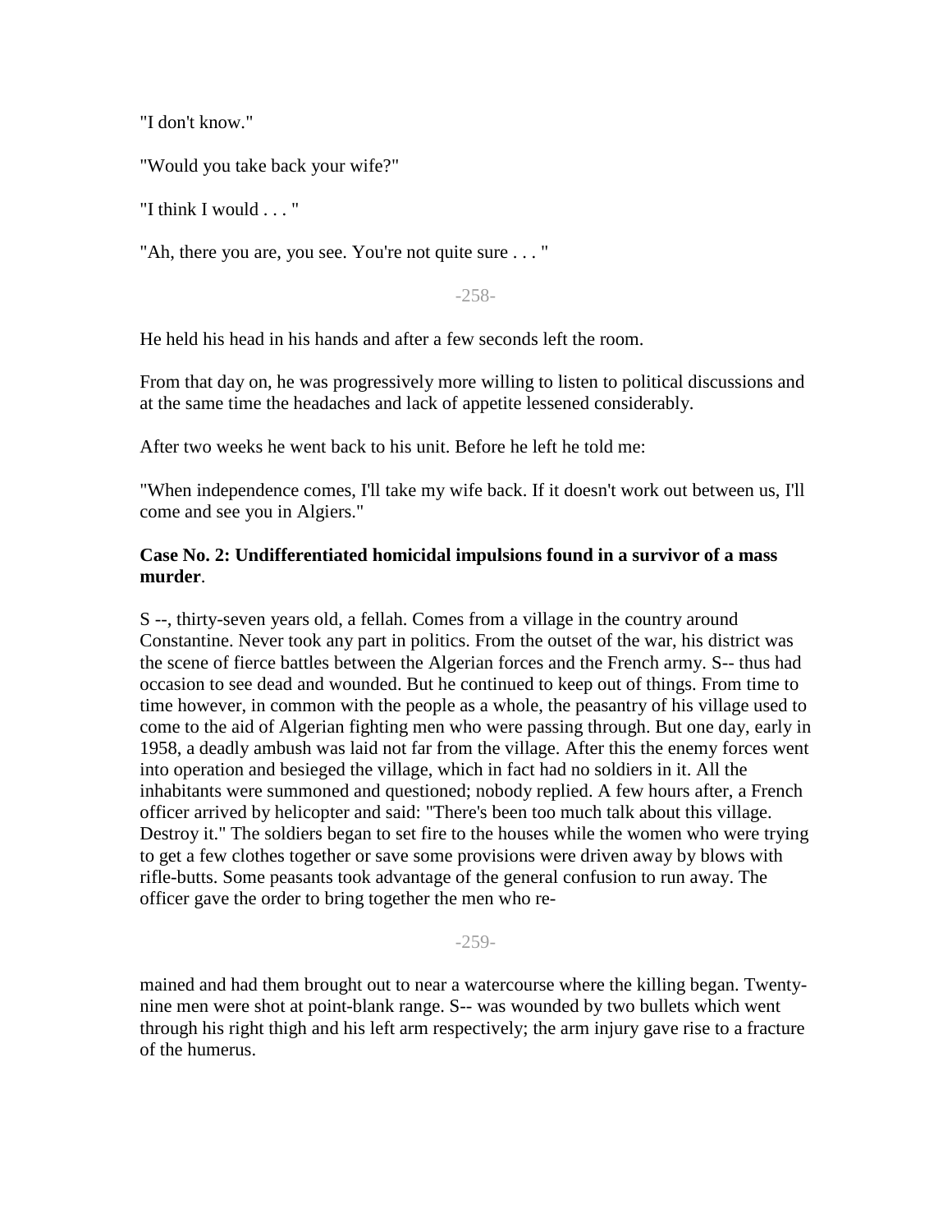"I don't know."

"Would you take back your wife?"

"I think I would . . . "

"Ah, there you are, you see. You're not quite sure . . . "

He held his head in his hands and after a few seconds left the room.

From that day on, he was progressively more willing to listen to political discussions and at the same time the headaches and lack of appetite lessened considerably.

After two weeks he went back to his unit. Before he left he told me:

"When independence comes, I'll take my wife back. If it doesn't work out between us, I'll come and see you in Algiers."

**Case No. 2: Undifferentiated homicidal impulsions found in a survivor of a mass murder**.

S --, thirty-seven years old, a fellah. Comes from a village in the country around Constantine. Never took any part in politics. From the outset of the war, his district was the scene of fierce battles between the Algerian forces and the French army. S-- thus had occasion to see dead and wounded. But he continued to keep out of things. From time to time however, in common with the people as a whole, the peasantry of his village used to come to the aid of Algerian fighting men who were passing through. But one day, early in 1958, a deadly ambush was laid not far from the village. After this the enemy forces went into operation and besieged the village, which in fact had no soldiers in it. All the inhabitants were summoned and questioned; nobody replied. A few hours after, a French officer arrived by helicopter and said: "There's been too much talk about this village. Destroy it." The soldiers began to set fire to the houses while the women who were trying to get a few clothes together or save some provisions were driven away by blows with rifle-butts. Some peasants took advantage of the general confusion to run away. The officer gave the order to bring together the men who remained and had them brought out to near a watercourse where the killing began. Twenty-nine men were shot at point-blank range. S-- was wounded by two bullets which went through his right thigh and his left arm respectively; the arm injury gave rise to a fracture of the humerus.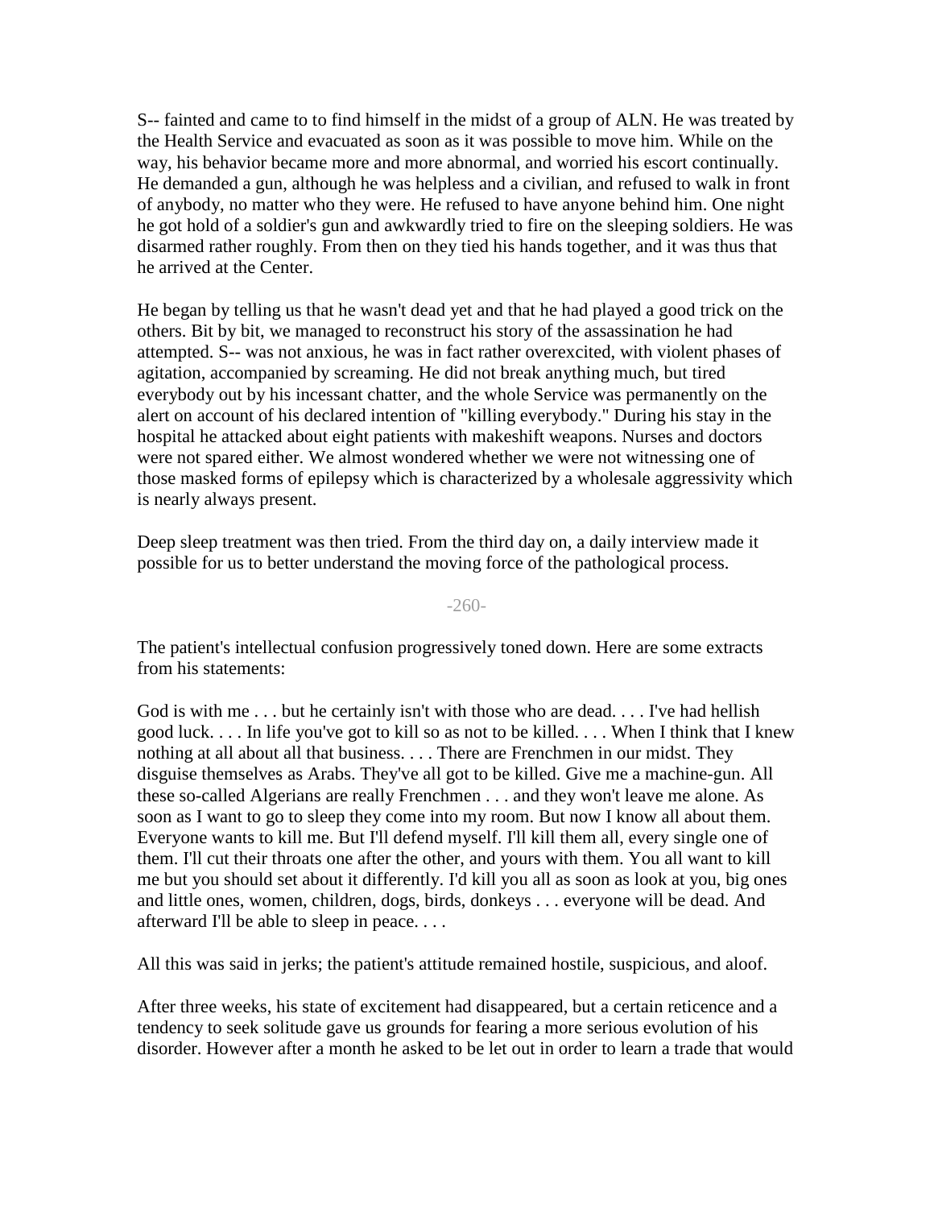S-- fainted and came to to find himself in the midst of a group of ALN. He was treated by the Health Service and evacuated as soon as it was possible to move him. While on the way, his behavior became more and more abnormal, and worried his escort continually. He demanded a gun, although he was helpless and a civilian, and refused to walk in front of anybody, no matter who they were. He refused to have anyone behind him. One night he got hold of a soldier's gun and awkwardly tried to fire on the sleeping soldiers. He was disarmed rather roughly. From then on they tied his hands together, and it was thus that he arrived at the Center.

He began by telling us that he wasn't dead yet and that he had played a good trick on the others. Bit by bit, we managed to reconstruct his story of the assassination he had attempted. S-- was not anxious, he was in fact rather overexcited, with violent phases of agitation, accompanied by screaming. He did not break anything much, but tired everybody out by his incessant chatter, and the whole Service was permanently on the alert on account of his declared intention of "killing everybody." During his stay in the hospital he attacked about eight patients with makeshift weapons. Nurses and doctors were not spared either. We almost wondered whether we were not witnessing one of those masked forms of epilepsy which is characterized by a wholesale aggressivity which is nearly always present.

Deep sleep treatment was then tried. From the third day on, a daily interview made it possible for us to better understand the moving force of the pathological process.

The patient's intellectual confusion progressively toned down. Here are some extracts from his statements:

God is with me . . . but he certainly isn't with those who are dead. . . . I've had hellish good luck. . . . In life you've got to kill so as not to be killed. . . . When I think that I knew nothing at all about all that business. . . . There are Frenchmen in our midst. They disguise themselves as Arabs. They've all got to be killed. Give me a machine-gun. All these so-called Algerians are really Frenchmen . . . and they won't leave me alone. As soon as I want to go to sleep they come into my room. But now I know all about them. Everyone wants to kill me. But I'll defend myself. I'll kill them all, every single one of them. I'll cut their throats one after the other, and yours with them. You all want to kill me but you should set about it differently. I'd kill you all as soon as look at you, big ones and little ones, women, children, dogs, birds, donkeys . . . everyone will be dead. And afterward I'll be able to sleep in peace. . . .

All this was said in jerks; the patient's attitude remained hostile, suspicious, and aloof.

After three weeks, his state of excitement had disappeared, but a certain reticence and a tendency to seek solitude gave us grounds for fearing a more serious evolution of his disorder. However after a month he asked to be let out in order to learn a trade that would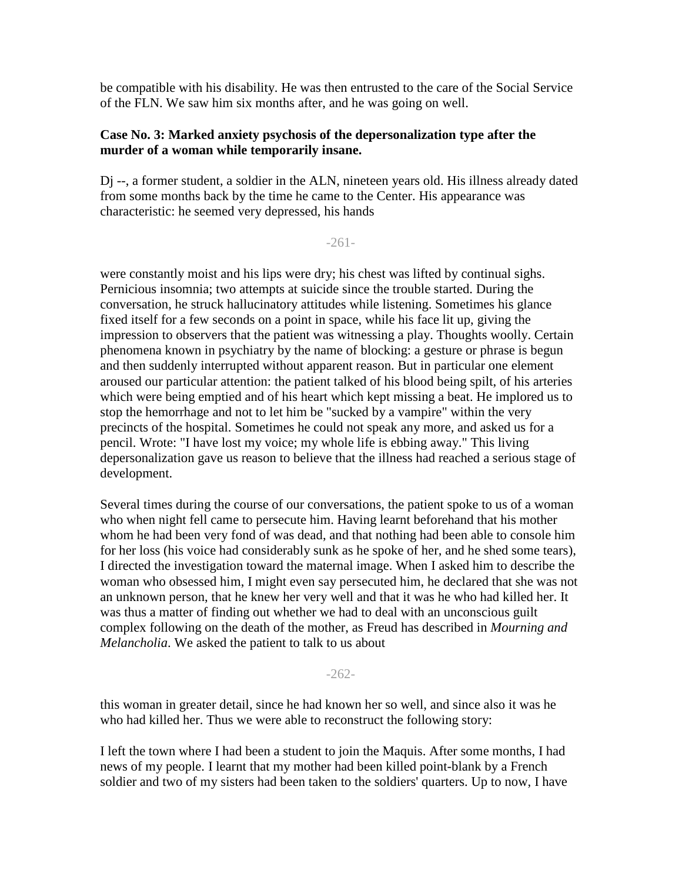be compatible with his disability. He was then entrusted to the care of the Social Service of the FLN. We saw him six months after, and he was going on well.

**Case No. 3: Marked anxiety psychosis of the depersonalization type after the murder of a woman while temporarily insane.**

Dj --, a former student, a soldier in the ALN, nineteen years old. His illness already dated from some months back by the time he came to the Center. His appearance was characteristic: he seemed very depressed, his hands were constantly moist and his lips were dry; his chest was lifted by continual sighs. Pernicious insomnia; two attempts at suicide since the trouble started. During the conversation, he struck hallucinatory attitudes while listening. Sometimes his glance fixed itself for a few seconds on a point in space, while his face lit up, giving the impression to observers that the patient was witnessing a play. Thoughts woolly. Certain phenomena known in psychiatry by the name of blocking: a gesture or phrase is begun and then suddenly interrupted without apparent reason. But in particular one element aroused our particular attention: the patient talked of his blood being spilt, of his arteries which were being emptied and of his heart which kept missing a beat. He implored us to stop the hemorrhage and not to let him be "sucked by a vampire" within the very precincts of the hospital. Sometimes he could not speak any more, and asked us for a pencil. Wrote: "I have lost my voice; my whole life is ebbing away." This living depersonalization gave us reason to believe that the illness had reached a serious stage of development.

Several times during the course of our conversations, the patient spoke to us of a woman who when night fell came to persecute him. Having learnt beforehand that his mother whom he had been very fond of was dead, and that nothing had been able to console him for her loss (his voice had considerably sunk as he spoke of her, and he shed some tears), I directed the investigation toward the maternal image. When I asked him to describe the woman who obsessed him, I might even say persecuted him, he declared that she was not an unknown person, that he knew her very well and that it was he who had killed her. It was thus a matter of finding out whether we had to deal with an unconscious guilt complex following on the death of the mother, as Freud has described in *Mourning and Melancholia*. We asked the patient to talk to us about this woman in greater detail, since he had known her so well, and since also it was he who had killed her. Thus we were able to reconstruct the following story:

I left the town where I had been a student to join the Maquis. After some months, I had news of my people. I learnt that my mother had been killed point-blank by a French soldier and two of my sisters had been taken to the soldiers' quarters. Up to now, I have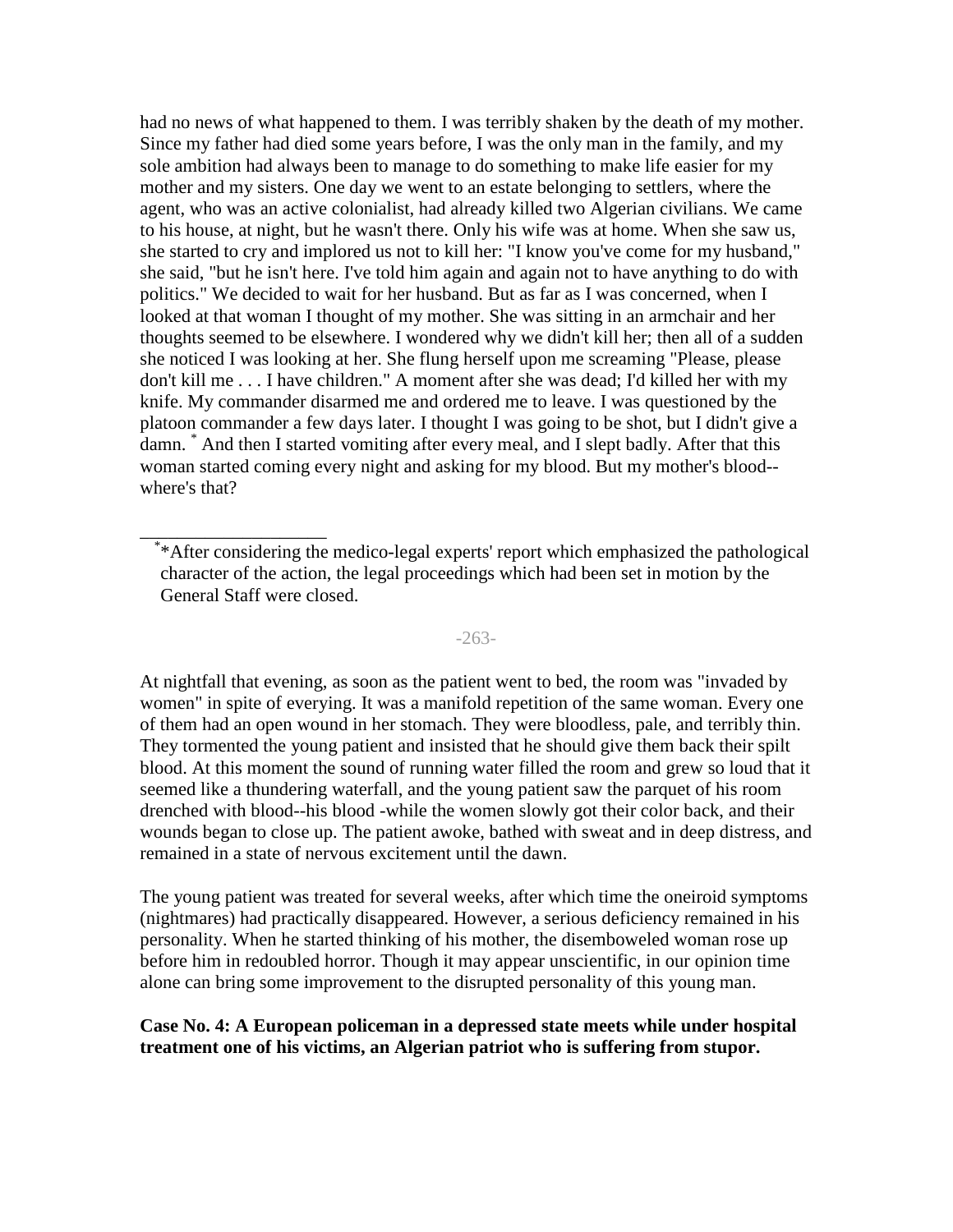had no news of what happened to them. I was terribly shaken by the death of my mother. Since my father had died some years before, I was the only man in the family, and my sole ambition had always been to manage to do something to make life easier for my mother and my sisters. One day we went to an estate belonging to settlers, where the agent, who was an active colonialist, had already killed two Algerian civilians. We came to his house, at night, but he wasn't there. Only his wife was at home. When she saw us, she started to cry and implored us not to kill her: "I know you've come for my husband," she said, "but he isn't here. I've told him again and again not to have anything to do with politics." We decided to wait for her husband. But as far as I was concerned, when I looked at that woman I thought of my mother. She was sitting in an armchair and her thoughts seemed to be elsewhere. I wondered why we didn't kill her; then all of a sudden she noticed I was looking at her. She flung herself upon me screaming "Please, please don't kill me . . . I have children." A moment after she was dead; I'd killed her with my knife. My commander disarmed me and ordered me to leave. I was questioned by the platoon commander a few days later. I thought I was going to be shot, but I didn't give a damn. * And then I started vomiting after every meal, and I slept badly. After that this woman started coming every night and asking for my blood. But my mother's blood--where's that?

---

**After considering the medico-legal experts' report which emphasized the pathological character of the action, the legal proceedings which had been set in motion by the General Staff were closed.

At nightfall that evening, as soon as the patient went to bed, the room was "invaded by women" in spite of everying. It was a manifold repetition of the same woman. Every one of them had an open wound in her stomach. They were bloodless, pale, and terribly thin. They tormented the young patient and insisted that he should give them back their spilt blood. At this moment the sound of running water filled the room and grew so loud that it seemed like a thundering waterfall, and the young patient saw the parquet of his room drenched with blood--his blood -while the women slowly got their color back, and their wounds began to close up. The patient awoke, bathed with sweat and in deep distress, and remained in a state of nervous excitement until the dawn.

The young patient was treated for several weeks, after which time the oneiroid symptoms (nightmares) had practically disappeared. However, a serious deficiency remained in his personality. When he started thinking of his mother, the disemboweled woman rose up before him in redoubled horror. Though it may appear unscientific, in our opinion time alone can bring some improvement to the disrupted personality of this young man.

**Case No. 4: A European policeman in a depressed state meets while under hospital treatment one of his victims, an Algerian patriot who is suffering from stupor.**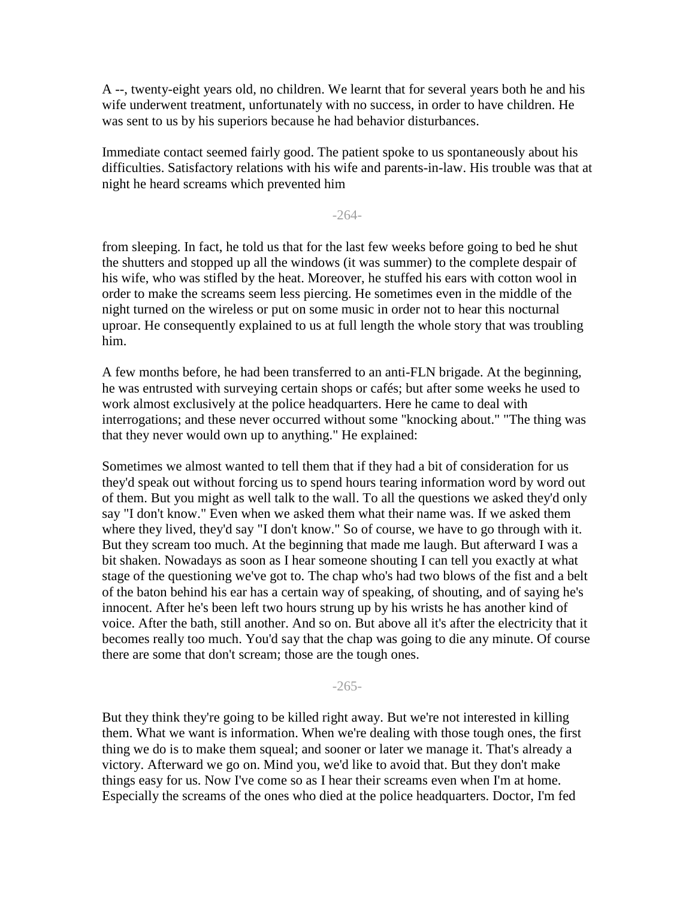A --, twenty-eight years old, no children. We learnt that for several years both he and his wife underwent treatment, unfortunately with no success, in order to have children. He was sent to us by his superiors because he had behavior disturbances.

Immediate contact seemed fairly good. The patient spoke to us spontaneously about his difficulties. Satisfactory relations with his wife and parents-in-law. His trouble was that at night he heard screams which prevented him from sleeping. In fact, he told us that for the last few weeks before going to bed he shut the shutters and stopped up all the windows (it was summer) to the complete despair of his wife, who was stifled by the heat. Moreover, he stuffed his ears with cotton wool in order to make the screams seem less piercing. He sometimes even in the middle of the night turned on the wireless or put on some music in order not to hear this nocturnal uproar. He consequently explained to us at full length the whole story that was troubling him.

A few months before, he had been transferred to an anti-FLN brigade. At the beginning, he was entrusted with surveying certain shops or cafés; but after some weeks he used to work almost exclusively at the police headquarters. Here he came to deal with interrogations; and these never occurred without some "knocking about." "The thing was that they never would own up to anything." He explained:

Sometimes we almost wanted to tell them that if they had a bit of consideration for us they'd speak out without forcing us to spend hours tearing information word by word out of them. But you might as well talk to the wall. To all the questions we asked they'd only say "I don't know." Even when we asked them what their name was. If we asked them where they lived, they'd say "I don't know." So of course, we have to go through with it. But they scream too much. At the beginning that made me laugh. But afterward I was a bit shaken. Nowadays as soon as I hear someone shouting I can tell you exactly at what stage of the questioning we've got to. The chap who's had two blows of the fist and a belt of the baton behind his ear has a certain way of speaking, of shouting, and of saying he's innocent. After he's been left two hours strung up by his wrists he has another kind of voice. After the bath, still another. And so on. But above all it's after the electricity that it becomes really too much. You'd say that the chap was going to die any minute. Of course there are some that don't scream; those are the tough ones. But they think they're going to be killed right away. But we're not interested in killing them. What we want is information. When we're dealing with those tough ones, the first thing we do is to make them squeal; and sooner or later we manage it. That's already a victory. Afterward we go on. Mind you, we'd like to avoid that. But they don't make things easy for us. Now I've come so as I hear their screams even when I'm at home. Especially the screams of the ones who died at the police headquarters. Doctor, I'm fed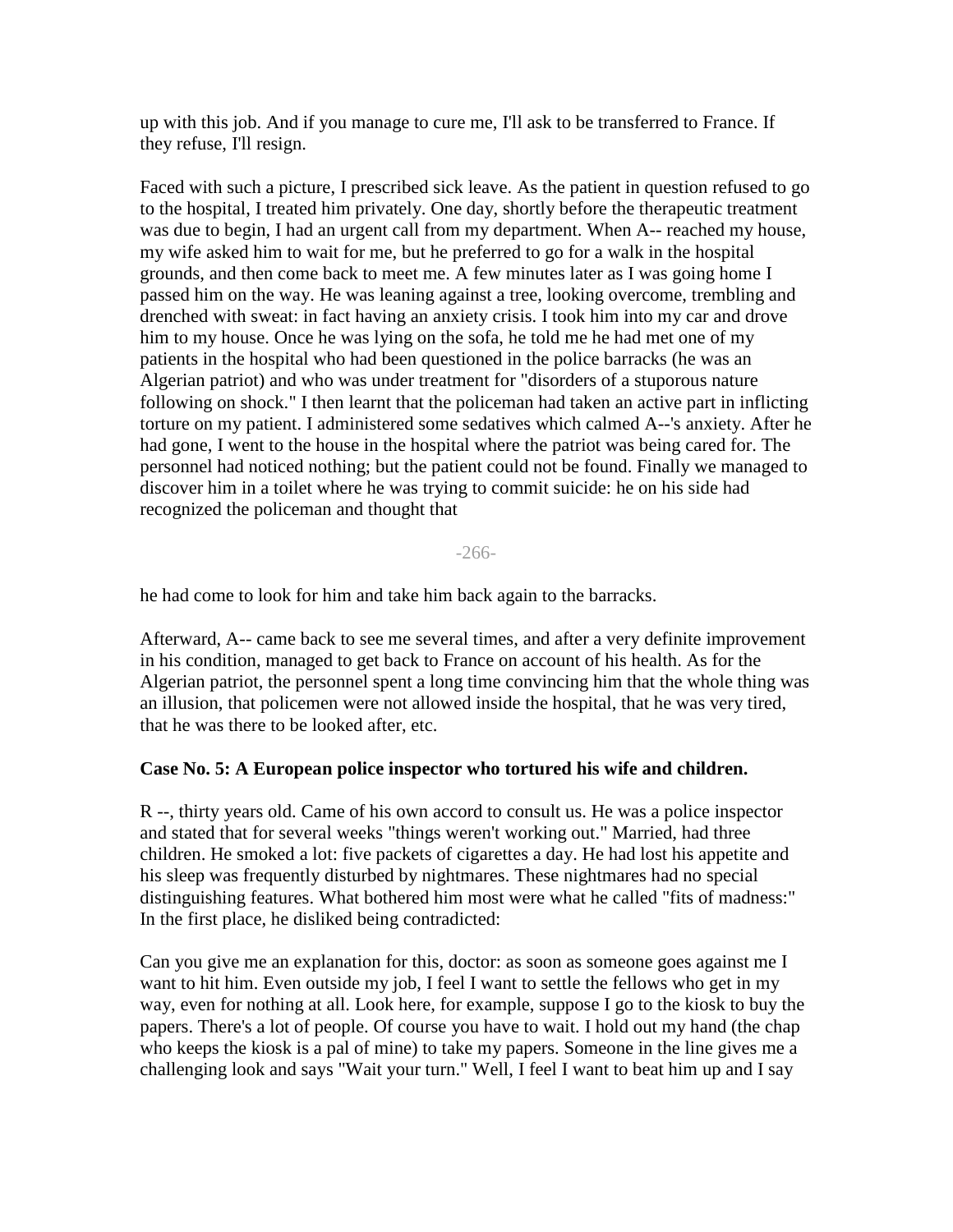up with this job. And if you manage to cure me, I'll ask to be transferred to France. If they refuse, I'll resign.

Faced with such a picture, I prescribed sick leave. As the patient in question refused to go to the hospital, I treated him privately. One day, shortly before the therapeutic treatment was due to begin, I had an urgent call from my department. When A-- reached my house, my wife asked him to wait for me, but he preferred to go for a walk in the hospital grounds, and then come back to meet me. A few minutes later as I was going home I passed him on the way. He was leaning against a tree, looking overcome, trembling and drenched with sweat: in fact having an anxiety crisis. I took him into my car and drove him to my house. Once he was lying on the sofa, he told me he had met one of my patients in the hospital who had been questioned in the police barracks (he was an Algerian patriot) and who was under treatment for "disorders of a stuporous nature following on shock." I then learnt that the policeman had taken an active part in inflicting torture on my patient. I administered some sedatives which calmed A--'s anxiety. After he had gone, I went to the house in the hospital where the patriot was being cared for. The personnel had noticed nothing; but the patient could not be found. Finally we managed to discover him in a toilet where he was trying to commit suicide: he on his side had recognized the policeman and thought that he had come to look for him and take him back again to the barracks.

Afterward, A-- came back to see me several times, and after a very definite improvement in his condition, managed to get back to France on account of his health. As for the Algerian patriot, the personnel spent a long time convincing him that the whole thing was an illusion, that policemen were not allowed inside the hospital, that he was very tired, that he was there to be looked after, etc.

**Case No. 5: A European police inspector who tortured his wife and children.**

R --, thirty years old. Came of his own accord to consult us. He was a police inspector and stated that for several weeks "things weren't working out." Married, had three children. He smoked a lot: five packets of cigarettes a day. He had lost his appetite and his sleep was frequently disturbed by nightmares. These nightmares had no special distinguishing features. What bothered him most were what he called "fits of madness:" In the first place, he disliked being contradicted:

Can you give me an explanation for this, doctor: as soon as someone goes against me I want to hit him. Even outside my job, I feel I want to settle the fellows who get in my way, even for nothing at all. Look here, for example, suppose I go to the kiosk to buy the papers. There's a lot of people. Of course you have to wait. I hold out my hand (the chap who keeps the kiosk is a pal of mine) to take my papers. Someone in the line gives me a challenging look and says "Wait your turn." Well, I feel I want to beat him up and I say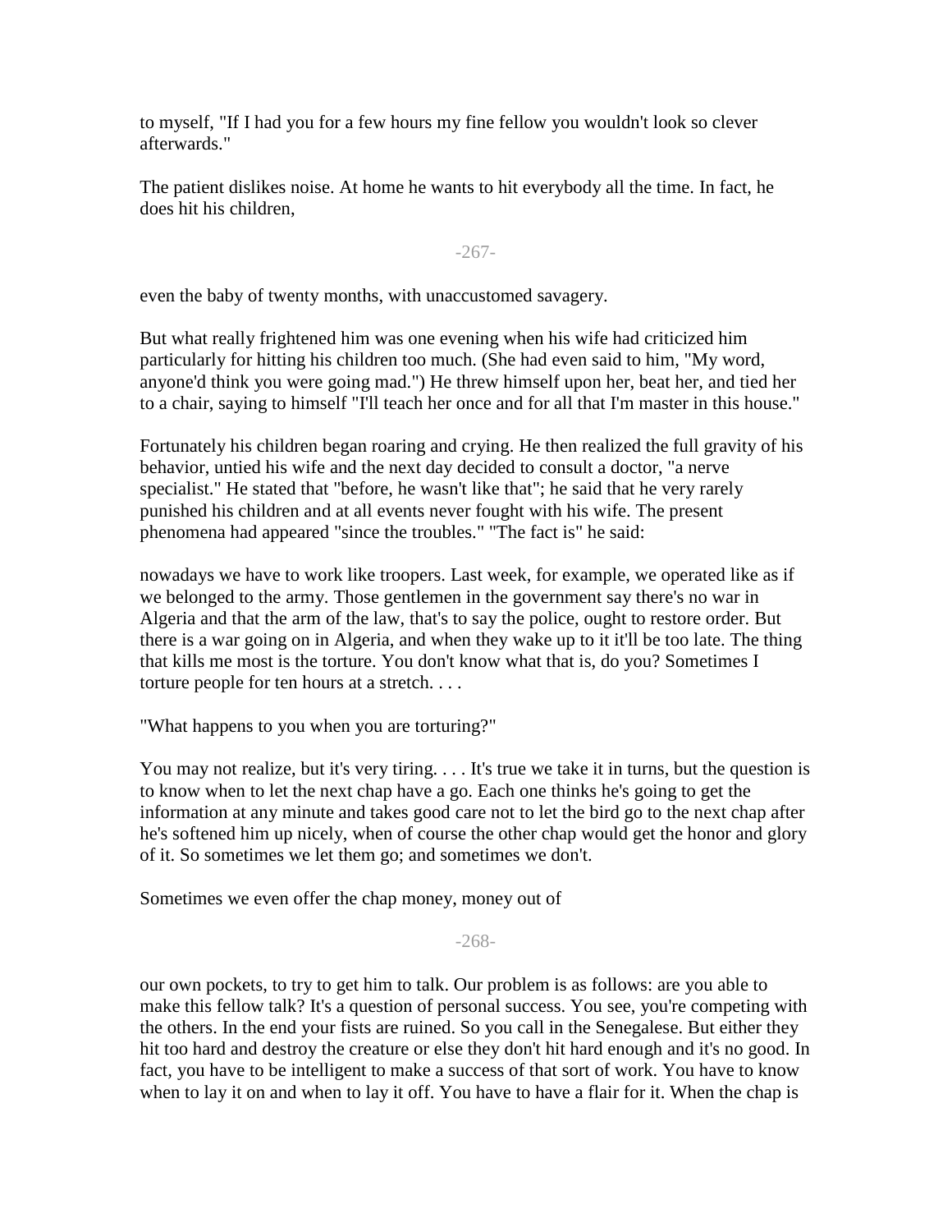to myself, "If I had you for a few hours my fine fellow you wouldn't look so clever afterwards."

The patient dislikes noise. At home he wants to hit everybody all the time. In fact, he does hit his children, even the baby of twenty months, with unaccustomed savagery.

But what really frightened him was one evening when his wife had criticized him particularly for hitting his children too much. (She had even said to him, "My word, anyone'd think you were going mad.") He threw himself upon her, beat her, and tied her to a chair, saying to himself "I'll teach her once and for all that I'm master in this house."

Fortunately his children began roaring and crying. He then realized the full gravity of his behavior, untied his wife and the next day decided to consult a doctor, "a nerve specialist." He stated that "before, he wasn't like that"; he said that he very rarely punished his children and at all events never fought with his wife. The present phenomena had appeared "since the troubles." "The fact is" he said:

nowadays we have to work like troopers. Last week, for example, we operated like as if we belonged to the army. Those gentlemen in the government say there's no war in Algeria and that the arm of the law, that's to say the police, ought to restore order. But there is a war going on in Algeria, and when they wake up to it it'll be too late. The thing that kills me most is the torture. You don't know what that is, do you? Sometimes I torture people for ten hours at a stretch. . . .

"What happens to you when you are torturing?"

You may not realize, but it's very tiring. . . . It's true we take it in turns, but the question is to know when to let the next chap have a go. Each one thinks he's going to get the information at any minute and takes good care not to let the bird go to the next chap after he's softened him up nicely, when of course the other chap would get the honor and glory of it. So sometimes we let them go; and sometimes we don't.

Sometimes we even offer the chap money, money out of our own pockets, to try to get him to talk. Our problem is as follows: are you able to make this fellow talk? It's a question of personal success. You see, you're competing with the others. In the end your fists are ruined. So you call in the Senegalese. But either they hit too hard and destroy the creature or else they don't hit hard enough and it's no good. In fact, you have to be intelligent to make a success of that sort of work. You have to know when to lay it on and when to lay it off. You have to have a flair for it. When the chap is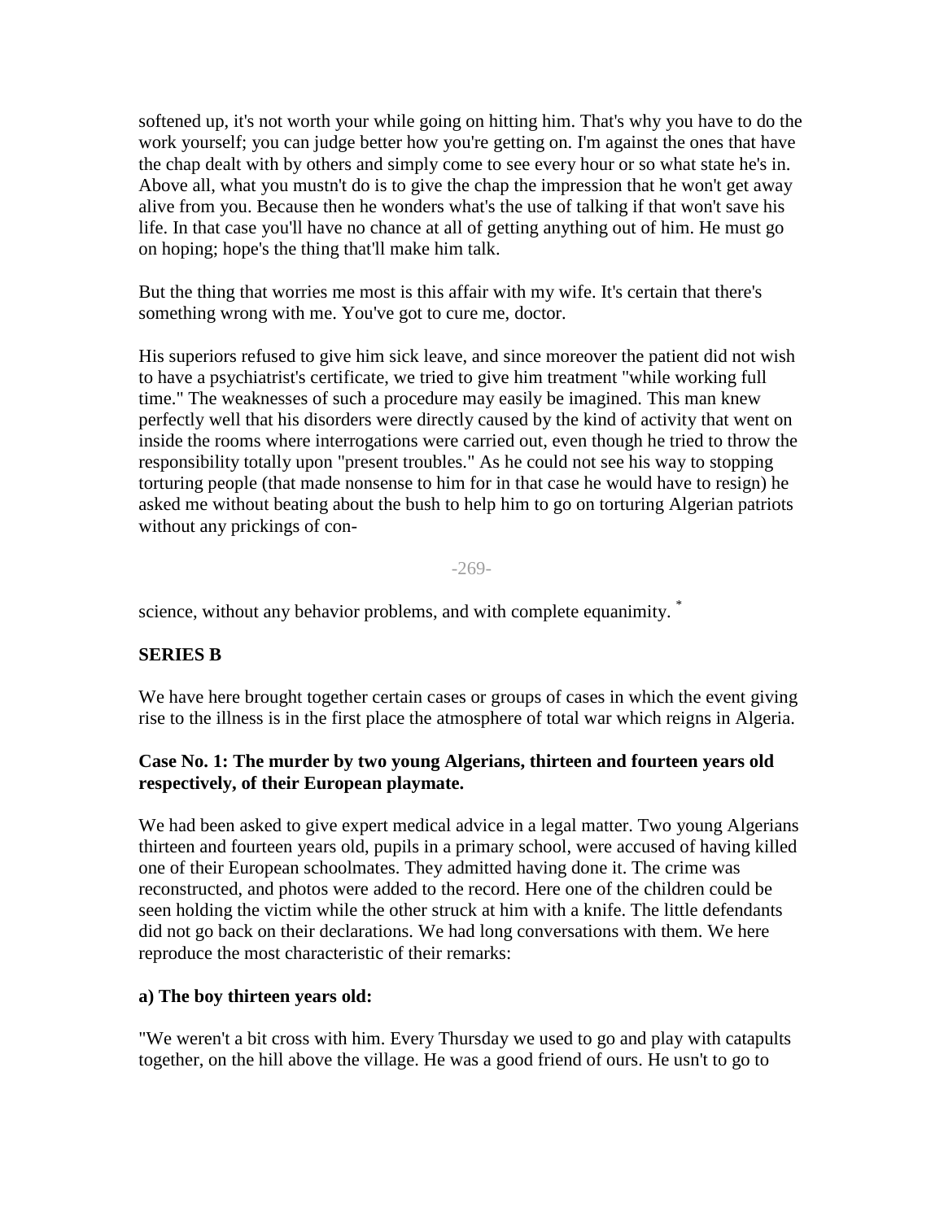softened up, it's not worth your while going on hitting him. That's why you have to do the work yourself; you can judge better how you're getting on. I'm against the ones that have the chap dealt with by others and simply come to see every hour or so what state he's in. Above all, what you mustn't do is to give the chap the impression that he won't get away alive from you. Because then he wonders what's the use of talking if that won't save his life. In that case you'll have no chance at all of getting anything out of him. He must go on hoping; hope's the thing that'll make him talk.

But the thing that worries me most is this affair with my wife. It's certain that there's something wrong with me. You've got to cure me, doctor.

His superiors refused to give him sick leave, and since moreover the patient did not wish to have a psychiatrist's certificate, we tried to give him treatment "while working full time." The weaknesses of such a procedure may easily be imagined. This man knew perfectly well that his disorders were directly caused by the kind of activity that went on inside the rooms where interrogations were carried out, even though he tried to throw the responsibility totally upon "present troubles." As he could not see his way to stopping torturing people (that made nonsense to him for in that case he would have to resign) he asked me without beating about the bush to help him to go on torturing Algerian patriots without any prickings of conscience, without any behavior problems, and with complete equanimity. *

## SERIES B

We have here brought together certain cases or groups of cases in which the event giving rise to the illness is in the first place the atmosphere of total war which reigns in Algeria.

### Case No. 1: The murder by two young Algerians, thirteen and fourteen years old respectively, of their European playmate.

We had been asked to give expert medical advice in a legal matter. Two young Algerians thirteen and fourteen years old, pupils in a primary school, were accused of having killed one of their European schoolmates. They admitted having done it. The crime was reconstructed, and photos were added to the record. Here one of the children could be seen holding the victim while the other struck at him with a knife. The little defendants did not go back on their declarations. We had long conversations with them. We here reproduce the most characteristic of their remarks:

**a) The boy thirteen years old:**

"We weren't a bit cross with him. Every Thursday we used to go and play with catapults together, on the hill above the village. He was a good friend of ours. He usn't to go to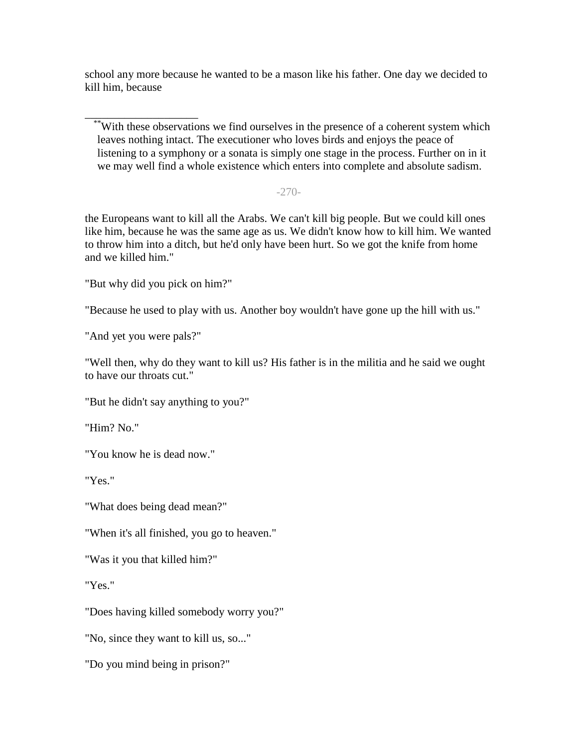school any more because he wanted to be a mason like his father. One day we decided to kill him, because

---

** With these observations we find ourselves in the presence of a coherent system which leaves nothing intact. The executioner who loves birds and enjoys the peace of listening to a symphony or a sonata is simply one stage in the process. Further on in it we may well find a whole existence which enters into complete and absolute sadism.

the Europeans want to kill all the Arabs. We can't kill big people. But we could kill ones like him, because he was the same age as us. We didn't know how to kill him. We wanted to throw him into a ditch, but he'd only have been hurt. So we got the knife from home and we killed him."

"But why did you pick on him?"

"Because he used to play with us. Another boy wouldn't have gone up the hill with us."

"And yet you were pals?"

"Well then, why do they want to kill us? His father is in the militia and he said we ought to have our throats cut."

"But he didn't say anything to you?"

"Him? No."

"You know he is dead now."

"Yes."

"What does being dead mean?"

"When it's all finished, you go to heaven."

"Was it you that killed him?"

"Yes."

"Does having killed somebody worry you?"

"No, since they want to kill us, so..."

"Do you mind being in prison?"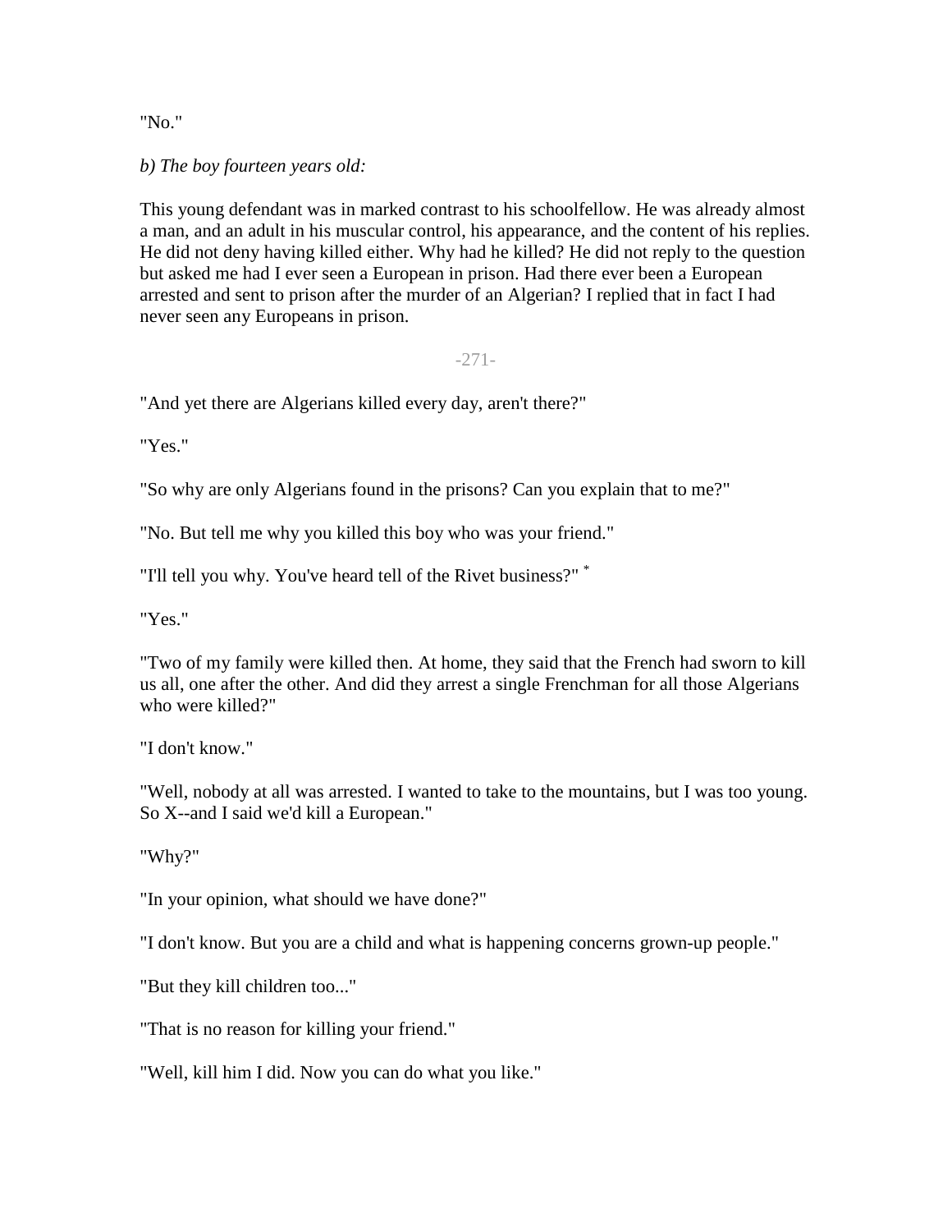"No."

*b) The boy fourteen years old:*

This young defendant was in marked contrast to his schoolfellow. He was already almost a man, and an adult in his muscular control, his appearance, and the content of his replies. He did not deny having killed either. Why had he killed? He did not reply to the question but asked me had I ever seen a European in prison. Had there ever been a European arrested and sent to prison after the murder of an Algerian? I replied that in fact I had never seen any Europeans in prison.

"And yet there are Algerians killed every day, aren't there?"

"Yes."

"So why are only Algerians found in the prisons? Can you explain that to me?"

"No. But tell me why you killed this boy who was your friend."

"I'll tell you why. You've heard tell of the Rivet business?" *

"Yes."

"Two of my family were killed then. At home, they said that the French had sworn to kill us all, one after the other. And did they arrest a single Frenchman for all those Algerians who were killed?"

"I don't know."

"Well, nobody at all was arrested. I wanted to take to the mountains, but I was too young. So X--and I said we'd kill a European."

"Why?"

"In your opinion, what should we have done?"

"I don't know. But you are a child and what is happening concerns grown-up people."

"But they kill children too..."

"That is no reason for killing your friend."

"Well, kill him I did. Now you can do what you like."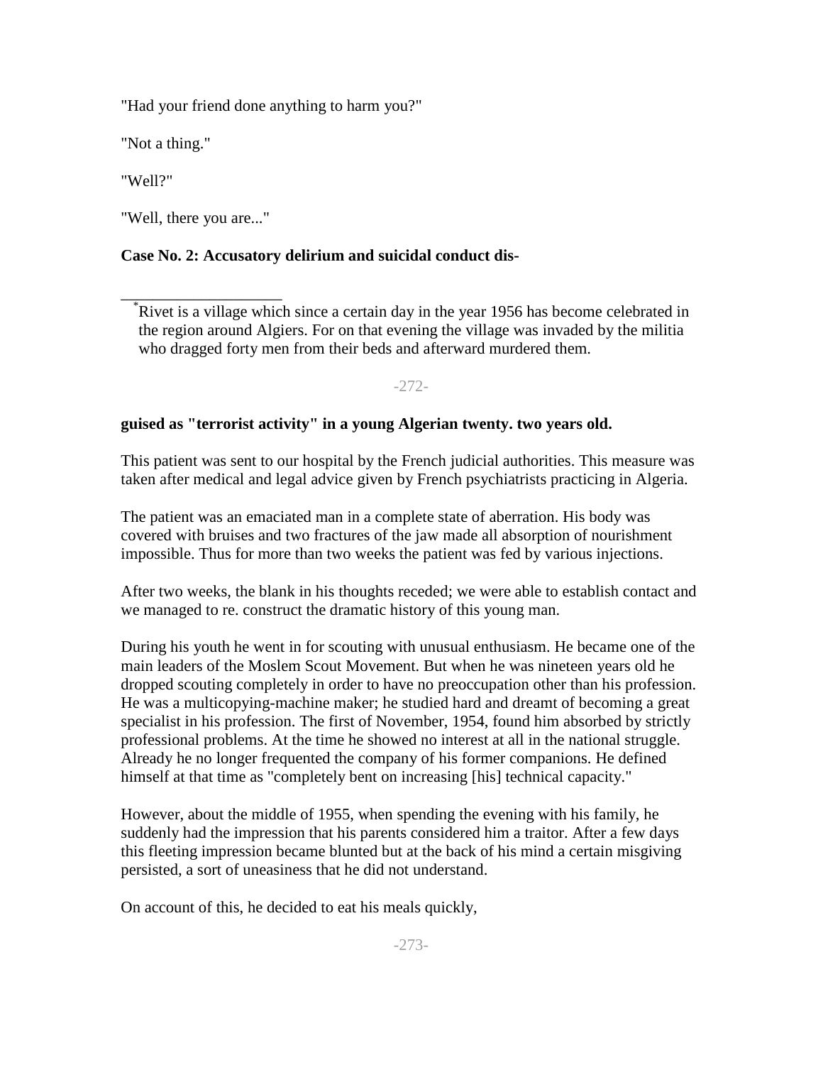"Had your friend done anything to harm you?"

"Not a thing."

"Well?"

"Well, there you are..."

**Case No. 2: Accusatory delirium and suicidal conduct disguised as "terrorist activity" in a young Algerian twenty. two years old.**

*Rivet is a village which since a certain day in the year 1956 has become celebrated in the region around Algiers. For on that evening the village was invaded by the militia who dragged forty men from their beds and afterward murdered them.

This patient was sent to our hospital by the French judicial authorities. This measure was taken after medical and legal advice given by French psychiatrists practicing in Algeria.

The patient was an emaciated man in a complete state of aberration. His body was covered with bruises and two fractures of the jaw made all absorption of nourishment impossible. Thus for more than two weeks the patient was fed by various injections.

After two weeks, the blank in his thoughts receded; we were able to establish contact and we managed to re. construct the dramatic history of this young man.

During his youth he went in for scouting with unusual enthusiasm. He became one of the main leaders of the Moslem Scout Movement. But when he was nineteen years old he dropped scouting completely in order to have no preoccupation other than his profession. He was a multicopying-machine maker; he studied hard and dreamt of becoming a great specialist in his profession. The first of November, 1954, found him absorbed by strictly professional problems. At the time he showed no interest at all in the national struggle. Already he no longer frequented the company of his former companions. He defined himself at that time as "completely bent on increasing [his] technical capacity."

However, about the middle of 1955, when spending the evening with his family, he suddenly had the impression that his parents considered him a traitor. After a few days this fleeting impression became blunted but at the back of his mind a certain misgiving persisted, a sort of uneasiness that he did not understand.

On account of this, he decided to eat his meals quickly,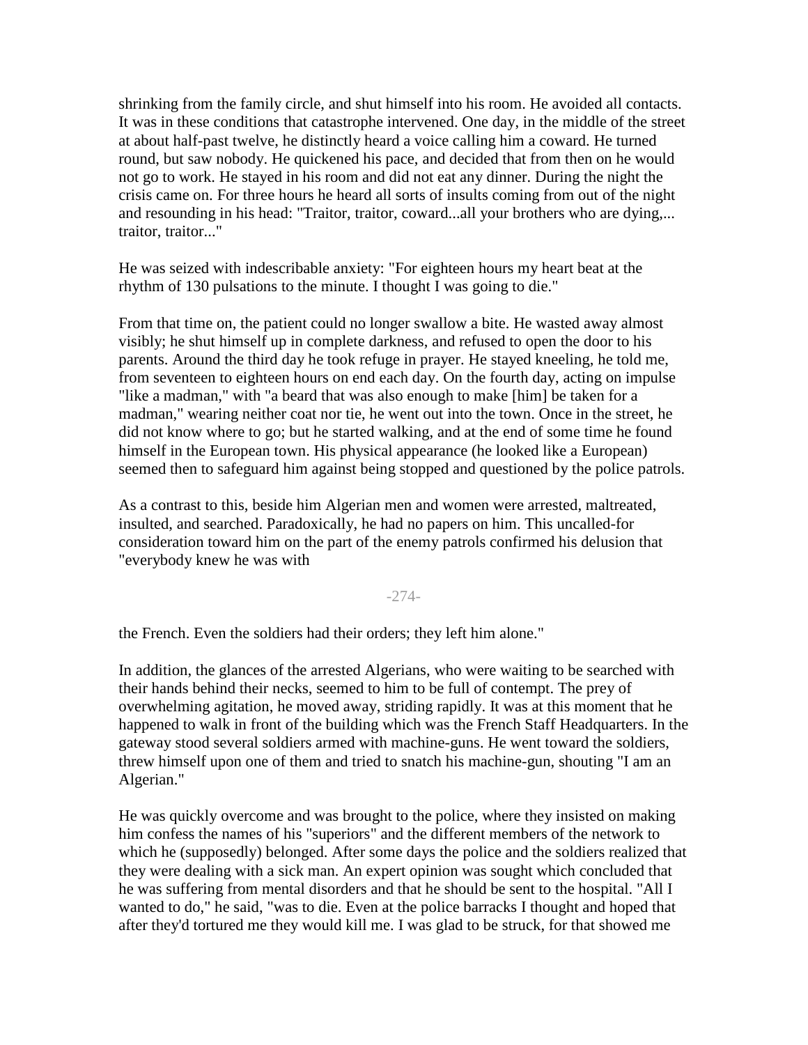shrinking from the family circle, and shut himself into his room. He avoided all contacts. It was in these conditions that catastrophe intervened. One day, in the middle of the street at about half-past twelve, he distinctly heard a voice calling him a coward. He turned round, but saw nobody. He quickened his pace, and decided that from then on he would not go to work. He stayed in his room and did not eat any dinner. During the night the crisis came on. For three hours he heard all sorts of insults coming from out of the night and resounding in his head: "Traitor, traitor, coward...all your brothers who are dying,... traitor, traitor..."

He was seized with indescribable anxiety: "For eighteen hours my heart beat at the rhythm of 130 pulsations to the minute. I thought I was going to die."

From that time on, the patient could no longer swallow a bite. He wasted away almost visibly; he shut himself up in complete darkness, and refused to open the door to his parents. Around the third day he took refuge in prayer. He stayed kneeling, he told me, from seventeen to eighteen hours on end each day. On the fourth day, acting on impulse "like a madman," with "a beard that was also enough to make [him] be taken for a madman," wearing neither coat nor tie, he went out into the town. Once in the street, he did not know where to go; but he started walking, and at the end of some time he found himself in the European town. His physical appearance (he looked like a European) seemed then to safeguard him against being stopped and questioned by the police patrols.

As a contrast to this, beside him Algerian men and women were arrested, maltreated, insulted, and searched. Paradoxically, he had no papers on him. This uncalled-for consideration toward him on the part of the enemy patrols confirmed his delusion that "everybody knew he was with the French. Even the soldiers had their orders; they left him alone."

In addition, the glances of the arrested Algerians, who were waiting to be searched with their hands behind their necks, seemed to him to be full of contempt. The prey of overwhelming agitation, he moved away, striding rapidly. It was at this moment that he happened to walk in front of the building which was the French Staff Headquarters. In the gateway stood several soldiers armed with machine-guns. He went toward the soldiers, threw himself upon one of them and tried to snatch his machine-gun, shouting "I am an Algerian."

He was quickly overcome and was brought to the police, where they insisted on making him confess the names of his "superiors" and the different members of the network to which he (supposedly) belonged. After some days the police and the soldiers realized that they were dealing with a sick man. An expert opinion was sought which concluded that he was suffering from mental disorders and that he should be sent to the hospital. "All I wanted to do," he said, "was to die. Even at the police barracks I thought and hoped that after they'd tortured me they would kill me. I was glad to be struck, for that showed me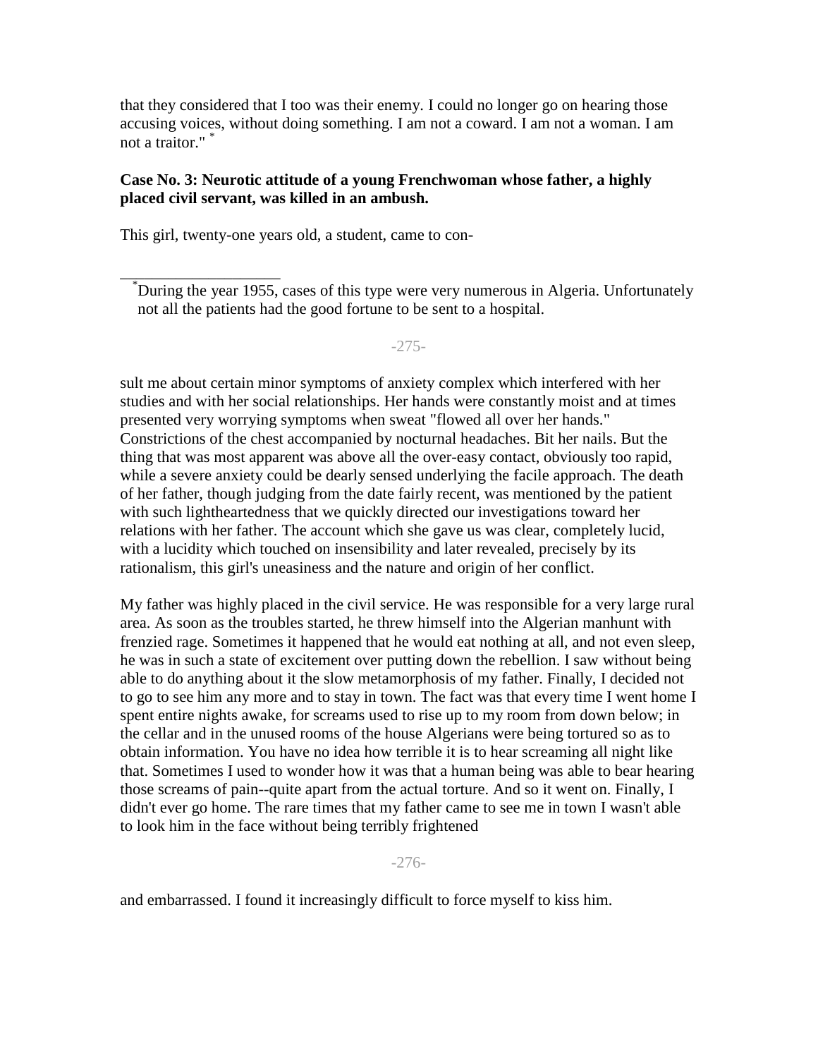that they considered that I too was their enemy. I could no longer go on hearing those accusing voices, without doing something. I am not a coward. I am not a woman. I am not a traitor." *

**Case No. 3: Neurotic attitude of a young Frenchwoman whose father, a highly placed civil servant, was killed in an ambush.**

This girl, twenty-one years old, a student, came to consult me about certain minor symptoms of anxiety complex which interfered with her studies and with her social relationships. Her hands were constantly moist and at times presented very worrying symptoms when sweat "flowed all over her hands." Constrictions of the chest accompanied by nocturnal headaches. Bit her nails. But the thing that was most apparent was above all the over-easy contact, obviously too rapid, while a severe anxiety could be dearly sensed underlying the facile approach. The death of her father, though judging from the date fairly recent, was mentioned by the patient with such lightheartedness that we quickly directed our investigations toward her relations with her father. The account which she gave us was clear, completely lucid, with a lucidity which touched on insensibility and later revealed, precisely by its rationalism, this girl's uneasiness and the nature and origin of her conflict.

My father was highly placed in the civil service. He was responsible for a very large rural area. As soon as the troubles started, he threw himself into the Algerian manhunt with frenzied rage. Sometimes it happened that he would eat nothing at all, and not even sleep, he was in such a state of excitement over putting down the rebellion. I saw without being able to do anything about it the slow metamorphosis of my father. Finally, I decided not to go to see him any more and to stay in town. The fact was that every time I went home I spent entire nights awake, for screams used to rise up to my room from down below; in the cellar and in the unused rooms of the house Algerians were being tortured so as to obtain information. You have no idea how terrible it is to hear screaming all night like that. Sometimes I used to wonder how it was that a human being was able to bear hearing those screams of pain--quite apart from the actual torture. And so it went on. Finally, I didn't ever go home. The rare times that my father came to see me in town I wasn't able to look him in the face without being terribly frightened and embarrassed. I found it increasingly difficult to force myself to kiss him.

---

* During the year 1955, cases of this type were very numerous in Algeria. Unfortunately not all the patients had the good fortune to be sent to a hospital.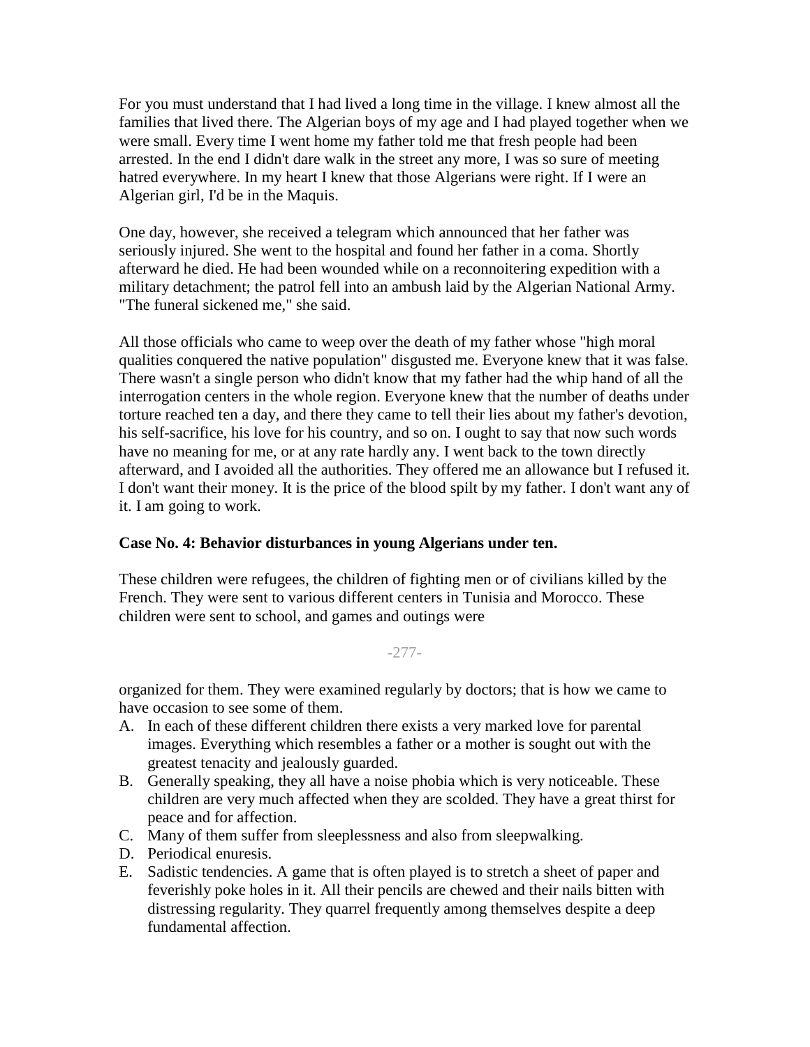For you must understand that I had lived a long time in the village. I knew almost all the families that lived there. The Algerian boys of my age and I had played together when we were small. Every time I went home my father told me that fresh people had been arrested. In the end I didn't dare walk in the street any more, I was so sure of meeting hatred everywhere. In my heart I knew that those Algerians were right. If I were an Algerian girl, I'd be in the Maquis.

One day, however, she received a telegram which announced that her father was seriously injured. She went to the hospital and found her father in a coma. Shortly afterward he died. He had been wounded while on a reconnoitering expedition with a military detachment; the patrol fell into an ambush laid by the Algerian National Army. "The funeral sickened me," she said.

All those officials who came to weep over the death of my father whose "high moral qualities conquered the native population" disgusted me. Everyone knew that it was false. There wasn't a single person who didn't know that my father had the whip hand of all the interrogation centers in the whole region. Everyone knew that the number of deaths under torture reached ten a day, and there they came to tell their lies about my father's devotion, his self-sacrifice, his love for his country, and so on. I ought to say that now such words have no meaning for me, or at any rate hardly any. I went back to the town directly afterward, and I avoided all the authorities. They offered me an allowance but I refused it. I don't want their money. It is the price of the blood spilt by my father. I don't want any of it. I am going to work.

**Case No. 4: Behavior disturbances in young Algerians under ten.**

These children were refugees, the children of fighting men or of civilians killed by the French. They were sent to various different centers in Tunisia and Morocco. These children were sent to school, and games and outings were organized for them. They were examined regularly by doctors; that is how we came to have occasion to see some of them.

A. In each of these different children there exists a very marked love for parental images. Everything which resembles a father or a mother is sought out with the greatest tenacity and jealously guarded.
B. Generally speaking, they all have a noise phobia which is very noticeable. These children are very much affected when they are scolded. They have a great thirst for peace and for affection.
C. Many of them suffer from sleeplessness and also from sleepwalking.
D. Periodical enuresis.
E. Sadistic tendencies. A game that is often played is to stretch a sheet of paper and feverishly poke holes in it. All their pencils are chewed and their nails bitten with distressing regularity. They quarrel frequently among themselves despite a deep fundamental affection.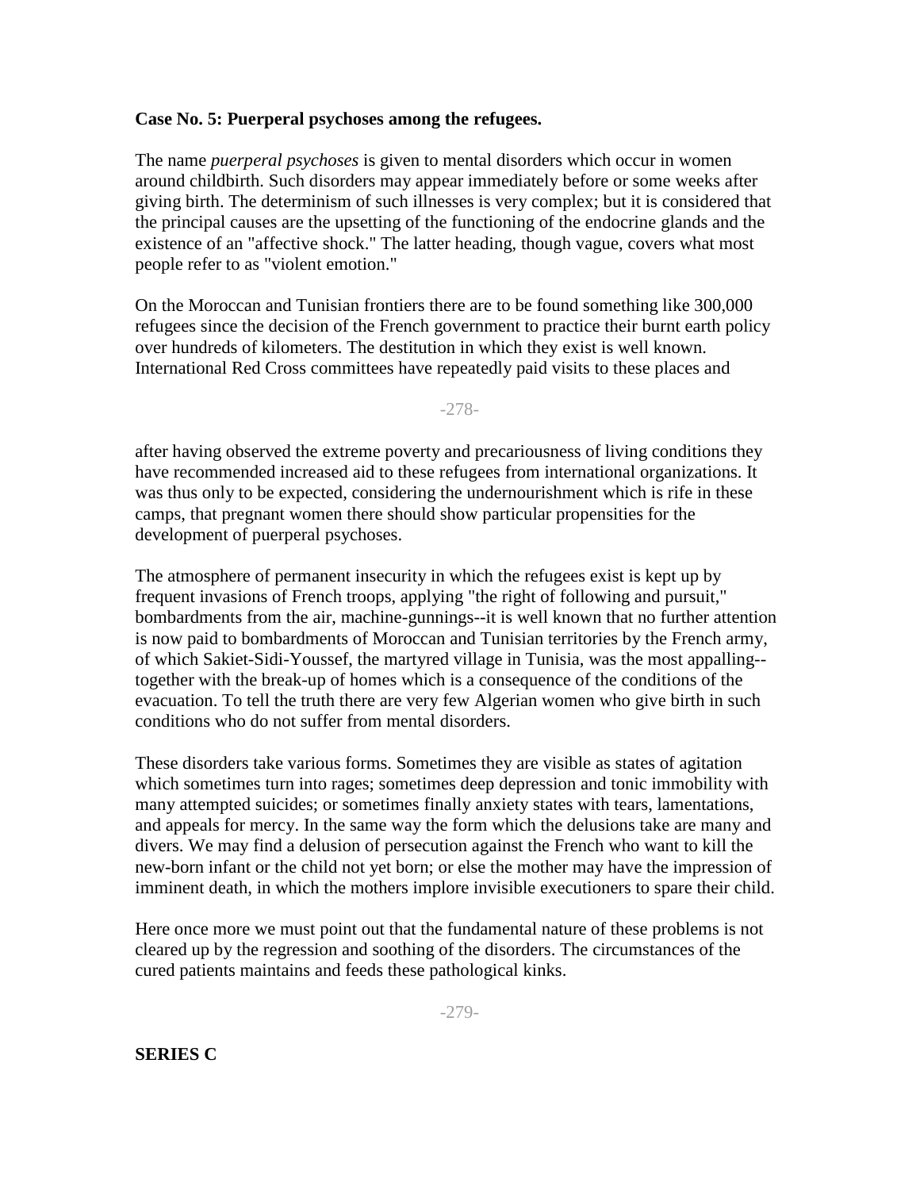**Case No. 5: Puerperal psychoses among the refugees.**

The name *puerperal psychoses* is given to mental disorders which occur in women around childbirth. Such disorders may appear immediately before or some weeks after giving birth. The determinism of such illnesses is very complex; but it is considered that the principal causes are the upsetting of the functioning of the endocrine glands and the existence of an "affective shock." The latter heading, though vague, covers what most people refer to as "violent emotion."

On the Moroccan and Tunisian frontiers there are to be found something like 300,000 refugees since the decision of the French government to practice their burnt earth policy over hundreds of kilometers. The destitution in which they exist is well known. International Red Cross committees have repeatedly paid visits to these places and after having observed the extreme poverty and precariousness of living conditions they have recommended increased aid to these refugees from international organizations. It was thus only to be expected, considering the undernourishment which is rife in these camps, that pregnant women there should show particular propensities for the development of puerperal psychoses.

The atmosphere of permanent insecurity in which the refugees exist is kept up by frequent invasions of French troops, applying "the right of following and pursuit," bombardments from the air, machine-gunnings--it is well known that no further attention is now paid to bombardments of Moroccan and Tunisian territories by the French army, of which Sakiet-Sidi-Youssef, the martyred village in Tunisia, was the most appalling--together with the break-up of homes which is a consequence of the conditions of the evacuation. To tell the truth there are very few Algerian women who give birth in such conditions who do not suffer from mental disorders.

These disorders take various forms. Sometimes they are visible as states of agitation which sometimes turn into rages; sometimes deep depression and tonic immobility with many attempted suicides; or sometimes finally anxiety states with tears, lamentations, and appeals for mercy. In the same way the form which the delusions take are many and divers. We may find a delusion of persecution against the French who want to kill the new-born infant or the child not yet born; or else the mother may have the impression of imminent death, in which the mothers implore invisible executioners to spare their child.

Here once more we must point out that the fundamental nature of these problems is not cleared up by the regression and soothing of the disorders. The circumstances of the cured patients maintains and feeds these pathological kinks.

**SERIES C**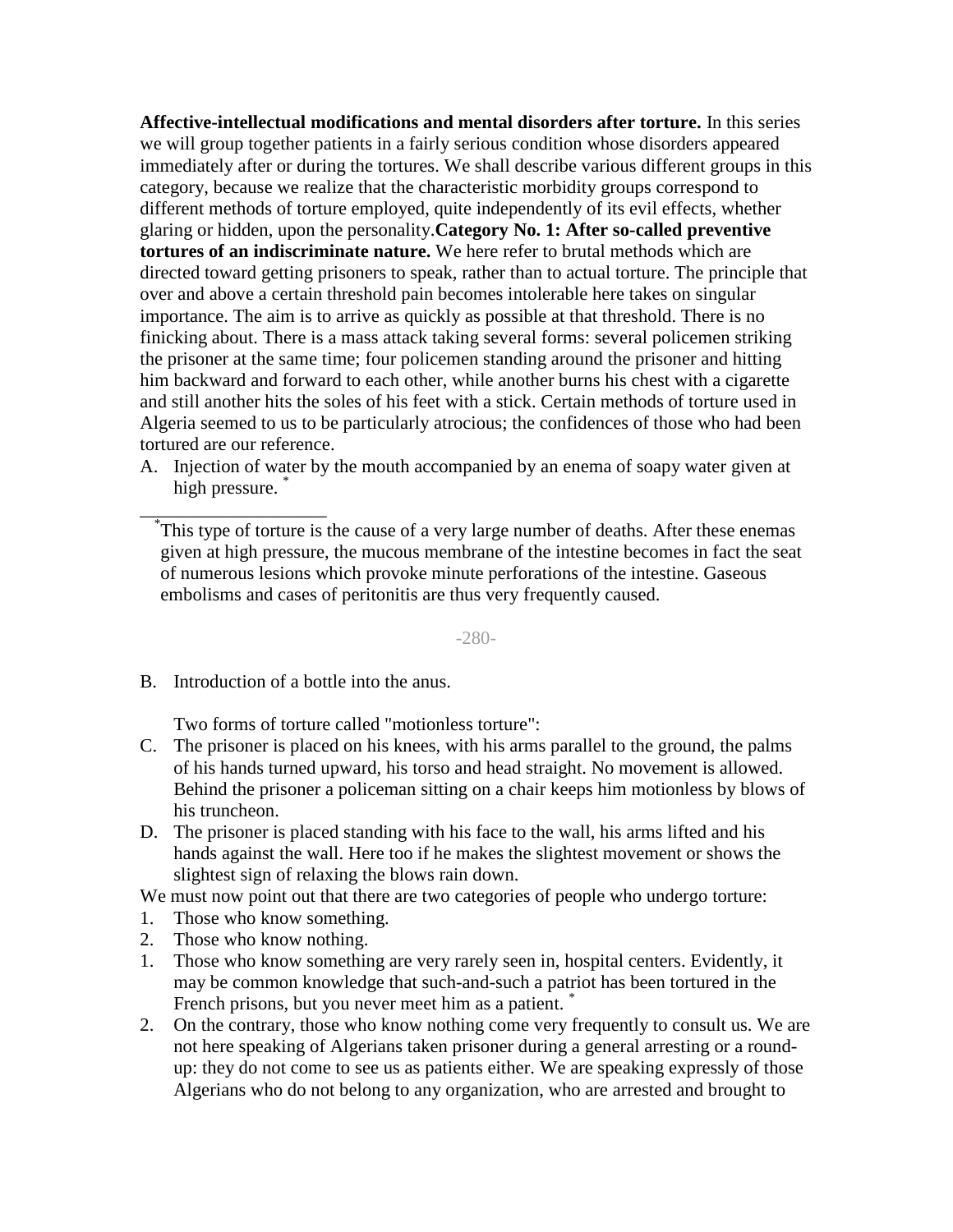**Affective-intellectual modifications and mental disorders after torture.** In this series we will group together patients in a fairly serious condition whose disorders appeared immediately after or during the tortures. We shall describe various different groups in this category, because we realize that the characteristic morbidity groups correspond to different methods of torture employed, quite independently of its evil effects, whether glaring or hidden, upon the personality.**Category No. 1: After so-called preventive tortures of an indiscriminate nature.** We here refer to brutal methods which are directed toward getting prisoners to speak, rather than to actual torture. The principle that over and above a certain threshold pain becomes intolerable here takes on singular importance. The aim is to arrive as quickly as possible at that threshold. There is no finicking about. There is a mass attack taking several forms: several policemen striking the prisoner at the same time; four policemen standing around the prisoner and hitting him backward and forward to each other, while another burns his chest with a cigarette and still another hits the soles of his feet with a stick. Certain methods of torture used in Algeria seemed to us to be particularly atrocious; the confidences of those who had been tortured are our reference.

A. Injection of water by the mouth accompanied by an enema of soapy water given at high pressure. *

---

*This type of torture is the cause of a very large number of deaths. After these enemas given at high pressure, the mucous membrane of the intestine becomes in fact the seat of numerous lesions which provoke minute perforations of the intestine. Gaseous embolisms and cases of peritonitis are thus very frequently caused.

B. Introduction of a bottle into the anus.

Two forms of torture called "motionless torture":

C. The prisoner is placed on his knees, with his arms parallel to the ground, the palms of his hands turned upward, his torso and head straight. No movement is allowed. Behind the prisoner a policeman sitting on a chair keeps him motionless by blows of his truncheon.
D. The prisoner is placed standing with his face to the wall, his arms lifted and his hands against the wall. Here too if he makes the slightest movement or shows the slightest sign of relaxing the blows rain down.

We must now point out that there are two categories of people who undergo torture:

1. Those who know something.
2. Those who know nothing.

1. Those who know something are very rarely seen in, hospital centers. Evidently, it may be common knowledge that such-and-such a patriot has been tortured in the French prisons, but you never meet him as a patient. *
2. On the contrary, those who know nothing come very frequently to consult us. We are not here speaking of Algerians taken prisoner during a general arresting or a round-up: they do not come to see us as patients either. We are speaking expressly of those Algerians who do not belong to any organization, who are arrested and brought to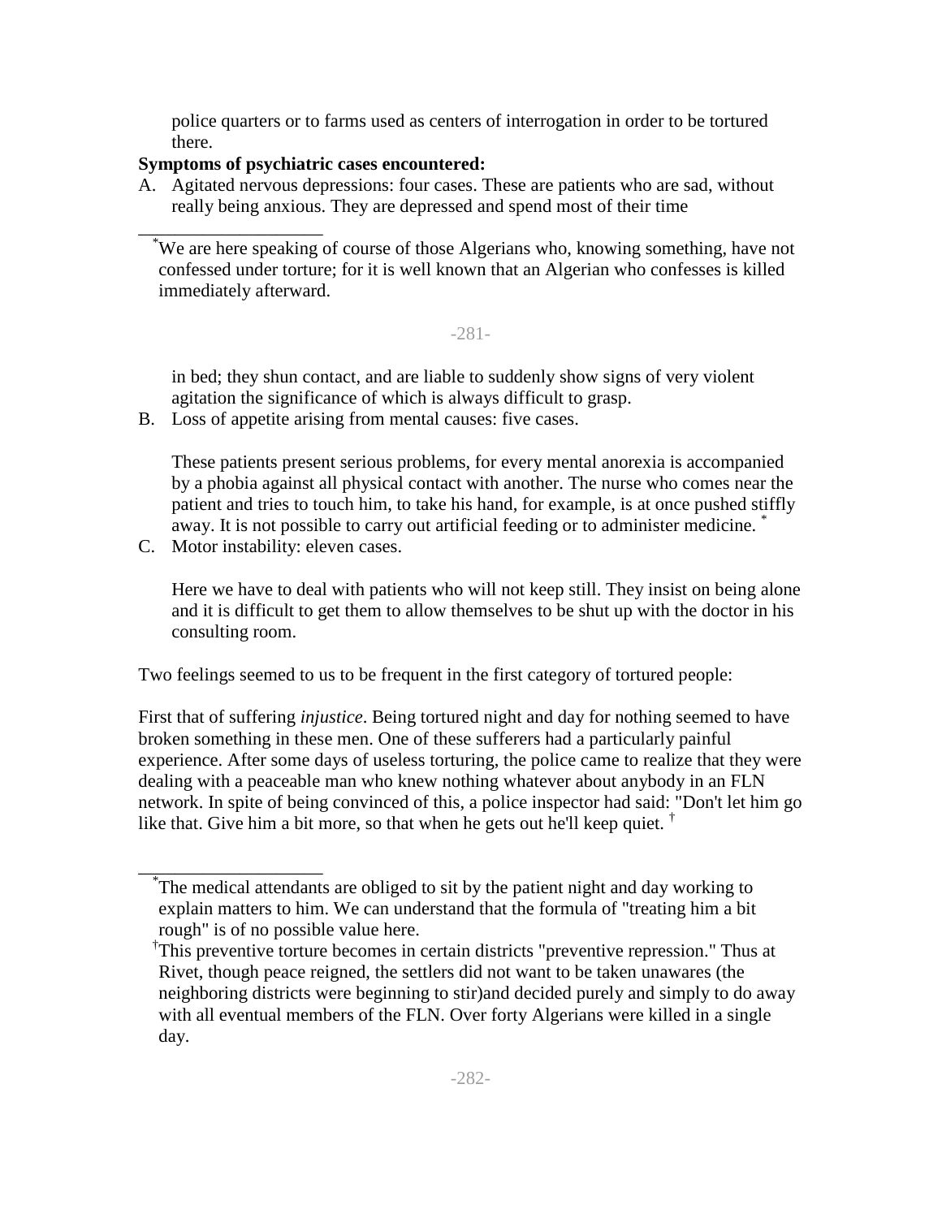police quarters or to farms used as centers of interrogation in order to be tortured there.

**Symptoms of psychiatric cases encountered:**

A. Agitated nervous depressions: four cases. These are patients who are sad, without really being anxious. They are depressed and spend most of their time in bed; they shun contact, and are liable to suddenly show signs of very violent agitation the significance of which is always difficult to grasp.

B. Loss of appetite arising from mental causes: five cases.

   These patients present serious problems, for every mental anorexia is accompanied by a phobia against all physical contact with another. The nurse who comes near the patient and tries to touch him, to take his hand, for example, is at once pushed stiffly away. It is not possible to carry out artificial feeding or to administer medicine. [*]

C. Motor instability: eleven cases.

   Here we have to deal with patients who will not keep still. They insist on being alone and it is difficult to get them to allow themselves to be shut up with the doctor in his consulting room.

Two feelings seemed to us to be frequent in the first category of tortured people:

First that of suffering *injustice*. Being tortured night and day for nothing seemed to have broken something in these men. One of these sufferers had a particularly painful experience. After some days of useless torturing, the police came to realize that they were dealing with a peaceable man who knew nothing whatever about anybody in an FLN network. In spite of being convinced of this, a police inspector had said: "Don't let him go like that. Give him a bit more, so that when he gets out he'll keep quiet. [†]

---

[*] We are here speaking of course of those Algerians who, knowing something, have not confessed under torture; for it is well known that an Algerian who confesses is killed immediately afterward.

[*] The medical attendants are obliged to sit by the patient night and day working to explain matters to him. We can understand that the formula of "treating him a bit rough" is of no possible value here.

[†] This preventive torture becomes in certain districts "preventive repression." Thus at Rivet, though peace reigned, the settlers did not want to be taken unawares (the neighboring districts were beginning to stir)and decided purely and simply to do away with all eventual members of the FLN. Over forty Algerians were killed in a single day.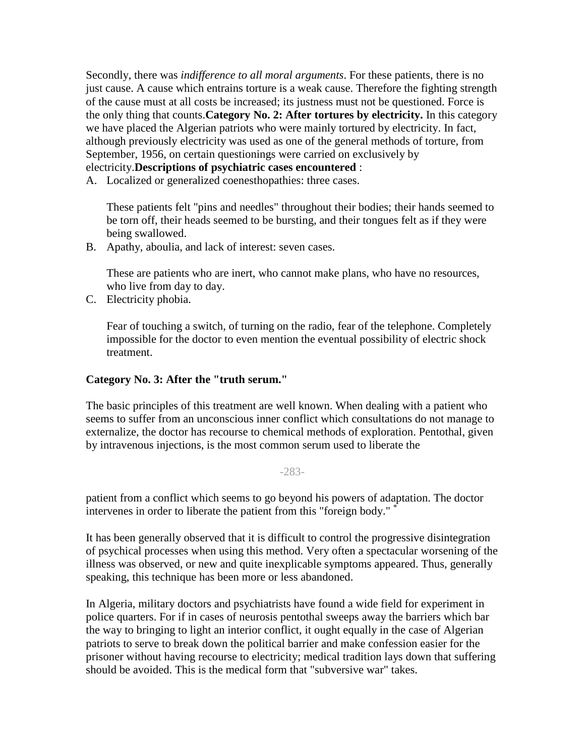Secondly, there was *indifference to all moral arguments*. For these patients, there is no just cause. A cause which entrains torture is a weak cause. Therefore the fighting strength of the cause must at all costs be increased; its justness must not be questioned. Force is the only thing that counts.

**Category No. 2: After tortures by electricity.** In this category we have placed the Algerian patriots who were mainly tortured by electricity. In fact, although previously electricity was used as one of the general methods of torture, from September, 1956, on certain questionings were carried on exclusively by electricity.

**Descriptions of psychiatric cases encountered** :

A. Localized or generalized coenesthopathies: three cases.

   These patients felt "pins and needles" throughout their bodies; their hands seemed to be torn off, their heads seemed to be bursting, and their tongues felt as if they were being swallowed.

B. Apathy, aboulia, and lack of interest: seven cases.

   These are patients who are inert, who cannot make plans, who have no resources, who live from day to day.

C. Electricity phobia.

   Fear of touching a switch, of turning on the radio, fear of the telephone. Completely impossible for the doctor to even mention the eventual possibility of electric shock treatment.

**Category No. 3: After the "truth serum."**

The basic principles of this treatment are well known. When dealing with a patient who seems to suffer from an unconscious inner conflict which consultations do not manage to externalize, the doctor has recourse to chemical methods of exploration. Pentothal, given by intravenous injections, is the most common serum used to liberate the patient from a conflict which seems to go beyond his powers of adaptation. The doctor intervenes in order to liberate the patient from this "foreign body." *

It has been generally observed that it is difficult to control the progressive disintegration of psychical processes when using this method. Very often a spectacular worsening of the illness was observed, or new and quite inexplicable symptoms appeared. Thus, generally speaking, this technique has been more or less abandoned.

In Algeria, military doctors and psychiatrists have found a wide field for experiment in police quarters. For if in cases of neurosis pentothal sweeps away the barriers which bar the way to bringing to light an interior conflict, it ought equally in the case of Algerian patriots to serve to break down the political barrier and make confession easier for the prisoner without having recourse to electricity; medical tradition lays down that suffering should be avoided. This is the medical form that "subversive war" takes.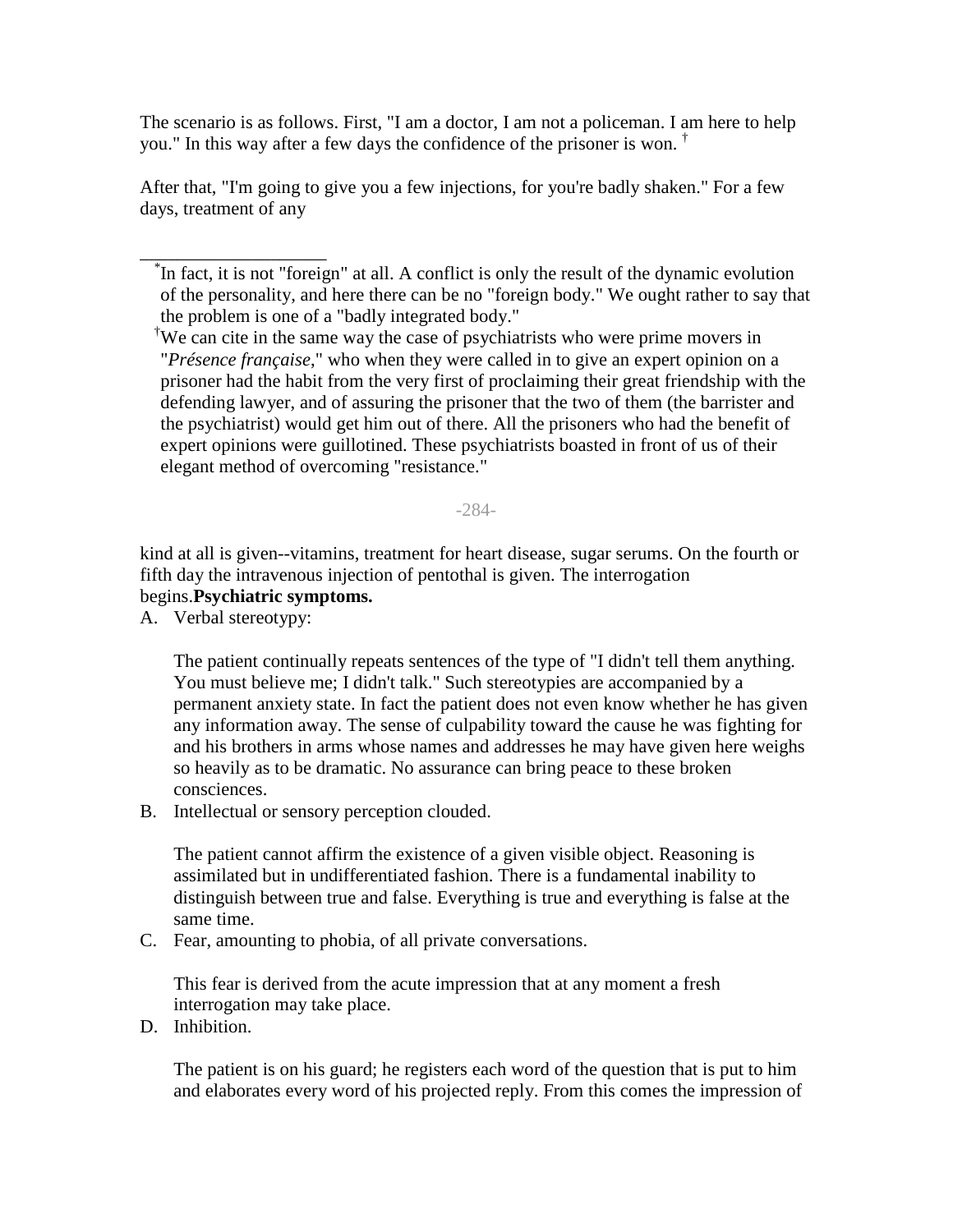The scenario is as follows. First, "I am a doctor, I am not a policeman. I am here to help you." In this way after a few days the confidence of the prisoner is won. [†]

After that, "I'm going to give you a few injections, for you're badly shaken." For a few days, treatment of any kind at all is given--vitamins, treatment for heart disease, sugar serums. On the fourth or fifth day the intravenous injection of pentothal is given. The interrogation begins.

**Psychiatric symptoms.**

A. Verbal stereotypy:

   The patient continually repeats sentences of the type of "I didn't tell them anything. You must believe me; I didn't talk." Such stereotypies are accompanied by a permanent anxiety state. In fact the patient does not even know whether he has given any information away. The sense of culpability toward the cause he was fighting for and his brothers in arms whose names and addresses he may have given here weighs so heavily as to be dramatic. No assurance can bring peace to these broken consciences.

B. Intellectual or sensory perception clouded.

   The patient cannot affirm the existence of a given visible object. Reasoning is assimilated but in undifferentiated fashion. There is a fundamental inability to distinguish between true and false. Everything is true and everything is false at the same time.

C. Fear, amounting to phobia, of all private conversations.

   This fear is derived from the acute impression that at any moment a fresh interrogation may take place.

D. Inhibition.

   The patient is on his guard; he registers each word of the question that is put to him and elaborates every word of his projected reply. From this comes the impression of

---

[*] In fact, it is not "foreign" at all. A conflict is only the result of the dynamic evolution of the personality, and here there can be no "foreign body." We ought rather to say that the problem is one of a "badly integrated body."

[†] We can cite in the same way the case of psychiatrists who were prime movers in "*Présence française*," who when they were called in to give an expert opinion on a prisoner had the habit from the very first of proclaiming their great friendship with the defending lawyer, and of assuring the prisoner that the two of them (the barrister and the psychiatrist) would get him out of there. All the prisoners who had the benefit of expert opinions were guillotined. These psychiatrists boasted in front of us of their elegant method of overcoming "resistance."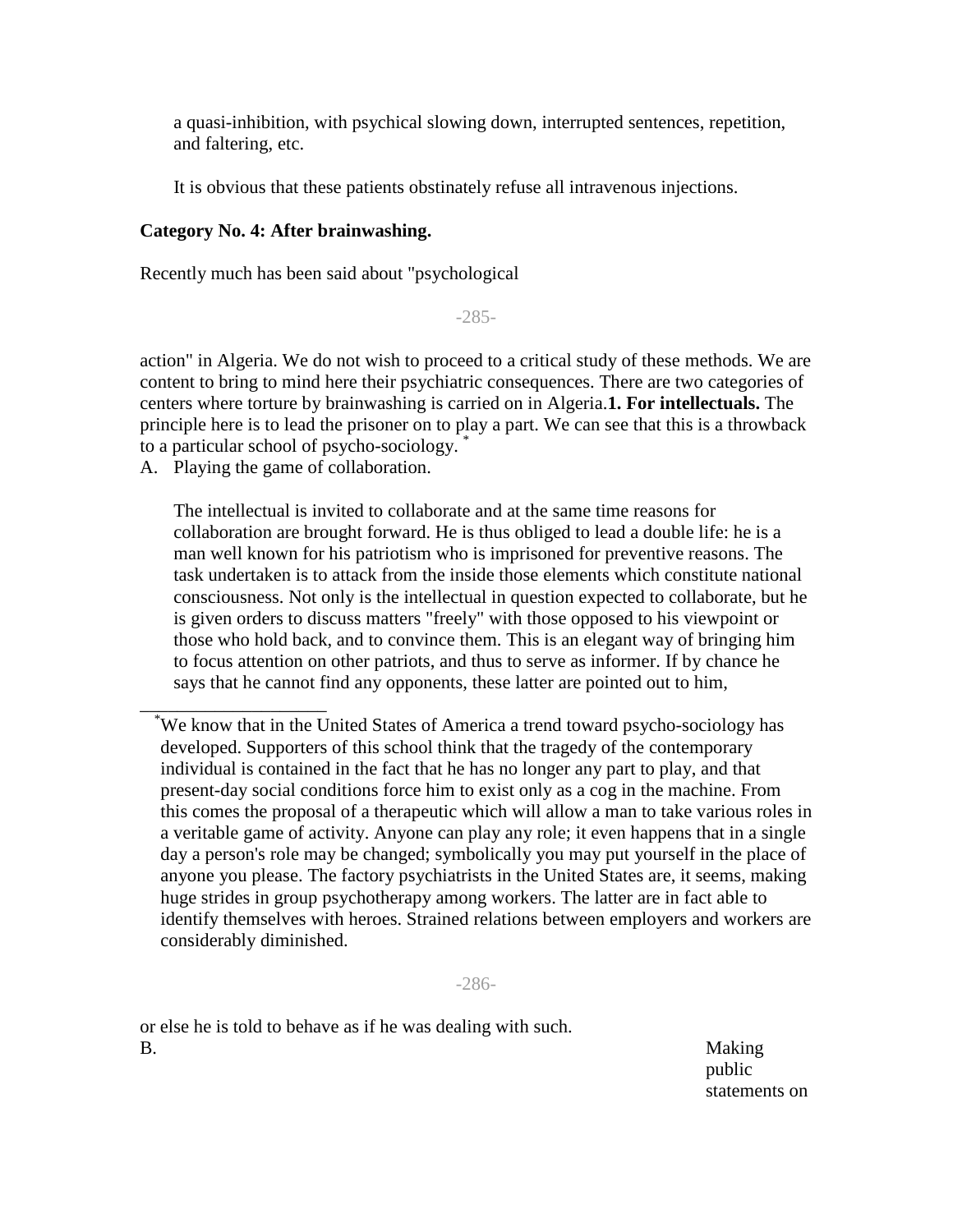a quasi-inhibition, with psychical slowing down, interrupted sentences, repetition, and faltering, etc.

It is obvious that these patients obstinately refuse all intravenous injections.

**Category No. 4: After brainwashing.**

Recently much has been said about "psychological action" in Algeria. We do not wish to proceed to a critical study of these methods. We are content to bring to mind here their psychiatric consequences. There are two categories of centers where torture by brainwashing is carried on in Algeria.**1. For intellectuals.** The principle here is to lead the prisoner on to play a part. We can see that this is a throwback to a particular school of psycho-sociology. *

A. Playing the game of collaboration.

The intellectual is invited to collaborate and at the same time reasons for collaboration are brought forward. He is thus obliged to lead a double life: he is a man well known for his patriotism who is imprisoned for preventive reasons. The task undertaken is to attack from the inside those elements which constitute national consciousness. Not only is the intellectual in question expected to collaborate, but he is given orders to discuss matters "freely" with those opposed to his viewpoint or those who hold back, and to convince them. This is an elegant way of bringing him to focus attention on other patriots, and thus to serve as informer. If by chance he says that he cannot find any opponents, these latter are pointed out to him, or else he is told to behave as if he was dealing with such.

B. Making public statements on

---

*We know that in the United States of America a trend toward psycho-sociology has developed. Supporters of this school think that the tragedy of the contemporary individual is contained in the fact that he has no longer any part to play, and that present-day social conditions force him to exist only as a cog in the machine. From this comes the proposal of a therapeutic which will allow a man to take various roles in a veritable game of activity. Anyone can play any role; it even happens that in a single day a person's role may be changed; symbolically you may put yourself in the place of anyone you please. The factory psychiatrists in the United States are, it seems, making huge strides in group psychotherapy among workers. The latter are in fact able to identify themselves with heroes. Strained relations between employers and workers are considerably diminished.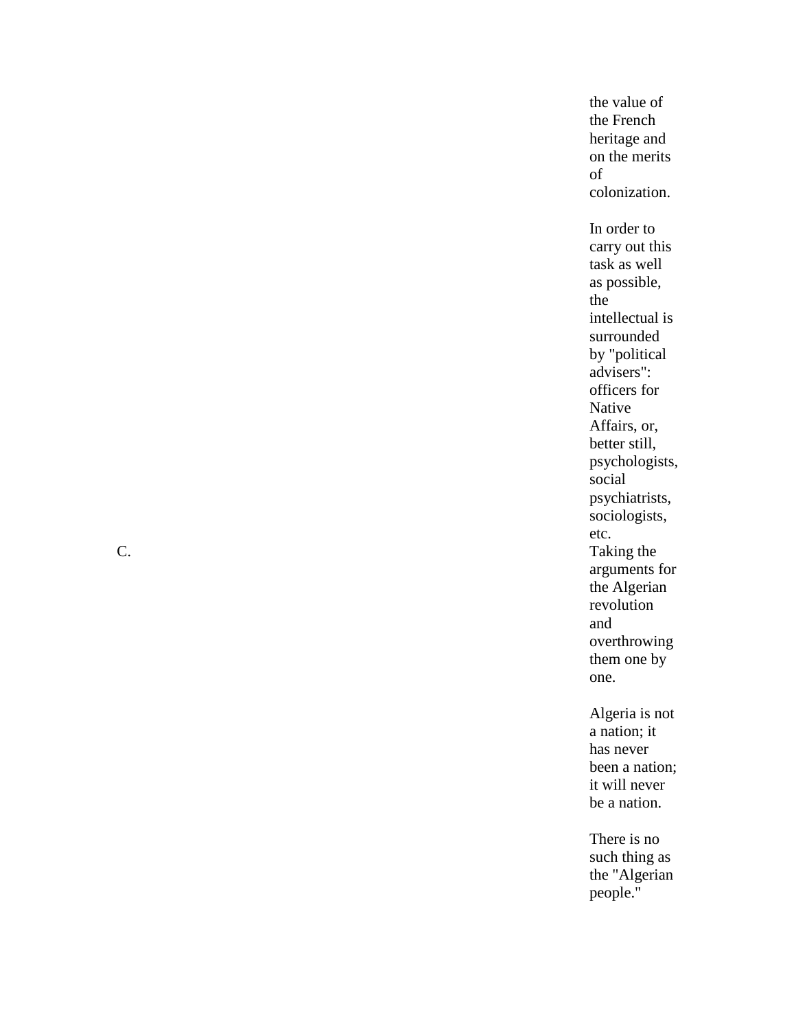the value of the French heritage and on the merits of colonization.

In order to carry out this task as well as possible, the intellectual is surrounded by "political advisers": officers for Native Affairs, or, better still, psychologists, social psychiatrists, sociologists, etc.

C. Taking the arguments for the Algerian revolution and overthrowing them one by one.

Algeria is not a nation; it has never been a nation; it will never be a nation.

There is no such thing as the "Algerian people."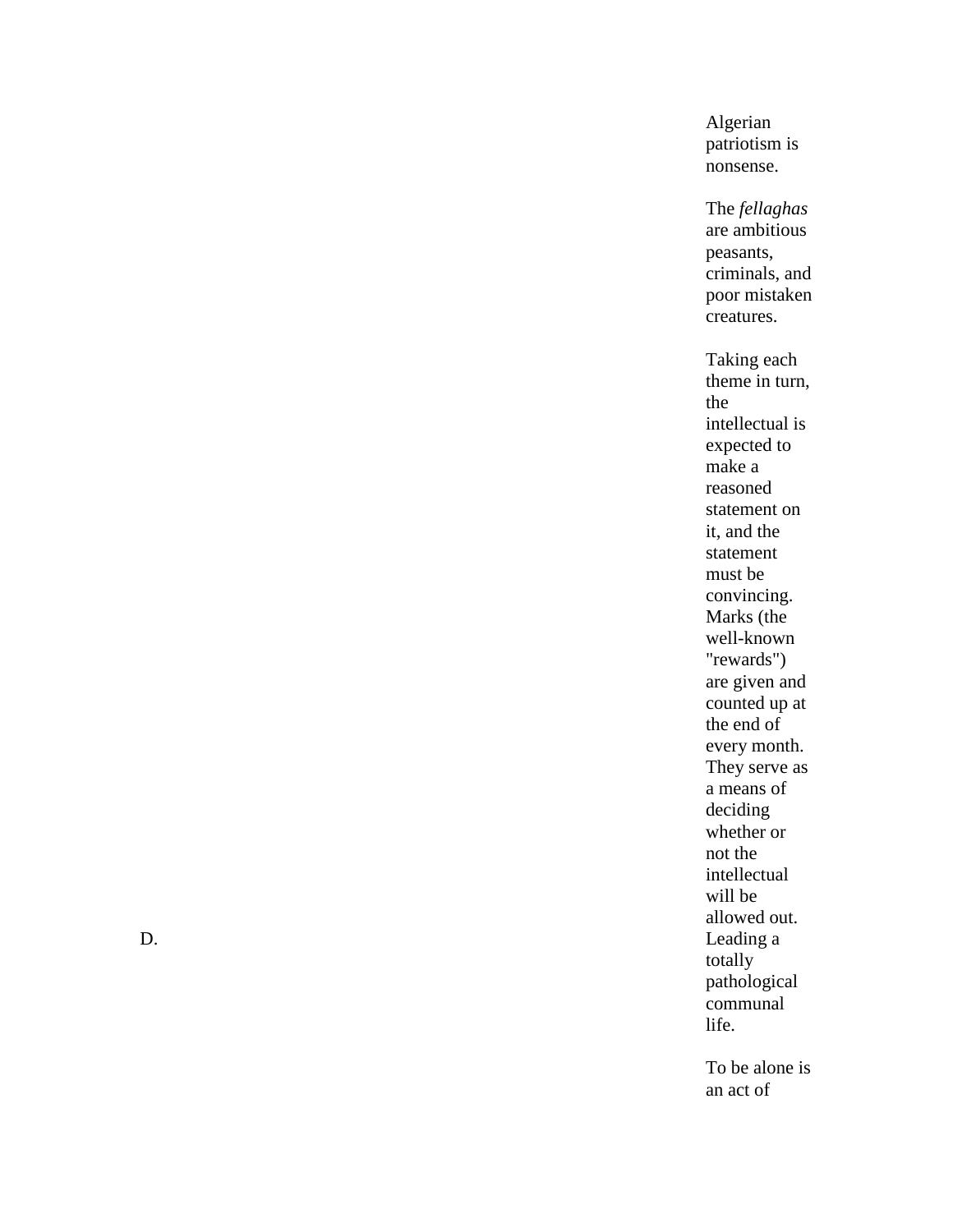Algerian patriotism is nonsense.

The *fellaghas* are ambitious peasants, criminals, and poor mistaken creatures.

Taking each theme in turn, the intellectual is expected to make a reasoned statement on it, and the statement must be convincing. Marks (the well-known "rewards") are given and counted up at the end of every month. They serve as a means of deciding whether or not the intellectual will be allowed out.

D. Leading a totally pathological communal life.

To be alone is an act of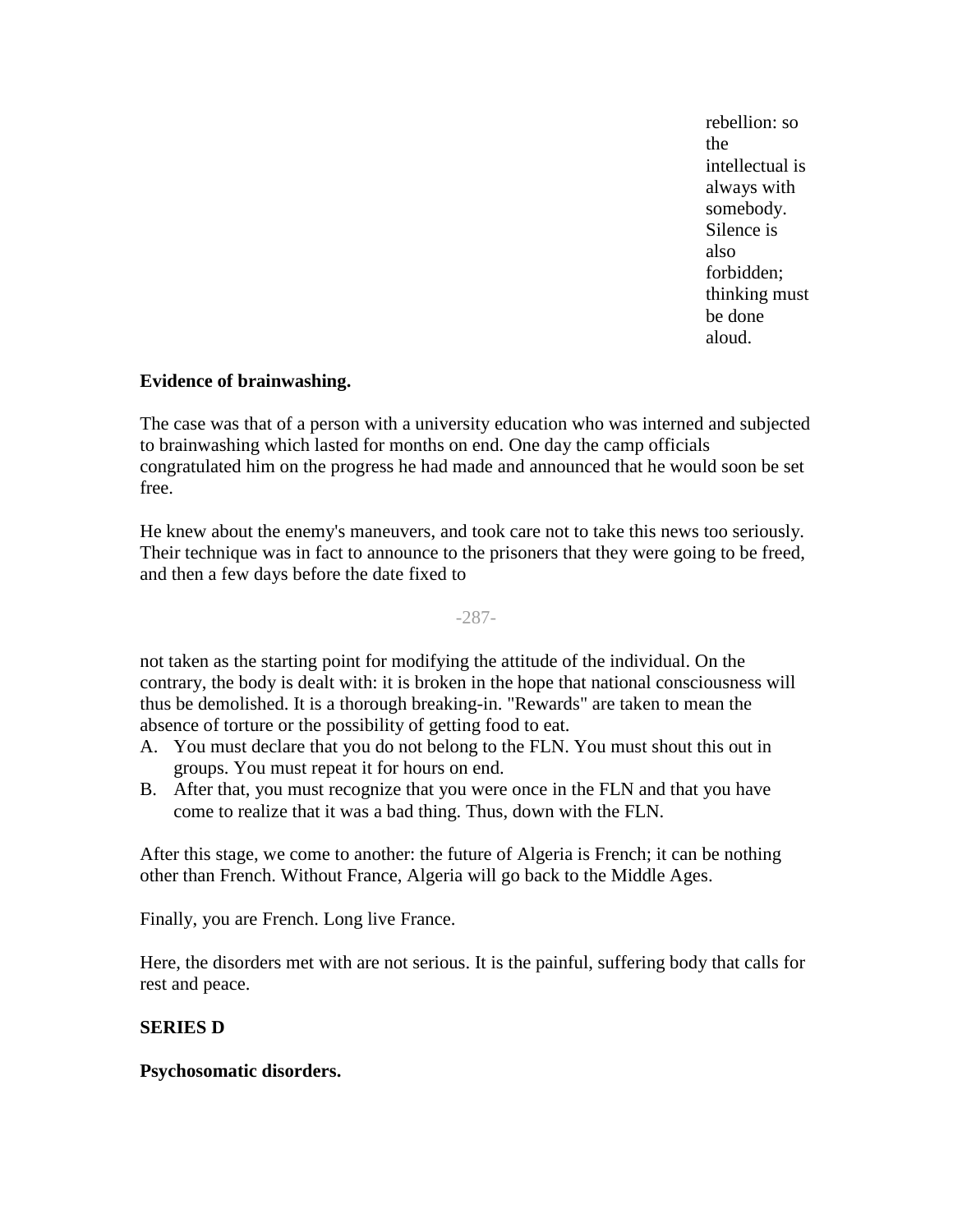rebellion: so the intellectual is always with somebody. Silence is also forbidden; thinking must be done aloud.

**Evidence of brainwashing.**

The case was that of a person with a university education who was interned and subjected to brainwashing which lasted for months on end. One day the camp officials congratulated him on the progress he had made and announced that he would soon be set free.

He knew about the enemy's maneuvers, and took care not to take this news too seriously. Their technique was in fact to announce to the prisoners that they were going to be freed, and then a few days before the date fixed to

not taken as the starting point for modifying the attitude of the individual. On the contrary, the body is dealt with: it is broken in the hope that national consciousness will thus be demolished. It is a thorough breaking-in. "Rewards" are taken to mean the absence of torture or the possibility of getting food to eat.

A. You must declare that you do not belong to the FLN. You must shout this out in groups. You must repeat it for hours on end.
B. After that, you must recognize that you were once in the FLN and that you have come to realize that it was a bad thing. Thus, down with the FLN.

After this stage, we come to another: the future of Algeria is French; it can be nothing other than French. Without France, Algeria will go back to the Middle Ages.

Finally, you are French. Long live France.

Here, the disorders met with are not serious. It is the painful, suffering body that calls for rest and peace.

**SERIES D**

**Psychosomatic disorders.**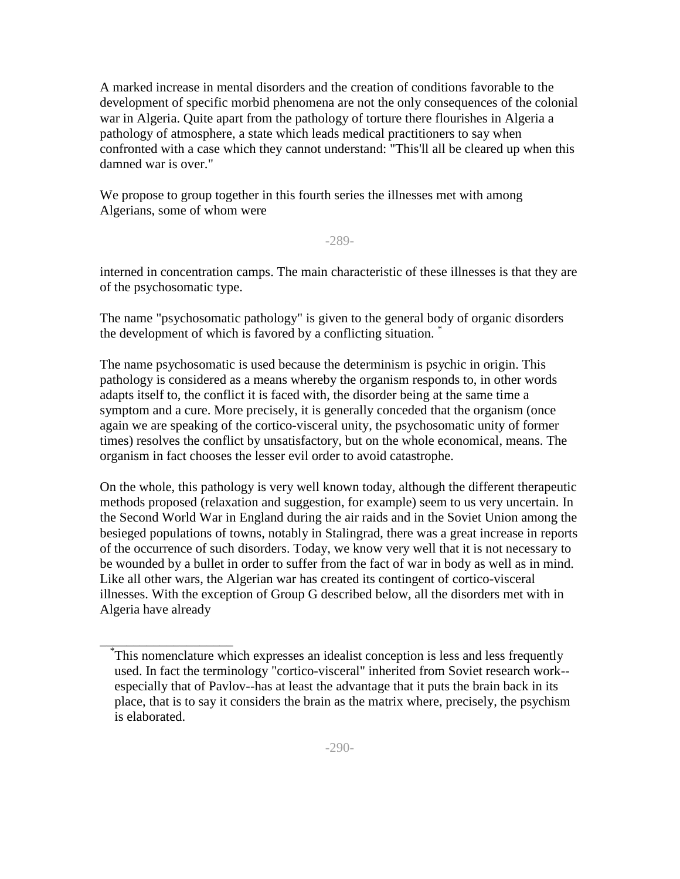A marked increase in mental disorders and the creation of conditions favorable to the development of specific morbid phenomena are not the only consequences of the colonial war in Algeria. Quite apart from the pathology of torture there flourishes in Algeria a pathology of atmosphere, a state which leads medical practitioners to say when confronted with a case which they cannot understand: "This'll all be cleared up when this damned war is over."

We propose to group together in this fourth series the illnesses met with among Algerians, some of whom were interned in concentration camps. The main characteristic of these illnesses is that they are of the psychosomatic type.

The name "psychosomatic pathology" is given to the general body of organic disorders the development of which is favored by a conflicting situation. *

The name psychosomatic is used because the determinism is psychic in origin. This pathology is considered as a means whereby the organism responds to, in other words adapts itself to, the conflict it is faced with, the disorder being at the same time a symptom and a cure. More precisely, it is generally conceded that the organism (once again we are speaking of the cortico-visceral unity, the psychosomatic unity of former times) resolves the conflict by unsatisfactory, but on the whole economical, means. The organism in fact chooses the lesser evil order to avoid catastrophe.

On the whole, this pathology is very well known today, although the different therapeutic methods proposed (relaxation and suggestion, for example) seem to us very uncertain. In the Second World War in England during the air raids and in the Soviet Union among the besieged populations of towns, notably in Stalingrad, there was a great increase in reports of the occurrence of such disorders. Today, we know very well that it is not necessary to be wounded by a bullet in order to suffer from the fact of war in body as well as in mind. Like all other wars, the Algerian war has created its contingent of cortico-visceral illnesses. With the exception of Group G described below, all the disorders met with in Algeria have already

---

* This nomenclature which expresses an idealist conception is less and less frequently used. In fact the terminology "cortico-visceral" inherited from Soviet research work--especially that of Pavlov--has at least the advantage that it puts the brain back in its place, that is to say it considers the brain as the matrix where, precisely, the psychism is elaborated.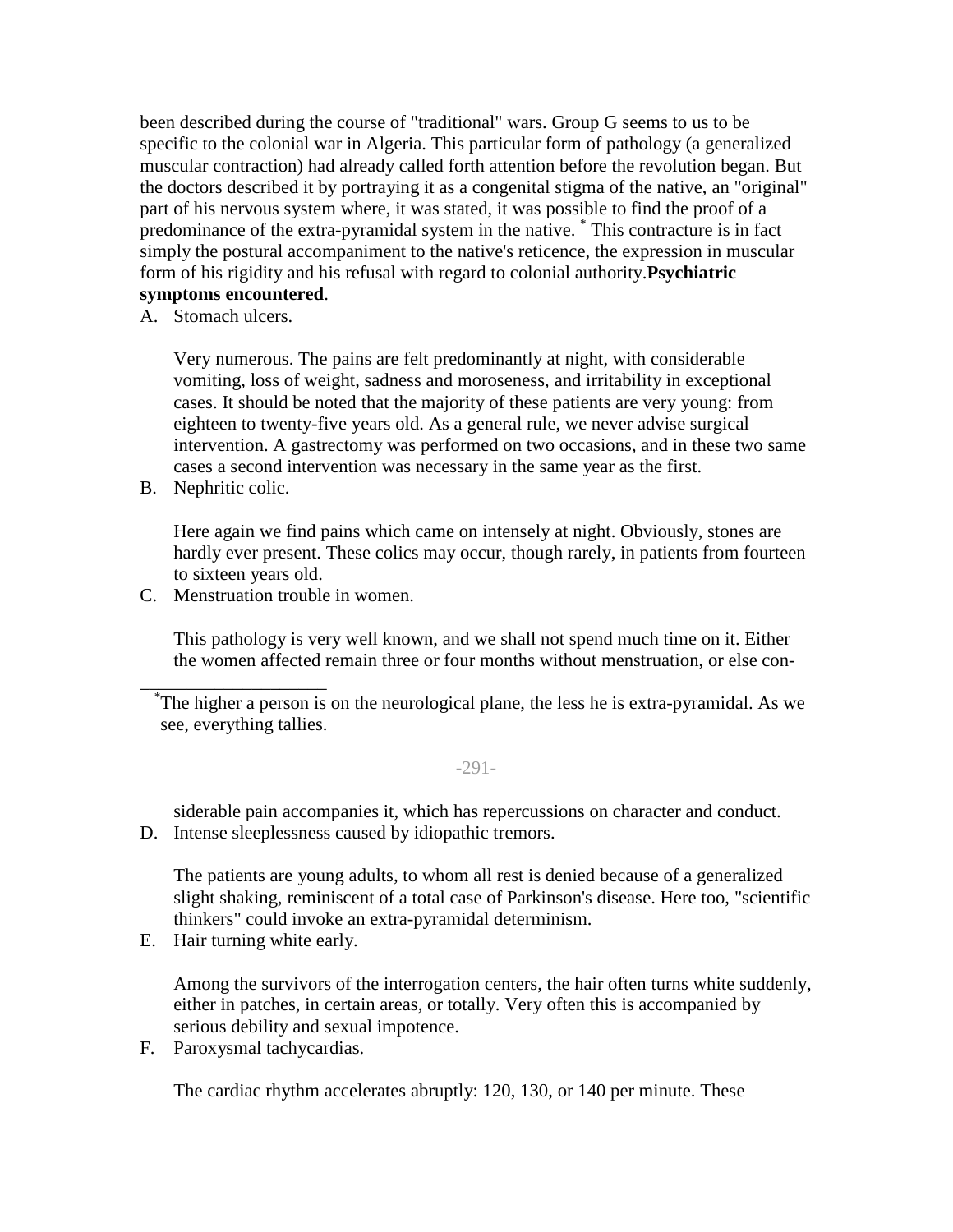been described during the course of "traditional" wars. Group G seems to us to be specific to the colonial war in Algeria. This particular form of pathology (a generalized muscular contraction) had already called forth attention before the revolution began. But the doctors described it by portraying it as a congenital stigma of the native, an "original" part of his nervous system where, it was stated, it was possible to find the proof of a predominance of the extra-pyramidal system in the native. * This contracture is in fact simply the postural accompaniment to the native's reticence, the expression in muscular form of his rigidity and his refusal with regard to colonial authority.

**Psychiatric symptoms encountered**.

A. Stomach ulcers.

   Very numerous. The pains are felt predominantly at night, with considerable vomiting, loss of weight, sadness and moroseness, and irritability in exceptional cases. It should be noted that the majority of these patients are very young: from eighteen to twenty-five years old. As a general rule, we never advise surgical intervention. A gastrectomy was performed on two occasions, and in these two same cases a second intervention was necessary in the same year as the first.

B. Nephritic colic.

   Here again we find pains which came on intensely at night. Obviously, stones are hardly ever present. These colics may occur, though rarely, in patients from fourteen to sixteen years old.

C. Menstruation trouble in women.

   This pathology is very well known, and we shall not spend much time on it. Either the women affected remain three or four months without menstruation, or else considerable pain accompanies it, which has repercussions on character and conduct.

D. Intense sleeplessness caused by idiopathic tremors.

   The patients are young adults, to whom all rest is denied because of a generalized slight shaking, reminiscent of a total case of Parkinson's disease. Here too, "scientific thinkers" could invoke an extra-pyramidal determinism.

E. Hair turning white early.

   Among the survivors of the interrogation centers, the hair often turns white suddenly, either in patches, in certain areas, or totally. Very often this is accompanied by serious debility and sexual impotence.

F. Paroxysmal tachycardias.

   The cardiac rhythm accelerates abruptly: 120, 130, or 140 per minute. These

---

* The higher a person is on the neurological plane, the less he is extra-pyramidal. As we see, everything tallies.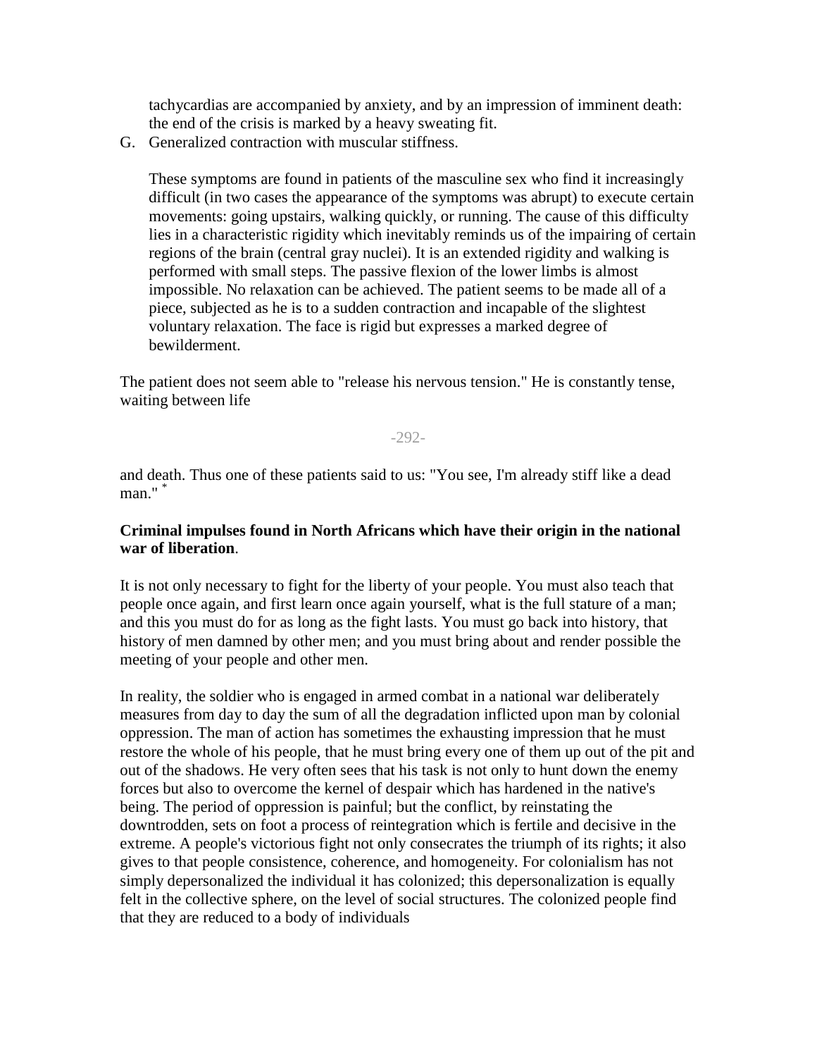tachycardias are accompanied by anxiety, and by an impression of imminent death: the end of the crisis is marked by a heavy sweating fit.

G. Generalized contraction with muscular stiffness.

    These symptoms are found in patients of the masculine sex who find it increasingly difficult (in two cases the appearance of the symptoms was abrupt) to execute certain movements: going upstairs, walking quickly, or running. The cause of this difficulty lies in a characteristic rigidity which inevitably reminds us of the impairing of certain regions of the brain (central gray nuclei). It is an extended rigidity and walking is performed with small steps. The passive flexion of the lower limbs is almost impossible. No relaxation can be achieved. The patient seems to be made all of a piece, subjected as he is to a sudden contraction and incapable of the slightest voluntary relaxation. The face is rigid but expresses a marked degree of bewilderment.

The patient does not seem able to "release his nervous tension." He is constantly tense, waiting between life and death. Thus one of these patients said to us: "You see, I'm already stiff like a dead man." *

**Criminal impulses found in North Africans which have their origin in the national war of liberation**.

It is not only necessary to fight for the liberty of your people. You must also teach that people once again, and first learn once again yourself, what is the full stature of a man; and this you must do for as long as the fight lasts. You must go back into history, that history of men damned by other men; and you must bring about and render possible the meeting of your people and other men.

In reality, the soldier who is engaged in armed combat in a national war deliberately measures from day to day the sum of all the degradation inflicted upon man by colonial oppression. The man of action has sometimes the exhausting impression that he must restore the whole of his people, that he must bring every one of them up out of the pit and out of the shadows. He very often sees that his task is not only to hunt down the enemy forces but also to overcome the kernel of despair which has hardened in the native's being. The period of oppression is painful; but the conflict, by reinstating the downtrodden, sets on foot a process of reintegration which is fertile and decisive in the extreme. A people's victorious fight not only consecrates the triumph of its rights; it also gives to that people consistence, coherence, and homogeneity. For colonialism has not simply depersonalized the individual it has colonized; this depersonalization is equally felt in the collective sphere, on the level of social structures. The colonized people find that they are reduced to a body of individuals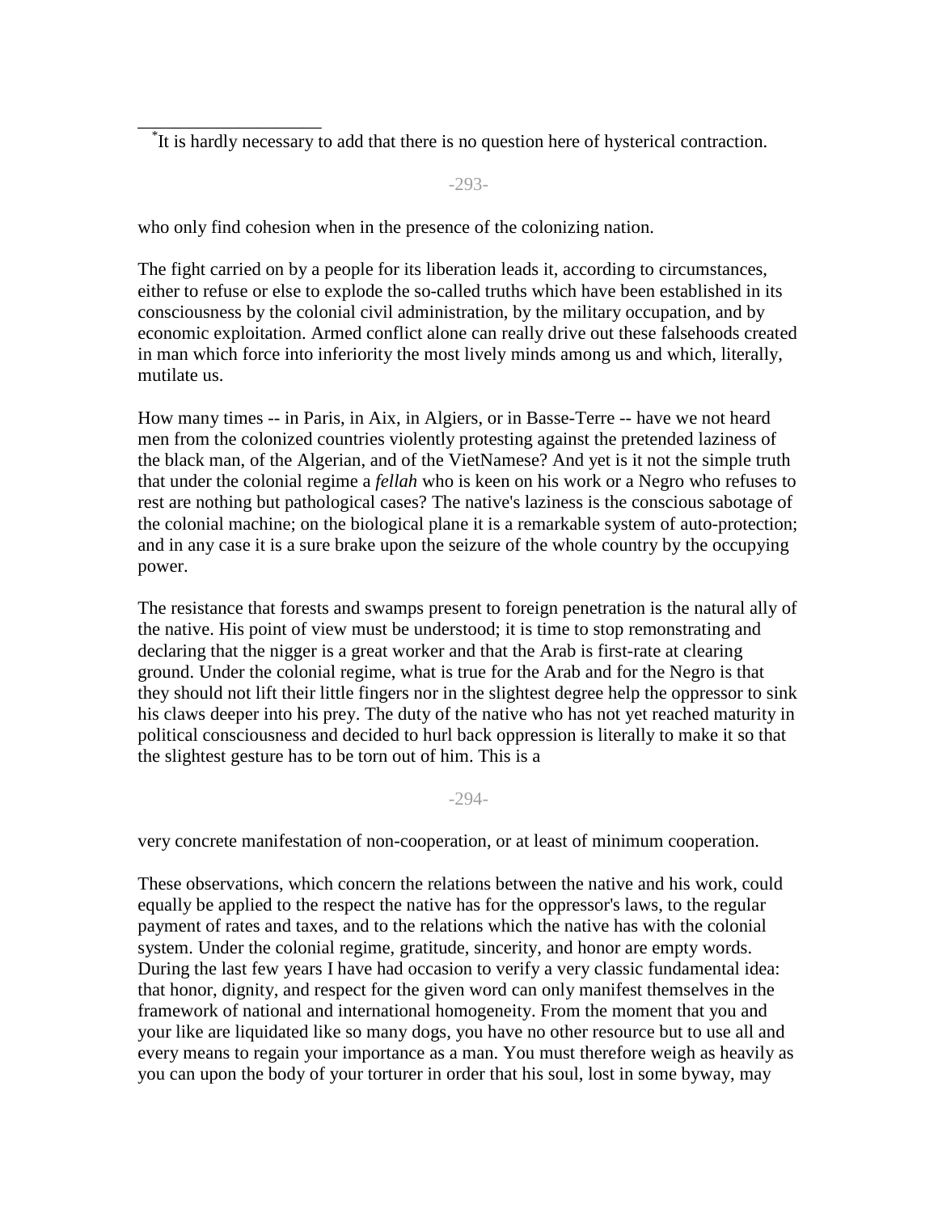[*]It is hardly necessary to add that there is no question here of hysterical contraction.

who only find cohesion when in the presence of the colonizing nation.

The fight carried on by a people for its liberation leads it, according to circumstances, either to refuse or else to explode the so-called truths which have been established in its consciousness by the colonial civil administration, by the military occupation, and by economic exploitation. Armed conflict alone can really drive out these falsehoods created in man which force into inferiority the most lively minds among us and which, literally, mutilate us.

How many times -- in Paris, in Aix, in Algiers, or in Basse-Terre -- have we not heard men from the colonized countries violently protesting against the pretended laziness of the black man, of the Algerian, and of the VietNamese? And yet is it not the simple truth that under the colonial regime a *fellah* who is keen on his work or a Negro who refuses to rest are nothing but pathological cases? The native's laziness is the conscious sabotage of the colonial machine; on the biological plane it is a remarkable system of auto-protection; and in any case it is a sure brake upon the seizure of the whole country by the occupying power.

The resistance that forests and swamps present to foreign penetration is the natural ally of the native. His point of view must be understood; it is time to stop remonstrating and declaring that the nigger is a great worker and that the Arab is first-rate at clearing ground. Under the colonial regime, what is true for the Arab and for the Negro is that they should not lift their little fingers nor in the slightest degree help the oppressor to sink his claws deeper into his prey. The duty of the native who has not yet reached maturity in political consciousness and decided to hurl back oppression is literally to make it so that the slightest gesture has to be torn out of him. This is a very concrete manifestation of non-cooperation, or at least of minimum cooperation.

These observations, which concern the relations between the native and his work, could equally be applied to the respect the native has for the oppressor's laws, to the regular payment of rates and taxes, and to the relations which the native has with the colonial system. Under the colonial regime, gratitude, sincerity, and honor are empty words. During the last few years I have had occasion to verify a very classic fundamental idea: that honor, dignity, and respect for the given word can only manifest themselves in the framework of national and international homogeneity. From the moment that you and your like are liquidated like so many dogs, you have no other resource but to use all and every means to regain your importance as a man. You must therefore weigh as heavily as you can upon the body of your torturer in order that his soul, lost in some byway, may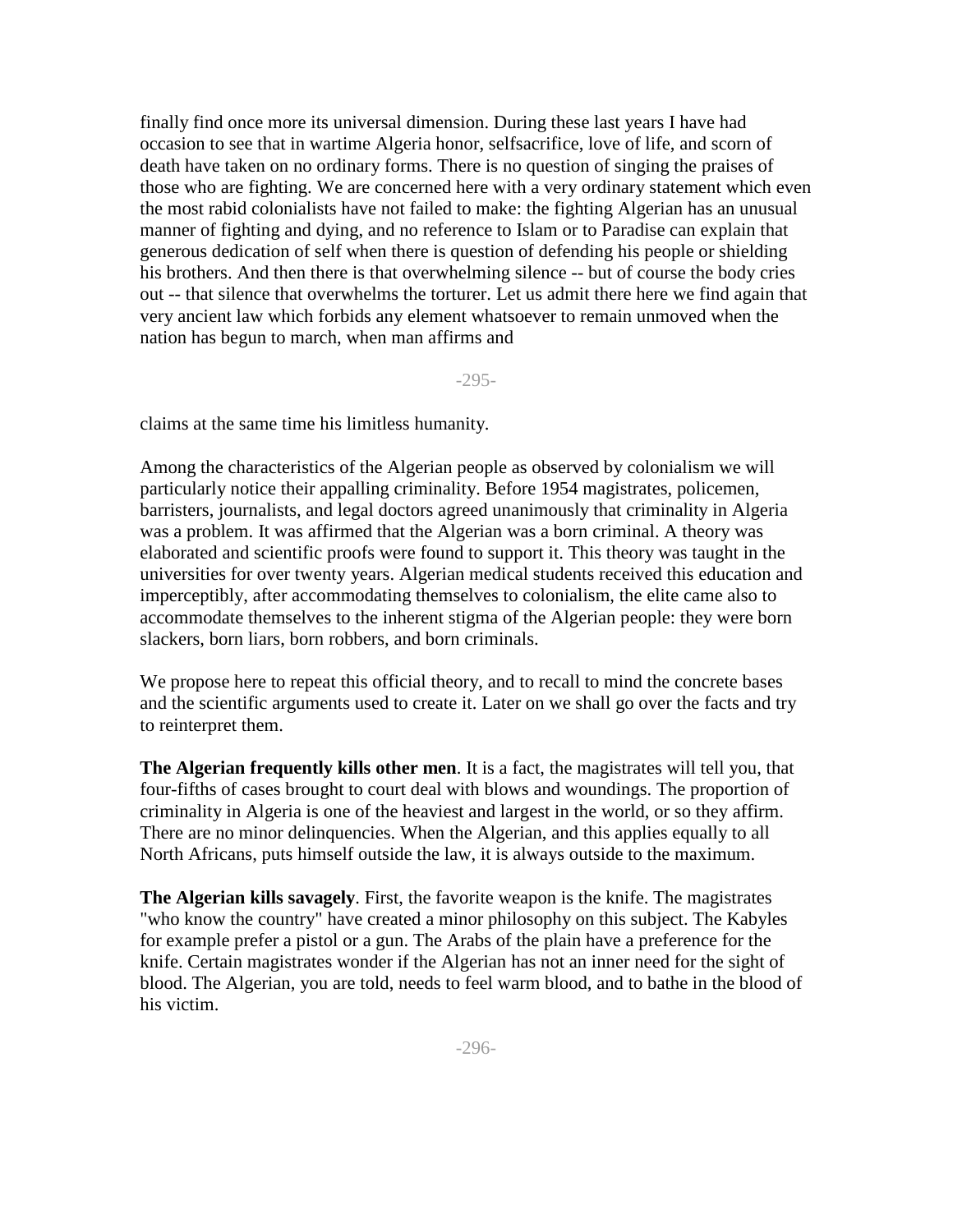finally find once more its universal dimension. During these last years I have had occasion to see that in wartime Algeria honor, selfsacrifice, love of life, and scorn of death have taken on no ordinary forms. There is no question of singing the praises of those who are fighting. We are concerned here with a very ordinary statement which even the most rabid colonialists have not failed to make: the fighting Algerian has an unusual manner of fighting and dying, and no reference to Islam or to Paradise can explain that generous dedication of self when there is question of defending his people or shielding his brothers. And then there is that overwhelming silence -- but of course the body cries out -- that silence that overwhelms the torturer. Let us admit there here we find again that very ancient law which forbids any element whatsoever to remain unmoved when the nation has begun to march, when man affirms and claims at the same time his limitless humanity.

Among the characteristics of the Algerian people as observed by colonialism we will particularly notice their appalling criminality. Before 1954 magistrates, policemen, barristers, journalists, and legal doctors agreed unanimously that criminality in Algeria was a problem. It was affirmed that the Algerian was a born criminal. A theory was elaborated and scientific proofs were found to support it. This theory was taught in the universities for over twenty years. Algerian medical students received this education and imperceptibly, after accommodating themselves to colonialism, the elite came also to accommodate themselves to the inherent stigma of the Algerian people: they were born slackers, born liars, born robbers, and born criminals.

We propose here to repeat this official theory, and to recall to mind the concrete bases and the scientific arguments used to create it. Later on we shall go over the facts and try to reinterpret them.

**The Algerian frequently kills other men**. It is a fact, the magistrates will tell you, that four-fifths of cases brought to court deal with blows and woundings. The proportion of criminality in Algeria is one of the heaviest and largest in the world, or so they affirm. There are no minor delinquencies. When the Algerian, and this applies equally to all North Africans, puts himself outside the law, it is always outside to the maximum.

**The Algerian kills savagely**. First, the favorite weapon is the knife. The magistrates "who know the country" have created a minor philosophy on this subject. The Kabyles for example prefer a pistol or a gun. The Arabs of the plain have a preference for the knife. Certain magistrates wonder if the Algerian has not an inner need for the sight of blood. The Algerian, you are told, needs to feel warm blood, and to bathe in the blood of his victim.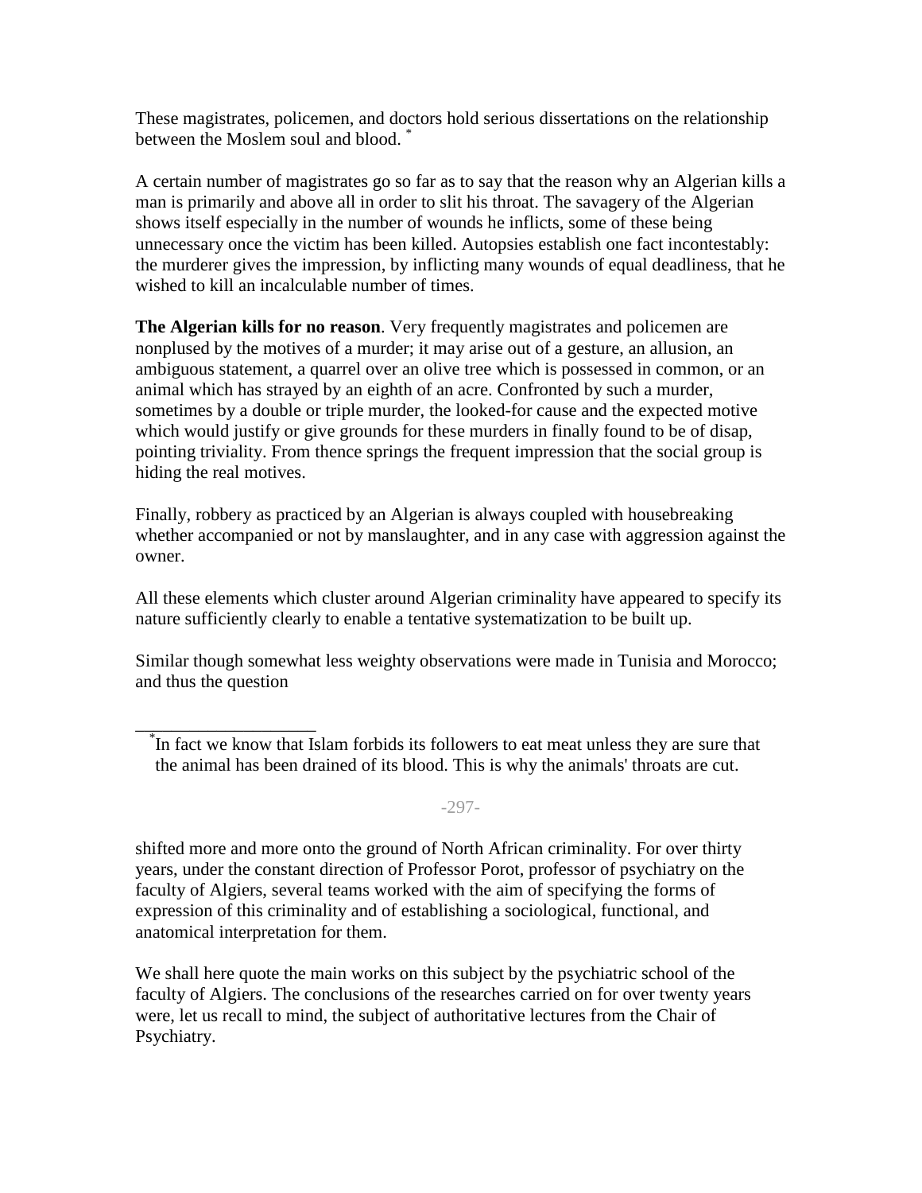These magistrates, policemen, and doctors hold serious dissertations on the relationship between the Moslem soul and blood. *

A certain number of magistrates go so far as to say that the reason why an Algerian kills a man is primarily and above all in order to slit his throat. The savagery of the Algerian shows itself especially in the number of wounds he inflicts, some of these being unnecessary once the victim has been killed. Autopsies establish one fact incontestably: the murderer gives the impression, by inflicting many wounds of equal deadliness, that he wished to kill an incalculable number of times.

**The Algerian kills for no reason**. Very frequently magistrates and policemen are nonplused by the motives of a murder; it may arise out of a gesture, an allusion, an ambiguous statement, a quarrel over an olive tree which is possessed in common, or an animal which has strayed by an eighth of an acre. Confronted by such a murder, sometimes by a double or triple murder, the looked-for cause and the expected motive which would justify or give grounds for these murders in finally found to be of disap, pointing triviality. From thence springs the frequent impression that the social group is hiding the real motives.

Finally, robbery as practiced by an Algerian is always coupled with housebreaking whether accompanied or not by manslaughter, and in any case with aggression against the owner.

All these elements which cluster around Algerian criminality have appeared to specify its nature sufficiently clearly to enable a tentative systematization to be built up.

Similar though somewhat less weighty observations were made in Tunisia and Morocco; and thus the question

* In fact we know that Islam forbids its followers to eat meat unless they are sure that the animal has been drained of its blood. This is why the animals' throats are cut.

shifted more and more onto the ground of North African criminality. For over thirty years, under the constant direction of Professor Porot, professor of psychiatry on the faculty of Algiers, several teams worked with the aim of specifying the forms of expression of this criminality and of establishing a sociological, functional, and anatomical interpretation for them.

We shall here quote the main works on this subject by the psychiatric school of the faculty of Algiers. The conclusions of the researches carried on for over twenty years were, let us recall to mind, the subject of authoritative lectures from the Chair of Psychiatry.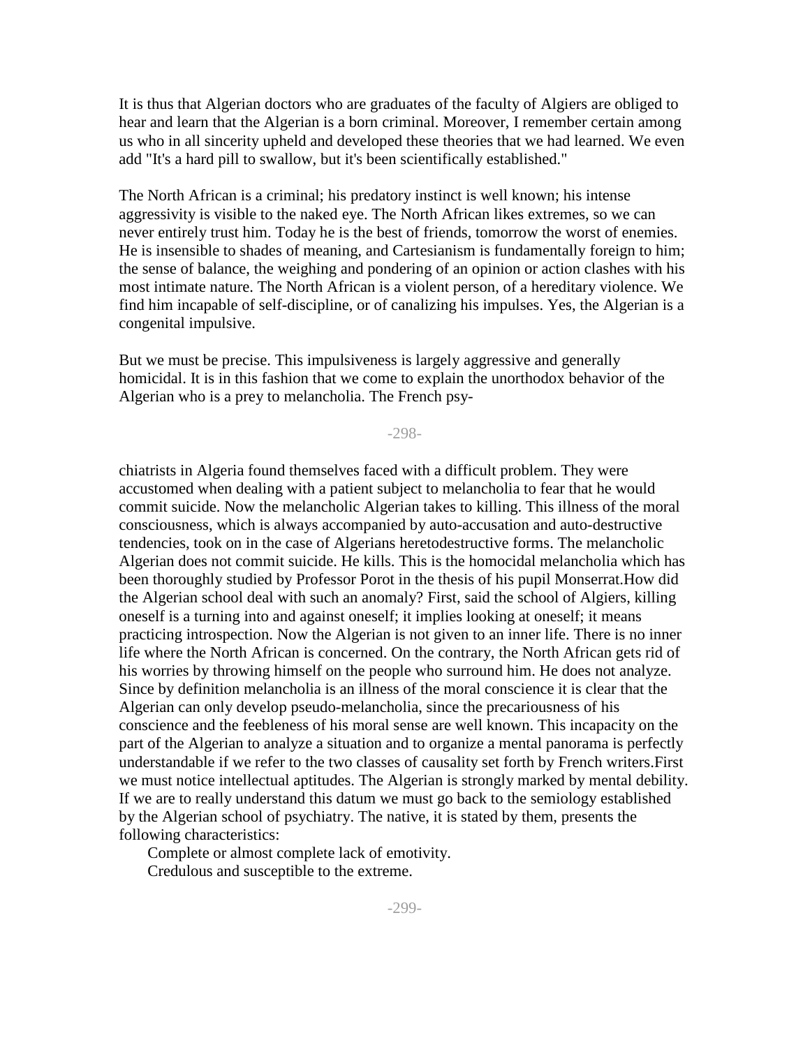It is thus that Algerian doctors who are graduates of the faculty of Algiers are obliged to hear and learn that the Algerian is a born criminal. Moreover, I remember certain among us who in all sincerity upheld and developed these theories that we had learned. We even add "It's a hard pill to swallow, but it's been scientifically established."

The North African is a criminal; his predatory instinct is well known; his intense aggressivity is visible to the naked eye. The North African likes extremes, so we can never entirely trust him. Today he is the best of friends, tomorrow the worst of enemies. He is insensible to shades of meaning, and Cartesianism is fundamentally foreign to him; the sense of balance, the weighing and pondering of an opinion or action clashes with his most intimate nature. The North African is a violent person, of a hereditary violence. We find him incapable of self-discipline, or of canalizing his impulses. Yes, the Algerian is a congenital impulsive.

But we must be precise. This impulsiveness is largely aggressive and generally homicidal. It is in this fashion that we come to explain the unorthodox behavior of the Algerian who is a prey to melancholia. The French psychiatrists in Algeria found themselves faced with a difficult problem. They were accustomed when dealing with a patient subject to melancholia to fear that he would commit suicide. Now the melancholic Algerian takes to killing. This illness of the moral consciousness, which is always accompanied by auto-accusation and auto-destructive tendencies, took on in the case of Algerians heretodestructive forms. The melancholic Algerian does not commit suicide. He kills. This is the homocidal melancholia which has been thoroughly studied by Professor Porot in the thesis of his pupil Monserrat.How did the Algerian school deal with such an anomaly? First, said the school of Algiers, killing oneself is a turning into and against oneself; it implies looking at oneself; it means practicing introspection. Now the Algerian is not given to an inner life. There is no inner life where the North African is concerned. On the contrary, the North African gets rid of his worries by throwing himself on the people who surround him. He does not analyze. Since by definition melancholia is an illness of the moral conscience it is clear that the Algerian can only develop pseudo-melancholia, since the precariousness of his conscience and the feebleness of his moral sense are well known. This incapacity on the part of the Algerian to analyze a situation and to organize a mental panorama is perfectly understandable if we refer to the two classes of causality set forth by French writers.First we must notice intellectual aptitudes. The Algerian is strongly marked by mental debility. If we are to really understand this datum we must go back to the semiology established by the Algerian school of psychiatry. The native, it is stated by them, presents the following characteristics:

Complete or almost complete lack of emotivity.

Credulous and susceptible to the extreme.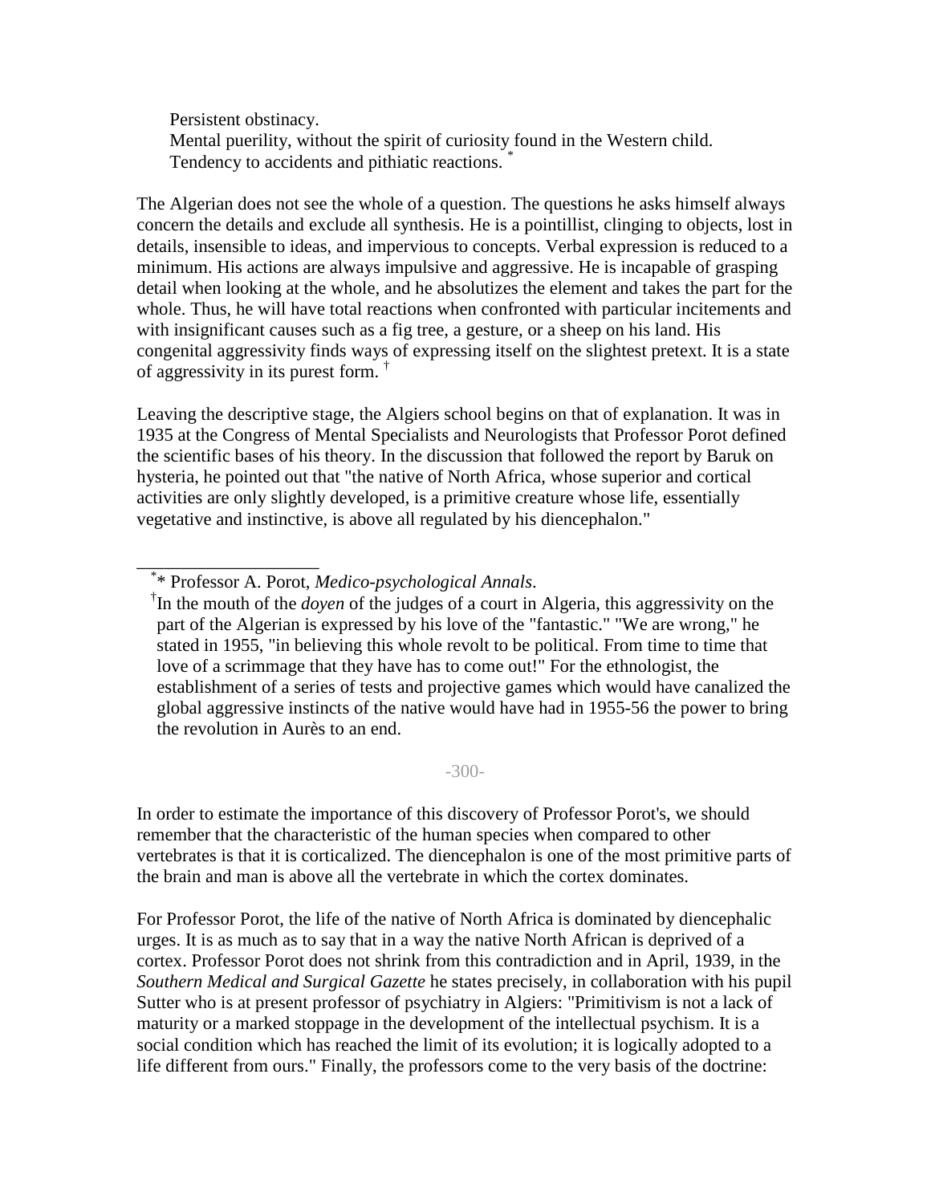Persistent obstinacy.  
Mental puerility, without the spirit of curiosity found in the Western child.  
Tendency to accidents and pithiatic reactions. [*]

The Algerian does not see the whole of a question. The questions he asks himself always concern the details and exclude all synthesis. He is a pointillist, clinging to objects, lost in details, insensible to ideas, and impervious to concepts. Verbal expression is reduced to a minimum. His actions are always impulsive and aggressive. He is incapable of grasping detail when looking at the whole, and he absolutizes the element and takes the part for the whole. Thus, he will have total reactions when confronted with particular incitements and with insignificant causes such as a fig tree, a gesture, or a sheep on his land. His congenital aggressivity finds ways of expressing itself on the slightest pretext. It is a state of aggressivity in its purest form. [†]

Leaving the descriptive stage, the Algiers school begins on that of explanation. It was in 1935 at the Congress of Mental Specialists and Neurologists that Professor Porot defined the scientific bases of his theory. In the discussion that followed the report by Baruk on hysteria, he pointed out that "the native of North Africa, whose superior and cortical activities are only slightly developed, is a primitive creature whose life, essentially vegetative and instinctive, is above all regulated by his diencephalon."

---

[*] * Professor A. Porot, *Medico-psychological Annals*.

[†] In the mouth of the *doyen* of the judges of a court in Algeria, this aggressivity on the part of the Algerian is expressed by his love of the "fantastic." "We are wrong," he stated in 1955, "in believing this whole revolt to be political. From time to time that love of a scrimmage that they have has to come out!" For the ethnologist, the establishment of a series of tests and projective games which would have canalized the global aggressive instincts of the native would have had in 1955-56 the power to bring the revolution in Aurès to an end.

In order to estimate the importance of this discovery of Professor Porot's, we should remember that the characteristic of the human species when compared to other vertebrates is that it is corticalized. The diencephalon is one of the most primitive parts of the brain and man is above all the vertebrate in which the cortex dominates.

For Professor Porot, the life of the native of North Africa is dominated by diencephalic urges. It is as much as to say that in a way the native North African is deprived of a cortex. Professor Porot does not shrink from this contradiction and in April, 1939, in the *Southern Medical and Surgical Gazette* he states precisely, in collaboration with his pupil Sutter who is at present professor of psychiatry in Algiers: "Primitivism is not a lack of maturity or a marked stoppage in the development of the intellectual psychism. It is a social condition which has reached the limit of its evolution; it is logically adopted to a life different from ours." Finally, the professors come to the very basis of the doctrine: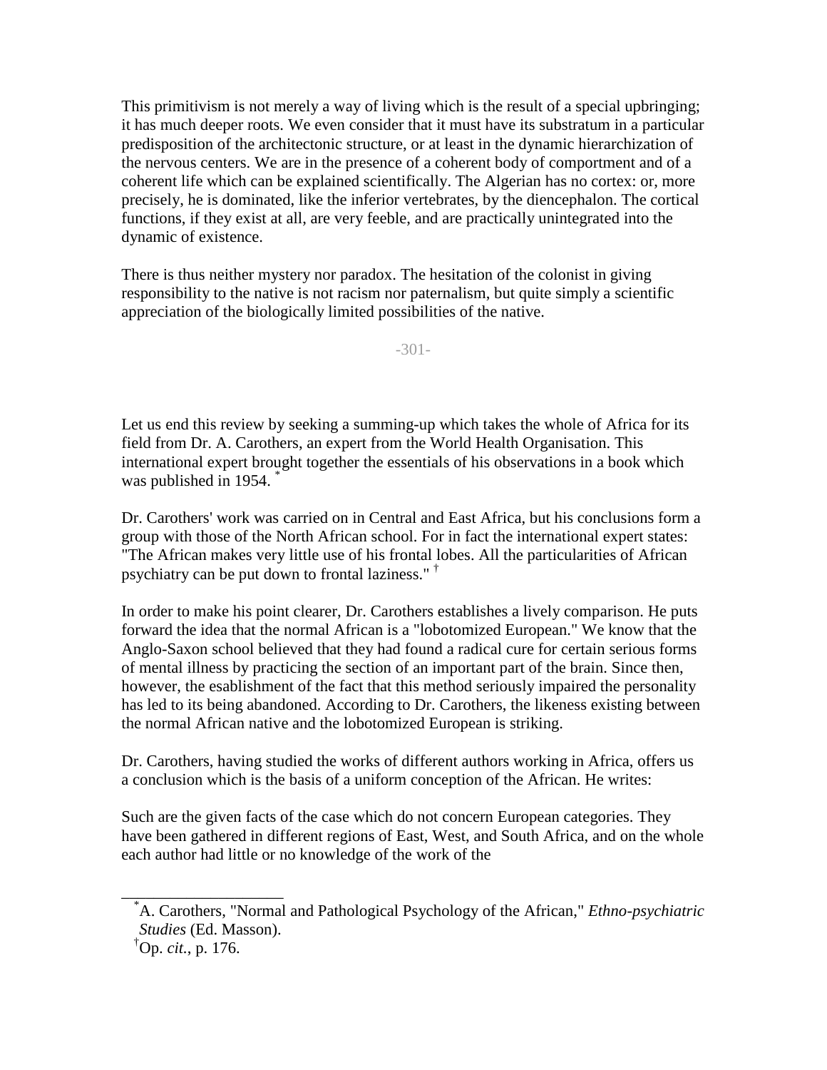This primitivism is not merely a way of living which is the result of a special upbringing; it has much deeper roots. We even consider that it must have its substratum in a particular predisposition of the architectonic structure, or at least in the dynamic hierarchization of the nervous centers. We are in the presence of a coherent body of comportment and of a coherent life which can be explained scientifically. The Algerian has no cortex: or, more precisely, he is dominated, like the inferior vertebrates, by the diencephalon. The cortical functions, if they exist at all, are very feeble, and are practically unintegrated into the dynamic of existence.

There is thus neither mystery nor paradox. The hesitation of the colonist in giving responsibility to the native is not racism nor paternalism, but quite simply a scientific appreciation of the biologically limited possibilities of the native.

Let us end this review by seeking a summing-up which takes the whole of Africa for its field from Dr. A. Carothers, an expert from the World Health Organisation. This international expert brought together the essentials of his observations in a book which was published in 1954. [*]

Dr. Carothers' work was carried on in Central and East Africa, but his conclusions form a group with those of the North African school. For in fact the international expert states: "The African makes very little use of his frontal lobes. All the particularities of African psychiatry can be put down to frontal laziness." [†]

In order to make his point clearer, Dr. Carothers establishes a lively comparison. He puts forward the idea that the normal African is a "lobotomized European." We know that the Anglo-Saxon school believed that they had found a radical cure for certain serious forms of mental illness by practicing the section of an important part of the brain. Since then, however, the esablishment of the fact that this method seriously impaired the personality has led to its being abandoned. According to Dr. Carothers, the likeness existing between the normal African native and the lobotomized European is striking.

Dr. Carothers, having studied the works of different authors working in Africa, offers us a conclusion which is the basis of a uniform conception of the African. He writes:

Such are the given facts of the case which do not concern European categories. They have been gathered in different regions of East, West, and South Africa, and on the whole each author had little or no knowledge of the work of the

---

[*] A. Carothers, "Normal and Pathological Psychology of the African," *Ethno-psychiatric Studies* (Ed. Masson).

[†] Op. *cit.*, p. 176.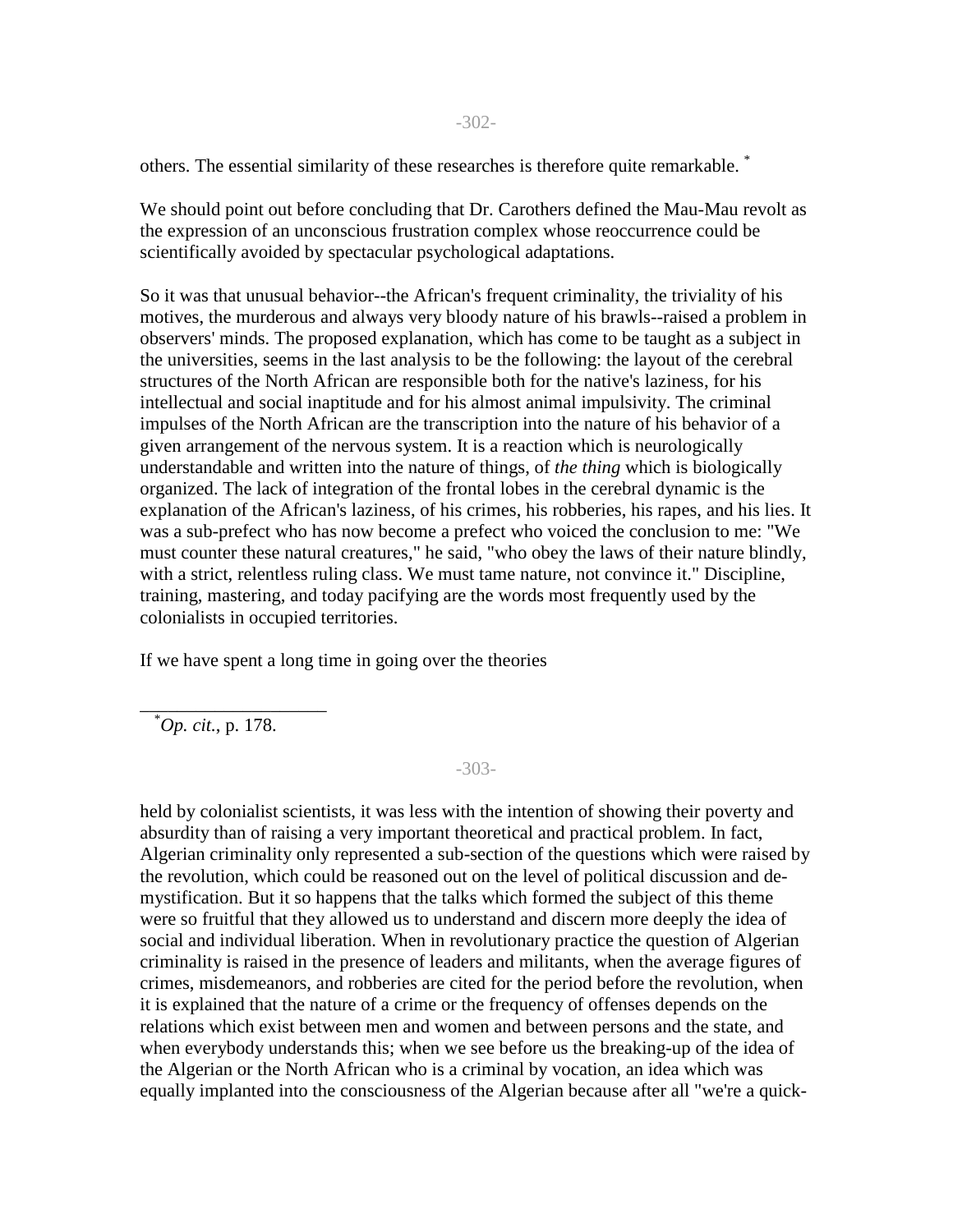others. The essential similarity of these researches is therefore quite remarkable. *

We should point out before concluding that Dr. Carothers defined the Mau-Mau revolt as the expression of an unconscious frustration complex whose reoccurrence could be scientifically avoided by spectacular psychological adaptations.

So it was that unusual behavior--the African's frequent criminality, the triviality of his motives, the murderous and always very bloody nature of his brawls--raised a problem in observers' minds. The proposed explanation, which has come to be taught as a subject in the universities, seems in the last analysis to be the following: the layout of the cerebral structures of the North African are responsible both for the native's laziness, for his intellectual and social inaptitude and for his almost animal impulsivity. The criminal impulses of the North African are the transcription into the nature of his behavior of a given arrangement of the nervous system. It is a reaction which is neurologically understandable and written into the nature of things, of *the thing* which is biologically organized. The lack of integration of the frontal lobes in the cerebral dynamic is the explanation of the African's laziness, of his crimes, his robberies, his rapes, and his lies. It was a sub-prefect who has now become a prefect who voiced the conclusion to me: "We must counter these natural creatures," he said, "who obey the laws of their nature blindly, with a strict, relentless ruling class. We must tame nature, not convince it." Discipline, training, mastering, and today pacifying are the words most frequently used by the colonialists in occupied territories.

If we have spent a long time in going over the theories held by colonialist scientists, it was less with the intention of showing their poverty and absurdity than of raising a very important theoretical and practical problem. In fact, Algerian criminality only represented a sub-section of the questions which were raised by the revolution, which could be reasoned out on the level of political discussion and de-mystification. But it so happens that the talks which formed the subject of this theme were so fruitful that they allowed us to understand and discern more deeply the idea of social and individual liberation. When in revolutionary practice the question of Algerian criminality is raised in the presence of leaders and militants, when the average figures of crimes, misdemeanors, and robberies are cited for the period before the revolution, when it is explained that the nature of a crime or the frequency of offenses depends on the relations which exist between men and women and between persons and the state, and when everybody understands this; when we see before us the breaking-up of the idea of the Algerian or the North African who is a criminal by vocation, an idea which was equally implanted into the consciousness of the Algerian because after all "we're a quick-

---

\* *Op. cit.*, p. 178.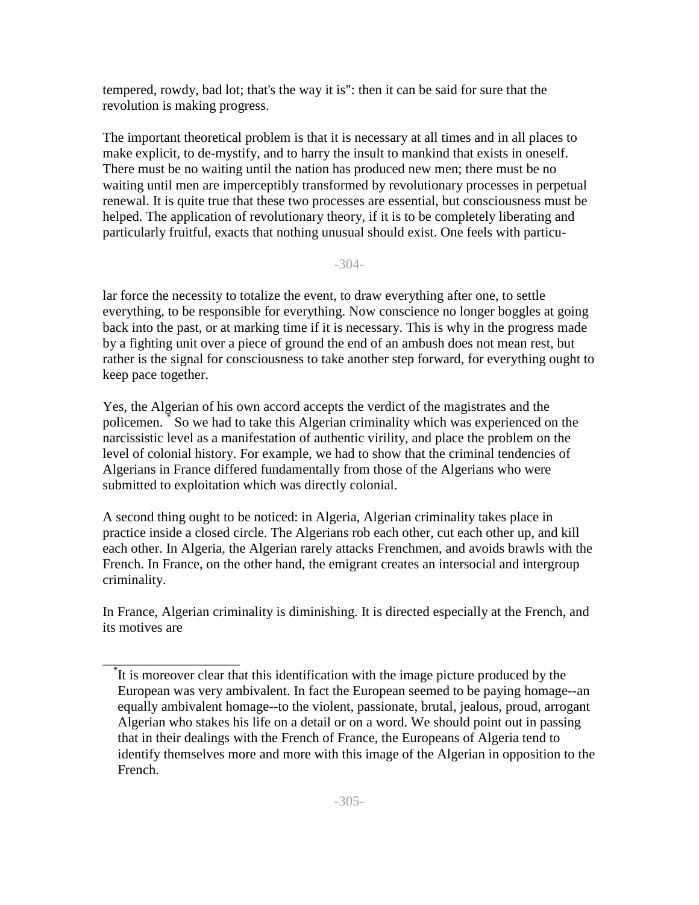tempered, rowdy, bad lot; that's the way it is": then it can be said for sure that the revolution is making progress.

The important theoretical problem is that it is necessary at all times and in all places to make explicit, to de-mystify, and to harry the insult to mankind that exists in oneself. There must be no waiting until the nation has produced new men; there must be no waiting until men are imperceptibly transformed by revolutionary processes in perpetual renewal. It is quite true that these two processes are essential, but consciousness must be helped. The application of revolutionary theory, if it is to be completely liberating and particularly fruitful, exacts that nothing unusual should exist. One feels with particular force the necessity to totalize the event, to draw everything after one, to settle everything, to be responsible for everything. Now conscience no longer boggles at going back into the past, or at marking time if it is necessary. This is why in the progress made by a fighting unit over a piece of ground the end of an ambush does not mean rest, but rather is the signal for consciousness to take another step forward, for everything ought to keep pace together.

Yes, the Algerian of his own accord accepts the verdict of the magistrates and the policemen. * So we had to take this Algerian criminality which was experienced on the narcissistic level as a manifestation of authentic virility, and place the problem on the level of colonial history. For example, we had to show that the criminal tendencies of Algerians in France differed fundamentally from those of the Algerians who were submitted to exploitation which was directly colonial.

A second thing ought to be noticed: in Algeria, Algerian criminality takes place in practice inside a closed circle. The Algerians rob each other, cut each other up, and kill each other. In Algeria, the Algerian rarely attacks Frenchmen, and avoids brawls with the French. In France, on the other hand, the emigrant creates an intersocial and intergroup criminality.

In France, Algerian criminality is diminishing. It is directed especially at the French, and its motives are

---

* It is moreover clear that this identification with the image picture produced by the European was very ambivalent. In fact the European seemed to be paying homage--an equally ambivalent homage--to the violent, passionate, brutal, jealous, proud, arrogant Algerian who stakes his life on a detail or on a word. We should point out in passing that in their dealings with the French of France, the Europeans of Algeria tend to identify themselves more and more with this image of the Algerian in opposition to the French.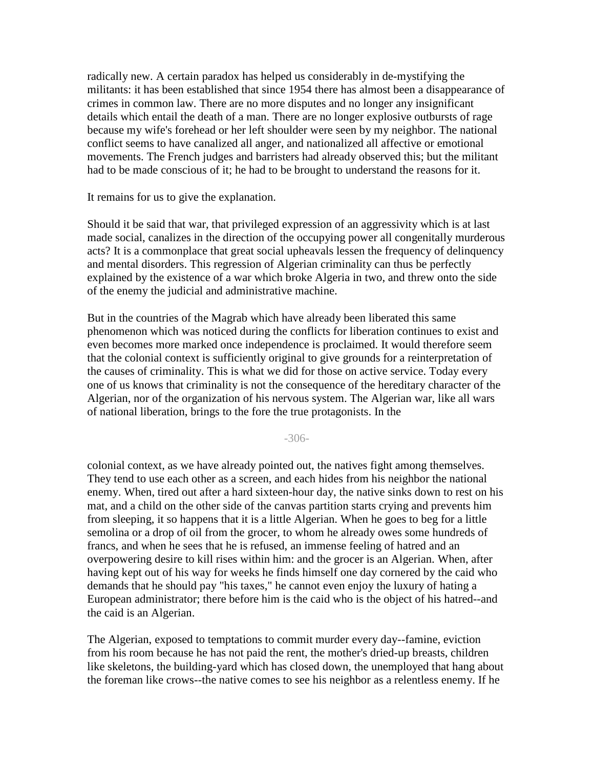radically new. A certain paradox has helped us considerably in de-mystifying the militants: it has been established that since 1954 there has almost been a disappearance of crimes in common law. There are no more disputes and no longer any insignificant details which entail the death of a man. There are no longer explosive outbursts of rage because my wife's forehead or her left shoulder were seen by my neighbor. The national conflict seems to have canalized all anger, and nationalized all affective or emotional movements. The French judges and barristers had already observed this; but the militant had to be made conscious of it; he had to be brought to understand the reasons for it.

It remains for us to give the explanation.

Should it be said that war, that privileged expression of an aggressivity which is at last made social, canalizes in the direction of the occupying power all congenitally murderous acts? It is a commonplace that great social upheavals lessen the frequency of delinquency and mental disorders. This regression of Algerian criminality can thus be perfectly explained by the existence of a war which broke Algeria in two, and threw onto the side of the enemy the judicial and administrative machine.

But in the countries of the Magrab which have already been liberated this same phenomenon which was noticed during the conflicts for liberation continues to exist and even becomes more marked once independence is proclaimed. It would therefore seem that the colonial context is sufficiently original to give grounds for a reinterpretation of the causes of criminality. This is what we did for those on active service. Today every one of us knows that criminality is not the consequence of the hereditary character of the Algerian, nor of the organization of his nervous system. The Algerian war, like all wars of national liberation, brings to the fore the true protagonists. In the colonial context, as we have already pointed out, the natives fight among themselves. They tend to use each other as a screen, and each hides from his neighbor the national enemy. When, tired out after a hard sixteen-hour day, the native sinks down to rest on his mat, and a child on the other side of the canvas partition starts crying and prevents him from sleeping, it so happens that it is a little Algerian. When he goes to beg for a little semolina or a drop of oil from the grocer, to whom he already owes some hundreds of francs, and when he sees that he is refused, an immense feeling of hatred and an overpowering desire to kill rises within him: and the grocer is an Algerian. When, after having kept out of his way for weeks he finds himself one day cornered by the caid who demands that he should pay "his taxes," he cannot even enjoy the luxury of hating a European administrator; there before him is the caid who is the object of his hatred--and the caid is an Algerian.

The Algerian, exposed to temptations to commit murder every day--famine, eviction from his room because he has not paid the rent, the mother's dried-up breasts, children like skeletons, the building-yard which has closed down, the unemployed that hang about the foreman like crows--the native comes to see his neighbor as a relentless enemy. If he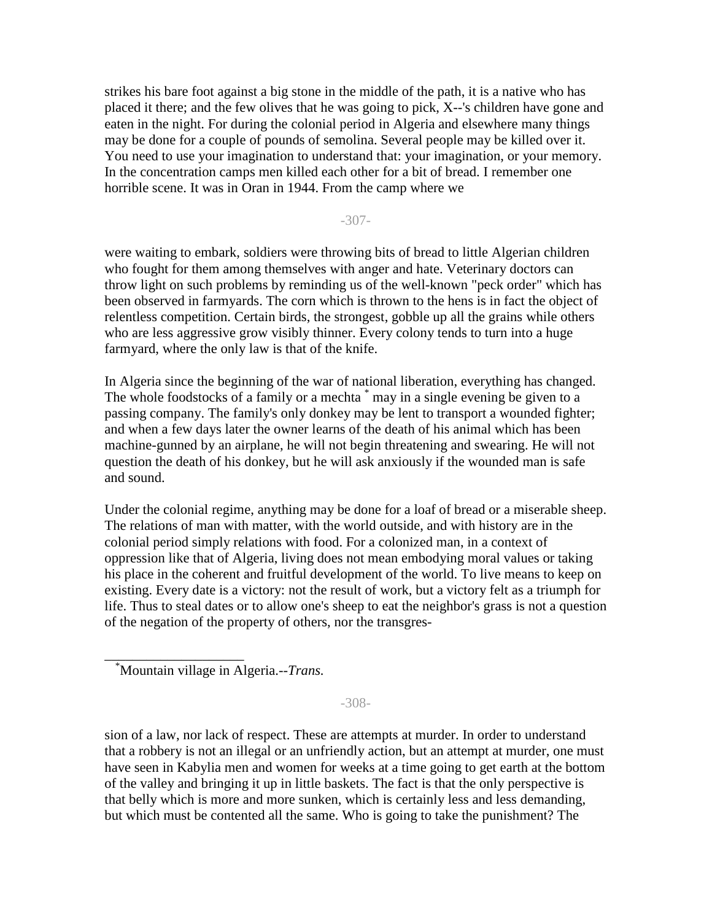strikes his bare foot against a big stone in the middle of the path, it is a native who has placed it there; and the few olives that he was going to pick, X--'s children have gone and eaten in the night. For during the colonial period in Algeria and elsewhere many things may be done for a couple of pounds of semolina. Several people may be killed over it. You need to use your imagination to understand that: your imagination, or your memory. In the concentration camps men killed each other for a bit of bread. I remember one horrible scene. It was in Oran in 1944. From the camp where we were waiting to embark, soldiers were throwing bits of bread to little Algerian children who fought for them among themselves with anger and hate. Veterinary doctors can throw light on such problems by reminding us of the well-known "peck order" which has been observed in farmyards. The corn which is thrown to the hens is in fact the object of relentless competition. Certain birds, the strongest, gobble up all the grains while others who are less aggressive grow visibly thinner. Every colony tends to turn into a huge farmyard, where the only law is that of the knife.

In Algeria since the beginning of the war of national liberation, everything has changed. The whole foodstocks of a family or a mechta [*] may in a single evening be given to a passing company. The family's only donkey may be lent to transport a wounded fighter; and when a few days later the owner learns of the death of his animal which has been machine-gunned by an airplane, he will not begin threatening and swearing. He will not question the death of his donkey, but he will ask anxiously if the wounded man is safe and sound.

Under the colonial regime, anything may be done for a loaf of bread or a miserable sheep. The relations of man with matter, with the world outside, and with history are in the colonial period simply relations with food. For a colonized man, in a context of oppression like that of Algeria, living does not mean embodying moral values or taking his place in the coherent and fruitful development of the world. To live means to keep on existing. Every date is a victory: not the result of work, but a victory felt as a triumph for life. Thus to steal dates or to allow one's sheep to eat the neighbor's grass is not a question of the negation of the property of others, nor the transgression of a law, nor lack of respect. These are attempts at murder. In order to understand that a robbery is not an illegal or an unfriendly action, but an attempt at murder, one must have seen in Kabylia men and women for weeks at a time going to get earth at the bottom of the valley and bringing it up in little baskets. The fact is that the only perspective is that belly which is more and more sunken, which is certainly less and less demanding, but which must be contented all the same. Who is going to take the punishment? The

[*] Mountain village in Algeria.--*Trans.*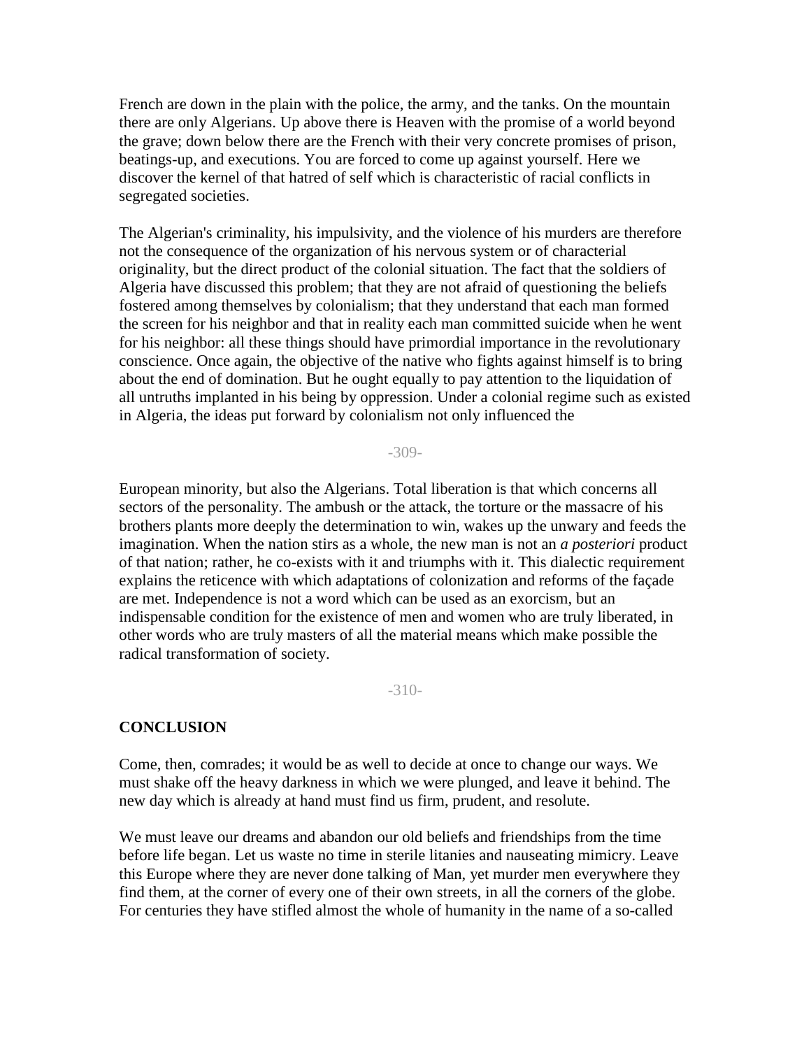French are down in the plain with the police, the army, and the tanks. On the mountain there are only Algerians. Up above there is Heaven with the promise of a world beyond the grave; down below there are the French with their very concrete promises of prison, beatings-up, and executions. You are forced to come up against yourself. Here we discover the kernel of that hatred of self which is characteristic of racial conflicts in segregated societies.

The Algerian's criminality, his impulsivity, and the violence of his murders are therefore not the consequence of the organization of his nervous system or of characterial originality, but the direct product of the colonial situation. The fact that the soldiers of Algeria have discussed this problem; that they are not afraid of questioning the beliefs fostered among themselves by colonialism; that they understand that each man formed the screen for his neighbor and that in reality each man committed suicide when he went for his neighbor: all these things should have primordial importance in the revolutionary conscience. Once again, the objective of the native who fights against himself is to bring about the end of domination. But he ought equally to pay attention to the liquidation of all untruths implanted in his being by oppression. Under a colonial regime such as existed in Algeria, the ideas put forward by colonialism not only influenced the European minority, but also the Algerians. Total liberation is that which concerns all sectors of the personality. The ambush or the attack, the torture or the massacre of his brothers plants more deeply the determination to win, wakes up the unwary and feeds the imagination. When the nation stirs as a whole, the new man is not an *a posteriori* product of that nation; rather, he co-exists with it and triumphs with it. This dialectic requirement explains the reticence with which adaptations of colonization and reforms of the façade are met. Independence is not a word which can be used as an exorcism, but an indispensable condition for the existence of men and women who are truly liberated, in other words who are truly masters of all the material means which make possible the radical transformation of society.

## CONCLUSION

Come, then, comrades; it would be as well to decide at once to change our ways. We must shake off the heavy darkness in which we were plunged, and leave it behind. The new day which is already at hand must find us firm, prudent, and resolute.

We must leave our dreams and abandon our old beliefs and friendships from the time before life began. Let us waste no time in sterile litanies and nauseating mimicry. Leave this Europe where they are never done talking of Man, yet murder men everywhere they find them, at the corner of every one of their own streets, in all the corners of the globe. For centuries they have stifled almost the whole of humanity in the name of a so-called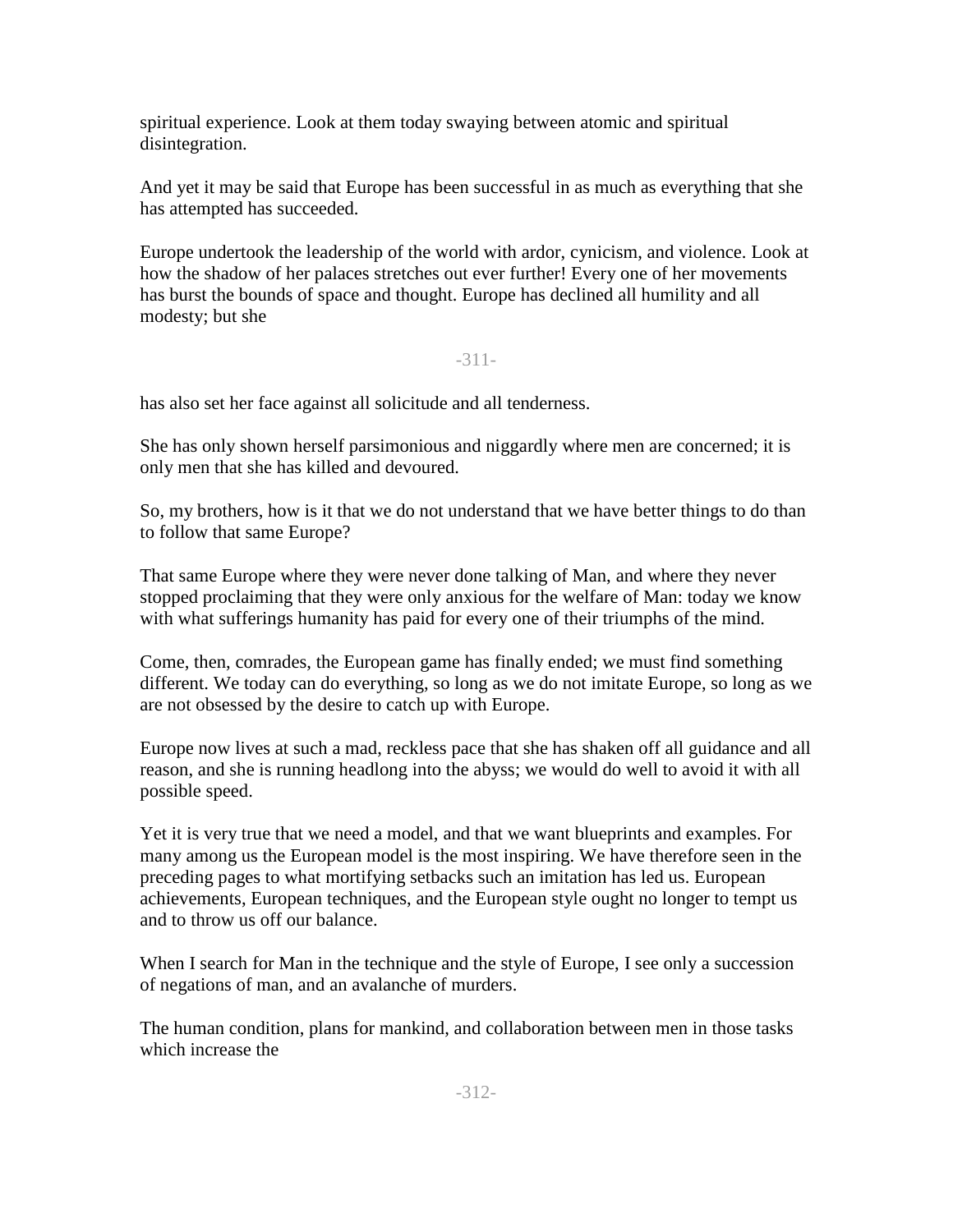spiritual experience. Look at them today swaying between atomic and spiritual disintegration.

And yet it may be said that Europe has been successful in as much as everything that she has attempted has succeeded.

Europe undertook the leadership of the world with ardor, cynicism, and violence. Look at how the shadow of her palaces stretches out ever further! Every one of her movements has burst the bounds of space and thought. Europe has declined all humility and all modesty; but she has also set her face against all solicitude and all tenderness.

She has only shown herself parsimonious and niggardly where men are concerned; it is only men that she has killed and devoured.

So, my brothers, how is it that we do not understand that we have better things to do than to follow that same Europe?

That same Europe where they were never done talking of Man, and where they never stopped proclaiming that they were only anxious for the welfare of Man: today we know with what sufferings humanity has paid for every one of their triumphs of the mind.

Come, then, comrades, the European game has finally ended; we must find something different. We today can do everything, so long as we do not imitate Europe, so long as we are not obsessed by the desire to catch up with Europe.

Europe now lives at such a mad, reckless pace that she has shaken off all guidance and all reason, and she is running headlong into the abyss; we would do well to avoid it with all possible speed.

Yet it is very true that we need a model, and that we want blueprints and examples. For many among us the European model is the most inspiring. We have therefore seen in the preceding pages to what mortifying setbacks such an imitation has led us. European achievements, European techniques, and the European style ought no longer to tempt us and to throw us off our balance.

When I search for Man in the technique and the style of Europe, I see only a succession of negations of man, and an avalanche of murders.

The human condition, plans for mankind, and collaboration between men in those tasks which increase the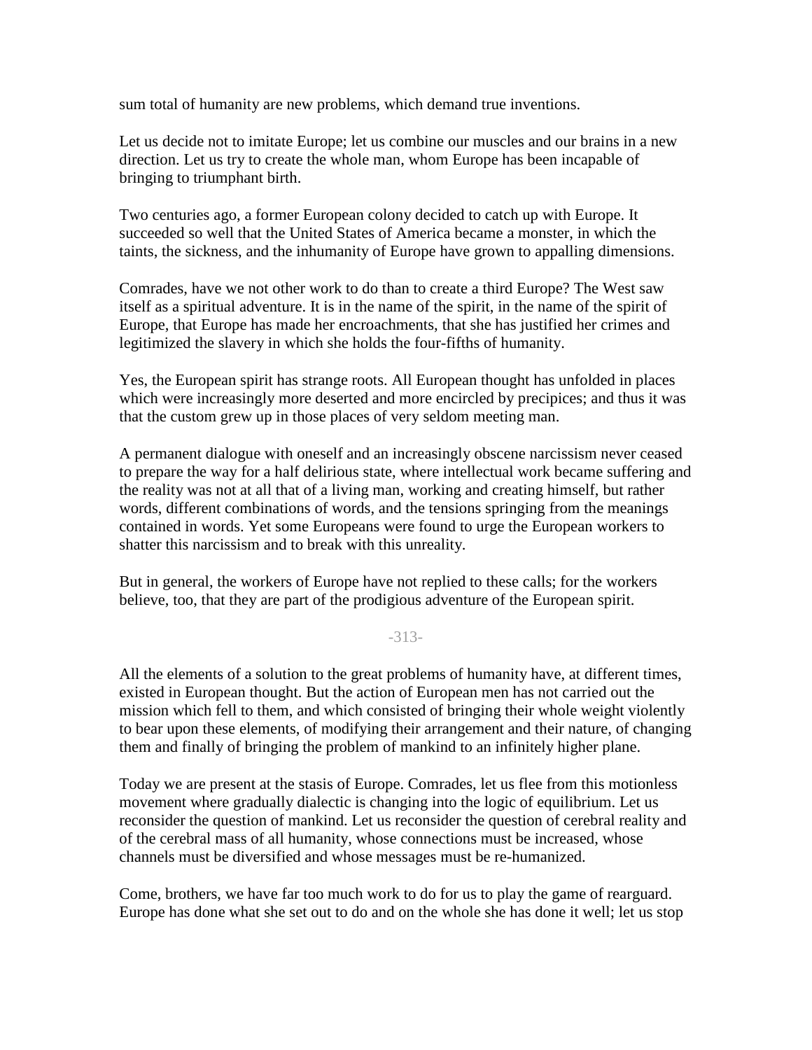sum total of humanity are new problems, which demand true inventions.

Let us decide not to imitate Europe; let us combine our muscles and our brains in a new direction. Let us try to create the whole man, whom Europe has been incapable of bringing to triumphant birth.

Two centuries ago, a former European colony decided to catch up with Europe. It succeeded so well that the United States of America became a monster, in which the taints, the sickness, and the inhumanity of Europe have grown to appalling dimensions.

Comrades, have we not other work to do than to create a third Europe? The West saw itself as a spiritual adventure. It is in the name of the spirit, in the name of the spirit of Europe, that Europe has made her encroachments, that she has justified her crimes and legitimized the slavery in which she holds the four-fifths of humanity.

Yes, the European spirit has strange roots. All European thought has unfolded in places which were increasingly more deserted and more encircled by precipices; and thus it was that the custom grew up in those places of very seldom meeting man.

A permanent dialogue with oneself and an increasingly obscene narcissism never ceased to prepare the way for a half delirious state, where intellectual work became suffering and the reality was not at all that of a living man, working and creating himself, but rather words, different combinations of words, and the tensions springing from the meanings contained in words. Yet some Europeans were found to urge the European workers to shatter this narcissism and to break with this unreality.

But in general, the workers of Europe have not replied to these calls; for the workers believe, too, that they are part of the prodigious adventure of the European spirit.

All the elements of a solution to the great problems of humanity have, at different times, existed in European thought. But the action of European men has not carried out the mission which fell to them, and which consisted of bringing their whole weight violently to bear upon these elements, of modifying their arrangement and their nature, of changing them and finally of bringing the problem of mankind to an infinitely higher plane.

Today we are present at the stasis of Europe. Comrades, let us flee from this motionless movement where gradually dialectic is changing into the logic of equilibrium. Let us reconsider the question of mankind. Let us reconsider the question of cerebral reality and of the cerebral mass of all humanity, whose connections must be increased, whose channels must be diversified and whose messages must be re-humanized.

Come, brothers, we have far too much work to do for us to play the game of rearguard. Europe has done what she set out to do and on the whole she has done it well; let us stop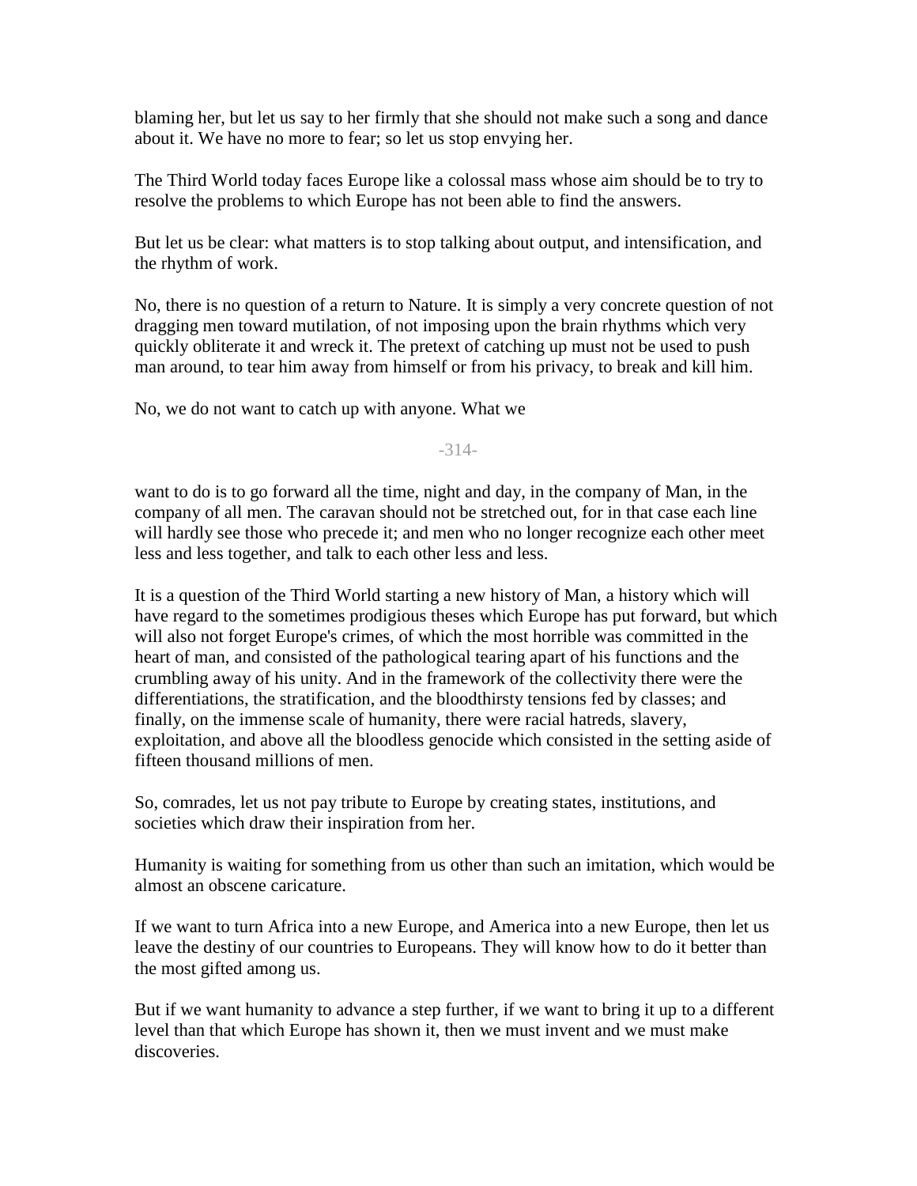blaming her, but let us say to her firmly that she should not make such a song and dance about it. We have no more to fear; so let us stop envying her.

The Third World today faces Europe like a colossal mass whose aim should be to try to resolve the problems to which Europe has not been able to find the answers.

But let us be clear: what matters is to stop talking about output, and intensification, and the rhythm of work.

No, there is no question of a return to Nature. It is simply a very concrete question of not dragging men toward mutilation, of not imposing upon the brain rhythms which very quickly obliterate it and wreck it. The pretext of catching up must not be used to push man around, to tear him away from himself or from his privacy, to break and kill him.

No, we do not want to catch up with anyone. What we want to do is to go forward all the time, night and day, in the company of Man, in the company of all men. The caravan should not be stretched out, for in that case each line will hardly see those who precede it; and men who no longer recognize each other meet less and less together, and talk to each other less and less.

It is a question of the Third World starting a new history of Man, a history which will have regard to the sometimes prodigious theses which Europe has put forward, but which will also not forget Europe's crimes, of which the most horrible was committed in the heart of man, and consisted of the pathological tearing apart of his functions and the crumbling away of his unity. And in the framework of the collectivity there were the differentiations, the stratification, and the bloodthirsty tensions fed by classes; and finally, on the immense scale of humanity, there were racial hatreds, slavery, exploitation, and above all the bloodless genocide which consisted in the setting aside of fifteen thousand millions of men.

So, comrades, let us not pay tribute to Europe by creating states, institutions, and societies which draw their inspiration from her.

Humanity is waiting for something from us other than such an imitation, which would be almost an obscene caricature.

If we want to turn Africa into a new Europe, and America into a new Europe, then let us leave the destiny of our countries to Europeans. They will know how to do it better than the most gifted among us.

But if we want humanity to advance a step further, if we want to bring it up to a different level than that which Europe has shown it, then we must invent and we must make discoveries.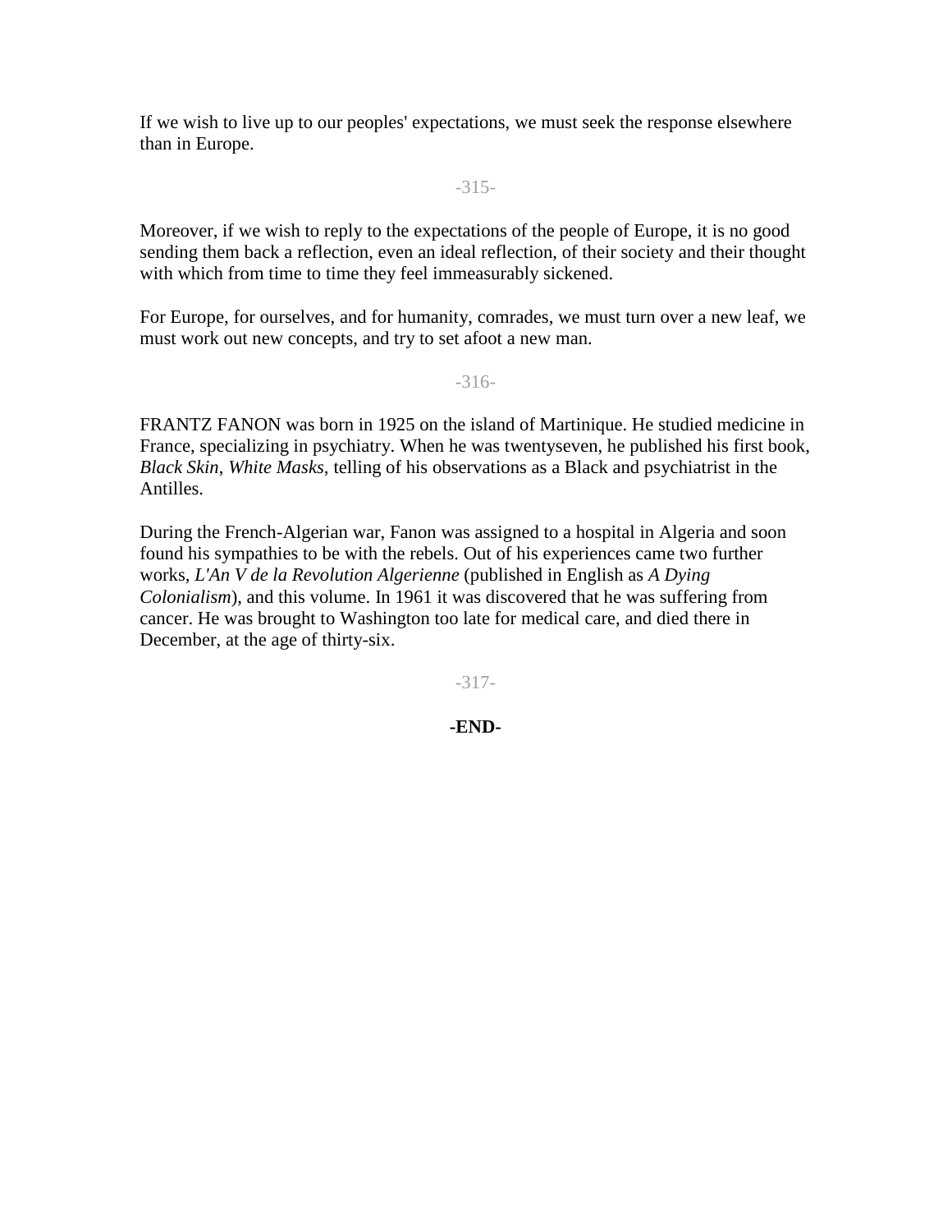If we wish to live up to our peoples' expectations, we must seek the response elsewhere than in Europe.

Moreover, if we wish to reply to the expectations of the people of Europe, it is no good sending them back a reflection, even an ideal reflection, of their society and their thought with which from time to time they feel immeasurably sickened.

For Europe, for ourselves, and for humanity, comrades, we must turn over a new leaf, we must work out new concepts, and try to set afoot a new man.

FRANTZ FANON was born in 1925 on the island of Martinique. He studied medicine in France, specializing in psychiatry. When he was twentyseven, he published his first book, *Black Skin, White Masks*, telling of his observations as a Black and psychiatrist in the Antilles.

During the French-Algerian war, Fanon was assigned to a hospital in Algeria and soon found his sympathies to be with the rebels. Out of his experiences came two further works, *L'An V de la Revolution Algerienne* (published in English as *A Dying Colonialism*), and this volume. In 1961 it was discovered that he was suffering from cancer. He was brought to Washington too late for medical care, and died there in December, at the age of thirty-six.

**-END-**